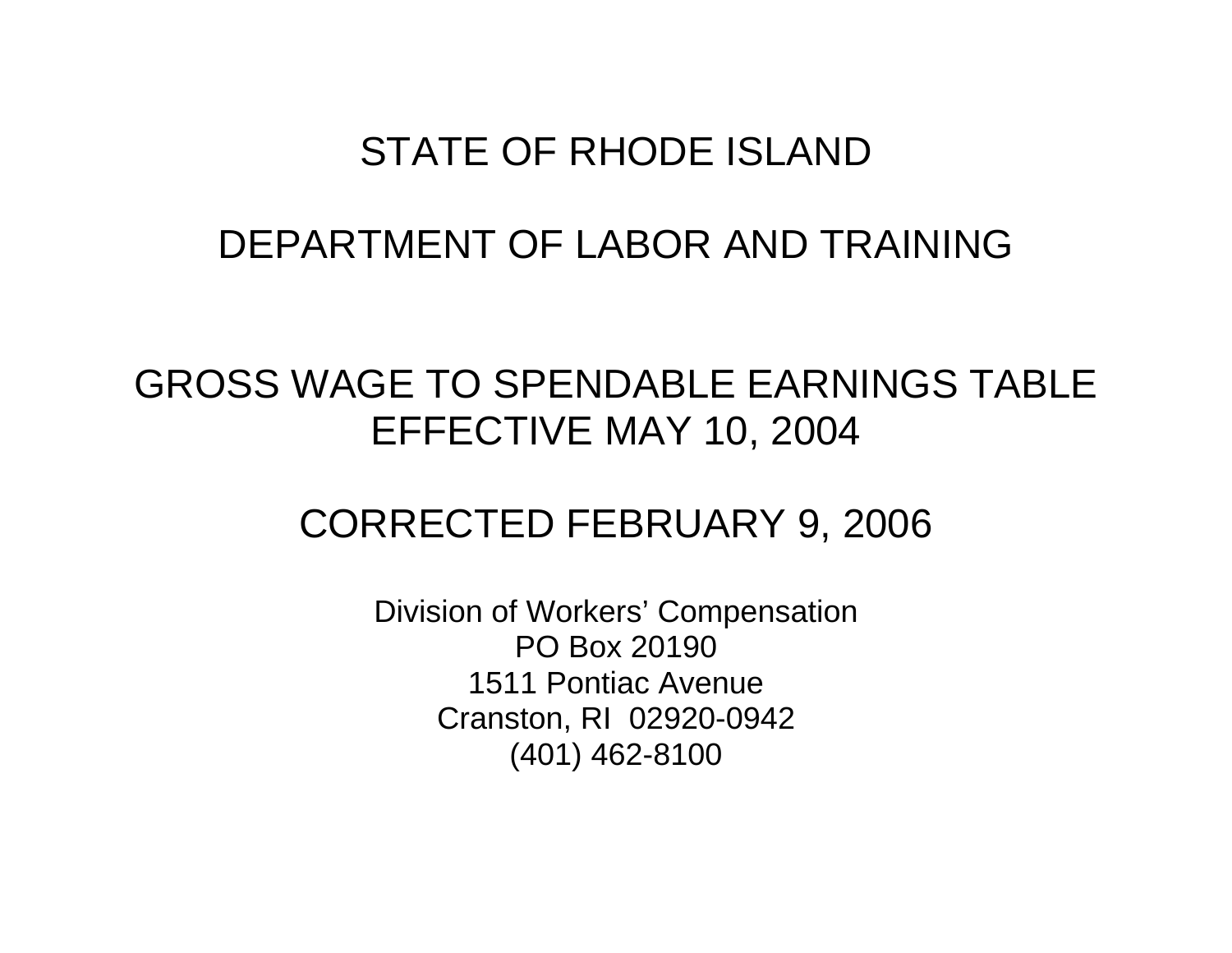# STATE OF RHODE ISLAND

# DEPARTMENT OF LABOR AND TRAINING

## GROSS WAGE TO SPENDABLE EARNINGS TABLE
## EFFECTIVE MAY 10, 2004

## CORRECTED FEBRUARY 9, 2006

Division of Workers' Compensation
PO Box 20190
1511 Pontiac Avenue
Cranston, RI 02920-0942
(401) 462-8100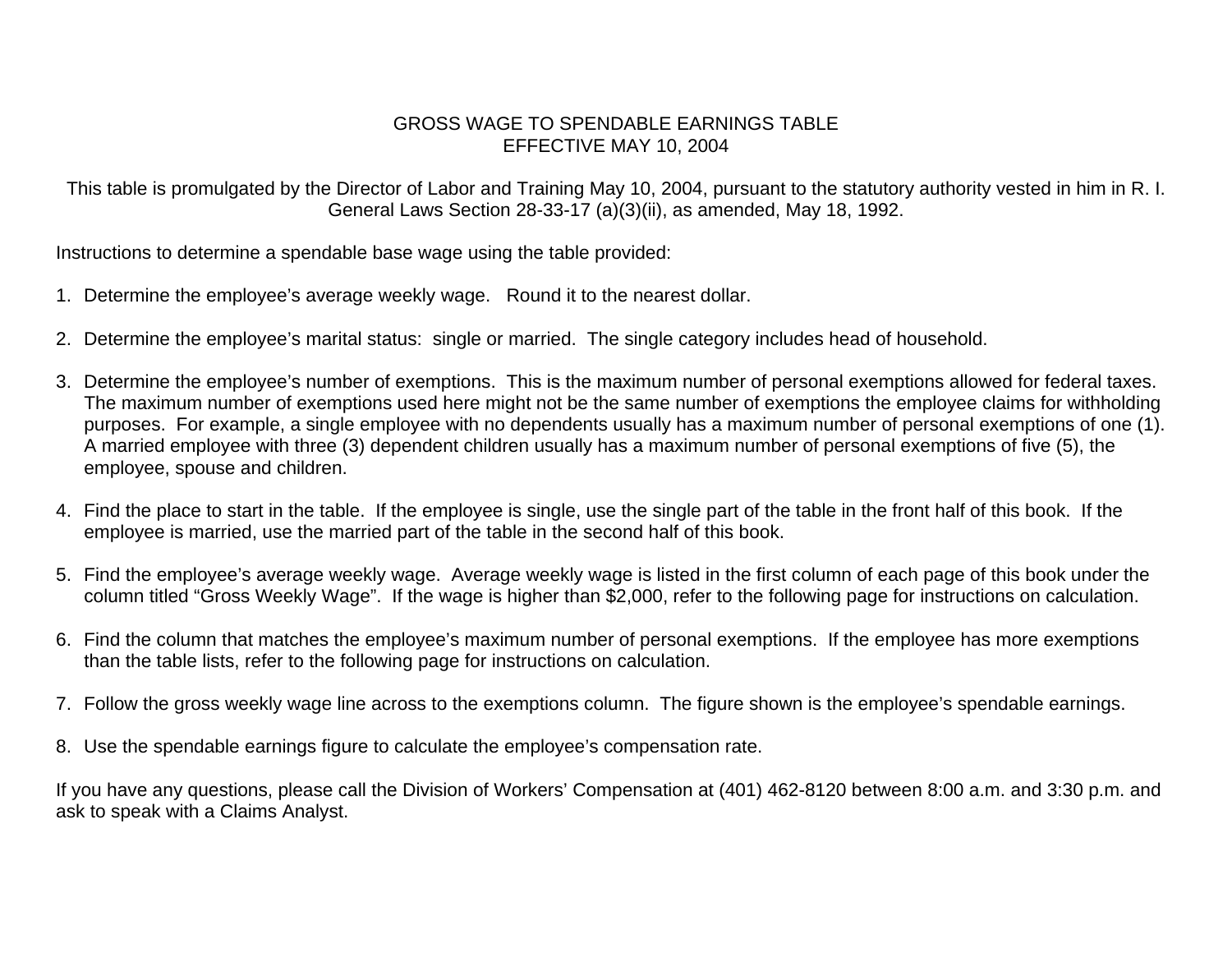# GROSS WAGE TO SPENDABLE EARNINGS TABLE
## EFFECTIVE MAY 10, 2004

This table is promulgated by the Director of Labor and Training May 10, 2004, pursuant to the statutory authority vested in him in R. I. General Laws Section 28-33-17 (a)(3)(ii), as amended, May 18, 1992.

Instructions to determine a spendable base wage using the table provided:

1. Determine the employee's average weekly wage. Round it to the nearest dollar.

2. Determine the employee's marital status: single or married. The single category includes head of household.

3. Determine the employee's number of exemptions. This is the maximum number of personal exemptions allowed for federal taxes. The maximum number of exemptions used here might not be the same number of exemptions the employee claims for withholding purposes. For example, a single employee with no dependents usually has a maximum number of personal exemptions of one (1). A married employee with three (3) dependent children usually has a maximum number of personal exemptions of five (5), the employee, spouse and children.

4. Find the place to start in the table. If the employee is single, use the single part of the table in the front half of this book. If the employee is married, use the married part of the table in the second half of this book.

5. Find the employee's average weekly wage. Average weekly wage is listed in the first column of each page of this book under the column titled "Gross Weekly Wage". If the wage is higher than $2,000, refer to the following page for instructions on calculation.

6. Find the column that matches the employee's maximum number of personal exemptions. If the employee has more exemptions than the table lists, refer to the following page for instructions on calculation.

7. Follow the gross weekly wage line across to the exemptions column. The figure shown is the employee's spendable earnings.

8. Use the spendable earnings figure to calculate the employee's compensation rate.

If you have any questions, please call the Division of Workers' Compensation at (401) 462-8120 between 8:00 a.m. and 3:30 p.m. and ask to speak with a Claims Analyst.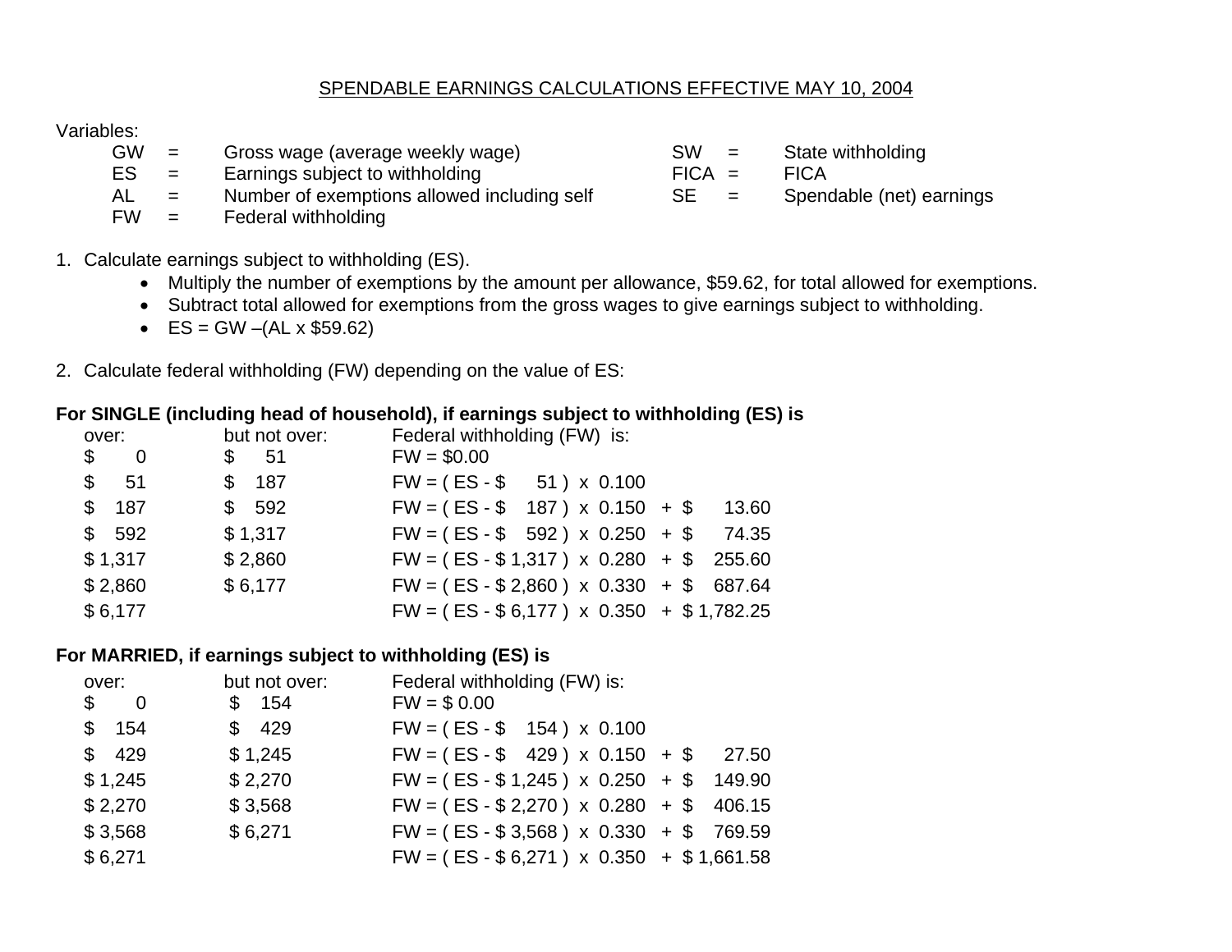## SPENDABLE EARNINGS CALCULATIONS EFFECTIVE MAY 10, 2004

Variables:

| | | | | | |
|---|---|---|---|---|---|
| GW | = | Gross wage (average weekly wage) | SW | = | State withholding |
| ES | = | Earnings subject to withholding | FICA | = | FICA |
| AL | = | Number of exemptions allowed including self | SE | = | Spendable (net) earnings |
| FW | = | Federal withholding | | | |

1. Calculate earnings subject to withholding (ES).
   - Multiply the number of exemptions by the amount per allowance, $59.62, for total allowed for exemptions.
   - Subtract total allowed for exemptions from the gross wages to give earnings subject to withholding.
   - ES = GW –(AL x $59.62)

2. Calculate federal withholding (FW) depending on the value of ES:

**For SINGLE (including head of household), if earnings subject to withholding (ES) is**

| over: | but not over: | Federal withholding (FW) is: |
|---|---|---|
| $ 0 | $ 51 | FW = $0.00 |
| $ 51 | $ 187 | FW = ( ES - $ 51 ) x 0.100 |
| $ 187 | $ 592 | FW = ( ES - $ 187 ) x 0.150 + $ 13.60 |
| $ 592 | $ 1,317 | FW = ( ES - $ 592 ) x 0.250 + $ 74.35 |
| $ 1,317 | $ 2,860 | FW = ( ES - $ 1,317 ) x 0.280 + $ 255.60 |
| $ 2,860 | $ 6,177 | FW = ( ES - $ 2,860 ) x 0.330 + $ 687.64 |
| $ 6,177 | | FW = ( ES - $ 6,177 ) x 0.350 + $ 1,782.25 |

**For MARRIED, if earnings subject to withholding (ES) is**

| over: | but not over: | Federal withholding (FW) is: |
|---|---|---|
| $ 0 | $ 154 | FW = $ 0.00 |
| $ 154 | $ 429 | FW = ( ES - $ 154 ) x 0.100 |
| $ 429 | $ 1,245 | FW = ( ES - $ 429 ) x 0.150 + $ 27.50 |
| $ 1,245 | $ 2,270 | FW = ( ES - $ 1,245 ) x 0.250 + $ 149.90 |
| $ 2,270 | $ 3,568 | FW = ( ES - $ 2,270 ) x 0.280 + $ 406.15 |
| $ 3,568 | $ 6,271 | FW = ( ES - $ 3,568 ) x 0.330 + $ 769.59 |
| $ 6,271 | | FW = ( ES - $ 6,271 ) x 0.350 + $ 1,661.58 |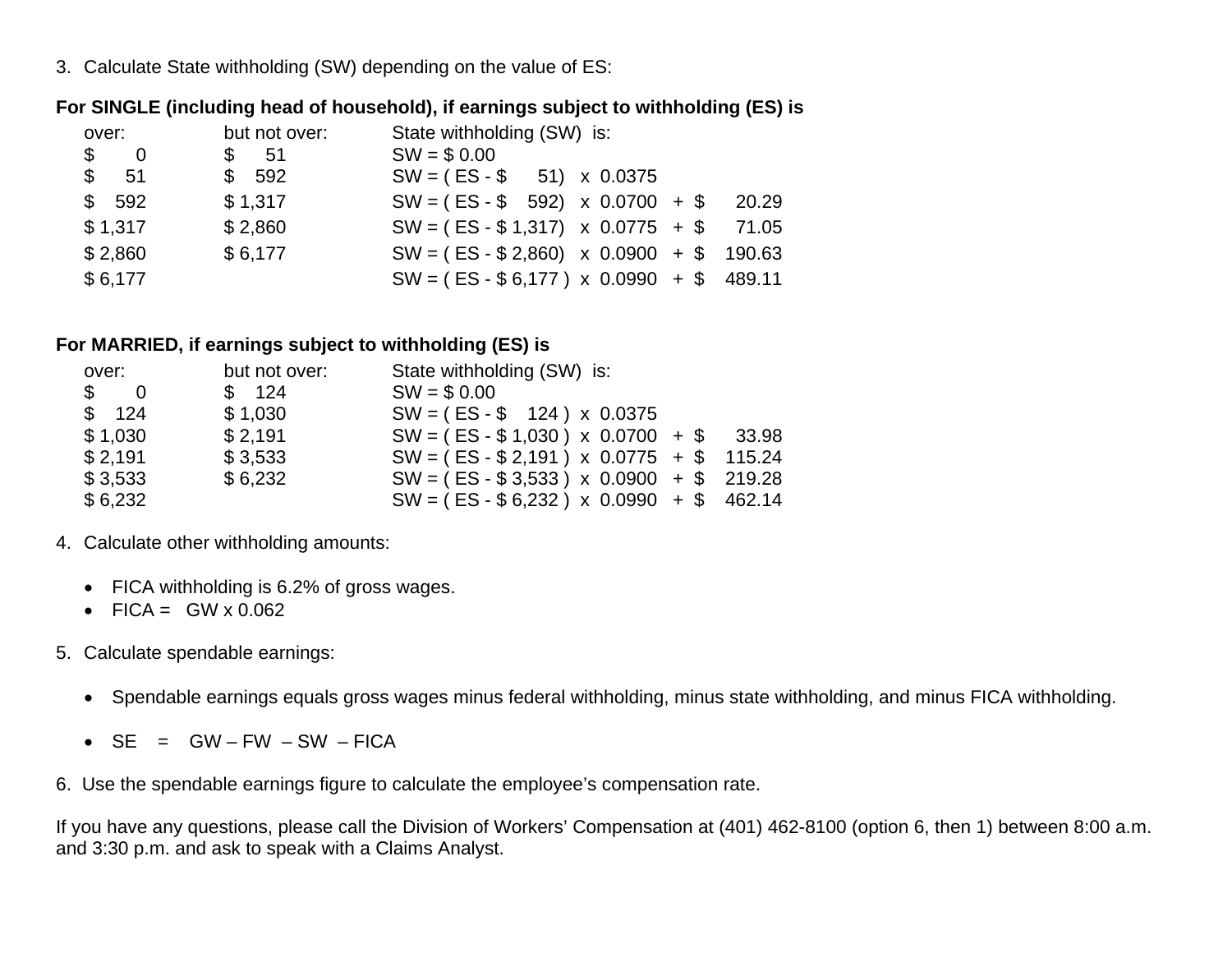3. Calculate State withholding (SW) depending on the value of ES:

**For SINGLE (including head of household), if earnings subject to withholding (ES) is**

| over: | but not over: | State withholding (SW) is: |
|---|---|---|
| $ 0 | $ 51 | SW = $ 0.00 |
| $ 51 | $ 592 | SW = ( ES - $ 51) x 0.0375 |
| $ 592 | $ 1,317 | SW = ( ES - $ 592) x 0.0700 + $ 20.29 |
| $ 1,317 | $ 2,860 | SW = ( ES - $ 1,317) x 0.0775 + $ 71.05 |
| $ 2,860 | $ 6,177 | SW = ( ES - $ 2,860) x 0.0900 + $ 190.63 |
| $ 6,177 | | SW = ( ES - $ 6,177 ) x 0.0990 + $ 489.11 |

**For MARRIED, if earnings subject to withholding (ES) is**

| over: | but not over: | State withholding (SW) is: |
|---|---|---|
| $ 0 | $ 124 | SW = $ 0.00 |
| $ 124 | $ 1,030 | SW = ( ES - $ 124 ) x 0.0375 |
| $ 1,030 | $ 2,191 | SW = ( ES - $ 1,030 ) x 0.0700 + $ 33.98 |
| $ 2,191 | $ 3,533 | SW = ( ES - $ 2,191 ) x 0.0775 + $ 115.24 |
| $ 3,533 | $ 6,232 | SW = ( ES - $ 3,533 ) x 0.0900 + $ 219.28 |
| $ 6,232 | | SW = ( ES - $ 6,232 ) x 0.0990 + $ 462.14 |

4. Calculate other withholding amounts:

- FICA withholding is 6.2% of gross wages.
- FICA = GW x 0.062

5. Calculate spendable earnings:

- Spendable earnings equals gross wages minus federal withholding, minus state withholding, and minus FICA withholding.
- SE = GW – FW – SW – FICA

6. Use the spendable earnings figure to calculate the employee's compensation rate.

If you have any questions, please call the Division of Workers' Compensation at (401) 462-8100 (option 6, then 1) between 8:00 a.m. and 3:30 p.m. and ask to speak with a Claims Analyst.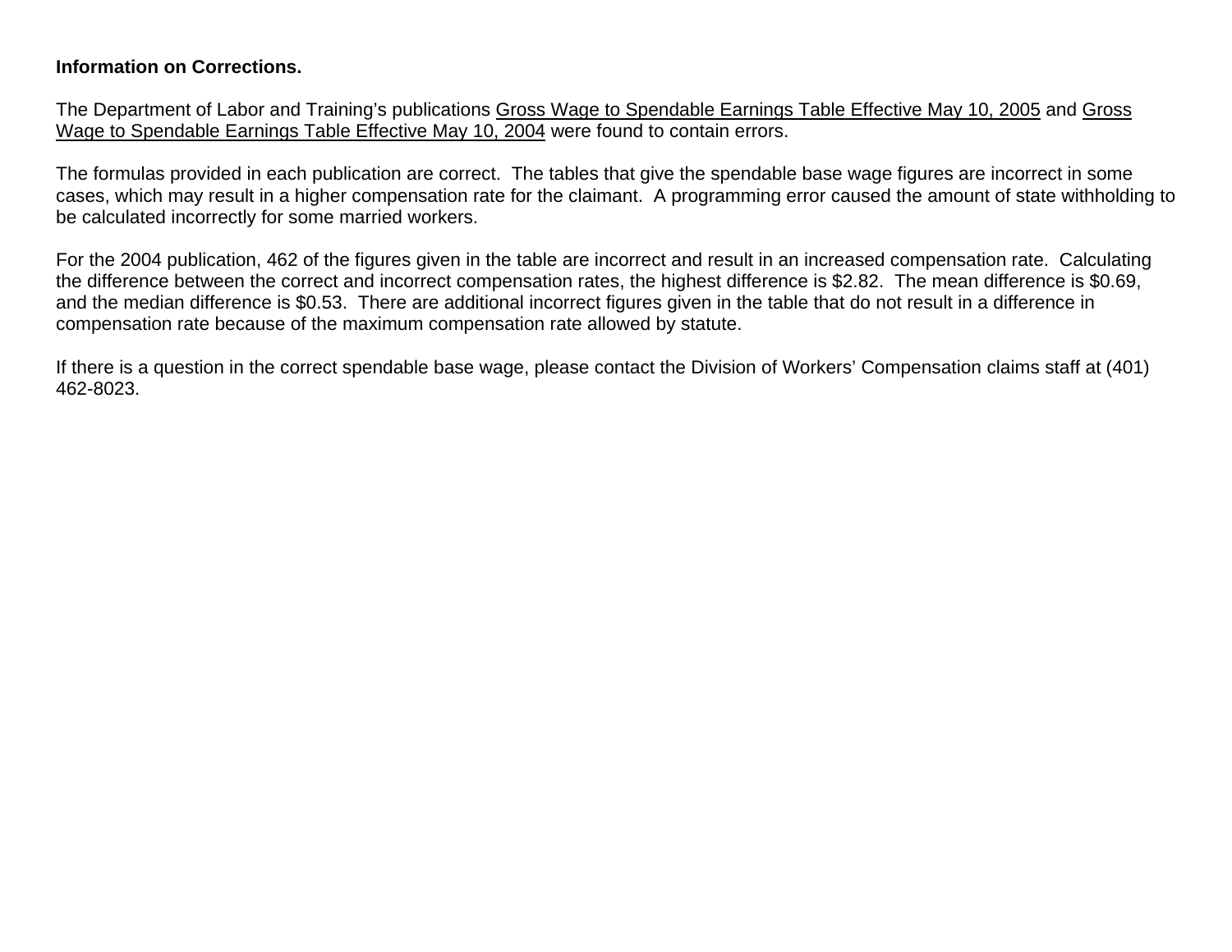**Information on Corrections.**

The Department of Labor and Training's publications Gross Wage to Spendable Earnings Table Effective May 10, 2005 and Gross Wage to Spendable Earnings Table Effective May 10, 2004 were found to contain errors.

The formulas provided in each publication are correct. The tables that give the spendable base wage figures are incorrect in some cases, which may result in a higher compensation rate for the claimant. A programming error caused the amount of state withholding to be calculated incorrectly for some married workers.

For the 2004 publication, 462 of the figures given in the table are incorrect and result in an increased compensation rate. Calculating the difference between the correct and incorrect compensation rates, the highest difference is $2.82. The mean difference is $0.69, and the median difference is $0.53. There are additional incorrect figures given in the table that do not result in a difference in compensation rate because of the maximum compensation rate allowed by statute.

If there is a question in the correct spendable base wage, please contact the Division of Workers' Compensation claims staff at (401) 462-8023.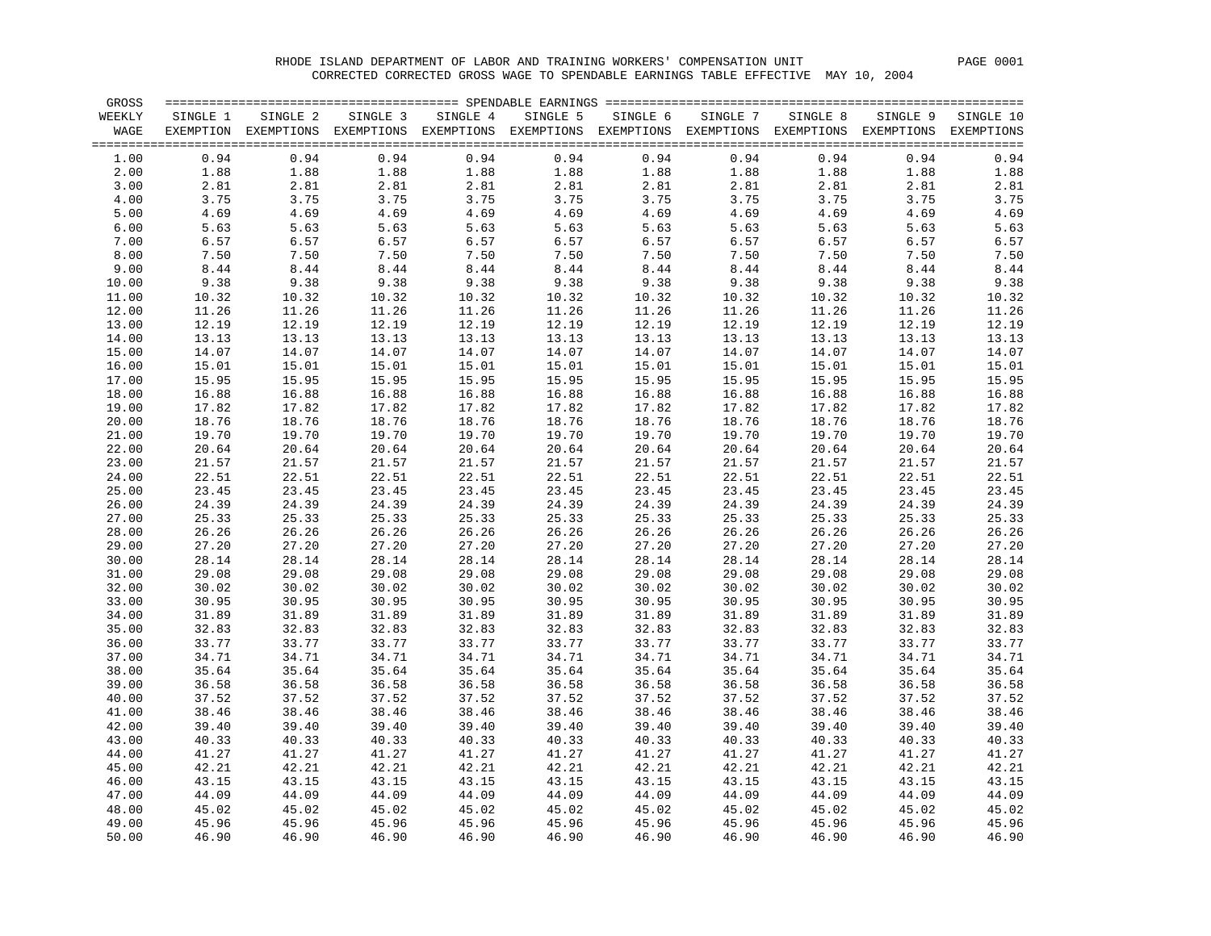RHODE ISLAND DEPARTMENT OF LABOR AND TRAINING WORKERS' COMPENSATION UNIT

CORRECTED CORRECTED GROSS WAGE TO SPENDABLE EARNINGS TABLE EFFECTIVE MAY 10, 2004

| GROSS WEEKLY WAGE | SPENDABLE EARNINGS SINGLE 1 EXEMPTION | SINGLE 2 EXEMPTIONS | SINGLE 3 EXEMPTIONS | SINGLE 4 EXEMPTIONS | SINGLE 5 EXEMPTIONS | SINGLE 6 EXEMPTIONS | SINGLE 7 EXEMPTIONS | SINGLE 8 EXEMPTIONS | SINGLE 9 EXEMPTIONS | SINGLE 10 EXEMPTIONS |
|---|---|---|---|---|---|---|---|---|---|---|
| 1.00 | 0.94 | 0.94 | 0.94 | 0.94 | 0.94 | 0.94 | 0.94 | 0.94 | 0.94 | 0.94 |
| 2.00 | 1.88 | 1.88 | 1.88 | 1.88 | 1.88 | 1.88 | 1.88 | 1.88 | 1.88 | 1.88 |
| 3.00 | 2.81 | 2.81 | 2.81 | 2.81 | 2.81 | 2.81 | 2.81 | 2.81 | 2.81 | 2.81 |
| 4.00 | 3.75 | 3.75 | 3.75 | 3.75 | 3.75 | 3.75 | 3.75 | 3.75 | 3.75 | 3.75 |
| 5.00 | 4.69 | 4.69 | 4.69 | 4.69 | 4.69 | 4.69 | 4.69 | 4.69 | 4.69 | 4.69 |
| 6.00 | 5.63 | 5.63 | 5.63 | 5.63 | 5.63 | 5.63 | 5.63 | 5.63 | 5.63 | 5.63 |
| 7.00 | 6.57 | 6.57 | 6.57 | 6.57 | 6.57 | 6.57 | 6.57 | 6.57 | 6.57 | 6.57 |
| 8.00 | 7.50 | 7.50 | 7.50 | 7.50 | 7.50 | 7.50 | 7.50 | 7.50 | 7.50 | 7.50 |
| 9.00 | 8.44 | 8.44 | 8.44 | 8.44 | 8.44 | 8.44 | 8.44 | 8.44 | 8.44 | 8.44 |
| 10.00 | 9.38 | 9.38 | 9.38 | 9.38 | 9.38 | 9.38 | 9.38 | 9.38 | 9.38 | 9.38 |
| 11.00 | 10.32 | 10.32 | 10.32 | 10.32 | 10.32 | 10.32 | 10.32 | 10.32 | 10.32 | 10.32 |
| 12.00 | 11.26 | 11.26 | 11.26 | 11.26 | 11.26 | 11.26 | 11.26 | 11.26 | 11.26 | 11.26 |
| 13.00 | 12.19 | 12.19 | 12.19 | 12.19 | 12.19 | 12.19 | 12.19 | 12.19 | 12.19 | 12.19 |
| 14.00 | 13.13 | 13.13 | 13.13 | 13.13 | 13.13 | 13.13 | 13.13 | 13.13 | 13.13 | 13.13 |
| 15.00 | 14.07 | 14.07 | 14.07 | 14.07 | 14.07 | 14.07 | 14.07 | 14.07 | 14.07 | 14.07 |
| 16.00 | 15.01 | 15.01 | 15.01 | 15.01 | 15.01 | 15.01 | 15.01 | 15.01 | 15.01 | 15.01 |
| 17.00 | 15.95 | 15.95 | 15.95 | 15.95 | 15.95 | 15.95 | 15.95 | 15.95 | 15.95 | 15.95 |
| 18.00 | 16.88 | 16.88 | 16.88 | 16.88 | 16.88 | 16.88 | 16.88 | 16.88 | 16.88 | 16.88 |
| 19.00 | 17.82 | 17.82 | 17.82 | 17.82 | 17.82 | 17.82 | 17.82 | 17.82 | 17.82 | 17.82 |
| 20.00 | 18.76 | 18.76 | 18.76 | 18.76 | 18.76 | 18.76 | 18.76 | 18.76 | 18.76 | 18.76 |
| 21.00 | 19.70 | 19.70 | 19.70 | 19.70 | 19.70 | 19.70 | 19.70 | 19.70 | 19.70 | 19.70 |
| 22.00 | 20.64 | 20.64 | 20.64 | 20.64 | 20.64 | 20.64 | 20.64 | 20.64 | 20.64 | 20.64 |
| 23.00 | 21.57 | 21.57 | 21.57 | 21.57 | 21.57 | 21.57 | 21.57 | 21.57 | 21.57 | 21.57 |
| 24.00 | 22.51 | 22.51 | 22.51 | 22.51 | 22.51 | 22.51 | 22.51 | 22.51 | 22.51 | 22.51 |
| 25.00 | 23.45 | 23.45 | 23.45 | 23.45 | 23.45 | 23.45 | 23.45 | 23.45 | 23.45 | 23.45 |
| 26.00 | 24.39 | 24.39 | 24.39 | 24.39 | 24.39 | 24.39 | 24.39 | 24.39 | 24.39 | 24.39 |
| 27.00 | 25.33 | 25.33 | 25.33 | 25.33 | 25.33 | 25.33 | 25.33 | 25.33 | 25.33 | 25.33 |
| 28.00 | 26.26 | 26.26 | 26.26 | 26.26 | 26.26 | 26.26 | 26.26 | 26.26 | 26.26 | 26.26 |
| 29.00 | 27.20 | 27.20 | 27.20 | 27.20 | 27.20 | 27.20 | 27.20 | 27.20 | 27.20 | 27.20 |
| 30.00 | 28.14 | 28.14 | 28.14 | 28.14 | 28.14 | 28.14 | 28.14 | 28.14 | 28.14 | 28.14 |
| 31.00 | 29.08 | 29.08 | 29.08 | 29.08 | 29.08 | 29.08 | 29.08 | 29.08 | 29.08 | 29.08 |
| 32.00 | 30.02 | 30.02 | 30.02 | 30.02 | 30.02 | 30.02 | 30.02 | 30.02 | 30.02 | 30.02 |
| 33.00 | 30.95 | 30.95 | 30.95 | 30.95 | 30.95 | 30.95 | 30.95 | 30.95 | 30.95 | 30.95 |
| 34.00 | 31.89 | 31.89 | 31.89 | 31.89 | 31.89 | 31.89 | 31.89 | 31.89 | 31.89 | 31.89 |
| 35.00 | 32.83 | 32.83 | 32.83 | 32.83 | 32.83 | 32.83 | 32.83 | 32.83 | 32.83 | 32.83 |
| 36.00 | 33.77 | 33.77 | 33.77 | 33.77 | 33.77 | 33.77 | 33.77 | 33.77 | 33.77 | 33.77 |
| 37.00 | 34.71 | 34.71 | 34.71 | 34.71 | 34.71 | 34.71 | 34.71 | 34.71 | 34.71 | 34.71 |
| 38.00 | 35.64 | 35.64 | 35.64 | 35.64 | 35.64 | 35.64 | 35.64 | 35.64 | 35.64 | 35.64 |
| 39.00 | 36.58 | 36.58 | 36.58 | 36.58 | 36.58 | 36.58 | 36.58 | 36.58 | 36.58 | 36.58 |
| 40.00 | 37.52 | 37.52 | 37.52 | 37.52 | 37.52 | 37.52 | 37.52 | 37.52 | 37.52 | 37.52 |
| 41.00 | 38.46 | 38.46 | 38.46 | 38.46 | 38.46 | 38.46 | 38.46 | 38.46 | 38.46 | 38.46 |
| 42.00 | 39.40 | 39.40 | 39.40 | 39.40 | 39.40 | 39.40 | 39.40 | 39.40 | 39.40 | 39.40 |
| 43.00 | 40.33 | 40.33 | 40.33 | 40.33 | 40.33 | 40.33 | 40.33 | 40.33 | 40.33 | 40.33 |
| 44.00 | 41.27 | 41.27 | 41.27 | 41.27 | 41.27 | 41.27 | 41.27 | 41.27 | 41.27 | 41.27 |
| 45.00 | 42.21 | 42.21 | 42.21 | 42.21 | 42.21 | 42.21 | 42.21 | 42.21 | 42.21 | 42.21 |
| 46.00 | 43.15 | 43.15 | 43.15 | 43.15 | 43.15 | 43.15 | 43.15 | 43.15 | 43.15 | 43.15 |
| 47.00 | 44.09 | 44.09 | 44.09 | 44.09 | 44.09 | 44.09 | 44.09 | 44.09 | 44.09 | 44.09 |
| 48.00 | 45.02 | 45.02 | 45.02 | 45.02 | 45.02 | 45.02 | 45.02 | 45.02 | 45.02 | 45.02 |
| 49.00 | 45.96 | 45.96 | 45.96 | 45.96 | 45.96 | 45.96 | 45.96 | 45.96 | 45.96 | 45.96 |
| 50.00 | 46.90 | 46.90 | 46.90 | 46.90 | 46.90 | 46.90 | 46.90 | 46.90 | 46.90 | 46.90 |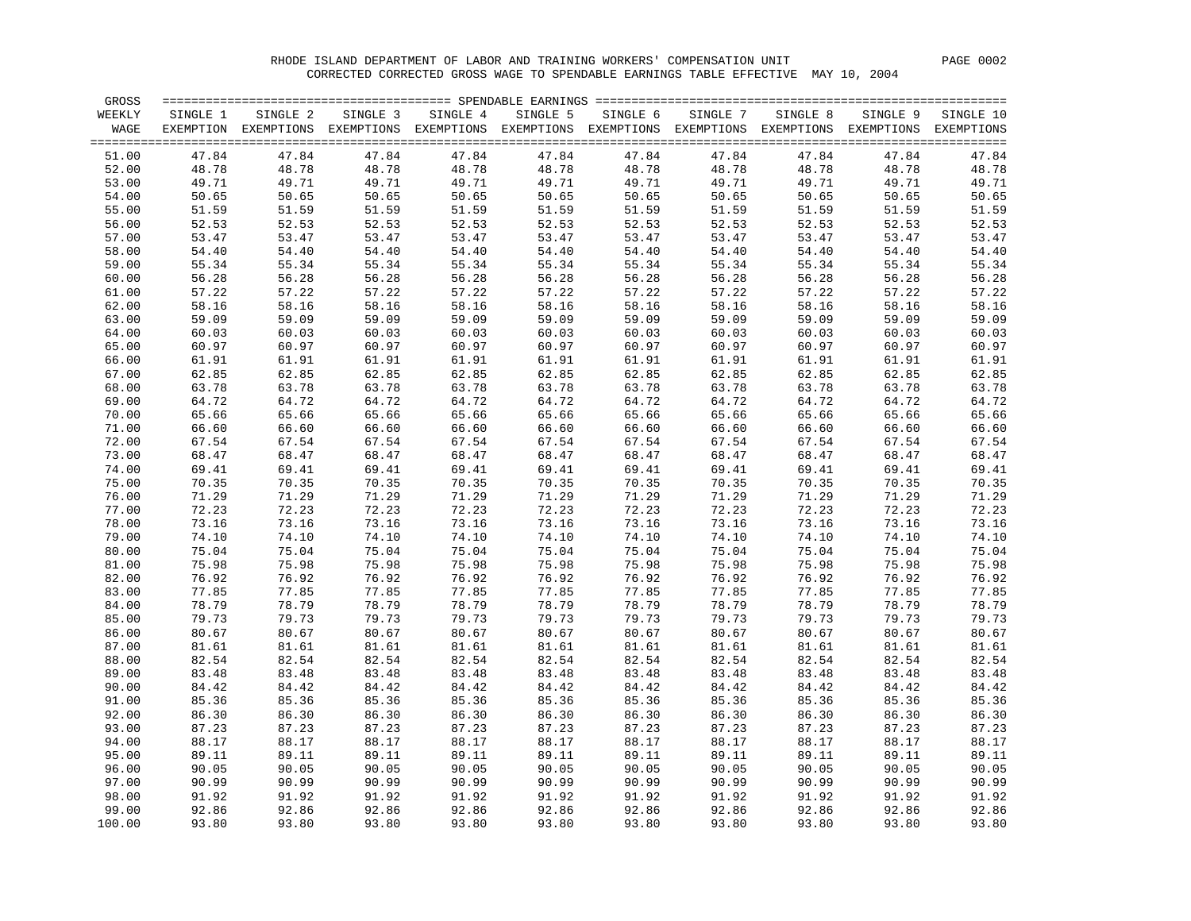RHODE ISLAND DEPARTMENT OF LABOR AND TRAINING WORKERS' COMPENSATION UNIT

CORRECTED CORRECTED GROSS WAGE TO SPENDABLE EARNINGS TABLE EFFECTIVE MAY 10, 2004

| GROSS WEEKLY WAGE | SPENDABLE EARNINGS SINGLE 1 EXEMPTION | SINGLE 2 EXEMPTIONS | SINGLE 3 EXEMPTIONS | SINGLE 4 EXEMPTIONS | SINGLE 5 EXEMPTIONS | SINGLE 6 EXEMPTIONS | SINGLE 7 EXEMPTIONS | SINGLE 8 EXEMPTIONS | SINGLE 9 EXEMPTIONS | SINGLE 10 EXEMPTIONS |
|---|---|---|---|---|---|---|---|---|---|---|
| 51.00 | 47.84 | 47.84 | 47.84 | 47.84 | 47.84 | 47.84 | 47.84 | 47.84 | 47.84 | 47.84 |
| 52.00 | 48.78 | 48.78 | 48.78 | 48.78 | 48.78 | 48.78 | 48.78 | 48.78 | 48.78 | 48.78 |
| 53.00 | 49.71 | 49.71 | 49.71 | 49.71 | 49.71 | 49.71 | 49.71 | 49.71 | 49.71 | 49.71 |
| 54.00 | 50.65 | 50.65 | 50.65 | 50.65 | 50.65 | 50.65 | 50.65 | 50.65 | 50.65 | 50.65 |
| 55.00 | 51.59 | 51.59 | 51.59 | 51.59 | 51.59 | 51.59 | 51.59 | 51.59 | 51.59 | 51.59 |
| 56.00 | 52.53 | 52.53 | 52.53 | 52.53 | 52.53 | 52.53 | 52.53 | 52.53 | 52.53 | 52.53 |
| 57.00 | 53.47 | 53.47 | 53.47 | 53.47 | 53.47 | 53.47 | 53.47 | 53.47 | 53.47 | 53.47 |
| 58.00 | 54.40 | 54.40 | 54.40 | 54.40 | 54.40 | 54.40 | 54.40 | 54.40 | 54.40 | 54.40 |
| 59.00 | 55.34 | 55.34 | 55.34 | 55.34 | 55.34 | 55.34 | 55.34 | 55.34 | 55.34 | 55.34 |
| 60.00 | 56.28 | 56.28 | 56.28 | 56.28 | 56.28 | 56.28 | 56.28 | 56.28 | 56.28 | 56.28 |
| 61.00 | 57.22 | 57.22 | 57.22 | 57.22 | 57.22 | 57.22 | 57.22 | 57.22 | 57.22 | 57.22 |
| 62.00 | 58.16 | 58.16 | 58.16 | 58.16 | 58.16 | 58.16 | 58.16 | 58.16 | 58.16 | 58.16 |
| 63.00 | 59.09 | 59.09 | 59.09 | 59.09 | 59.09 | 59.09 | 59.09 | 59.09 | 59.09 | 59.09 |
| 64.00 | 60.03 | 60.03 | 60.03 | 60.03 | 60.03 | 60.03 | 60.03 | 60.03 | 60.03 | 60.03 |
| 65.00 | 60.97 | 60.97 | 60.97 | 60.97 | 60.97 | 60.97 | 60.97 | 60.97 | 60.97 | 60.97 |
| 66.00 | 61.91 | 61.91 | 61.91 | 61.91 | 61.91 | 61.91 | 61.91 | 61.91 | 61.91 | 61.91 |
| 67.00 | 62.85 | 62.85 | 62.85 | 62.85 | 62.85 | 62.85 | 62.85 | 62.85 | 62.85 | 62.85 |
| 68.00 | 63.78 | 63.78 | 63.78 | 63.78 | 63.78 | 63.78 | 63.78 | 63.78 | 63.78 | 63.78 |
| 69.00 | 64.72 | 64.72 | 64.72 | 64.72 | 64.72 | 64.72 | 64.72 | 64.72 | 64.72 | 64.72 |
| 70.00 | 65.66 | 65.66 | 65.66 | 65.66 | 65.66 | 65.66 | 65.66 | 65.66 | 65.66 | 65.66 |
| 71.00 | 66.60 | 66.60 | 66.60 | 66.60 | 66.60 | 66.60 | 66.60 | 66.60 | 66.60 | 66.60 |
| 72.00 | 67.54 | 67.54 | 67.54 | 67.54 | 67.54 | 67.54 | 67.54 | 67.54 | 67.54 | 67.54 |
| 73.00 | 68.47 | 68.47 | 68.47 | 68.47 | 68.47 | 68.47 | 68.47 | 68.47 | 68.47 | 68.47 |
| 74.00 | 69.41 | 69.41 | 69.41 | 69.41 | 69.41 | 69.41 | 69.41 | 69.41 | 69.41 | 69.41 |
| 75.00 | 70.35 | 70.35 | 70.35 | 70.35 | 70.35 | 70.35 | 70.35 | 70.35 | 70.35 | 70.35 |
| 76.00 | 71.29 | 71.29 | 71.29 | 71.29 | 71.29 | 71.29 | 71.29 | 71.29 | 71.29 | 71.29 |
| 77.00 | 72.23 | 72.23 | 72.23 | 72.23 | 72.23 | 72.23 | 72.23 | 72.23 | 72.23 | 72.23 |
| 78.00 | 73.16 | 73.16 | 73.16 | 73.16 | 73.16 | 73.16 | 73.16 | 73.16 | 73.16 | 73.16 |
| 79.00 | 74.10 | 74.10 | 74.10 | 74.10 | 74.10 | 74.10 | 74.10 | 74.10 | 74.10 | 74.10 |
| 80.00 | 75.04 | 75.04 | 75.04 | 75.04 | 75.04 | 75.04 | 75.04 | 75.04 | 75.04 | 75.04 |
| 81.00 | 75.98 | 75.98 | 75.98 | 75.98 | 75.98 | 75.98 | 75.98 | 75.98 | 75.98 | 75.98 |
| 82.00 | 76.92 | 76.92 | 76.92 | 76.92 | 76.92 | 76.92 | 76.92 | 76.92 | 76.92 | 76.92 |
| 83.00 | 77.85 | 77.85 | 77.85 | 77.85 | 77.85 | 77.85 | 77.85 | 77.85 | 77.85 | 77.85 |
| 84.00 | 78.79 | 78.79 | 78.79 | 78.79 | 78.79 | 78.79 | 78.79 | 78.79 | 78.79 | 78.79 |
| 85.00 | 79.73 | 79.73 | 79.73 | 79.73 | 79.73 | 79.73 | 79.73 | 79.73 | 79.73 | 79.73 |
| 86.00 | 80.67 | 80.67 | 80.67 | 80.67 | 80.67 | 80.67 | 80.67 | 80.67 | 80.67 | 80.67 |
| 87.00 | 81.61 | 81.61 | 81.61 | 81.61 | 81.61 | 81.61 | 81.61 | 81.61 | 81.61 | 81.61 |
| 88.00 | 82.54 | 82.54 | 82.54 | 82.54 | 82.54 | 82.54 | 82.54 | 82.54 | 82.54 | 82.54 |
| 89.00 | 83.48 | 83.48 | 83.48 | 83.48 | 83.48 | 83.48 | 83.48 | 83.48 | 83.48 | 83.48 |
| 90.00 | 84.42 | 84.42 | 84.42 | 84.42 | 84.42 | 84.42 | 84.42 | 84.42 | 84.42 | 84.42 |
| 91.00 | 85.36 | 85.36 | 85.36 | 85.36 | 85.36 | 85.36 | 85.36 | 85.36 | 85.36 | 85.36 |
| 92.00 | 86.30 | 86.30 | 86.30 | 86.30 | 86.30 | 86.30 | 86.30 | 86.30 | 86.30 | 86.30 |
| 93.00 | 87.23 | 87.23 | 87.23 | 87.23 | 87.23 | 87.23 | 87.23 | 87.23 | 87.23 | 87.23 |
| 94.00 | 88.17 | 88.17 | 88.17 | 88.17 | 88.17 | 88.17 | 88.17 | 88.17 | 88.17 | 88.17 |
| 95.00 | 89.11 | 89.11 | 89.11 | 89.11 | 89.11 | 89.11 | 89.11 | 89.11 | 89.11 | 89.11 |
| 96.00 | 90.05 | 90.05 | 90.05 | 90.05 | 90.05 | 90.05 | 90.05 | 90.05 | 90.05 | 90.05 |
| 97.00 | 90.99 | 90.99 | 90.99 | 90.99 | 90.99 | 90.99 | 90.99 | 90.99 | 90.99 | 90.99 |
| 98.00 | 91.92 | 91.92 | 91.92 | 91.92 | 91.92 | 91.92 | 91.92 | 91.92 | 91.92 | 91.92 |
| 99.00 | 92.86 | 92.86 | 92.86 | 92.86 | 92.86 | 92.86 | 92.86 | 92.86 | 92.86 | 92.86 |
| 100.00 | 93.80 | 93.80 | 93.80 | 93.80 | 93.80 | 93.80 | 93.80 | 93.80 | 93.80 | 93.80 |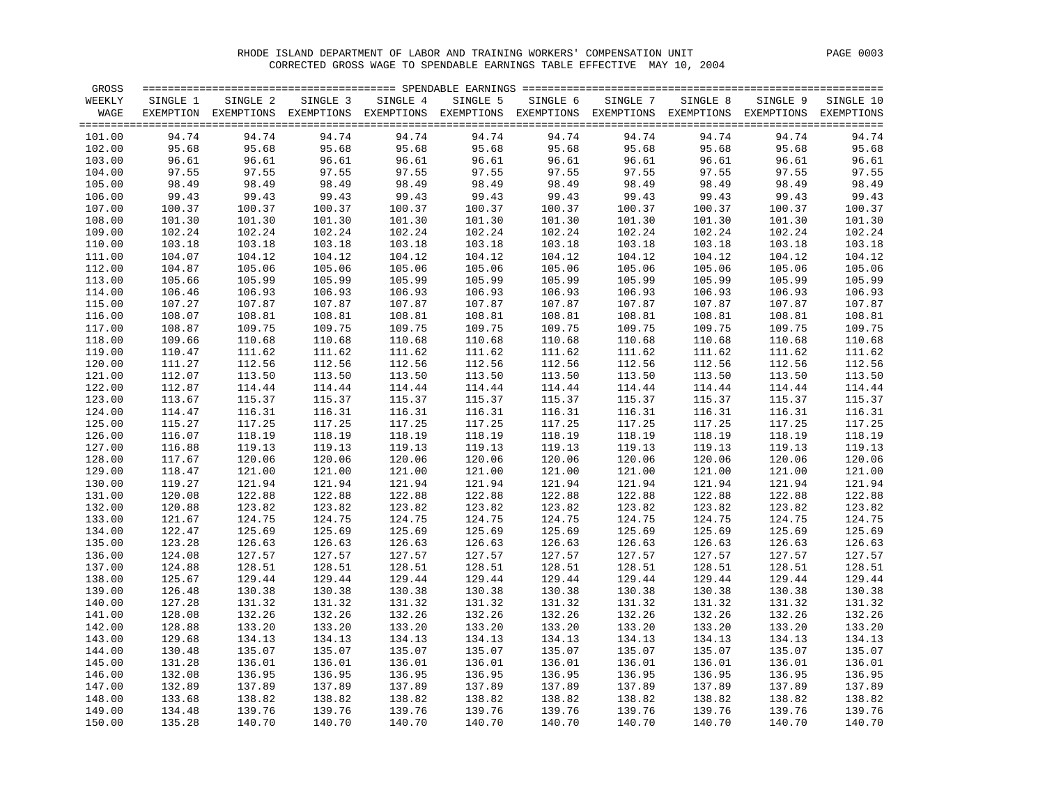RHODE ISLAND DEPARTMENT OF LABOR AND TRAINING WORKERS' COMPENSATION UNIT

CORRECTED GROSS WAGE TO SPENDABLE EARNINGS TABLE EFFECTIVE MAY 10, 2004

| GROSS WEEKLY WAGE | SINGLE 1 EXEMPTION | SINGLE 2 EXEMPTIONS | SINGLE 3 EXEMPTIONS | SINGLE 4 EXEMPTIONS | SINGLE 5 EXEMPTIONS | SINGLE 6 EXEMPTIONS | SINGLE 7 EXEMPTIONS | SINGLE 8 EXEMPTIONS | SINGLE 9 EXEMPTIONS | SINGLE 10 EXEMPTIONS |
|---|---|---|---|---|---|---|---|---|---|---|
| 101.00 | 94.74 | 94.74 | 94.74 | 94.74 | 94.74 | 94.74 | 94.74 | 94.74 | 94.74 | 94.74 |
| 102.00 | 95.68 | 95.68 | 95.68 | 95.68 | 95.68 | 95.68 | 95.68 | 95.68 | 95.68 | 95.68 |
| 103.00 | 96.61 | 96.61 | 96.61 | 96.61 | 96.61 | 96.61 | 96.61 | 96.61 | 96.61 | 96.61 |
| 104.00 | 97.55 | 97.55 | 97.55 | 97.55 | 97.55 | 97.55 | 97.55 | 97.55 | 97.55 | 97.55 |
| 105.00 | 98.49 | 98.49 | 98.49 | 98.49 | 98.49 | 98.49 | 98.49 | 98.49 | 98.49 | 98.49 |
| 106.00 | 99.43 | 99.43 | 99.43 | 99.43 | 99.43 | 99.43 | 99.43 | 99.43 | 99.43 | 99.43 |
| 107.00 | 100.37 | 100.37 | 100.37 | 100.37 | 100.37 | 100.37 | 100.37 | 100.37 | 100.37 | 100.37 |
| 108.00 | 101.30 | 101.30 | 101.30 | 101.30 | 101.30 | 101.30 | 101.30 | 101.30 | 101.30 | 101.30 |
| 109.00 | 102.24 | 102.24 | 102.24 | 102.24 | 102.24 | 102.24 | 102.24 | 102.24 | 102.24 | 102.24 |
| 110.00 | 103.18 | 103.18 | 103.18 | 103.18 | 103.18 | 103.18 | 103.18 | 103.18 | 103.18 | 103.18 |
| 111.00 | 104.07 | 104.12 | 104.12 | 104.12 | 104.12 | 104.12 | 104.12 | 104.12 | 104.12 | 104.12 |
| 112.00 | 104.87 | 105.06 | 105.06 | 105.06 | 105.06 | 105.06 | 105.06 | 105.06 | 105.06 | 105.06 |
| 113.00 | 105.66 | 105.99 | 105.99 | 105.99 | 105.99 | 105.99 | 105.99 | 105.99 | 105.99 | 105.99 |
| 114.00 | 106.46 | 106.93 | 106.93 | 106.93 | 106.93 | 106.93 | 106.93 | 106.93 | 106.93 | 106.93 |
| 115.00 | 107.27 | 107.87 | 107.87 | 107.87 | 107.87 | 107.87 | 107.87 | 107.87 | 107.87 | 107.87 |
| 116.00 | 108.07 | 108.81 | 108.81 | 108.81 | 108.81 | 108.81 | 108.81 | 108.81 | 108.81 | 108.81 |
| 117.00 | 108.87 | 109.75 | 109.75 | 109.75 | 109.75 | 109.75 | 109.75 | 109.75 | 109.75 | 109.75 |
| 118.00 | 109.66 | 110.68 | 110.68 | 110.68 | 110.68 | 110.68 | 110.68 | 110.68 | 110.68 | 110.68 |
| 119.00 | 110.47 | 111.62 | 111.62 | 111.62 | 111.62 | 111.62 | 111.62 | 111.62 | 111.62 | 111.62 |
| 120.00 | 111.27 | 112.56 | 112.56 | 112.56 | 112.56 | 112.56 | 112.56 | 112.56 | 112.56 | 112.56 |
| 121.00 | 112.07 | 113.50 | 113.50 | 113.50 | 113.50 | 113.50 | 113.50 | 113.50 | 113.50 | 113.50 |
| 122.00 | 112.87 | 114.44 | 114.44 | 114.44 | 114.44 | 114.44 | 114.44 | 114.44 | 114.44 | 114.44 |
| 123.00 | 113.67 | 115.37 | 115.37 | 115.37 | 115.37 | 115.37 | 115.37 | 115.37 | 115.37 | 115.37 |
| 124.00 | 114.47 | 116.31 | 116.31 | 116.31 | 116.31 | 116.31 | 116.31 | 116.31 | 116.31 | 116.31 |
| 125.00 | 115.27 | 117.25 | 117.25 | 117.25 | 117.25 | 117.25 | 117.25 | 117.25 | 117.25 | 117.25 |
| 126.00 | 116.07 | 118.19 | 118.19 | 118.19 | 118.19 | 118.19 | 118.19 | 118.19 | 118.19 | 118.19 |
| 127.00 | 116.88 | 119.13 | 119.13 | 119.13 | 119.13 | 119.13 | 119.13 | 119.13 | 119.13 | 119.13 |
| 128.00 | 117.67 | 120.06 | 120.06 | 120.06 | 120.06 | 120.06 | 120.06 | 120.06 | 120.06 | 120.06 |
| 129.00 | 118.47 | 121.00 | 121.00 | 121.00 | 121.00 | 121.00 | 121.00 | 121.00 | 121.00 | 121.00 |
| 130.00 | 119.27 | 121.94 | 121.94 | 121.94 | 121.94 | 121.94 | 121.94 | 121.94 | 121.94 | 121.94 |
| 131.00 | 120.08 | 122.88 | 122.88 | 122.88 | 122.88 | 122.88 | 122.88 | 122.88 | 122.88 | 122.88 |
| 132.00 | 120.88 | 123.82 | 123.82 | 123.82 | 123.82 | 123.82 | 123.82 | 123.82 | 123.82 | 123.82 |
| 133.00 | 121.67 | 124.75 | 124.75 | 124.75 | 124.75 | 124.75 | 124.75 | 124.75 | 124.75 | 124.75 |
| 134.00 | 122.47 | 125.69 | 125.69 | 125.69 | 125.69 | 125.69 | 125.69 | 125.69 | 125.69 | 125.69 |
| 135.00 | 123.28 | 126.63 | 126.63 | 126.63 | 126.63 | 126.63 | 126.63 | 126.63 | 126.63 | 126.63 |
| 136.00 | 124.08 | 127.57 | 127.57 | 127.57 | 127.57 | 127.57 | 127.57 | 127.57 | 127.57 | 127.57 |
| 137.00 | 124.88 | 128.51 | 128.51 | 128.51 | 128.51 | 128.51 | 128.51 | 128.51 | 128.51 | 128.51 |
| 138.00 | 125.67 | 129.44 | 129.44 | 129.44 | 129.44 | 129.44 | 129.44 | 129.44 | 129.44 | 129.44 |
| 139.00 | 126.48 | 130.38 | 130.38 | 130.38 | 130.38 | 130.38 | 130.38 | 130.38 | 130.38 | 130.38 |
| 140.00 | 127.28 | 131.32 | 131.32 | 131.32 | 131.32 | 131.32 | 131.32 | 131.32 | 131.32 | 131.32 |
| 141.00 | 128.08 | 132.26 | 132.26 | 132.26 | 132.26 | 132.26 | 132.26 | 132.26 | 132.26 | 132.26 |
| 142.00 | 128.88 | 133.20 | 133.20 | 133.20 | 133.20 | 133.20 | 133.20 | 133.20 | 133.20 | 133.20 |
| 143.00 | 129.68 | 134.13 | 134.13 | 134.13 | 134.13 | 134.13 | 134.13 | 134.13 | 134.13 | 134.13 |
| 144.00 | 130.48 | 135.07 | 135.07 | 135.07 | 135.07 | 135.07 | 135.07 | 135.07 | 135.07 | 135.07 |
| 145.00 | 131.28 | 136.01 | 136.01 | 136.01 | 136.01 | 136.01 | 136.01 | 136.01 | 136.01 | 136.01 |
| 146.00 | 132.08 | 136.95 | 136.95 | 136.95 | 136.95 | 136.95 | 136.95 | 136.95 | 136.95 | 136.95 |
| 147.00 | 132.89 | 137.89 | 137.89 | 137.89 | 137.89 | 137.89 | 137.89 | 137.89 | 137.89 | 137.89 |
| 148.00 | 133.68 | 138.82 | 138.82 | 138.82 | 138.82 | 138.82 | 138.82 | 138.82 | 138.82 | 138.82 |
| 149.00 | 134.48 | 139.76 | 139.76 | 139.76 | 139.76 | 139.76 | 139.76 | 139.76 | 139.76 | 139.76 |
| 150.00 | 135.28 | 140.70 | 140.70 | 140.70 | 140.70 | 140.70 | 140.70 | 140.70 | 140.70 | 140.70 |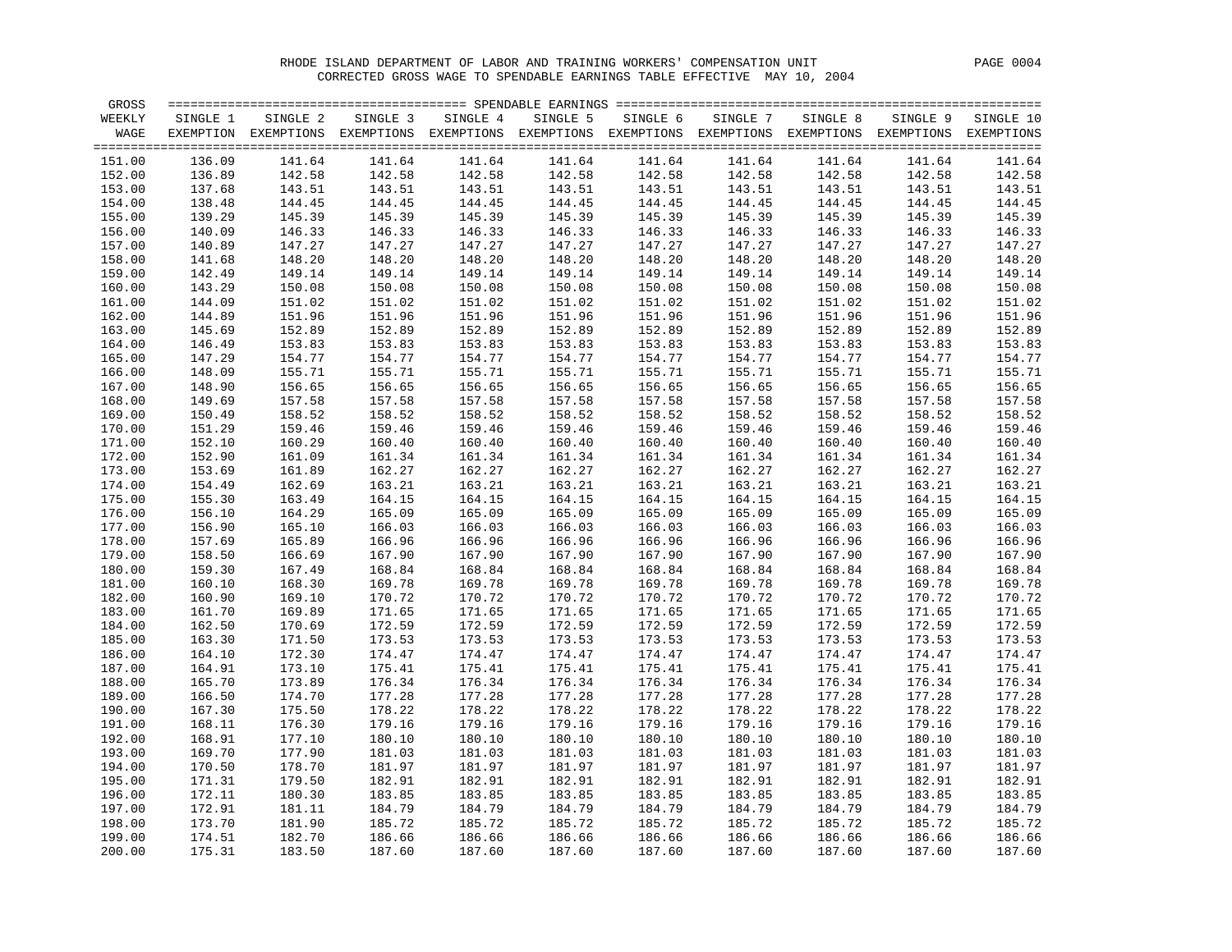RHODE ISLAND DEPARTMENT OF LABOR AND TRAINING WORKERS' COMPENSATION UNIT

CORRECTED GROSS WAGE TO SPENDABLE EARNINGS TABLE EFFECTIVE MAY 10, 2004

| GROSS WEEKLY WAGE | SINGLE 1 EXEMPTION | SINGLE 2 EXEMPTIONS | SINGLE 3 EXEMPTIONS | SINGLE 4 EXEMPTIONS | SINGLE 5 EXEMPTIONS | SINGLE 6 EXEMPTIONS | SINGLE 7 EXEMPTIONS | SINGLE 8 EXEMPTIONS | SINGLE 9 EXEMPTIONS | SINGLE 10 EXEMPTIONS |
|---|---|---|---|---|---|---|---|---|---|---|
| 151.00 | 136.09 | 141.64 | 141.64 | 141.64 | 141.64 | 141.64 | 141.64 | 141.64 | 141.64 | 141.64 |
| 152.00 | 136.89 | 142.58 | 142.58 | 142.58 | 142.58 | 142.58 | 142.58 | 142.58 | 142.58 | 142.58 |
| 153.00 | 137.68 | 143.51 | 143.51 | 143.51 | 143.51 | 143.51 | 143.51 | 143.51 | 143.51 | 143.51 |
| 154.00 | 138.48 | 144.45 | 144.45 | 144.45 | 144.45 | 144.45 | 144.45 | 144.45 | 144.45 | 144.45 |
| 155.00 | 139.29 | 145.39 | 145.39 | 145.39 | 145.39 | 145.39 | 145.39 | 145.39 | 145.39 | 145.39 |
| 156.00 | 140.09 | 146.33 | 146.33 | 146.33 | 146.33 | 146.33 | 146.33 | 146.33 | 146.33 | 146.33 |
| 157.00 | 140.89 | 147.27 | 147.27 | 147.27 | 147.27 | 147.27 | 147.27 | 147.27 | 147.27 | 147.27 |
| 158.00 | 141.68 | 148.20 | 148.20 | 148.20 | 148.20 | 148.20 | 148.20 | 148.20 | 148.20 | 148.20 |
| 159.00 | 142.49 | 149.14 | 149.14 | 149.14 | 149.14 | 149.14 | 149.14 | 149.14 | 149.14 | 149.14 |
| 160.00 | 143.29 | 150.08 | 150.08 | 150.08 | 150.08 | 150.08 | 150.08 | 150.08 | 150.08 | 150.08 |
| 161.00 | 144.09 | 151.02 | 151.02 | 151.02 | 151.02 | 151.02 | 151.02 | 151.02 | 151.02 | 151.02 |
| 162.00 | 144.89 | 151.96 | 151.96 | 151.96 | 151.96 | 151.96 | 151.96 | 151.96 | 151.96 | 151.96 |
| 163.00 | 145.69 | 152.89 | 152.89 | 152.89 | 152.89 | 152.89 | 152.89 | 152.89 | 152.89 | 152.89 |
| 164.00 | 146.49 | 153.83 | 153.83 | 153.83 | 153.83 | 153.83 | 153.83 | 153.83 | 153.83 | 153.83 |
| 165.00 | 147.29 | 154.77 | 154.77 | 154.77 | 154.77 | 154.77 | 154.77 | 154.77 | 154.77 | 154.77 |
| 166.00 | 148.09 | 155.71 | 155.71 | 155.71 | 155.71 | 155.71 | 155.71 | 155.71 | 155.71 | 155.71 |
| 167.00 | 148.90 | 156.65 | 156.65 | 156.65 | 156.65 | 156.65 | 156.65 | 156.65 | 156.65 | 156.65 |
| 168.00 | 149.69 | 157.58 | 157.58 | 157.58 | 157.58 | 157.58 | 157.58 | 157.58 | 157.58 | 157.58 |
| 169.00 | 150.49 | 158.52 | 158.52 | 158.52 | 158.52 | 158.52 | 158.52 | 158.52 | 158.52 | 158.52 |
| 170.00 | 151.29 | 159.46 | 159.46 | 159.46 | 159.46 | 159.46 | 159.46 | 159.46 | 159.46 | 159.46 |
| 171.00 | 152.10 | 160.29 | 160.40 | 160.40 | 160.40 | 160.40 | 160.40 | 160.40 | 160.40 | 160.40 |
| 172.00 | 152.90 | 161.09 | 161.34 | 161.34 | 161.34 | 161.34 | 161.34 | 161.34 | 161.34 | 161.34 |
| 173.00 | 153.69 | 161.89 | 162.27 | 162.27 | 162.27 | 162.27 | 162.27 | 162.27 | 162.27 | 162.27 |
| 174.00 | 154.49 | 162.69 | 163.21 | 163.21 | 163.21 | 163.21 | 163.21 | 163.21 | 163.21 | 163.21 |
| 175.00 | 155.30 | 163.49 | 164.15 | 164.15 | 164.15 | 164.15 | 164.15 | 164.15 | 164.15 | 164.15 |
| 176.00 | 156.10 | 164.29 | 165.09 | 165.09 | 165.09 | 165.09 | 165.09 | 165.09 | 165.09 | 165.09 |
| 177.00 | 156.90 | 165.10 | 166.03 | 166.03 | 166.03 | 166.03 | 166.03 | 166.03 | 166.03 | 166.03 |
| 178.00 | 157.69 | 165.89 | 166.96 | 166.96 | 166.96 | 166.96 | 166.96 | 166.96 | 166.96 | 166.96 |
| 179.00 | 158.50 | 166.69 | 167.90 | 167.90 | 167.90 | 167.90 | 167.90 | 167.90 | 167.90 | 167.90 |
| 180.00 | 159.30 | 167.49 | 168.84 | 168.84 | 168.84 | 168.84 | 168.84 | 168.84 | 168.84 | 168.84 |
| 181.00 | 160.10 | 168.30 | 169.78 | 169.78 | 169.78 | 169.78 | 169.78 | 169.78 | 169.78 | 169.78 |
| 182.00 | 160.90 | 169.10 | 170.72 | 170.72 | 170.72 | 170.72 | 170.72 | 170.72 | 170.72 | 170.72 |
| 183.00 | 161.70 | 169.89 | 171.65 | 171.65 | 171.65 | 171.65 | 171.65 | 171.65 | 171.65 | 171.65 |
| 184.00 | 162.50 | 170.69 | 172.59 | 172.59 | 172.59 | 172.59 | 172.59 | 172.59 | 172.59 | 172.59 |
| 185.00 | 163.30 | 171.50 | 173.53 | 173.53 | 173.53 | 173.53 | 173.53 | 173.53 | 173.53 | 173.53 |
| 186.00 | 164.10 | 172.30 | 174.47 | 174.47 | 174.47 | 174.47 | 174.47 | 174.47 | 174.47 | 174.47 |
| 187.00 | 164.91 | 173.10 | 175.41 | 175.41 | 175.41 | 175.41 | 175.41 | 175.41 | 175.41 | 175.41 |
| 188.00 | 165.70 | 173.89 | 176.34 | 176.34 | 176.34 | 176.34 | 176.34 | 176.34 | 176.34 | 176.34 |
| 189.00 | 166.50 | 174.70 | 177.28 | 177.28 | 177.28 | 177.28 | 177.28 | 177.28 | 177.28 | 177.28 |
| 190.00 | 167.30 | 175.50 | 178.22 | 178.22 | 178.22 | 178.22 | 178.22 | 178.22 | 178.22 | 178.22 |
| 191.00 | 168.11 | 176.30 | 179.16 | 179.16 | 179.16 | 179.16 | 179.16 | 179.16 | 179.16 | 179.16 |
| 192.00 | 168.91 | 177.10 | 180.10 | 180.10 | 180.10 | 180.10 | 180.10 | 180.10 | 180.10 | 180.10 |
| 193.00 | 169.70 | 177.90 | 181.03 | 181.03 | 181.03 | 181.03 | 181.03 | 181.03 | 181.03 | 181.03 |
| 194.00 | 170.50 | 178.70 | 181.97 | 181.97 | 181.97 | 181.97 | 181.97 | 181.97 | 181.97 | 181.97 |
| 195.00 | 171.31 | 179.50 | 182.91 | 182.91 | 182.91 | 182.91 | 182.91 | 182.91 | 182.91 | 182.91 |
| 196.00 | 172.11 | 180.30 | 183.85 | 183.85 | 183.85 | 183.85 | 183.85 | 183.85 | 183.85 | 183.85 |
| 197.00 | 172.91 | 181.11 | 184.79 | 184.79 | 184.79 | 184.79 | 184.79 | 184.79 | 184.79 | 184.79 |
| 198.00 | 173.70 | 181.90 | 185.72 | 185.72 | 185.72 | 185.72 | 185.72 | 185.72 | 185.72 | 185.72 |
| 199.00 | 174.51 | 182.70 | 186.66 | 186.66 | 186.66 | 186.66 | 186.66 | 186.66 | 186.66 | 186.66 |
| 200.00 | 175.31 | 183.50 | 187.60 | 187.60 | 187.60 | 187.60 | 187.60 | 187.60 | 187.60 | 187.60 |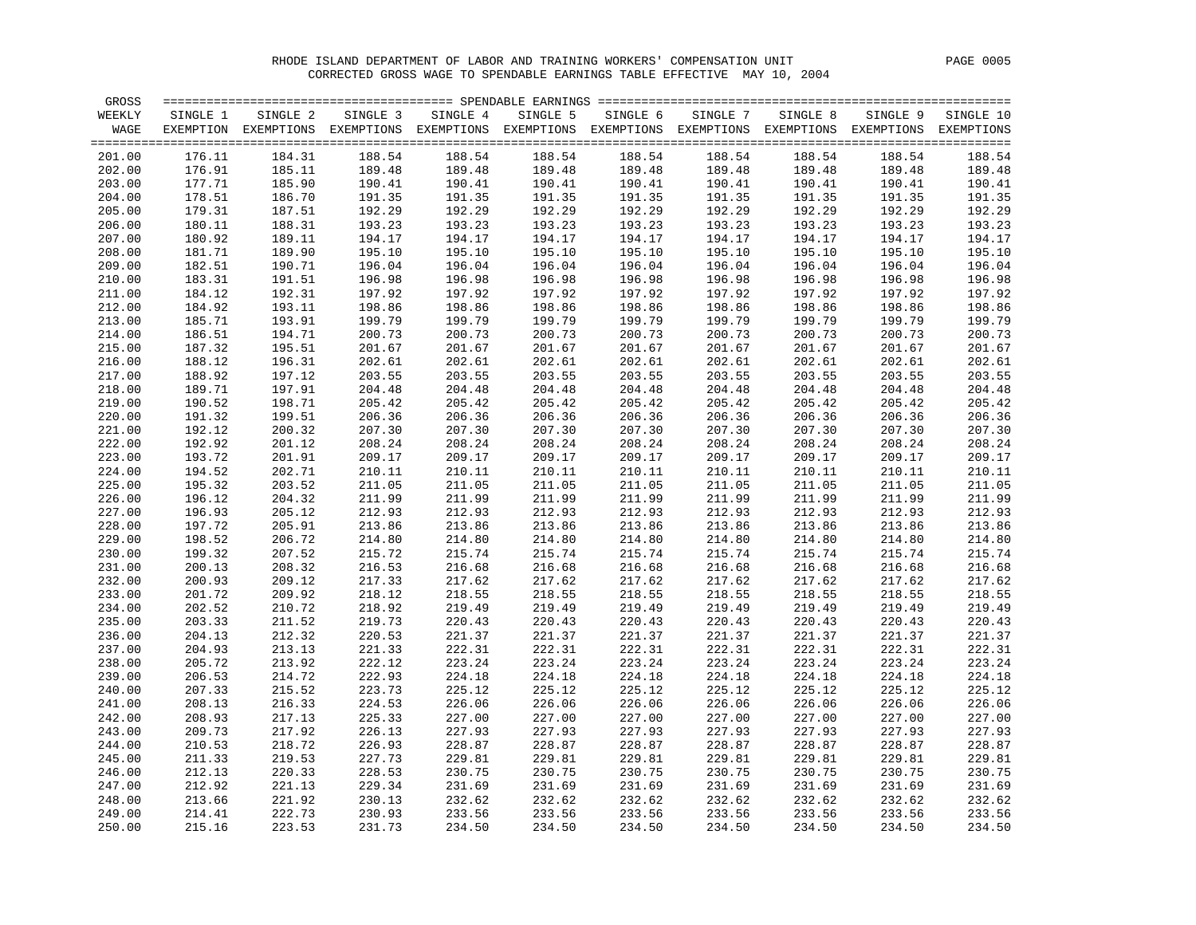RHODE ISLAND DEPARTMENT OF LABOR AND TRAINING WORKERS' COMPENSATION UNIT

CORRECTED GROSS WAGE TO SPENDABLE EARNINGS TABLE EFFECTIVE MAY 10, 2004

| GROSS WEEKLY WAGE | SINGLE 1 EXEMPTION | SINGLE 2 EXEMPTIONS | SINGLE 3 EXEMPTIONS | SINGLE 4 EXEMPTIONS | SINGLE 5 EXEMPTIONS | SINGLE 6 EXEMPTIONS | SINGLE 7 EXEMPTIONS | SINGLE 8 EXEMPTIONS | SINGLE 9 EXEMPTIONS | SINGLE 10 EXEMPTIONS |
|---|---|---|---|---|---|---|---|---|---|---|
| 201.00 | 176.11 | 184.31 | 188.54 | 188.54 | 188.54 | 188.54 | 188.54 | 188.54 | 188.54 | 188.54 |
| 202.00 | 176.91 | 185.11 | 189.48 | 189.48 | 189.48 | 189.48 | 189.48 | 189.48 | 189.48 | 189.48 |
| 203.00 | 177.71 | 185.90 | 190.41 | 190.41 | 190.41 | 190.41 | 190.41 | 190.41 | 190.41 | 190.41 |
| 204.00 | 178.51 | 186.70 | 191.35 | 191.35 | 191.35 | 191.35 | 191.35 | 191.35 | 191.35 | 191.35 |
| 205.00 | 179.31 | 187.51 | 192.29 | 192.29 | 192.29 | 192.29 | 192.29 | 192.29 | 192.29 | 192.29 |
| 206.00 | 180.11 | 188.31 | 193.23 | 193.23 | 193.23 | 193.23 | 193.23 | 193.23 | 193.23 | 193.23 |
| 207.00 | 180.92 | 189.11 | 194.17 | 194.17 | 194.17 | 194.17 | 194.17 | 194.17 | 194.17 | 194.17 |
| 208.00 | 181.71 | 189.90 | 195.10 | 195.10 | 195.10 | 195.10 | 195.10 | 195.10 | 195.10 | 195.10 |
| 209.00 | 182.51 | 190.71 | 196.04 | 196.04 | 196.04 | 196.04 | 196.04 | 196.04 | 196.04 | 196.04 |
| 210.00 | 183.31 | 191.51 | 196.98 | 196.98 | 196.98 | 196.98 | 196.98 | 196.98 | 196.98 | 196.98 |
| 211.00 | 184.12 | 192.31 | 197.92 | 197.92 | 197.92 | 197.92 | 197.92 | 197.92 | 197.92 | 197.92 |
| 212.00 | 184.92 | 193.11 | 198.86 | 198.86 | 198.86 | 198.86 | 198.86 | 198.86 | 198.86 | 198.86 |
| 213.00 | 185.71 | 193.91 | 199.79 | 199.79 | 199.79 | 199.79 | 199.79 | 199.79 | 199.79 | 199.79 |
| 214.00 | 186.51 | 194.71 | 200.73 | 200.73 | 200.73 | 200.73 | 200.73 | 200.73 | 200.73 | 200.73 |
| 215.00 | 187.32 | 195.51 | 201.67 | 201.67 | 201.67 | 201.67 | 201.67 | 201.67 | 201.67 | 201.67 |
| 216.00 | 188.12 | 196.31 | 202.61 | 202.61 | 202.61 | 202.61 | 202.61 | 202.61 | 202.61 | 202.61 |
| 217.00 | 188.92 | 197.12 | 203.55 | 203.55 | 203.55 | 203.55 | 203.55 | 203.55 | 203.55 | 203.55 |
| 218.00 | 189.71 | 197.91 | 204.48 | 204.48 | 204.48 | 204.48 | 204.48 | 204.48 | 204.48 | 204.48 |
| 219.00 | 190.52 | 198.71 | 205.42 | 205.42 | 205.42 | 205.42 | 205.42 | 205.42 | 205.42 | 205.42 |
| 220.00 | 191.32 | 199.51 | 206.36 | 206.36 | 206.36 | 206.36 | 206.36 | 206.36 | 206.36 | 206.36 |
| 221.00 | 192.12 | 200.32 | 207.30 | 207.30 | 207.30 | 207.30 | 207.30 | 207.30 | 207.30 | 207.30 |
| 222.00 | 192.92 | 201.12 | 208.24 | 208.24 | 208.24 | 208.24 | 208.24 | 208.24 | 208.24 | 208.24 |
| 223.00 | 193.72 | 201.91 | 209.17 | 209.17 | 209.17 | 209.17 | 209.17 | 209.17 | 209.17 | 209.17 |
| 224.00 | 194.52 | 202.71 | 210.11 | 210.11 | 210.11 | 210.11 | 210.11 | 210.11 | 210.11 | 210.11 |
| 225.00 | 195.32 | 203.52 | 211.05 | 211.05 | 211.05 | 211.05 | 211.05 | 211.05 | 211.05 | 211.05 |
| 226.00 | 196.12 | 204.32 | 211.99 | 211.99 | 211.99 | 211.99 | 211.99 | 211.99 | 211.99 | 211.99 |
| 227.00 | 196.93 | 205.12 | 212.93 | 212.93 | 212.93 | 212.93 | 212.93 | 212.93 | 212.93 | 212.93 |
| 228.00 | 197.72 | 205.91 | 213.86 | 213.86 | 213.86 | 213.86 | 213.86 | 213.86 | 213.86 | 213.86 |
| 229.00 | 198.52 | 206.72 | 214.80 | 214.80 | 214.80 | 214.80 | 214.80 | 214.80 | 214.80 | 214.80 |
| 230.00 | 199.32 | 207.52 | 215.72 | 215.74 | 215.74 | 215.74 | 215.74 | 215.74 | 215.74 | 215.74 |
| 231.00 | 200.13 | 208.32 | 216.53 | 216.68 | 216.68 | 216.68 | 216.68 | 216.68 | 216.68 | 216.68 |
| 232.00 | 200.93 | 209.12 | 217.33 | 217.62 | 217.62 | 217.62 | 217.62 | 217.62 | 217.62 | 217.62 |
| 233.00 | 201.72 | 209.92 | 218.12 | 218.55 | 218.55 | 218.55 | 218.55 | 218.55 | 218.55 | 218.55 |
| 234.00 | 202.52 | 210.72 | 218.92 | 219.49 | 219.49 | 219.49 | 219.49 | 219.49 | 219.49 | 219.49 |
| 235.00 | 203.33 | 211.52 | 219.73 | 220.43 | 220.43 | 220.43 | 220.43 | 220.43 | 220.43 | 220.43 |
| 236.00 | 204.13 | 212.32 | 220.53 | 221.37 | 221.37 | 221.37 | 221.37 | 221.37 | 221.37 | 221.37 |
| 237.00 | 204.93 | 213.13 | 221.33 | 222.31 | 222.31 | 222.31 | 222.31 | 222.31 | 222.31 | 222.31 |
| 238.00 | 205.72 | 213.92 | 222.12 | 223.24 | 223.24 | 223.24 | 223.24 | 223.24 | 223.24 | 223.24 |
| 239.00 | 206.53 | 214.72 | 222.93 | 224.18 | 224.18 | 224.18 | 224.18 | 224.18 | 224.18 | 224.18 |
| 240.00 | 207.33 | 215.52 | 223.73 | 225.12 | 225.12 | 225.12 | 225.12 | 225.12 | 225.12 | 225.12 |
| 241.00 | 208.13 | 216.33 | 224.53 | 226.06 | 226.06 | 226.06 | 226.06 | 226.06 | 226.06 | 226.06 |
| 242.00 | 208.93 | 217.13 | 225.33 | 227.00 | 227.00 | 227.00 | 227.00 | 227.00 | 227.00 | 227.00 |
| 243.00 | 209.73 | 217.92 | 226.13 | 227.93 | 227.93 | 227.93 | 227.93 | 227.93 | 227.93 | 227.93 |
| 244.00 | 210.53 | 218.72 | 226.93 | 228.87 | 228.87 | 228.87 | 228.87 | 228.87 | 228.87 | 228.87 |
| 245.00 | 211.33 | 219.53 | 227.73 | 229.81 | 229.81 | 229.81 | 229.81 | 229.81 | 229.81 | 229.81 |
| 246.00 | 212.13 | 220.33 | 228.53 | 230.75 | 230.75 | 230.75 | 230.75 | 230.75 | 230.75 | 230.75 |
| 247.00 | 212.92 | 221.13 | 229.34 | 231.69 | 231.69 | 231.69 | 231.69 | 231.69 | 231.69 | 231.69 |
| 248.00 | 213.66 | 221.92 | 230.13 | 232.62 | 232.62 | 232.62 | 232.62 | 232.62 | 232.62 | 232.62 |
| 249.00 | 214.41 | 222.73 | 230.93 | 233.56 | 233.56 | 233.56 | 233.56 | 233.56 | 233.56 | 233.56 |
| 250.00 | 215.16 | 223.53 | 231.73 | 234.50 | 234.50 | 234.50 | 234.50 | 234.50 | 234.50 | 234.50 |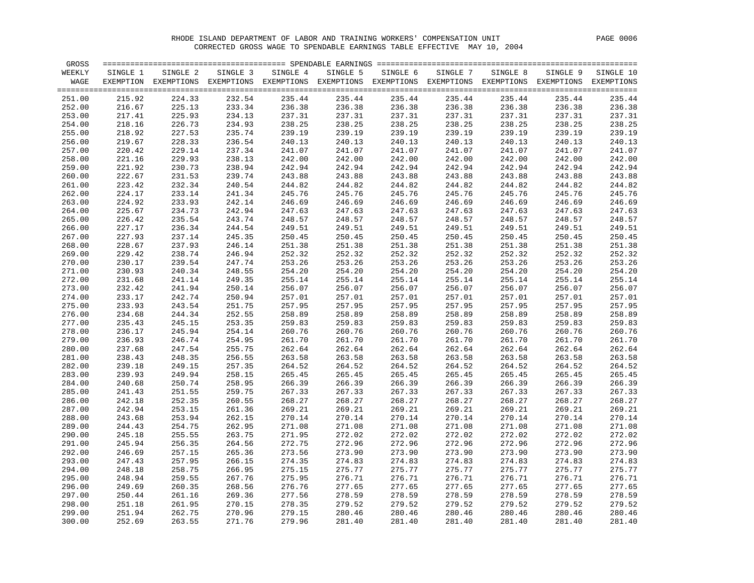RHODE ISLAND DEPARTMENT OF LABOR AND TRAINING WORKERS' COMPENSATION UNIT

CORRECTED GROSS WAGE TO SPENDABLE EARNINGS TABLE EFFECTIVE MAY 10, 2004

| GROSS WEEKLY WAGE | SINGLE 1 EXEMPTION | SINGLE 2 EXEMPTIONS | SINGLE 3 EXEMPTIONS | SINGLE 4 EXEMPTIONS | SINGLE 5 EXEMPTIONS | SINGLE 6 EXEMPTIONS | SINGLE 7 EXEMPTIONS | SINGLE 8 EXEMPTIONS | SINGLE 9 EXEMPTIONS | SINGLE 10 EXEMPTIONS |
|---|---|---|---|---|---|---|---|---|---|---|
| 251.00 | 215.92 | 224.33 | 232.54 | 235.44 | 235.44 | 235.44 | 235.44 | 235.44 | 235.44 | 235.44 |
| 252.00 | 216.67 | 225.13 | 233.34 | 236.38 | 236.38 | 236.38 | 236.38 | 236.38 | 236.38 | 236.38 |
| 253.00 | 217.41 | 225.93 | 234.13 | 237.31 | 237.31 | 237.31 | 237.31 | 237.31 | 237.31 | 237.31 |
| 254.00 | 218.16 | 226.73 | 234.93 | 238.25 | 238.25 | 238.25 | 238.25 | 238.25 | 238.25 | 238.25 |
| 255.00 | 218.92 | 227.53 | 235.74 | 239.19 | 239.19 | 239.19 | 239.19 | 239.19 | 239.19 | 239.19 |
| 256.00 | 219.67 | 228.33 | 236.54 | 240.13 | 240.13 | 240.13 | 240.13 | 240.13 | 240.13 | 240.13 |
| 257.00 | 220.42 | 229.14 | 237.34 | 241.07 | 241.07 | 241.07 | 241.07 | 241.07 | 241.07 | 241.07 |
| 258.00 | 221.16 | 229.93 | 238.13 | 242.00 | 242.00 | 242.00 | 242.00 | 242.00 | 242.00 | 242.00 |
| 259.00 | 221.92 | 230.73 | 238.94 | 242.94 | 242.94 | 242.94 | 242.94 | 242.94 | 242.94 | 242.94 |
| 260.00 | 222.67 | 231.53 | 239.74 | 243.88 | 243.88 | 243.88 | 243.88 | 243.88 | 243.88 | 243.88 |
| 261.00 | 223.42 | 232.34 | 240.54 | 244.82 | 244.82 | 244.82 | 244.82 | 244.82 | 244.82 | 244.82 |
| 262.00 | 224.17 | 233.14 | 241.34 | 245.76 | 245.76 | 245.76 | 245.76 | 245.76 | 245.76 | 245.76 |
| 263.00 | 224.92 | 233.93 | 242.14 | 246.69 | 246.69 | 246.69 | 246.69 | 246.69 | 246.69 | 246.69 |
| 264.00 | 225.67 | 234.73 | 242.94 | 247.63 | 247.63 | 247.63 | 247.63 | 247.63 | 247.63 | 247.63 |
| 265.00 | 226.42 | 235.54 | 243.74 | 248.57 | 248.57 | 248.57 | 248.57 | 248.57 | 248.57 | 248.57 |
| 266.00 | 227.17 | 236.34 | 244.54 | 249.51 | 249.51 | 249.51 | 249.51 | 249.51 | 249.51 | 249.51 |
| 267.00 | 227.93 | 237.14 | 245.35 | 250.45 | 250.45 | 250.45 | 250.45 | 250.45 | 250.45 | 250.45 |
| 268.00 | 228.67 | 237.93 | 246.14 | 251.38 | 251.38 | 251.38 | 251.38 | 251.38 | 251.38 | 251.38 |
| 269.00 | 229.42 | 238.74 | 246.94 | 252.32 | 252.32 | 252.32 | 252.32 | 252.32 | 252.32 | 252.32 |
| 270.00 | 230.17 | 239.54 | 247.74 | 253.26 | 253.26 | 253.26 | 253.26 | 253.26 | 253.26 | 253.26 |
| 271.00 | 230.93 | 240.34 | 248.55 | 254.20 | 254.20 | 254.20 | 254.20 | 254.20 | 254.20 | 254.20 |
| 272.00 | 231.68 | 241.14 | 249.35 | 255.14 | 255.14 | 255.14 | 255.14 | 255.14 | 255.14 | 255.14 |
| 273.00 | 232.42 | 241.94 | 250.14 | 256.07 | 256.07 | 256.07 | 256.07 | 256.07 | 256.07 | 256.07 |
| 274.00 | 233.17 | 242.74 | 250.94 | 257.01 | 257.01 | 257.01 | 257.01 | 257.01 | 257.01 | 257.01 |
| 275.00 | 233.93 | 243.54 | 251.75 | 257.95 | 257.95 | 257.95 | 257.95 | 257.95 | 257.95 | 257.95 |
| 276.00 | 234.68 | 244.34 | 252.55 | 258.89 | 258.89 | 258.89 | 258.89 | 258.89 | 258.89 | 258.89 |
| 277.00 | 235.43 | 245.15 | 253.35 | 259.83 | 259.83 | 259.83 | 259.83 | 259.83 | 259.83 | 259.83 |
| 278.00 | 236.17 | 245.94 | 254.14 | 260.76 | 260.76 | 260.76 | 260.76 | 260.76 | 260.76 | 260.76 |
| 279.00 | 236.93 | 246.74 | 254.95 | 261.70 | 261.70 | 261.70 | 261.70 | 261.70 | 261.70 | 261.70 |
| 280.00 | 237.68 | 247.54 | 255.75 | 262.64 | 262.64 | 262.64 | 262.64 | 262.64 | 262.64 | 262.64 |
| 281.00 | 238.43 | 248.35 | 256.55 | 263.58 | 263.58 | 263.58 | 263.58 | 263.58 | 263.58 | 263.58 |
| 282.00 | 239.18 | 249.15 | 257.35 | 264.52 | 264.52 | 264.52 | 264.52 | 264.52 | 264.52 | 264.52 |
| 283.00 | 239.93 | 249.94 | 258.15 | 265.45 | 265.45 | 265.45 | 265.45 | 265.45 | 265.45 | 265.45 |
| 284.00 | 240.68 | 250.74 | 258.95 | 266.39 | 266.39 | 266.39 | 266.39 | 266.39 | 266.39 | 266.39 |
| 285.00 | 241.43 | 251.55 | 259.75 | 267.33 | 267.33 | 267.33 | 267.33 | 267.33 | 267.33 | 267.33 |
| 286.00 | 242.18 | 252.35 | 260.55 | 268.27 | 268.27 | 268.27 | 268.27 | 268.27 | 268.27 | 268.27 |
| 287.00 | 242.94 | 253.15 | 261.36 | 269.21 | 269.21 | 269.21 | 269.21 | 269.21 | 269.21 | 269.21 |
| 288.00 | 243.68 | 253.94 | 262.15 | 270.14 | 270.14 | 270.14 | 270.14 | 270.14 | 270.14 | 270.14 |
| 289.00 | 244.43 | 254.75 | 262.95 | 271.08 | 271.08 | 271.08 | 271.08 | 271.08 | 271.08 | 271.08 |
| 290.00 | 245.18 | 255.55 | 263.75 | 271.95 | 272.02 | 272.02 | 272.02 | 272.02 | 272.02 | 272.02 |
| 291.00 | 245.94 | 256.35 | 264.56 | 272.75 | 272.96 | 272.96 | 272.96 | 272.96 | 272.96 | 272.96 |
| 292.00 | 246.69 | 257.15 | 265.36 | 273.56 | 273.90 | 273.90 | 273.90 | 273.90 | 273.90 | 273.90 |
| 293.00 | 247.43 | 257.95 | 266.15 | 274.35 | 274.83 | 274.83 | 274.83 | 274.83 | 274.83 | 274.83 |
| 294.00 | 248.18 | 258.75 | 266.95 | 275.15 | 275.77 | 275.77 | 275.77 | 275.77 | 275.77 | 275.77 |
| 295.00 | 248.94 | 259.55 | 267.76 | 275.95 | 276.71 | 276.71 | 276.71 | 276.71 | 276.71 | 276.71 |
| 296.00 | 249.69 | 260.35 | 268.56 | 276.76 | 277.65 | 277.65 | 277.65 | 277.65 | 277.65 | 277.65 |
| 297.00 | 250.44 | 261.16 | 269.36 | 277.56 | 278.59 | 278.59 | 278.59 | 278.59 | 278.59 | 278.59 |
| 298.00 | 251.18 | 261.95 | 270.15 | 278.35 | 279.52 | 279.52 | 279.52 | 279.52 | 279.52 | 279.52 |
| 299.00 | 251.94 | 262.75 | 270.96 | 279.15 | 280.46 | 280.46 | 280.46 | 280.46 | 280.46 | 280.46 |
| 300.00 | 252.69 | 263.55 | 271.76 | 279.96 | 281.40 | 281.40 | 281.40 | 281.40 | 281.40 | 281.40 |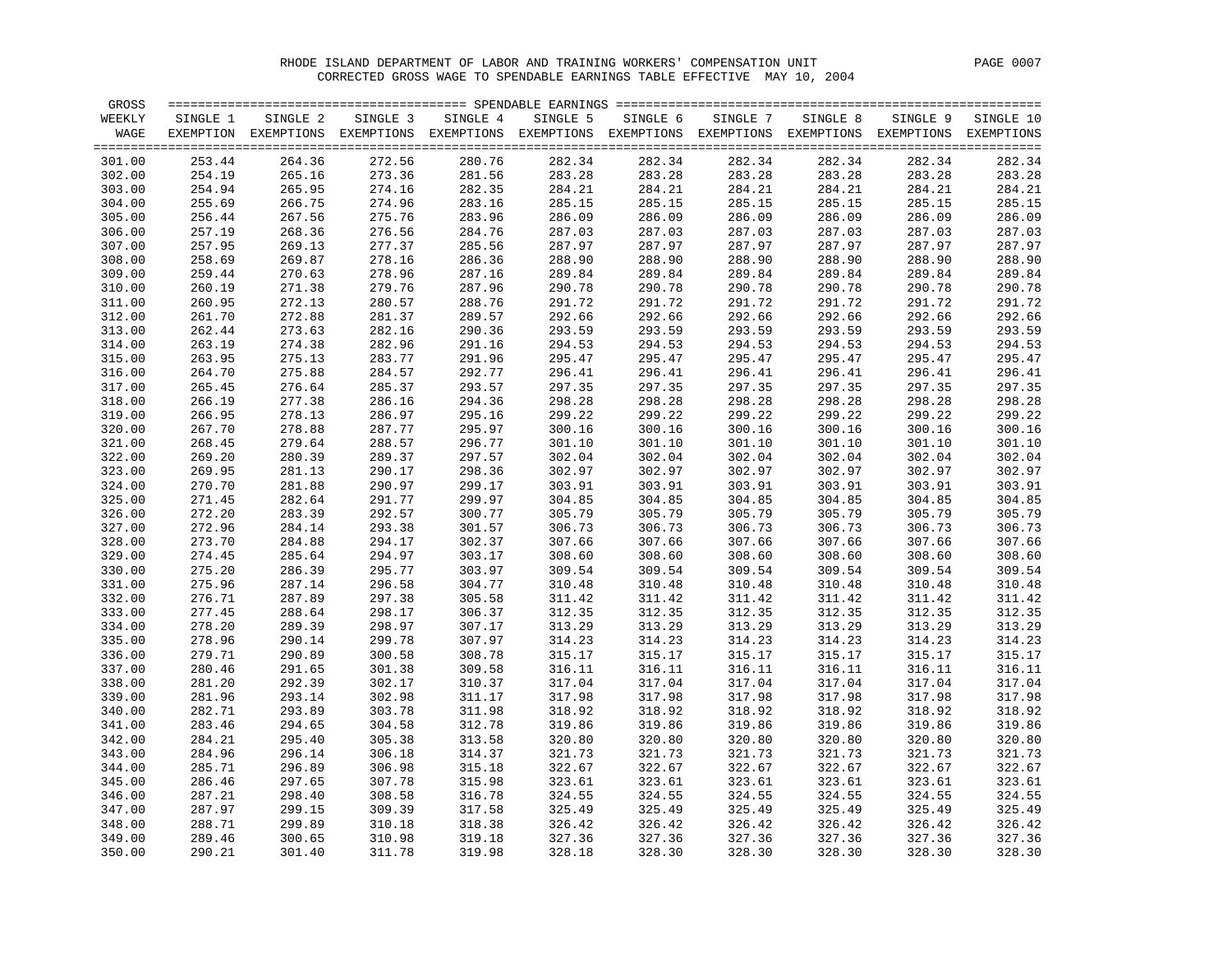RHODE ISLAND DEPARTMENT OF LABOR AND TRAINING WORKERS' COMPENSATION UNIT

CORRECTED GROSS WAGE TO SPENDABLE EARNINGS TABLE EFFECTIVE MAY 10, 2004

| GROSS WEEKLY WAGE | SINGLE 1 EXEMPTION | SINGLE 2 EXEMPTIONS | SINGLE 3 EXEMPTIONS | SINGLE 4 EXEMPTIONS | SINGLE 5 EXEMPTIONS | SINGLE 6 EXEMPTIONS | SINGLE 7 EXEMPTIONS | SINGLE 8 EXEMPTIONS | SINGLE 9 EXEMPTIONS | SINGLE 10 EXEMPTIONS |
|---|---|---|---|---|---|---|---|---|---|---|
| 301.00 | 253.44 | 264.36 | 272.56 | 280.76 | 282.34 | 282.34 | 282.34 | 282.34 | 282.34 | 282.34 |
| 302.00 | 254.19 | 265.16 | 273.36 | 281.56 | 283.28 | 283.28 | 283.28 | 283.28 | 283.28 | 283.28 |
| 303.00 | 254.94 | 265.95 | 274.16 | 282.35 | 284.21 | 284.21 | 284.21 | 284.21 | 284.21 | 284.21 |
| 304.00 | 255.69 | 266.75 | 274.96 | 283.16 | 285.15 | 285.15 | 285.15 | 285.15 | 285.15 | 285.15 |
| 305.00 | 256.44 | 267.56 | 275.76 | 283.96 | 286.09 | 286.09 | 286.09 | 286.09 | 286.09 | 286.09 |
| 306.00 | 257.19 | 268.36 | 276.56 | 284.76 | 287.03 | 287.03 | 287.03 | 287.03 | 287.03 | 287.03 |
| 307.00 | 257.95 | 269.13 | 277.37 | 285.56 | 287.97 | 287.97 | 287.97 | 287.97 | 287.97 | 287.97 |
| 308.00 | 258.69 | 269.87 | 278.16 | 286.36 | 288.90 | 288.90 | 288.90 | 288.90 | 288.90 | 288.90 |
| 309.00 | 259.44 | 270.63 | 278.96 | 287.16 | 289.84 | 289.84 | 289.84 | 289.84 | 289.84 | 289.84 |
| 310.00 | 260.19 | 271.38 | 279.76 | 287.96 | 290.78 | 290.78 | 290.78 | 290.78 | 290.78 | 290.78 |
| 311.00 | 260.95 | 272.13 | 280.57 | 288.76 | 291.72 | 291.72 | 291.72 | 291.72 | 291.72 | 291.72 |
| 312.00 | 261.70 | 272.88 | 281.37 | 289.57 | 292.66 | 292.66 | 292.66 | 292.66 | 292.66 | 292.66 |
| 313.00 | 262.44 | 273.63 | 282.16 | 290.36 | 293.59 | 293.59 | 293.59 | 293.59 | 293.59 | 293.59 |
| 314.00 | 263.19 | 274.38 | 282.96 | 291.16 | 294.53 | 294.53 | 294.53 | 294.53 | 294.53 | 294.53 |
| 315.00 | 263.95 | 275.13 | 283.77 | 291.96 | 295.47 | 295.47 | 295.47 | 295.47 | 295.47 | 295.47 |
| 316.00 | 264.70 | 275.88 | 284.57 | 292.77 | 296.41 | 296.41 | 296.41 | 296.41 | 296.41 | 296.41 |
| 317.00 | 265.45 | 276.64 | 285.37 | 293.57 | 297.35 | 297.35 | 297.35 | 297.35 | 297.35 | 297.35 |
| 318.00 | 266.19 | 277.38 | 286.16 | 294.36 | 298.28 | 298.28 | 298.28 | 298.28 | 298.28 | 298.28 |
| 319.00 | 266.95 | 278.13 | 286.97 | 295.16 | 299.22 | 299.22 | 299.22 | 299.22 | 299.22 | 299.22 |
| 320.00 | 267.70 | 278.88 | 287.77 | 295.97 | 300.16 | 300.16 | 300.16 | 300.16 | 300.16 | 300.16 |
| 321.00 | 268.45 | 279.64 | 288.57 | 296.77 | 301.10 | 301.10 | 301.10 | 301.10 | 301.10 | 301.10 |
| 322.00 | 269.20 | 280.39 | 289.37 | 297.57 | 302.04 | 302.04 | 302.04 | 302.04 | 302.04 | 302.04 |
| 323.00 | 269.95 | 281.13 | 290.17 | 298.36 | 302.97 | 302.97 | 302.97 | 302.97 | 302.97 | 302.97 |
| 324.00 | 270.70 | 281.88 | 290.97 | 299.17 | 303.91 | 303.91 | 303.91 | 303.91 | 303.91 | 303.91 |
| 325.00 | 271.45 | 282.64 | 291.77 | 299.97 | 304.85 | 304.85 | 304.85 | 304.85 | 304.85 | 304.85 |
| 326.00 | 272.20 | 283.39 | 292.57 | 300.77 | 305.79 | 305.79 | 305.79 | 305.79 | 305.79 | 305.79 |
| 327.00 | 272.96 | 284.14 | 293.38 | 301.57 | 306.73 | 306.73 | 306.73 | 306.73 | 306.73 | 306.73 |
| 328.00 | 273.70 | 284.88 | 294.17 | 302.37 | 307.66 | 307.66 | 307.66 | 307.66 | 307.66 | 307.66 |
| 329.00 | 274.45 | 285.64 | 294.97 | 303.17 | 308.60 | 308.60 | 308.60 | 308.60 | 308.60 | 308.60 |
| 330.00 | 275.20 | 286.39 | 295.77 | 303.97 | 309.54 | 309.54 | 309.54 | 309.54 | 309.54 | 309.54 |
| 331.00 | 275.96 | 287.14 | 296.58 | 304.77 | 310.48 | 310.48 | 310.48 | 310.48 | 310.48 | 310.48 |
| 332.00 | 276.71 | 287.89 | 297.38 | 305.58 | 311.42 | 311.42 | 311.42 | 311.42 | 311.42 | 311.42 |
| 333.00 | 277.45 | 288.64 | 298.17 | 306.37 | 312.35 | 312.35 | 312.35 | 312.35 | 312.35 | 312.35 |
| 334.00 | 278.20 | 289.39 | 298.97 | 307.17 | 313.29 | 313.29 | 313.29 | 313.29 | 313.29 | 313.29 |
| 335.00 | 278.96 | 290.14 | 299.78 | 307.97 | 314.23 | 314.23 | 314.23 | 314.23 | 314.23 | 314.23 |
| 336.00 | 279.71 | 290.89 | 300.58 | 308.78 | 315.17 | 315.17 | 315.17 | 315.17 | 315.17 | 315.17 |
| 337.00 | 280.46 | 291.65 | 301.38 | 309.58 | 316.11 | 316.11 | 316.11 | 316.11 | 316.11 | 316.11 |
| 338.00 | 281.20 | 292.39 | 302.17 | 310.37 | 317.04 | 317.04 | 317.04 | 317.04 | 317.04 | 317.04 |
| 339.00 | 281.96 | 293.14 | 302.98 | 311.17 | 317.98 | 317.98 | 317.98 | 317.98 | 317.98 | 317.98 |
| 340.00 | 282.71 | 293.89 | 303.78 | 311.98 | 318.92 | 318.92 | 318.92 | 318.92 | 318.92 | 318.92 |
| 341.00 | 283.46 | 294.65 | 304.58 | 312.78 | 319.86 | 319.86 | 319.86 | 319.86 | 319.86 | 319.86 |
| 342.00 | 284.21 | 295.40 | 305.38 | 313.58 | 320.80 | 320.80 | 320.80 | 320.80 | 320.80 | 320.80 |
| 343.00 | 284.96 | 296.14 | 306.18 | 314.37 | 321.73 | 321.73 | 321.73 | 321.73 | 321.73 | 321.73 |
| 344.00 | 285.71 | 296.89 | 306.98 | 315.18 | 322.67 | 322.67 | 322.67 | 322.67 | 322.67 | 322.67 |
| 345.00 | 286.46 | 297.65 | 307.78 | 315.98 | 323.61 | 323.61 | 323.61 | 323.61 | 323.61 | 323.61 |
| 346.00 | 287.21 | 298.40 | 308.58 | 316.78 | 324.55 | 324.55 | 324.55 | 324.55 | 324.55 | 324.55 |
| 347.00 | 287.97 | 299.15 | 309.39 | 317.58 | 325.49 | 325.49 | 325.49 | 325.49 | 325.49 | 325.49 |
| 348.00 | 288.71 | 299.89 | 310.18 | 318.38 | 326.42 | 326.42 | 326.42 | 326.42 | 326.42 | 326.42 |
| 349.00 | 289.46 | 300.65 | 310.98 | 319.18 | 327.36 | 327.36 | 327.36 | 327.36 | 327.36 | 327.36 |
| 350.00 | 290.21 | 301.40 | 311.78 | 319.98 | 328.18 | 328.30 | 328.30 | 328.30 | 328.30 | 328.30 |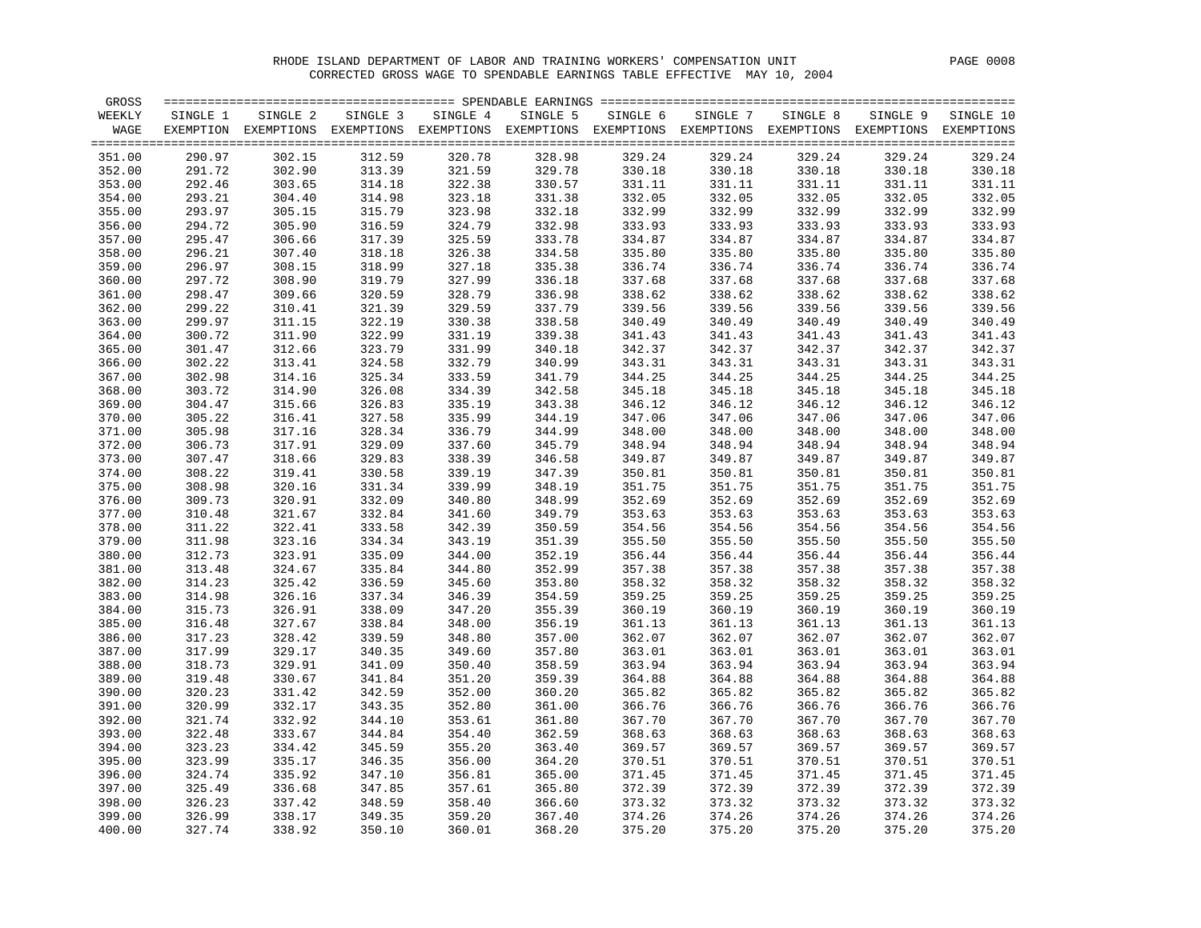RHODE ISLAND DEPARTMENT OF LABOR AND TRAINING WORKERS' COMPENSATION UNIT

CORRECTED GROSS WAGE TO SPENDABLE EARNINGS TABLE EFFECTIVE MAY 10, 2004

| GROSS WEEKLY WAGE | SINGLE 1 EXEMPTION | SINGLE 2 EXEMPTIONS | SINGLE 3 EXEMPTIONS | SINGLE 4 EXEMPTIONS | SINGLE 5 EXEMPTIONS | SINGLE 6 EXEMPTIONS | SINGLE 7 EXEMPTIONS | SINGLE 8 EXEMPTIONS | SINGLE 9 EXEMPTIONS | SINGLE 10 EXEMPTIONS |
|---|---|---|---|---|---|---|---|---|---|---|
| 351.00 | 290.97 | 302.15 | 312.59 | 320.78 | 328.98 | 329.24 | 329.24 | 329.24 | 329.24 | 329.24 |
| 352.00 | 291.72 | 302.90 | 313.39 | 321.59 | 329.78 | 330.18 | 330.18 | 330.18 | 330.18 | 330.18 |
| 353.00 | 292.46 | 303.65 | 314.18 | 322.38 | 330.57 | 331.11 | 331.11 | 331.11 | 331.11 | 331.11 |
| 354.00 | 293.21 | 304.40 | 314.98 | 323.18 | 331.38 | 332.05 | 332.05 | 332.05 | 332.05 | 332.05 |
| 355.00 | 293.97 | 305.15 | 315.79 | 323.98 | 332.18 | 332.99 | 332.99 | 332.99 | 332.99 | 332.99 |
| 356.00 | 294.72 | 305.90 | 316.59 | 324.79 | 332.98 | 333.93 | 333.93 | 333.93 | 333.93 | 333.93 |
| 357.00 | 295.47 | 306.66 | 317.39 | 325.59 | 333.78 | 334.87 | 334.87 | 334.87 | 334.87 | 334.87 |
| 358.00 | 296.21 | 307.40 | 318.18 | 326.38 | 334.58 | 335.80 | 335.80 | 335.80 | 335.80 | 335.80 |
| 359.00 | 296.97 | 308.15 | 318.99 | 327.18 | 335.38 | 336.74 | 336.74 | 336.74 | 336.74 | 336.74 |
| 360.00 | 297.72 | 308.90 | 319.79 | 327.99 | 336.18 | 337.68 | 337.68 | 337.68 | 337.68 | 337.68 |
| 361.00 | 298.47 | 309.66 | 320.59 | 328.79 | 336.98 | 338.62 | 338.62 | 338.62 | 338.62 | 338.62 |
| 362.00 | 299.22 | 310.41 | 321.39 | 329.59 | 337.79 | 339.56 | 339.56 | 339.56 | 339.56 | 339.56 |
| 363.00 | 299.97 | 311.15 | 322.19 | 330.38 | 338.58 | 340.49 | 340.49 | 340.49 | 340.49 | 340.49 |
| 364.00 | 300.72 | 311.90 | 322.99 | 331.19 | 339.38 | 341.43 | 341.43 | 341.43 | 341.43 | 341.43 |
| 365.00 | 301.47 | 312.66 | 323.79 | 331.99 | 340.18 | 342.37 | 342.37 | 342.37 | 342.37 | 342.37 |
| 366.00 | 302.22 | 313.41 | 324.58 | 332.79 | 340.99 | 343.31 | 343.31 | 343.31 | 343.31 | 343.31 |
| 367.00 | 302.98 | 314.16 | 325.34 | 333.59 | 341.79 | 344.25 | 344.25 | 344.25 | 344.25 | 344.25 |
| 368.00 | 303.72 | 314.90 | 326.08 | 334.39 | 342.58 | 345.18 | 345.18 | 345.18 | 345.18 | 345.18 |
| 369.00 | 304.47 | 315.66 | 326.83 | 335.19 | 343.38 | 346.12 | 346.12 | 346.12 | 346.12 | 346.12 |
| 370.00 | 305.22 | 316.41 | 327.58 | 335.99 | 344.19 | 347.06 | 347.06 | 347.06 | 347.06 | 347.06 |
| 371.00 | 305.98 | 317.16 | 328.34 | 336.79 | 344.99 | 348.00 | 348.00 | 348.00 | 348.00 | 348.00 |
| 372.00 | 306.73 | 317.91 | 329.09 | 337.60 | 345.79 | 348.94 | 348.94 | 348.94 | 348.94 | 348.94 |
| 373.00 | 307.47 | 318.66 | 329.83 | 338.39 | 346.58 | 349.87 | 349.87 | 349.87 | 349.87 | 349.87 |
| 374.00 | 308.22 | 319.41 | 330.58 | 339.19 | 347.39 | 350.81 | 350.81 | 350.81 | 350.81 | 350.81 |
| 375.00 | 308.98 | 320.16 | 331.34 | 339.99 | 348.19 | 351.75 | 351.75 | 351.75 | 351.75 | 351.75 |
| 376.00 | 309.73 | 320.91 | 332.09 | 340.80 | 348.99 | 352.69 | 352.69 | 352.69 | 352.69 | 352.69 |
| 377.00 | 310.48 | 321.67 | 332.84 | 341.60 | 349.79 | 353.63 | 353.63 | 353.63 | 353.63 | 353.63 |
| 378.00 | 311.22 | 322.41 | 333.58 | 342.39 | 350.59 | 354.56 | 354.56 | 354.56 | 354.56 | 354.56 |
| 379.00 | 311.98 | 323.16 | 334.34 | 343.19 | 351.39 | 355.50 | 355.50 | 355.50 | 355.50 | 355.50 |
| 380.00 | 312.73 | 323.91 | 335.09 | 344.00 | 352.19 | 356.44 | 356.44 | 356.44 | 356.44 | 356.44 |
| 381.00 | 313.48 | 324.67 | 335.84 | 344.80 | 352.99 | 357.38 | 357.38 | 357.38 | 357.38 | 357.38 |
| 382.00 | 314.23 | 325.42 | 336.59 | 345.60 | 353.80 | 358.32 | 358.32 | 358.32 | 358.32 | 358.32 |
| 383.00 | 314.98 | 326.16 | 337.34 | 346.39 | 354.59 | 359.25 | 359.25 | 359.25 | 359.25 | 359.25 |
| 384.00 | 315.73 | 326.91 | 338.09 | 347.20 | 355.39 | 360.19 | 360.19 | 360.19 | 360.19 | 360.19 |
| 385.00 | 316.48 | 327.67 | 338.84 | 348.00 | 356.19 | 361.13 | 361.13 | 361.13 | 361.13 | 361.13 |
| 386.00 | 317.23 | 328.42 | 339.59 | 348.80 | 357.00 | 362.07 | 362.07 | 362.07 | 362.07 | 362.07 |
| 387.00 | 317.99 | 329.17 | 340.35 | 349.60 | 357.80 | 363.01 | 363.01 | 363.01 | 363.01 | 363.01 |
| 388.00 | 318.73 | 329.91 | 341.09 | 350.40 | 358.59 | 363.94 | 363.94 | 363.94 | 363.94 | 363.94 |
| 389.00 | 319.48 | 330.67 | 341.84 | 351.20 | 359.39 | 364.88 | 364.88 | 364.88 | 364.88 | 364.88 |
| 390.00 | 320.23 | 331.42 | 342.59 | 352.00 | 360.20 | 365.82 | 365.82 | 365.82 | 365.82 | 365.82 |
| 391.00 | 320.99 | 332.17 | 343.35 | 352.80 | 361.00 | 366.76 | 366.76 | 366.76 | 366.76 | 366.76 |
| 392.00 | 321.74 | 332.92 | 344.10 | 353.61 | 361.80 | 367.70 | 367.70 | 367.70 | 367.70 | 367.70 |
| 393.00 | 322.48 | 333.67 | 344.84 | 354.40 | 362.59 | 368.63 | 368.63 | 368.63 | 368.63 | 368.63 |
| 394.00 | 323.23 | 334.42 | 345.59 | 355.20 | 363.40 | 369.57 | 369.57 | 369.57 | 369.57 | 369.57 |
| 395.00 | 323.99 | 335.17 | 346.35 | 356.00 | 364.20 | 370.51 | 370.51 | 370.51 | 370.51 | 370.51 |
| 396.00 | 324.74 | 335.92 | 347.10 | 356.81 | 365.00 | 371.45 | 371.45 | 371.45 | 371.45 | 371.45 |
| 397.00 | 325.49 | 336.68 | 347.85 | 357.61 | 365.80 | 372.39 | 372.39 | 372.39 | 372.39 | 372.39 |
| 398.00 | 326.23 | 337.42 | 348.59 | 358.40 | 366.60 | 373.32 | 373.32 | 373.32 | 373.32 | 373.32 |
| 399.00 | 326.99 | 338.17 | 349.35 | 359.20 | 367.40 | 374.26 | 374.26 | 374.26 | 374.26 | 374.26 |
| 400.00 | 327.74 | 338.92 | 350.10 | 360.01 | 368.20 | 375.20 | 375.20 | 375.20 | 375.20 | 375.20 |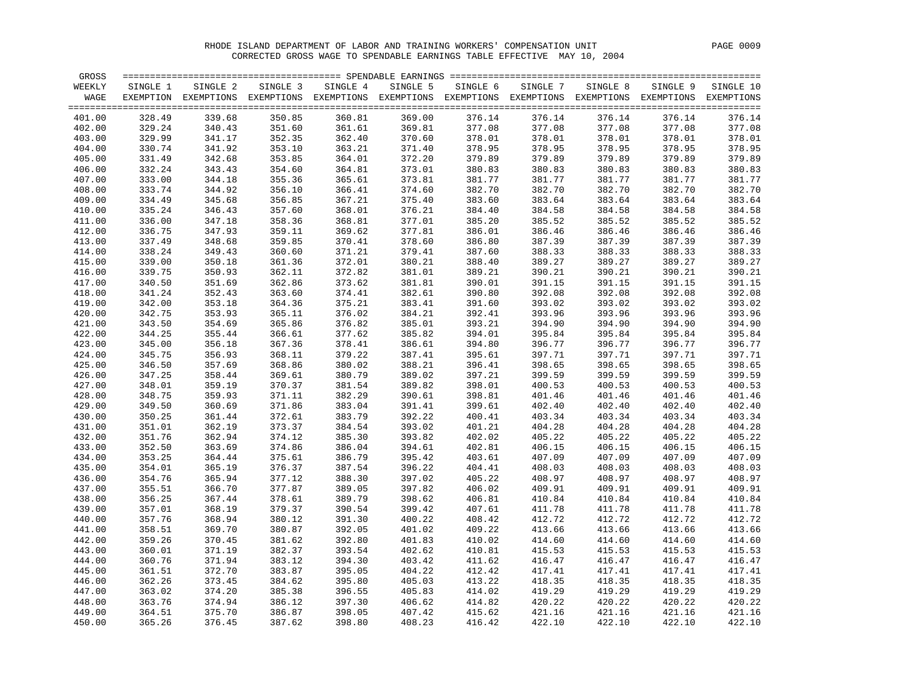RHODE ISLAND DEPARTMENT OF LABOR AND TRAINING WORKERS' COMPENSATION UNIT

CORRECTED GROSS WAGE TO SPENDABLE EARNINGS TABLE EFFECTIVE MAY 10, 2004

| GROSS WEEKLY WAGE | SINGLE 1 EXEMPTION | SINGLE 2 EXEMPTIONS | SINGLE 3 EXEMPTIONS | SINGLE 4 EXEMPTIONS | SINGLE 5 EXEMPTIONS | SINGLE 6 EXEMPTIONS | SINGLE 7 EXEMPTIONS | SINGLE 8 EXEMPTIONS | SINGLE 9 EXEMPTIONS | SINGLE 10 EXEMPTIONS |
|---|---|---|---|---|---|---|---|---|---|---|
| 401.00 | 328.49 | 339.68 | 350.85 | 360.81 | 369.00 | 376.14 | 376.14 | 376.14 | 376.14 | 376.14 |
| 402.00 | 329.24 | 340.43 | 351.60 | 361.61 | 369.81 | 377.08 | 377.08 | 377.08 | 377.08 | 377.08 |
| 403.00 | 329.99 | 341.17 | 352.35 | 362.40 | 370.60 | 378.01 | 378.01 | 378.01 | 378.01 | 378.01 |
| 404.00 | 330.74 | 341.92 | 353.10 | 363.21 | 371.40 | 378.95 | 378.95 | 378.95 | 378.95 | 378.95 |
| 405.00 | 331.49 | 342.68 | 353.85 | 364.01 | 372.20 | 379.89 | 379.89 | 379.89 | 379.89 | 379.89 |
| 406.00 | 332.24 | 343.43 | 354.60 | 364.81 | 373.01 | 380.83 | 380.83 | 380.83 | 380.83 | 380.83 |
| 407.00 | 333.00 | 344.18 | 355.36 | 365.61 | 373.81 | 381.77 | 381.77 | 381.77 | 381.77 | 381.77 |
| 408.00 | 333.74 | 344.92 | 356.10 | 366.41 | 374.60 | 382.70 | 382.70 | 382.70 | 382.70 | 382.70 |
| 409.00 | 334.49 | 345.68 | 356.85 | 367.21 | 375.40 | 383.60 | 383.64 | 383.64 | 383.64 | 383.64 |
| 410.00 | 335.24 | 346.43 | 357.60 | 368.01 | 376.21 | 384.40 | 384.58 | 384.58 | 384.58 | 384.58 |
| 411.00 | 336.00 | 347.18 | 358.36 | 368.81 | 377.01 | 385.20 | 385.52 | 385.52 | 385.52 | 385.52 |
| 412.00 | 336.75 | 347.93 | 359.11 | 369.62 | 377.81 | 386.01 | 386.46 | 386.46 | 386.46 | 386.46 |
| 413.00 | 337.49 | 348.68 | 359.85 | 370.41 | 378.60 | 386.80 | 387.39 | 387.39 | 387.39 | 387.39 |
| 414.00 | 338.24 | 349.43 | 360.60 | 371.21 | 379.41 | 387.60 | 388.33 | 388.33 | 388.33 | 388.33 |
| 415.00 | 339.00 | 350.18 | 361.36 | 372.01 | 380.21 | 388.40 | 389.27 | 389.27 | 389.27 | 389.27 |
| 416.00 | 339.75 | 350.93 | 362.11 | 372.82 | 381.01 | 389.21 | 390.21 | 390.21 | 390.21 | 390.21 |
| 417.00 | 340.50 | 351.69 | 362.86 | 373.62 | 381.81 | 390.01 | 391.15 | 391.15 | 391.15 | 391.15 |
| 418.00 | 341.24 | 352.43 | 363.60 | 374.41 | 382.61 | 390.80 | 392.08 | 392.08 | 392.08 | 392.08 |
| 419.00 | 342.00 | 353.18 | 364.36 | 375.21 | 383.41 | 391.60 | 393.02 | 393.02 | 393.02 | 393.02 |
| 420.00 | 342.75 | 353.93 | 365.11 | 376.02 | 384.21 | 392.41 | 393.96 | 393.96 | 393.96 | 393.96 |
| 421.00 | 343.50 | 354.69 | 365.86 | 376.82 | 385.01 | 393.21 | 394.90 | 394.90 | 394.90 | 394.90 |
| 422.00 | 344.25 | 355.44 | 366.61 | 377.62 | 385.82 | 394.01 | 395.84 | 395.84 | 395.84 | 395.84 |
| 423.00 | 345.00 | 356.18 | 367.36 | 378.41 | 386.61 | 394.80 | 396.77 | 396.77 | 396.77 | 396.77 |
| 424.00 | 345.75 | 356.93 | 368.11 | 379.22 | 387.41 | 395.61 | 397.71 | 397.71 | 397.71 | 397.71 |
| 425.00 | 346.50 | 357.69 | 368.86 | 380.02 | 388.21 | 396.41 | 398.65 | 398.65 | 398.65 | 398.65 |
| 426.00 | 347.25 | 358.44 | 369.61 | 380.79 | 389.02 | 397.21 | 399.59 | 399.59 | 399.59 | 399.59 |
| 427.00 | 348.01 | 359.19 | 370.37 | 381.54 | 389.82 | 398.01 | 400.53 | 400.53 | 400.53 | 400.53 |
| 428.00 | 348.75 | 359.93 | 371.11 | 382.29 | 390.61 | 398.81 | 401.46 | 401.46 | 401.46 | 401.46 |
| 429.00 | 349.50 | 360.69 | 371.86 | 383.04 | 391.41 | 399.61 | 402.40 | 402.40 | 402.40 | 402.40 |
| 430.00 | 350.25 | 361.44 | 372.61 | 383.79 | 392.22 | 400.41 | 403.34 | 403.34 | 403.34 | 403.34 |
| 431.00 | 351.01 | 362.19 | 373.37 | 384.54 | 393.02 | 401.21 | 404.28 | 404.28 | 404.28 | 404.28 |
| 432.00 | 351.76 | 362.94 | 374.12 | 385.30 | 393.82 | 402.02 | 405.22 | 405.22 | 405.22 | 405.22 |
| 433.00 | 352.50 | 363.69 | 374.86 | 386.04 | 394.61 | 402.81 | 406.15 | 406.15 | 406.15 | 406.15 |
| 434.00 | 353.25 | 364.44 | 375.61 | 386.79 | 395.42 | 403.61 | 407.09 | 407.09 | 407.09 | 407.09 |
| 435.00 | 354.01 | 365.19 | 376.37 | 387.54 | 396.22 | 404.41 | 408.03 | 408.03 | 408.03 | 408.03 |
| 436.00 | 354.76 | 365.94 | 377.12 | 388.30 | 397.02 | 405.22 | 408.97 | 408.97 | 408.97 | 408.97 |
| 437.00 | 355.51 | 366.70 | 377.87 | 389.05 | 397.82 | 406.02 | 409.91 | 409.91 | 409.91 | 409.91 |
| 438.00 | 356.25 | 367.44 | 378.61 | 389.79 | 398.62 | 406.81 | 410.84 | 410.84 | 410.84 | 410.84 |
| 439.00 | 357.01 | 368.19 | 379.37 | 390.54 | 399.42 | 407.61 | 411.78 | 411.78 | 411.78 | 411.78 |
| 440.00 | 357.76 | 368.94 | 380.12 | 391.30 | 400.22 | 408.42 | 412.72 | 412.72 | 412.72 | 412.72 |
| 441.00 | 358.51 | 369.70 | 380.87 | 392.05 | 401.02 | 409.22 | 413.66 | 413.66 | 413.66 | 413.66 |
| 442.00 | 359.26 | 370.45 | 381.62 | 392.80 | 401.83 | 410.02 | 414.60 | 414.60 | 414.60 | 414.60 |
| 443.00 | 360.01 | 371.19 | 382.37 | 393.54 | 402.62 | 410.81 | 415.53 | 415.53 | 415.53 | 415.53 |
| 444.00 | 360.76 | 371.94 | 383.12 | 394.30 | 403.42 | 411.62 | 416.47 | 416.47 | 416.47 | 416.47 |
| 445.00 | 361.51 | 372.70 | 383.87 | 395.05 | 404.22 | 412.42 | 417.41 | 417.41 | 417.41 | 417.41 |
| 446.00 | 362.26 | 373.45 | 384.62 | 395.80 | 405.03 | 413.22 | 418.35 | 418.35 | 418.35 | 418.35 |
| 447.00 | 363.02 | 374.20 | 385.38 | 396.55 | 405.83 | 414.02 | 419.29 | 419.29 | 419.29 | 419.29 |
| 448.00 | 363.76 | 374.94 | 386.12 | 397.30 | 406.62 | 414.82 | 420.22 | 420.22 | 420.22 | 420.22 |
| 449.00 | 364.51 | 375.70 | 386.87 | 398.05 | 407.42 | 415.62 | 421.16 | 421.16 | 421.16 | 421.16 |
| 450.00 | 365.26 | 376.45 | 387.62 | 398.80 | 408.23 | 416.42 | 422.10 | 422.10 | 422.10 | 422.10 |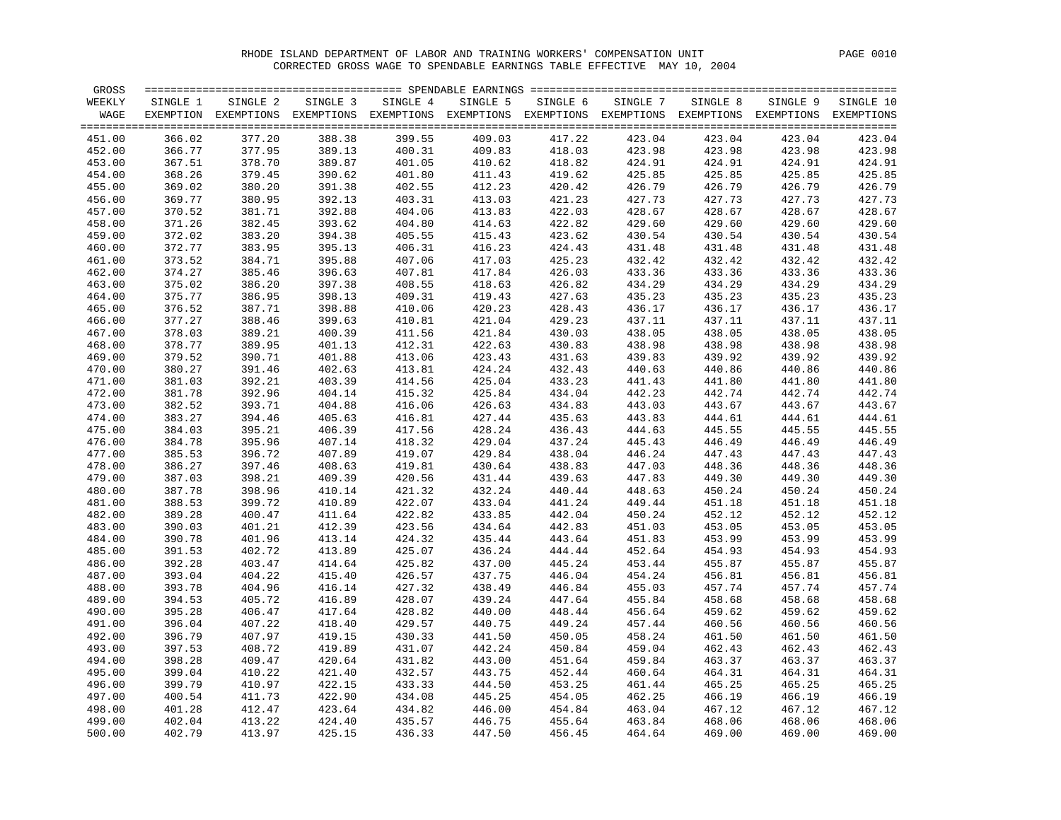RHODE ISLAND DEPARTMENT OF LABOR AND TRAINING WORKERS' COMPENSATION UNIT

CORRECTED GROSS WAGE TO SPENDABLE EARNINGS TABLE EFFECTIVE MAY 10, 2004

| GROSS WEEKLY WAGE | SINGLE 1 EXEMPTION | SINGLE 2 EXEMPTIONS | SINGLE 3 EXEMPTIONS | SINGLE 4 EXEMPTIONS | SINGLE 5 EXEMPTIONS | SINGLE 6 EXEMPTIONS | SINGLE 7 EXEMPTIONS | SINGLE 8 EXEMPTIONS | SINGLE 9 EXEMPTIONS | SINGLE 10 EXEMPTIONS |
|---|---|---|---|---|---|---|---|---|---|---|
| 451.00 | 366.02 | 377.20 | 388.38 | 399.55 | 409.03 | 417.22 | 423.04 | 423.04 | 423.04 | 423.04 |
| 452.00 | 366.77 | 377.95 | 389.13 | 400.31 | 409.83 | 418.03 | 423.98 | 423.98 | 423.98 | 423.98 |
| 453.00 | 367.51 | 378.70 | 389.87 | 401.05 | 410.62 | 418.82 | 424.91 | 424.91 | 424.91 | 424.91 |
| 454.00 | 368.26 | 379.45 | 390.62 | 401.80 | 411.43 | 419.62 | 425.85 | 425.85 | 425.85 | 425.85 |
| 455.00 | 369.02 | 380.20 | 391.38 | 402.55 | 412.23 | 420.42 | 426.79 | 426.79 | 426.79 | 426.79 |
| 456.00 | 369.77 | 380.95 | 392.13 | 403.31 | 413.03 | 421.23 | 427.73 | 427.73 | 427.73 | 427.73 |
| 457.00 | 370.52 | 381.71 | 392.88 | 404.06 | 413.83 | 422.03 | 428.67 | 428.67 | 428.67 | 428.67 |
| 458.00 | 371.26 | 382.45 | 393.62 | 404.80 | 414.63 | 422.82 | 429.60 | 429.60 | 429.60 | 429.60 |
| 459.00 | 372.02 | 383.20 | 394.38 | 405.55 | 415.43 | 423.62 | 430.54 | 430.54 | 430.54 | 430.54 |
| 460.00 | 372.77 | 383.95 | 395.13 | 406.31 | 416.23 | 424.43 | 431.48 | 431.48 | 431.48 | 431.48 |
| 461.00 | 373.52 | 384.71 | 395.88 | 407.06 | 417.03 | 425.23 | 432.42 | 432.42 | 432.42 | 432.42 |
| 462.00 | 374.27 | 385.46 | 396.63 | 407.81 | 417.84 | 426.03 | 433.36 | 433.36 | 433.36 | 433.36 |
| 463.00 | 375.02 | 386.20 | 397.38 | 408.55 | 418.63 | 426.82 | 434.29 | 434.29 | 434.29 | 434.29 |
| 464.00 | 375.77 | 386.95 | 398.13 | 409.31 | 419.43 | 427.63 | 435.23 | 435.23 | 435.23 | 435.23 |
| 465.00 | 376.52 | 387.71 | 398.88 | 410.06 | 420.23 | 428.43 | 436.17 | 436.17 | 436.17 | 436.17 |
| 466.00 | 377.27 | 388.46 | 399.63 | 410.81 | 421.04 | 429.23 | 437.11 | 437.11 | 437.11 | 437.11 |
| 467.00 | 378.03 | 389.21 | 400.39 | 411.56 | 421.84 | 430.03 | 438.05 | 438.05 | 438.05 | 438.05 |
| 468.00 | 378.77 | 389.95 | 401.13 | 412.31 | 422.63 | 430.83 | 438.98 | 438.98 | 438.98 | 438.98 |
| 469.00 | 379.52 | 390.71 | 401.88 | 413.06 | 423.43 | 431.63 | 439.83 | 439.92 | 439.92 | 439.92 |
| 470.00 | 380.27 | 391.46 | 402.63 | 413.81 | 424.24 | 432.43 | 440.63 | 440.86 | 440.86 | 440.86 |
| 471.00 | 381.03 | 392.21 | 403.39 | 414.56 | 425.04 | 433.23 | 441.43 | 441.80 | 441.80 | 441.80 |
| 472.00 | 381.78 | 392.96 | 404.14 | 415.32 | 425.84 | 434.04 | 442.23 | 442.74 | 442.74 | 442.74 |
| 473.00 | 382.52 | 393.71 | 404.88 | 416.06 | 426.63 | 434.83 | 443.03 | 443.67 | 443.67 | 443.67 |
| 474.00 | 383.27 | 394.46 | 405.63 | 416.81 | 427.44 | 435.63 | 443.83 | 444.61 | 444.61 | 444.61 |
| 475.00 | 384.03 | 395.21 | 406.39 | 417.56 | 428.24 | 436.43 | 444.63 | 445.55 | 445.55 | 445.55 |
| 476.00 | 384.78 | 395.96 | 407.14 | 418.32 | 429.04 | 437.24 | 445.43 | 446.49 | 446.49 | 446.49 |
| 477.00 | 385.53 | 396.72 | 407.89 | 419.07 | 429.84 | 438.04 | 446.24 | 447.43 | 447.43 | 447.43 |
| 478.00 | 386.27 | 397.46 | 408.63 | 419.81 | 430.64 | 438.83 | 447.03 | 448.36 | 448.36 | 448.36 |
| 479.00 | 387.03 | 398.21 | 409.39 | 420.56 | 431.44 | 439.63 | 447.83 | 449.30 | 449.30 | 449.30 |
| 480.00 | 387.78 | 398.96 | 410.14 | 421.32 | 432.24 | 440.44 | 448.63 | 450.24 | 450.24 | 450.24 |
| 481.00 | 388.53 | 399.72 | 410.89 | 422.07 | 433.04 | 441.24 | 449.44 | 451.18 | 451.18 | 451.18 |
| 482.00 | 389.28 | 400.47 | 411.64 | 422.82 | 433.85 | 442.04 | 450.24 | 452.12 | 452.12 | 452.12 |
| 483.00 | 390.03 | 401.21 | 412.39 | 423.56 | 434.64 | 442.83 | 451.03 | 453.05 | 453.05 | 453.05 |
| 484.00 | 390.78 | 401.96 | 413.14 | 424.32 | 435.44 | 443.64 | 451.83 | 453.99 | 453.99 | 453.99 |
| 485.00 | 391.53 | 402.72 | 413.89 | 425.07 | 436.24 | 444.44 | 452.64 | 454.93 | 454.93 | 454.93 |
| 486.00 | 392.28 | 403.47 | 414.64 | 425.82 | 437.00 | 445.24 | 453.44 | 455.87 | 455.87 | 455.87 |
| 487.00 | 393.04 | 404.22 | 415.40 | 426.57 | 437.75 | 446.04 | 454.24 | 456.81 | 456.81 | 456.81 |
| 488.00 | 393.78 | 404.96 | 416.14 | 427.32 | 438.49 | 446.84 | 455.03 | 457.74 | 457.74 | 457.74 |
| 489.00 | 394.53 | 405.72 | 416.89 | 428.07 | 439.24 | 447.64 | 455.84 | 458.68 | 458.68 | 458.68 |
| 490.00 | 395.28 | 406.47 | 417.64 | 428.82 | 440.00 | 448.44 | 456.64 | 459.62 | 459.62 | 459.62 |
| 491.00 | 396.04 | 407.22 | 418.40 | 429.57 | 440.75 | 449.24 | 457.44 | 460.56 | 460.56 | 460.56 |
| 492.00 | 396.79 | 407.97 | 419.15 | 430.33 | 441.50 | 450.05 | 458.24 | 461.50 | 461.50 | 461.50 |
| 493.00 | 397.53 | 408.72 | 419.89 | 431.07 | 442.24 | 450.84 | 459.04 | 462.43 | 462.43 | 462.43 |
| 494.00 | 398.28 | 409.47 | 420.64 | 431.82 | 443.00 | 451.64 | 459.84 | 463.37 | 463.37 | 463.37 |
| 495.00 | 399.04 | 410.22 | 421.40 | 432.57 | 443.75 | 452.44 | 460.64 | 464.31 | 464.31 | 464.31 |
| 496.00 | 399.79 | 410.97 | 422.15 | 433.33 | 444.50 | 453.25 | 461.44 | 465.25 | 465.25 | 465.25 |
| 497.00 | 400.54 | 411.73 | 422.90 | 434.08 | 445.25 | 454.05 | 462.25 | 466.19 | 466.19 | 466.19 |
| 498.00 | 401.28 | 412.47 | 423.64 | 434.82 | 446.00 | 454.84 | 463.04 | 467.12 | 467.12 | 467.12 |
| 499.00 | 402.04 | 413.22 | 424.40 | 435.57 | 446.75 | 455.64 | 463.84 | 468.06 | 468.06 | 468.06 |
| 500.00 | 402.79 | 413.97 | 425.15 | 436.33 | 447.50 | 456.45 | 464.64 | 469.00 | 469.00 | 469.00 |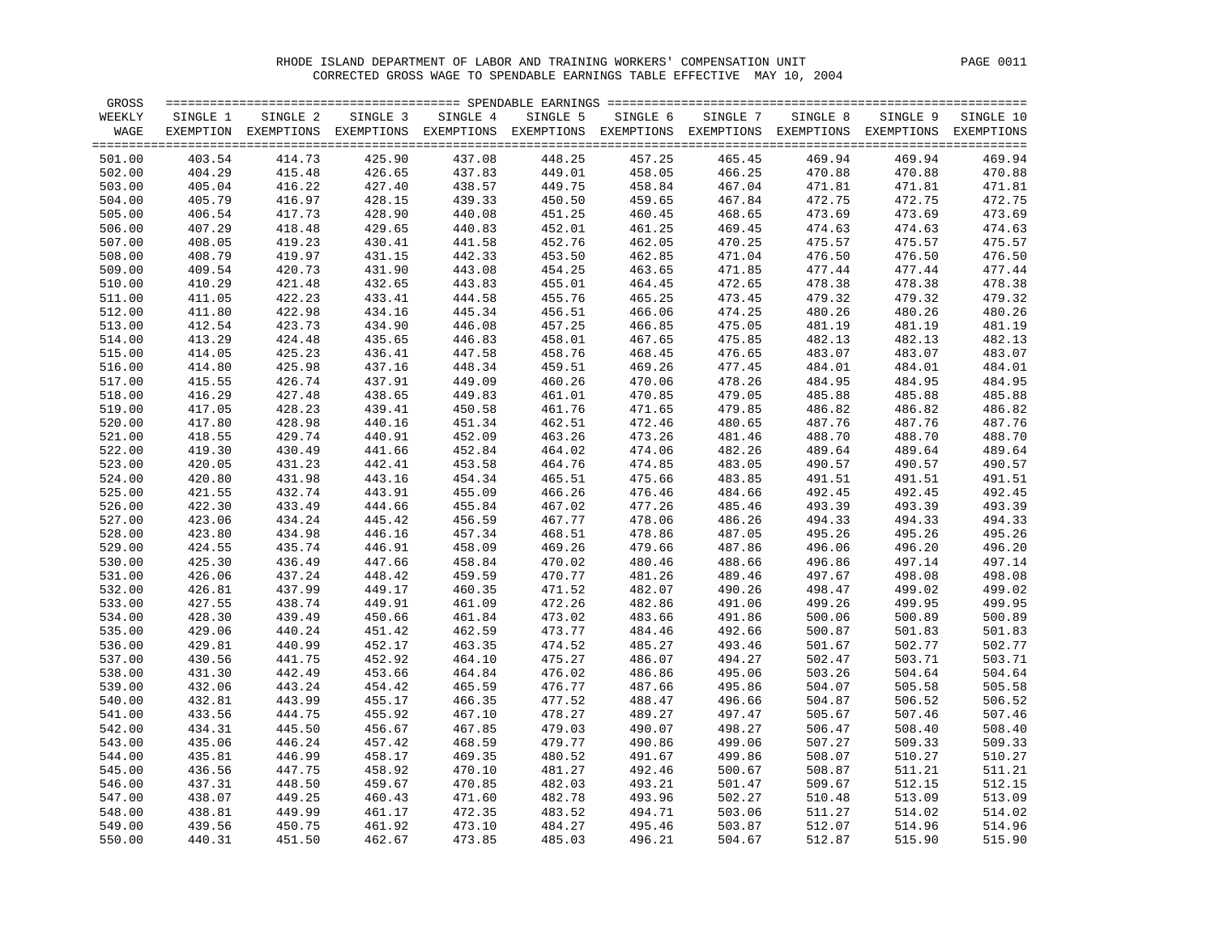RHODE ISLAND DEPARTMENT OF LABOR AND TRAINING WORKERS' COMPENSATION UNIT

CORRECTED GROSS WAGE TO SPENDABLE EARNINGS TABLE EFFECTIVE MAY 10, 2004

| GROSS WEEKLY WAGE | SINGLE 1 EXEMPTION | SINGLE 2 EXEMPTIONS | SINGLE 3 EXEMPTIONS | SINGLE 4 EXEMPTIONS | SINGLE 5 EXEMPTIONS | SINGLE 6 EXEMPTIONS | SINGLE 7 EXEMPTIONS | SINGLE 8 EXEMPTIONS | SINGLE 9 EXEMPTIONS | SINGLE 10 EXEMPTIONS |
|---|---|---|---|---|---|---|---|---|---|---|
| 501.00 | 403.54 | 414.73 | 425.90 | 437.08 | 448.25 | 457.25 | 465.45 | 469.94 | 469.94 | 469.94 |
| 502.00 | 404.29 | 415.48 | 426.65 | 437.83 | 449.01 | 458.05 | 466.25 | 470.88 | 470.88 | 470.88 |
| 503.00 | 405.04 | 416.22 | 427.40 | 438.57 | 449.75 | 458.84 | 467.04 | 471.81 | 471.81 | 471.81 |
| 504.00 | 405.79 | 416.97 | 428.15 | 439.33 | 450.50 | 459.65 | 467.84 | 472.75 | 472.75 | 472.75 |
| 505.00 | 406.54 | 417.73 | 428.90 | 440.08 | 451.25 | 460.45 | 468.65 | 473.69 | 473.69 | 473.69 |
| 506.00 | 407.29 | 418.48 | 429.65 | 440.83 | 452.01 | 461.25 | 469.45 | 474.63 | 474.63 | 474.63 |
| 507.00 | 408.05 | 419.23 | 430.41 | 441.58 | 452.76 | 462.05 | 470.25 | 475.57 | 475.57 | 475.57 |
| 508.00 | 408.79 | 419.97 | 431.15 | 442.33 | 453.50 | 462.85 | 471.04 | 476.50 | 476.50 | 476.50 |
| 509.00 | 409.54 | 420.73 | 431.90 | 443.08 | 454.25 | 463.65 | 471.85 | 477.44 | 477.44 | 477.44 |
| 510.00 | 410.29 | 421.48 | 432.65 | 443.83 | 455.01 | 464.45 | 472.65 | 478.38 | 478.38 | 478.38 |
| 511.00 | 411.05 | 422.23 | 433.41 | 444.58 | 455.76 | 465.25 | 473.45 | 479.32 | 479.32 | 479.32 |
| 512.00 | 411.80 | 422.98 | 434.16 | 445.34 | 456.51 | 466.06 | 474.25 | 480.26 | 480.26 | 480.26 |
| 513.00 | 412.54 | 423.73 | 434.90 | 446.08 | 457.25 | 466.85 | 475.05 | 481.19 | 481.19 | 481.19 |
| 514.00 | 413.29 | 424.48 | 435.65 | 446.83 | 458.01 | 467.65 | 475.85 | 482.13 | 482.13 | 482.13 |
| 515.00 | 414.05 | 425.23 | 436.41 | 447.58 | 458.76 | 468.45 | 476.65 | 483.07 | 483.07 | 483.07 |
| 516.00 | 414.80 | 425.98 | 437.16 | 448.34 | 459.51 | 469.26 | 477.45 | 484.01 | 484.01 | 484.01 |
| 517.00 | 415.55 | 426.74 | 437.91 | 449.09 | 460.26 | 470.06 | 478.26 | 484.95 | 484.95 | 484.95 |
| 518.00 | 416.29 | 427.48 | 438.65 | 449.83 | 461.01 | 470.85 | 479.05 | 485.88 | 485.88 | 485.88 |
| 519.00 | 417.05 | 428.23 | 439.41 | 450.58 | 461.76 | 471.65 | 479.85 | 486.82 | 486.82 | 486.82 |
| 520.00 | 417.80 | 428.98 | 440.16 | 451.34 | 462.51 | 472.46 | 480.65 | 487.76 | 487.76 | 487.76 |
| 521.00 | 418.55 | 429.74 | 440.91 | 452.09 | 463.26 | 473.26 | 481.46 | 488.70 | 488.70 | 488.70 |
| 522.00 | 419.30 | 430.49 | 441.66 | 452.84 | 464.02 | 474.06 | 482.26 | 489.64 | 489.64 | 489.64 |
| 523.00 | 420.05 | 431.23 | 442.41 | 453.58 | 464.76 | 474.85 | 483.05 | 490.57 | 490.57 | 490.57 |
| 524.00 | 420.80 | 431.98 | 443.16 | 454.34 | 465.51 | 475.66 | 483.85 | 491.51 | 491.51 | 491.51 |
| 525.00 | 421.55 | 432.74 | 443.91 | 455.09 | 466.26 | 476.46 | 484.66 | 492.45 | 492.45 | 492.45 |
| 526.00 | 422.30 | 433.49 | 444.66 | 455.84 | 467.02 | 477.26 | 485.46 | 493.39 | 493.39 | 493.39 |
| 527.00 | 423.06 | 434.24 | 445.42 | 456.59 | 467.77 | 478.06 | 486.26 | 494.33 | 494.33 | 494.33 |
| 528.00 | 423.80 | 434.98 | 446.16 | 457.34 | 468.51 | 478.86 | 487.05 | 495.26 | 495.26 | 495.26 |
| 529.00 | 424.55 | 435.74 | 446.91 | 458.09 | 469.26 | 479.66 | 487.86 | 496.06 | 496.20 | 496.20 |
| 530.00 | 425.30 | 436.49 | 447.66 | 458.84 | 470.02 | 480.46 | 488.66 | 496.86 | 497.14 | 497.14 |
| 531.00 | 426.06 | 437.24 | 448.42 | 459.59 | 470.77 | 481.26 | 489.46 | 497.67 | 498.08 | 498.08 |
| 532.00 | 426.81 | 437.99 | 449.17 | 460.35 | 471.52 | 482.07 | 490.26 | 498.47 | 499.02 | 499.02 |
| 533.00 | 427.55 | 438.74 | 449.91 | 461.09 | 472.26 | 482.86 | 491.06 | 499.26 | 499.95 | 499.95 |
| 534.00 | 428.30 | 439.49 | 450.66 | 461.84 | 473.02 | 483.66 | 491.86 | 500.06 | 500.89 | 500.89 |
| 535.00 | 429.06 | 440.24 | 451.42 | 462.59 | 473.77 | 484.46 | 492.66 | 500.87 | 501.83 | 501.83 |
| 536.00 | 429.81 | 440.99 | 452.17 | 463.35 | 474.52 | 485.27 | 493.46 | 501.67 | 502.77 | 502.77 |
| 537.00 | 430.56 | 441.75 | 452.92 | 464.10 | 475.27 | 486.07 | 494.27 | 502.47 | 503.71 | 503.71 |
| 538.00 | 431.30 | 442.49 | 453.66 | 464.84 | 476.02 | 486.86 | 495.06 | 503.26 | 504.64 | 504.64 |
| 539.00 | 432.06 | 443.24 | 454.42 | 465.59 | 476.77 | 487.66 | 495.86 | 504.07 | 505.58 | 505.58 |
| 540.00 | 432.81 | 443.99 | 455.17 | 466.35 | 477.52 | 488.47 | 496.66 | 504.87 | 506.52 | 506.52 |
| 541.00 | 433.56 | 444.75 | 455.92 | 467.10 | 478.27 | 489.27 | 497.47 | 505.67 | 507.46 | 507.46 |
| 542.00 | 434.31 | 445.50 | 456.67 | 467.85 | 479.03 | 490.07 | 498.27 | 506.47 | 508.40 | 508.40 |
| 543.00 | 435.06 | 446.24 | 457.42 | 468.59 | 479.77 | 490.86 | 499.06 | 507.27 | 509.33 | 509.33 |
| 544.00 | 435.81 | 446.99 | 458.17 | 469.35 | 480.52 | 491.67 | 499.86 | 508.07 | 510.27 | 510.27 |
| 545.00 | 436.56 | 447.75 | 458.92 | 470.10 | 481.27 | 492.46 | 500.67 | 508.87 | 511.21 | 511.21 |
| 546.00 | 437.31 | 448.50 | 459.67 | 470.85 | 482.03 | 493.21 | 501.47 | 509.67 | 512.15 | 512.15 |
| 547.00 | 438.07 | 449.25 | 460.43 | 471.60 | 482.78 | 493.96 | 502.27 | 510.48 | 513.09 | 513.09 |
| 548.00 | 438.81 | 449.99 | 461.17 | 472.35 | 483.52 | 494.71 | 503.06 | 511.27 | 514.02 | 514.02 |
| 549.00 | 439.56 | 450.75 | 461.92 | 473.10 | 484.27 | 495.46 | 503.87 | 512.07 | 514.96 | 514.96 |
| 550.00 | 440.31 | 451.50 | 462.67 | 473.85 | 485.03 | 496.21 | 504.67 | 512.87 | 515.90 | 515.90 |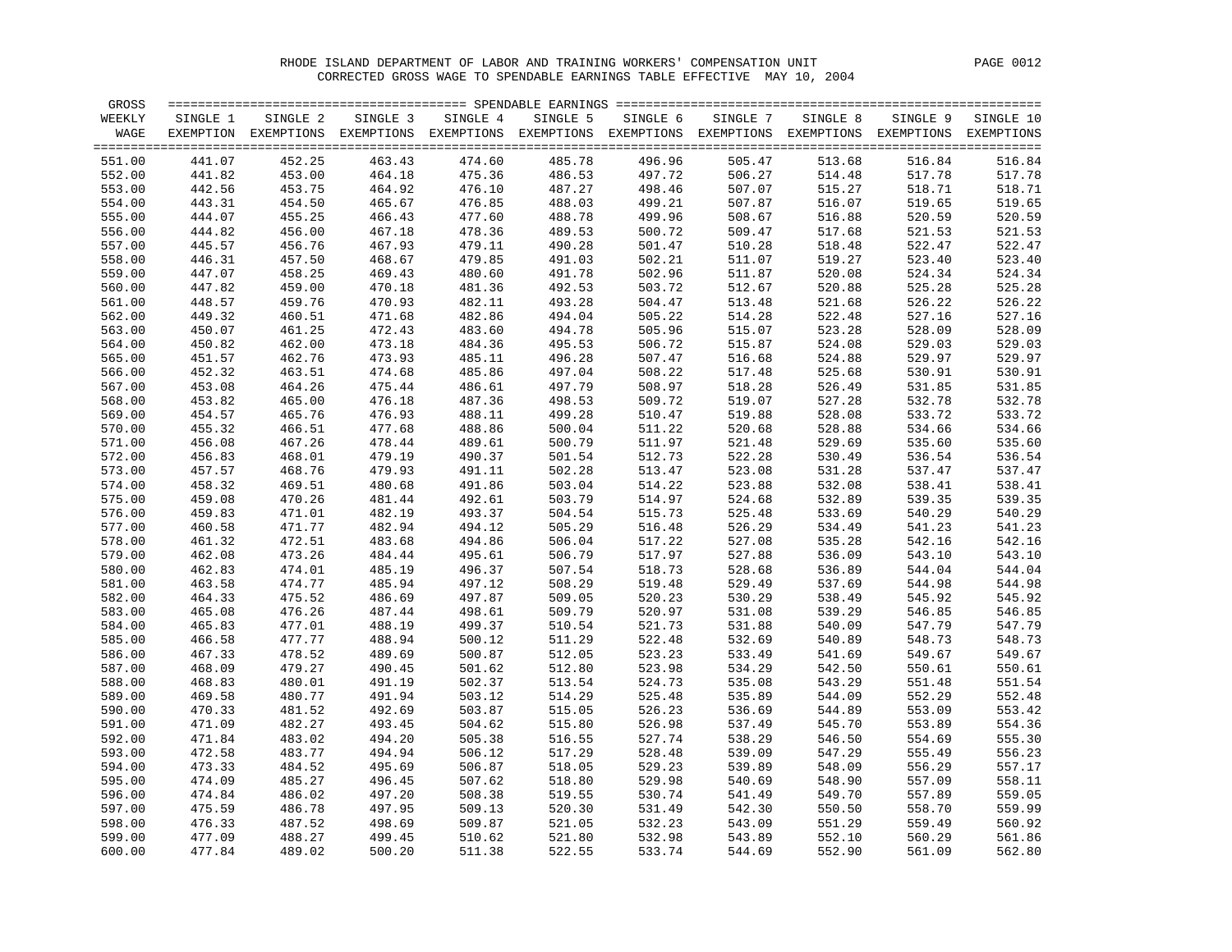RHODE ISLAND DEPARTMENT OF LABOR AND TRAINING WORKERS' COMPENSATION UNIT

CORRECTED GROSS WAGE TO SPENDABLE EARNINGS TABLE EFFECTIVE MAY 10, 2004

| GROSS WEEKLY WAGE | SINGLE 1 EXEMPTION | SINGLE 2 EXEMPTIONS | SINGLE 3 EXEMPTIONS | SINGLE 4 EXEMPTIONS | SINGLE 5 EXEMPTIONS | SINGLE 6 EXEMPTIONS | SINGLE 7 EXEMPTIONS | SINGLE 8 EXEMPTIONS | SINGLE 9 EXEMPTIONS | SINGLE 10 EXEMPTIONS |
|---|---|---|---|---|---|---|---|---|---|---|
| 551.00 | 441.07 | 452.25 | 463.43 | 474.60 | 485.78 | 496.96 | 505.47 | 513.68 | 516.84 | 516.84 |
| 552.00 | 441.82 | 453.00 | 464.18 | 475.36 | 486.53 | 497.72 | 506.27 | 514.48 | 517.78 | 517.78 |
| 553.00 | 442.56 | 453.75 | 464.92 | 476.10 | 487.27 | 498.46 | 507.07 | 515.27 | 518.71 | 518.71 |
| 554.00 | 443.31 | 454.50 | 465.67 | 476.85 | 488.03 | 499.21 | 507.87 | 516.07 | 519.65 | 519.65 |
| 555.00 | 444.07 | 455.25 | 466.43 | 477.60 | 488.78 | 499.96 | 508.67 | 516.88 | 520.59 | 520.59 |
| 556.00 | 444.82 | 456.00 | 467.18 | 478.36 | 489.53 | 500.72 | 509.47 | 517.68 | 521.53 | 521.53 |
| 557.00 | 445.57 | 456.76 | 467.93 | 479.11 | 490.28 | 501.47 | 510.28 | 518.48 | 522.47 | 522.47 |
| 558.00 | 446.31 | 457.50 | 468.67 | 479.85 | 491.03 | 502.21 | 511.07 | 519.27 | 523.40 | 523.40 |
| 559.00 | 447.07 | 458.25 | 469.43 | 480.60 | 491.78 | 502.96 | 511.87 | 520.08 | 524.34 | 524.34 |
| 560.00 | 447.82 | 459.00 | 470.18 | 481.36 | 492.53 | 503.72 | 512.67 | 520.88 | 525.28 | 525.28 |
| 561.00 | 448.57 | 459.76 | 470.93 | 482.11 | 493.28 | 504.47 | 513.48 | 521.68 | 526.22 | 526.22 |
| 562.00 | 449.32 | 460.51 | 471.68 | 482.86 | 494.04 | 505.22 | 514.28 | 522.48 | 527.16 | 527.16 |
| 563.00 | 450.07 | 461.25 | 472.43 | 483.60 | 494.78 | 505.96 | 515.07 | 523.28 | 528.09 | 528.09 |
| 564.00 | 450.82 | 462.00 | 473.18 | 484.36 | 495.53 | 506.72 | 515.87 | 524.08 | 529.03 | 529.03 |
| 565.00 | 451.57 | 462.76 | 473.93 | 485.11 | 496.28 | 507.47 | 516.68 | 524.88 | 529.97 | 529.97 |
| 566.00 | 452.32 | 463.51 | 474.68 | 485.86 | 497.04 | 508.22 | 517.48 | 525.68 | 530.91 | 530.91 |
| 567.00 | 453.08 | 464.26 | 475.44 | 486.61 | 497.79 | 508.97 | 518.28 | 526.49 | 531.85 | 531.85 |
| 568.00 | 453.82 | 465.00 | 476.18 | 487.36 | 498.53 | 509.72 | 519.07 | 527.28 | 532.78 | 532.78 |
| 569.00 | 454.57 | 465.76 | 476.93 | 488.11 | 499.28 | 510.47 | 519.88 | 528.08 | 533.72 | 533.72 |
| 570.00 | 455.32 | 466.51 | 477.68 | 488.86 | 500.04 | 511.22 | 520.68 | 528.88 | 534.66 | 534.66 |
| 571.00 | 456.08 | 467.26 | 478.44 | 489.61 | 500.79 | 511.97 | 521.48 | 529.69 | 535.60 | 535.60 |
| 572.00 | 456.83 | 468.01 | 479.19 | 490.37 | 501.54 | 512.73 | 522.28 | 530.49 | 536.54 | 536.54 |
| 573.00 | 457.57 | 468.76 | 479.93 | 491.11 | 502.28 | 513.47 | 523.08 | 531.28 | 537.47 | 537.47 |
| 574.00 | 458.32 | 469.51 | 480.68 | 491.86 | 503.04 | 514.22 | 523.88 | 532.08 | 538.41 | 538.41 |
| 575.00 | 459.08 | 470.26 | 481.44 | 492.61 | 503.79 | 514.97 | 524.68 | 532.89 | 539.35 | 539.35 |
| 576.00 | 459.83 | 471.01 | 482.19 | 493.37 | 504.54 | 515.73 | 525.48 | 533.69 | 540.29 | 540.29 |
| 577.00 | 460.58 | 471.77 | 482.94 | 494.12 | 505.29 | 516.48 | 526.29 | 534.49 | 541.23 | 541.23 |
| 578.00 | 461.32 | 472.51 | 483.68 | 494.86 | 506.04 | 517.22 | 527.08 | 535.28 | 542.16 | 542.16 |
| 579.00 | 462.08 | 473.26 | 484.44 | 495.61 | 506.79 | 517.97 | 527.88 | 536.09 | 543.10 | 543.10 |
| 580.00 | 462.83 | 474.01 | 485.19 | 496.37 | 507.54 | 518.73 | 528.68 | 536.89 | 544.04 | 544.04 |
| 581.00 | 463.58 | 474.77 | 485.94 | 497.12 | 508.29 | 519.48 | 529.49 | 537.69 | 544.98 | 544.98 |
| 582.00 | 464.33 | 475.52 | 486.69 | 497.87 | 509.05 | 520.23 | 530.29 | 538.49 | 545.92 | 545.92 |
| 583.00 | 465.08 | 476.26 | 487.44 | 498.61 | 509.79 | 520.97 | 531.08 | 539.29 | 546.85 | 546.85 |
| 584.00 | 465.83 | 477.01 | 488.19 | 499.37 | 510.54 | 521.73 | 531.88 | 540.09 | 547.79 | 547.79 |
| 585.00 | 466.58 | 477.77 | 488.94 | 500.12 | 511.29 | 522.48 | 532.69 | 540.89 | 548.73 | 548.73 |
| 586.00 | 467.33 | 478.52 | 489.69 | 500.87 | 512.05 | 523.23 | 533.49 | 541.69 | 549.67 | 549.67 |
| 587.00 | 468.09 | 479.27 | 490.45 | 501.62 | 512.80 | 523.98 | 534.29 | 542.50 | 550.61 | 550.61 |
| 588.00 | 468.83 | 480.01 | 491.19 | 502.37 | 513.54 | 524.73 | 535.08 | 543.29 | 551.48 | 551.54 |
| 589.00 | 469.58 | 480.77 | 491.94 | 503.12 | 514.29 | 525.48 | 535.89 | 544.09 | 552.29 | 552.48 |
| 590.00 | 470.33 | 481.52 | 492.69 | 503.87 | 515.05 | 526.23 | 536.69 | 544.89 | 553.09 | 553.42 |
| 591.00 | 471.09 | 482.27 | 493.45 | 504.62 | 515.80 | 526.98 | 537.49 | 545.70 | 553.89 | 554.36 |
| 592.00 | 471.84 | 483.02 | 494.20 | 505.38 | 516.55 | 527.74 | 538.29 | 546.50 | 554.69 | 555.30 |
| 593.00 | 472.58 | 483.77 | 494.94 | 506.12 | 517.29 | 528.48 | 539.09 | 547.29 | 555.49 | 556.23 |
| 594.00 | 473.33 | 484.52 | 495.69 | 506.87 | 518.05 | 529.23 | 539.89 | 548.09 | 556.29 | 557.17 |
| 595.00 | 474.09 | 485.27 | 496.45 | 507.62 | 518.80 | 529.98 | 540.69 | 548.90 | 557.09 | 558.11 |
| 596.00 | 474.84 | 486.02 | 497.20 | 508.38 | 519.55 | 530.74 | 541.49 | 549.70 | 557.89 | 559.05 |
| 597.00 | 475.59 | 486.78 | 497.95 | 509.13 | 520.30 | 531.49 | 542.30 | 550.50 | 558.70 | 559.99 |
| 598.00 | 476.33 | 487.52 | 498.69 | 509.87 | 521.05 | 532.23 | 543.09 | 551.29 | 559.49 | 560.92 |
| 599.00 | 477.09 | 488.27 | 499.45 | 510.62 | 521.80 | 532.98 | 543.89 | 552.10 | 560.29 | 561.86 |
| 600.00 | 477.84 | 489.02 | 500.20 | 511.38 | 522.55 | 533.74 | 544.69 | 552.90 | 561.09 | 562.80 |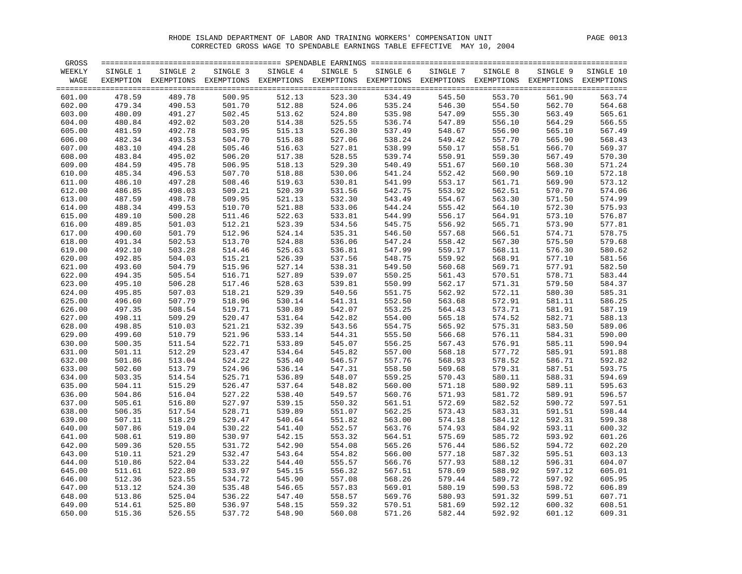RHODE ISLAND DEPARTMENT OF LABOR AND TRAINING WORKERS' COMPENSATION UNIT

CORRECTED GROSS WAGE TO SPENDABLE EARNINGS TABLE EFFECTIVE MAY 10, 2004

| GROSS WEEKLY WAGE | SINGLE 1 EXEMPTION | SINGLE 2 EXEMPTIONS | SINGLE 3 EXEMPTIONS | SINGLE 4 EXEMPTIONS | SINGLE 5 EXEMPTIONS | SINGLE 6 EXEMPTIONS | SINGLE 7 EXEMPTIONS | SINGLE 8 EXEMPTIONS | SINGLE 9 EXEMPTIONS | SINGLE 10 EXEMPTIONS |
|---|---|---|---|---|---|---|---|---|---|---|
| 601.00 | 478.59 | 489.78 | 500.95 | 512.13 | 523.30 | 534.49 | 545.50 | 553.70 | 561.90 | 563.74 |
| 602.00 | 479.34 | 490.53 | 501.70 | 512.88 | 524.06 | 535.24 | 546.30 | 554.50 | 562.70 | 564.68 |
| 603.00 | 480.09 | 491.27 | 502.45 | 513.62 | 524.80 | 535.98 | 547.09 | 555.30 | 563.49 | 565.61 |
| 604.00 | 480.84 | 492.02 | 503.20 | 514.38 | 525.55 | 536.74 | 547.89 | 556.10 | 564.29 | 566.55 |
| 605.00 | 481.59 | 492.78 | 503.95 | 515.13 | 526.30 | 537.49 | 548.67 | 556.90 | 565.10 | 567.49 |
| 606.00 | 482.34 | 493.53 | 504.70 | 515.88 | 527.06 | 538.24 | 549.42 | 557.70 | 565.90 | 568.43 |
| 607.00 | 483.10 | 494.28 | 505.46 | 516.63 | 527.81 | 538.99 | 550.17 | 558.51 | 566.70 | 569.37 |
| 608.00 | 483.84 | 495.02 | 506.20 | 517.38 | 528.55 | 539.74 | 550.91 | 559.30 | 567.49 | 570.30 |
| 609.00 | 484.59 | 495.78 | 506.95 | 518.13 | 529.30 | 540.49 | 551.67 | 560.10 | 568.30 | 571.24 |
| 610.00 | 485.34 | 496.53 | 507.70 | 518.88 | 530.06 | 541.24 | 552.42 | 560.90 | 569.10 | 572.18 |
| 611.00 | 486.10 | 497.28 | 508.46 | 519.63 | 530.81 | 541.99 | 553.17 | 561.71 | 569.90 | 573.12 |
| 612.00 | 486.85 | 498.03 | 509.21 | 520.39 | 531.56 | 542.75 | 553.92 | 562.51 | 570.70 | 574.06 |
| 613.00 | 487.59 | 498.78 | 509.95 | 521.13 | 532.30 | 543.49 | 554.67 | 563.30 | 571.50 | 574.99 |
| 614.00 | 488.34 | 499.53 | 510.70 | 521.88 | 533.06 | 544.24 | 555.42 | 564.10 | 572.30 | 575.93 |
| 615.00 | 489.10 | 500.28 | 511.46 | 522.63 | 533.81 | 544.99 | 556.17 | 564.91 | 573.10 | 576.87 |
| 616.00 | 489.85 | 501.03 | 512.21 | 523.39 | 534.56 | 545.75 | 556.92 | 565.71 | 573.90 | 577.81 |
| 617.00 | 490.60 | 501.79 | 512.96 | 524.14 | 535.31 | 546.50 | 557.68 | 566.51 | 574.71 | 578.75 |
| 618.00 | 491.34 | 502.53 | 513.70 | 524.88 | 536.06 | 547.24 | 558.42 | 567.30 | 575.50 | 579.68 |
| 619.00 | 492.10 | 503.28 | 514.46 | 525.63 | 536.81 | 547.99 | 559.17 | 568.11 | 576.30 | 580.62 |
| 620.00 | 492.85 | 504.03 | 515.21 | 526.39 | 537.56 | 548.75 | 559.92 | 568.91 | 577.10 | 581.56 |
| 621.00 | 493.60 | 504.79 | 515.96 | 527.14 | 538.31 | 549.50 | 560.68 | 569.71 | 577.91 | 582.50 |
| 622.00 | 494.35 | 505.54 | 516.71 | 527.89 | 539.07 | 550.25 | 561.43 | 570.51 | 578.71 | 583.44 |
| 623.00 | 495.10 | 506.28 | 517.46 | 528.63 | 539.81 | 550.99 | 562.17 | 571.31 | 579.50 | 584.37 |
| 624.00 | 495.85 | 507.03 | 518.21 | 529.39 | 540.56 | 551.75 | 562.92 | 572.11 | 580.30 | 585.31 |
| 625.00 | 496.60 | 507.79 | 518.96 | 530.14 | 541.31 | 552.50 | 563.68 | 572.91 | 581.11 | 586.25 |
| 626.00 | 497.35 | 508.54 | 519.71 | 530.89 | 542.07 | 553.25 | 564.43 | 573.71 | 581.91 | 587.19 |
| 627.00 | 498.11 | 509.29 | 520.47 | 531.64 | 542.82 | 554.00 | 565.18 | 574.52 | 582.71 | 588.13 |
| 628.00 | 498.85 | 510.03 | 521.21 | 532.39 | 543.56 | 554.75 | 565.92 | 575.31 | 583.50 | 589.06 |
| 629.00 | 499.60 | 510.79 | 521.96 | 533.14 | 544.31 | 555.50 | 566.68 | 576.11 | 584.31 | 590.00 |
| 630.00 | 500.35 | 511.54 | 522.71 | 533.89 | 545.07 | 556.25 | 567.43 | 576.91 | 585.11 | 590.94 |
| 631.00 | 501.11 | 512.29 | 523.47 | 534.64 | 545.82 | 557.00 | 568.18 | 577.72 | 585.91 | 591.88 |
| 632.00 | 501.86 | 513.04 | 524.22 | 535.40 | 546.57 | 557.76 | 568.93 | 578.52 | 586.71 | 592.82 |
| 633.00 | 502.60 | 513.79 | 524.96 | 536.14 | 547.31 | 558.50 | 569.68 | 579.31 | 587.51 | 593.75 |
| 634.00 | 503.35 | 514.54 | 525.71 | 536.89 | 548.07 | 559.25 | 570.43 | 580.11 | 588.31 | 594.69 |
| 635.00 | 504.11 | 515.29 | 526.47 | 537.64 | 548.82 | 560.00 | 571.18 | 580.92 | 589.11 | 595.63 |
| 636.00 | 504.86 | 516.04 | 527.22 | 538.40 | 549.57 | 560.76 | 571.93 | 581.72 | 589.91 | 596.57 |
| 637.00 | 505.61 | 516.80 | 527.97 | 539.15 | 550.32 | 561.51 | 572.69 | 582.52 | 590.72 | 597.51 |
| 638.00 | 506.35 | 517.54 | 528.71 | 539.89 | 551.07 | 562.25 | 573.43 | 583.31 | 591.51 | 598.44 |
| 639.00 | 507.11 | 518.29 | 529.47 | 540.64 | 551.82 | 563.00 | 574.18 | 584.12 | 592.31 | 599.38 |
| 640.00 | 507.86 | 519.04 | 530.22 | 541.40 | 552.57 | 563.76 | 574.93 | 584.92 | 593.11 | 600.32 |
| 641.00 | 508.61 | 519.80 | 530.97 | 542.15 | 553.32 | 564.51 | 575.69 | 585.72 | 593.92 | 601.26 |
| 642.00 | 509.36 | 520.55 | 531.72 | 542.90 | 554.08 | 565.26 | 576.44 | 586.52 | 594.72 | 602.20 |
| 643.00 | 510.11 | 521.29 | 532.47 | 543.64 | 554.82 | 566.00 | 577.18 | 587.32 | 595.51 | 603.13 |
| 644.00 | 510.86 | 522.04 | 533.22 | 544.40 | 555.57 | 566.76 | 577.93 | 588.12 | 596.31 | 604.07 |
| 645.00 | 511.61 | 522.80 | 533.97 | 545.15 | 556.32 | 567.51 | 578.69 | 588.92 | 597.12 | 605.01 |
| 646.00 | 512.36 | 523.55 | 534.72 | 545.90 | 557.08 | 568.26 | 579.44 | 589.72 | 597.92 | 605.95 |
| 647.00 | 513.12 | 524.30 | 535.48 | 546.65 | 557.83 | 569.01 | 580.19 | 590.53 | 598.72 | 606.89 |
| 648.00 | 513.86 | 525.04 | 536.22 | 547.40 | 558.57 | 569.76 | 580.93 | 591.32 | 599.51 | 607.71 |
| 649.00 | 514.61 | 525.80 | 536.97 | 548.15 | 559.32 | 570.51 | 581.69 | 592.12 | 600.32 | 608.51 |
| 650.00 | 515.36 | 526.55 | 537.72 | 548.90 | 560.08 | 571.26 | 582.44 | 592.92 | 601.12 | 609.31 |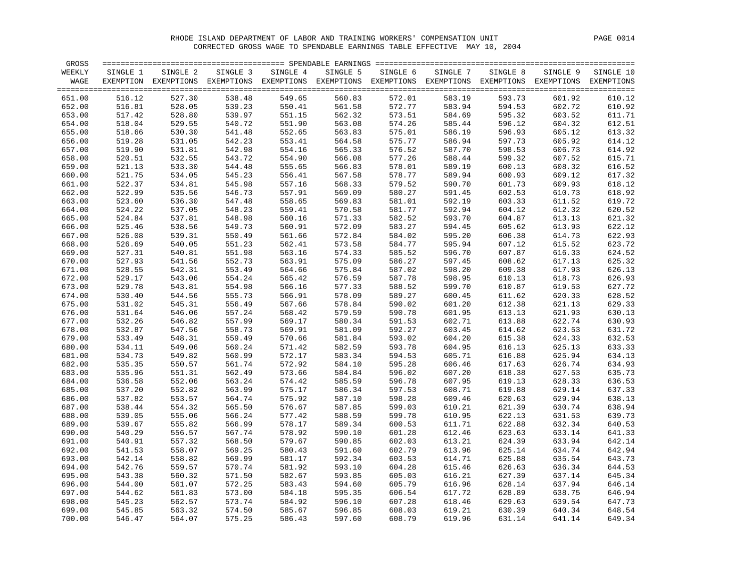RHODE ISLAND DEPARTMENT OF LABOR AND TRAINING WORKERS' COMPENSATION UNIT

CORRECTED GROSS WAGE TO SPENDABLE EARNINGS TABLE EFFECTIVE MAY 10, 2004

| GROSS WEEKLY WAGE | SINGLE 1 EXEMPTION | SINGLE 2 EXEMPTIONS | SINGLE 3 EXEMPTIONS | SINGLE 4 EXEMPTIONS | SINGLE 5 EXEMPTIONS | SINGLE 6 EXEMPTIONS | SINGLE 7 EXEMPTIONS | SINGLE 8 EXEMPTIONS | SINGLE 9 EXEMPTIONS | SINGLE 10 EXEMPTIONS |
|---|---|---|---|---|---|---|---|---|---|---|
| 651.00 | 516.12 | 527.30 | 538.48 | 549.65 | 560.83 | 572.01 | 583.19 | 593.73 | 601.92 | 610.12 |
| 652.00 | 516.81 | 528.05 | 539.23 | 550.41 | 561.58 | 572.77 | 583.94 | 594.53 | 602.72 | 610.92 |
| 653.00 | 517.42 | 528.80 | 539.97 | 551.15 | 562.32 | 573.51 | 584.69 | 595.32 | 603.52 | 611.71 |
| 654.00 | 518.04 | 529.55 | 540.72 | 551.90 | 563.08 | 574.26 | 585.44 | 596.12 | 604.32 | 612.51 |
| 655.00 | 518.66 | 530.30 | 541.48 | 552.65 | 563.83 | 575.01 | 586.19 | 596.93 | 605.12 | 613.32 |
| 656.00 | 519.28 | 531.05 | 542.23 | 553.41 | 564.58 | 575.77 | 586.94 | 597.73 | 605.92 | 614.12 |
| 657.00 | 519.90 | 531.81 | 542.98 | 554.16 | 565.33 | 576.52 | 587.70 | 598.53 | 606.73 | 614.92 |
| 658.00 | 520.51 | 532.55 | 543.72 | 554.90 | 566.08 | 577.26 | 588.44 | 599.32 | 607.52 | 615.71 |
| 659.00 | 521.13 | 533.30 | 544.48 | 555.65 | 566.83 | 578.01 | 589.19 | 600.13 | 608.32 | 616.52 |
| 660.00 | 521.75 | 534.05 | 545.23 | 556.41 | 567.58 | 578.77 | 589.94 | 600.93 | 609.12 | 617.32 |
| 661.00 | 522.37 | 534.81 | 545.98 | 557.16 | 568.33 | 579.52 | 590.70 | 601.73 | 609.93 | 618.12 |
| 662.00 | 522.99 | 535.56 | 546.73 | 557.91 | 569.09 | 580.27 | 591.45 | 602.53 | 610.73 | 618.92 |
| 663.00 | 523.60 | 536.30 | 547.48 | 558.65 | 569.83 | 581.01 | 592.19 | 603.33 | 611.52 | 619.72 |
| 664.00 | 524.22 | 537.05 | 548.23 | 559.41 | 570.58 | 581.77 | 592.94 | 604.12 | 612.32 | 620.52 |
| 665.00 | 524.84 | 537.81 | 548.98 | 560.16 | 571.33 | 582.52 | 593.70 | 604.87 | 613.13 | 621.32 |
| 666.00 | 525.46 | 538.56 | 549.73 | 560.91 | 572.09 | 583.27 | 594.45 | 605.62 | 613.93 | 622.12 |
| 667.00 | 526.08 | 539.31 | 550.49 | 561.66 | 572.84 | 584.02 | 595.20 | 606.38 | 614.73 | 622.93 |
| 668.00 | 526.69 | 540.05 | 551.23 | 562.41 | 573.58 | 584.77 | 595.94 | 607.12 | 615.52 | 623.72 |
| 669.00 | 527.31 | 540.81 | 551.98 | 563.16 | 574.33 | 585.52 | 596.70 | 607.87 | 616.33 | 624.52 |
| 670.00 | 527.93 | 541.56 | 552.73 | 563.91 | 575.09 | 586.27 | 597.45 | 608.62 | 617.13 | 625.32 |
| 671.00 | 528.55 | 542.31 | 553.49 | 564.66 | 575.84 | 587.02 | 598.20 | 609.38 | 617.93 | 626.13 |
| 672.00 | 529.17 | 543.06 | 554.24 | 565.42 | 576.59 | 587.78 | 598.95 | 610.13 | 618.73 | 626.93 |
| 673.00 | 529.78 | 543.81 | 554.98 | 566.16 | 577.33 | 588.52 | 599.70 | 610.87 | 619.53 | 627.72 |
| 674.00 | 530.40 | 544.56 | 555.73 | 566.91 | 578.09 | 589.27 | 600.45 | 611.62 | 620.33 | 628.52 |
| 675.00 | 531.02 | 545.31 | 556.49 | 567.66 | 578.84 | 590.02 | 601.20 | 612.38 | 621.13 | 629.33 |
| 676.00 | 531.64 | 546.06 | 557.24 | 568.42 | 579.59 | 590.78 | 601.95 | 613.13 | 621.93 | 630.13 |
| 677.00 | 532.26 | 546.82 | 557.99 | 569.17 | 580.34 | 591.53 | 602.71 | 613.88 | 622.74 | 630.93 |
| 678.00 | 532.87 | 547.56 | 558.73 | 569.91 | 581.09 | 592.27 | 603.45 | 614.62 | 623.53 | 631.72 |
| 679.00 | 533.49 | 548.31 | 559.49 | 570.66 | 581.84 | 593.02 | 604.20 | 615.38 | 624.33 | 632.53 |
| 680.00 | 534.11 | 549.06 | 560.24 | 571.42 | 582.59 | 593.78 | 604.95 | 616.13 | 625.13 | 633.33 |
| 681.00 | 534.73 | 549.82 | 560.99 | 572.17 | 583.34 | 594.53 | 605.71 | 616.88 | 625.94 | 634.13 |
| 682.00 | 535.35 | 550.57 | 561.74 | 572.92 | 584.10 | 595.28 | 606.46 | 617.63 | 626.74 | 634.93 |
| 683.00 | 535.96 | 551.31 | 562.49 | 573.66 | 584.84 | 596.02 | 607.20 | 618.38 | 627.53 | 635.73 |
| 684.00 | 536.58 | 552.06 | 563.24 | 574.42 | 585.59 | 596.78 | 607.95 | 619.13 | 628.33 | 636.53 |
| 685.00 | 537.20 | 552.82 | 563.99 | 575.17 | 586.34 | 597.53 | 608.71 | 619.88 | 629.14 | 637.33 |
| 686.00 | 537.82 | 553.57 | 564.74 | 575.92 | 587.10 | 598.28 | 609.46 | 620.63 | 629.94 | 638.13 |
| 687.00 | 538.44 | 554.32 | 565.50 | 576.67 | 587.85 | 599.03 | 610.21 | 621.39 | 630.74 | 638.94 |
| 688.00 | 539.05 | 555.06 | 566.24 | 577.42 | 588.59 | 599.78 | 610.95 | 622.13 | 631.53 | 639.73 |
| 689.00 | 539.67 | 555.82 | 566.99 | 578.17 | 589.34 | 600.53 | 611.71 | 622.88 | 632.34 | 640.53 |
| 690.00 | 540.29 | 556.57 | 567.74 | 578.92 | 590.10 | 601.28 | 612.46 | 623.63 | 633.14 | 641.33 |
| 691.00 | 540.91 | 557.32 | 568.50 | 579.67 | 590.85 | 602.03 | 613.21 | 624.39 | 633.94 | 642.14 |
| 692.00 | 541.53 | 558.07 | 569.25 | 580.43 | 591.60 | 602.79 | 613.96 | 625.14 | 634.74 | 642.94 |
| 693.00 | 542.14 | 558.82 | 569.99 | 581.17 | 592.34 | 603.53 | 614.71 | 625.88 | 635.54 | 643.73 |
| 694.00 | 542.76 | 559.57 | 570.74 | 581.92 | 593.10 | 604.28 | 615.46 | 626.63 | 636.34 | 644.53 |
| 695.00 | 543.38 | 560.32 | 571.50 | 582.67 | 593.85 | 605.03 | 616.21 | 627.39 | 637.14 | 645.34 |
| 696.00 | 544.00 | 561.07 | 572.25 | 583.43 | 594.60 | 605.79 | 616.96 | 628.14 | 637.94 | 646.14 |
| 697.00 | 544.62 | 561.83 | 573.00 | 584.18 | 595.35 | 606.54 | 617.72 | 628.89 | 638.75 | 646.94 |
| 698.00 | 545.23 | 562.57 | 573.74 | 584.92 | 596.10 | 607.28 | 618.46 | 629.63 | 639.54 | 647.73 |
| 699.00 | 545.85 | 563.32 | 574.50 | 585.67 | 596.85 | 608.03 | 619.21 | 630.39 | 640.34 | 648.54 |
| 700.00 | 546.47 | 564.07 | 575.25 | 586.43 | 597.60 | 608.79 | 619.96 | 631.14 | 641.14 | 649.34 |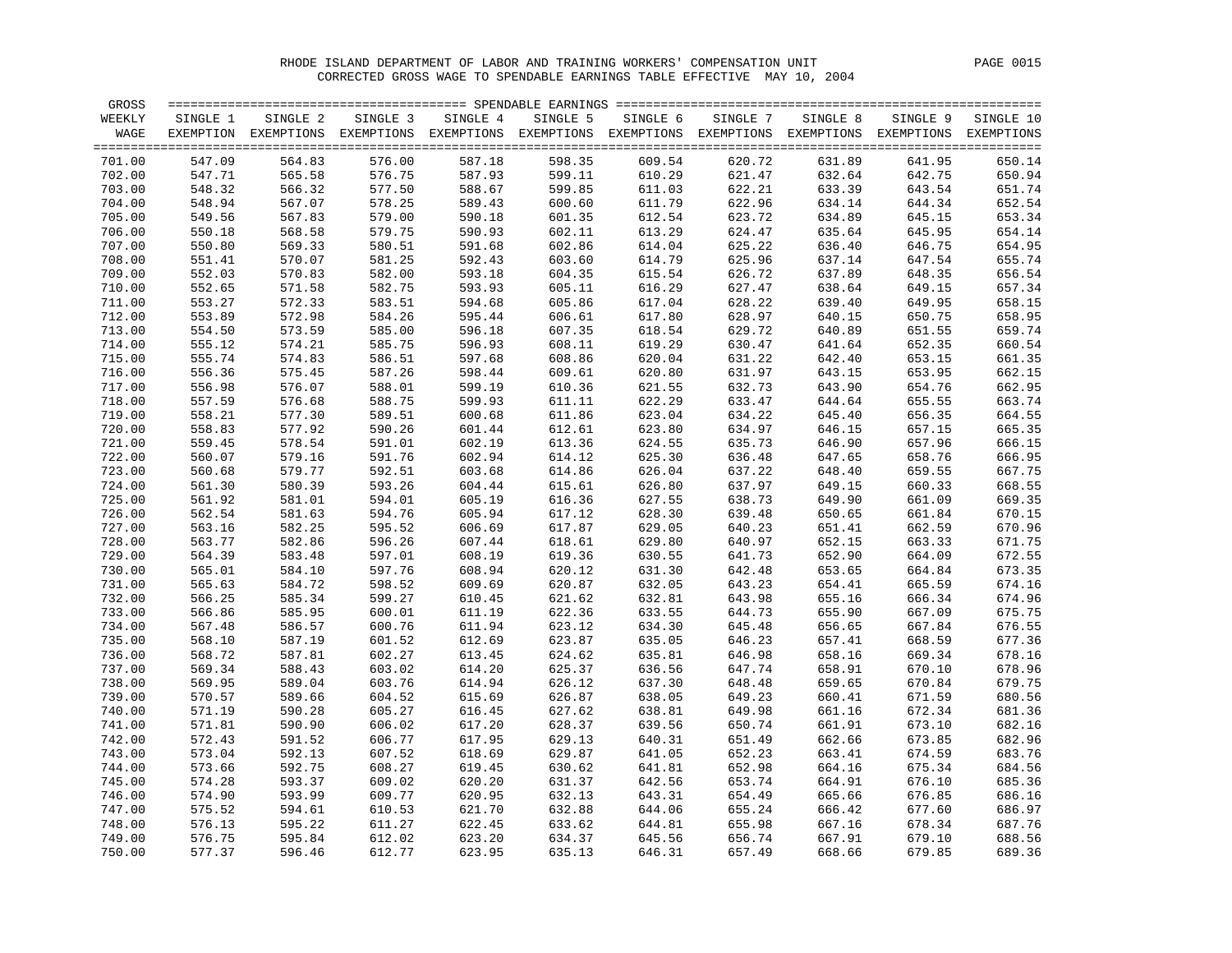RHODE ISLAND DEPARTMENT OF LABOR AND TRAINING WORKERS' COMPENSATION UNIT

CORRECTED GROSS WAGE TO SPENDABLE EARNINGS TABLE EFFECTIVE MAY 10, 2004

| GROSS WEEKLY WAGE | SINGLE 1 EXEMPTION | SINGLE 2 EXEMPTIONS | SINGLE 3 EXEMPTIONS | SINGLE 4 EXEMPTIONS | SINGLE 5 EXEMPTIONS | SINGLE 6 EXEMPTIONS | SINGLE 7 EXEMPTIONS | SINGLE 8 EXEMPTIONS | SINGLE 9 EXEMPTIONS | SINGLE 10 EXEMPTIONS |
|---|---|---|---|---|---|---|---|---|---|---|
| 701.00 | 547.09 | 564.83 | 576.00 | 587.18 | 598.35 | 609.54 | 620.72 | 631.89 | 641.95 | 650.14 |
| 702.00 | 547.71 | 565.58 | 576.75 | 587.93 | 599.11 | 610.29 | 621.47 | 632.64 | 642.75 | 650.94 |
| 703.00 | 548.32 | 566.32 | 577.50 | 588.67 | 599.85 | 611.03 | 622.21 | 633.39 | 643.54 | 651.74 |
| 704.00 | 548.94 | 567.07 | 578.25 | 589.43 | 600.60 | 611.79 | 622.96 | 634.14 | 644.34 | 652.54 |
| 705.00 | 549.56 | 567.83 | 579.00 | 590.18 | 601.35 | 612.54 | 623.72 | 634.89 | 645.15 | 653.34 |
| 706.00 | 550.18 | 568.58 | 579.75 | 590.93 | 602.11 | 613.29 | 624.47 | 635.64 | 645.95 | 654.14 |
| 707.00 | 550.80 | 569.33 | 580.51 | 591.68 | 602.86 | 614.04 | 625.22 | 636.40 | 646.75 | 654.95 |
| 708.00 | 551.41 | 570.07 | 581.25 | 592.43 | 603.60 | 614.79 | 625.96 | 637.14 | 647.54 | 655.74 |
| 709.00 | 552.03 | 570.83 | 582.00 | 593.18 | 604.35 | 615.54 | 626.72 | 637.89 | 648.35 | 656.54 |
| 710.00 | 552.65 | 571.58 | 582.75 | 593.93 | 605.11 | 616.29 | 627.47 | 638.64 | 649.15 | 657.34 |
| 711.00 | 553.27 | 572.33 | 583.51 | 594.68 | 605.86 | 617.04 | 628.22 | 639.40 | 649.95 | 658.15 |
| 712.00 | 553.89 | 572.98 | 584.26 | 595.44 | 606.61 | 617.80 | 628.97 | 640.15 | 650.75 | 658.95 |
| 713.00 | 554.50 | 573.59 | 585.00 | 596.18 | 607.35 | 618.54 | 629.72 | 640.89 | 651.55 | 659.74 |
| 714.00 | 555.12 | 574.21 | 585.75 | 596.93 | 608.11 | 619.29 | 630.47 | 641.64 | 652.35 | 660.54 |
| 715.00 | 555.74 | 574.83 | 586.51 | 597.68 | 608.86 | 620.04 | 631.22 | 642.40 | 653.15 | 661.35 |
| 716.00 | 556.36 | 575.45 | 587.26 | 598.44 | 609.61 | 620.80 | 631.97 | 643.15 | 653.95 | 662.15 |
| 717.00 | 556.98 | 576.07 | 588.01 | 599.19 | 610.36 | 621.55 | 632.73 | 643.90 | 654.76 | 662.95 |
| 718.00 | 557.59 | 576.68 | 588.75 | 599.93 | 611.11 | 622.29 | 633.47 | 644.64 | 655.55 | 663.74 |
| 719.00 | 558.21 | 577.30 | 589.51 | 600.68 | 611.86 | 623.04 | 634.22 | 645.40 | 656.35 | 664.55 |
| 720.00 | 558.83 | 577.92 | 590.26 | 601.44 | 612.61 | 623.80 | 634.97 | 646.15 | 657.15 | 665.35 |
| 721.00 | 559.45 | 578.54 | 591.01 | 602.19 | 613.36 | 624.55 | 635.73 | 646.90 | 657.96 | 666.15 |
| 722.00 | 560.07 | 579.16 | 591.76 | 602.94 | 614.12 | 625.30 | 636.48 | 647.65 | 658.76 | 666.95 |
| 723.00 | 560.68 | 579.77 | 592.51 | 603.68 | 614.86 | 626.04 | 637.22 | 648.40 | 659.55 | 667.75 |
| 724.00 | 561.30 | 580.39 | 593.26 | 604.44 | 615.61 | 626.80 | 637.97 | 649.15 | 660.33 | 668.55 |
| 725.00 | 561.92 | 581.01 | 594.01 | 605.19 | 616.36 | 627.55 | 638.73 | 649.90 | 661.09 | 669.35 |
| 726.00 | 562.54 | 581.63 | 594.76 | 605.94 | 617.12 | 628.30 | 639.48 | 650.65 | 661.84 | 670.15 |
| 727.00 | 563.16 | 582.25 | 595.52 | 606.69 | 617.87 | 629.05 | 640.23 | 651.41 | 662.59 | 670.96 |
| 728.00 | 563.77 | 582.86 | 596.26 | 607.44 | 618.61 | 629.80 | 640.97 | 652.15 | 663.33 | 671.75 |
| 729.00 | 564.39 | 583.48 | 597.01 | 608.19 | 619.36 | 630.55 | 641.73 | 652.90 | 664.09 | 672.55 |
| 730.00 | 565.01 | 584.10 | 597.76 | 608.94 | 620.12 | 631.30 | 642.48 | 653.65 | 664.84 | 673.35 |
| 731.00 | 565.63 | 584.72 | 598.52 | 609.69 | 620.87 | 632.05 | 643.23 | 654.41 | 665.59 | 674.16 |
| 732.00 | 566.25 | 585.34 | 599.27 | 610.45 | 621.62 | 632.81 | 643.98 | 655.16 | 666.34 | 674.96 |
| 733.00 | 566.86 | 585.95 | 600.01 | 611.19 | 622.36 | 633.55 | 644.73 | 655.90 | 667.09 | 675.75 |
| 734.00 | 567.48 | 586.57 | 600.76 | 611.94 | 623.12 | 634.30 | 645.48 | 656.65 | 667.84 | 676.55 |
| 735.00 | 568.10 | 587.19 | 601.52 | 612.69 | 623.87 | 635.05 | 646.23 | 657.41 | 668.59 | 677.36 |
| 736.00 | 568.72 | 587.81 | 602.27 | 613.45 | 624.62 | 635.81 | 646.98 | 658.16 | 669.34 | 678.16 |
| 737.00 | 569.34 | 588.43 | 603.02 | 614.20 | 625.37 | 636.56 | 647.74 | 658.91 | 670.10 | 678.96 |
| 738.00 | 569.95 | 589.04 | 603.76 | 614.94 | 626.12 | 637.30 | 648.48 | 659.65 | 670.84 | 679.75 |
| 739.00 | 570.57 | 589.66 | 604.52 | 615.69 | 626.87 | 638.05 | 649.23 | 660.41 | 671.59 | 680.56 |
| 740.00 | 571.19 | 590.28 | 605.27 | 616.45 | 627.62 | 638.81 | 649.98 | 661.16 | 672.34 | 681.36 |
| 741.00 | 571.81 | 590.90 | 606.02 | 617.20 | 628.37 | 639.56 | 650.74 | 661.91 | 673.10 | 682.16 |
| 742.00 | 572.43 | 591.52 | 606.77 | 617.95 | 629.13 | 640.31 | 651.49 | 662.66 | 673.85 | 682.96 |
| 743.00 | 573.04 | 592.13 | 607.52 | 618.69 | 629.87 | 641.05 | 652.23 | 663.41 | 674.59 | 683.76 |
| 744.00 | 573.66 | 592.75 | 608.27 | 619.45 | 630.62 | 641.81 | 652.98 | 664.16 | 675.34 | 684.56 |
| 745.00 | 574.28 | 593.37 | 609.02 | 620.20 | 631.37 | 642.56 | 653.74 | 664.91 | 676.10 | 685.36 |
| 746.00 | 574.90 | 593.99 | 609.77 | 620.95 | 632.13 | 643.31 | 654.49 | 665.66 | 676.85 | 686.16 |
| 747.00 | 575.52 | 594.61 | 610.53 | 621.70 | 632.88 | 644.06 | 655.24 | 666.42 | 677.60 | 686.97 |
| 748.00 | 576.13 | 595.22 | 611.27 | 622.45 | 633.62 | 644.81 | 655.98 | 667.16 | 678.34 | 687.76 |
| 749.00 | 576.75 | 595.84 | 612.02 | 623.20 | 634.37 | 645.56 | 656.74 | 667.91 | 679.10 | 688.56 |
| 750.00 | 577.37 | 596.46 | 612.77 | 623.95 | 635.13 | 646.31 | 657.49 | 668.66 | 679.85 | 689.36 |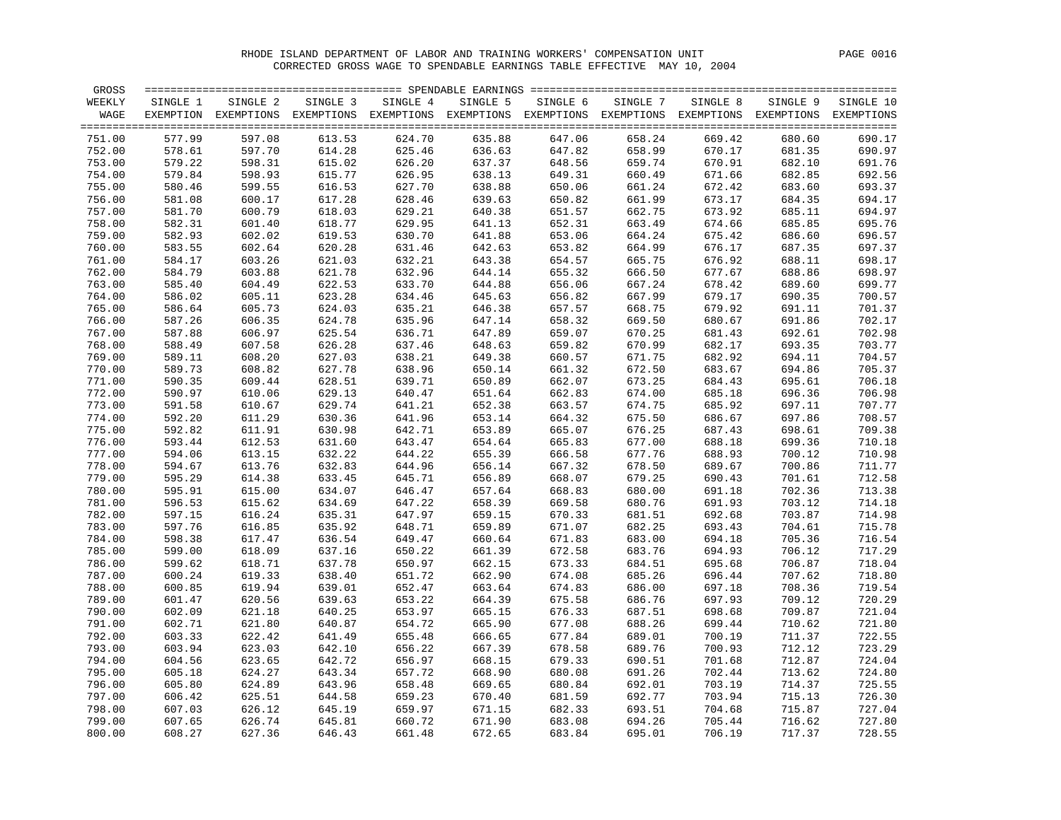RHODE ISLAND DEPARTMENT OF LABOR AND TRAINING WORKERS' COMPENSATION UNIT

CORRECTED GROSS WAGE TO SPENDABLE EARNINGS TABLE EFFECTIVE MAY 10, 2004

| GROSS WEEKLY WAGE | SINGLE 1 EXEMPTION | SINGLE 2 EXEMPTIONS | SINGLE 3 EXEMPTIONS | SINGLE 4 EXEMPTIONS | SINGLE 5 EXEMPTIONS | SINGLE 6 EXEMPTIONS | SINGLE 7 EXEMPTIONS | SINGLE 8 EXEMPTIONS | SINGLE 9 EXEMPTIONS | SINGLE 10 EXEMPTIONS |
|---|---|---|---|---|---|---|---|---|---|---|
| 751.00 | 577.99 | 597.08 | 613.53 | 624.70 | 635.88 | 647.06 | 658.24 | 669.42 | 680.60 | 690.17 |
| 752.00 | 578.61 | 597.70 | 614.28 | 625.46 | 636.63 | 647.82 | 658.99 | 670.17 | 681.35 | 690.97 |
| 753.00 | 579.22 | 598.31 | 615.02 | 626.20 | 637.37 | 648.56 | 659.74 | 670.91 | 682.10 | 691.76 |
| 754.00 | 579.84 | 598.93 | 615.77 | 626.95 | 638.13 | 649.31 | 660.49 | 671.66 | 682.85 | 692.56 |
| 755.00 | 580.46 | 599.55 | 616.53 | 627.70 | 638.88 | 650.06 | 661.24 | 672.42 | 683.60 | 693.37 |
| 756.00 | 581.08 | 600.17 | 617.28 | 628.46 | 639.63 | 650.82 | 661.99 | 673.17 | 684.35 | 694.17 |
| 757.00 | 581.70 | 600.79 | 618.03 | 629.21 | 640.38 | 651.57 | 662.75 | 673.92 | 685.11 | 694.97 |
| 758.00 | 582.31 | 601.40 | 618.77 | 629.95 | 641.13 | 652.31 | 663.49 | 674.66 | 685.85 | 695.76 |
| 759.00 | 582.93 | 602.02 | 619.53 | 630.70 | 641.88 | 653.06 | 664.24 | 675.42 | 686.60 | 696.57 |
| 760.00 | 583.55 | 602.64 | 620.28 | 631.46 | 642.63 | 653.82 | 664.99 | 676.17 | 687.35 | 697.37 |
| 761.00 | 584.17 | 603.26 | 621.03 | 632.21 | 643.38 | 654.57 | 665.75 | 676.92 | 688.11 | 698.17 |
| 762.00 | 584.79 | 603.88 | 621.78 | 632.96 | 644.14 | 655.32 | 666.50 | 677.67 | 688.86 | 698.97 |
| 763.00 | 585.40 | 604.49 | 622.53 | 633.70 | 644.88 | 656.06 | 667.24 | 678.42 | 689.60 | 699.77 |
| 764.00 | 586.02 | 605.11 | 623.28 | 634.46 | 645.63 | 656.82 | 667.99 | 679.17 | 690.35 | 700.57 |
| 765.00 | 586.64 | 605.73 | 624.03 | 635.21 | 646.38 | 657.57 | 668.75 | 679.92 | 691.11 | 701.37 |
| 766.00 | 587.26 | 606.35 | 624.78 | 635.96 | 647.14 | 658.32 | 669.50 | 680.67 | 691.86 | 702.17 |
| 767.00 | 587.88 | 606.97 | 625.54 | 636.71 | 647.89 | 659.07 | 670.25 | 681.43 | 692.61 | 702.98 |
| 768.00 | 588.49 | 607.58 | 626.28 | 637.46 | 648.63 | 659.82 | 670.99 | 682.17 | 693.35 | 703.77 |
| 769.00 | 589.11 | 608.20 | 627.03 | 638.21 | 649.38 | 660.57 | 671.75 | 682.92 | 694.11 | 704.57 |
| 770.00 | 589.73 | 608.82 | 627.78 | 638.96 | 650.14 | 661.32 | 672.50 | 683.67 | 694.86 | 705.37 |
| 771.00 | 590.35 | 609.44 | 628.51 | 639.71 | 650.89 | 662.07 | 673.25 | 684.43 | 695.61 | 706.18 |
| 772.00 | 590.97 | 610.06 | 629.13 | 640.47 | 651.64 | 662.83 | 674.00 | 685.18 | 696.36 | 706.98 |
| 773.00 | 591.58 | 610.67 | 629.74 | 641.21 | 652.38 | 663.57 | 674.75 | 685.92 | 697.11 | 707.77 |
| 774.00 | 592.20 | 611.29 | 630.36 | 641.96 | 653.14 | 664.32 | 675.50 | 686.67 | 697.86 | 708.57 |
| 775.00 | 592.82 | 611.91 | 630.98 | 642.71 | 653.89 | 665.07 | 676.25 | 687.43 | 698.61 | 709.38 |
| 776.00 | 593.44 | 612.53 | 631.60 | 643.47 | 654.64 | 665.83 | 677.00 | 688.18 | 699.36 | 710.18 |
| 777.00 | 594.06 | 613.15 | 632.22 | 644.22 | 655.39 | 666.58 | 677.76 | 688.93 | 700.12 | 710.98 |
| 778.00 | 594.67 | 613.76 | 632.83 | 644.96 | 656.14 | 667.32 | 678.50 | 689.67 | 700.86 | 711.77 |
| 779.00 | 595.29 | 614.38 | 633.45 | 645.71 | 656.89 | 668.07 | 679.25 | 690.43 | 701.61 | 712.58 |
| 780.00 | 595.91 | 615.00 | 634.07 | 646.47 | 657.64 | 668.83 | 680.00 | 691.18 | 702.36 | 713.38 |
| 781.00 | 596.53 | 615.62 | 634.69 | 647.22 | 658.39 | 669.58 | 680.76 | 691.93 | 703.12 | 714.18 |
| 782.00 | 597.15 | 616.24 | 635.31 | 647.97 | 659.15 | 670.33 | 681.51 | 692.68 | 703.87 | 714.98 |
| 783.00 | 597.76 | 616.85 | 635.92 | 648.71 | 659.89 | 671.07 | 682.25 | 693.43 | 704.61 | 715.78 |
| 784.00 | 598.38 | 617.47 | 636.54 | 649.47 | 660.64 | 671.83 | 683.00 | 694.18 | 705.36 | 716.54 |
| 785.00 | 599.00 | 618.09 | 637.16 | 650.22 | 661.39 | 672.58 | 683.76 | 694.93 | 706.12 | 717.29 |
| 786.00 | 599.62 | 618.71 | 637.78 | 650.97 | 662.15 | 673.33 | 684.51 | 695.68 | 706.87 | 718.04 |
| 787.00 | 600.24 | 619.33 | 638.40 | 651.72 | 662.90 | 674.08 | 685.26 | 696.44 | 707.62 | 718.80 |
| 788.00 | 600.85 | 619.94 | 639.01 | 652.47 | 663.64 | 674.83 | 686.00 | 697.18 | 708.36 | 719.54 |
| 789.00 | 601.47 | 620.56 | 639.63 | 653.22 | 664.39 | 675.58 | 686.76 | 697.93 | 709.12 | 720.29 |
| 790.00 | 602.09 | 621.18 | 640.25 | 653.97 | 665.15 | 676.33 | 687.51 | 698.68 | 709.87 | 721.04 |
| 791.00 | 602.71 | 621.80 | 640.87 | 654.72 | 665.90 | 677.08 | 688.26 | 699.44 | 710.62 | 721.80 |
| 792.00 | 603.33 | 622.42 | 641.49 | 655.48 | 666.65 | 677.84 | 689.01 | 700.19 | 711.37 | 722.55 |
| 793.00 | 603.94 | 623.03 | 642.10 | 656.22 | 667.39 | 678.58 | 689.76 | 700.93 | 712.12 | 723.29 |
| 794.00 | 604.56 | 623.65 | 642.72 | 656.97 | 668.15 | 679.33 | 690.51 | 701.68 | 712.87 | 724.04 |
| 795.00 | 605.18 | 624.27 | 643.34 | 657.72 | 668.90 | 680.08 | 691.26 | 702.44 | 713.62 | 724.80 |
| 796.00 | 605.80 | 624.89 | 643.96 | 658.48 | 669.65 | 680.84 | 692.01 | 703.19 | 714.37 | 725.55 |
| 797.00 | 606.42 | 625.51 | 644.58 | 659.23 | 670.40 | 681.59 | 692.77 | 703.94 | 715.13 | 726.30 |
| 798.00 | 607.03 | 626.12 | 645.19 | 659.97 | 671.15 | 682.33 | 693.51 | 704.68 | 715.87 | 727.04 |
| 799.00 | 607.65 | 626.74 | 645.81 | 660.72 | 671.90 | 683.08 | 694.26 | 705.44 | 716.62 | 727.80 |
| 800.00 | 608.27 | 627.36 | 646.43 | 661.48 | 672.65 | 683.84 | 695.01 | 706.19 | 717.37 | 728.55 |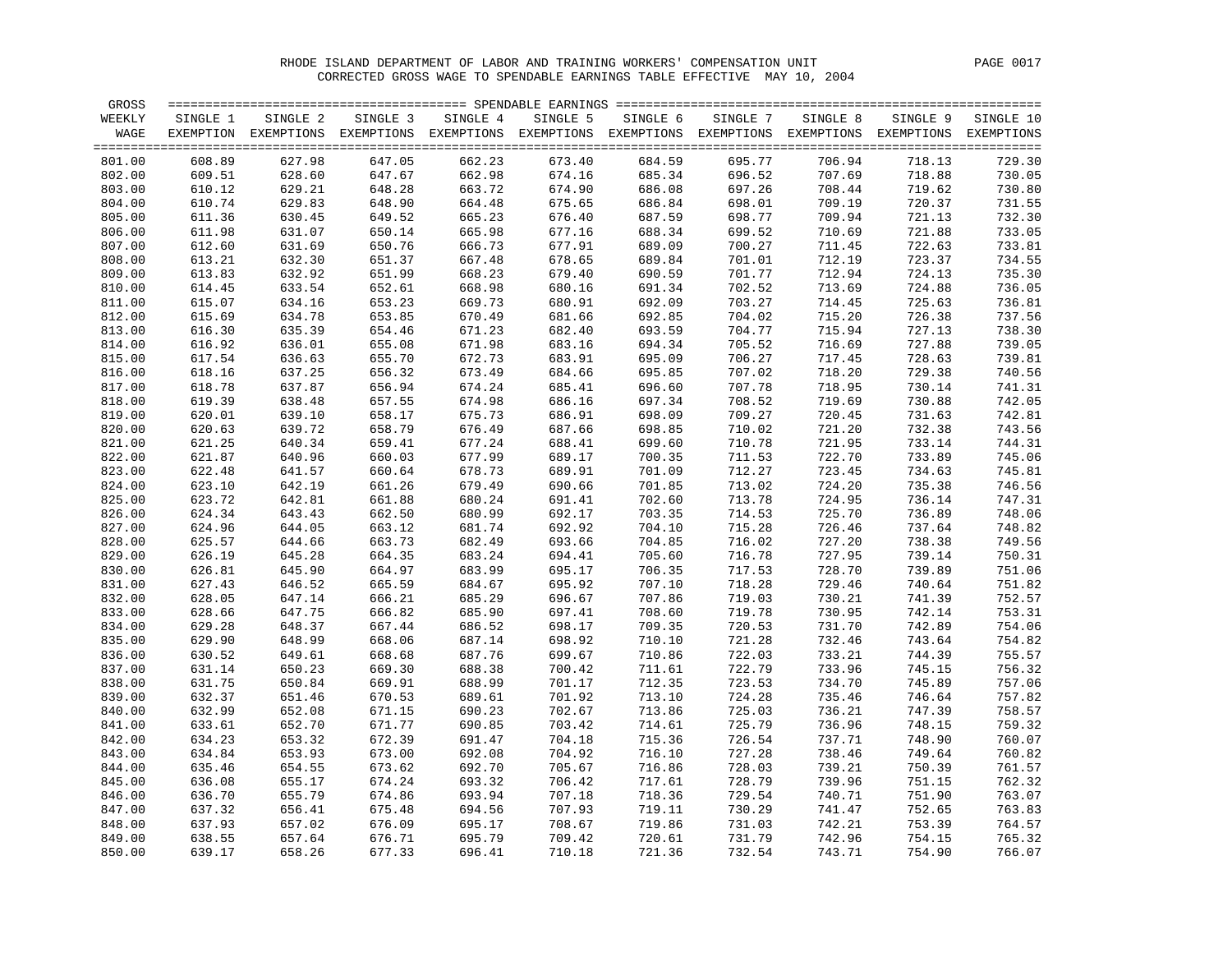RHODE ISLAND DEPARTMENT OF LABOR AND TRAINING WORKERS' COMPENSATION UNIT

CORRECTED GROSS WAGE TO SPENDABLE EARNINGS TABLE EFFECTIVE MAY 10, 2004

| GROSS WEEKLY WAGE | SINGLE 1 EXEMPTION | SINGLE 2 EXEMPTIONS | SINGLE 3 EXEMPTIONS | SINGLE 4 EXEMPTIONS | SINGLE 5 EXEMPTIONS | SINGLE 6 EXEMPTIONS | SINGLE 7 EXEMPTIONS | SINGLE 8 EXEMPTIONS | SINGLE 9 EXEMPTIONS | SINGLE 10 EXEMPTIONS |
|---|---|---|---|---|---|---|---|---|---|---|
| 801.00 | 608.89 | 627.98 | 647.05 | 662.23 | 673.40 | 684.59 | 695.77 | 706.94 | 718.13 | 729.30 |
| 802.00 | 609.51 | 628.60 | 647.67 | 662.98 | 674.16 | 685.34 | 696.52 | 707.69 | 718.88 | 730.05 |
| 803.00 | 610.12 | 629.21 | 648.28 | 663.72 | 674.90 | 686.08 | 697.26 | 708.44 | 719.62 | 730.80 |
| 804.00 | 610.74 | 629.83 | 648.90 | 664.48 | 675.65 | 686.84 | 698.01 | 709.19 | 720.37 | 731.55 |
| 805.00 | 611.36 | 630.45 | 649.52 | 665.23 | 676.40 | 687.59 | 698.77 | 709.94 | 721.13 | 732.30 |
| 806.00 | 611.98 | 631.07 | 650.14 | 665.98 | 677.16 | 688.34 | 699.52 | 710.69 | 721.88 | 733.05 |
| 807.00 | 612.60 | 631.69 | 650.76 | 666.73 | 677.91 | 689.09 | 700.27 | 711.45 | 722.63 | 733.81 |
| 808.00 | 613.21 | 632.30 | 651.37 | 667.48 | 678.65 | 689.84 | 701.01 | 712.19 | 723.37 | 734.55 |
| 809.00 | 613.83 | 632.92 | 651.99 | 668.23 | 679.40 | 690.59 | 701.77 | 712.94 | 724.13 | 735.30 |
| 810.00 | 614.45 | 633.54 | 652.61 | 668.98 | 680.16 | 691.34 | 702.52 | 713.69 | 724.88 | 736.05 |
| 811.00 | 615.07 | 634.16 | 653.23 | 669.73 | 680.91 | 692.09 | 703.27 | 714.45 | 725.63 | 736.81 |
| 812.00 | 615.69 | 634.78 | 653.85 | 670.49 | 681.66 | 692.85 | 704.02 | 715.20 | 726.38 | 737.56 |
| 813.00 | 616.30 | 635.39 | 654.46 | 671.23 | 682.40 | 693.59 | 704.77 | 715.94 | 727.13 | 738.30 |
| 814.00 | 616.92 | 636.01 | 655.08 | 671.98 | 683.16 | 694.34 | 705.52 | 716.69 | 727.88 | 739.05 |
| 815.00 | 617.54 | 636.63 | 655.70 | 672.73 | 683.91 | 695.09 | 706.27 | 717.45 | 728.63 | 739.81 |
| 816.00 | 618.16 | 637.25 | 656.32 | 673.49 | 684.66 | 695.85 | 707.02 | 718.20 | 729.38 | 740.56 |
| 817.00 | 618.78 | 637.87 | 656.94 | 674.24 | 685.41 | 696.60 | 707.78 | 718.95 | 730.14 | 741.31 |
| 818.00 | 619.39 | 638.48 | 657.55 | 674.98 | 686.16 | 697.34 | 708.52 | 719.69 | 730.88 | 742.05 |
| 819.00 | 620.01 | 639.10 | 658.17 | 675.73 | 686.91 | 698.09 | 709.27 | 720.45 | 731.63 | 742.81 |
| 820.00 | 620.63 | 639.72 | 658.79 | 676.49 | 687.66 | 698.85 | 710.02 | 721.20 | 732.38 | 743.56 |
| 821.00 | 621.25 | 640.34 | 659.41 | 677.24 | 688.41 | 699.60 | 710.78 | 721.95 | 733.14 | 744.31 |
| 822.00 | 621.87 | 640.96 | 660.03 | 677.99 | 689.17 | 700.35 | 711.53 | 722.70 | 733.89 | 745.06 |
| 823.00 | 622.48 | 641.57 | 660.64 | 678.73 | 689.91 | 701.09 | 712.27 | 723.45 | 734.63 | 745.81 |
| 824.00 | 623.10 | 642.19 | 661.26 | 679.49 | 690.66 | 701.85 | 713.02 | 724.20 | 735.38 | 746.56 |
| 825.00 | 623.72 | 642.81 | 661.88 | 680.24 | 691.41 | 702.60 | 713.78 | 724.95 | 736.14 | 747.31 |
| 826.00 | 624.34 | 643.43 | 662.50 | 680.99 | 692.17 | 703.35 | 714.53 | 725.70 | 736.89 | 748.06 |
| 827.00 | 624.96 | 644.05 | 663.12 | 681.74 | 692.92 | 704.10 | 715.28 | 726.46 | 737.64 | 748.82 |
| 828.00 | 625.57 | 644.66 | 663.73 | 682.49 | 693.66 | 704.85 | 716.02 | 727.20 | 738.38 | 749.56 |
| 829.00 | 626.19 | 645.28 | 664.35 | 683.24 | 694.41 | 705.60 | 716.78 | 727.95 | 739.14 | 750.31 |
| 830.00 | 626.81 | 645.90 | 664.97 | 683.99 | 695.17 | 706.35 | 717.53 | 728.70 | 739.89 | 751.06 |
| 831.00 | 627.43 | 646.52 | 665.59 | 684.67 | 695.92 | 707.10 | 718.28 | 729.46 | 740.64 | 751.82 |
| 832.00 | 628.05 | 647.14 | 666.21 | 685.29 | 696.67 | 707.86 | 719.03 | 730.21 | 741.39 | 752.57 |
| 833.00 | 628.66 | 647.75 | 666.82 | 685.90 | 697.41 | 708.60 | 719.78 | 730.95 | 742.14 | 753.31 |
| 834.00 | 629.28 | 648.37 | 667.44 | 686.52 | 698.17 | 709.35 | 720.53 | 731.70 | 742.89 | 754.06 |
| 835.00 | 629.90 | 648.99 | 668.06 | 687.14 | 698.92 | 710.10 | 721.28 | 732.46 | 743.64 | 754.82 |
| 836.00 | 630.52 | 649.61 | 668.68 | 687.76 | 699.67 | 710.86 | 722.03 | 733.21 | 744.39 | 755.57 |
| 837.00 | 631.14 | 650.23 | 669.30 | 688.38 | 700.42 | 711.61 | 722.79 | 733.96 | 745.15 | 756.32 |
| 838.00 | 631.75 | 650.84 | 669.91 | 688.99 | 701.17 | 712.35 | 723.53 | 734.70 | 745.89 | 757.06 |
| 839.00 | 632.37 | 651.46 | 670.53 | 689.61 | 701.92 | 713.10 | 724.28 | 735.46 | 746.64 | 757.82 |
| 840.00 | 632.99 | 652.08 | 671.15 | 690.23 | 702.67 | 713.86 | 725.03 | 736.21 | 747.39 | 758.57 |
| 841.00 | 633.61 | 652.70 | 671.77 | 690.85 | 703.42 | 714.61 | 725.79 | 736.96 | 748.15 | 759.32 |
| 842.00 | 634.23 | 653.32 | 672.39 | 691.47 | 704.18 | 715.36 | 726.54 | 737.71 | 748.90 | 760.07 |
| 843.00 | 634.84 | 653.93 | 673.00 | 692.08 | 704.92 | 716.10 | 727.28 | 738.46 | 749.64 | 760.82 |
| 844.00 | 635.46 | 654.55 | 673.62 | 692.70 | 705.67 | 716.86 | 728.03 | 739.21 | 750.39 | 761.57 |
| 845.00 | 636.08 | 655.17 | 674.24 | 693.32 | 706.42 | 717.61 | 728.79 | 739.96 | 751.15 | 762.32 |
| 846.00 | 636.70 | 655.79 | 674.86 | 693.94 | 707.18 | 718.36 | 729.54 | 740.71 | 751.90 | 763.07 |
| 847.00 | 637.32 | 656.41 | 675.48 | 694.56 | 707.93 | 719.11 | 730.29 | 741.47 | 752.65 | 763.83 |
| 848.00 | 637.93 | 657.02 | 676.09 | 695.17 | 708.67 | 719.86 | 731.03 | 742.21 | 753.39 | 764.57 |
| 849.00 | 638.55 | 657.64 | 676.71 | 695.79 | 709.42 | 720.61 | 731.79 | 742.96 | 754.15 | 765.32 |
| 850.00 | 639.17 | 658.26 | 677.33 | 696.41 | 710.18 | 721.36 | 732.54 | 743.71 | 754.90 | 766.07 |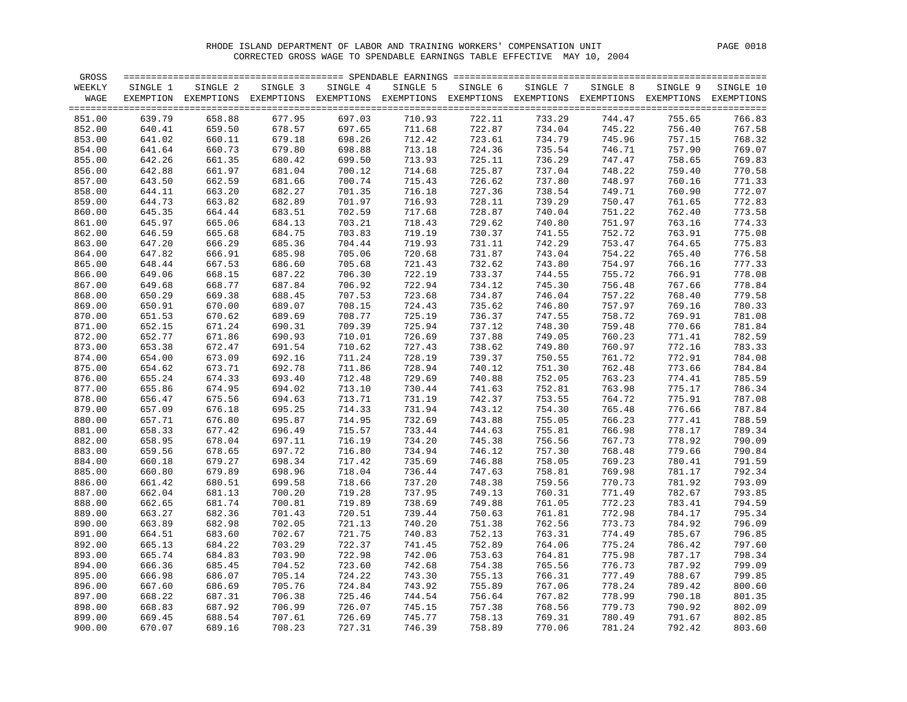RHODE ISLAND DEPARTMENT OF LABOR AND TRAINING WORKERS' COMPENSATION UNIT

CORRECTED GROSS WAGE TO SPENDABLE EARNINGS TABLE EFFECTIVE MAY 10, 2004

| GROSS WEEKLY WAGE | SINGLE 1 EXEMPTION | SINGLE 2 EXEMPTIONS | SINGLE 3 EXEMPTIONS | SINGLE 4 EXEMPTIONS | SINGLE 5 EXEMPTIONS | SINGLE 6 EXEMPTIONS | SINGLE 7 EXEMPTIONS | SINGLE 8 EXEMPTIONS | SINGLE 9 EXEMPTIONS | SINGLE 10 EXEMPTIONS |
|---|---|---|---|---|---|---|---|---|---|---|
| 851.00 | 639.79 | 658.88 | 677.95 | 697.03 | 710.93 | 722.11 | 733.29 | 744.47 | 755.65 | 766.83 |
| 852.00 | 640.41 | 659.50 | 678.57 | 697.65 | 711.68 | 722.87 | 734.04 | 745.22 | 756.40 | 767.58 |
| 853.00 | 641.02 | 660.11 | 679.18 | 698.26 | 712.42 | 723.61 | 734.79 | 745.96 | 757.15 | 768.32 |
| 854.00 | 641.64 | 660.73 | 679.80 | 698.88 | 713.18 | 724.36 | 735.54 | 746.71 | 757.90 | 769.07 |
| 855.00 | 642.26 | 661.35 | 680.42 | 699.50 | 713.93 | 725.11 | 736.29 | 747.47 | 758.65 | 769.83 |
| 856.00 | 642.88 | 661.97 | 681.04 | 700.12 | 714.68 | 725.87 | 737.04 | 748.22 | 759.40 | 770.58 |
| 857.00 | 643.50 | 662.59 | 681.66 | 700.74 | 715.43 | 726.62 | 737.80 | 748.97 | 760.16 | 771.33 |
| 858.00 | 644.11 | 663.20 | 682.27 | 701.35 | 716.18 | 727.36 | 738.54 | 749.71 | 760.90 | 772.07 |
| 859.00 | 644.73 | 663.82 | 682.89 | 701.97 | 716.93 | 728.11 | 739.29 | 750.47 | 761.65 | 772.83 |
| 860.00 | 645.35 | 664.44 | 683.51 | 702.59 | 717.68 | 728.87 | 740.04 | 751.22 | 762.40 | 773.58 |
| 861.00 | 645.97 | 665.06 | 684.13 | 703.21 | 718.43 | 729.62 | 740.80 | 751.97 | 763.16 | 774.33 |
| 862.00 | 646.59 | 665.68 | 684.75 | 703.83 | 719.19 | 730.37 | 741.55 | 752.72 | 763.91 | 775.08 |
| 863.00 | 647.20 | 666.29 | 685.36 | 704.44 | 719.93 | 731.11 | 742.29 | 753.47 | 764.65 | 775.83 |
| 864.00 | 647.82 | 666.91 | 685.98 | 705.06 | 720.68 | 731.87 | 743.04 | 754.22 | 765.40 | 776.58 |
| 865.00 | 648.44 | 667.53 | 686.60 | 705.68 | 721.43 | 732.62 | 743.80 | 754.97 | 766.16 | 777.33 |
| 866.00 | 649.06 | 668.15 | 687.22 | 706.30 | 722.19 | 733.37 | 744.55 | 755.72 | 766.91 | 778.08 |
| 867.00 | 649.68 | 668.77 | 687.84 | 706.92 | 722.94 | 734.12 | 745.30 | 756.48 | 767.66 | 778.84 |
| 868.00 | 650.29 | 669.38 | 688.45 | 707.53 | 723.68 | 734.87 | 746.04 | 757.22 | 768.40 | 779.58 |
| 869.00 | 650.91 | 670.00 | 689.07 | 708.15 | 724.43 | 735.62 | 746.80 | 757.97 | 769.16 | 780.33 |
| 870.00 | 651.53 | 670.62 | 689.69 | 708.77 | 725.19 | 736.37 | 747.55 | 758.72 | 769.91 | 781.08 |
| 871.00 | 652.15 | 671.24 | 690.31 | 709.39 | 725.94 | 737.12 | 748.30 | 759.48 | 770.66 | 781.84 |
| 872.00 | 652.77 | 671.86 | 690.93 | 710.01 | 726.69 | 737.88 | 749.05 | 760.23 | 771.41 | 782.59 |
| 873.00 | 653.38 | 672.47 | 691.54 | 710.62 | 727.43 | 738.62 | 749.80 | 760.97 | 772.16 | 783.33 |
| 874.00 | 654.00 | 673.09 | 692.16 | 711.24 | 728.19 | 739.37 | 750.55 | 761.72 | 772.91 | 784.08 |
| 875.00 | 654.62 | 673.71 | 692.78 | 711.86 | 728.94 | 740.12 | 751.30 | 762.48 | 773.66 | 784.84 |
| 876.00 | 655.24 | 674.33 | 693.40 | 712.48 | 729.69 | 740.88 | 752.05 | 763.23 | 774.41 | 785.59 |
| 877.00 | 655.86 | 674.95 | 694.02 | 713.10 | 730.44 | 741.63 | 752.81 | 763.98 | 775.17 | 786.34 |
| 878.00 | 656.47 | 675.56 | 694.63 | 713.71 | 731.19 | 742.37 | 753.55 | 764.72 | 775.91 | 787.08 |
| 879.00 | 657.09 | 676.18 | 695.25 | 714.33 | 731.94 | 743.12 | 754.30 | 765.48 | 776.66 | 787.84 |
| 880.00 | 657.71 | 676.80 | 695.87 | 714.95 | 732.69 | 743.88 | 755.05 | 766.23 | 777.41 | 788.59 |
| 881.00 | 658.33 | 677.42 | 696.49 | 715.57 | 733.44 | 744.63 | 755.81 | 766.98 | 778.17 | 789.34 |
| 882.00 | 658.95 | 678.04 | 697.11 | 716.19 | 734.20 | 745.38 | 756.56 | 767.73 | 778.92 | 790.09 |
| 883.00 | 659.56 | 678.65 | 697.72 | 716.80 | 734.94 | 746.12 | 757.30 | 768.48 | 779.66 | 790.84 |
| 884.00 | 660.18 | 679.27 | 698.34 | 717.42 | 735.69 | 746.88 | 758.05 | 769.23 | 780.41 | 791.59 |
| 885.00 | 660.80 | 679.89 | 698.96 | 718.04 | 736.44 | 747.63 | 758.81 | 769.98 | 781.17 | 792.34 |
| 886.00 | 661.42 | 680.51 | 699.58 | 718.66 | 737.20 | 748.38 | 759.56 | 770.73 | 781.92 | 793.09 |
| 887.00 | 662.04 | 681.13 | 700.20 | 719.28 | 737.95 | 749.13 | 760.31 | 771.49 | 782.67 | 793.85 |
| 888.00 | 662.65 | 681.74 | 700.81 | 719.89 | 738.69 | 749.88 | 761.05 | 772.23 | 783.41 | 794.59 |
| 889.00 | 663.27 | 682.36 | 701.43 | 720.51 | 739.44 | 750.63 | 761.81 | 772.98 | 784.17 | 795.34 |
| 890.00 | 663.89 | 682.98 | 702.05 | 721.13 | 740.20 | 751.38 | 762.56 | 773.73 | 784.92 | 796.09 |
| 891.00 | 664.51 | 683.60 | 702.67 | 721.75 | 740.83 | 752.13 | 763.31 | 774.49 | 785.67 | 796.85 |
| 892.00 | 665.13 | 684.22 | 703.29 | 722.37 | 741.45 | 752.89 | 764.06 | 775.24 | 786.42 | 797.60 |
| 893.00 | 665.74 | 684.83 | 703.90 | 722.98 | 742.06 | 753.63 | 764.81 | 775.98 | 787.17 | 798.34 |
| 894.00 | 666.36 | 685.45 | 704.52 | 723.60 | 742.68 | 754.38 | 765.56 | 776.73 | 787.92 | 799.09 |
| 895.00 | 666.98 | 686.07 | 705.14 | 724.22 | 743.30 | 755.13 | 766.31 | 777.49 | 788.67 | 799.85 |
| 896.00 | 667.60 | 686.69 | 705.76 | 724.84 | 743.92 | 755.89 | 767.06 | 778.24 | 789.42 | 800.60 |
| 897.00 | 668.22 | 687.31 | 706.38 | 725.46 | 744.54 | 756.64 | 767.82 | 778.99 | 790.18 | 801.35 |
| 898.00 | 668.83 | 687.92 | 706.99 | 726.07 | 745.15 | 757.38 | 768.56 | 779.73 | 790.92 | 802.09 |
| 899.00 | 669.45 | 688.54 | 707.61 | 726.69 | 745.77 | 758.13 | 769.31 | 780.49 | 791.67 | 802.85 |
| 900.00 | 670.07 | 689.16 | 708.23 | 727.31 | 746.39 | 758.89 | 770.06 | 781.24 | 792.42 | 803.60 |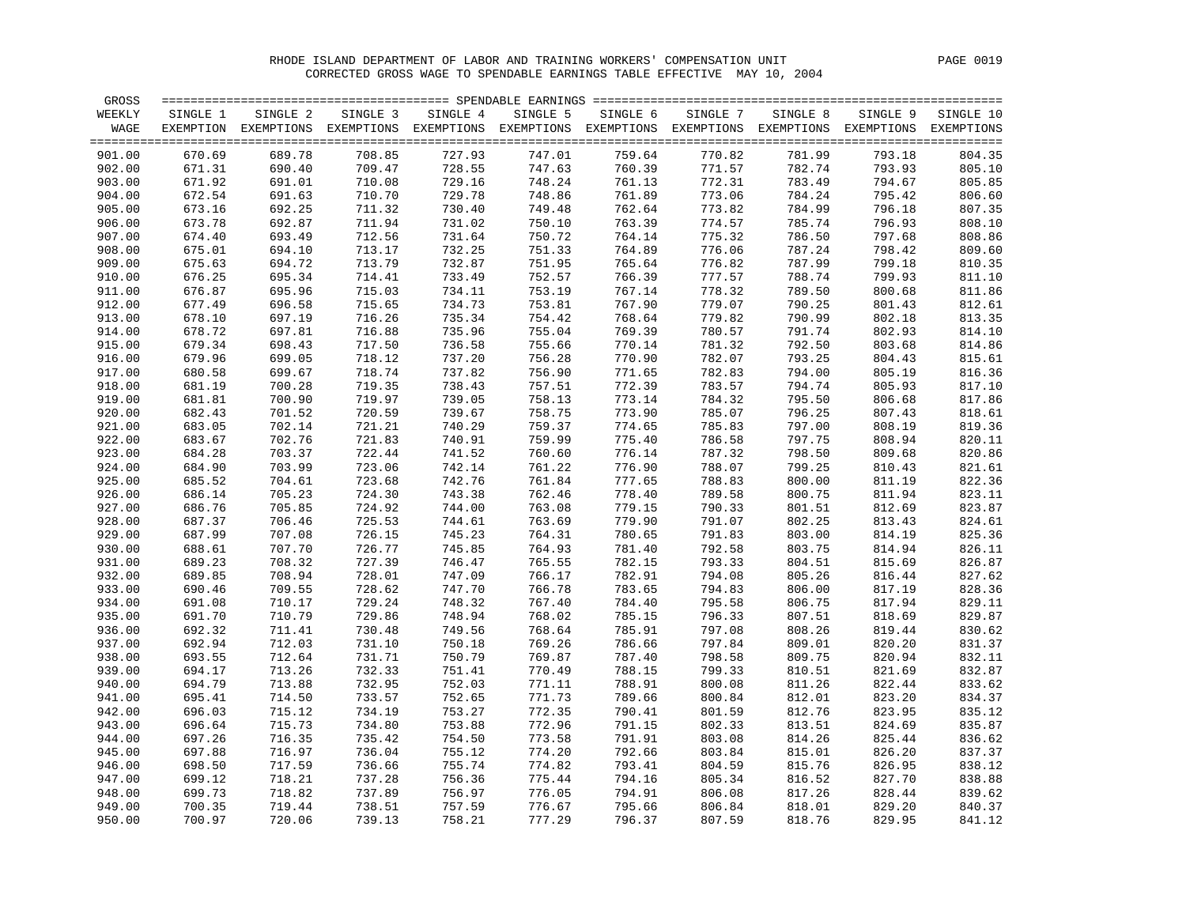RHODE ISLAND DEPARTMENT OF LABOR AND TRAINING WORKERS' COMPENSATION UNIT

CORRECTED GROSS WAGE TO SPENDABLE EARNINGS TABLE EFFECTIVE MAY 10, 2004

| GROSS WEEKLY WAGE | SINGLE 1 EXEMPTION | SINGLE 2 EXEMPTIONS | SINGLE 3 EXEMPTIONS | SINGLE 4 EXEMPTIONS | SINGLE 5 EXEMPTIONS | SINGLE 6 EXEMPTIONS | SINGLE 7 EXEMPTIONS | SINGLE 8 EXEMPTIONS | SINGLE 9 EXEMPTIONS | SINGLE 10 EXEMPTIONS |
|---|---|---|---|---|---|---|---|---|---|---|
| 901.00 | 670.69 | 689.78 | 708.85 | 727.93 | 747.01 | 759.64 | 770.82 | 781.99 | 793.18 | 804.35 |
| 902.00 | 671.31 | 690.40 | 709.47 | 728.55 | 747.63 | 760.39 | 771.57 | 782.74 | 793.93 | 805.10 |
| 903.00 | 671.92 | 691.01 | 710.08 | 729.16 | 748.24 | 761.13 | 772.31 | 783.49 | 794.67 | 805.85 |
| 904.00 | 672.54 | 691.63 | 710.70 | 729.78 | 748.86 | 761.89 | 773.06 | 784.24 | 795.42 | 806.60 |
| 905.00 | 673.16 | 692.25 | 711.32 | 730.40 | 749.48 | 762.64 | 773.82 | 784.99 | 796.18 | 807.35 |
| 906.00 | 673.78 | 692.87 | 711.94 | 731.02 | 750.10 | 763.39 | 774.57 | 785.74 | 796.93 | 808.10 |
| 907.00 | 674.40 | 693.49 | 712.56 | 731.64 | 750.72 | 764.14 | 775.32 | 786.50 | 797.68 | 808.86 |
| 908.00 | 675.01 | 694.10 | 713.17 | 732.25 | 751.33 | 764.89 | 776.06 | 787.24 | 798.42 | 809.60 |
| 909.00 | 675.63 | 694.72 | 713.79 | 732.87 | 751.95 | 765.64 | 776.82 | 787.99 | 799.18 | 810.35 |
| 910.00 | 676.25 | 695.34 | 714.41 | 733.49 | 752.57 | 766.39 | 777.57 | 788.74 | 799.93 | 811.10 |
| 911.00 | 676.87 | 695.96 | 715.03 | 734.11 | 753.19 | 767.14 | 778.32 | 789.50 | 800.68 | 811.86 |
| 912.00 | 677.49 | 696.58 | 715.65 | 734.73 | 753.81 | 767.90 | 779.07 | 790.25 | 801.43 | 812.61 |
| 913.00 | 678.10 | 697.19 | 716.26 | 735.34 | 754.42 | 768.64 | 779.82 | 790.99 | 802.18 | 813.35 |
| 914.00 | 678.72 | 697.81 | 716.88 | 735.96 | 755.04 | 769.39 | 780.57 | 791.74 | 802.93 | 814.10 |
| 915.00 | 679.34 | 698.43 | 717.50 | 736.58 | 755.66 | 770.14 | 781.32 | 792.50 | 803.68 | 814.86 |
| 916.00 | 679.96 | 699.05 | 718.12 | 737.20 | 756.28 | 770.90 | 782.07 | 793.25 | 804.43 | 815.61 |
| 917.00 | 680.58 | 699.67 | 718.74 | 737.82 | 756.90 | 771.65 | 782.83 | 794.00 | 805.19 | 816.36 |
| 918.00 | 681.19 | 700.28 | 719.35 | 738.43 | 757.51 | 772.39 | 783.57 | 794.74 | 805.93 | 817.10 |
| 919.00 | 681.81 | 700.90 | 719.97 | 739.05 | 758.13 | 773.14 | 784.32 | 795.50 | 806.68 | 817.86 |
| 920.00 | 682.43 | 701.52 | 720.59 | 739.67 | 758.75 | 773.90 | 785.07 | 796.25 | 807.43 | 818.61 |
| 921.00 | 683.05 | 702.14 | 721.21 | 740.29 | 759.37 | 774.65 | 785.83 | 797.00 | 808.19 | 819.36 |
| 922.00 | 683.67 | 702.76 | 721.83 | 740.91 | 759.99 | 775.40 | 786.58 | 797.75 | 808.94 | 820.11 |
| 923.00 | 684.28 | 703.37 | 722.44 | 741.52 | 760.60 | 776.14 | 787.32 | 798.50 | 809.68 | 820.86 |
| 924.00 | 684.90 | 703.99 | 723.06 | 742.14 | 761.22 | 776.90 | 788.07 | 799.25 | 810.43 | 821.61 |
| 925.00 | 685.52 | 704.61 | 723.68 | 742.76 | 761.84 | 777.65 | 788.83 | 800.00 | 811.19 | 822.36 |
| 926.00 | 686.14 | 705.23 | 724.30 | 743.38 | 762.46 | 778.40 | 789.58 | 800.75 | 811.94 | 823.11 |
| 927.00 | 686.76 | 705.85 | 724.92 | 744.00 | 763.08 | 779.15 | 790.33 | 801.51 | 812.69 | 823.87 |
| 928.00 | 687.37 | 706.46 | 725.53 | 744.61 | 763.69 | 779.90 | 791.07 | 802.25 | 813.43 | 824.61 |
| 929.00 | 687.99 | 707.08 | 726.15 | 745.23 | 764.31 | 780.65 | 791.83 | 803.00 | 814.19 | 825.36 |
| 930.00 | 688.61 | 707.70 | 726.77 | 745.85 | 764.93 | 781.40 | 792.58 | 803.75 | 814.94 | 826.11 |
| 931.00 | 689.23 | 708.32 | 727.39 | 746.47 | 765.55 | 782.15 | 793.33 | 804.51 | 815.69 | 826.87 |
| 932.00 | 689.85 | 708.94 | 728.01 | 747.09 | 766.17 | 782.91 | 794.08 | 805.26 | 816.44 | 827.62 |
| 933.00 | 690.46 | 709.55 | 728.62 | 747.70 | 766.78 | 783.65 | 794.83 | 806.00 | 817.19 | 828.36 |
| 934.00 | 691.08 | 710.17 | 729.24 | 748.32 | 767.40 | 784.40 | 795.58 | 806.75 | 817.94 | 829.11 |
| 935.00 | 691.70 | 710.79 | 729.86 | 748.94 | 768.02 | 785.15 | 796.33 | 807.51 | 818.69 | 829.87 |
| 936.00 | 692.32 | 711.41 | 730.48 | 749.56 | 768.64 | 785.91 | 797.08 | 808.26 | 819.44 | 830.62 |
| 937.00 | 692.94 | 712.03 | 731.10 | 750.18 | 769.26 | 786.66 | 797.84 | 809.01 | 820.20 | 831.37 |
| 938.00 | 693.55 | 712.64 | 731.71 | 750.79 | 769.87 | 787.40 | 798.58 | 809.75 | 820.94 | 832.11 |
| 939.00 | 694.17 | 713.26 | 732.33 | 751.41 | 770.49 | 788.15 | 799.33 | 810.51 | 821.69 | 832.87 |
| 940.00 | 694.79 | 713.88 | 732.95 | 752.03 | 771.11 | 788.91 | 800.08 | 811.26 | 822.44 | 833.62 |
| 941.00 | 695.41 | 714.50 | 733.57 | 752.65 | 771.73 | 789.66 | 800.84 | 812.01 | 823.20 | 834.37 |
| 942.00 | 696.03 | 715.12 | 734.19 | 753.27 | 772.35 | 790.41 | 801.59 | 812.76 | 823.95 | 835.12 |
| 943.00 | 696.64 | 715.73 | 734.80 | 753.88 | 772.96 | 791.15 | 802.33 | 813.51 | 824.69 | 835.87 |
| 944.00 | 697.26 | 716.35 | 735.42 | 754.50 | 773.58 | 791.91 | 803.08 | 814.26 | 825.44 | 836.62 |
| 945.00 | 697.88 | 716.97 | 736.04 | 755.12 | 774.20 | 792.66 | 803.84 | 815.01 | 826.20 | 837.37 |
| 946.00 | 698.50 | 717.59 | 736.66 | 755.74 | 774.82 | 793.41 | 804.59 | 815.76 | 826.95 | 838.12 |
| 947.00 | 699.12 | 718.21 | 737.28 | 756.36 | 775.44 | 794.16 | 805.34 | 816.52 | 827.70 | 838.88 |
| 948.00 | 699.73 | 718.82 | 737.89 | 756.97 | 776.05 | 794.91 | 806.08 | 817.26 | 828.44 | 839.62 |
| 949.00 | 700.35 | 719.44 | 738.51 | 757.59 | 776.67 | 795.66 | 806.84 | 818.01 | 829.20 | 840.37 |
| 950.00 | 700.97 | 720.06 | 739.13 | 758.21 | 777.29 | 796.37 | 807.59 | 818.76 | 829.95 | 841.12 |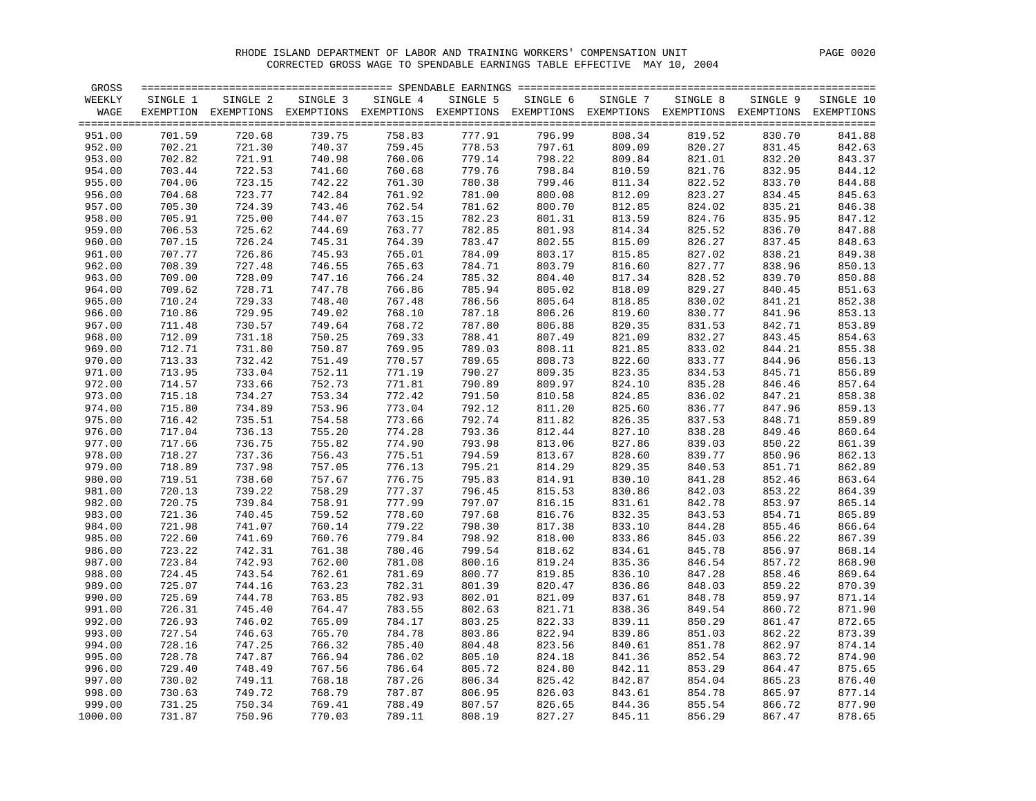RHODE ISLAND DEPARTMENT OF LABOR AND TRAINING WORKERS' COMPENSATION UNIT

CORRECTED GROSS WAGE TO SPENDABLE EARNINGS TABLE EFFECTIVE MAY 10, 2004

| GROSS WEEKLY WAGE | SINGLE 1 EXEMPTION | SINGLE 2 EXEMPTIONS | SINGLE 3 EXEMPTIONS | SINGLE 4 EXEMPTIONS | SINGLE 5 EXEMPTIONS | SINGLE 6 EXEMPTIONS | SINGLE 7 EXEMPTIONS | SINGLE 8 EXEMPTIONS | SINGLE 9 EXEMPTIONS | SINGLE 10 EXEMPTIONS |
|---|---|---|---|---|---|---|---|---|---|---|
| 951.00 | 701.59 | 720.68 | 739.75 | 758.83 | 777.91 | 796.99 | 808.34 | 819.52 | 830.70 | 841.88 |
| 952.00 | 702.21 | 721.30 | 740.37 | 759.45 | 778.53 | 797.61 | 809.09 | 820.27 | 831.45 | 842.63 |
| 953.00 | 702.82 | 721.91 | 740.98 | 760.06 | 779.14 | 798.22 | 809.84 | 821.01 | 832.20 | 843.37 |
| 954.00 | 703.44 | 722.53 | 741.60 | 760.68 | 779.76 | 798.84 | 810.59 | 821.76 | 832.95 | 844.12 |
| 955.00 | 704.06 | 723.15 | 742.22 | 761.30 | 780.38 | 799.46 | 811.34 | 822.52 | 833.70 | 844.88 |
| 956.00 | 704.68 | 723.77 | 742.84 | 761.92 | 781.00 | 800.08 | 812.09 | 823.27 | 834.45 | 845.63 |
| 957.00 | 705.30 | 724.39 | 743.46 | 762.54 | 781.62 | 800.70 | 812.85 | 824.02 | 835.21 | 846.38 |
| 958.00 | 705.91 | 725.00 | 744.07 | 763.15 | 782.23 | 801.31 | 813.59 | 824.76 | 835.95 | 847.12 |
| 959.00 | 706.53 | 725.62 | 744.69 | 763.77 | 782.85 | 801.93 | 814.34 | 825.52 | 836.70 | 847.88 |
| 960.00 | 707.15 | 726.24 | 745.31 | 764.39 | 783.47 | 802.55 | 815.09 | 826.27 | 837.45 | 848.63 |
| 961.00 | 707.77 | 726.86 | 745.93 | 765.01 | 784.09 | 803.17 | 815.85 | 827.02 | 838.21 | 849.38 |
| 962.00 | 708.39 | 727.48 | 746.55 | 765.63 | 784.71 | 803.79 | 816.60 | 827.77 | 838.96 | 850.13 |
| 963.00 | 709.00 | 728.09 | 747.16 | 766.24 | 785.32 | 804.40 | 817.34 | 828.52 | 839.70 | 850.88 |
| 964.00 | 709.62 | 728.71 | 747.78 | 766.86 | 785.94 | 805.02 | 818.09 | 829.27 | 840.45 | 851.63 |
| 965.00 | 710.24 | 729.33 | 748.40 | 767.48 | 786.56 | 805.64 | 818.85 | 830.02 | 841.21 | 852.38 |
| 966.00 | 710.86 | 729.95 | 749.02 | 768.10 | 787.18 | 806.26 | 819.60 | 830.77 | 841.96 | 853.13 |
| 967.00 | 711.48 | 730.57 | 749.64 | 768.72 | 787.80 | 806.88 | 820.35 | 831.53 | 842.71 | 853.89 |
| 968.00 | 712.09 | 731.18 | 750.25 | 769.33 | 788.41 | 807.49 | 821.09 | 832.27 | 843.45 | 854.63 |
| 969.00 | 712.71 | 731.80 | 750.87 | 769.95 | 789.03 | 808.11 | 821.85 | 833.02 | 844.21 | 855.38 |
| 970.00 | 713.33 | 732.42 | 751.49 | 770.57 | 789.65 | 808.73 | 822.60 | 833.77 | 844.96 | 856.13 |
| 971.00 | 713.95 | 733.04 | 752.11 | 771.19 | 790.27 | 809.35 | 823.35 | 834.53 | 845.71 | 856.89 |
| 972.00 | 714.57 | 733.66 | 752.73 | 771.81 | 790.89 | 809.97 | 824.10 | 835.28 | 846.46 | 857.64 |
| 973.00 | 715.18 | 734.27 | 753.34 | 772.42 | 791.50 | 810.58 | 824.85 | 836.02 | 847.21 | 858.38 |
| 974.00 | 715.80 | 734.89 | 753.96 | 773.04 | 792.12 | 811.20 | 825.60 | 836.77 | 847.96 | 859.13 |
| 975.00 | 716.42 | 735.51 | 754.58 | 773.66 | 792.74 | 811.82 | 826.35 | 837.53 | 848.71 | 859.89 |
| 976.00 | 717.04 | 736.13 | 755.20 | 774.28 | 793.36 | 812.44 | 827.10 | 838.28 | 849.46 | 860.64 |
| 977.00 | 717.66 | 736.75 | 755.82 | 774.90 | 793.98 | 813.06 | 827.86 | 839.03 | 850.22 | 861.39 |
| 978.00 | 718.27 | 737.36 | 756.43 | 775.51 | 794.59 | 813.67 | 828.60 | 839.77 | 850.96 | 862.13 |
| 979.00 | 718.89 | 737.98 | 757.05 | 776.13 | 795.21 | 814.29 | 829.35 | 840.53 | 851.71 | 862.89 |
| 980.00 | 719.51 | 738.60 | 757.67 | 776.75 | 795.83 | 814.91 | 830.10 | 841.28 | 852.46 | 863.64 |
| 981.00 | 720.13 | 739.22 | 758.29 | 777.37 | 796.45 | 815.53 | 830.86 | 842.03 | 853.22 | 864.39 |
| 982.00 | 720.75 | 739.84 | 758.91 | 777.99 | 797.07 | 816.15 | 831.61 | 842.78 | 853.97 | 865.14 |
| 983.00 | 721.36 | 740.45 | 759.52 | 778.60 | 797.68 | 816.76 | 832.35 | 843.53 | 854.71 | 865.89 |
| 984.00 | 721.98 | 741.07 | 760.14 | 779.22 | 798.30 | 817.38 | 833.10 | 844.28 | 855.46 | 866.64 |
| 985.00 | 722.60 | 741.69 | 760.76 | 779.84 | 798.92 | 818.00 | 833.86 | 845.03 | 856.22 | 867.39 |
| 986.00 | 723.22 | 742.31 | 761.38 | 780.46 | 799.54 | 818.62 | 834.61 | 845.78 | 856.97 | 868.14 |
| 987.00 | 723.84 | 742.93 | 762.00 | 781.08 | 800.16 | 819.24 | 835.36 | 846.54 | 857.72 | 868.90 |
| 988.00 | 724.45 | 743.54 | 762.61 | 781.69 | 800.77 | 819.85 | 836.10 | 847.28 | 858.46 | 869.64 |
| 989.00 | 725.07 | 744.16 | 763.23 | 782.31 | 801.39 | 820.47 | 836.86 | 848.03 | 859.22 | 870.39 |
| 990.00 | 725.69 | 744.78 | 763.85 | 782.93 | 802.01 | 821.09 | 837.61 | 848.78 | 859.97 | 871.14 |
| 991.00 | 726.31 | 745.40 | 764.47 | 783.55 | 802.63 | 821.71 | 838.36 | 849.54 | 860.72 | 871.90 |
| 992.00 | 726.93 | 746.02 | 765.09 | 784.17 | 803.25 | 822.33 | 839.11 | 850.29 | 861.47 | 872.65 |
| 993.00 | 727.54 | 746.63 | 765.70 | 784.78 | 803.86 | 822.94 | 839.86 | 851.03 | 862.22 | 873.39 |
| 994.00 | 728.16 | 747.25 | 766.32 | 785.40 | 804.48 | 823.56 | 840.61 | 851.78 | 862.97 | 874.14 |
| 995.00 | 728.78 | 747.87 | 766.94 | 786.02 | 805.10 | 824.18 | 841.36 | 852.54 | 863.72 | 874.90 |
| 996.00 | 729.40 | 748.49 | 767.56 | 786.64 | 805.72 | 824.80 | 842.11 | 853.29 | 864.47 | 875.65 |
| 997.00 | 730.02 | 749.11 | 768.18 | 787.26 | 806.34 | 825.42 | 842.87 | 854.04 | 865.23 | 876.40 |
| 998.00 | 730.63 | 749.72 | 768.79 | 787.87 | 806.95 | 826.03 | 843.61 | 854.78 | 865.97 | 877.14 |
| 999.00 | 731.25 | 750.34 | 769.41 | 788.49 | 807.57 | 826.65 | 844.36 | 855.54 | 866.72 | 877.90 |
| 1000.00 | 731.87 | 750.96 | 770.03 | 789.11 | 808.19 | 827.27 | 845.11 | 856.29 | 867.47 | 878.65 |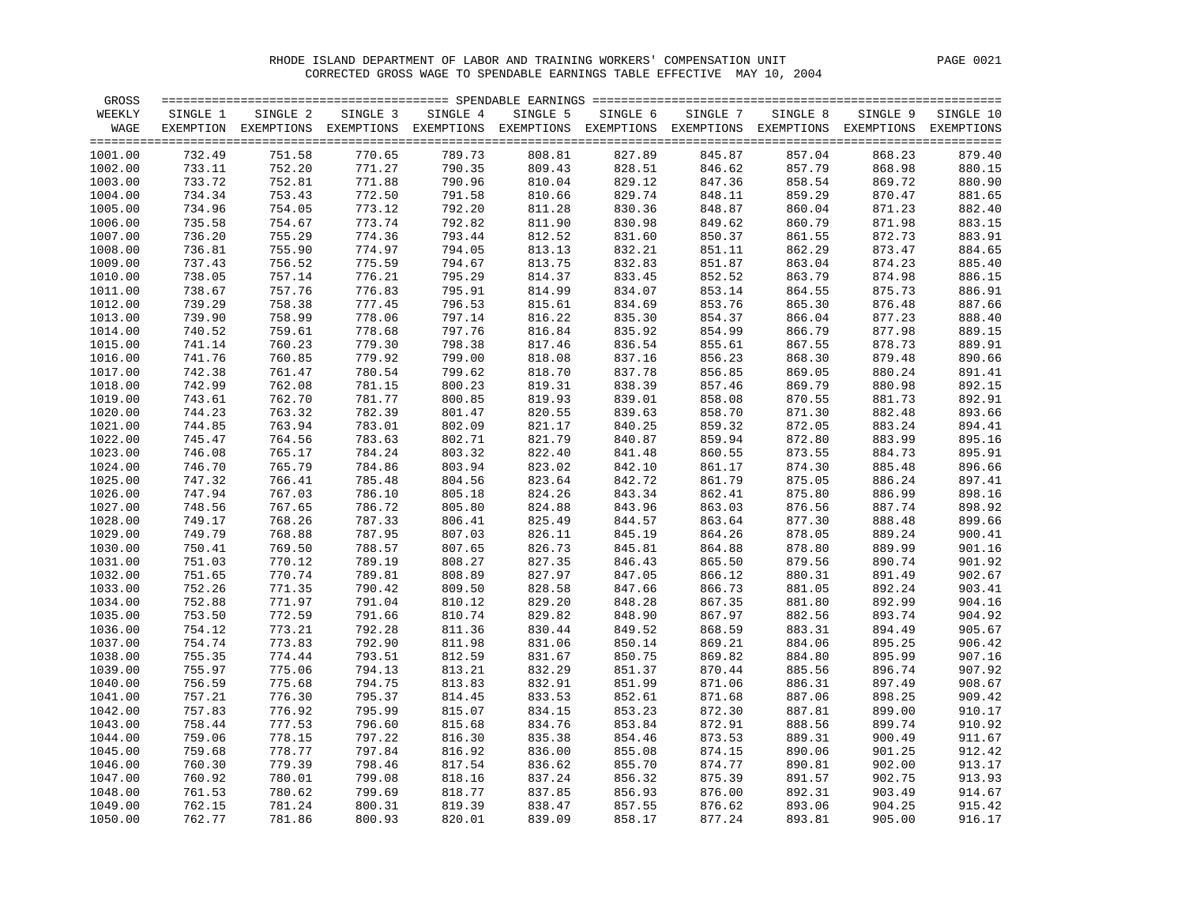RHODE ISLAND DEPARTMENT OF LABOR AND TRAINING WORKERS' COMPENSATION UNIT

CORRECTED GROSS WAGE TO SPENDABLE EARNINGS TABLE EFFECTIVE MAY 10, 2004

| GROSS WEEKLY WAGE | SINGLE 1 EXEMPTION | SINGLE 2 EXEMPTIONS | SINGLE 3 EXEMPTIONS | SINGLE 4 EXEMPTIONS | SINGLE 5 EXEMPTIONS | SINGLE 6 EXEMPTIONS | SINGLE 7 EXEMPTIONS | SINGLE 8 EXEMPTIONS | SINGLE 9 EXEMPTIONS | SINGLE 10 EXEMPTIONS |
|---|---|---|---|---|---|---|---|---|---|---|
| 1001.00 | 732.49 | 751.58 | 770.65 | 789.73 | 808.81 | 827.89 | 845.87 | 857.04 | 868.23 | 879.40 |
| 1002.00 | 733.11 | 752.20 | 771.27 | 790.35 | 809.43 | 828.51 | 846.62 | 857.79 | 868.98 | 880.15 |
| 1003.00 | 733.72 | 752.81 | 771.88 | 790.96 | 810.04 | 829.12 | 847.36 | 858.54 | 869.72 | 880.90 |
| 1004.00 | 734.34 | 753.43 | 772.50 | 791.58 | 810.66 | 829.74 | 848.11 | 859.29 | 870.47 | 881.65 |
| 1005.00 | 734.96 | 754.05 | 773.12 | 792.20 | 811.28 | 830.36 | 848.87 | 860.04 | 871.23 | 882.40 |
| 1006.00 | 735.58 | 754.67 | 773.74 | 792.82 | 811.90 | 830.98 | 849.62 | 860.79 | 871.98 | 883.15 |
| 1007.00 | 736.20 | 755.29 | 774.36 | 793.44 | 812.52 | 831.60 | 850.37 | 861.55 | 872.73 | 883.91 |
| 1008.00 | 736.81 | 755.90 | 774.97 | 794.05 | 813.13 | 832.21 | 851.11 | 862.29 | 873.47 | 884.65 |
| 1009.00 | 737.43 | 756.52 | 775.59 | 794.67 | 813.75 | 832.83 | 851.87 | 863.04 | 874.23 | 885.40 |
| 1010.00 | 738.05 | 757.14 | 776.21 | 795.29 | 814.37 | 833.45 | 852.52 | 863.79 | 874.98 | 886.15 |
| 1011.00 | 738.67 | 757.76 | 776.83 | 795.91 | 814.99 | 834.07 | 853.14 | 864.55 | 875.73 | 886.91 |
| 1012.00 | 739.29 | 758.38 | 777.45 | 796.53 | 815.61 | 834.69 | 853.76 | 865.30 | 876.48 | 887.66 |
| 1013.00 | 739.90 | 758.99 | 778.06 | 797.14 | 816.22 | 835.30 | 854.37 | 866.04 | 877.23 | 888.40 |
| 1014.00 | 740.52 | 759.61 | 778.68 | 797.76 | 816.84 | 835.92 | 854.99 | 866.79 | 877.98 | 889.15 |
| 1015.00 | 741.14 | 760.23 | 779.30 | 798.38 | 817.46 | 836.54 | 855.61 | 867.55 | 878.73 | 889.91 |
| 1016.00 | 741.76 | 760.85 | 779.92 | 799.00 | 818.08 | 837.16 | 856.23 | 868.30 | 879.48 | 890.66 |
| 1017.00 | 742.38 | 761.47 | 780.54 | 799.62 | 818.70 | 837.78 | 856.85 | 869.05 | 880.24 | 891.41 |
| 1018.00 | 742.99 | 762.08 | 781.15 | 800.23 | 819.31 | 838.39 | 857.46 | 869.79 | 880.98 | 892.15 |
| 1019.00 | 743.61 | 762.70 | 781.77 | 800.85 | 819.93 | 839.01 | 858.08 | 870.55 | 881.73 | 892.91 |
| 1020.00 | 744.23 | 763.32 | 782.39 | 801.47 | 820.55 | 839.63 | 858.70 | 871.30 | 882.48 | 893.66 |
| 1021.00 | 744.85 | 763.94 | 783.01 | 802.09 | 821.17 | 840.25 | 859.32 | 872.05 | 883.24 | 894.41 |
| 1022.00 | 745.47 | 764.56 | 783.63 | 802.71 | 821.79 | 840.87 | 859.94 | 872.80 | 883.99 | 895.16 |
| 1023.00 | 746.08 | 765.17 | 784.24 | 803.32 | 822.40 | 841.48 | 860.55 | 873.55 | 884.73 | 895.91 |
| 1024.00 | 746.70 | 765.79 | 784.86 | 803.94 | 823.02 | 842.10 | 861.17 | 874.30 | 885.48 | 896.66 |
| 1025.00 | 747.32 | 766.41 | 785.48 | 804.56 | 823.64 | 842.72 | 861.79 | 875.05 | 886.24 | 897.41 |
| 1026.00 | 747.94 | 767.03 | 786.10 | 805.18 | 824.26 | 843.34 | 862.41 | 875.80 | 886.99 | 898.16 |
| 1027.00 | 748.56 | 767.65 | 786.72 | 805.80 | 824.88 | 843.96 | 863.03 | 876.56 | 887.74 | 898.92 |
| 1028.00 | 749.17 | 768.26 | 787.33 | 806.41 | 825.49 | 844.57 | 863.64 | 877.30 | 888.48 | 899.66 |
| 1029.00 | 749.79 | 768.88 | 787.95 | 807.03 | 826.11 | 845.19 | 864.26 | 878.05 | 889.24 | 900.41 |
| 1030.00 | 750.41 | 769.50 | 788.57 | 807.65 | 826.73 | 845.81 | 864.88 | 878.80 | 889.99 | 901.16 |
| 1031.00 | 751.03 | 770.12 | 789.19 | 808.27 | 827.35 | 846.43 | 865.50 | 879.56 | 890.74 | 901.92 |
| 1032.00 | 751.65 | 770.74 | 789.81 | 808.89 | 827.97 | 847.05 | 866.12 | 880.31 | 891.49 | 902.67 |
| 1033.00 | 752.26 | 771.35 | 790.42 | 809.50 | 828.58 | 847.66 | 866.73 | 881.05 | 892.24 | 903.41 |
| 1034.00 | 752.88 | 771.97 | 791.04 | 810.12 | 829.20 | 848.28 | 867.35 | 881.80 | 892.99 | 904.16 |
| 1035.00 | 753.50 | 772.59 | 791.66 | 810.74 | 829.82 | 848.90 | 867.97 | 882.56 | 893.74 | 904.92 |
| 1036.00 | 754.12 | 773.21 | 792.28 | 811.36 | 830.44 | 849.52 | 868.59 | 883.31 | 894.49 | 905.67 |
| 1037.00 | 754.74 | 773.83 | 792.90 | 811.98 | 831.06 | 850.14 | 869.21 | 884.06 | 895.25 | 906.42 |
| 1038.00 | 755.35 | 774.44 | 793.51 | 812.59 | 831.67 | 850.75 | 869.82 | 884.80 | 895.99 | 907.16 |
| 1039.00 | 755.97 | 775.06 | 794.13 | 813.21 | 832.29 | 851.37 | 870.44 | 885.56 | 896.74 | 907.92 |
| 1040.00 | 756.59 | 775.68 | 794.75 | 813.83 | 832.91 | 851.99 | 871.06 | 886.31 | 897.49 | 908.67 |
| 1041.00 | 757.21 | 776.30 | 795.37 | 814.45 | 833.53 | 852.61 | 871.68 | 887.06 | 898.25 | 909.42 |
| 1042.00 | 757.83 | 776.92 | 795.99 | 815.07 | 834.15 | 853.23 | 872.30 | 887.81 | 899.00 | 910.17 |
| 1043.00 | 758.44 | 777.53 | 796.60 | 815.68 | 834.76 | 853.84 | 872.91 | 888.56 | 899.74 | 910.92 |
| 1044.00 | 759.06 | 778.15 | 797.22 | 816.30 | 835.38 | 854.46 | 873.53 | 889.31 | 900.49 | 911.67 |
| 1045.00 | 759.68 | 778.77 | 797.84 | 816.92 | 836.00 | 855.08 | 874.15 | 890.06 | 901.25 | 912.42 |
| 1046.00 | 760.30 | 779.39 | 798.46 | 817.54 | 836.62 | 855.70 | 874.77 | 890.81 | 902.00 | 913.17 |
| 1047.00 | 760.92 | 780.01 | 799.08 | 818.16 | 837.24 | 856.32 | 875.39 | 891.57 | 902.75 | 913.93 |
| 1048.00 | 761.53 | 780.62 | 799.69 | 818.77 | 837.85 | 856.93 | 876.00 | 892.31 | 903.49 | 914.67 |
| 1049.00 | 762.15 | 781.24 | 800.31 | 819.39 | 838.47 | 857.55 | 876.62 | 893.06 | 904.25 | 915.42 |
| 1050.00 | 762.77 | 781.86 | 800.93 | 820.01 | 839.09 | 858.17 | 877.24 | 893.81 | 905.00 | 916.17 |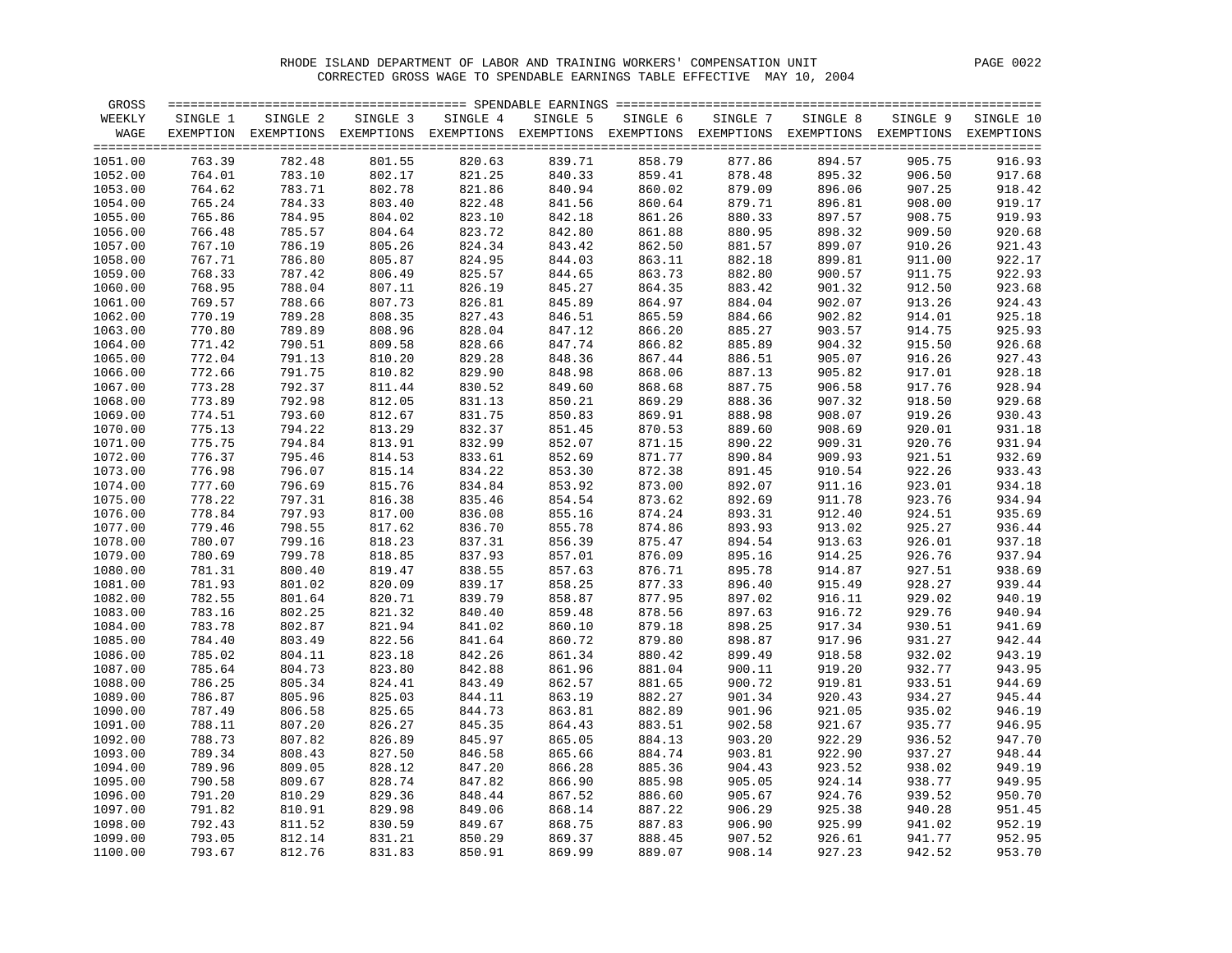RHODE ISLAND DEPARTMENT OF LABOR AND TRAINING WORKERS' COMPENSATION UNIT

CORRECTED GROSS WAGE TO SPENDABLE EARNINGS TABLE EFFECTIVE MAY 10, 2004

| GROSS WEEKLY WAGE | SINGLE 1 EXEMPTION | SINGLE 2 EXEMPTIONS | SINGLE 3 EXEMPTIONS | SINGLE 4 EXEMPTIONS | SINGLE 5 EXEMPTIONS | SINGLE 6 EXEMPTIONS | SINGLE 7 EXEMPTIONS | SINGLE 8 EXEMPTIONS | SINGLE 9 EXEMPTIONS | SINGLE 10 EXEMPTIONS |
|---|---|---|---|---|---|---|---|---|---|---|
| 1051.00 | 763.39 | 782.48 | 801.55 | 820.63 | 839.71 | 858.79 | 877.86 | 894.57 | 905.75 | 916.93 |
| 1052.00 | 764.01 | 783.10 | 802.17 | 821.25 | 840.33 | 859.41 | 878.48 | 895.32 | 906.50 | 917.68 |
| 1053.00 | 764.62 | 783.71 | 802.78 | 821.86 | 840.94 | 860.02 | 879.09 | 896.06 | 907.25 | 918.42 |
| 1054.00 | 765.24 | 784.33 | 803.40 | 822.48 | 841.56 | 860.64 | 879.71 | 896.81 | 908.00 | 919.17 |
| 1055.00 | 765.86 | 784.95 | 804.02 | 823.10 | 842.18 | 861.26 | 880.33 | 897.57 | 908.75 | 919.93 |
| 1056.00 | 766.48 | 785.57 | 804.64 | 823.72 | 842.80 | 861.88 | 880.95 | 898.32 | 909.50 | 920.68 |
| 1057.00 | 767.10 | 786.19 | 805.26 | 824.34 | 843.42 | 862.50 | 881.57 | 899.07 | 910.26 | 921.43 |
| 1058.00 | 767.71 | 786.80 | 805.87 | 824.95 | 844.03 | 863.11 | 882.18 | 899.81 | 911.00 | 922.17 |
| 1059.00 | 768.33 | 787.42 | 806.49 | 825.57 | 844.65 | 863.73 | 882.80 | 900.57 | 911.75 | 922.93 |
| 1060.00 | 768.95 | 788.04 | 807.11 | 826.19 | 845.27 | 864.35 | 883.42 | 901.32 | 912.50 | 923.68 |
| 1061.00 | 769.57 | 788.66 | 807.73 | 826.81 | 845.89 | 864.97 | 884.04 | 902.07 | 913.26 | 924.43 |
| 1062.00 | 770.19 | 789.28 | 808.35 | 827.43 | 846.51 | 865.59 | 884.66 | 902.82 | 914.01 | 925.18 |
| 1063.00 | 770.80 | 789.89 | 808.96 | 828.04 | 847.12 | 866.20 | 885.27 | 903.57 | 914.75 | 925.93 |
| 1064.00 | 771.42 | 790.51 | 809.58 | 828.66 | 847.74 | 866.82 | 885.89 | 904.32 | 915.50 | 926.68 |
| 1065.00 | 772.04 | 791.13 | 810.20 | 829.28 | 848.36 | 867.44 | 886.51 | 905.07 | 916.26 | 927.43 |
| 1066.00 | 772.66 | 791.75 | 810.82 | 829.90 | 848.98 | 868.06 | 887.13 | 905.82 | 917.01 | 928.18 |
| 1067.00 | 773.28 | 792.37 | 811.44 | 830.52 | 849.60 | 868.68 | 887.75 | 906.58 | 917.76 | 928.94 |
| 1068.00 | 773.89 | 792.98 | 812.05 | 831.13 | 850.21 | 869.29 | 888.36 | 907.32 | 918.50 | 929.68 |
| 1069.00 | 774.51 | 793.60 | 812.67 | 831.75 | 850.83 | 869.91 | 888.98 | 908.07 | 919.26 | 930.43 |
| 1070.00 | 775.13 | 794.22 | 813.29 | 832.37 | 851.45 | 870.53 | 889.60 | 908.69 | 920.01 | 931.18 |
| 1071.00 | 775.75 | 794.84 | 813.91 | 832.99 | 852.07 | 871.15 | 890.22 | 909.31 | 920.76 | 931.94 |
| 1072.00 | 776.37 | 795.46 | 814.53 | 833.61 | 852.69 | 871.77 | 890.84 | 909.93 | 921.51 | 932.69 |
| 1073.00 | 776.98 | 796.07 | 815.14 | 834.22 | 853.30 | 872.38 | 891.45 | 910.54 | 922.26 | 933.43 |
| 1074.00 | 777.60 | 796.69 | 815.76 | 834.84 | 853.92 | 873.00 | 892.07 | 911.16 | 923.01 | 934.18 |
| 1075.00 | 778.22 | 797.31 | 816.38 | 835.46 | 854.54 | 873.62 | 892.69 | 911.78 | 923.76 | 934.94 |
| 1076.00 | 778.84 | 797.93 | 817.00 | 836.08 | 855.16 | 874.24 | 893.31 | 912.40 | 924.51 | 935.69 |
| 1077.00 | 779.46 | 798.55 | 817.62 | 836.70 | 855.78 | 874.86 | 893.93 | 913.02 | 925.27 | 936.44 |
| 1078.00 | 780.07 | 799.16 | 818.23 | 837.31 | 856.39 | 875.47 | 894.54 | 913.63 | 926.01 | 937.18 |
| 1079.00 | 780.69 | 799.78 | 818.85 | 837.93 | 857.01 | 876.09 | 895.16 | 914.25 | 926.76 | 937.94 |
| 1080.00 | 781.31 | 800.40 | 819.47 | 838.55 | 857.63 | 876.71 | 895.78 | 914.87 | 927.51 | 938.69 |
| 1081.00 | 781.93 | 801.02 | 820.09 | 839.17 | 858.25 | 877.33 | 896.40 | 915.49 | 928.27 | 939.44 |
| 1082.00 | 782.55 | 801.64 | 820.71 | 839.79 | 858.87 | 877.95 | 897.02 | 916.11 | 929.02 | 940.19 |
| 1083.00 | 783.16 | 802.25 | 821.32 | 840.40 | 859.48 | 878.56 | 897.63 | 916.72 | 929.76 | 940.94 |
| 1084.00 | 783.78 | 802.87 | 821.94 | 841.02 | 860.10 | 879.18 | 898.25 | 917.34 | 930.51 | 941.69 |
| 1085.00 | 784.40 | 803.49 | 822.56 | 841.64 | 860.72 | 879.80 | 898.87 | 917.96 | 931.27 | 942.44 |
| 1086.00 | 785.02 | 804.11 | 823.18 | 842.26 | 861.34 | 880.42 | 899.49 | 918.58 | 932.02 | 943.19 |
| 1087.00 | 785.64 | 804.73 | 823.80 | 842.88 | 861.96 | 881.04 | 900.11 | 919.20 | 932.77 | 943.95 |
| 1088.00 | 786.25 | 805.34 | 824.41 | 843.49 | 862.57 | 881.65 | 900.72 | 919.81 | 933.51 | 944.69 |
| 1089.00 | 786.87 | 805.96 | 825.03 | 844.11 | 863.19 | 882.27 | 901.34 | 920.43 | 934.27 | 945.44 |
| 1090.00 | 787.49 | 806.58 | 825.65 | 844.73 | 863.81 | 882.89 | 901.96 | 921.05 | 935.02 | 946.19 |
| 1091.00 | 788.11 | 807.20 | 826.27 | 845.35 | 864.43 | 883.51 | 902.58 | 921.67 | 935.77 | 946.95 |
| 1092.00 | 788.73 | 807.82 | 826.89 | 845.97 | 865.05 | 884.13 | 903.20 | 922.29 | 936.52 | 947.70 |
| 1093.00 | 789.34 | 808.43 | 827.50 | 846.58 | 865.66 | 884.74 | 903.81 | 922.90 | 937.27 | 948.44 |
| 1094.00 | 789.96 | 809.05 | 828.12 | 847.20 | 866.28 | 885.36 | 904.43 | 923.52 | 938.02 | 949.19 |
| 1095.00 | 790.58 | 809.67 | 828.74 | 847.82 | 866.90 | 885.98 | 905.05 | 924.14 | 938.77 | 949.95 |
| 1096.00 | 791.20 | 810.29 | 829.36 | 848.44 | 867.52 | 886.60 | 905.67 | 924.76 | 939.52 | 950.70 |
| 1097.00 | 791.82 | 810.91 | 829.98 | 849.06 | 868.14 | 887.22 | 906.29 | 925.38 | 940.28 | 951.45 |
| 1098.00 | 792.43 | 811.52 | 830.59 | 849.67 | 868.75 | 887.83 | 906.90 | 925.99 | 941.02 | 952.19 |
| 1099.00 | 793.05 | 812.14 | 831.21 | 850.29 | 869.37 | 888.45 | 907.52 | 926.61 | 941.77 | 952.95 |
| 1100.00 | 793.67 | 812.76 | 831.83 | 850.91 | 869.99 | 889.07 | 908.14 | 927.23 | 942.52 | 953.70 |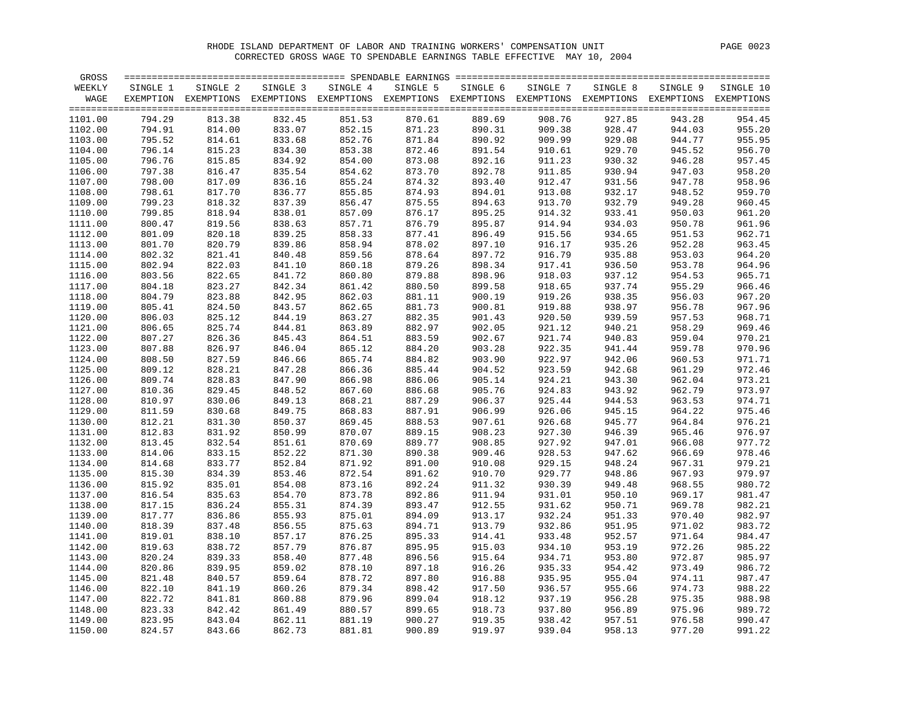RHODE ISLAND DEPARTMENT OF LABOR AND TRAINING WORKERS' COMPENSATION UNIT

CORRECTED GROSS WAGE TO SPENDABLE EARNINGS TABLE EFFECTIVE MAY 10, 2004

| GROSS WEEKLY WAGE | SINGLE 1 EXEMPTION | SINGLE 2 EXEMPTIONS | SINGLE 3 EXEMPTIONS | SINGLE 4 EXEMPTIONS | SINGLE 5 EXEMPTIONS | SINGLE 6 EXEMPTIONS | SINGLE 7 EXEMPTIONS | SINGLE 8 EXEMPTIONS | SINGLE 9 EXEMPTIONS | SINGLE 10 EXEMPTIONS |
|---|---|---|---|---|---|---|---|---|---|---|
| 1101.00 | 794.29 | 813.38 | 832.45 | 851.53 | 870.61 | 889.69 | 908.76 | 927.85 | 943.28 | 954.45 |
| 1102.00 | 794.91 | 814.00 | 833.07 | 852.15 | 871.23 | 890.31 | 909.38 | 928.47 | 944.03 | 955.20 |
| 1103.00 | 795.52 | 814.61 | 833.68 | 852.76 | 871.84 | 890.92 | 909.99 | 929.08 | 944.77 | 955.95 |
| 1104.00 | 796.14 | 815.23 | 834.30 | 853.38 | 872.46 | 891.54 | 910.61 | 929.70 | 945.52 | 956.70 |
| 1105.00 | 796.76 | 815.85 | 834.92 | 854.00 | 873.08 | 892.16 | 911.23 | 930.32 | 946.28 | 957.45 |
| 1106.00 | 797.38 | 816.47 | 835.54 | 854.62 | 873.70 | 892.78 | 911.85 | 930.94 | 947.03 | 958.20 |
| 1107.00 | 798.00 | 817.09 | 836.16 | 855.24 | 874.32 | 893.40 | 912.47 | 931.56 | 947.78 | 958.96 |
| 1108.00 | 798.61 | 817.70 | 836.77 | 855.85 | 874.93 | 894.01 | 913.08 | 932.17 | 948.52 | 959.70 |
| 1109.00 | 799.23 | 818.32 | 837.39 | 856.47 | 875.55 | 894.63 | 913.70 | 932.79 | 949.28 | 960.45 |
| 1110.00 | 799.85 | 818.94 | 838.01 | 857.09 | 876.17 | 895.25 | 914.32 | 933.41 | 950.03 | 961.20 |
| 1111.00 | 800.47 | 819.56 | 838.63 | 857.71 | 876.79 | 895.87 | 914.94 | 934.03 | 950.78 | 961.96 |
| 1112.00 | 801.09 | 820.18 | 839.25 | 858.33 | 877.41 | 896.49 | 915.56 | 934.65 | 951.53 | 962.71 |
| 1113.00 | 801.70 | 820.79 | 839.86 | 858.94 | 878.02 | 897.10 | 916.17 | 935.26 | 952.28 | 963.45 |
| 1114.00 | 802.32 | 821.41 | 840.48 | 859.56 | 878.64 | 897.72 | 916.79 | 935.88 | 953.03 | 964.20 |
| 1115.00 | 802.94 | 822.03 | 841.10 | 860.18 | 879.26 | 898.34 | 917.41 | 936.50 | 953.78 | 964.96 |
| 1116.00 | 803.56 | 822.65 | 841.72 | 860.80 | 879.88 | 898.96 | 918.03 | 937.12 | 954.53 | 965.71 |
| 1117.00 | 804.18 | 823.27 | 842.34 | 861.42 | 880.50 | 899.58 | 918.65 | 937.74 | 955.29 | 966.46 |
| 1118.00 | 804.79 | 823.88 | 842.95 | 862.03 | 881.11 | 900.19 | 919.26 | 938.35 | 956.03 | 967.20 |
| 1119.00 | 805.41 | 824.50 | 843.57 | 862.65 | 881.73 | 900.81 | 919.88 | 938.97 | 956.78 | 967.96 |
| 1120.00 | 806.03 | 825.12 | 844.19 | 863.27 | 882.35 | 901.43 | 920.50 | 939.59 | 957.53 | 968.71 |
| 1121.00 | 806.65 | 825.74 | 844.81 | 863.89 | 882.97 | 902.05 | 921.12 | 940.21 | 958.29 | 969.46 |
| 1122.00 | 807.27 | 826.36 | 845.43 | 864.51 | 883.59 | 902.67 | 921.74 | 940.83 | 959.04 | 970.21 |
| 1123.00 | 807.88 | 826.97 | 846.04 | 865.12 | 884.20 | 903.28 | 922.35 | 941.44 | 959.78 | 970.96 |
| 1124.00 | 808.50 | 827.59 | 846.66 | 865.74 | 884.82 | 903.90 | 922.97 | 942.06 | 960.53 | 971.71 |
| 1125.00 | 809.12 | 828.21 | 847.28 | 866.36 | 885.44 | 904.52 | 923.59 | 942.68 | 961.29 | 972.46 |
| 1126.00 | 809.74 | 828.83 | 847.90 | 866.98 | 886.06 | 905.14 | 924.21 | 943.30 | 962.04 | 973.21 |
| 1127.00 | 810.36 | 829.45 | 848.52 | 867.60 | 886.68 | 905.76 | 924.83 | 943.92 | 962.79 | 973.97 |
| 1128.00 | 810.97 | 830.06 | 849.13 | 868.21 | 887.29 | 906.37 | 925.44 | 944.53 | 963.53 | 974.71 |
| 1129.00 | 811.59 | 830.68 | 849.75 | 868.83 | 887.91 | 906.99 | 926.06 | 945.15 | 964.22 | 975.46 |
| 1130.00 | 812.21 | 831.30 | 850.37 | 869.45 | 888.53 | 907.61 | 926.68 | 945.77 | 964.84 | 976.21 |
| 1131.00 | 812.83 | 831.92 | 850.99 | 870.07 | 889.15 | 908.23 | 927.30 | 946.39 | 965.46 | 976.97 |
| 1132.00 | 813.45 | 832.54 | 851.61 | 870.69 | 889.77 | 908.85 | 927.92 | 947.01 | 966.08 | 977.72 |
| 1133.00 | 814.06 | 833.15 | 852.22 | 871.30 | 890.38 | 909.46 | 928.53 | 947.62 | 966.69 | 978.46 |
| 1134.00 | 814.68 | 833.77 | 852.84 | 871.92 | 891.00 | 910.08 | 929.15 | 948.24 | 967.31 | 979.21 |
| 1135.00 | 815.30 | 834.39 | 853.46 | 872.54 | 891.62 | 910.70 | 929.77 | 948.86 | 967.93 | 979.97 |
| 1136.00 | 815.92 | 835.01 | 854.08 | 873.16 | 892.24 | 911.32 | 930.39 | 949.48 | 968.55 | 980.72 |
| 1137.00 | 816.54 | 835.63 | 854.70 | 873.78 | 892.86 | 911.94 | 931.01 | 950.10 | 969.17 | 981.47 |
| 1138.00 | 817.15 | 836.24 | 855.31 | 874.39 | 893.47 | 912.55 | 931.62 | 950.71 | 969.78 | 982.21 |
| 1139.00 | 817.77 | 836.86 | 855.93 | 875.01 | 894.09 | 913.17 | 932.24 | 951.33 | 970.40 | 982.97 |
| 1140.00 | 818.39 | 837.48 | 856.55 | 875.63 | 894.71 | 913.79 | 932.86 | 951.95 | 971.02 | 983.72 |
| 1141.00 | 819.01 | 838.10 | 857.17 | 876.25 | 895.33 | 914.41 | 933.48 | 952.57 | 971.64 | 984.47 |
| 1142.00 | 819.63 | 838.72 | 857.79 | 876.87 | 895.95 | 915.03 | 934.10 | 953.19 | 972.26 | 985.22 |
| 1143.00 | 820.24 | 839.33 | 858.40 | 877.48 | 896.56 | 915.64 | 934.71 | 953.80 | 972.87 | 985.97 |
| 1144.00 | 820.86 | 839.95 | 859.02 | 878.10 | 897.18 | 916.26 | 935.33 | 954.42 | 973.49 | 986.72 |
| 1145.00 | 821.48 | 840.57 | 859.64 | 878.72 | 897.80 | 916.88 | 935.95 | 955.04 | 974.11 | 987.47 |
| 1146.00 | 822.10 | 841.19 | 860.26 | 879.34 | 898.42 | 917.50 | 936.57 | 955.66 | 974.73 | 988.22 |
| 1147.00 | 822.72 | 841.81 | 860.88 | 879.96 | 899.04 | 918.12 | 937.19 | 956.28 | 975.35 | 988.98 |
| 1148.00 | 823.33 | 842.42 | 861.49 | 880.57 | 899.65 | 918.73 | 937.80 | 956.89 | 975.96 | 989.72 |
| 1149.00 | 823.95 | 843.04 | 862.11 | 881.19 | 900.27 | 919.35 | 938.42 | 957.51 | 976.58 | 990.47 |
| 1150.00 | 824.57 | 843.66 | 862.73 | 881.81 | 900.89 | 919.97 | 939.04 | 958.13 | 977.20 | 991.22 |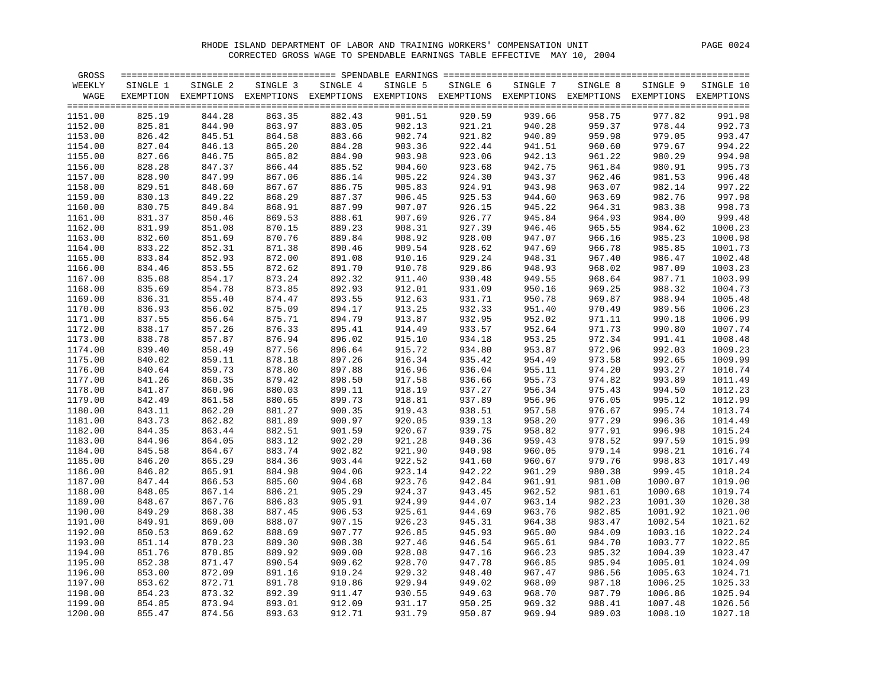RHODE ISLAND DEPARTMENT OF LABOR AND TRAINING WORKERS' COMPENSATION UNIT

CORRECTED GROSS WAGE TO SPENDABLE EARNINGS TABLE EFFECTIVE MAY 10, 2004

| GROSS WEEKLY WAGE | SINGLE 1 EXEMPTION | SINGLE 2 EXEMPTIONS | SINGLE 3 EXEMPTIONS | SINGLE 4 EXEMPTIONS | SINGLE 5 EXEMPTIONS | SINGLE 6 EXEMPTIONS | SINGLE 7 EXEMPTIONS | SINGLE 8 EXEMPTIONS | SINGLE 9 EXEMPTIONS | SINGLE 10 EXEMPTIONS |
|---|---|---|---|---|---|---|---|---|---|---|
| 1151.00 | 825.19 | 844.28 | 863.35 | 882.43 | 901.51 | 920.59 | 939.66 | 958.75 | 977.82 | 991.98 |
| 1152.00 | 825.81 | 844.90 | 863.97 | 883.05 | 902.13 | 921.21 | 940.28 | 959.37 | 978.44 | 992.73 |
| 1153.00 | 826.42 | 845.51 | 864.58 | 883.66 | 902.74 | 921.82 | 940.89 | 959.98 | 979.05 | 993.47 |
| 1154.00 | 827.04 | 846.13 | 865.20 | 884.28 | 903.36 | 922.44 | 941.51 | 960.60 | 979.67 | 994.22 |
| 1155.00 | 827.66 | 846.75 | 865.82 | 884.90 | 903.98 | 923.06 | 942.13 | 961.22 | 980.29 | 994.98 |
| 1156.00 | 828.28 | 847.37 | 866.44 | 885.52 | 904.60 | 923.68 | 942.75 | 961.84 | 980.91 | 995.73 |
| 1157.00 | 828.90 | 847.99 | 867.06 | 886.14 | 905.22 | 924.30 | 943.37 | 962.46 | 981.53 | 996.48 |
| 1158.00 | 829.51 | 848.60 | 867.67 | 886.75 | 905.83 | 924.91 | 943.98 | 963.07 | 982.14 | 997.22 |
| 1159.00 | 830.13 | 849.22 | 868.29 | 887.37 | 906.45 | 925.53 | 944.60 | 963.69 | 982.76 | 997.98 |
| 1160.00 | 830.75 | 849.84 | 868.91 | 887.99 | 907.07 | 926.15 | 945.22 | 964.31 | 983.38 | 998.73 |
| 1161.00 | 831.37 | 850.46 | 869.53 | 888.61 | 907.69 | 926.77 | 945.84 | 964.93 | 984.00 | 999.48 |
| 1162.00 | 831.99 | 851.08 | 870.15 | 889.23 | 908.31 | 927.39 | 946.46 | 965.55 | 984.62 | 1000.23 |
| 1163.00 | 832.60 | 851.69 | 870.76 | 889.84 | 908.92 | 928.00 | 947.07 | 966.16 | 985.23 | 1000.98 |
| 1164.00 | 833.22 | 852.31 | 871.38 | 890.46 | 909.54 | 928.62 | 947.69 | 966.78 | 985.85 | 1001.73 |
| 1165.00 | 833.84 | 852.93 | 872.00 | 891.08 | 910.16 | 929.24 | 948.31 | 967.40 | 986.47 | 1002.48 |
| 1166.00 | 834.46 | 853.55 | 872.62 | 891.70 | 910.78 | 929.86 | 948.93 | 968.02 | 987.09 | 1003.23 |
| 1167.00 | 835.08 | 854.17 | 873.24 | 892.32 | 911.40 | 930.48 | 949.55 | 968.64 | 987.71 | 1003.99 |
| 1168.00 | 835.69 | 854.78 | 873.85 | 892.93 | 912.01 | 931.09 | 950.16 | 969.25 | 988.32 | 1004.73 |
| 1169.00 | 836.31 | 855.40 | 874.47 | 893.55 | 912.63 | 931.71 | 950.78 | 969.87 | 988.94 | 1005.48 |
| 1170.00 | 836.93 | 856.02 | 875.09 | 894.17 | 913.25 | 932.33 | 951.40 | 970.49 | 989.56 | 1006.23 |
| 1171.00 | 837.55 | 856.64 | 875.71 | 894.79 | 913.87 | 932.95 | 952.02 | 971.11 | 990.18 | 1006.99 |
| 1172.00 | 838.17 | 857.26 | 876.33 | 895.41 | 914.49 | 933.57 | 952.64 | 971.73 | 990.80 | 1007.74 |
| 1173.00 | 838.78 | 857.87 | 876.94 | 896.02 | 915.10 | 934.18 | 953.25 | 972.34 | 991.41 | 1008.48 |
| 1174.00 | 839.40 | 858.49 | 877.56 | 896.64 | 915.72 | 934.80 | 953.87 | 972.96 | 992.03 | 1009.23 |
| 1175.00 | 840.02 | 859.11 | 878.18 | 897.26 | 916.34 | 935.42 | 954.49 | 973.58 | 992.65 | 1009.99 |
| 1176.00 | 840.64 | 859.73 | 878.80 | 897.88 | 916.96 | 936.04 | 955.11 | 974.20 | 993.27 | 1010.74 |
| 1177.00 | 841.26 | 860.35 | 879.42 | 898.50 | 917.58 | 936.66 | 955.73 | 974.82 | 993.89 | 1011.49 |
| 1178.00 | 841.87 | 860.96 | 880.03 | 899.11 | 918.19 | 937.27 | 956.34 | 975.43 | 994.50 | 1012.23 |
| 1179.00 | 842.49 | 861.58 | 880.65 | 899.73 | 918.81 | 937.89 | 956.96 | 976.05 | 995.12 | 1012.99 |
| 1180.00 | 843.11 | 862.20 | 881.27 | 900.35 | 919.43 | 938.51 | 957.58 | 976.67 | 995.74 | 1013.74 |
| 1181.00 | 843.73 | 862.82 | 881.89 | 900.97 | 920.05 | 939.13 | 958.20 | 977.29 | 996.36 | 1014.49 |
| 1182.00 | 844.35 | 863.44 | 882.51 | 901.59 | 920.67 | 939.75 | 958.82 | 977.91 | 996.98 | 1015.24 |
| 1183.00 | 844.96 | 864.05 | 883.12 | 902.20 | 921.28 | 940.36 | 959.43 | 978.52 | 997.59 | 1015.99 |
| 1184.00 | 845.58 | 864.67 | 883.74 | 902.82 | 921.90 | 940.98 | 960.05 | 979.14 | 998.21 | 1016.74 |
| 1185.00 | 846.20 | 865.29 | 884.36 | 903.44 | 922.52 | 941.60 | 960.67 | 979.76 | 998.83 | 1017.49 |
| 1186.00 | 846.82 | 865.91 | 884.98 | 904.06 | 923.14 | 942.22 | 961.29 | 980.38 | 999.45 | 1018.24 |
| 1187.00 | 847.44 | 866.53 | 885.60 | 904.68 | 923.76 | 942.84 | 961.91 | 981.00 | 1000.07 | 1019.00 |
| 1188.00 | 848.05 | 867.14 | 886.21 | 905.29 | 924.37 | 943.45 | 962.52 | 981.61 | 1000.68 | 1019.74 |
| 1189.00 | 848.67 | 867.76 | 886.83 | 905.91 | 924.99 | 944.07 | 963.14 | 982.23 | 1001.30 | 1020.38 |
| 1190.00 | 849.29 | 868.38 | 887.45 | 906.53 | 925.61 | 944.69 | 963.76 | 982.85 | 1001.92 | 1021.00 |
| 1191.00 | 849.91 | 869.00 | 888.07 | 907.15 | 926.23 | 945.31 | 964.38 | 983.47 | 1002.54 | 1021.62 |
| 1192.00 | 850.53 | 869.62 | 888.69 | 907.77 | 926.85 | 945.93 | 965.00 | 984.09 | 1003.16 | 1022.24 |
| 1193.00 | 851.14 | 870.23 | 889.30 | 908.38 | 927.46 | 946.54 | 965.61 | 984.70 | 1003.77 | 1022.85 |
| 1194.00 | 851.76 | 870.85 | 889.92 | 909.00 | 928.08 | 947.16 | 966.23 | 985.32 | 1004.39 | 1023.47 |
| 1195.00 | 852.38 | 871.47 | 890.54 | 909.62 | 928.70 | 947.78 | 966.85 | 985.94 | 1005.01 | 1024.09 |
| 1196.00 | 853.00 | 872.09 | 891.16 | 910.24 | 929.32 | 948.40 | 967.47 | 986.56 | 1005.63 | 1024.71 |
| 1197.00 | 853.62 | 872.71 | 891.78 | 910.86 | 929.94 | 949.02 | 968.09 | 987.18 | 1006.25 | 1025.33 |
| 1198.00 | 854.23 | 873.32 | 892.39 | 911.47 | 930.55 | 949.63 | 968.70 | 987.79 | 1006.86 | 1025.94 |
| 1199.00 | 854.85 | 873.94 | 893.01 | 912.09 | 931.17 | 950.25 | 969.32 | 988.41 | 1007.48 | 1026.56 |
| 1200.00 | 855.47 | 874.56 | 893.63 | 912.71 | 931.79 | 950.87 | 969.94 | 989.03 | 1008.10 | 1027.18 |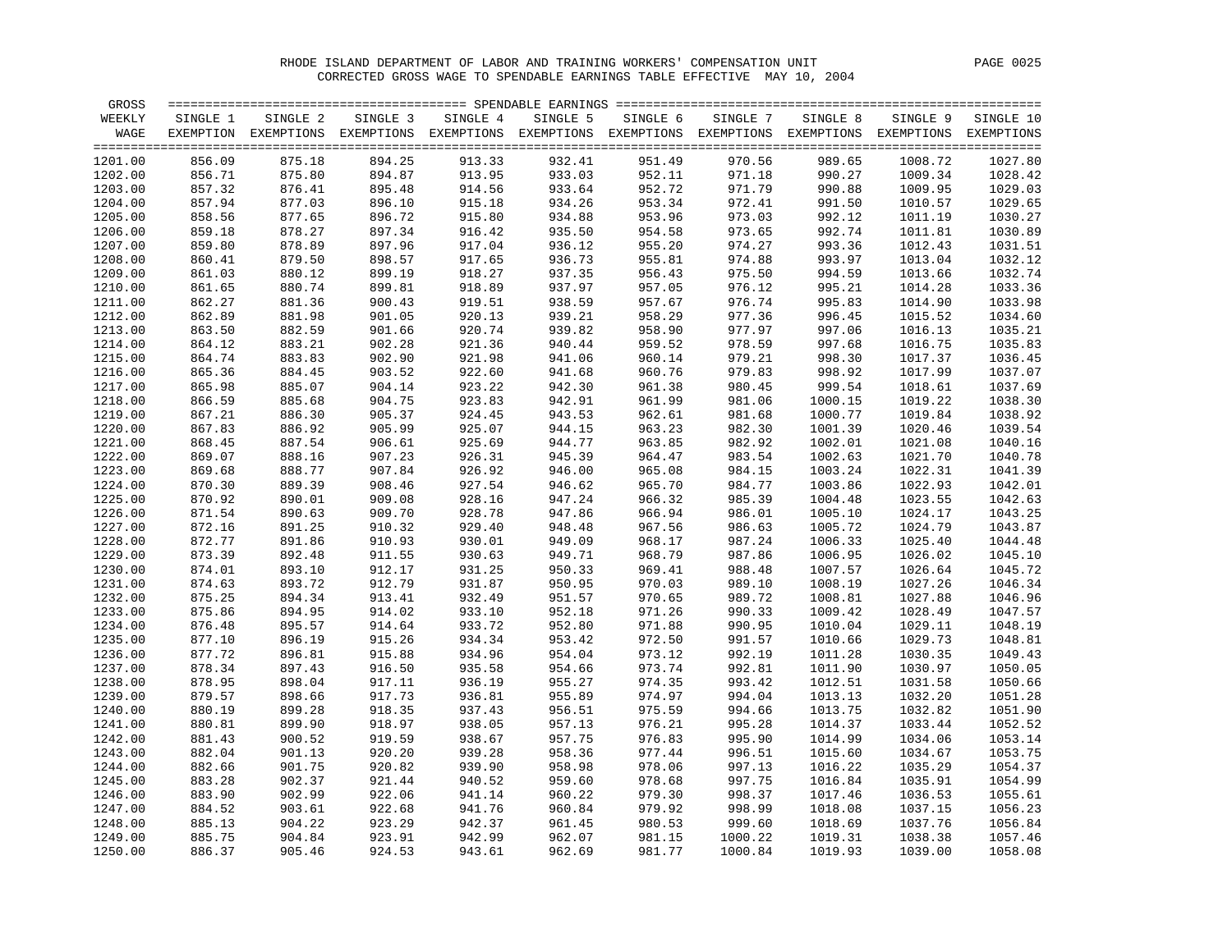RHODE ISLAND DEPARTMENT OF LABOR AND TRAINING WORKERS' COMPENSATION UNIT

CORRECTED GROSS WAGE TO SPENDABLE EARNINGS TABLE EFFECTIVE MAY 10, 2004

| GROSS WEEKLY WAGE | SINGLE 1 EXEMPTION | SINGLE 2 EXEMPTIONS | SINGLE 3 EXEMPTIONS | SINGLE 4 EXEMPTIONS | SINGLE 5 EXEMPTIONS | SINGLE 6 EXEMPTIONS | SINGLE 7 EXEMPTIONS | SINGLE 8 EXEMPTIONS | SINGLE 9 EXEMPTIONS | SINGLE 10 EXEMPTIONS |
|---|---|---|---|---|---|---|---|---|---|---|
| 1201.00 | 856.09 | 875.18 | 894.25 | 913.33 | 932.41 | 951.49 | 970.56 | 989.65 | 1008.72 | 1027.80 |
| 1202.00 | 856.71 | 875.80 | 894.87 | 913.95 | 933.03 | 952.11 | 971.18 | 990.27 | 1009.34 | 1028.42 |
| 1203.00 | 857.32 | 876.41 | 895.48 | 914.56 | 933.64 | 952.72 | 971.79 | 990.88 | 1009.95 | 1029.03 |
| 1204.00 | 857.94 | 877.03 | 896.10 | 915.18 | 934.26 | 953.34 | 972.41 | 991.50 | 1010.57 | 1029.65 |
| 1205.00 | 858.56 | 877.65 | 896.72 | 915.80 | 934.88 | 953.96 | 973.03 | 992.12 | 1011.19 | 1030.27 |
| 1206.00 | 859.18 | 878.27 | 897.34 | 916.42 | 935.50 | 954.58 | 973.65 | 992.74 | 1011.81 | 1030.89 |
| 1207.00 | 859.80 | 878.89 | 897.96 | 917.04 | 936.12 | 955.20 | 974.27 | 993.36 | 1012.43 | 1031.51 |
| 1208.00 | 860.41 | 879.50 | 898.57 | 917.65 | 936.73 | 955.81 | 974.88 | 993.97 | 1013.04 | 1032.12 |
| 1209.00 | 861.03 | 880.12 | 899.19 | 918.27 | 937.35 | 956.43 | 975.50 | 994.59 | 1013.66 | 1032.74 |
| 1210.00 | 861.65 | 880.74 | 899.81 | 918.89 | 937.97 | 957.05 | 976.12 | 995.21 | 1014.28 | 1033.36 |
| 1211.00 | 862.27 | 881.36 | 900.43 | 919.51 | 938.59 | 957.67 | 976.74 | 995.83 | 1014.90 | 1033.98 |
| 1212.00 | 862.89 | 881.98 | 901.05 | 920.13 | 939.21 | 958.29 | 977.36 | 996.45 | 1015.52 | 1034.60 |
| 1213.00 | 863.50 | 882.59 | 901.66 | 920.74 | 939.82 | 958.90 | 977.97 | 997.06 | 1016.13 | 1035.21 |
| 1214.00 | 864.12 | 883.21 | 902.28 | 921.36 | 940.44 | 959.52 | 978.59 | 997.68 | 1016.75 | 1035.83 |
| 1215.00 | 864.74 | 883.83 | 902.90 | 921.98 | 941.06 | 960.14 | 979.21 | 998.30 | 1017.37 | 1036.45 |
| 1216.00 | 865.36 | 884.45 | 903.52 | 922.60 | 941.68 | 960.76 | 979.83 | 998.92 | 1017.99 | 1037.07 |
| 1217.00 | 865.98 | 885.07 | 904.14 | 923.22 | 942.30 | 961.38 | 980.45 | 999.54 | 1018.61 | 1037.69 |
| 1218.00 | 866.59 | 885.68 | 904.75 | 923.83 | 942.91 | 961.99 | 981.06 | 1000.15 | 1019.22 | 1038.30 |
| 1219.00 | 867.21 | 886.30 | 905.37 | 924.45 | 943.53 | 962.61 | 981.68 | 1000.77 | 1019.84 | 1038.92 |
| 1220.00 | 867.83 | 886.92 | 905.99 | 925.07 | 944.15 | 963.23 | 982.30 | 1001.39 | 1020.46 | 1039.54 |
| 1221.00 | 868.45 | 887.54 | 906.61 | 925.69 | 944.77 | 963.85 | 982.92 | 1002.01 | 1021.08 | 1040.16 |
| 1222.00 | 869.07 | 888.16 | 907.23 | 926.31 | 945.39 | 964.47 | 983.54 | 1002.63 | 1021.70 | 1040.78 |
| 1223.00 | 869.68 | 888.77 | 907.84 | 926.92 | 946.00 | 965.08 | 984.15 | 1003.24 | 1022.31 | 1041.39 |
| 1224.00 | 870.30 | 889.39 | 908.46 | 927.54 | 946.62 | 965.70 | 984.77 | 1003.86 | 1022.93 | 1042.01 |
| 1225.00 | 870.92 | 890.01 | 909.08 | 928.16 | 947.24 | 966.32 | 985.39 | 1004.48 | 1023.55 | 1042.63 |
| 1226.00 | 871.54 | 890.63 | 909.70 | 928.78 | 947.86 | 966.94 | 986.01 | 1005.10 | 1024.17 | 1043.25 |
| 1227.00 | 872.16 | 891.25 | 910.32 | 929.40 | 948.48 | 967.56 | 986.63 | 1005.72 | 1024.79 | 1043.87 |
| 1228.00 | 872.77 | 891.86 | 910.93 | 930.01 | 949.09 | 968.17 | 987.24 | 1006.33 | 1025.40 | 1044.48 |
| 1229.00 | 873.39 | 892.48 | 911.55 | 930.63 | 949.71 | 968.79 | 987.86 | 1006.95 | 1026.02 | 1045.10 |
| 1230.00 | 874.01 | 893.10 | 912.17 | 931.25 | 950.33 | 969.41 | 988.48 | 1007.57 | 1026.64 | 1045.72 |
| 1231.00 | 874.63 | 893.72 | 912.79 | 931.87 | 950.95 | 970.03 | 989.10 | 1008.19 | 1027.26 | 1046.34 |
| 1232.00 | 875.25 | 894.34 | 913.41 | 932.49 | 951.57 | 970.65 | 989.72 | 1008.81 | 1027.88 | 1046.96 |
| 1233.00 | 875.86 | 894.95 | 914.02 | 933.10 | 952.18 | 971.26 | 990.33 | 1009.42 | 1028.49 | 1047.57 |
| 1234.00 | 876.48 | 895.57 | 914.64 | 933.72 | 952.80 | 971.88 | 990.95 | 1010.04 | 1029.11 | 1048.19 |
| 1235.00 | 877.10 | 896.19 | 915.26 | 934.34 | 953.42 | 972.50 | 991.57 | 1010.66 | 1029.73 | 1048.81 |
| 1236.00 | 877.72 | 896.81 | 915.88 | 934.96 | 954.04 | 973.12 | 992.19 | 1011.28 | 1030.35 | 1049.43 |
| 1237.00 | 878.34 | 897.43 | 916.50 | 935.58 | 954.66 | 973.74 | 992.81 | 1011.90 | 1030.97 | 1050.05 |
| 1238.00 | 878.95 | 898.04 | 917.11 | 936.19 | 955.27 | 974.35 | 993.42 | 1012.51 | 1031.58 | 1050.66 |
| 1239.00 | 879.57 | 898.66 | 917.73 | 936.81 | 955.89 | 974.97 | 994.04 | 1013.13 | 1032.20 | 1051.28 |
| 1240.00 | 880.19 | 899.28 | 918.35 | 937.43 | 956.51 | 975.59 | 994.66 | 1013.75 | 1032.82 | 1051.90 |
| 1241.00 | 880.81 | 899.90 | 918.97 | 938.05 | 957.13 | 976.21 | 995.28 | 1014.37 | 1033.44 | 1052.52 |
| 1242.00 | 881.43 | 900.52 | 919.59 | 938.67 | 957.75 | 976.83 | 995.90 | 1014.99 | 1034.06 | 1053.14 |
| 1243.00 | 882.04 | 901.13 | 920.20 | 939.28 | 958.36 | 977.44 | 996.51 | 1015.60 | 1034.67 | 1053.75 |
| 1244.00 | 882.66 | 901.75 | 920.82 | 939.90 | 958.98 | 978.06 | 997.13 | 1016.22 | 1035.29 | 1054.37 |
| 1245.00 | 883.28 | 902.37 | 921.44 | 940.52 | 959.60 | 978.68 | 997.75 | 1016.84 | 1035.91 | 1054.99 |
| 1246.00 | 883.90 | 902.99 | 922.06 | 941.14 | 960.22 | 979.30 | 998.37 | 1017.46 | 1036.53 | 1055.61 |
| 1247.00 | 884.52 | 903.61 | 922.68 | 941.76 | 960.84 | 979.92 | 998.99 | 1018.08 | 1037.15 | 1056.23 |
| 1248.00 | 885.13 | 904.22 | 923.29 | 942.37 | 961.45 | 980.53 | 999.60 | 1018.69 | 1037.76 | 1056.84 |
| 1249.00 | 885.75 | 904.84 | 923.91 | 942.99 | 962.07 | 981.15 | 1000.22 | 1019.31 | 1038.38 | 1057.46 |
| 1250.00 | 886.37 | 905.46 | 924.53 | 943.61 | 962.69 | 981.77 | 1000.84 | 1019.93 | 1039.00 | 1058.08 |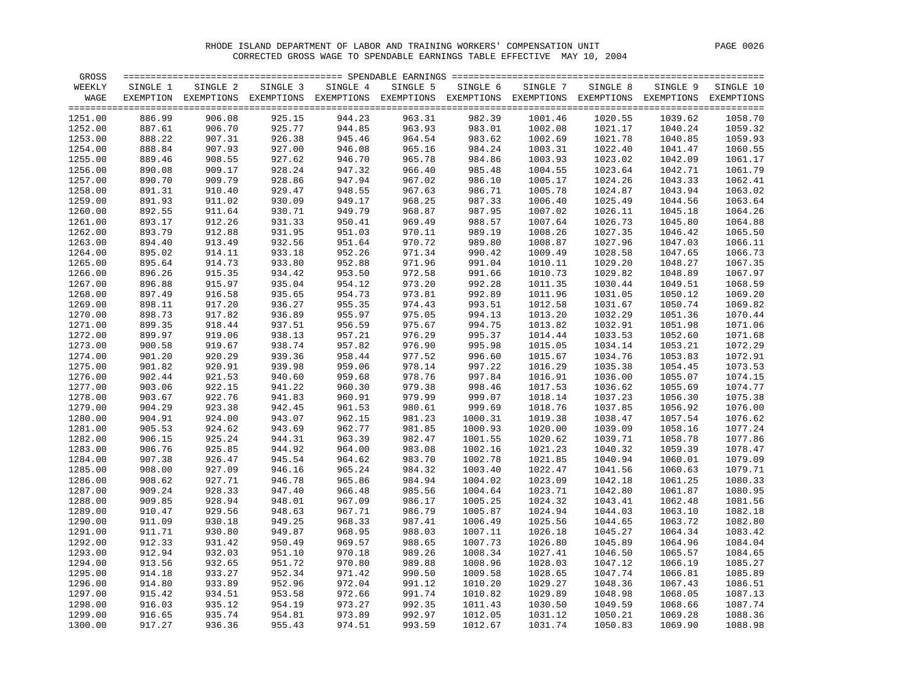RHODE ISLAND DEPARTMENT OF LABOR AND TRAINING WORKERS' COMPENSATION UNIT

CORRECTED GROSS WAGE TO SPENDABLE EARNINGS TABLE EFFECTIVE MAY 10, 2004

| GROSS WEEKLY WAGE | SINGLE 1 EXEMPTION | SINGLE 2 EXEMPTIONS | SINGLE 3 EXEMPTIONS | SINGLE 4 EXEMPTIONS | SINGLE 5 EXEMPTIONS | SINGLE 6 EXEMPTIONS | SINGLE 7 EXEMPTIONS | SINGLE 8 EXEMPTIONS | SINGLE 9 EXEMPTIONS | SINGLE 10 EXEMPTIONS |
|---|---|---|---|---|---|---|---|---|---|---|
| 1251.00 | 886.99 | 906.08 | 925.15 | 944.23 | 963.31 | 982.39 | 1001.46 | 1020.55 | 1039.62 | 1058.70 |
| 1252.00 | 887.61 | 906.70 | 925.77 | 944.85 | 963.93 | 983.01 | 1002.08 | 1021.17 | 1040.24 | 1059.32 |
| 1253.00 | 888.22 | 907.31 | 926.38 | 945.46 | 964.54 | 983.62 | 1002.69 | 1021.78 | 1040.85 | 1059.93 |
| 1254.00 | 888.84 | 907.93 | 927.00 | 946.08 | 965.16 | 984.24 | 1003.31 | 1022.40 | 1041.47 | 1060.55 |
| 1255.00 | 889.46 | 908.55 | 927.62 | 946.70 | 965.78 | 984.86 | 1003.93 | 1023.02 | 1042.09 | 1061.17 |
| 1256.00 | 890.08 | 909.17 | 928.24 | 947.32 | 966.40 | 985.48 | 1004.55 | 1023.64 | 1042.71 | 1061.79 |
| 1257.00 | 890.70 | 909.79 | 928.86 | 947.94 | 967.02 | 986.10 | 1005.17 | 1024.26 | 1043.33 | 1062.41 |
| 1258.00 | 891.31 | 910.40 | 929.47 | 948.55 | 967.63 | 986.71 | 1005.78 | 1024.87 | 1043.94 | 1063.02 |
| 1259.00 | 891.93 | 911.02 | 930.09 | 949.17 | 968.25 | 987.33 | 1006.40 | 1025.49 | 1044.56 | 1063.64 |
| 1260.00 | 892.55 | 911.64 | 930.71 | 949.79 | 968.87 | 987.95 | 1007.02 | 1026.11 | 1045.18 | 1064.26 |
| 1261.00 | 893.17 | 912.26 | 931.33 | 950.41 | 969.49 | 988.57 | 1007.64 | 1026.73 | 1045.80 | 1064.88 |
| 1262.00 | 893.79 | 912.88 | 931.95 | 951.03 | 970.11 | 989.19 | 1008.26 | 1027.35 | 1046.42 | 1065.50 |
| 1263.00 | 894.40 | 913.49 | 932.56 | 951.64 | 970.72 | 989.80 | 1008.87 | 1027.96 | 1047.03 | 1066.11 |
| 1264.00 | 895.02 | 914.11 | 933.18 | 952.26 | 971.34 | 990.42 | 1009.49 | 1028.58 | 1047.65 | 1066.73 |
| 1265.00 | 895.64 | 914.73 | 933.80 | 952.88 | 971.96 | 991.04 | 1010.11 | 1029.20 | 1048.27 | 1067.35 |
| 1266.00 | 896.26 | 915.35 | 934.42 | 953.50 | 972.58 | 991.66 | 1010.73 | 1029.82 | 1048.89 | 1067.97 |
| 1267.00 | 896.88 | 915.97 | 935.04 | 954.12 | 973.20 | 992.28 | 1011.35 | 1030.44 | 1049.51 | 1068.59 |
| 1268.00 | 897.49 | 916.58 | 935.65 | 954.73 | 973.81 | 992.89 | 1011.96 | 1031.05 | 1050.12 | 1069.20 |
| 1269.00 | 898.11 | 917.20 | 936.27 | 955.35 | 974.43 | 993.51 | 1012.58 | 1031.67 | 1050.74 | 1069.82 |
| 1270.00 | 898.73 | 917.82 | 936.89 | 955.97 | 975.05 | 994.13 | 1013.20 | 1032.29 | 1051.36 | 1070.44 |
| 1271.00 | 899.35 | 918.44 | 937.51 | 956.59 | 975.67 | 994.75 | 1013.82 | 1032.91 | 1051.98 | 1071.06 |
| 1272.00 | 899.97 | 919.06 | 938.13 | 957.21 | 976.29 | 995.37 | 1014.44 | 1033.53 | 1052.60 | 1071.68 |
| 1273.00 | 900.58 | 919.67 | 938.74 | 957.82 | 976.90 | 995.98 | 1015.05 | 1034.14 | 1053.21 | 1072.29 |
| 1274.00 | 901.20 | 920.29 | 939.36 | 958.44 | 977.52 | 996.60 | 1015.67 | 1034.76 | 1053.83 | 1072.91 |
| 1275.00 | 901.82 | 920.91 | 939.98 | 959.06 | 978.14 | 997.22 | 1016.29 | 1035.38 | 1054.45 | 1073.53 |
| 1276.00 | 902.44 | 921.53 | 940.60 | 959.68 | 978.76 | 997.84 | 1016.91 | 1036.00 | 1055.07 | 1074.15 |
| 1277.00 | 903.06 | 922.15 | 941.22 | 960.30 | 979.38 | 998.46 | 1017.53 | 1036.62 | 1055.69 | 1074.77 |
| 1278.00 | 903.67 | 922.76 | 941.83 | 960.91 | 979.99 | 999.07 | 1018.14 | 1037.23 | 1056.30 | 1075.38 |
| 1279.00 | 904.29 | 923.38 | 942.45 | 961.53 | 980.61 | 999.69 | 1018.76 | 1037.85 | 1056.92 | 1076.00 |
| 1280.00 | 904.91 | 924.00 | 943.07 | 962.15 | 981.23 | 1000.31 | 1019.38 | 1038.47 | 1057.54 | 1076.62 |
| 1281.00 | 905.53 | 924.62 | 943.69 | 962.77 | 981.85 | 1000.93 | 1020.00 | 1039.09 | 1058.16 | 1077.24 |
| 1282.00 | 906.15 | 925.24 | 944.31 | 963.39 | 982.47 | 1001.55 | 1020.62 | 1039.71 | 1058.78 | 1077.86 |
| 1283.00 | 906.76 | 925.85 | 944.92 | 964.00 | 983.08 | 1002.16 | 1021.23 | 1040.32 | 1059.39 | 1078.47 |
| 1284.00 | 907.38 | 926.47 | 945.54 | 964.62 | 983.70 | 1002.78 | 1021.85 | 1040.94 | 1060.01 | 1079.09 |
| 1285.00 | 908.00 | 927.09 | 946.16 | 965.24 | 984.32 | 1003.40 | 1022.47 | 1041.56 | 1060.63 | 1079.71 |
| 1286.00 | 908.62 | 927.71 | 946.78 | 965.86 | 984.94 | 1004.02 | 1023.09 | 1042.18 | 1061.25 | 1080.33 |
| 1287.00 | 909.24 | 928.33 | 947.40 | 966.48 | 985.56 | 1004.64 | 1023.71 | 1042.80 | 1061.87 | 1080.95 |
| 1288.00 | 909.85 | 928.94 | 948.01 | 967.09 | 986.17 | 1005.25 | 1024.32 | 1043.41 | 1062.48 | 1081.56 |
| 1289.00 | 910.47 | 929.56 | 948.63 | 967.71 | 986.79 | 1005.87 | 1024.94 | 1044.03 | 1063.10 | 1082.18 |
| 1290.00 | 911.09 | 930.18 | 949.25 | 968.33 | 987.41 | 1006.49 | 1025.56 | 1044.65 | 1063.72 | 1082.80 |
| 1291.00 | 911.71 | 930.80 | 949.87 | 968.95 | 988.03 | 1007.11 | 1026.18 | 1045.27 | 1064.34 | 1083.42 |
| 1292.00 | 912.33 | 931.42 | 950.49 | 969.57 | 988.65 | 1007.73 | 1026.80 | 1045.89 | 1064.96 | 1084.04 |
| 1293.00 | 912.94 | 932.03 | 951.10 | 970.18 | 989.26 | 1008.34 | 1027.41 | 1046.50 | 1065.57 | 1084.65 |
| 1294.00 | 913.56 | 932.65 | 951.72 | 970.80 | 989.88 | 1008.96 | 1028.03 | 1047.12 | 1066.19 | 1085.27 |
| 1295.00 | 914.18 | 933.27 | 952.34 | 971.42 | 990.50 | 1009.58 | 1028.65 | 1047.74 | 1066.81 | 1085.89 |
| 1296.00 | 914.80 | 933.89 | 952.96 | 972.04 | 991.12 | 1010.20 | 1029.27 | 1048.36 | 1067.43 | 1086.51 |
| 1297.00 | 915.42 | 934.51 | 953.58 | 972.66 | 991.74 | 1010.82 | 1029.89 | 1048.98 | 1068.05 | 1087.13 |
| 1298.00 | 916.03 | 935.12 | 954.19 | 973.27 | 992.35 | 1011.43 | 1030.50 | 1049.59 | 1068.66 | 1087.74 |
| 1299.00 | 916.65 | 935.74 | 954.81 | 973.89 | 992.97 | 1012.05 | 1031.12 | 1050.21 | 1069.28 | 1088.36 |
| 1300.00 | 917.27 | 936.36 | 955.43 | 974.51 | 993.59 | 1012.67 | 1031.74 | 1050.83 | 1069.90 | 1088.98 |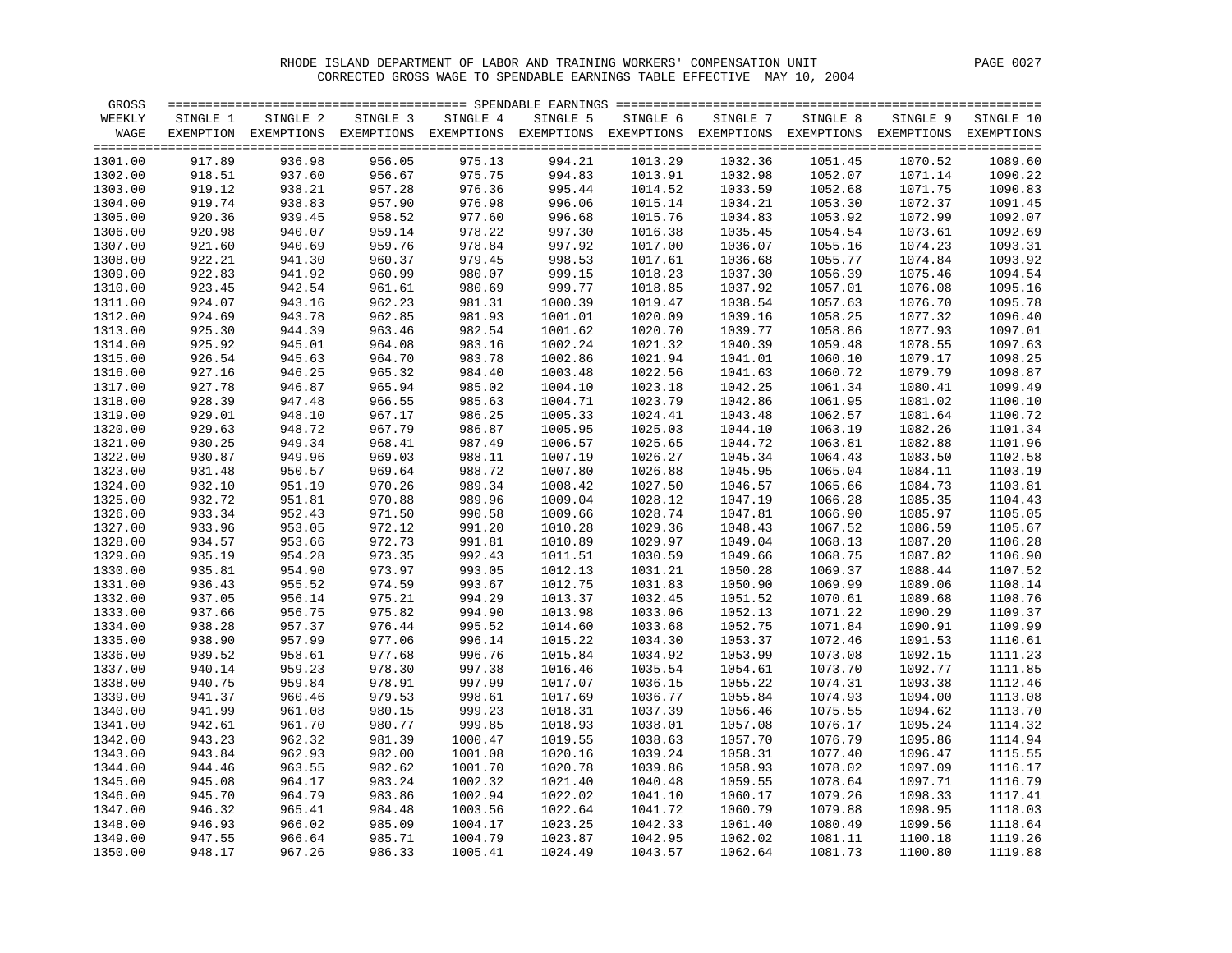RHODE ISLAND DEPARTMENT OF LABOR AND TRAINING WORKERS' COMPENSATION UNIT

CORRECTED GROSS WAGE TO SPENDABLE EARNINGS TABLE EFFECTIVE MAY 10, 2004

| GROSS WEEKLY WAGE | SINGLE 1 EXEMPTION | SINGLE 2 EXEMPTIONS | SINGLE 3 EXEMPTIONS | SINGLE 4 EXEMPTIONS | SINGLE 5 EXEMPTIONS | SINGLE 6 EXEMPTIONS | SINGLE 7 EXEMPTIONS | SINGLE 8 EXEMPTIONS | SINGLE 9 EXEMPTIONS | SINGLE 10 EXEMPTIONS |
|---|---|---|---|---|---|---|---|---|---|---|
| 1301.00 | 917.89 | 936.98 | 956.05 | 975.13 | 994.21 | 1013.29 | 1032.36 | 1051.45 | 1070.52 | 1089.60 |
| 1302.00 | 918.51 | 937.60 | 956.67 | 975.75 | 994.83 | 1013.91 | 1032.98 | 1052.07 | 1071.14 | 1090.22 |
| 1303.00 | 919.12 | 938.21 | 957.28 | 976.36 | 995.44 | 1014.52 | 1033.59 | 1052.68 | 1071.75 | 1090.83 |
| 1304.00 | 919.74 | 938.83 | 957.90 | 976.98 | 996.06 | 1015.14 | 1034.21 | 1053.30 | 1072.37 | 1091.45 |
| 1305.00 | 920.36 | 939.45 | 958.52 | 977.60 | 996.68 | 1015.76 | 1034.83 | 1053.92 | 1072.99 | 1092.07 |
| 1306.00 | 920.98 | 940.07 | 959.14 | 978.22 | 997.30 | 1016.38 | 1035.45 | 1054.54 | 1073.61 | 1092.69 |
| 1307.00 | 921.60 | 940.69 | 959.76 | 978.84 | 997.92 | 1017.00 | 1036.07 | 1055.16 | 1074.23 | 1093.31 |
| 1308.00 | 922.21 | 941.30 | 960.37 | 979.45 | 998.53 | 1017.61 | 1036.68 | 1055.77 | 1074.84 | 1093.92 |
| 1309.00 | 922.83 | 941.92 | 960.99 | 980.07 | 999.15 | 1018.23 | 1037.30 | 1056.39 | 1075.46 | 1094.54 |
| 1310.00 | 923.45 | 942.54 | 961.61 | 980.69 | 999.77 | 1018.85 | 1037.92 | 1057.01 | 1076.08 | 1095.16 |
| 1311.00 | 924.07 | 943.16 | 962.23 | 981.31 | 1000.39 | 1019.47 | 1038.54 | 1057.63 | 1076.70 | 1095.78 |
| 1312.00 | 924.69 | 943.78 | 962.85 | 981.93 | 1001.01 | 1020.09 | 1039.16 | 1058.25 | 1077.32 | 1096.40 |
| 1313.00 | 925.30 | 944.39 | 963.46 | 982.54 | 1001.62 | 1020.70 | 1039.77 | 1058.86 | 1077.93 | 1097.01 |
| 1314.00 | 925.92 | 945.01 | 964.08 | 983.16 | 1002.24 | 1021.32 | 1040.39 | 1059.48 | 1078.55 | 1097.63 |
| 1315.00 | 926.54 | 945.63 | 964.70 | 983.78 | 1002.86 | 1021.94 | 1041.01 | 1060.10 | 1079.17 | 1098.25 |
| 1316.00 | 927.16 | 946.25 | 965.32 | 984.40 | 1003.48 | 1022.56 | 1041.63 | 1060.72 | 1079.79 | 1098.87 |
| 1317.00 | 927.78 | 946.87 | 965.94 | 985.02 | 1004.10 | 1023.18 | 1042.25 | 1061.34 | 1080.41 | 1099.49 |
| 1318.00 | 928.39 | 947.48 | 966.55 | 985.63 | 1004.71 | 1023.79 | 1042.86 | 1061.95 | 1081.02 | 1100.10 |
| 1319.00 | 929.01 | 948.10 | 967.17 | 986.25 | 1005.33 | 1024.41 | 1043.48 | 1062.57 | 1081.64 | 1100.72 |
| 1320.00 | 929.63 | 948.72 | 967.79 | 986.87 | 1005.95 | 1025.03 | 1044.10 | 1063.19 | 1082.26 | 1101.34 |
| 1321.00 | 930.25 | 949.34 | 968.41 | 987.49 | 1006.57 | 1025.65 | 1044.72 | 1063.81 | 1082.88 | 1101.96 |
| 1322.00 | 930.87 | 949.96 | 969.03 | 988.11 | 1007.19 | 1026.27 | 1045.34 | 1064.43 | 1083.50 | 1102.58 |
| 1323.00 | 931.48 | 950.57 | 969.64 | 988.72 | 1007.80 | 1026.88 | 1045.95 | 1065.04 | 1084.11 | 1103.19 |
| 1324.00 | 932.10 | 951.19 | 970.26 | 989.34 | 1008.42 | 1027.50 | 1046.57 | 1065.66 | 1084.73 | 1103.81 |
| 1325.00 | 932.72 | 951.81 | 970.88 | 989.96 | 1009.04 | 1028.12 | 1047.19 | 1066.28 | 1085.35 | 1104.43 |
| 1326.00 | 933.34 | 952.43 | 971.50 | 990.58 | 1009.66 | 1028.74 | 1047.81 | 1066.90 | 1085.97 | 1105.05 |
| 1327.00 | 933.96 | 953.05 | 972.12 | 991.20 | 1010.28 | 1029.36 | 1048.43 | 1067.52 | 1086.59 | 1105.67 |
| 1328.00 | 934.57 | 953.66 | 972.73 | 991.81 | 1010.89 | 1029.97 | 1049.04 | 1068.13 | 1087.20 | 1106.28 |
| 1329.00 | 935.19 | 954.28 | 973.35 | 992.43 | 1011.51 | 1030.59 | 1049.66 | 1068.75 | 1087.82 | 1106.90 |
| 1330.00 | 935.81 | 954.90 | 973.97 | 993.05 | 1012.13 | 1031.21 | 1050.28 | 1069.37 | 1088.44 | 1107.52 |
| 1331.00 | 936.43 | 955.52 | 974.59 | 993.67 | 1012.75 | 1031.83 | 1050.90 | 1069.99 | 1089.06 | 1108.14 |
| 1332.00 | 937.05 | 956.14 | 975.21 | 994.29 | 1013.37 | 1032.45 | 1051.52 | 1070.61 | 1089.68 | 1108.76 |
| 1333.00 | 937.66 | 956.75 | 975.82 | 994.90 | 1013.98 | 1033.06 | 1052.13 | 1071.22 | 1090.29 | 1109.37 |
| 1334.00 | 938.28 | 957.37 | 976.44 | 995.52 | 1014.60 | 1033.68 | 1052.75 | 1071.84 | 1090.91 | 1109.99 |
| 1335.00 | 938.90 | 957.99 | 977.06 | 996.14 | 1015.22 | 1034.30 | 1053.37 | 1072.46 | 1091.53 | 1110.61 |
| 1336.00 | 939.52 | 958.61 | 977.68 | 996.76 | 1015.84 | 1034.92 | 1053.99 | 1073.08 | 1092.15 | 1111.23 |
| 1337.00 | 940.14 | 959.23 | 978.30 | 997.38 | 1016.46 | 1035.54 | 1054.61 | 1073.70 | 1092.77 | 1111.85 |
| 1338.00 | 940.75 | 959.84 | 978.91 | 997.99 | 1017.07 | 1036.15 | 1055.22 | 1074.31 | 1093.38 | 1112.46 |
| 1339.00 | 941.37 | 960.46 | 979.53 | 998.61 | 1017.69 | 1036.77 | 1055.84 | 1074.93 | 1094.00 | 1113.08 |
| 1340.00 | 941.99 | 961.08 | 980.15 | 999.23 | 1018.31 | 1037.39 | 1056.46 | 1075.55 | 1094.62 | 1113.70 |
| 1341.00 | 942.61 | 961.70 | 980.77 | 999.85 | 1018.93 | 1038.01 | 1057.08 | 1076.17 | 1095.24 | 1114.32 |
| 1342.00 | 943.23 | 962.32 | 981.39 | 1000.47 | 1019.55 | 1038.63 | 1057.70 | 1076.79 | 1095.86 | 1114.94 |
| 1343.00 | 943.84 | 962.93 | 982.00 | 1001.08 | 1020.16 | 1039.24 | 1058.31 | 1077.40 | 1096.47 | 1115.55 |
| 1344.00 | 944.46 | 963.55 | 982.62 | 1001.70 | 1020.78 | 1039.86 | 1058.93 | 1078.02 | 1097.09 | 1116.17 |
| 1345.00 | 945.08 | 964.17 | 983.24 | 1002.32 | 1021.40 | 1040.48 | 1059.55 | 1078.64 | 1097.71 | 1116.79 |
| 1346.00 | 945.70 | 964.79 | 983.86 | 1002.94 | 1022.02 | 1041.10 | 1060.17 | 1079.26 | 1098.33 | 1117.41 |
| 1347.00 | 946.32 | 965.41 | 984.48 | 1003.56 | 1022.64 | 1041.72 | 1060.79 | 1079.88 | 1098.95 | 1118.03 |
| 1348.00 | 946.93 | 966.02 | 985.09 | 1004.17 | 1023.25 | 1042.33 | 1061.40 | 1080.49 | 1099.56 | 1118.64 |
| 1349.00 | 947.55 | 966.64 | 985.71 | 1004.79 | 1023.87 | 1042.95 | 1062.02 | 1081.11 | 1100.18 | 1119.26 |
| 1350.00 | 948.17 | 967.26 | 986.33 | 1005.41 | 1024.49 | 1043.57 | 1062.64 | 1081.73 | 1100.80 | 1119.88 |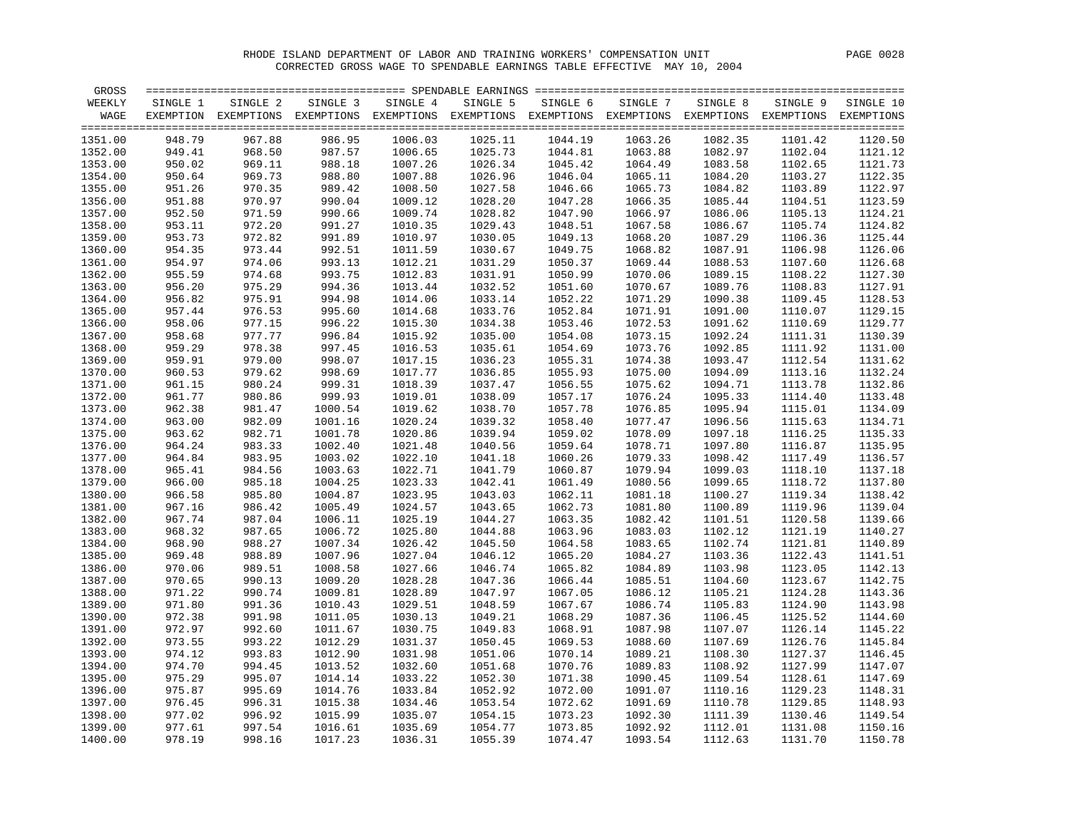RHODE ISLAND DEPARTMENT OF LABOR AND TRAINING WORKERS' COMPENSATION UNIT

CORRECTED GROSS WAGE TO SPENDABLE EARNINGS TABLE EFFECTIVE MAY 10, 2004

| GROSS WEEKLY WAGE | SINGLE 1 EXEMPTION | SINGLE 2 EXEMPTIONS | SINGLE 3 EXEMPTIONS | SINGLE 4 EXEMPTIONS | SINGLE 5 EXEMPTIONS | SINGLE 6 EXEMPTIONS | SINGLE 7 EXEMPTIONS | SINGLE 8 EXEMPTIONS | SINGLE 9 EXEMPTIONS | SINGLE 10 EXEMPTIONS |
|---|---|---|---|---|---|---|---|---|---|---|
| 1351.00 | 948.79 | 967.88 | 986.95 | 1006.03 | 1025.11 | 1044.19 | 1063.26 | 1082.35 | 1101.42 | 1120.50 |
| 1352.00 | 949.41 | 968.50 | 987.57 | 1006.65 | 1025.73 | 1044.81 | 1063.88 | 1082.97 | 1102.04 | 1121.12 |
| 1353.00 | 950.02 | 969.11 | 988.18 | 1007.26 | 1026.34 | 1045.42 | 1064.49 | 1083.58 | 1102.65 | 1121.73 |
| 1354.00 | 950.64 | 969.73 | 988.80 | 1007.88 | 1026.96 | 1046.04 | 1065.11 | 1084.20 | 1103.27 | 1122.35 |
| 1355.00 | 951.26 | 970.35 | 989.42 | 1008.50 | 1027.58 | 1046.66 | 1065.73 | 1084.82 | 1103.89 | 1122.97 |
| 1356.00 | 951.88 | 970.97 | 990.04 | 1009.12 | 1028.20 | 1047.28 | 1066.35 | 1085.44 | 1104.51 | 1123.59 |
| 1357.00 | 952.50 | 971.59 | 990.66 | 1009.74 | 1028.82 | 1047.90 | 1066.97 | 1086.06 | 1105.13 | 1124.21 |
| 1358.00 | 953.11 | 972.20 | 991.27 | 1010.35 | 1029.43 | 1048.51 | 1067.58 | 1086.67 | 1105.74 | 1124.82 |
| 1359.00 | 953.73 | 972.82 | 991.89 | 1010.97 | 1030.05 | 1049.13 | 1068.20 | 1087.29 | 1106.36 | 1125.44 |
| 1360.00 | 954.35 | 973.44 | 992.51 | 1011.59 | 1030.67 | 1049.75 | 1068.82 | 1087.91 | 1106.98 | 1126.06 |
| 1361.00 | 954.97 | 974.06 | 993.13 | 1012.21 | 1031.29 | 1050.37 | 1069.44 | 1088.53 | 1107.60 | 1126.68 |
| 1362.00 | 955.59 | 974.68 | 993.75 | 1012.83 | 1031.91 | 1050.99 | 1070.06 | 1089.15 | 1108.22 | 1127.30 |
| 1363.00 | 956.20 | 975.29 | 994.36 | 1013.44 | 1032.52 | 1051.60 | 1070.67 | 1089.76 | 1108.83 | 1127.91 |
| 1364.00 | 956.82 | 975.91 | 994.98 | 1014.06 | 1033.14 | 1052.22 | 1071.29 | 1090.38 | 1109.45 | 1128.53 |
| 1365.00 | 957.44 | 976.53 | 995.60 | 1014.68 | 1033.76 | 1052.84 | 1071.91 | 1091.00 | 1110.07 | 1129.15 |
| 1366.00 | 958.06 | 977.15 | 996.22 | 1015.30 | 1034.38 | 1053.46 | 1072.53 | 1091.62 | 1110.69 | 1129.77 |
| 1367.00 | 958.68 | 977.77 | 996.84 | 1015.92 | 1035.00 | 1054.08 | 1073.15 | 1092.24 | 1111.31 | 1130.39 |
| 1368.00 | 959.29 | 978.38 | 997.45 | 1016.53 | 1035.61 | 1054.69 | 1073.76 | 1092.85 | 1111.92 | 1131.00 |
| 1369.00 | 959.91 | 979.00 | 998.07 | 1017.15 | 1036.23 | 1055.31 | 1074.38 | 1093.47 | 1112.54 | 1131.62 |
| 1370.00 | 960.53 | 979.62 | 998.69 | 1017.77 | 1036.85 | 1055.93 | 1075.00 | 1094.09 | 1113.16 | 1132.24 |
| 1371.00 | 961.15 | 980.24 | 999.31 | 1018.39 | 1037.47 | 1056.55 | 1075.62 | 1094.71 | 1113.78 | 1132.86 |
| 1372.00 | 961.77 | 980.86 | 999.93 | 1019.01 | 1038.09 | 1057.17 | 1076.24 | 1095.33 | 1114.40 | 1133.48 |
| 1373.00 | 962.38 | 981.47 | 1000.54 | 1019.62 | 1038.70 | 1057.78 | 1076.85 | 1095.94 | 1115.01 | 1134.09 |
| 1374.00 | 963.00 | 982.09 | 1001.16 | 1020.24 | 1039.32 | 1058.40 | 1077.47 | 1096.56 | 1115.63 | 1134.71 |
| 1375.00 | 963.62 | 982.71 | 1001.78 | 1020.86 | 1039.94 | 1059.02 | 1078.09 | 1097.18 | 1116.25 | 1135.33 |
| 1376.00 | 964.24 | 983.33 | 1002.40 | 1021.48 | 1040.56 | 1059.64 | 1078.71 | 1097.80 | 1116.87 | 1135.95 |
| 1377.00 | 964.84 | 983.95 | 1003.02 | 1022.10 | 1041.18 | 1060.26 | 1079.33 | 1098.42 | 1117.49 | 1136.57 |
| 1378.00 | 965.41 | 984.56 | 1003.63 | 1022.71 | 1041.79 | 1060.87 | 1079.94 | 1099.03 | 1118.10 | 1137.18 |
| 1379.00 | 966.00 | 985.18 | 1004.25 | 1023.33 | 1042.41 | 1061.49 | 1080.56 | 1099.65 | 1118.72 | 1137.80 |
| 1380.00 | 966.58 | 985.80 | 1004.87 | 1023.95 | 1043.03 | 1062.11 | 1081.18 | 1100.27 | 1119.34 | 1138.42 |
| 1381.00 | 967.16 | 986.42 | 1005.49 | 1024.57 | 1043.65 | 1062.73 | 1081.80 | 1100.89 | 1119.96 | 1139.04 |
| 1382.00 | 967.74 | 987.04 | 1006.11 | 1025.19 | 1044.27 | 1063.35 | 1082.42 | 1101.51 | 1120.58 | 1139.66 |
| 1383.00 | 968.32 | 987.65 | 1006.72 | 1025.80 | 1044.88 | 1063.96 | 1083.03 | 1102.12 | 1121.19 | 1140.27 |
| 1384.00 | 968.90 | 988.27 | 1007.34 | 1026.42 | 1045.50 | 1064.58 | 1083.65 | 1102.74 | 1121.81 | 1140.89 |
| 1385.00 | 969.48 | 988.89 | 1007.96 | 1027.04 | 1046.12 | 1065.20 | 1084.27 | 1103.36 | 1122.43 | 1141.51 |
| 1386.00 | 970.06 | 989.51 | 1008.58 | 1027.66 | 1046.74 | 1065.82 | 1084.89 | 1103.98 | 1123.05 | 1142.13 |
| 1387.00 | 970.65 | 990.13 | 1009.20 | 1028.28 | 1047.36 | 1066.44 | 1085.51 | 1104.60 | 1123.67 | 1142.75 |
| 1388.00 | 971.22 | 990.74 | 1009.81 | 1028.89 | 1047.97 | 1067.05 | 1086.12 | 1105.21 | 1124.28 | 1143.36 |
| 1389.00 | 971.80 | 991.36 | 1010.43 | 1029.51 | 1048.59 | 1067.67 | 1086.74 | 1105.83 | 1124.90 | 1143.98 |
| 1390.00 | 972.38 | 991.98 | 1011.05 | 1030.13 | 1049.21 | 1068.29 | 1087.36 | 1106.45 | 1125.52 | 1144.60 |
| 1391.00 | 972.97 | 992.60 | 1011.67 | 1030.75 | 1049.83 | 1068.91 | 1087.98 | 1107.07 | 1126.14 | 1145.22 |
| 1392.00 | 973.55 | 993.22 | 1012.29 | 1031.37 | 1050.45 | 1069.53 | 1088.60 | 1107.69 | 1126.76 | 1145.84 |
| 1393.00 | 974.12 | 993.83 | 1012.90 | 1031.98 | 1051.06 | 1070.14 | 1089.21 | 1108.30 | 1127.37 | 1146.45 |
| 1394.00 | 974.70 | 994.45 | 1013.52 | 1032.60 | 1051.68 | 1070.76 | 1089.83 | 1108.92 | 1127.99 | 1147.07 |
| 1395.00 | 975.29 | 995.07 | 1014.14 | 1033.22 | 1052.30 | 1071.38 | 1090.45 | 1109.54 | 1128.61 | 1147.69 |
| 1396.00 | 975.87 | 995.69 | 1014.76 | 1033.84 | 1052.92 | 1072.00 | 1091.07 | 1110.16 | 1129.23 | 1148.31 |
| 1397.00 | 976.45 | 996.31 | 1015.38 | 1034.46 | 1053.54 | 1072.62 | 1091.69 | 1110.78 | 1129.85 | 1148.93 |
| 1398.00 | 977.02 | 996.92 | 1015.99 | 1035.07 | 1054.15 | 1073.23 | 1092.30 | 1111.39 | 1130.46 | 1149.54 |
| 1399.00 | 977.61 | 997.54 | 1016.61 | 1035.69 | 1054.77 | 1073.85 | 1092.92 | 1112.01 | 1131.08 | 1150.16 |
| 1400.00 | 978.19 | 998.16 | 1017.23 | 1036.31 | 1055.39 | 1074.47 | 1093.54 | 1112.63 | 1131.70 | 1150.78 |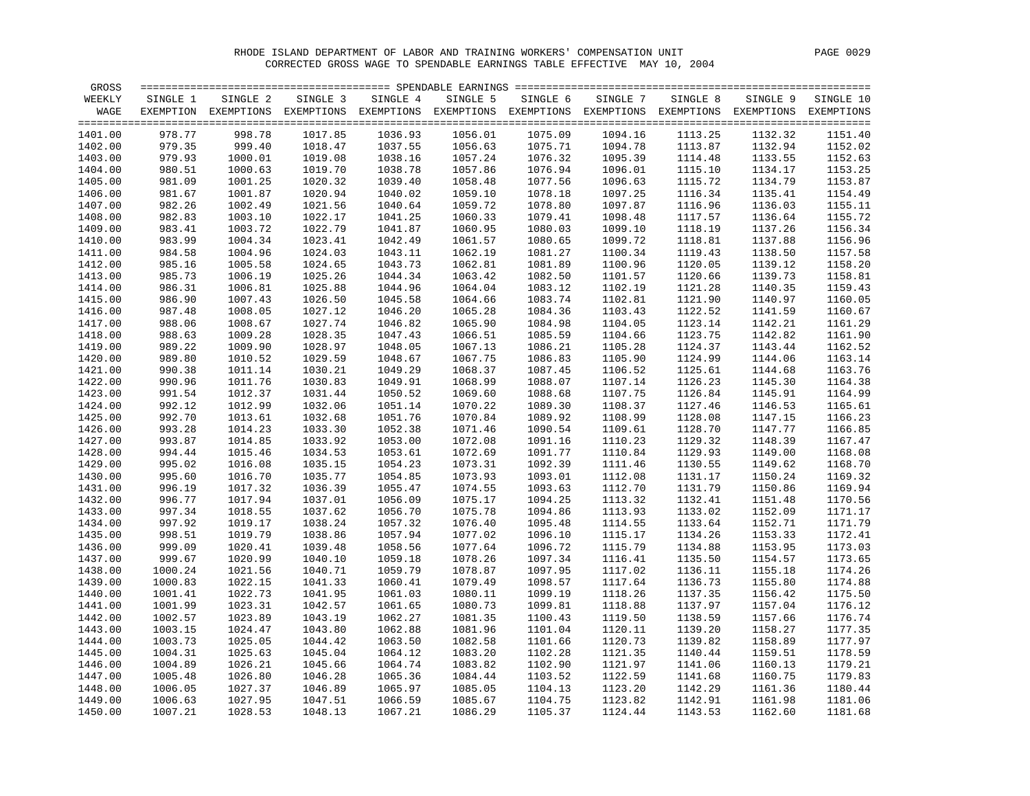RHODE ISLAND DEPARTMENT OF LABOR AND TRAINING WORKERS' COMPENSATION UNIT

CORRECTED GROSS WAGE TO SPENDABLE EARNINGS TABLE EFFECTIVE MAY 10, 2004

| GROSS WEEKLY WAGE | SINGLE 1 EXEMPTION | SINGLE 2 EXEMPTIONS | SINGLE 3 EXEMPTIONS | SINGLE 4 EXEMPTIONS | SINGLE 5 EXEMPTIONS | SINGLE 6 EXEMPTIONS | SINGLE 7 EXEMPTIONS | SINGLE 8 EXEMPTIONS | SINGLE 9 EXEMPTIONS | SINGLE 10 EXEMPTIONS |
|---|---|---|---|---|---|---|---|---|---|---|
| 1401.00 | 978.77 | 998.78 | 1017.85 | 1036.93 | 1056.01 | 1075.09 | 1094.16 | 1113.25 | 1132.32 | 1151.40 |
| 1402.00 | 979.35 | 999.40 | 1018.47 | 1037.55 | 1056.63 | 1075.71 | 1094.78 | 1113.87 | 1132.94 | 1152.02 |
| 1403.00 | 979.93 | 1000.01 | 1019.08 | 1038.16 | 1057.24 | 1076.32 | 1095.39 | 1114.48 | 1133.55 | 1152.63 |
| 1404.00 | 980.51 | 1000.63 | 1019.70 | 1038.78 | 1057.86 | 1076.94 | 1096.01 | 1115.10 | 1134.17 | 1153.25 |
| 1405.00 | 981.09 | 1001.25 | 1020.32 | 1039.40 | 1058.48 | 1077.56 | 1096.63 | 1115.72 | 1134.79 | 1153.87 |
| 1406.00 | 981.67 | 1001.87 | 1020.94 | 1040.02 | 1059.10 | 1078.18 | 1097.25 | 1116.34 | 1135.41 | 1154.49 |
| 1407.00 | 982.26 | 1002.49 | 1021.56 | 1040.64 | 1059.72 | 1078.80 | 1097.87 | 1116.96 | 1136.03 | 1155.11 |
| 1408.00 | 982.83 | 1003.10 | 1022.17 | 1041.25 | 1060.33 | 1079.41 | 1098.48 | 1117.57 | 1136.64 | 1155.72 |
| 1409.00 | 983.41 | 1003.72 | 1022.79 | 1041.87 | 1060.95 | 1080.03 | 1099.10 | 1118.19 | 1137.26 | 1156.34 |
| 1410.00 | 983.99 | 1004.34 | 1023.41 | 1042.49 | 1061.57 | 1080.65 | 1099.72 | 1118.81 | 1137.88 | 1156.96 |
| 1411.00 | 984.58 | 1004.96 | 1024.03 | 1043.11 | 1062.19 | 1081.27 | 1100.34 | 1119.43 | 1138.50 | 1157.58 |
| 1412.00 | 985.16 | 1005.58 | 1024.65 | 1043.73 | 1062.81 | 1081.89 | 1100.96 | 1120.05 | 1139.12 | 1158.20 |
| 1413.00 | 985.73 | 1006.19 | 1025.26 | 1044.34 | 1063.42 | 1082.50 | 1101.57 | 1120.66 | 1139.73 | 1158.81 |
| 1414.00 | 986.31 | 1006.81 | 1025.88 | 1044.96 | 1064.04 | 1083.12 | 1102.19 | 1121.28 | 1140.35 | 1159.43 |
| 1415.00 | 986.90 | 1007.43 | 1026.50 | 1045.58 | 1064.66 | 1083.74 | 1102.81 | 1121.90 | 1140.97 | 1160.05 |
| 1416.00 | 987.48 | 1008.05 | 1027.12 | 1046.20 | 1065.28 | 1084.36 | 1103.43 | 1122.52 | 1141.59 | 1160.67 |
| 1417.00 | 988.06 | 1008.67 | 1027.74 | 1046.82 | 1065.90 | 1084.98 | 1104.05 | 1123.14 | 1142.21 | 1161.29 |
| 1418.00 | 988.63 | 1009.28 | 1028.35 | 1047.43 | 1066.51 | 1085.59 | 1104.66 | 1123.75 | 1142.82 | 1161.90 |
| 1419.00 | 989.22 | 1009.90 | 1028.97 | 1048.05 | 1067.13 | 1086.21 | 1105.28 | 1124.37 | 1143.44 | 1162.52 |
| 1420.00 | 989.80 | 1010.52 | 1029.59 | 1048.67 | 1067.75 | 1086.83 | 1105.90 | 1124.99 | 1144.06 | 1163.14 |
| 1421.00 | 990.38 | 1011.14 | 1030.21 | 1049.29 | 1068.37 | 1087.45 | 1106.52 | 1125.61 | 1144.68 | 1163.76 |
| 1422.00 | 990.96 | 1011.76 | 1030.83 | 1049.91 | 1068.99 | 1088.07 | 1107.14 | 1126.23 | 1145.30 | 1164.38 |
| 1423.00 | 991.54 | 1012.37 | 1031.44 | 1050.52 | 1069.60 | 1088.68 | 1107.75 | 1126.84 | 1145.91 | 1164.99 |
| 1424.00 | 992.12 | 1012.99 | 1032.06 | 1051.14 | 1070.22 | 1089.30 | 1108.37 | 1127.46 | 1146.53 | 1165.61 |
| 1425.00 | 992.70 | 1013.61 | 1032.68 | 1051.76 | 1070.84 | 1089.92 | 1108.99 | 1128.08 | 1147.15 | 1166.23 |
| 1426.00 | 993.28 | 1014.23 | 1033.30 | 1052.38 | 1071.46 | 1090.54 | 1109.61 | 1128.70 | 1147.77 | 1166.85 |
| 1427.00 | 993.87 | 1014.85 | 1033.92 | 1053.00 | 1072.08 | 1091.16 | 1110.23 | 1129.32 | 1148.39 | 1167.47 |
| 1428.00 | 994.44 | 1015.46 | 1034.53 | 1053.61 | 1072.69 | 1091.77 | 1110.84 | 1129.93 | 1149.00 | 1168.08 |
| 1429.00 | 995.02 | 1016.08 | 1035.15 | 1054.23 | 1073.31 | 1092.39 | 1111.46 | 1130.55 | 1149.62 | 1168.70 |
| 1430.00 | 995.60 | 1016.70 | 1035.77 | 1054.85 | 1073.93 | 1093.01 | 1112.08 | 1131.17 | 1150.24 | 1169.32 |
| 1431.00 | 996.19 | 1017.32 | 1036.39 | 1055.47 | 1074.55 | 1093.63 | 1112.70 | 1131.79 | 1150.86 | 1169.94 |
| 1432.00 | 996.77 | 1017.94 | 1037.01 | 1056.09 | 1075.17 | 1094.25 | 1113.32 | 1132.41 | 1151.48 | 1170.56 |
| 1433.00 | 997.34 | 1018.55 | 1037.62 | 1056.70 | 1075.78 | 1094.86 | 1113.93 | 1133.02 | 1152.09 | 1171.17 |
| 1434.00 | 997.92 | 1019.17 | 1038.24 | 1057.32 | 1076.40 | 1095.48 | 1114.55 | 1133.64 | 1152.71 | 1171.79 |
| 1435.00 | 998.51 | 1019.79 | 1038.86 | 1057.94 | 1077.02 | 1096.10 | 1115.17 | 1134.26 | 1153.33 | 1172.41 |
| 1436.00 | 999.09 | 1020.41 | 1039.48 | 1058.56 | 1077.64 | 1096.72 | 1115.79 | 1134.88 | 1153.95 | 1173.03 |
| 1437.00 | 999.67 | 1020.99 | 1040.10 | 1059.18 | 1078.26 | 1097.34 | 1116.41 | 1135.50 | 1154.57 | 1173.65 |
| 1438.00 | 1000.24 | 1021.56 | 1040.71 | 1059.79 | 1078.87 | 1097.95 | 1117.02 | 1136.11 | 1155.18 | 1174.26 |
| 1439.00 | 1000.83 | 1022.15 | 1041.33 | 1060.41 | 1079.49 | 1098.57 | 1117.64 | 1136.73 | 1155.80 | 1174.88 |
| 1440.00 | 1001.41 | 1022.73 | 1041.95 | 1061.03 | 1080.11 | 1099.19 | 1118.26 | 1137.35 | 1156.42 | 1175.50 |
| 1441.00 | 1001.99 | 1023.31 | 1042.57 | 1061.65 | 1080.73 | 1099.81 | 1118.88 | 1137.97 | 1157.04 | 1176.12 |
| 1442.00 | 1002.57 | 1023.89 | 1043.19 | 1062.27 | 1081.35 | 1100.43 | 1119.50 | 1138.59 | 1157.66 | 1176.74 |
| 1443.00 | 1003.15 | 1024.47 | 1043.80 | 1062.88 | 1081.96 | 1101.04 | 1120.11 | 1139.20 | 1158.27 | 1177.35 |
| 1444.00 | 1003.73 | 1025.05 | 1044.42 | 1063.50 | 1082.58 | 1101.66 | 1120.73 | 1139.82 | 1158.89 | 1177.97 |
| 1445.00 | 1004.31 | 1025.63 | 1045.04 | 1064.12 | 1083.20 | 1102.28 | 1121.35 | 1140.44 | 1159.51 | 1178.59 |
| 1446.00 | 1004.89 | 1026.21 | 1045.66 | 1064.74 | 1083.82 | 1102.90 | 1121.97 | 1141.06 | 1160.13 | 1179.21 |
| 1447.00 | 1005.48 | 1026.80 | 1046.28 | 1065.36 | 1084.44 | 1103.52 | 1122.59 | 1141.68 | 1160.75 | 1179.83 |
| 1448.00 | 1006.05 | 1027.37 | 1046.89 | 1065.97 | 1085.05 | 1104.13 | 1123.20 | 1142.29 | 1161.36 | 1180.44 |
| 1449.00 | 1006.63 | 1027.95 | 1047.51 | 1066.59 | 1085.67 | 1104.75 | 1123.82 | 1142.91 | 1161.98 | 1181.06 |
| 1450.00 | 1007.21 | 1028.53 | 1048.13 | 1067.21 | 1086.29 | 1105.37 | 1124.44 | 1143.53 | 1162.60 | 1181.68 |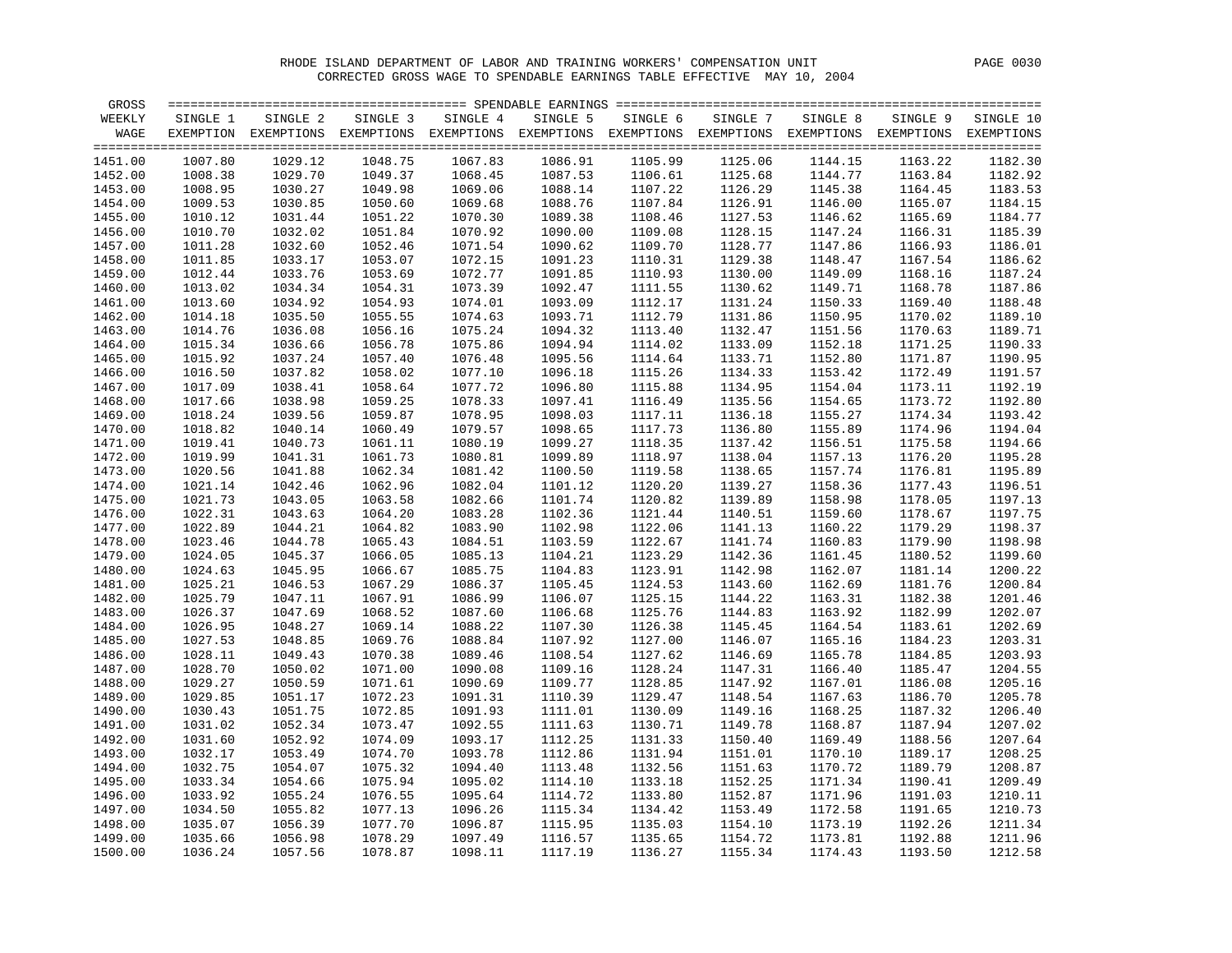RHODE ISLAND DEPARTMENT OF LABOR AND TRAINING WORKERS' COMPENSATION UNIT

CORRECTED GROSS WAGE TO SPENDABLE EARNINGS TABLE EFFECTIVE MAY 10, 2004

| GROSS WEEKLY WAGE | SINGLE 1 EXEMPTION | SINGLE 2 EXEMPTIONS | SINGLE 3 EXEMPTIONS | SINGLE 4 EXEMPTIONS | SINGLE 5 EXEMPTIONS | SINGLE 6 EXEMPTIONS | SINGLE 7 EXEMPTIONS | SINGLE 8 EXEMPTIONS | SINGLE 9 EXEMPTIONS | SINGLE 10 EXEMPTIONS |
|---|---|---|---|---|---|---|---|---|---|---|
| 1451.00 | 1007.80 | 1029.12 | 1048.75 | 1067.83 | 1086.91 | 1105.99 | 1125.06 | 1144.15 | 1163.22 | 1182.30 |
| 1452.00 | 1008.38 | 1029.70 | 1049.37 | 1068.45 | 1087.53 | 1106.61 | 1125.68 | 1144.77 | 1163.84 | 1182.92 |
| 1453.00 | 1008.95 | 1030.27 | 1049.98 | 1069.06 | 1088.14 | 1107.22 | 1126.29 | 1145.38 | 1164.45 | 1183.53 |
| 1454.00 | 1009.53 | 1030.85 | 1050.60 | 1069.68 | 1088.76 | 1107.84 | 1126.91 | 1146.00 | 1165.07 | 1184.15 |
| 1455.00 | 1010.12 | 1031.44 | 1051.22 | 1070.30 | 1089.38 | 1108.46 | 1127.53 | 1146.62 | 1165.69 | 1184.77 |
| 1456.00 | 1010.70 | 1032.02 | 1051.84 | 1070.92 | 1090.00 | 1109.08 | 1128.15 | 1147.24 | 1166.31 | 1185.39 |
| 1457.00 | 1011.28 | 1032.60 | 1052.46 | 1071.54 | 1090.62 | 1109.70 | 1128.77 | 1147.86 | 1166.93 | 1186.01 |
| 1458.00 | 1011.85 | 1033.17 | 1053.07 | 1072.15 | 1091.23 | 1110.31 | 1129.38 | 1148.47 | 1167.54 | 1186.62 |
| 1459.00 | 1012.44 | 1033.76 | 1053.69 | 1072.77 | 1091.85 | 1110.93 | 1130.00 | 1149.09 | 1168.16 | 1187.24 |
| 1460.00 | 1013.02 | 1034.34 | 1054.31 | 1073.39 | 1092.47 | 1111.55 | 1130.62 | 1149.71 | 1168.78 | 1187.86 |
| 1461.00 | 1013.60 | 1034.92 | 1054.93 | 1074.01 | 1093.09 | 1112.17 | 1131.24 | 1150.33 | 1169.40 | 1188.48 |
| 1462.00 | 1014.18 | 1035.50 | 1055.55 | 1074.63 | 1093.71 | 1112.79 | 1131.86 | 1150.95 | 1170.02 | 1189.10 |
| 1463.00 | 1014.76 | 1036.08 | 1056.16 | 1075.24 | 1094.32 | 1113.40 | 1132.47 | 1151.56 | 1170.63 | 1189.71 |
| 1464.00 | 1015.34 | 1036.66 | 1056.78 | 1075.86 | 1094.94 | 1114.02 | 1133.09 | 1152.18 | 1171.25 | 1190.33 |
| 1465.00 | 1015.92 | 1037.24 | 1057.40 | 1076.48 | 1095.56 | 1114.64 | 1133.71 | 1152.80 | 1171.87 | 1190.95 |
| 1466.00 | 1016.50 | 1037.82 | 1058.02 | 1077.10 | 1096.18 | 1115.26 | 1134.33 | 1153.42 | 1172.49 | 1191.57 |
| 1467.00 | 1017.09 | 1038.41 | 1058.64 | 1077.72 | 1096.80 | 1115.88 | 1134.95 | 1154.04 | 1173.11 | 1192.19 |
| 1468.00 | 1017.66 | 1038.98 | 1059.25 | 1078.33 | 1097.41 | 1116.49 | 1135.56 | 1154.65 | 1173.72 | 1192.80 |
| 1469.00 | 1018.24 | 1039.56 | 1059.87 | 1078.95 | 1098.03 | 1117.11 | 1136.18 | 1155.27 | 1174.34 | 1193.42 |
| 1470.00 | 1018.82 | 1040.14 | 1060.49 | 1079.57 | 1098.65 | 1117.73 | 1136.80 | 1155.89 | 1174.96 | 1194.04 |
| 1471.00 | 1019.41 | 1040.73 | 1061.11 | 1080.19 | 1099.27 | 1118.35 | 1137.42 | 1156.51 | 1175.58 | 1194.66 |
| 1472.00 | 1019.99 | 1041.31 | 1061.73 | 1080.81 | 1099.89 | 1118.97 | 1138.04 | 1157.13 | 1176.20 | 1195.28 |
| 1473.00 | 1020.56 | 1041.88 | 1062.34 | 1081.42 | 1100.50 | 1119.58 | 1138.65 | 1157.74 | 1176.81 | 1195.89 |
| 1474.00 | 1021.14 | 1042.46 | 1062.96 | 1082.04 | 1101.12 | 1120.20 | 1139.27 | 1158.36 | 1177.43 | 1196.51 |
| 1475.00 | 1021.73 | 1043.05 | 1063.58 | 1082.66 | 1101.74 | 1120.82 | 1139.89 | 1158.98 | 1178.05 | 1197.13 |
| 1476.00 | 1022.31 | 1043.63 | 1064.20 | 1083.28 | 1102.36 | 1121.44 | 1140.51 | 1159.60 | 1178.67 | 1197.75 |
| 1477.00 | 1022.89 | 1044.21 | 1064.82 | 1083.90 | 1102.98 | 1122.06 | 1141.13 | 1160.22 | 1179.29 | 1198.37 |
| 1478.00 | 1023.46 | 1044.78 | 1065.43 | 1084.51 | 1103.59 | 1122.67 | 1141.74 | 1160.83 | 1179.90 | 1198.98 |
| 1479.00 | 1024.05 | 1045.37 | 1066.05 | 1085.13 | 1104.21 | 1123.29 | 1142.36 | 1161.45 | 1180.52 | 1199.60 |
| 1480.00 | 1024.63 | 1045.95 | 1066.67 | 1085.75 | 1104.83 | 1123.91 | 1142.98 | 1162.07 | 1181.14 | 1200.22 |
| 1481.00 | 1025.21 | 1046.53 | 1067.29 | 1086.37 | 1105.45 | 1124.53 | 1143.60 | 1162.69 | 1181.76 | 1200.84 |
| 1482.00 | 1025.79 | 1047.11 | 1067.91 | 1086.99 | 1106.07 | 1125.15 | 1144.22 | 1163.31 | 1182.38 | 1201.46 |
| 1483.00 | 1026.37 | 1047.69 | 1068.52 | 1087.60 | 1106.68 | 1125.76 | 1144.83 | 1163.92 | 1182.99 | 1202.07 |
| 1484.00 | 1026.95 | 1048.27 | 1069.14 | 1088.22 | 1107.30 | 1126.38 | 1145.45 | 1164.54 | 1183.61 | 1202.69 |
| 1485.00 | 1027.53 | 1048.85 | 1069.76 | 1088.84 | 1107.92 | 1127.00 | 1146.07 | 1165.16 | 1184.23 | 1203.31 |
| 1486.00 | 1028.11 | 1049.43 | 1070.38 | 1089.46 | 1108.54 | 1127.62 | 1146.69 | 1165.78 | 1184.85 | 1203.93 |
| 1487.00 | 1028.70 | 1050.02 | 1071.00 | 1090.08 | 1109.16 | 1128.24 | 1147.31 | 1166.40 | 1185.47 | 1204.55 |
| 1488.00 | 1029.27 | 1050.59 | 1071.61 | 1090.69 | 1109.77 | 1128.85 | 1147.92 | 1167.01 | 1186.08 | 1205.16 |
| 1489.00 | 1029.85 | 1051.17 | 1072.23 | 1091.31 | 1110.39 | 1129.47 | 1148.54 | 1167.63 | 1186.70 | 1205.78 |
| 1490.00 | 1030.43 | 1051.75 | 1072.85 | 1091.93 | 1111.01 | 1130.09 | 1149.16 | 1168.25 | 1187.32 | 1206.40 |
| 1491.00 | 1031.02 | 1052.34 | 1073.47 | 1092.55 | 1111.63 | 1130.71 | 1149.78 | 1168.87 | 1187.94 | 1207.02 |
| 1492.00 | 1031.60 | 1052.92 | 1074.09 | 1093.17 | 1112.25 | 1131.33 | 1150.40 | 1169.49 | 1188.56 | 1207.64 |
| 1493.00 | 1032.17 | 1053.49 | 1074.70 | 1093.78 | 1112.86 | 1131.94 | 1151.01 | 1170.10 | 1189.17 | 1208.25 |
| 1494.00 | 1032.75 | 1054.07 | 1075.32 | 1094.40 | 1113.48 | 1132.56 | 1151.63 | 1170.72 | 1189.79 | 1208.87 |
| 1495.00 | 1033.34 | 1054.66 | 1075.94 | 1095.02 | 1114.10 | 1133.18 | 1152.25 | 1171.34 | 1190.41 | 1209.49 |
| 1496.00 | 1033.92 | 1055.24 | 1076.55 | 1095.64 | 1114.72 | 1133.80 | 1152.87 | 1171.96 | 1191.03 | 1210.11 |
| 1497.00 | 1034.50 | 1055.82 | 1077.13 | 1096.26 | 1115.34 | 1134.42 | 1153.49 | 1172.58 | 1191.65 | 1210.73 |
| 1498.00 | 1035.07 | 1056.39 | 1077.70 | 1096.87 | 1115.95 | 1135.03 | 1154.10 | 1173.19 | 1192.26 | 1211.34 |
| 1499.00 | 1035.66 | 1056.98 | 1078.29 | 1097.49 | 1116.57 | 1135.65 | 1154.72 | 1173.81 | 1192.88 | 1211.96 |
| 1500.00 | 1036.24 | 1057.56 | 1078.87 | 1098.11 | 1117.19 | 1136.27 | 1155.34 | 1174.43 | 1193.50 | 1212.58 |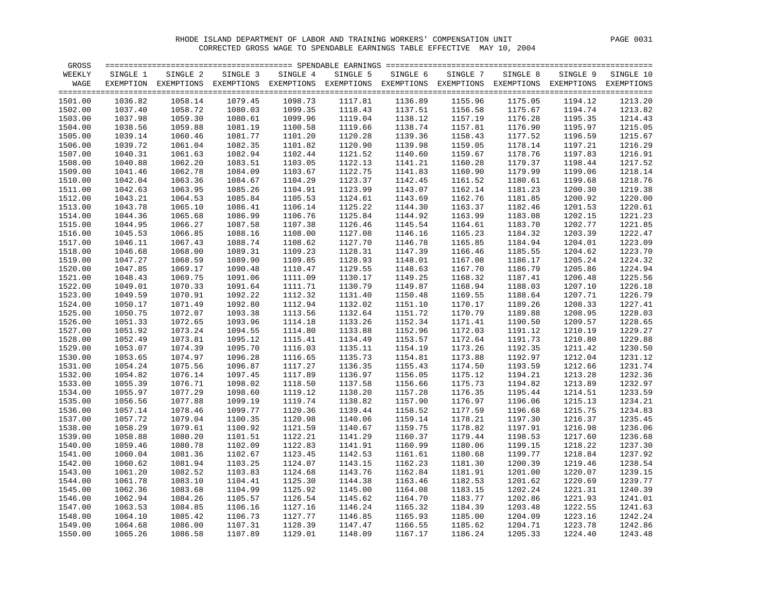RHODE ISLAND DEPARTMENT OF LABOR AND TRAINING WORKERS' COMPENSATION UNIT

CORRECTED GROSS WAGE TO SPENDABLE EARNINGS TABLE EFFECTIVE MAY 10, 2004

| GROSS WEEKLY WAGE | SINGLE 1 EXEMPTION | SINGLE 2 EXEMPTIONS | SINGLE 3 EXEMPTIONS | SINGLE 4 EXEMPTIONS | SINGLE 5 EXEMPTIONS | SINGLE 6 EXEMPTIONS | SINGLE 7 EXEMPTIONS | SINGLE 8 EXEMPTIONS | SINGLE 9 EXEMPTIONS | SINGLE 10 EXEMPTIONS |
|---|---|---|---|---|---|---|---|---|---|---|
| 1501.00 | 1036.82 | 1058.14 | 1079.45 | 1098.73 | 1117.81 | 1136.89 | 1155.96 | 1175.05 | 1194.12 | 1213.20 |
| 1502.00 | 1037.40 | 1058.72 | 1080.03 | 1099.35 | 1118.43 | 1137.51 | 1156.58 | 1175.67 | 1194.74 | 1213.82 |
| 1503.00 | 1037.98 | 1059.30 | 1080.61 | 1099.96 | 1119.04 | 1138.12 | 1157.19 | 1176.28 | 1195.35 | 1214.43 |
| 1504.00 | 1038.56 | 1059.88 | 1081.19 | 1100.58 | 1119.66 | 1138.74 | 1157.81 | 1176.90 | 1195.97 | 1215.05 |
| 1505.00 | 1039.14 | 1060.46 | 1081.77 | 1101.20 | 1120.28 | 1139.36 | 1158.43 | 1177.52 | 1196.59 | 1215.67 |
| 1506.00 | 1039.72 | 1061.04 | 1082.35 | 1101.82 | 1120.90 | 1139.98 | 1159.05 | 1178.14 | 1197.21 | 1216.29 |
| 1507.00 | 1040.31 | 1061.63 | 1082.94 | 1102.44 | 1121.52 | 1140.60 | 1159.67 | 1178.76 | 1197.83 | 1216.91 |
| 1508.00 | 1040.88 | 1062.20 | 1083.51 | 1103.05 | 1122.13 | 1141.21 | 1160.28 | 1179.37 | 1198.44 | 1217.52 |
| 1509.00 | 1041.46 | 1062.78 | 1084.09 | 1103.67 | 1122.75 | 1141.83 | 1160.90 | 1179.99 | 1199.06 | 1218.14 |
| 1510.00 | 1042.04 | 1063.36 | 1084.67 | 1104.29 | 1123.37 | 1142.45 | 1161.52 | 1180.61 | 1199.68 | 1218.76 |
| 1511.00 | 1042.63 | 1063.95 | 1085.26 | 1104.91 | 1123.99 | 1143.07 | 1162.14 | 1181.23 | 1200.30 | 1219.38 |
| 1512.00 | 1043.21 | 1064.53 | 1085.84 | 1105.53 | 1124.61 | 1143.69 | 1162.76 | 1181.85 | 1200.92 | 1220.00 |
| 1513.00 | 1043.78 | 1065.10 | 1086.41 | 1106.14 | 1125.22 | 1144.30 | 1163.37 | 1182.46 | 1201.53 | 1220.61 |
| 1514.00 | 1044.36 | 1065.68 | 1086.99 | 1106.76 | 1125.84 | 1144.92 | 1163.99 | 1183.08 | 1202.15 | 1221.23 |
| 1515.00 | 1044.95 | 1066.27 | 1087.58 | 1107.38 | 1126.46 | 1145.54 | 1164.61 | 1183.70 | 1202.77 | 1221.85 |
| 1516.00 | 1045.53 | 1066.85 | 1088.16 | 1108.00 | 1127.08 | 1146.16 | 1165.23 | 1184.32 | 1203.39 | 1222.47 |
| 1517.00 | 1046.11 | 1067.43 | 1088.74 | 1108.62 | 1127.70 | 1146.78 | 1165.85 | 1184.94 | 1204.01 | 1223.09 |
| 1518.00 | 1046.68 | 1068.00 | 1089.31 | 1109.23 | 1128.31 | 1147.39 | 1166.46 | 1185.55 | 1204.62 | 1223.70 |
| 1519.00 | 1047.27 | 1068.59 | 1089.90 | 1109.85 | 1128.93 | 1148.01 | 1167.08 | 1186.17 | 1205.24 | 1224.32 |
| 1520.00 | 1047.85 | 1069.17 | 1090.48 | 1110.47 | 1129.55 | 1148.63 | 1167.70 | 1186.79 | 1205.86 | 1224.94 |
| 1521.00 | 1048.43 | 1069.75 | 1091.06 | 1111.09 | 1130.17 | 1149.25 | 1168.32 | 1187.41 | 1206.48 | 1225.56 |
| 1522.00 | 1049.01 | 1070.33 | 1091.64 | 1111.71 | 1130.79 | 1149.87 | 1168.94 | 1188.03 | 1207.10 | 1226.18 |
| 1523.00 | 1049.59 | 1070.91 | 1092.22 | 1112.32 | 1131.40 | 1150.48 | 1169.55 | 1188.64 | 1207.71 | 1226.79 |
| 1524.00 | 1050.17 | 1071.49 | 1092.80 | 1112.94 | 1132.02 | 1151.10 | 1170.17 | 1189.26 | 1208.33 | 1227.41 |
| 1525.00 | 1050.75 | 1072.07 | 1093.38 | 1113.56 | 1132.64 | 1151.72 | 1170.79 | 1189.88 | 1208.95 | 1228.03 |
| 1526.00 | 1051.33 | 1072.65 | 1093.96 | 1114.18 | 1133.26 | 1152.34 | 1171.41 | 1190.50 | 1209.57 | 1228.65 |
| 1527.00 | 1051.92 | 1073.24 | 1094.55 | 1114.80 | 1133.88 | 1152.96 | 1172.03 | 1191.12 | 1210.19 | 1229.27 |
| 1528.00 | 1052.49 | 1073.81 | 1095.12 | 1115.41 | 1134.49 | 1153.57 | 1172.64 | 1191.73 | 1210.80 | 1229.88 |
| 1529.00 | 1053.07 | 1074.39 | 1095.70 | 1116.03 | 1135.11 | 1154.19 | 1173.26 | 1192.35 | 1211.42 | 1230.50 |
| 1530.00 | 1053.65 | 1074.97 | 1096.28 | 1116.65 | 1135.73 | 1154.81 | 1173.88 | 1192.97 | 1212.04 | 1231.12 |
| 1531.00 | 1054.24 | 1075.56 | 1096.87 | 1117.27 | 1136.35 | 1155.43 | 1174.50 | 1193.59 | 1212.66 | 1231.74 |
| 1532.00 | 1054.82 | 1076.14 | 1097.45 | 1117.89 | 1136.97 | 1156.05 | 1175.12 | 1194.21 | 1213.28 | 1232.36 |
| 1533.00 | 1055.39 | 1076.71 | 1098.02 | 1118.50 | 1137.58 | 1156.66 | 1175.73 | 1194.82 | 1213.89 | 1232.97 |
| 1534.00 | 1055.97 | 1077.29 | 1098.60 | 1119.12 | 1138.20 | 1157.28 | 1176.35 | 1195.44 | 1214.51 | 1233.59 |
| 1535.00 | 1056.56 | 1077.88 | 1099.19 | 1119.74 | 1138.82 | 1157.90 | 1176.97 | 1196.06 | 1215.13 | 1234.21 |
| 1536.00 | 1057.14 | 1078.46 | 1099.77 | 1120.36 | 1139.44 | 1158.52 | 1177.59 | 1196.68 | 1215.75 | 1234.83 |
| 1537.00 | 1057.72 | 1079.04 | 1100.35 | 1120.98 | 1140.06 | 1159.14 | 1178.21 | 1197.30 | 1216.37 | 1235.45 |
| 1538.00 | 1058.29 | 1079.61 | 1100.92 | 1121.59 | 1140.67 | 1159.75 | 1178.82 | 1197.91 | 1216.98 | 1236.06 |
| 1539.00 | 1058.88 | 1080.20 | 1101.51 | 1122.21 | 1141.29 | 1160.37 | 1179.44 | 1198.53 | 1217.60 | 1236.68 |
| 1540.00 | 1059.46 | 1080.78 | 1102.09 | 1122.83 | 1141.91 | 1160.99 | 1180.06 | 1199.15 | 1218.22 | 1237.30 |
| 1541.00 | 1060.04 | 1081.36 | 1102.67 | 1123.45 | 1142.53 | 1161.61 | 1180.68 | 1199.77 | 1218.84 | 1237.92 |
| 1542.00 | 1060.62 | 1081.94 | 1103.25 | 1124.07 | 1143.15 | 1162.23 | 1181.30 | 1200.39 | 1219.46 | 1238.54 |
| 1543.00 | 1061.20 | 1082.52 | 1103.83 | 1124.68 | 1143.76 | 1162.84 | 1181.91 | 1201.00 | 1220.07 | 1239.15 |
| 1544.00 | 1061.78 | 1083.10 | 1104.41 | 1125.30 | 1144.38 | 1163.46 | 1182.53 | 1201.62 | 1220.69 | 1239.77 |
| 1545.00 | 1062.36 | 1083.68 | 1104.99 | 1125.92 | 1145.00 | 1164.08 | 1183.15 | 1202.24 | 1221.31 | 1240.39 |
| 1546.00 | 1062.94 | 1084.26 | 1105.57 | 1126.54 | 1145.62 | 1164.70 | 1183.77 | 1202.86 | 1221.93 | 1241.01 |
| 1547.00 | 1063.53 | 1084.85 | 1106.16 | 1127.16 | 1146.24 | 1165.32 | 1184.39 | 1203.48 | 1222.55 | 1241.63 |
| 1548.00 | 1064.10 | 1085.42 | 1106.73 | 1127.77 | 1146.85 | 1165.93 | 1185.00 | 1204.09 | 1223.16 | 1242.24 |
| 1549.00 | 1064.68 | 1086.00 | 1107.31 | 1128.39 | 1147.47 | 1166.55 | 1185.62 | 1204.71 | 1223.78 | 1242.86 |
| 1550.00 | 1065.26 | 1086.58 | 1107.89 | 1129.01 | 1148.09 | 1167.17 | 1186.24 | 1205.33 | 1224.40 | 1243.48 |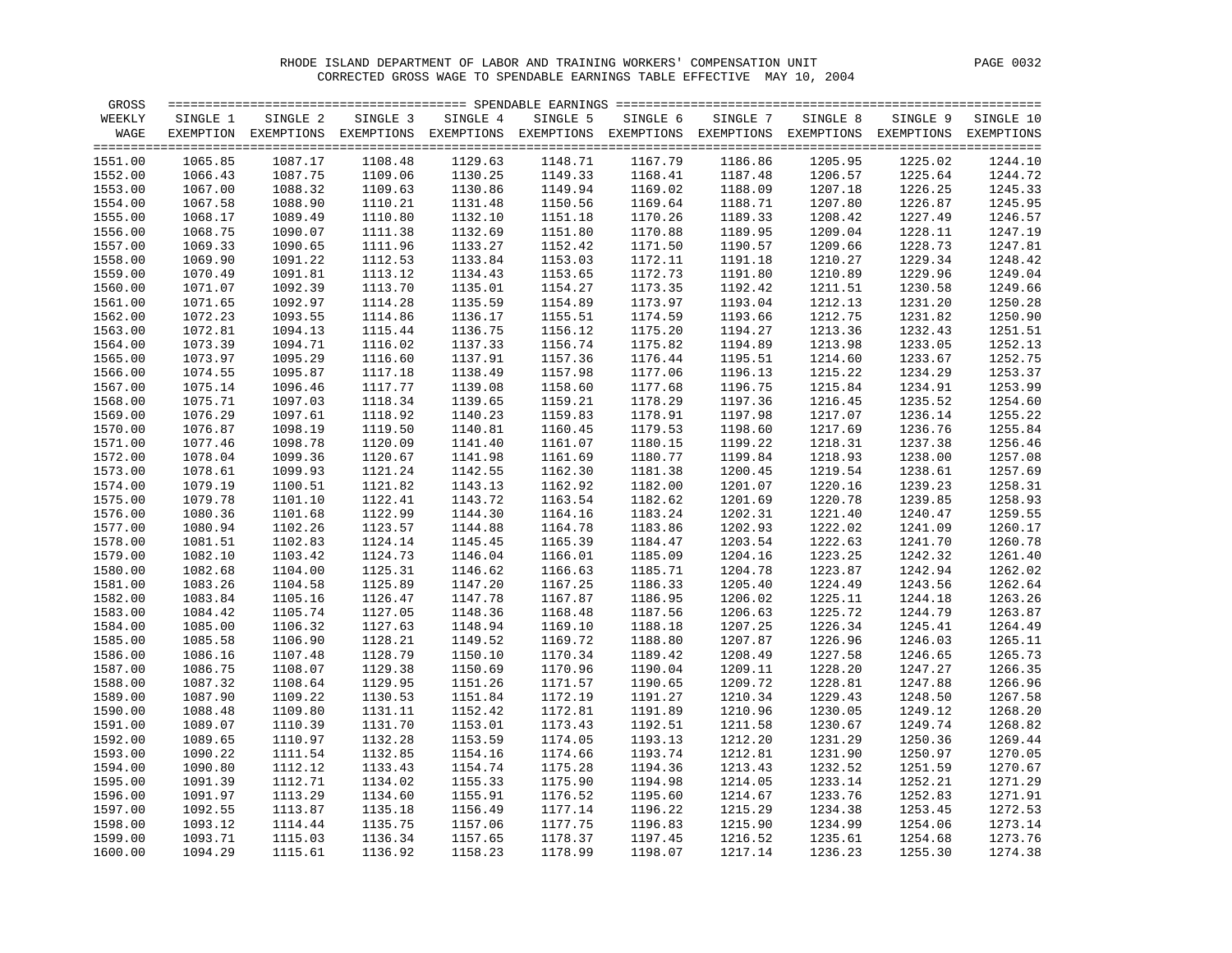RHODE ISLAND DEPARTMENT OF LABOR AND TRAINING WORKERS' COMPENSATION UNIT

CORRECTED GROSS WAGE TO SPENDABLE EARNINGS TABLE EFFECTIVE MAY 10, 2004

| GROSS WEEKLY WAGE | SINGLE 1 EXEMPTION | SINGLE 2 EXEMPTIONS | SINGLE 3 EXEMPTIONS | SINGLE 4 EXEMPTIONS | SINGLE 5 EXEMPTIONS | SINGLE 6 EXEMPTIONS | SINGLE 7 EXEMPTIONS | SINGLE 8 EXEMPTIONS | SINGLE 9 EXEMPTIONS | SINGLE 10 EXEMPTIONS |
|---|---|---|---|---|---|---|---|---|---|---|
| 1551.00 | 1065.85 | 1087.17 | 1108.48 | 1129.63 | 1148.71 | 1167.79 | 1186.86 | 1205.95 | 1225.02 | 1244.10 |
| 1552.00 | 1066.43 | 1087.75 | 1109.06 | 1130.25 | 1149.33 | 1168.41 | 1187.48 | 1206.57 | 1225.64 | 1244.72 |
| 1553.00 | 1067.00 | 1088.32 | 1109.63 | 1130.86 | 1149.94 | 1169.02 | 1188.09 | 1207.18 | 1226.25 | 1245.33 |
| 1554.00 | 1067.58 | 1088.90 | 1110.21 | 1131.48 | 1150.56 | 1169.64 | 1188.71 | 1207.80 | 1226.87 | 1245.95 |
| 1555.00 | 1068.17 | 1089.49 | 1110.80 | 1132.10 | 1151.18 | 1170.26 | 1189.33 | 1208.42 | 1227.49 | 1246.57 |
| 1556.00 | 1068.75 | 1090.07 | 1111.38 | 1132.69 | 1151.80 | 1170.88 | 1189.95 | 1209.04 | 1228.11 | 1247.19 |
| 1557.00 | 1069.33 | 1090.65 | 1111.96 | 1133.27 | 1152.42 | 1171.50 | 1190.57 | 1209.66 | 1228.73 | 1247.81 |
| 1558.00 | 1069.90 | 1091.22 | 1112.53 | 1133.84 | 1153.03 | 1172.11 | 1191.18 | 1210.27 | 1229.34 | 1248.42 |
| 1559.00 | 1070.49 | 1091.81 | 1113.12 | 1134.43 | 1153.65 | 1172.73 | 1191.80 | 1210.89 | 1229.96 | 1249.04 |
| 1560.00 | 1071.07 | 1092.39 | 1113.70 | 1135.01 | 1154.27 | 1173.35 | 1192.42 | 1211.51 | 1230.58 | 1249.66 |
| 1561.00 | 1071.65 | 1092.97 | 1114.28 | 1135.59 | 1154.89 | 1173.97 | 1193.04 | 1212.13 | 1231.20 | 1250.28 |
| 1562.00 | 1072.23 | 1093.55 | 1114.86 | 1136.17 | 1155.51 | 1174.59 | 1193.66 | 1212.75 | 1231.82 | 1250.90 |
| 1563.00 | 1072.81 | 1094.13 | 1115.44 | 1136.75 | 1156.12 | 1175.20 | 1194.27 | 1213.36 | 1232.43 | 1251.51 |
| 1564.00 | 1073.39 | 1094.71 | 1116.02 | 1137.33 | 1156.74 | 1175.82 | 1194.89 | 1213.98 | 1233.05 | 1252.13 |
| 1565.00 | 1073.97 | 1095.29 | 1116.60 | 1137.91 | 1157.36 | 1176.44 | 1195.51 | 1214.60 | 1233.67 | 1252.75 |
| 1566.00 | 1074.55 | 1095.87 | 1117.18 | 1138.49 | 1157.98 | 1177.06 | 1196.13 | 1215.22 | 1234.29 | 1253.37 |
| 1567.00 | 1075.14 | 1096.46 | 1117.77 | 1139.08 | 1158.60 | 1177.68 | 1196.75 | 1215.84 | 1234.91 | 1253.99 |
| 1568.00 | 1075.71 | 1097.03 | 1118.34 | 1139.65 | 1159.21 | 1178.29 | 1197.36 | 1216.45 | 1235.52 | 1254.60 |
| 1569.00 | 1076.29 | 1097.61 | 1118.92 | 1140.23 | 1159.83 | 1178.91 | 1197.98 | 1217.07 | 1236.14 | 1255.22 |
| 1570.00 | 1076.87 | 1098.19 | 1119.50 | 1140.81 | 1160.45 | 1179.53 | 1198.60 | 1217.69 | 1236.76 | 1255.84 |
| 1571.00 | 1077.46 | 1098.78 | 1120.09 | 1141.40 | 1161.07 | 1180.15 | 1199.22 | 1218.31 | 1237.38 | 1256.46 |
| 1572.00 | 1078.04 | 1099.36 | 1120.67 | 1141.98 | 1161.69 | 1180.77 | 1199.84 | 1218.93 | 1238.00 | 1257.08 |
| 1573.00 | 1078.61 | 1099.93 | 1121.24 | 1142.55 | 1162.30 | 1181.38 | 1200.45 | 1219.54 | 1238.61 | 1257.69 |
| 1574.00 | 1079.19 | 1100.51 | 1121.82 | 1143.13 | 1162.92 | 1182.00 | 1201.07 | 1220.16 | 1239.23 | 1258.31 |
| 1575.00 | 1079.78 | 1101.10 | 1122.41 | 1143.72 | 1163.54 | 1182.62 | 1201.69 | 1220.78 | 1239.85 | 1258.93 |
| 1576.00 | 1080.36 | 1101.68 | 1122.99 | 1144.30 | 1164.16 | 1183.24 | 1202.31 | 1221.40 | 1240.47 | 1259.55 |
| 1577.00 | 1080.94 | 1102.26 | 1123.57 | 1144.88 | 1164.78 | 1183.86 | 1202.93 | 1222.02 | 1241.09 | 1260.17 |
| 1578.00 | 1081.51 | 1102.83 | 1124.14 | 1145.45 | 1165.39 | 1184.47 | 1203.54 | 1222.63 | 1241.70 | 1260.78 |
| 1579.00 | 1082.10 | 1103.42 | 1124.73 | 1146.04 | 1166.01 | 1185.09 | 1204.16 | 1223.25 | 1242.32 | 1261.40 |
| 1580.00 | 1082.68 | 1104.00 | 1125.31 | 1146.62 | 1166.63 | 1185.71 | 1204.78 | 1223.87 | 1242.94 | 1262.02 |
| 1581.00 | 1083.26 | 1104.58 | 1125.89 | 1147.20 | 1167.25 | 1186.33 | 1205.40 | 1224.49 | 1243.56 | 1262.64 |
| 1582.00 | 1083.84 | 1105.16 | 1126.47 | 1147.78 | 1167.87 | 1186.95 | 1206.02 | 1225.11 | 1244.18 | 1263.26 |
| 1583.00 | 1084.42 | 1105.74 | 1127.05 | 1148.36 | 1168.48 | 1187.56 | 1206.63 | 1225.72 | 1244.79 | 1263.87 |
| 1584.00 | 1085.00 | 1106.32 | 1127.63 | 1148.94 | 1169.10 | 1188.18 | 1207.25 | 1226.34 | 1245.41 | 1264.49 |
| 1585.00 | 1085.58 | 1106.90 | 1128.21 | 1149.52 | 1169.72 | 1188.80 | 1207.87 | 1226.96 | 1246.03 | 1265.11 |
| 1586.00 | 1086.16 | 1107.48 | 1128.79 | 1150.10 | 1170.34 | 1189.42 | 1208.49 | 1227.58 | 1246.65 | 1265.73 |
| 1587.00 | 1086.75 | 1108.07 | 1129.38 | 1150.69 | 1170.96 | 1190.04 | 1209.11 | 1228.20 | 1247.27 | 1266.35 |
| 1588.00 | 1087.32 | 1108.64 | 1129.95 | 1151.26 | 1171.57 | 1190.65 | 1209.72 | 1228.81 | 1247.88 | 1266.96 |
| 1589.00 | 1087.90 | 1109.22 | 1130.53 | 1151.84 | 1172.19 | 1191.27 | 1210.34 | 1229.43 | 1248.50 | 1267.58 |
| 1590.00 | 1088.48 | 1109.80 | 1131.11 | 1152.42 | 1172.81 | 1191.89 | 1210.96 | 1230.05 | 1249.12 | 1268.20 |
| 1591.00 | 1089.07 | 1110.39 | 1131.70 | 1153.01 | 1173.43 | 1192.51 | 1211.58 | 1230.67 | 1249.74 | 1268.82 |
| 1592.00 | 1089.65 | 1110.97 | 1132.28 | 1153.59 | 1174.05 | 1193.13 | 1212.20 | 1231.29 | 1250.36 | 1269.44 |
| 1593.00 | 1090.22 | 1111.54 | 1132.85 | 1154.16 | 1174.66 | 1193.74 | 1212.81 | 1231.90 | 1250.97 | 1270.05 |
| 1594.00 | 1090.80 | 1112.12 | 1133.43 | 1154.74 | 1175.28 | 1194.36 | 1213.43 | 1232.52 | 1251.59 | 1270.67 |
| 1595.00 | 1091.39 | 1112.71 | 1134.02 | 1155.33 | 1175.90 | 1194.98 | 1214.05 | 1233.14 | 1252.21 | 1271.29 |
| 1596.00 | 1091.97 | 1113.29 | 1134.60 | 1155.91 | 1176.52 | 1195.60 | 1214.67 | 1233.76 | 1252.83 | 1271.91 |
| 1597.00 | 1092.55 | 1113.87 | 1135.18 | 1156.49 | 1177.14 | 1196.22 | 1215.29 | 1234.38 | 1253.45 | 1272.53 |
| 1598.00 | 1093.12 | 1114.44 | 1135.75 | 1157.06 | 1177.75 | 1196.83 | 1215.90 | 1234.99 | 1254.06 | 1273.14 |
| 1599.00 | 1093.71 | 1115.03 | 1136.34 | 1157.65 | 1178.37 | 1197.45 | 1216.52 | 1235.61 | 1254.68 | 1273.76 |
| 1600.00 | 1094.29 | 1115.61 | 1136.92 | 1158.23 | 1178.99 | 1198.07 | 1217.14 | 1236.23 | 1255.30 | 1274.38 |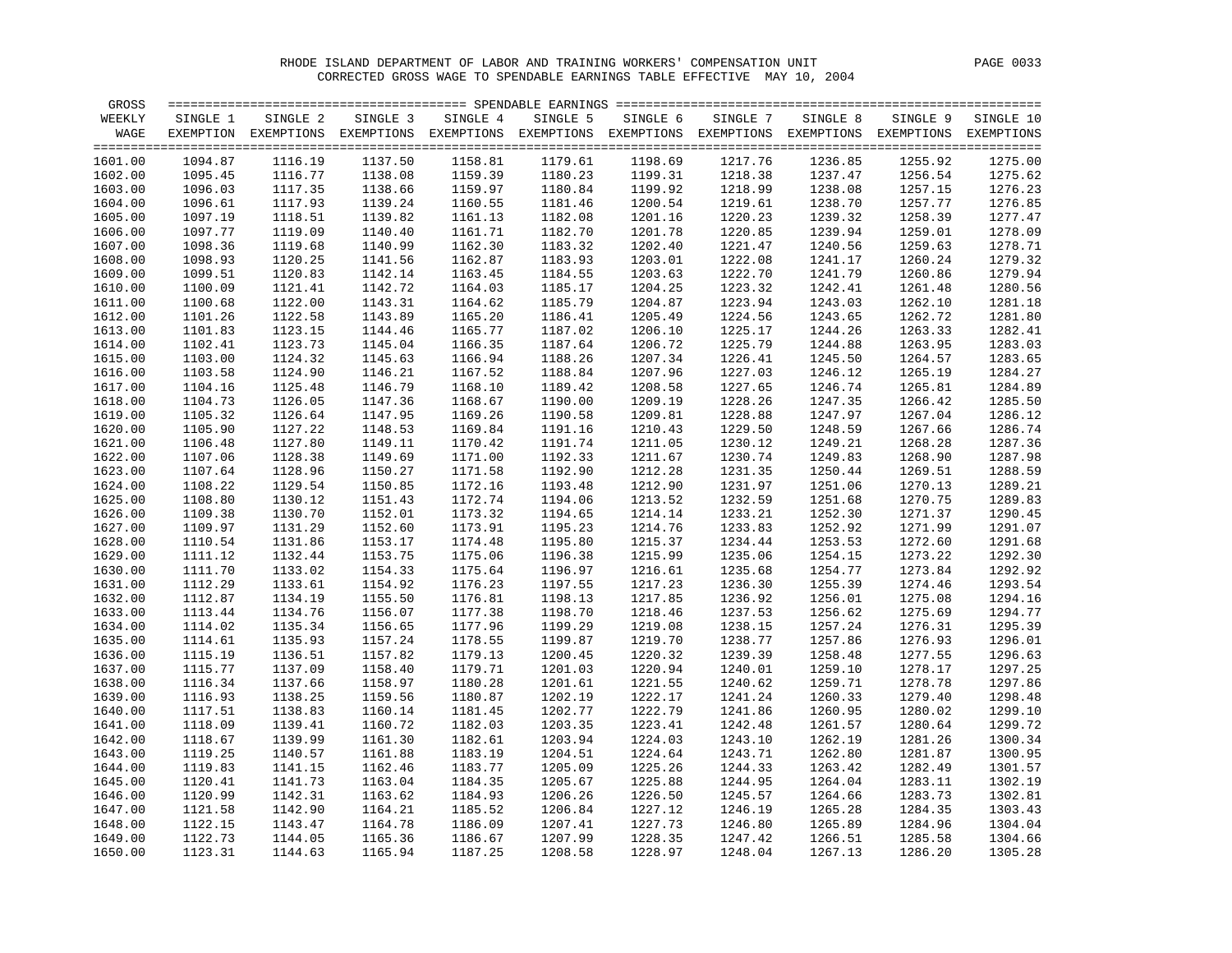RHODE ISLAND DEPARTMENT OF LABOR AND TRAINING WORKERS' COMPENSATION UNIT

CORRECTED GROSS WAGE TO SPENDABLE EARNINGS TABLE EFFECTIVE MAY 10, 2004

| GROSS WEEKLY WAGE | SINGLE 1 EXEMPTION | SINGLE 2 EXEMPTIONS | SINGLE 3 EXEMPTIONS | SINGLE 4 EXEMPTIONS | SINGLE 5 EXEMPTIONS | SINGLE 6 EXEMPTIONS | SINGLE 7 EXEMPTIONS | SINGLE 8 EXEMPTIONS | SINGLE 9 EXEMPTIONS | SINGLE 10 EXEMPTIONS |
|---|---|---|---|---|---|---|---|---|---|---|
| 1601.00 | 1094.87 | 1116.19 | 1137.50 | 1158.81 | 1179.61 | 1198.69 | 1217.76 | 1236.85 | 1255.92 | 1275.00 |
| 1602.00 | 1095.45 | 1116.77 | 1138.08 | 1159.39 | 1180.23 | 1199.31 | 1218.38 | 1237.47 | 1256.54 | 1275.62 |
| 1603.00 | 1096.03 | 1117.35 | 1138.66 | 1159.97 | 1180.84 | 1199.92 | 1218.99 | 1238.08 | 1257.15 | 1276.23 |
| 1604.00 | 1096.61 | 1117.93 | 1139.24 | 1160.55 | 1181.46 | 1200.54 | 1219.61 | 1238.70 | 1257.77 | 1276.85 |
| 1605.00 | 1097.19 | 1118.51 | 1139.82 | 1161.13 | 1182.08 | 1201.16 | 1220.23 | 1239.32 | 1258.39 | 1277.47 |
| 1606.00 | 1097.77 | 1119.09 | 1140.40 | 1161.71 | 1182.70 | 1201.78 | 1220.85 | 1239.94 | 1259.01 | 1278.09 |
| 1607.00 | 1098.36 | 1119.68 | 1140.99 | 1162.30 | 1183.32 | 1202.40 | 1221.47 | 1240.56 | 1259.63 | 1278.71 |
| 1608.00 | 1098.93 | 1120.25 | 1141.56 | 1162.87 | 1183.93 | 1203.01 | 1222.08 | 1241.17 | 1260.24 | 1279.32 |
| 1609.00 | 1099.51 | 1120.83 | 1142.14 | 1163.45 | 1184.55 | 1203.63 | 1222.70 | 1241.79 | 1260.86 | 1279.94 |
| 1610.00 | 1100.09 | 1121.41 | 1142.72 | 1164.03 | 1185.17 | 1204.25 | 1223.32 | 1242.41 | 1261.48 | 1280.56 |
| 1611.00 | 1100.68 | 1122.00 | 1143.31 | 1164.62 | 1185.79 | 1204.87 | 1223.94 | 1243.03 | 1262.10 | 1281.18 |
| 1612.00 | 1101.26 | 1122.58 | 1143.89 | 1165.20 | 1186.41 | 1205.49 | 1224.56 | 1243.65 | 1262.72 | 1281.80 |
| 1613.00 | 1101.83 | 1123.15 | 1144.46 | 1165.77 | 1187.02 | 1206.10 | 1225.17 | 1244.26 | 1263.33 | 1282.41 |
| 1614.00 | 1102.41 | 1123.73 | 1145.04 | 1166.35 | 1187.64 | 1206.72 | 1225.79 | 1244.88 | 1263.95 | 1283.03 |
| 1615.00 | 1103.00 | 1124.32 | 1145.63 | 1166.94 | 1188.26 | 1207.34 | 1226.41 | 1245.50 | 1264.57 | 1283.65 |
| 1616.00 | 1103.58 | 1124.90 | 1146.21 | 1167.52 | 1188.84 | 1207.96 | 1227.03 | 1246.12 | 1265.19 | 1284.27 |
| 1617.00 | 1104.16 | 1125.48 | 1146.79 | 1168.10 | 1189.42 | 1208.58 | 1227.65 | 1246.74 | 1265.81 | 1284.89 |
| 1618.00 | 1104.73 | 1126.05 | 1147.36 | 1168.67 | 1190.00 | 1209.19 | 1228.26 | 1247.35 | 1266.42 | 1285.50 |
| 1619.00 | 1105.32 | 1126.64 | 1147.95 | 1169.26 | 1190.58 | 1209.81 | 1228.88 | 1247.97 | 1267.04 | 1286.12 |
| 1620.00 | 1105.90 | 1127.22 | 1148.53 | 1169.84 | 1191.16 | 1210.43 | 1229.50 | 1248.59 | 1267.66 | 1286.74 |
| 1621.00 | 1106.48 | 1127.80 | 1149.11 | 1170.42 | 1191.74 | 1211.05 | 1230.12 | 1249.21 | 1268.28 | 1287.36 |
| 1622.00 | 1107.06 | 1128.38 | 1149.69 | 1171.00 | 1192.33 | 1211.67 | 1230.74 | 1249.83 | 1268.90 | 1287.98 |
| 1623.00 | 1107.64 | 1128.96 | 1150.27 | 1171.58 | 1192.90 | 1212.28 | 1231.35 | 1250.44 | 1269.51 | 1288.59 |
| 1624.00 | 1108.22 | 1129.54 | 1150.85 | 1172.16 | 1193.48 | 1212.90 | 1231.97 | 1251.06 | 1270.13 | 1289.21 |
| 1625.00 | 1108.80 | 1130.12 | 1151.43 | 1172.74 | 1194.06 | 1213.52 | 1232.59 | 1251.68 | 1270.75 | 1289.83 |
| 1626.00 | 1109.38 | 1130.70 | 1152.01 | 1173.32 | 1194.65 | 1214.14 | 1233.21 | 1252.30 | 1271.37 | 1290.45 |
| 1627.00 | 1109.97 | 1131.29 | 1152.60 | 1173.91 | 1195.23 | 1214.76 | 1233.83 | 1252.92 | 1271.99 | 1291.07 |
| 1628.00 | 1110.54 | 1131.86 | 1153.17 | 1174.48 | 1195.80 | 1215.37 | 1234.44 | 1253.53 | 1272.60 | 1291.68 |
| 1629.00 | 1111.12 | 1132.44 | 1153.75 | 1175.06 | 1196.38 | 1215.99 | 1235.06 | 1254.15 | 1273.22 | 1292.30 |
| 1630.00 | 1111.70 | 1133.02 | 1154.33 | 1175.64 | 1196.97 | 1216.61 | 1235.68 | 1254.77 | 1273.84 | 1292.92 |
| 1631.00 | 1112.29 | 1133.61 | 1154.92 | 1176.23 | 1197.55 | 1217.23 | 1236.30 | 1255.39 | 1274.46 | 1293.54 |
| 1632.00 | 1112.87 | 1134.19 | 1155.50 | 1176.81 | 1198.13 | 1217.85 | 1236.92 | 1256.01 | 1275.08 | 1294.16 |
| 1633.00 | 1113.44 | 1134.76 | 1156.07 | 1177.38 | 1198.70 | 1218.46 | 1237.53 | 1256.62 | 1275.69 | 1294.77 |
| 1634.00 | 1114.02 | 1135.34 | 1156.65 | 1177.96 | 1199.29 | 1219.08 | 1238.15 | 1257.24 | 1276.31 | 1295.39 |
| 1635.00 | 1114.61 | 1135.93 | 1157.24 | 1178.55 | 1199.87 | 1219.70 | 1238.77 | 1257.86 | 1276.93 | 1296.01 |
| 1636.00 | 1115.19 | 1136.51 | 1157.82 | 1179.13 | 1200.45 | 1220.32 | 1239.39 | 1258.48 | 1277.55 | 1296.63 |
| 1637.00 | 1115.77 | 1137.09 | 1158.40 | 1179.71 | 1201.03 | 1220.94 | 1240.01 | 1259.10 | 1278.17 | 1297.25 |
| 1638.00 | 1116.34 | 1137.66 | 1158.97 | 1180.28 | 1201.61 | 1221.55 | 1240.62 | 1259.71 | 1278.78 | 1297.86 |
| 1639.00 | 1116.93 | 1138.25 | 1159.56 | 1180.87 | 1202.19 | 1222.17 | 1241.24 | 1260.33 | 1279.40 | 1298.48 |
| 1640.00 | 1117.51 | 1138.83 | 1160.14 | 1181.45 | 1202.77 | 1222.79 | 1241.86 | 1260.95 | 1280.02 | 1299.10 |
| 1641.00 | 1118.09 | 1139.41 | 1160.72 | 1182.03 | 1203.35 | 1223.41 | 1242.48 | 1261.57 | 1280.64 | 1299.72 |
| 1642.00 | 1118.67 | 1139.99 | 1161.30 | 1182.61 | 1203.94 | 1224.03 | 1243.10 | 1262.19 | 1281.26 | 1300.34 |
| 1643.00 | 1119.25 | 1140.57 | 1161.88 | 1183.19 | 1204.51 | 1224.64 | 1243.71 | 1262.80 | 1281.87 | 1300.95 |
| 1644.00 | 1119.83 | 1141.15 | 1162.46 | 1183.77 | 1205.09 | 1225.26 | 1244.33 | 1263.42 | 1282.49 | 1301.57 |
| 1645.00 | 1120.41 | 1141.73 | 1163.04 | 1184.35 | 1205.67 | 1225.88 | 1244.95 | 1264.04 | 1283.11 | 1302.19 |
| 1646.00 | 1120.99 | 1142.31 | 1163.62 | 1184.93 | 1206.26 | 1226.50 | 1245.57 | 1264.66 | 1283.73 | 1302.81 |
| 1647.00 | 1121.58 | 1142.90 | 1164.21 | 1185.52 | 1206.84 | 1227.12 | 1246.19 | 1265.28 | 1284.35 | 1303.43 |
| 1648.00 | 1122.15 | 1143.47 | 1164.78 | 1186.09 | 1207.41 | 1227.73 | 1246.80 | 1265.89 | 1284.96 | 1304.04 |
| 1649.00 | 1122.73 | 1144.05 | 1165.36 | 1186.67 | 1207.99 | 1228.35 | 1247.42 | 1266.51 | 1285.58 | 1304.66 |
| 1650.00 | 1123.31 | 1144.63 | 1165.94 | 1187.25 | 1208.58 | 1228.97 | 1248.04 | 1267.13 | 1286.20 | 1305.28 |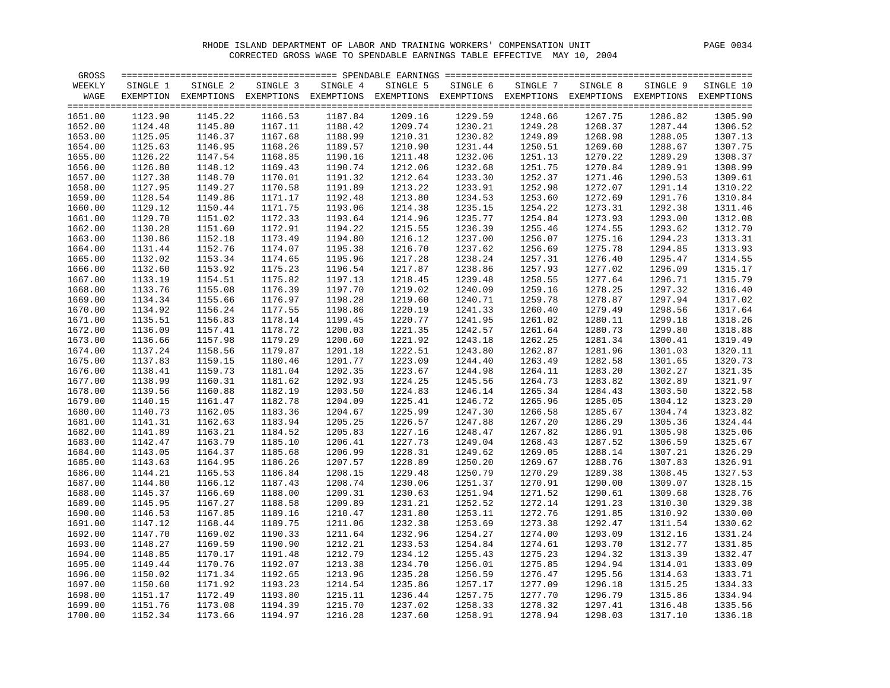RHODE ISLAND DEPARTMENT OF LABOR AND TRAINING WORKERS' COMPENSATION UNIT

CORRECTED GROSS WAGE TO SPENDABLE EARNINGS TABLE EFFECTIVE MAY 10, 2004

| GROSS WEEKLY WAGE | SINGLE 1 EXEMPTION | SINGLE 2 EXEMPTIONS | SINGLE 3 EXEMPTIONS | SINGLE 4 EXEMPTIONS | SINGLE 5 EXEMPTIONS | SINGLE 6 EXEMPTIONS | SINGLE 7 EXEMPTIONS | SINGLE 8 EXEMPTIONS | SINGLE 9 EXEMPTIONS | SINGLE 10 EXEMPTIONS |
|---|---|---|---|---|---|---|---|---|---|---|
| 1651.00 | 1123.90 | 1145.22 | 1166.53 | 1187.84 | 1209.16 | 1229.59 | 1248.66 | 1267.75 | 1286.82 | 1305.90 |
| 1652.00 | 1124.48 | 1145.80 | 1167.11 | 1188.42 | 1209.74 | 1230.21 | 1249.28 | 1268.37 | 1287.44 | 1306.52 |
| 1653.00 | 1125.05 | 1146.37 | 1167.68 | 1188.99 | 1210.31 | 1230.82 | 1249.89 | 1268.98 | 1288.05 | 1307.13 |
| 1654.00 | 1125.63 | 1146.95 | 1168.26 | 1189.57 | 1210.90 | 1231.44 | 1250.51 | 1269.60 | 1288.67 | 1307.75 |
| 1655.00 | 1126.22 | 1147.54 | 1168.85 | 1190.16 | 1211.48 | 1232.06 | 1251.13 | 1270.22 | 1289.29 | 1308.37 |
| 1656.00 | 1126.80 | 1148.12 | 1169.43 | 1190.74 | 1212.06 | 1232.68 | 1251.75 | 1270.84 | 1289.91 | 1308.99 |
| 1657.00 | 1127.38 | 1148.70 | 1170.01 | 1191.32 | 1212.64 | 1233.30 | 1252.37 | 1271.46 | 1290.53 | 1309.61 |
| 1658.00 | 1127.95 | 1149.27 | 1170.58 | 1191.89 | 1213.22 | 1233.91 | 1252.98 | 1272.07 | 1291.14 | 1310.22 |
| 1659.00 | 1128.54 | 1149.86 | 1171.17 | 1192.48 | 1213.80 | 1234.53 | 1253.60 | 1272.69 | 1291.76 | 1310.84 |
| 1660.00 | 1129.12 | 1150.44 | 1171.75 | 1193.06 | 1214.38 | 1235.15 | 1254.22 | 1273.31 | 1292.38 | 1311.46 |
| 1661.00 | 1129.70 | 1151.02 | 1172.33 | 1193.64 | 1214.96 | 1235.77 | 1254.84 | 1273.93 | 1293.00 | 1312.08 |
| 1662.00 | 1130.28 | 1151.60 | 1172.91 | 1194.22 | 1215.55 | 1236.39 | 1255.46 | 1274.55 | 1293.62 | 1312.70 |
| 1663.00 | 1130.86 | 1152.18 | 1173.49 | 1194.80 | 1216.12 | 1237.00 | 1256.07 | 1275.16 | 1294.23 | 1313.31 |
| 1664.00 | 1131.44 | 1152.76 | 1174.07 | 1195.38 | 1216.70 | 1237.62 | 1256.69 | 1275.78 | 1294.85 | 1313.93 |
| 1665.00 | 1132.02 | 1153.34 | 1174.65 | 1195.96 | 1217.28 | 1238.24 | 1257.31 | 1276.40 | 1295.47 | 1314.55 |
| 1666.00 | 1132.60 | 1153.92 | 1175.23 | 1196.54 | 1217.87 | 1238.86 | 1257.93 | 1277.02 | 1296.09 | 1315.17 |
| 1667.00 | 1133.19 | 1154.51 | 1175.82 | 1197.13 | 1218.45 | 1239.48 | 1258.55 | 1277.64 | 1296.71 | 1315.79 |
| 1668.00 | 1133.76 | 1155.08 | 1176.39 | 1197.70 | 1219.02 | 1240.09 | 1259.16 | 1278.25 | 1297.32 | 1316.40 |
| 1669.00 | 1134.34 | 1155.66 | 1176.97 | 1198.28 | 1219.60 | 1240.71 | 1259.78 | 1278.87 | 1297.94 | 1317.02 |
| 1670.00 | 1134.92 | 1156.24 | 1177.55 | 1198.86 | 1220.19 | 1241.33 | 1260.40 | 1279.49 | 1298.56 | 1317.64 |
| 1671.00 | 1135.51 | 1156.83 | 1178.14 | 1199.45 | 1220.77 | 1241.95 | 1261.02 | 1280.11 | 1299.18 | 1318.26 |
| 1672.00 | 1136.09 | 1157.41 | 1178.72 | 1200.03 | 1221.35 | 1242.57 | 1261.64 | 1280.73 | 1299.80 | 1318.88 |
| 1673.00 | 1136.66 | 1157.98 | 1179.29 | 1200.60 | 1221.92 | 1243.18 | 1262.25 | 1281.34 | 1300.41 | 1319.49 |
| 1674.00 | 1137.24 | 1158.56 | 1179.87 | 1201.18 | 1222.51 | 1243.80 | 1262.87 | 1281.96 | 1301.03 | 1320.11 |
| 1675.00 | 1137.83 | 1159.15 | 1180.46 | 1201.77 | 1223.09 | 1244.40 | 1263.49 | 1282.58 | 1301.65 | 1320.73 |
| 1676.00 | 1138.41 | 1159.73 | 1181.04 | 1202.35 | 1223.67 | 1244.98 | 1264.11 | 1283.20 | 1302.27 | 1321.35 |
| 1677.00 | 1138.99 | 1160.31 | 1181.62 | 1202.93 | 1224.25 | 1245.56 | 1264.73 | 1283.82 | 1302.89 | 1321.97 |
| 1678.00 | 1139.56 | 1160.88 | 1182.19 | 1203.50 | 1224.83 | 1246.14 | 1265.34 | 1284.43 | 1303.50 | 1322.58 |
| 1679.00 | 1140.15 | 1161.47 | 1182.78 | 1204.09 | 1225.41 | 1246.72 | 1265.96 | 1285.05 | 1304.12 | 1323.20 |
| 1680.00 | 1140.73 | 1162.05 | 1183.36 | 1204.67 | 1225.99 | 1247.30 | 1266.58 | 1285.67 | 1304.74 | 1323.82 |
| 1681.00 | 1141.31 | 1162.63 | 1183.94 | 1205.25 | 1226.57 | 1247.88 | 1267.20 | 1286.29 | 1305.36 | 1324.44 |
| 1682.00 | 1141.89 | 1163.21 | 1184.52 | 1205.83 | 1227.16 | 1248.47 | 1267.82 | 1286.91 | 1305.98 | 1325.06 |
| 1683.00 | 1142.47 | 1163.79 | 1185.10 | 1206.41 | 1227.73 | 1249.04 | 1268.43 | 1287.52 | 1306.59 | 1325.67 |
| 1684.00 | 1143.05 | 1164.37 | 1185.68 | 1206.99 | 1228.31 | 1249.62 | 1269.05 | 1288.14 | 1307.21 | 1326.29 |
| 1685.00 | 1143.63 | 1164.95 | 1186.26 | 1207.57 | 1228.89 | 1250.20 | 1269.67 | 1288.76 | 1307.83 | 1326.91 |
| 1686.00 | 1144.21 | 1165.53 | 1186.84 | 1208.15 | 1229.48 | 1250.79 | 1270.29 | 1289.38 | 1308.45 | 1327.53 |
| 1687.00 | 1144.80 | 1166.12 | 1187.43 | 1208.74 | 1230.06 | 1251.37 | 1270.91 | 1290.00 | 1309.07 | 1328.15 |
| 1688.00 | 1145.37 | 1166.69 | 1188.00 | 1209.31 | 1230.63 | 1251.94 | 1271.52 | 1290.61 | 1309.68 | 1328.76 |
| 1689.00 | 1145.95 | 1167.27 | 1188.58 | 1209.89 | 1231.21 | 1252.52 | 1272.14 | 1291.23 | 1310.30 | 1329.38 |
| 1690.00 | 1146.53 | 1167.85 | 1189.16 | 1210.47 | 1231.80 | 1253.11 | 1272.76 | 1291.85 | 1310.92 | 1330.00 |
| 1691.00 | 1147.12 | 1168.44 | 1189.75 | 1211.06 | 1232.38 | 1253.69 | 1273.38 | 1292.47 | 1311.54 | 1330.62 |
| 1692.00 | 1147.70 | 1169.02 | 1190.33 | 1211.64 | 1232.96 | 1254.27 | 1274.00 | 1293.09 | 1312.16 | 1331.24 |
| 1693.00 | 1148.27 | 1169.59 | 1190.90 | 1212.21 | 1233.53 | 1254.84 | 1274.61 | 1293.70 | 1312.77 | 1331.85 |
| 1694.00 | 1148.85 | 1170.17 | 1191.48 | 1212.79 | 1234.12 | 1255.43 | 1275.23 | 1294.32 | 1313.39 | 1332.47 |
| 1695.00 | 1149.44 | 1170.76 | 1192.07 | 1213.38 | 1234.70 | 1256.01 | 1275.85 | 1294.94 | 1314.01 | 1333.09 |
| 1696.00 | 1150.02 | 1171.34 | 1192.65 | 1213.96 | 1235.28 | 1256.59 | 1276.47 | 1295.56 | 1314.63 | 1333.71 |
| 1697.00 | 1150.60 | 1171.92 | 1193.23 | 1214.54 | 1235.86 | 1257.17 | 1277.09 | 1296.18 | 1315.25 | 1334.33 |
| 1698.00 | 1151.17 | 1172.49 | 1193.80 | 1215.11 | 1236.44 | 1257.75 | 1277.70 | 1296.79 | 1315.86 | 1334.94 |
| 1699.00 | 1151.76 | 1173.08 | 1194.39 | 1215.70 | 1237.02 | 1258.33 | 1278.32 | 1297.41 | 1316.48 | 1335.56 |
| 1700.00 | 1152.34 | 1173.66 | 1194.97 | 1216.28 | 1237.60 | 1258.91 | 1278.94 | 1298.03 | 1317.10 | 1336.18 |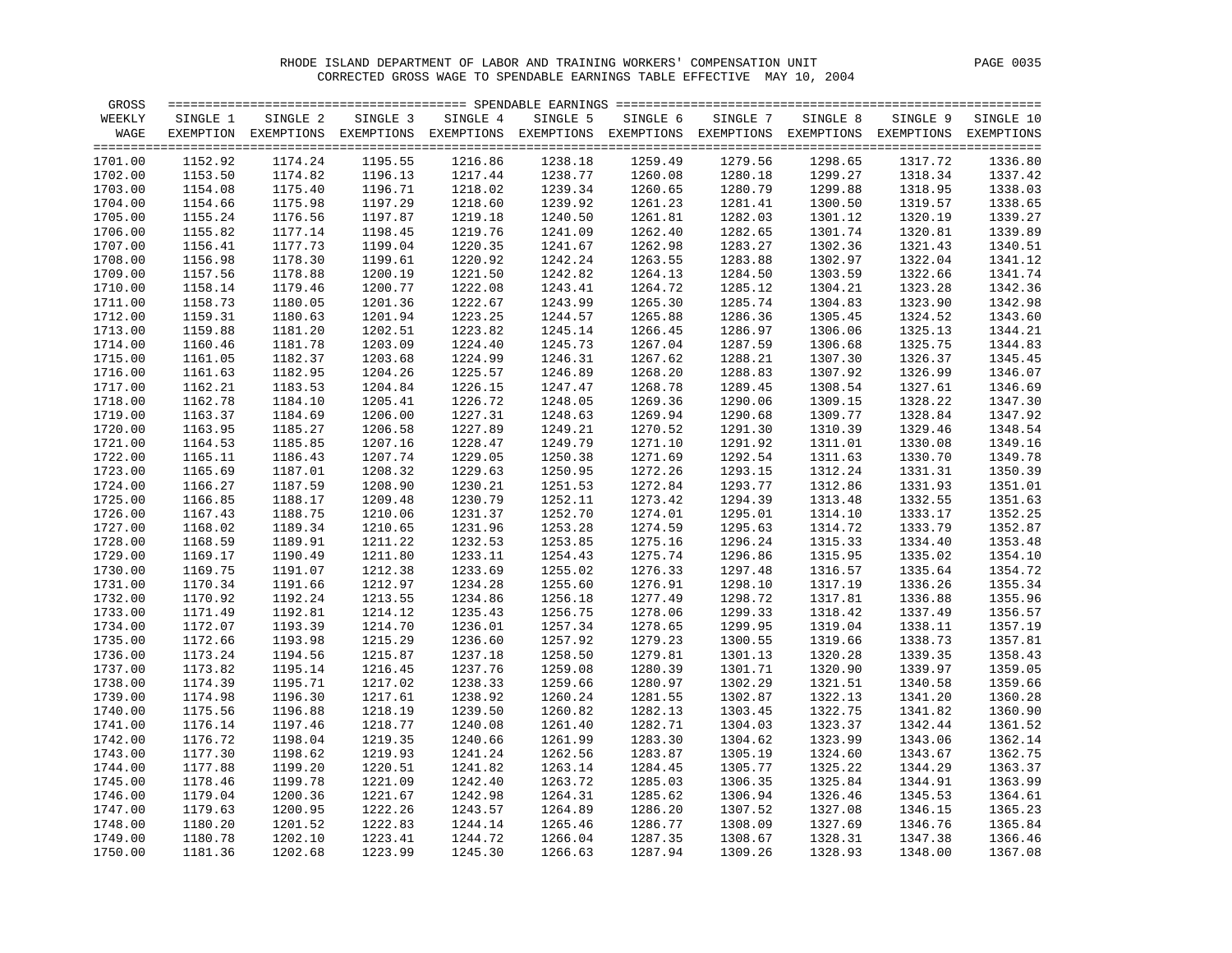RHODE ISLAND DEPARTMENT OF LABOR AND TRAINING WORKERS' COMPENSATION UNIT

CORRECTED GROSS WAGE TO SPENDABLE EARNINGS TABLE EFFECTIVE MAY 10, 2004

| GROSS WEEKLY WAGE | SINGLE 1 EXEMPTION | SINGLE 2 EXEMPTIONS | SINGLE 3 EXEMPTIONS | SINGLE 4 EXEMPTIONS | SINGLE 5 EXEMPTIONS | SINGLE 6 EXEMPTIONS | SINGLE 7 EXEMPTIONS | SINGLE 8 EXEMPTIONS | SINGLE 9 EXEMPTIONS | SINGLE 10 EXEMPTIONS |
|---|---|---|---|---|---|---|---|---|---|---|
| 1701.00 | 1152.92 | 1174.24 | 1195.55 | 1216.86 | 1238.18 | 1259.49 | 1279.56 | 1298.65 | 1317.72 | 1336.80 |
| 1702.00 | 1153.50 | 1174.82 | 1196.13 | 1217.44 | 1238.77 | 1260.08 | 1280.18 | 1299.27 | 1318.34 | 1337.42 |
| 1703.00 | 1154.08 | 1175.40 | 1196.71 | 1218.02 | 1239.34 | 1260.65 | 1280.79 | 1299.88 | 1318.95 | 1338.03 |
| 1704.00 | 1154.66 | 1175.98 | 1197.29 | 1218.60 | 1239.92 | 1261.23 | 1281.41 | 1300.50 | 1319.57 | 1338.65 |
| 1705.00 | 1155.24 | 1176.56 | 1197.87 | 1219.18 | 1240.50 | 1261.81 | 1282.03 | 1301.12 | 1320.19 | 1339.27 |
| 1706.00 | 1155.82 | 1177.14 | 1198.45 | 1219.76 | 1241.09 | 1262.40 | 1282.65 | 1301.74 | 1320.81 | 1339.89 |
| 1707.00 | 1156.41 | 1177.73 | 1199.04 | 1220.35 | 1241.67 | 1262.98 | 1283.27 | 1302.36 | 1321.43 | 1340.51 |
| 1708.00 | 1156.98 | 1178.30 | 1199.61 | 1220.92 | 1242.24 | 1263.55 | 1283.88 | 1302.97 | 1322.04 | 1341.12 |
| 1709.00 | 1157.56 | 1178.88 | 1200.19 | 1221.50 | 1242.82 | 1264.13 | 1284.50 | 1303.59 | 1322.66 | 1341.74 |
| 1710.00 | 1158.14 | 1179.46 | 1200.77 | 1222.08 | 1243.41 | 1264.72 | 1285.12 | 1304.21 | 1323.28 | 1342.36 |
| 1711.00 | 1158.73 | 1180.05 | 1201.36 | 1222.67 | 1243.99 | 1265.30 | 1285.74 | 1304.83 | 1323.90 | 1342.98 |
| 1712.00 | 1159.31 | 1180.63 | 1201.94 | 1223.25 | 1244.57 | 1265.88 | 1286.36 | 1305.45 | 1324.52 | 1343.60 |
| 1713.00 | 1159.88 | 1181.20 | 1202.51 | 1223.82 | 1245.14 | 1266.45 | 1286.97 | 1306.06 | 1325.13 | 1344.21 |
| 1714.00 | 1160.46 | 1181.78 | 1203.09 | 1224.40 | 1245.73 | 1267.04 | 1287.59 | 1306.68 | 1325.75 | 1344.83 |
| 1715.00 | 1161.05 | 1182.37 | 1203.68 | 1224.99 | 1246.31 | 1267.62 | 1288.21 | 1307.30 | 1326.37 | 1345.45 |
| 1716.00 | 1161.63 | 1182.95 | 1204.26 | 1225.57 | 1246.89 | 1268.20 | 1288.83 | 1307.92 | 1326.99 | 1346.07 |
| 1717.00 | 1162.21 | 1183.53 | 1204.84 | 1226.15 | 1247.47 | 1268.78 | 1289.45 | 1308.54 | 1327.61 | 1346.69 |
| 1718.00 | 1162.78 | 1184.10 | 1205.41 | 1226.72 | 1248.05 | 1269.36 | 1290.06 | 1309.15 | 1328.22 | 1347.30 |
| 1719.00 | 1163.37 | 1184.69 | 1206.00 | 1227.31 | 1248.63 | 1269.94 | 1290.68 | 1309.77 | 1328.84 | 1347.92 |
| 1720.00 | 1163.95 | 1185.27 | 1206.58 | 1227.89 | 1249.21 | 1270.52 | 1291.30 | 1310.39 | 1329.46 | 1348.54 |
| 1721.00 | 1164.53 | 1185.85 | 1207.16 | 1228.47 | 1249.79 | 1271.10 | 1291.92 | 1311.01 | 1330.08 | 1349.16 |
| 1722.00 | 1165.11 | 1186.43 | 1207.74 | 1229.05 | 1250.38 | 1271.69 | 1292.54 | 1311.63 | 1330.70 | 1349.78 |
| 1723.00 | 1165.69 | 1187.01 | 1208.32 | 1229.63 | 1250.95 | 1272.26 | 1293.15 | 1312.24 | 1331.31 | 1350.39 |
| 1724.00 | 1166.27 | 1187.59 | 1208.90 | 1230.21 | 1251.53 | 1272.84 | 1293.77 | 1312.86 | 1331.93 | 1351.01 |
| 1725.00 | 1166.85 | 1188.17 | 1209.48 | 1230.79 | 1252.11 | 1273.42 | 1294.39 | 1313.48 | 1332.55 | 1351.63 |
| 1726.00 | 1167.43 | 1188.75 | 1210.06 | 1231.37 | 1252.70 | 1274.01 | 1295.01 | 1314.10 | 1333.17 | 1352.25 |
| 1727.00 | 1168.02 | 1189.34 | 1210.65 | 1231.96 | 1253.28 | 1274.59 | 1295.63 | 1314.72 | 1333.79 | 1352.87 |
| 1728.00 | 1168.59 | 1189.91 | 1211.22 | 1232.53 | 1253.85 | 1275.16 | 1296.24 | 1315.33 | 1334.40 | 1353.48 |
| 1729.00 | 1169.17 | 1190.49 | 1211.80 | 1233.11 | 1254.43 | 1275.74 | 1296.86 | 1315.95 | 1335.02 | 1354.10 |
| 1730.00 | 1169.75 | 1191.07 | 1212.38 | 1233.69 | 1255.02 | 1276.33 | 1297.48 | 1316.57 | 1335.64 | 1354.72 |
| 1731.00 | 1170.34 | 1191.66 | 1212.97 | 1234.28 | 1255.60 | 1276.91 | 1298.10 | 1317.19 | 1336.26 | 1355.34 |
| 1732.00 | 1170.92 | 1192.24 | 1213.55 | 1234.86 | 1256.18 | 1277.49 | 1298.72 | 1317.81 | 1336.88 | 1355.96 |
| 1733.00 | 1171.49 | 1192.81 | 1214.12 | 1235.43 | 1256.75 | 1278.06 | 1299.33 | 1318.42 | 1337.49 | 1356.57 |
| 1734.00 | 1172.07 | 1193.39 | 1214.70 | 1236.01 | 1257.34 | 1278.65 | 1299.95 | 1319.04 | 1338.11 | 1357.19 |
| 1735.00 | 1172.66 | 1193.98 | 1215.29 | 1236.60 | 1257.92 | 1279.23 | 1300.55 | 1319.66 | 1338.73 | 1357.81 |
| 1736.00 | 1173.24 | 1194.56 | 1215.87 | 1237.18 | 1258.50 | 1279.81 | 1301.13 | 1320.28 | 1339.35 | 1358.43 |
| 1737.00 | 1173.82 | 1195.14 | 1216.45 | 1237.76 | 1259.08 | 1280.39 | 1301.71 | 1320.90 | 1339.97 | 1359.05 |
| 1738.00 | 1174.39 | 1195.71 | 1217.02 | 1238.33 | 1259.66 | 1280.97 | 1302.29 | 1321.51 | 1340.58 | 1359.66 |
| 1739.00 | 1174.98 | 1196.30 | 1217.61 | 1238.92 | 1260.24 | 1281.55 | 1302.87 | 1322.13 | 1341.20 | 1360.28 |
| 1740.00 | 1175.56 | 1196.88 | 1218.19 | 1239.50 | 1260.82 | 1282.13 | 1303.45 | 1322.75 | 1341.82 | 1360.90 |
| 1741.00 | 1176.14 | 1197.46 | 1218.77 | 1240.08 | 1261.40 | 1282.71 | 1304.03 | 1323.37 | 1342.44 | 1361.52 |
| 1742.00 | 1176.72 | 1198.04 | 1219.35 | 1240.66 | 1261.99 | 1283.30 | 1304.62 | 1323.99 | 1343.06 | 1362.14 |
| 1743.00 | 1177.30 | 1198.62 | 1219.93 | 1241.24 | 1262.56 | 1283.87 | 1305.19 | 1324.60 | 1343.67 | 1362.75 |
| 1744.00 | 1177.88 | 1199.20 | 1220.51 | 1241.82 | 1263.14 | 1284.45 | 1305.77 | 1325.22 | 1344.29 | 1363.37 |
| 1745.00 | 1178.46 | 1199.78 | 1221.09 | 1242.40 | 1263.72 | 1285.03 | 1306.35 | 1325.84 | 1344.91 | 1363.99 |
| 1746.00 | 1179.04 | 1200.36 | 1221.67 | 1242.98 | 1264.31 | 1285.62 | 1306.94 | 1326.46 | 1345.53 | 1364.61 |
| 1747.00 | 1179.63 | 1200.95 | 1222.26 | 1243.57 | 1264.89 | 1286.20 | 1307.52 | 1327.08 | 1346.15 | 1365.23 |
| 1748.00 | 1180.20 | 1201.52 | 1222.83 | 1244.14 | 1265.46 | 1286.77 | 1308.09 | 1327.69 | 1346.76 | 1365.84 |
| 1749.00 | 1180.78 | 1202.10 | 1223.41 | 1244.72 | 1266.04 | 1287.35 | 1308.67 | 1328.31 | 1347.38 | 1366.46 |
| 1750.00 | 1181.36 | 1202.68 | 1223.99 | 1245.30 | 1266.63 | 1287.94 | 1309.26 | 1328.93 | 1348.00 | 1367.08 |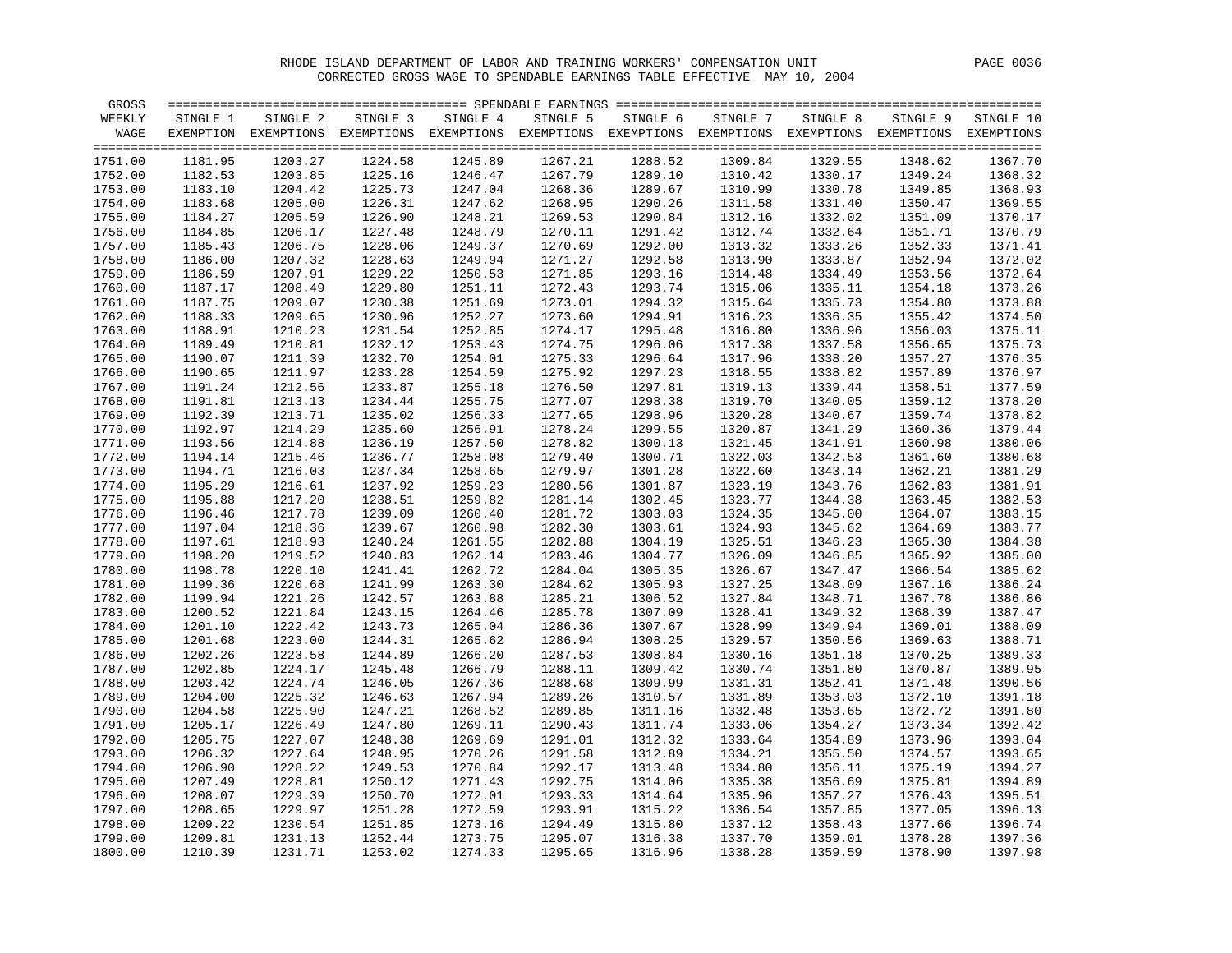RHODE ISLAND DEPARTMENT OF LABOR AND TRAINING WORKERS' COMPENSATION UNIT

CORRECTED GROSS WAGE TO SPENDABLE EARNINGS TABLE EFFECTIVE MAY 10, 2004

| GROSS WEEKLY WAGE | SINGLE 1 EXEMPTION | SINGLE 2 EXEMPTIONS | SINGLE 3 EXEMPTIONS | SINGLE 4 EXEMPTIONS | SINGLE 5 EXEMPTIONS | SINGLE 6 EXEMPTIONS | SINGLE 7 EXEMPTIONS | SINGLE 8 EXEMPTIONS | SINGLE 9 EXEMPTIONS | SINGLE 10 EXEMPTIONS |
|---|---|---|---|---|---|---|---|---|---|---|
| 1751.00 | 1181.95 | 1203.27 | 1224.58 | 1245.89 | 1267.21 | 1288.52 | 1309.84 | 1329.55 | 1348.62 | 1367.70 |
| 1752.00 | 1182.53 | 1203.85 | 1225.16 | 1246.47 | 1267.79 | 1289.10 | 1310.42 | 1330.17 | 1349.24 | 1368.32 |
| 1753.00 | 1183.10 | 1204.42 | 1225.73 | 1247.04 | 1268.36 | 1289.67 | 1310.99 | 1330.78 | 1349.85 | 1368.93 |
| 1754.00 | 1183.68 | 1205.00 | 1226.31 | 1247.62 | 1268.95 | 1290.26 | 1311.58 | 1331.40 | 1350.47 | 1369.55 |
| 1755.00 | 1184.27 | 1205.59 | 1226.90 | 1248.21 | 1269.53 | 1290.84 | 1312.16 | 1332.02 | 1351.09 | 1370.17 |
| 1756.00 | 1184.85 | 1206.17 | 1227.48 | 1248.79 | 1270.11 | 1291.42 | 1312.74 | 1332.64 | 1351.71 | 1370.79 |
| 1757.00 | 1185.43 | 1206.75 | 1228.06 | 1249.37 | 1270.69 | 1292.00 | 1313.32 | 1333.26 | 1352.33 | 1371.41 |
| 1758.00 | 1186.00 | 1207.32 | 1228.63 | 1249.94 | 1271.27 | 1292.58 | 1313.90 | 1333.87 | 1352.94 | 1372.02 |
| 1759.00 | 1186.59 | 1207.91 | 1229.22 | 1250.53 | 1271.85 | 1293.16 | 1314.48 | 1334.49 | 1353.56 | 1372.64 |
| 1760.00 | 1187.17 | 1208.49 | 1229.80 | 1251.11 | 1272.43 | 1293.74 | 1315.06 | 1335.11 | 1354.18 | 1373.26 |
| 1761.00 | 1187.75 | 1209.07 | 1230.38 | 1251.69 | 1273.01 | 1294.32 | 1315.64 | 1335.73 | 1354.80 | 1373.88 |
| 1762.00 | 1188.33 | 1209.65 | 1230.96 | 1252.27 | 1273.60 | 1294.91 | 1316.23 | 1336.35 | 1355.42 | 1374.50 |
| 1763.00 | 1188.91 | 1210.23 | 1231.54 | 1252.85 | 1274.17 | 1295.48 | 1316.80 | 1336.96 | 1356.03 | 1375.11 |
| 1764.00 | 1189.49 | 1210.81 | 1232.12 | 1253.43 | 1274.75 | 1296.06 | 1317.38 | 1337.58 | 1356.65 | 1375.73 |
| 1765.00 | 1190.07 | 1211.39 | 1232.70 | 1254.01 | 1275.33 | 1296.64 | 1317.96 | 1338.20 | 1357.27 | 1376.35 |
| 1766.00 | 1190.65 | 1211.97 | 1233.28 | 1254.59 | 1275.92 | 1297.23 | 1318.55 | 1338.82 | 1357.89 | 1376.97 |
| 1767.00 | 1191.24 | 1212.56 | 1233.87 | 1255.18 | 1276.50 | 1297.81 | 1319.13 | 1339.44 | 1358.51 | 1377.59 |
| 1768.00 | 1191.81 | 1213.13 | 1234.44 | 1255.75 | 1277.07 | 1298.38 | 1319.70 | 1340.05 | 1359.12 | 1378.20 |
| 1769.00 | 1192.39 | 1213.71 | 1235.02 | 1256.33 | 1277.65 | 1298.96 | 1320.28 | 1340.67 | 1359.74 | 1378.82 |
| 1770.00 | 1192.97 | 1214.29 | 1235.60 | 1256.91 | 1278.24 | 1299.55 | 1320.87 | 1341.29 | 1360.36 | 1379.44 |
| 1771.00 | 1193.56 | 1214.88 | 1236.19 | 1257.50 | 1278.82 | 1300.13 | 1321.45 | 1341.91 | 1360.98 | 1380.06 |
| 1772.00 | 1194.14 | 1215.46 | 1236.77 | 1258.08 | 1279.40 | 1300.71 | 1322.03 | 1342.53 | 1361.60 | 1380.68 |
| 1773.00 | 1194.71 | 1216.03 | 1237.34 | 1258.65 | 1279.97 | 1301.28 | 1322.60 | 1343.14 | 1362.21 | 1381.29 |
| 1774.00 | 1195.29 | 1216.61 | 1237.92 | 1259.23 | 1280.56 | 1301.87 | 1323.19 | 1343.76 | 1362.83 | 1381.91 |
| 1775.00 | 1195.88 | 1217.20 | 1238.51 | 1259.82 | 1281.14 | 1302.45 | 1323.77 | 1344.38 | 1363.45 | 1382.53 |
| 1776.00 | 1196.46 | 1217.78 | 1239.09 | 1260.40 | 1281.72 | 1303.03 | 1324.35 | 1345.00 | 1364.07 | 1383.15 |
| 1777.00 | 1197.04 | 1218.36 | 1239.67 | 1260.98 | 1282.30 | 1303.61 | 1324.93 | 1345.62 | 1364.69 | 1383.77 |
| 1778.00 | 1197.61 | 1218.93 | 1240.24 | 1261.55 | 1282.88 | 1304.19 | 1325.51 | 1346.23 | 1365.30 | 1384.38 |
| 1779.00 | 1198.20 | 1219.52 | 1240.83 | 1262.14 | 1283.46 | 1304.77 | 1326.09 | 1346.85 | 1365.92 | 1385.00 |
| 1780.00 | 1198.78 | 1220.10 | 1241.41 | 1262.72 | 1284.04 | 1305.35 | 1326.67 | 1347.47 | 1366.54 | 1385.62 |
| 1781.00 | 1199.36 | 1220.68 | 1241.99 | 1263.30 | 1284.62 | 1305.93 | 1327.25 | 1348.09 | 1367.16 | 1386.24 |
| 1782.00 | 1199.94 | 1221.26 | 1242.57 | 1263.88 | 1285.21 | 1306.52 | 1327.84 | 1348.71 | 1367.78 | 1386.86 |
| 1783.00 | 1200.52 | 1221.84 | 1243.15 | 1264.46 | 1285.78 | 1307.09 | 1328.41 | 1349.32 | 1368.39 | 1387.47 |
| 1784.00 | 1201.10 | 1222.42 | 1243.73 | 1265.04 | 1286.36 | 1307.67 | 1328.99 | 1349.94 | 1369.01 | 1388.09 |
| 1785.00 | 1201.68 | 1223.00 | 1244.31 | 1265.62 | 1286.94 | 1308.25 | 1329.57 | 1350.56 | 1369.63 | 1388.71 |
| 1786.00 | 1202.26 | 1223.58 | 1244.89 | 1266.20 | 1287.53 | 1308.84 | 1330.16 | 1351.18 | 1370.25 | 1389.33 |
| 1787.00 | 1202.85 | 1224.17 | 1245.48 | 1266.79 | 1288.11 | 1309.42 | 1330.74 | 1351.80 | 1370.87 | 1389.95 |
| 1788.00 | 1203.42 | 1224.74 | 1246.05 | 1267.36 | 1288.68 | 1309.99 | 1331.31 | 1352.41 | 1371.48 | 1390.56 |
| 1789.00 | 1204.00 | 1225.32 | 1246.63 | 1267.94 | 1289.26 | 1310.57 | 1331.89 | 1353.03 | 1372.10 | 1391.18 |
| 1790.00 | 1204.58 | 1225.90 | 1247.21 | 1268.52 | 1289.85 | 1311.16 | 1332.48 | 1353.65 | 1372.72 | 1391.80 |
| 1791.00 | 1205.17 | 1226.49 | 1247.80 | 1269.11 | 1290.43 | 1311.74 | 1333.06 | 1354.27 | 1373.34 | 1392.42 |
| 1792.00 | 1205.75 | 1227.07 | 1248.38 | 1269.69 | 1291.01 | 1312.32 | 1333.64 | 1354.89 | 1373.96 | 1393.04 |
| 1793.00 | 1206.32 | 1227.64 | 1248.95 | 1270.26 | 1291.58 | 1312.89 | 1334.21 | 1355.50 | 1374.57 | 1393.65 |
| 1794.00 | 1206.90 | 1228.22 | 1249.53 | 1270.84 | 1292.17 | 1313.48 | 1334.80 | 1356.11 | 1375.19 | 1394.27 |
| 1795.00 | 1207.49 | 1228.81 | 1250.12 | 1271.43 | 1292.75 | 1314.06 | 1335.38 | 1356.69 | 1375.81 | 1394.89 |
| 1796.00 | 1208.07 | 1229.39 | 1250.70 | 1272.01 | 1293.33 | 1314.64 | 1335.96 | 1357.27 | 1376.43 | 1395.51 |
| 1797.00 | 1208.65 | 1229.97 | 1251.28 | 1272.59 | 1293.91 | 1315.22 | 1336.54 | 1357.85 | 1377.05 | 1396.13 |
| 1798.00 | 1209.22 | 1230.54 | 1251.85 | 1273.16 | 1294.49 | 1315.80 | 1337.12 | 1358.43 | 1377.66 | 1396.74 |
| 1799.00 | 1209.81 | 1231.13 | 1252.44 | 1273.75 | 1295.07 | 1316.38 | 1337.70 | 1359.01 | 1378.28 | 1397.36 |
| 1800.00 | 1210.39 | 1231.71 | 1253.02 | 1274.33 | 1295.65 | 1316.96 | 1338.28 | 1359.59 | 1378.90 | 1397.98 |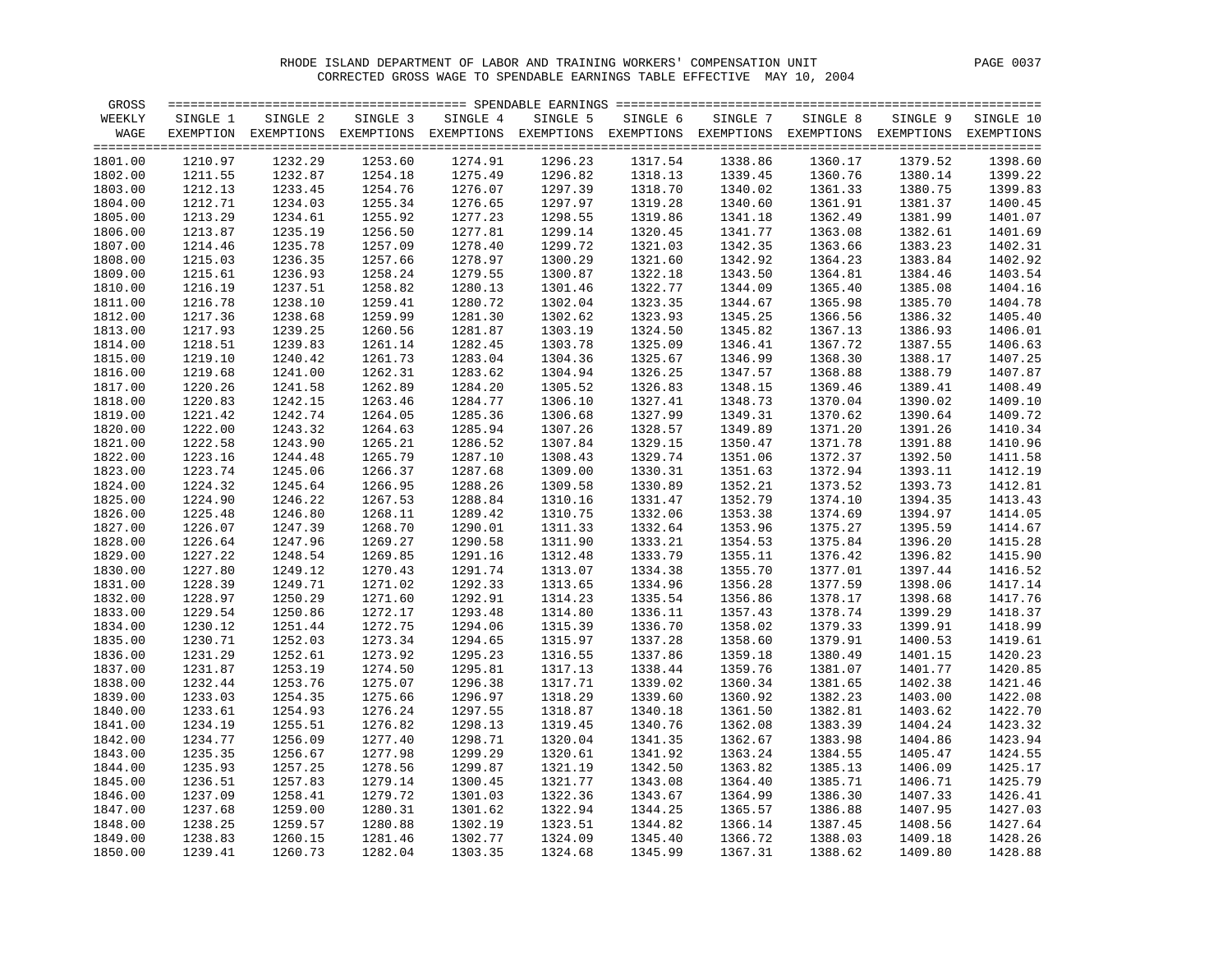RHODE ISLAND DEPARTMENT OF LABOR AND TRAINING WORKERS' COMPENSATION UNIT

CORRECTED GROSS WAGE TO SPENDABLE EARNINGS TABLE EFFECTIVE MAY 10, 2004

| GROSS WEEKLY WAGE | SINGLE 1 EXEMPTION | SINGLE 2 EXEMPTIONS | SINGLE 3 EXEMPTIONS | SINGLE 4 EXEMPTIONS | SINGLE 5 EXEMPTIONS | SINGLE 6 EXEMPTIONS | SINGLE 7 EXEMPTIONS | SINGLE 8 EXEMPTIONS | SINGLE 9 EXEMPTIONS | SINGLE 10 EXEMPTIONS |
|---|---|---|---|---|---|---|---|---|---|---|
| 1801.00 | 1210.97 | 1232.29 | 1253.60 | 1274.91 | 1296.23 | 1317.54 | 1338.86 | 1360.17 | 1379.52 | 1398.60 |
| 1802.00 | 1211.55 | 1232.87 | 1254.18 | 1275.49 | 1296.82 | 1318.13 | 1339.45 | 1360.76 | 1380.14 | 1399.22 |
| 1803.00 | 1212.13 | 1233.45 | 1254.76 | 1276.07 | 1297.39 | 1318.70 | 1340.02 | 1361.33 | 1380.75 | 1399.83 |
| 1804.00 | 1212.71 | 1234.03 | 1255.34 | 1276.65 | 1297.97 | 1319.28 | 1340.60 | 1361.91 | 1381.37 | 1400.45 |
| 1805.00 | 1213.29 | 1234.61 | 1255.92 | 1277.23 | 1298.55 | 1319.86 | 1341.18 | 1362.49 | 1381.99 | 1401.07 |
| 1806.00 | 1213.87 | 1235.19 | 1256.50 | 1277.81 | 1299.14 | 1320.45 | 1341.77 | 1363.08 | 1382.61 | 1401.69 |
| 1807.00 | 1214.46 | 1235.78 | 1257.09 | 1278.40 | 1299.72 | 1321.03 | 1342.35 | 1363.66 | 1383.23 | 1402.31 |
| 1808.00 | 1215.03 | 1236.35 | 1257.66 | 1278.97 | 1300.29 | 1321.60 | 1342.92 | 1364.23 | 1383.84 | 1402.92 |
| 1809.00 | 1215.61 | 1236.93 | 1258.24 | 1279.55 | 1300.87 | 1322.18 | 1343.50 | 1364.81 | 1384.46 | 1403.54 |
| 1810.00 | 1216.19 | 1237.51 | 1258.82 | 1280.13 | 1301.46 | 1322.77 | 1344.09 | 1365.40 | 1385.08 | 1404.16 |
| 1811.00 | 1216.78 | 1238.10 | 1259.41 | 1280.72 | 1302.04 | 1323.35 | 1344.67 | 1365.98 | 1385.70 | 1404.78 |
| 1812.00 | 1217.36 | 1238.68 | 1259.99 | 1281.30 | 1302.62 | 1323.93 | 1345.25 | 1366.56 | 1386.32 | 1405.40 |
| 1813.00 | 1217.93 | 1239.25 | 1260.56 | 1281.87 | 1303.19 | 1324.50 | 1345.82 | 1367.13 | 1386.93 | 1406.01 |
| 1814.00 | 1218.51 | 1239.83 | 1261.14 | 1282.45 | 1303.78 | 1325.09 | 1346.41 | 1367.72 | 1387.55 | 1406.63 |
| 1815.00 | 1219.10 | 1240.42 | 1261.73 | 1283.04 | 1304.36 | 1325.67 | 1346.99 | 1368.30 | 1388.17 | 1407.25 |
| 1816.00 | 1219.68 | 1241.00 | 1262.31 | 1283.62 | 1304.94 | 1326.25 | 1347.57 | 1368.88 | 1388.79 | 1407.87 |
| 1817.00 | 1220.26 | 1241.58 | 1262.89 | 1284.20 | 1305.52 | 1326.83 | 1348.15 | 1369.46 | 1389.41 | 1408.49 |
| 1818.00 | 1220.83 | 1242.15 | 1263.46 | 1284.77 | 1306.10 | 1327.41 | 1348.73 | 1370.04 | 1390.02 | 1409.10 |
| 1819.00 | 1221.42 | 1242.74 | 1264.05 | 1285.36 | 1306.68 | 1327.99 | 1349.31 | 1370.62 | 1390.64 | 1409.72 |
| 1820.00 | 1222.00 | 1243.32 | 1264.63 | 1285.94 | 1307.26 | 1328.57 | 1349.89 | 1371.20 | 1391.26 | 1410.34 |
| 1821.00 | 1222.58 | 1243.90 | 1265.21 | 1286.52 | 1307.84 | 1329.15 | 1350.47 | 1371.78 | 1391.88 | 1410.96 |
| 1822.00 | 1223.16 | 1244.48 | 1265.79 | 1287.10 | 1308.43 | 1329.74 | 1351.06 | 1372.37 | 1392.50 | 1411.58 |
| 1823.00 | 1223.74 | 1245.06 | 1266.37 | 1287.68 | 1309.00 | 1330.31 | 1351.63 | 1372.94 | 1393.11 | 1412.19 |
| 1824.00 | 1224.32 | 1245.64 | 1266.95 | 1288.26 | 1309.58 | 1330.89 | 1352.21 | 1373.52 | 1393.73 | 1412.81 |
| 1825.00 | 1224.90 | 1246.22 | 1267.53 | 1288.84 | 1310.16 | 1331.47 | 1352.79 | 1374.10 | 1394.35 | 1413.43 |
| 1826.00 | 1225.48 | 1246.80 | 1268.11 | 1289.42 | 1310.75 | 1332.06 | 1353.38 | 1374.69 | 1394.97 | 1414.05 |
| 1827.00 | 1226.07 | 1247.39 | 1268.70 | 1290.01 | 1311.33 | 1332.64 | 1353.96 | 1375.27 | 1395.59 | 1414.67 |
| 1828.00 | 1226.64 | 1247.96 | 1269.27 | 1290.58 | 1311.90 | 1333.21 | 1354.53 | 1375.84 | 1396.20 | 1415.28 |
| 1829.00 | 1227.22 | 1248.54 | 1269.85 | 1291.16 | 1312.48 | 1333.79 | 1355.11 | 1376.42 | 1396.82 | 1415.90 |
| 1830.00 | 1227.80 | 1249.12 | 1270.43 | 1291.74 | 1313.07 | 1334.38 | 1355.70 | 1377.01 | 1397.44 | 1416.52 |
| 1831.00 | 1228.39 | 1249.71 | 1271.02 | 1292.33 | 1313.65 | 1334.96 | 1356.28 | 1377.59 | 1398.06 | 1417.14 |
| 1832.00 | 1228.97 | 1250.29 | 1271.60 | 1292.91 | 1314.23 | 1335.54 | 1356.86 | 1378.17 | 1398.68 | 1417.76 |
| 1833.00 | 1229.54 | 1250.86 | 1272.17 | 1293.48 | 1314.80 | 1336.11 | 1357.43 | 1378.74 | 1399.29 | 1418.37 |
| 1834.00 | 1230.12 | 1251.44 | 1272.75 | 1294.06 | 1315.39 | 1336.70 | 1358.02 | 1379.33 | 1399.91 | 1418.99 |
| 1835.00 | 1230.71 | 1252.03 | 1273.34 | 1294.65 | 1315.97 | 1337.28 | 1358.60 | 1379.91 | 1400.53 | 1419.61 |
| 1836.00 | 1231.29 | 1252.61 | 1273.92 | 1295.23 | 1316.55 | 1337.86 | 1359.18 | 1380.49 | 1401.15 | 1420.23 |
| 1837.00 | 1231.87 | 1253.19 | 1274.50 | 1295.81 | 1317.13 | 1338.44 | 1359.76 | 1381.07 | 1401.77 | 1420.85 |
| 1838.00 | 1232.44 | 1253.76 | 1275.07 | 1296.38 | 1317.71 | 1339.02 | 1360.34 | 1381.65 | 1402.38 | 1421.46 |
| 1839.00 | 1233.03 | 1254.35 | 1275.66 | 1296.97 | 1318.29 | 1339.60 | 1360.92 | 1382.23 | 1403.00 | 1422.08 |
| 1840.00 | 1233.61 | 1254.93 | 1276.24 | 1297.55 | 1318.87 | 1340.18 | 1361.50 | 1382.81 | 1403.62 | 1422.70 |
| 1841.00 | 1234.19 | 1255.51 | 1276.82 | 1298.13 | 1319.45 | 1340.76 | 1362.08 | 1383.39 | 1404.24 | 1423.32 |
| 1842.00 | 1234.77 | 1256.09 | 1277.40 | 1298.71 | 1320.04 | 1341.35 | 1362.67 | 1383.98 | 1404.86 | 1423.94 |
| 1843.00 | 1235.35 | 1256.67 | 1277.98 | 1299.29 | 1320.61 | 1341.92 | 1363.24 | 1384.55 | 1405.47 | 1424.55 |
| 1844.00 | 1235.93 | 1257.25 | 1278.56 | 1299.87 | 1321.19 | 1342.50 | 1363.82 | 1385.13 | 1406.09 | 1425.17 |
| 1845.00 | 1236.51 | 1257.83 | 1279.14 | 1300.45 | 1321.77 | 1343.08 | 1364.40 | 1385.71 | 1406.71 | 1425.79 |
| 1846.00 | 1237.09 | 1258.41 | 1279.72 | 1301.03 | 1322.36 | 1343.67 | 1364.99 | 1386.30 | 1407.33 | 1426.41 |
| 1847.00 | 1237.68 | 1259.00 | 1280.31 | 1301.62 | 1322.94 | 1344.25 | 1365.57 | 1386.88 | 1407.95 | 1427.03 |
| 1848.00 | 1238.25 | 1259.57 | 1280.88 | 1302.19 | 1323.51 | 1344.82 | 1366.14 | 1387.45 | 1408.56 | 1427.64 |
| 1849.00 | 1238.83 | 1260.15 | 1281.46 | 1302.77 | 1324.09 | 1345.40 | 1366.72 | 1388.03 | 1409.18 | 1428.26 |
| 1850.00 | 1239.41 | 1260.73 | 1282.04 | 1303.35 | 1324.68 | 1345.99 | 1367.31 | 1388.62 | 1409.80 | 1428.88 |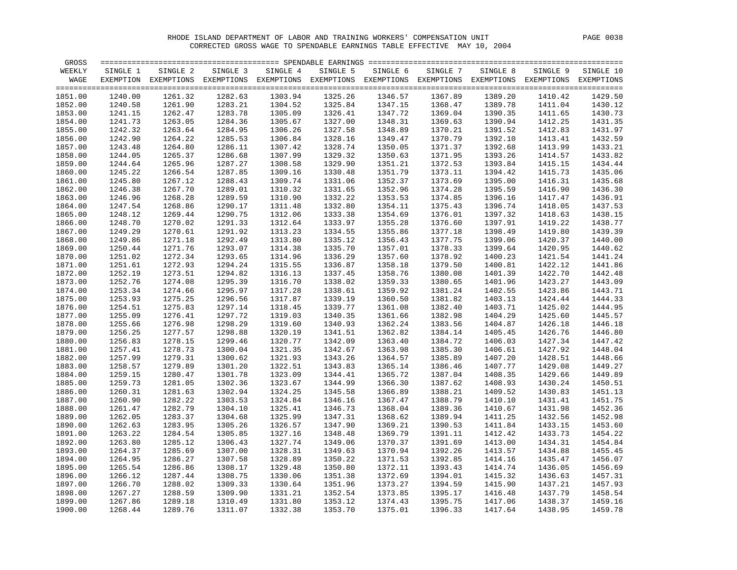RHODE ISLAND DEPARTMENT OF LABOR AND TRAINING WORKERS' COMPENSATION UNIT

CORRECTED GROSS WAGE TO SPENDABLE EARNINGS TABLE EFFECTIVE MAY 10, 2004

| GROSS WEEKLY WAGE | SINGLE 1 EXEMPTION | SINGLE 2 EXEMPTIONS | SINGLE 3 EXEMPTIONS | SINGLE 4 EXEMPTIONS | SINGLE 5 EXEMPTIONS | SINGLE 6 EXEMPTIONS | SINGLE 7 EXEMPTIONS | SINGLE 8 EXEMPTIONS | SINGLE 9 EXEMPTIONS | SINGLE 10 EXEMPTIONS |
|---|---|---|---|---|---|---|---|---|---|---|
| 1851.00 | 1240.00 | 1261.32 | 1282.63 | 1303.94 | 1325.26 | 1346.57 | 1367.89 | 1389.20 | 1410.42 | 1429.50 |
| 1852.00 | 1240.58 | 1261.90 | 1283.21 | 1304.52 | 1325.84 | 1347.15 | 1368.47 | 1389.78 | 1411.04 | 1430.12 |
| 1853.00 | 1241.15 | 1262.47 | 1283.78 | 1305.09 | 1326.41 | 1347.72 | 1369.04 | 1390.35 | 1411.65 | 1430.73 |
| 1854.00 | 1241.73 | 1263.05 | 1284.36 | 1305.67 | 1327.00 | 1348.31 | 1369.63 | 1390.94 | 1412.25 | 1431.35 |
| 1855.00 | 1242.32 | 1263.64 | 1284.95 | 1306.26 | 1327.58 | 1348.89 | 1370.21 | 1391.52 | 1412.83 | 1431.97 |
| 1856.00 | 1242.90 | 1264.22 | 1285.53 | 1306.84 | 1328.16 | 1349.47 | 1370.79 | 1392.10 | 1413.41 | 1432.59 |
| 1857.00 | 1243.48 | 1264.80 | 1286.11 | 1307.42 | 1328.74 | 1350.05 | 1371.37 | 1392.68 | 1413.99 | 1433.21 |
| 1858.00 | 1244.05 | 1265.37 | 1286.68 | 1307.99 | 1329.32 | 1350.63 | 1371.95 | 1393.26 | 1414.57 | 1433.82 |
| 1859.00 | 1244.64 | 1265.96 | 1287.27 | 1308.58 | 1329.90 | 1351.21 | 1372.53 | 1393.84 | 1415.15 | 1434.44 |
| 1860.00 | 1245.22 | 1266.54 | 1287.85 | 1309.16 | 1330.48 | 1351.79 | 1373.11 | 1394.42 | 1415.73 | 1435.06 |
| 1861.00 | 1245.80 | 1267.12 | 1288.43 | 1309.74 | 1331.06 | 1352.37 | 1373.69 | 1395.00 | 1416.31 | 1435.68 |
| 1862.00 | 1246.38 | 1267.70 | 1289.01 | 1310.32 | 1331.65 | 1352.96 | 1374.28 | 1395.59 | 1416.90 | 1436.30 |
| 1863.00 | 1246.96 | 1268.28 | 1289.59 | 1310.90 | 1332.22 | 1353.53 | 1374.85 | 1396.16 | 1417.47 | 1436.91 |
| 1864.00 | 1247.54 | 1268.86 | 1290.17 | 1311.48 | 1332.80 | 1354.11 | 1375.43 | 1396.74 | 1418.05 | 1437.53 |
| 1865.00 | 1248.12 | 1269.44 | 1290.75 | 1312.06 | 1333.38 | 1354.69 | 1376.01 | 1397.32 | 1418.63 | 1438.15 |
| 1866.00 | 1248.70 | 1270.02 | 1291.33 | 1312.64 | 1333.97 | 1355.28 | 1376.60 | 1397.91 | 1419.22 | 1438.77 |
| 1867.00 | 1249.29 | 1270.61 | 1291.92 | 1313.23 | 1334.55 | 1355.86 | 1377.18 | 1398.49 | 1419.80 | 1439.39 |
| 1868.00 | 1249.86 | 1271.18 | 1292.49 | 1313.80 | 1335.12 | 1356.43 | 1377.75 | 1399.06 | 1420.37 | 1440.00 |
| 1869.00 | 1250.44 | 1271.76 | 1293.07 | 1314.38 | 1335.70 | 1357.01 | 1378.33 | 1399.64 | 1420.95 | 1440.62 |
| 1870.00 | 1251.02 | 1272.34 | 1293.65 | 1314.96 | 1336.29 | 1357.60 | 1378.92 | 1400.23 | 1421.54 | 1441.24 |
| 1871.00 | 1251.61 | 1272.93 | 1294.24 | 1315.55 | 1336.87 | 1358.18 | 1379.50 | 1400.81 | 1422.12 | 1441.86 |
| 1872.00 | 1252.19 | 1273.51 | 1294.82 | 1316.13 | 1337.45 | 1358.76 | 1380.08 | 1401.39 | 1422.70 | 1442.48 |
| 1873.00 | 1252.76 | 1274.08 | 1295.39 | 1316.70 | 1338.02 | 1359.33 | 1380.65 | 1401.96 | 1423.27 | 1443.09 |
| 1874.00 | 1253.34 | 1274.66 | 1295.97 | 1317.28 | 1338.61 | 1359.92 | 1381.24 | 1402.55 | 1423.86 | 1443.71 |
| 1875.00 | 1253.93 | 1275.25 | 1296.56 | 1317.87 | 1339.19 | 1360.50 | 1381.82 | 1403.13 | 1424.44 | 1444.33 |
| 1876.00 | 1254.51 | 1275.83 | 1297.14 | 1318.45 | 1339.77 | 1361.08 | 1382.40 | 1403.71 | 1425.02 | 1444.95 |
| 1877.00 | 1255.09 | 1276.41 | 1297.72 | 1319.03 | 1340.35 | 1361.66 | 1382.98 | 1404.29 | 1425.60 | 1445.57 |
| 1878.00 | 1255.66 | 1276.98 | 1298.29 | 1319.60 | 1340.93 | 1362.24 | 1383.56 | 1404.87 | 1426.18 | 1446.18 |
| 1879.00 | 1256.25 | 1277.57 | 1298.88 | 1320.19 | 1341.51 | 1362.82 | 1384.14 | 1405.45 | 1426.76 | 1446.80 |
| 1880.00 | 1256.83 | 1278.15 | 1299.46 | 1320.77 | 1342.09 | 1363.40 | 1384.72 | 1406.03 | 1427.34 | 1447.42 |
| 1881.00 | 1257.41 | 1278.73 | 1300.04 | 1321.35 | 1342.67 | 1363.98 | 1385.30 | 1406.61 | 1427.92 | 1448.04 |
| 1882.00 | 1257.99 | 1279.31 | 1300.62 | 1321.93 | 1343.26 | 1364.57 | 1385.89 | 1407.20 | 1428.51 | 1448.66 |
| 1883.00 | 1258.57 | 1279.89 | 1301.20 | 1322.51 | 1343.83 | 1365.14 | 1386.46 | 1407.77 | 1429.08 | 1449.27 |
| 1884.00 | 1259.15 | 1280.47 | 1301.78 | 1323.09 | 1344.41 | 1365.72 | 1387.04 | 1408.35 | 1429.66 | 1449.89 |
| 1885.00 | 1259.73 | 1281.05 | 1302.36 | 1323.67 | 1344.99 | 1366.30 | 1387.62 | 1408.93 | 1430.24 | 1450.51 |
| 1886.00 | 1260.31 | 1281.63 | 1302.94 | 1324.25 | 1345.58 | 1366.89 | 1388.21 | 1409.52 | 1430.83 | 1451.13 |
| 1887.00 | 1260.90 | 1282.22 | 1303.53 | 1324.84 | 1346.16 | 1367.47 | 1388.79 | 1410.10 | 1431.41 | 1451.75 |
| 1888.00 | 1261.47 | 1282.79 | 1304.10 | 1325.41 | 1346.73 | 1368.04 | 1389.36 | 1410.67 | 1431.98 | 1452.36 |
| 1889.00 | 1262.05 | 1283.37 | 1304.68 | 1325.99 | 1347.31 | 1368.62 | 1389.94 | 1411.25 | 1432.56 | 1452.98 |
| 1890.00 | 1262.63 | 1283.95 | 1305.26 | 1326.57 | 1347.90 | 1369.21 | 1390.53 | 1411.84 | 1433.15 | 1453.60 |
| 1891.00 | 1263.22 | 1284.54 | 1305.85 | 1327.16 | 1348.48 | 1369.79 | 1391.11 | 1412.42 | 1433.73 | 1454.22 |
| 1892.00 | 1263.80 | 1285.12 | 1306.43 | 1327.74 | 1349.06 | 1370.37 | 1391.69 | 1413.00 | 1434.31 | 1454.84 |
| 1893.00 | 1264.37 | 1285.69 | 1307.00 | 1328.31 | 1349.63 | 1370.94 | 1392.26 | 1413.57 | 1434.88 | 1455.45 |
| 1894.00 | 1264.95 | 1286.27 | 1307.58 | 1328.89 | 1350.22 | 1371.53 | 1392.85 | 1414.16 | 1435.47 | 1456.07 |
| 1895.00 | 1265.54 | 1286.86 | 1308.17 | 1329.48 | 1350.80 | 1372.11 | 1393.43 | 1414.74 | 1436.05 | 1456.69 |
| 1896.00 | 1266.12 | 1287.44 | 1308.75 | 1330.06 | 1351.38 | 1372.69 | 1394.01 | 1415.32 | 1436.63 | 1457.31 |
| 1897.00 | 1266.70 | 1288.02 | 1309.33 | 1330.64 | 1351.96 | 1373.27 | 1394.59 | 1415.90 | 1437.21 | 1457.93 |
| 1898.00 | 1267.27 | 1288.59 | 1309.90 | 1331.21 | 1352.54 | 1373.85 | 1395.17 | 1416.48 | 1437.79 | 1458.54 |
| 1899.00 | 1267.86 | 1289.18 | 1310.49 | 1331.80 | 1353.12 | 1374.43 | 1395.75 | 1417.06 | 1438.37 | 1459.16 |
| 1900.00 | 1268.44 | 1289.76 | 1311.07 | 1332.38 | 1353.70 | 1375.01 | 1396.33 | 1417.64 | 1438.95 | 1459.78 |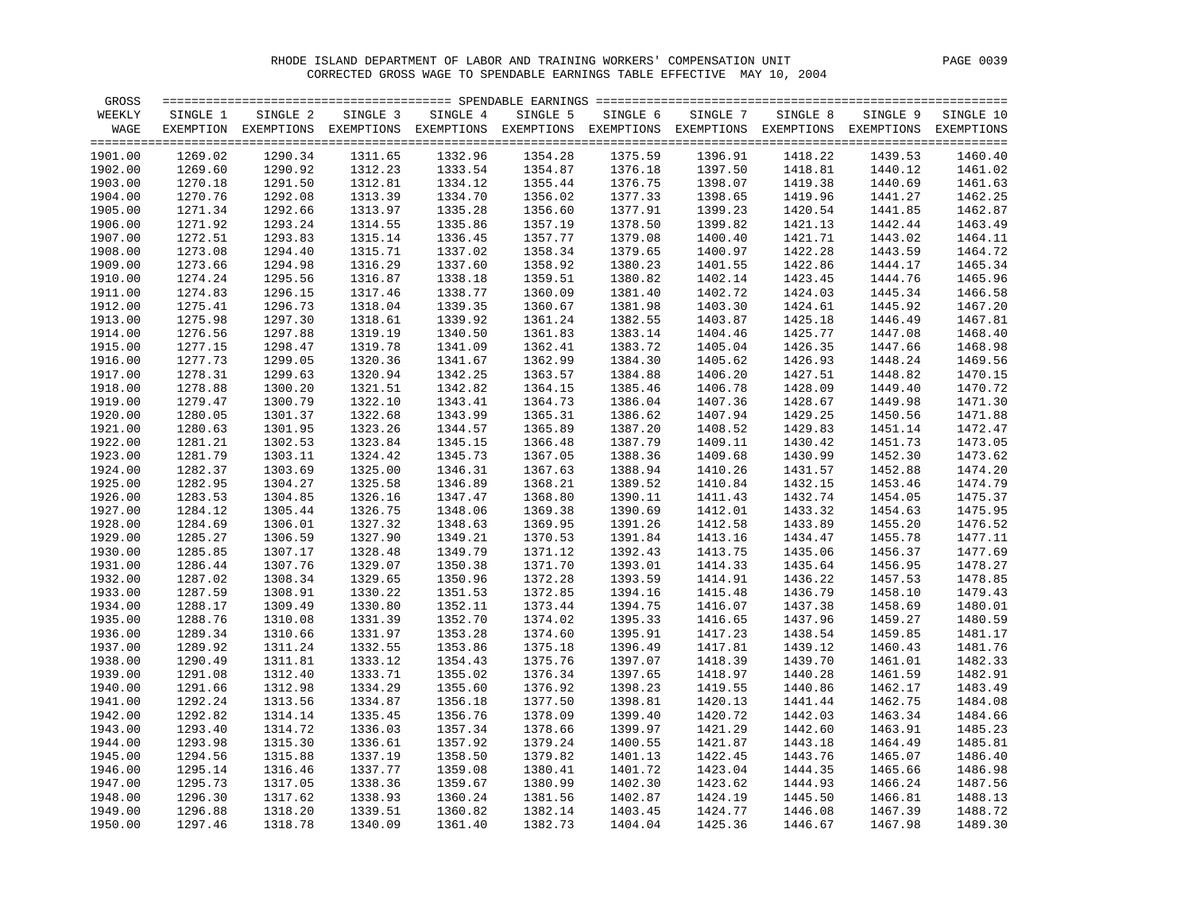RHODE ISLAND DEPARTMENT OF LABOR AND TRAINING WORKERS' COMPENSATION UNIT

CORRECTED GROSS WAGE TO SPENDABLE EARNINGS TABLE EFFECTIVE MAY 10, 2004

| GROSS WEEKLY WAGE | SINGLE 1 EXEMPTION | SINGLE 2 EXEMPTIONS | SINGLE 3 EXEMPTIONS | SINGLE 4 EXEMPTIONS | SINGLE 5 EXEMPTIONS | SINGLE 6 EXEMPTIONS | SINGLE 7 EXEMPTIONS | SINGLE 8 EXEMPTIONS | SINGLE 9 EXEMPTIONS | SINGLE 10 EXEMPTIONS |
|---|---|---|---|---|---|---|---|---|---|---|
| 1901.00 | 1269.02 | 1290.34 | 1311.65 | 1332.96 | 1354.28 | 1375.59 | 1396.91 | 1418.22 | 1439.53 | 1460.40 |
| 1902.00 | 1269.60 | 1290.92 | 1312.23 | 1333.54 | 1354.87 | 1376.18 | 1397.50 | 1418.81 | 1440.12 | 1461.02 |
| 1903.00 | 1270.18 | 1291.50 | 1312.81 | 1334.12 | 1355.44 | 1376.75 | 1398.07 | 1419.38 | 1440.69 | 1461.63 |
| 1904.00 | 1270.76 | 1292.08 | 1313.39 | 1334.70 | 1356.02 | 1377.33 | 1398.65 | 1419.96 | 1441.27 | 1462.25 |
| 1905.00 | 1271.34 | 1292.66 | 1313.97 | 1335.28 | 1356.60 | 1377.91 | 1399.23 | 1420.54 | 1441.85 | 1462.87 |
| 1906.00 | 1271.92 | 1293.24 | 1314.55 | 1335.86 | 1357.19 | 1378.50 | 1399.82 | 1421.13 | 1442.44 | 1463.49 |
| 1907.00 | 1272.51 | 1293.83 | 1315.14 | 1336.45 | 1357.77 | 1379.08 | 1400.40 | 1421.71 | 1443.02 | 1464.11 |
| 1908.00 | 1273.08 | 1294.40 | 1315.71 | 1337.02 | 1358.34 | 1379.65 | 1400.97 | 1422.28 | 1443.59 | 1464.72 |
| 1909.00 | 1273.66 | 1294.98 | 1316.29 | 1337.60 | 1358.92 | 1380.23 | 1401.55 | 1422.86 | 1444.17 | 1465.34 |
| 1910.00 | 1274.24 | 1295.56 | 1316.87 | 1338.18 | 1359.51 | 1380.82 | 1402.14 | 1423.45 | 1444.76 | 1465.96 |
| 1911.00 | 1274.83 | 1296.15 | 1317.46 | 1338.77 | 1360.09 | 1381.40 | 1402.72 | 1424.03 | 1445.34 | 1466.58 |
| 1912.00 | 1275.41 | 1296.73 | 1318.04 | 1339.35 | 1360.67 | 1381.98 | 1403.30 | 1424.61 | 1445.92 | 1467.20 |
| 1913.00 | 1275.98 | 1297.30 | 1318.61 | 1339.92 | 1361.24 | 1382.55 | 1403.87 | 1425.18 | 1446.49 | 1467.81 |
| 1914.00 | 1276.56 | 1297.88 | 1319.19 | 1340.50 | 1361.83 | 1383.14 | 1404.46 | 1425.77 | 1447.08 | 1468.40 |
| 1915.00 | 1277.15 | 1298.47 | 1319.78 | 1341.09 | 1362.41 | 1383.72 | 1405.04 | 1426.35 | 1447.66 | 1468.98 |
| 1916.00 | 1277.73 | 1299.05 | 1320.36 | 1341.67 | 1362.99 | 1384.30 | 1405.62 | 1426.93 | 1448.24 | 1469.56 |
| 1917.00 | 1278.31 | 1299.63 | 1320.94 | 1342.25 | 1363.57 | 1384.88 | 1406.20 | 1427.51 | 1448.82 | 1470.15 |
| 1918.00 | 1278.88 | 1300.20 | 1321.51 | 1342.82 | 1364.15 | 1385.46 | 1406.78 | 1428.09 | 1449.40 | 1470.72 |
| 1919.00 | 1279.47 | 1300.79 | 1322.10 | 1343.41 | 1364.73 | 1386.04 | 1407.36 | 1428.67 | 1449.98 | 1471.30 |
| 1920.00 | 1280.05 | 1301.37 | 1322.68 | 1343.99 | 1365.31 | 1386.62 | 1407.94 | 1429.25 | 1450.56 | 1471.88 |
| 1921.00 | 1280.63 | 1301.95 | 1323.26 | 1344.57 | 1365.89 | 1387.20 | 1408.52 | 1429.83 | 1451.14 | 1472.47 |
| 1922.00 | 1281.21 | 1302.53 | 1323.84 | 1345.15 | 1366.48 | 1387.79 | 1409.11 | 1430.42 | 1451.73 | 1473.05 |
| 1923.00 | 1281.79 | 1303.11 | 1324.42 | 1345.73 | 1367.05 | 1388.36 | 1409.68 | 1430.99 | 1452.30 | 1473.62 |
| 1924.00 | 1282.37 | 1303.69 | 1325.00 | 1346.31 | 1367.63 | 1388.94 | 1410.26 | 1431.57 | 1452.88 | 1474.20 |
| 1925.00 | 1282.95 | 1304.27 | 1325.58 | 1346.89 | 1368.21 | 1389.52 | 1410.84 | 1432.15 | 1453.46 | 1474.79 |
| 1926.00 | 1283.53 | 1304.85 | 1326.16 | 1347.47 | 1368.80 | 1390.11 | 1411.43 | 1432.74 | 1454.05 | 1475.37 |
| 1927.00 | 1284.12 | 1305.44 | 1326.75 | 1348.06 | 1369.38 | 1390.69 | 1412.01 | 1433.32 | 1454.63 | 1475.95 |
| 1928.00 | 1284.69 | 1306.01 | 1327.32 | 1348.63 | 1369.95 | 1391.26 | 1412.58 | 1433.89 | 1455.20 | 1476.52 |
| 1929.00 | 1285.27 | 1306.59 | 1327.90 | 1349.21 | 1370.53 | 1391.84 | 1413.16 | 1434.47 | 1455.78 | 1477.11 |
| 1930.00 | 1285.85 | 1307.17 | 1328.48 | 1349.79 | 1371.12 | 1392.43 | 1413.75 | 1435.06 | 1456.37 | 1477.69 |
| 1931.00 | 1286.44 | 1307.76 | 1329.07 | 1350.38 | 1371.70 | 1393.01 | 1414.33 | 1435.64 | 1456.95 | 1478.27 |
| 1932.00 | 1287.02 | 1308.34 | 1329.65 | 1350.96 | 1372.28 | 1393.59 | 1414.91 | 1436.22 | 1457.53 | 1478.85 |
| 1933.00 | 1287.59 | 1308.91 | 1330.22 | 1351.53 | 1372.85 | 1394.16 | 1415.48 | 1436.79 | 1458.10 | 1479.43 |
| 1934.00 | 1288.17 | 1309.49 | 1330.80 | 1352.11 | 1373.44 | 1394.75 | 1416.07 | 1437.38 | 1458.69 | 1480.01 |
| 1935.00 | 1288.76 | 1310.08 | 1331.39 | 1352.70 | 1374.02 | 1395.33 | 1416.65 | 1437.96 | 1459.27 | 1480.59 |
| 1936.00 | 1289.34 | 1310.66 | 1331.97 | 1353.28 | 1374.60 | 1395.91 | 1417.23 | 1438.54 | 1459.85 | 1481.17 |
| 1937.00 | 1289.92 | 1311.24 | 1332.55 | 1353.86 | 1375.18 | 1396.49 | 1417.81 | 1439.12 | 1460.43 | 1481.76 |
| 1938.00 | 1290.49 | 1311.81 | 1333.12 | 1354.43 | 1375.76 | 1397.07 | 1418.39 | 1439.70 | 1461.01 | 1482.33 |
| 1939.00 | 1291.08 | 1312.40 | 1333.71 | 1355.02 | 1376.34 | 1397.65 | 1418.97 | 1440.28 | 1461.59 | 1482.91 |
| 1940.00 | 1291.66 | 1312.98 | 1334.29 | 1355.60 | 1376.92 | 1398.23 | 1419.55 | 1440.86 | 1462.17 | 1483.49 |
| 1941.00 | 1292.24 | 1313.56 | 1334.87 | 1356.18 | 1377.50 | 1398.81 | 1420.13 | 1441.44 | 1462.75 | 1484.08 |
| 1942.00 | 1292.82 | 1314.14 | 1335.45 | 1356.76 | 1378.09 | 1399.40 | 1420.72 | 1442.03 | 1463.34 | 1484.66 |
| 1943.00 | 1293.40 | 1314.72 | 1336.03 | 1357.34 | 1378.66 | 1399.97 | 1421.29 | 1442.60 | 1463.91 | 1485.23 |
| 1944.00 | 1293.98 | 1315.30 | 1336.61 | 1357.92 | 1379.24 | 1400.55 | 1421.87 | 1443.18 | 1464.49 | 1485.81 |
| 1945.00 | 1294.56 | 1315.88 | 1337.19 | 1358.50 | 1379.82 | 1401.13 | 1422.45 | 1443.76 | 1465.07 | 1486.40 |
| 1946.00 | 1295.14 | 1316.46 | 1337.77 | 1359.08 | 1380.41 | 1401.72 | 1423.04 | 1444.35 | 1465.66 | 1486.98 |
| 1947.00 | 1295.73 | 1317.05 | 1338.36 | 1359.67 | 1380.99 | 1402.30 | 1423.62 | 1444.93 | 1466.24 | 1487.56 |
| 1948.00 | 1296.30 | 1317.62 | 1338.93 | 1360.24 | 1381.56 | 1402.87 | 1424.19 | 1445.50 | 1466.81 | 1488.13 |
| 1949.00 | 1296.88 | 1318.20 | 1339.51 | 1360.82 | 1382.14 | 1403.45 | 1424.77 | 1446.08 | 1467.39 | 1488.72 |
| 1950.00 | 1297.46 | 1318.78 | 1340.09 | 1361.40 | 1382.73 | 1404.04 | 1425.36 | 1446.67 | 1467.98 | 1489.30 |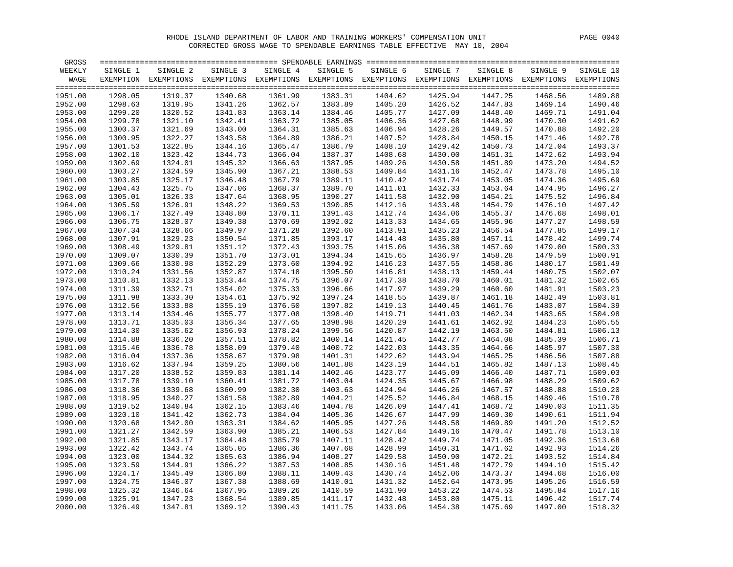RHODE ISLAND DEPARTMENT OF LABOR AND TRAINING WORKERS' COMPENSATION UNIT

CORRECTED GROSS WAGE TO SPENDABLE EARNINGS TABLE EFFECTIVE MAY 10, 2004

| GROSS WEEKLY WAGE | SINGLE 1 EXEMPTION | SINGLE 2 EXEMPTIONS | SINGLE 3 EXEMPTIONS | SINGLE 4 EXEMPTIONS | SINGLE 5 EXEMPTIONS | SINGLE 6 EXEMPTIONS | SINGLE 7 EXEMPTIONS | SINGLE 8 EXEMPTIONS | SINGLE 9 EXEMPTIONS | SINGLE 10 EXEMPTIONS |
|---|---|---|---|---|---|---|---|---|---|---|
| 1951.00 | 1298.05 | 1319.37 | 1340.68 | 1361.99 | 1383.31 | 1404.62 | 1425.94 | 1447.25 | 1468.56 | 1489.88 |
| 1952.00 | 1298.63 | 1319.95 | 1341.26 | 1362.57 | 1383.89 | 1405.20 | 1426.52 | 1447.83 | 1469.14 | 1490.46 |
| 1953.00 | 1299.20 | 1320.52 | 1341.83 | 1363.14 | 1384.46 | 1405.77 | 1427.09 | 1448.40 | 1469.71 | 1491.04 |
| 1954.00 | 1299.78 | 1321.10 | 1342.41 | 1363.72 | 1385.05 | 1406.36 | 1427.68 | 1448.99 | 1470.30 | 1491.62 |
| 1955.00 | 1300.37 | 1321.69 | 1343.00 | 1364.31 | 1385.63 | 1406.94 | 1428.26 | 1449.57 | 1470.88 | 1492.20 |
| 1956.00 | 1300.95 | 1322.27 | 1343.58 | 1364.89 | 1386.21 | 1407.52 | 1428.84 | 1450.15 | 1471.46 | 1492.78 |
| 1957.00 | 1301.53 | 1322.85 | 1344.16 | 1365.47 | 1386.79 | 1408.10 | 1429.42 | 1450.73 | 1472.04 | 1493.37 |
| 1958.00 | 1302.10 | 1323.42 | 1344.73 | 1366.04 | 1387.37 | 1408.68 | 1430.00 | 1451.31 | 1472.62 | 1493.94 |
| 1959.00 | 1302.69 | 1324.01 | 1345.32 | 1366.63 | 1387.95 | 1409.26 | 1430.58 | 1451.89 | 1473.20 | 1494.52 |
| 1960.00 | 1303.27 | 1324.59 | 1345.90 | 1367.21 | 1388.53 | 1409.84 | 1431.16 | 1452.47 | 1473.78 | 1495.10 |
| 1961.00 | 1303.85 | 1325.17 | 1346.48 | 1367.79 | 1389.11 | 1410.42 | 1431.74 | 1453.05 | 1474.36 | 1495.69 |
| 1962.00 | 1304.43 | 1325.75 | 1347.06 | 1368.37 | 1389.70 | 1411.01 | 1432.33 | 1453.64 | 1474.95 | 1496.27 |
| 1963.00 | 1305.01 | 1326.33 | 1347.64 | 1368.95 | 1390.27 | 1411.58 | 1432.90 | 1454.21 | 1475.52 | 1496.84 |
| 1964.00 | 1305.59 | 1326.91 | 1348.22 | 1369.53 | 1390.85 | 1412.16 | 1433.48 | 1454.79 | 1476.10 | 1497.42 |
| 1965.00 | 1306.17 | 1327.49 | 1348.80 | 1370.11 | 1391.43 | 1412.74 | 1434.06 | 1455.37 | 1476.68 | 1498.01 |
| 1966.00 | 1306.75 | 1328.07 | 1349.38 | 1370.69 | 1392.02 | 1413.33 | 1434.65 | 1455.96 | 1477.27 | 1498.59 |
| 1967.00 | 1307.34 | 1328.66 | 1349.97 | 1371.28 | 1392.60 | 1413.91 | 1435.23 | 1456.54 | 1477.85 | 1499.17 |
| 1968.00 | 1307.91 | 1329.23 | 1350.54 | 1371.85 | 1393.17 | 1414.48 | 1435.80 | 1457.11 | 1478.42 | 1499.74 |
| 1969.00 | 1308.49 | 1329.81 | 1351.12 | 1372.43 | 1393.75 | 1415.06 | 1436.38 | 1457.69 | 1479.00 | 1500.33 |
| 1970.00 | 1309.07 | 1330.39 | 1351.70 | 1373.01 | 1394.34 | 1415.65 | 1436.97 | 1458.28 | 1479.59 | 1500.91 |
| 1971.00 | 1309.66 | 1330.98 | 1352.29 | 1373.60 | 1394.92 | 1416.23 | 1437.55 | 1458.86 | 1480.17 | 1501.49 |
| 1972.00 | 1310.24 | 1331.56 | 1352.87 | 1374.18 | 1395.50 | 1416.81 | 1438.13 | 1459.44 | 1480.75 | 1502.07 |
| 1973.00 | 1310.81 | 1332.13 | 1353.44 | 1374.75 | 1396.07 | 1417.38 | 1438.70 | 1460.01 | 1481.32 | 1502.65 |
| 1974.00 | 1311.39 | 1332.71 | 1354.02 | 1375.33 | 1396.66 | 1417.97 | 1439.29 | 1460.60 | 1481.91 | 1503.23 |
| 1975.00 | 1311.98 | 1333.30 | 1354.61 | 1375.92 | 1397.24 | 1418.55 | 1439.87 | 1461.18 | 1482.49 | 1503.81 |
| 1976.00 | 1312.56 | 1333.88 | 1355.19 | 1376.50 | 1397.82 | 1419.13 | 1440.45 | 1461.76 | 1483.07 | 1504.39 |
| 1977.00 | 1313.14 | 1334.46 | 1355.77 | 1377.08 | 1398.40 | 1419.71 | 1441.03 | 1462.34 | 1483.65 | 1504.98 |
| 1978.00 | 1313.71 | 1335.03 | 1356.34 | 1377.65 | 1398.98 | 1420.29 | 1441.61 | 1462.92 | 1484.23 | 1505.55 |
| 1979.00 | 1314.30 | 1335.62 | 1356.93 | 1378.24 | 1399.56 | 1420.87 | 1442.19 | 1463.50 | 1484.81 | 1506.13 |
| 1980.00 | 1314.88 | 1336.20 | 1357.51 | 1378.82 | 1400.14 | 1421.45 | 1442.77 | 1464.08 | 1485.39 | 1506.71 |
| 1981.00 | 1315.46 | 1336.78 | 1358.09 | 1379.40 | 1400.72 | 1422.03 | 1443.35 | 1464.66 | 1485.97 | 1507.30 |
| 1982.00 | 1316.04 | 1337.36 | 1358.67 | 1379.98 | 1401.31 | 1422.62 | 1443.94 | 1465.25 | 1486.56 | 1507.88 |
| 1983.00 | 1316.62 | 1337.94 | 1359.25 | 1380.56 | 1401.88 | 1423.19 | 1444.51 | 1465.82 | 1487.13 | 1508.45 |
| 1984.00 | 1317.20 | 1338.52 | 1359.83 | 1381.14 | 1402.46 | 1423.77 | 1445.09 | 1466.40 | 1487.71 | 1509.03 |
| 1985.00 | 1317.78 | 1339.10 | 1360.41 | 1381.72 | 1403.04 | 1424.35 | 1445.67 | 1466.98 | 1488.29 | 1509.62 |
| 1986.00 | 1318.36 | 1339.68 | 1360.99 | 1382.30 | 1403.63 | 1424.94 | 1446.26 | 1467.57 | 1488.88 | 1510.20 |
| 1987.00 | 1318.95 | 1340.27 | 1361.58 | 1382.89 | 1404.21 | 1425.52 | 1446.84 | 1468.15 | 1489.46 | 1510.78 |
| 1988.00 | 1319.52 | 1340.84 | 1362.15 | 1383.46 | 1404.78 | 1426.09 | 1447.41 | 1468.72 | 1490.03 | 1511.35 |
| 1989.00 | 1320.10 | 1341.42 | 1362.73 | 1384.04 | 1405.36 | 1426.67 | 1447.99 | 1469.30 | 1490.61 | 1511.94 |
| 1990.00 | 1320.68 | 1342.00 | 1363.31 | 1384.62 | 1405.95 | 1427.26 | 1448.58 | 1469.89 | 1491.20 | 1512.52 |
| 1991.00 | 1321.27 | 1342.59 | 1363.90 | 1385.21 | 1406.53 | 1427.84 | 1449.16 | 1470.47 | 1491.78 | 1513.10 |
| 1992.00 | 1321.85 | 1343.17 | 1364.48 | 1385.79 | 1407.11 | 1428.42 | 1449.74 | 1471.05 | 1492.36 | 1513.68 |
| 1993.00 | 1322.42 | 1343.74 | 1365.05 | 1386.36 | 1407.68 | 1428.99 | 1450.31 | 1471.62 | 1492.93 | 1514.26 |
| 1994.00 | 1323.00 | 1344.32 | 1365.63 | 1386.94 | 1408.27 | 1429.58 | 1450.90 | 1472.21 | 1493.52 | 1514.84 |
| 1995.00 | 1323.59 | 1344.91 | 1366.22 | 1387.53 | 1408.85 | 1430.16 | 1451.48 | 1472.79 | 1494.10 | 1515.42 |
| 1996.00 | 1324.17 | 1345.49 | 1366.80 | 1388.11 | 1409.43 | 1430.74 | 1452.06 | 1473.37 | 1494.68 | 1516.00 |
| 1997.00 | 1324.75 | 1346.07 | 1367.38 | 1388.69 | 1410.01 | 1431.32 | 1452.64 | 1473.95 | 1495.26 | 1516.59 |
| 1998.00 | 1325.32 | 1346.64 | 1367.95 | 1389.26 | 1410.59 | 1431.90 | 1453.22 | 1474.53 | 1495.84 | 1517.16 |
| 1999.00 | 1325.91 | 1347.23 | 1368.54 | 1389.85 | 1411.17 | 1432.48 | 1453.80 | 1475.11 | 1496.42 | 1517.74 |
| 2000.00 | 1326.49 | 1347.81 | 1369.12 | 1390.43 | 1411.75 | 1433.06 | 1454.38 | 1475.69 | 1497.00 | 1518.32 |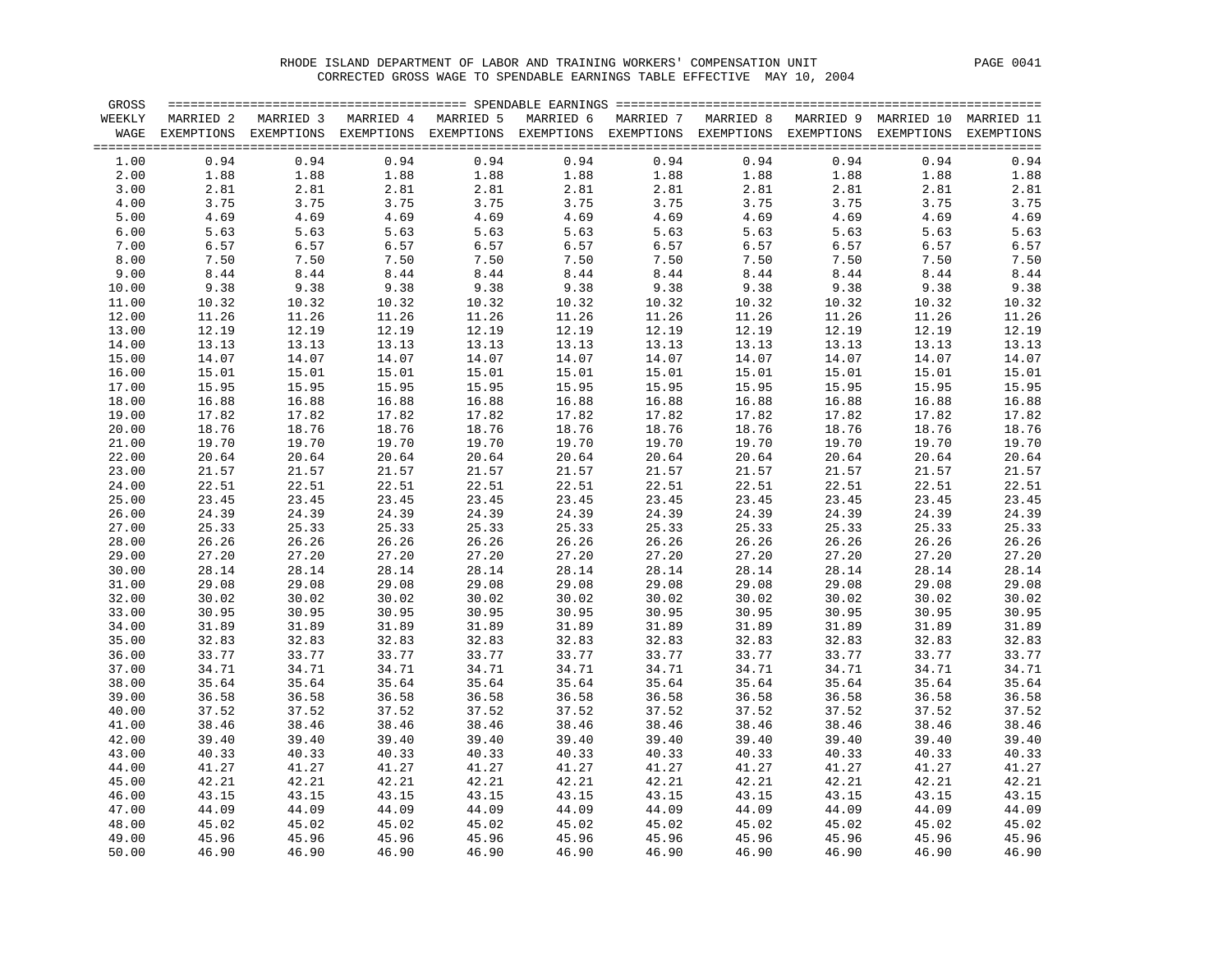RHODE ISLAND DEPARTMENT OF LABOR AND TRAINING WORKERS' COMPENSATION UNIT

CORRECTED GROSS WAGE TO SPENDABLE EARNINGS TABLE EFFECTIVE MAY 10, 2004

| GROSS WEEKLY WAGE | MARRIED 2 EXEMPTIONS | MARRIED 3 EXEMPTIONS | MARRIED 4 EXEMPTIONS | MARRIED 5 EXEMPTIONS | MARRIED 6 EXEMPTIONS | MARRIED 7 EXEMPTIONS | MARRIED 8 EXEMPTIONS | MARRIED 9 EXEMPTIONS | MARRIED 10 EXEMPTIONS | MARRIED 11 EXEMPTIONS |
|---|---|---|---|---|---|---|---|---|---|---|
| 1.00 | 0.94 | 0.94 | 0.94 | 0.94 | 0.94 | 0.94 | 0.94 | 0.94 | 0.94 | 0.94 |
| 2.00 | 1.88 | 1.88 | 1.88 | 1.88 | 1.88 | 1.88 | 1.88 | 1.88 | 1.88 | 1.88 |
| 3.00 | 2.81 | 2.81 | 2.81 | 2.81 | 2.81 | 2.81 | 2.81 | 2.81 | 2.81 | 2.81 |
| 4.00 | 3.75 | 3.75 | 3.75 | 3.75 | 3.75 | 3.75 | 3.75 | 3.75 | 3.75 | 3.75 |
| 5.00 | 4.69 | 4.69 | 4.69 | 4.69 | 4.69 | 4.69 | 4.69 | 4.69 | 4.69 | 4.69 |
| 6.00 | 5.63 | 5.63 | 5.63 | 5.63 | 5.63 | 5.63 | 5.63 | 5.63 | 5.63 | 5.63 |
| 7.00 | 6.57 | 6.57 | 6.57 | 6.57 | 6.57 | 6.57 | 6.57 | 6.57 | 6.57 | 6.57 |
| 8.00 | 7.50 | 7.50 | 7.50 | 7.50 | 7.50 | 7.50 | 7.50 | 7.50 | 7.50 | 7.50 |
| 9.00 | 8.44 | 8.44 | 8.44 | 8.44 | 8.44 | 8.44 | 8.44 | 8.44 | 8.44 | 8.44 |
| 10.00 | 9.38 | 9.38 | 9.38 | 9.38 | 9.38 | 9.38 | 9.38 | 9.38 | 9.38 | 9.38 |
| 11.00 | 10.32 | 10.32 | 10.32 | 10.32 | 10.32 | 10.32 | 10.32 | 10.32 | 10.32 | 10.32 |
| 12.00 | 11.26 | 11.26 | 11.26 | 11.26 | 11.26 | 11.26 | 11.26 | 11.26 | 11.26 | 11.26 |
| 13.00 | 12.19 | 12.19 | 12.19 | 12.19 | 12.19 | 12.19 | 12.19 | 12.19 | 12.19 | 12.19 |
| 14.00 | 13.13 | 13.13 | 13.13 | 13.13 | 13.13 | 13.13 | 13.13 | 13.13 | 13.13 | 13.13 |
| 15.00 | 14.07 | 14.07 | 14.07 | 14.07 | 14.07 | 14.07 | 14.07 | 14.07 | 14.07 | 14.07 |
| 16.00 | 15.01 | 15.01 | 15.01 | 15.01 | 15.01 | 15.01 | 15.01 | 15.01 | 15.01 | 15.01 |
| 17.00 | 15.95 | 15.95 | 15.95 | 15.95 | 15.95 | 15.95 | 15.95 | 15.95 | 15.95 | 15.95 |
| 18.00 | 16.88 | 16.88 | 16.88 | 16.88 | 16.88 | 16.88 | 16.88 | 16.88 | 16.88 | 16.88 |
| 19.00 | 17.82 | 17.82 | 17.82 | 17.82 | 17.82 | 17.82 | 17.82 | 17.82 | 17.82 | 17.82 |
| 20.00 | 18.76 | 18.76 | 18.76 | 18.76 | 18.76 | 18.76 | 18.76 | 18.76 | 18.76 | 18.76 |
| 21.00 | 19.70 | 19.70 | 19.70 | 19.70 | 19.70 | 19.70 | 19.70 | 19.70 | 19.70 | 19.70 |
| 22.00 | 20.64 | 20.64 | 20.64 | 20.64 | 20.64 | 20.64 | 20.64 | 20.64 | 20.64 | 20.64 |
| 23.00 | 21.57 | 21.57 | 21.57 | 21.57 | 21.57 | 21.57 | 21.57 | 21.57 | 21.57 | 21.57 |
| 24.00 | 22.51 | 22.51 | 22.51 | 22.51 | 22.51 | 22.51 | 22.51 | 22.51 | 22.51 | 22.51 |
| 25.00 | 23.45 | 23.45 | 23.45 | 23.45 | 23.45 | 23.45 | 23.45 | 23.45 | 23.45 | 23.45 |
| 26.00 | 24.39 | 24.39 | 24.39 | 24.39 | 24.39 | 24.39 | 24.39 | 24.39 | 24.39 | 24.39 |
| 27.00 | 25.33 | 25.33 | 25.33 | 25.33 | 25.33 | 25.33 | 25.33 | 25.33 | 25.33 | 25.33 |
| 28.00 | 26.26 | 26.26 | 26.26 | 26.26 | 26.26 | 26.26 | 26.26 | 26.26 | 26.26 | 26.26 |
| 29.00 | 27.20 | 27.20 | 27.20 | 27.20 | 27.20 | 27.20 | 27.20 | 27.20 | 27.20 | 27.20 |
| 30.00 | 28.14 | 28.14 | 28.14 | 28.14 | 28.14 | 28.14 | 28.14 | 28.14 | 28.14 | 28.14 |
| 31.00 | 29.08 | 29.08 | 29.08 | 29.08 | 29.08 | 29.08 | 29.08 | 29.08 | 29.08 | 29.08 |
| 32.00 | 30.02 | 30.02 | 30.02 | 30.02 | 30.02 | 30.02 | 30.02 | 30.02 | 30.02 | 30.02 |
| 33.00 | 30.95 | 30.95 | 30.95 | 30.95 | 30.95 | 30.95 | 30.95 | 30.95 | 30.95 | 30.95 |
| 34.00 | 31.89 | 31.89 | 31.89 | 31.89 | 31.89 | 31.89 | 31.89 | 31.89 | 31.89 | 31.89 |
| 35.00 | 32.83 | 32.83 | 32.83 | 32.83 | 32.83 | 32.83 | 32.83 | 32.83 | 32.83 | 32.83 |
| 36.00 | 33.77 | 33.77 | 33.77 | 33.77 | 33.77 | 33.77 | 33.77 | 33.77 | 33.77 | 33.77 |
| 37.00 | 34.71 | 34.71 | 34.71 | 34.71 | 34.71 | 34.71 | 34.71 | 34.71 | 34.71 | 34.71 |
| 38.00 | 35.64 | 35.64 | 35.64 | 35.64 | 35.64 | 35.64 | 35.64 | 35.64 | 35.64 | 35.64 |
| 39.00 | 36.58 | 36.58 | 36.58 | 36.58 | 36.58 | 36.58 | 36.58 | 36.58 | 36.58 | 36.58 |
| 40.00 | 37.52 | 37.52 | 37.52 | 37.52 | 37.52 | 37.52 | 37.52 | 37.52 | 37.52 | 37.52 |
| 41.00 | 38.46 | 38.46 | 38.46 | 38.46 | 38.46 | 38.46 | 38.46 | 38.46 | 38.46 | 38.46 |
| 42.00 | 39.40 | 39.40 | 39.40 | 39.40 | 39.40 | 39.40 | 39.40 | 39.40 | 39.40 | 39.40 |
| 43.00 | 40.33 | 40.33 | 40.33 | 40.33 | 40.33 | 40.33 | 40.33 | 40.33 | 40.33 | 40.33 |
| 44.00 | 41.27 | 41.27 | 41.27 | 41.27 | 41.27 | 41.27 | 41.27 | 41.27 | 41.27 | 41.27 |
| 45.00 | 42.21 | 42.21 | 42.21 | 42.21 | 42.21 | 42.21 | 42.21 | 42.21 | 42.21 | 42.21 |
| 46.00 | 43.15 | 43.15 | 43.15 | 43.15 | 43.15 | 43.15 | 43.15 | 43.15 | 43.15 | 43.15 |
| 47.00 | 44.09 | 44.09 | 44.09 | 44.09 | 44.09 | 44.09 | 44.09 | 44.09 | 44.09 | 44.09 |
| 48.00 | 45.02 | 45.02 | 45.02 | 45.02 | 45.02 | 45.02 | 45.02 | 45.02 | 45.02 | 45.02 |
| 49.00 | 45.96 | 45.96 | 45.96 | 45.96 | 45.96 | 45.96 | 45.96 | 45.96 | 45.96 | 45.96 |
| 50.00 | 46.90 | 46.90 | 46.90 | 46.90 | 46.90 | 46.90 | 46.90 | 46.90 | 46.90 | 46.90 |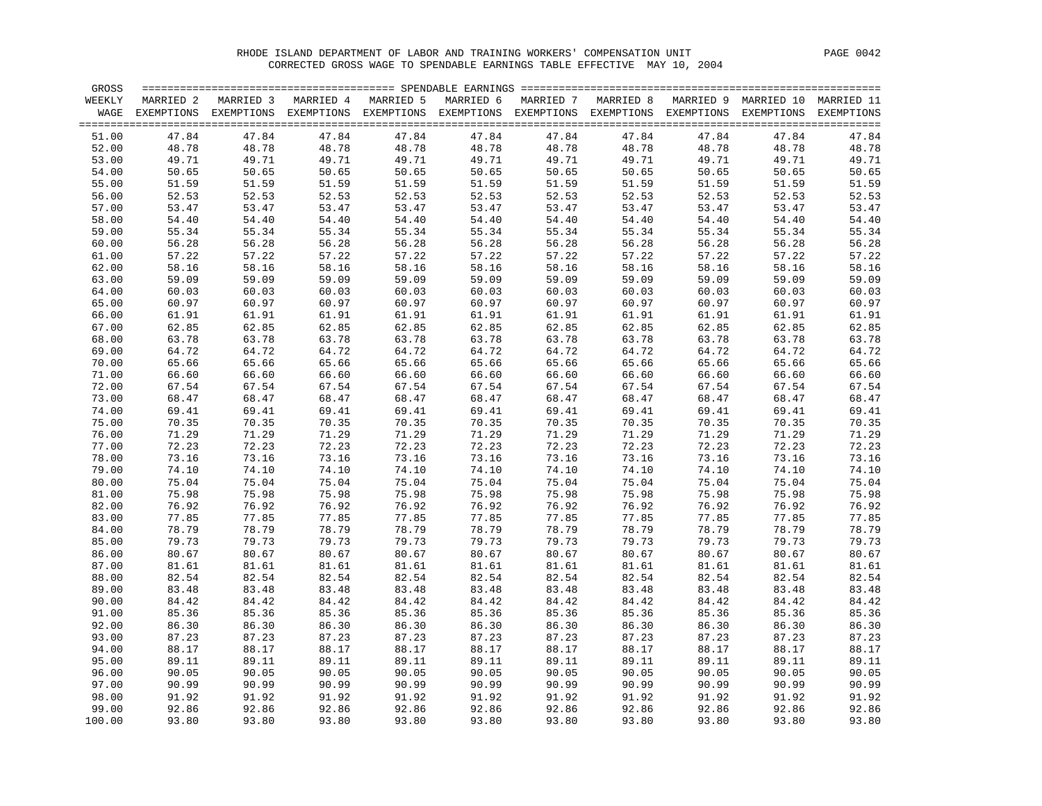RHODE ISLAND DEPARTMENT OF LABOR AND TRAINING WORKERS' COMPENSATION UNIT

CORRECTED GROSS WAGE TO SPENDABLE EARNINGS TABLE EFFECTIVE MAY 10, 2004

| GROSS WEEKLY WAGE | MARRIED 2 EXEMPTIONS | MARRIED 3 EXEMPTIONS | MARRIED 4 EXEMPTIONS | MARRIED 5 EXEMPTIONS | MARRIED 6 EXEMPTIONS | MARRIED 7 EXEMPTIONS | MARRIED 8 EXEMPTIONS | MARRIED 9 EXEMPTIONS | MARRIED 10 EXEMPTIONS | MARRIED 11 EXEMPTIONS |
|---|---|---|---|---|---|---|---|---|---|---|
| | SPENDABLE EARNINGS | | | | | | | | | |
| 51.00 | 47.84 | 47.84 | 47.84 | 47.84 | 47.84 | 47.84 | 47.84 | 47.84 | 47.84 | 47.84 |
| 52.00 | 48.78 | 48.78 | 48.78 | 48.78 | 48.78 | 48.78 | 48.78 | 48.78 | 48.78 | 48.78 |
| 53.00 | 49.71 | 49.71 | 49.71 | 49.71 | 49.71 | 49.71 | 49.71 | 49.71 | 49.71 | 49.71 |
| 54.00 | 50.65 | 50.65 | 50.65 | 50.65 | 50.65 | 50.65 | 50.65 | 50.65 | 50.65 | 50.65 |
| 55.00 | 51.59 | 51.59 | 51.59 | 51.59 | 51.59 | 51.59 | 51.59 | 51.59 | 51.59 | 51.59 |
| 56.00 | 52.53 | 52.53 | 52.53 | 52.53 | 52.53 | 52.53 | 52.53 | 52.53 | 52.53 | 52.53 |
| 57.00 | 53.47 | 53.47 | 53.47 | 53.47 | 53.47 | 53.47 | 53.47 | 53.47 | 53.47 | 53.47 |
| 58.00 | 54.40 | 54.40 | 54.40 | 54.40 | 54.40 | 54.40 | 54.40 | 54.40 | 54.40 | 54.40 |
| 59.00 | 55.34 | 55.34 | 55.34 | 55.34 | 55.34 | 55.34 | 55.34 | 55.34 | 55.34 | 55.34 |
| 60.00 | 56.28 | 56.28 | 56.28 | 56.28 | 56.28 | 56.28 | 56.28 | 56.28 | 56.28 | 56.28 |
| 61.00 | 57.22 | 57.22 | 57.22 | 57.22 | 57.22 | 57.22 | 57.22 | 57.22 | 57.22 | 57.22 |
| 62.00 | 58.16 | 58.16 | 58.16 | 58.16 | 58.16 | 58.16 | 58.16 | 58.16 | 58.16 | 58.16 |
| 63.00 | 59.09 | 59.09 | 59.09 | 59.09 | 59.09 | 59.09 | 59.09 | 59.09 | 59.09 | 59.09 |
| 64.00 | 60.03 | 60.03 | 60.03 | 60.03 | 60.03 | 60.03 | 60.03 | 60.03 | 60.03 | 60.03 |
| 65.00 | 60.97 | 60.97 | 60.97 | 60.97 | 60.97 | 60.97 | 60.97 | 60.97 | 60.97 | 60.97 |
| 66.00 | 61.91 | 61.91 | 61.91 | 61.91 | 61.91 | 61.91 | 61.91 | 61.91 | 61.91 | 61.91 |
| 67.00 | 62.85 | 62.85 | 62.85 | 62.85 | 62.85 | 62.85 | 62.85 | 62.85 | 62.85 | 62.85 |
| 68.00 | 63.78 | 63.78 | 63.78 | 63.78 | 63.78 | 63.78 | 63.78 | 63.78 | 63.78 | 63.78 |
| 69.00 | 64.72 | 64.72 | 64.72 | 64.72 | 64.72 | 64.72 | 64.72 | 64.72 | 64.72 | 64.72 |
| 70.00 | 65.66 | 65.66 | 65.66 | 65.66 | 65.66 | 65.66 | 65.66 | 65.66 | 65.66 | 65.66 |
| 71.00 | 66.60 | 66.60 | 66.60 | 66.60 | 66.60 | 66.60 | 66.60 | 66.60 | 66.60 | 66.60 |
| 72.00 | 67.54 | 67.54 | 67.54 | 67.54 | 67.54 | 67.54 | 67.54 | 67.54 | 67.54 | 67.54 |
| 73.00 | 68.47 | 68.47 | 68.47 | 68.47 | 68.47 | 68.47 | 68.47 | 68.47 | 68.47 | 68.47 |
| 74.00 | 69.41 | 69.41 | 69.41 | 69.41 | 69.41 | 69.41 | 69.41 | 69.41 | 69.41 | 69.41 |
| 75.00 | 70.35 | 70.35 | 70.35 | 70.35 | 70.35 | 70.35 | 70.35 | 70.35 | 70.35 | 70.35 |
| 76.00 | 71.29 | 71.29 | 71.29 | 71.29 | 71.29 | 71.29 | 71.29 | 71.29 | 71.29 | 71.29 |
| 77.00 | 72.23 | 72.23 | 72.23 | 72.23 | 72.23 | 72.23 | 72.23 | 72.23 | 72.23 | 72.23 |
| 78.00 | 73.16 | 73.16 | 73.16 | 73.16 | 73.16 | 73.16 | 73.16 | 73.16 | 73.16 | 73.16 |
| 79.00 | 74.10 | 74.10 | 74.10 | 74.10 | 74.10 | 74.10 | 74.10 | 74.10 | 74.10 | 74.10 |
| 80.00 | 75.04 | 75.04 | 75.04 | 75.04 | 75.04 | 75.04 | 75.04 | 75.04 | 75.04 | 75.04 |
| 81.00 | 75.98 | 75.98 | 75.98 | 75.98 | 75.98 | 75.98 | 75.98 | 75.98 | 75.98 | 75.98 |
| 82.00 | 76.92 | 76.92 | 76.92 | 76.92 | 76.92 | 76.92 | 76.92 | 76.92 | 76.92 | 76.92 |
| 83.00 | 77.85 | 77.85 | 77.85 | 77.85 | 77.85 | 77.85 | 77.85 | 77.85 | 77.85 | 77.85 |
| 84.00 | 78.79 | 78.79 | 78.79 | 78.79 | 78.79 | 78.79 | 78.79 | 78.79 | 78.79 | 78.79 |
| 85.00 | 79.73 | 79.73 | 79.73 | 79.73 | 79.73 | 79.73 | 79.73 | 79.73 | 79.73 | 79.73 |
| 86.00 | 80.67 | 80.67 | 80.67 | 80.67 | 80.67 | 80.67 | 80.67 | 80.67 | 80.67 | 80.67 |
| 87.00 | 81.61 | 81.61 | 81.61 | 81.61 | 81.61 | 81.61 | 81.61 | 81.61 | 81.61 | 81.61 |
| 88.00 | 82.54 | 82.54 | 82.54 | 82.54 | 82.54 | 82.54 | 82.54 | 82.54 | 82.54 | 82.54 |
| 89.00 | 83.48 | 83.48 | 83.48 | 83.48 | 83.48 | 83.48 | 83.48 | 83.48 | 83.48 | 83.48 |
| 90.00 | 84.42 | 84.42 | 84.42 | 84.42 | 84.42 | 84.42 | 84.42 | 84.42 | 84.42 | 84.42 |
| 91.00 | 85.36 | 85.36 | 85.36 | 85.36 | 85.36 | 85.36 | 85.36 | 85.36 | 85.36 | 85.36 |
| 92.00 | 86.30 | 86.30 | 86.30 | 86.30 | 86.30 | 86.30 | 86.30 | 86.30 | 86.30 | 86.30 |
| 93.00 | 87.23 | 87.23 | 87.23 | 87.23 | 87.23 | 87.23 | 87.23 | 87.23 | 87.23 | 87.23 |
| 94.00 | 88.17 | 88.17 | 88.17 | 88.17 | 88.17 | 88.17 | 88.17 | 88.17 | 88.17 | 88.17 |
| 95.00 | 89.11 | 89.11 | 89.11 | 89.11 | 89.11 | 89.11 | 89.11 | 89.11 | 89.11 | 89.11 |
| 96.00 | 90.05 | 90.05 | 90.05 | 90.05 | 90.05 | 90.05 | 90.05 | 90.05 | 90.05 | 90.05 |
| 97.00 | 90.99 | 90.99 | 90.99 | 90.99 | 90.99 | 90.99 | 90.99 | 90.99 | 90.99 | 90.99 |
| 98.00 | 91.92 | 91.92 | 91.92 | 91.92 | 91.92 | 91.92 | 91.92 | 91.92 | 91.92 | 91.92 |
| 99.00 | 92.86 | 92.86 | 92.86 | 92.86 | 92.86 | 92.86 | 92.86 | 92.86 | 92.86 | 92.86 |
| 100.00 | 93.80 | 93.80 | 93.80 | 93.80 | 93.80 | 93.80 | 93.80 | 93.80 | 93.80 | 93.80 |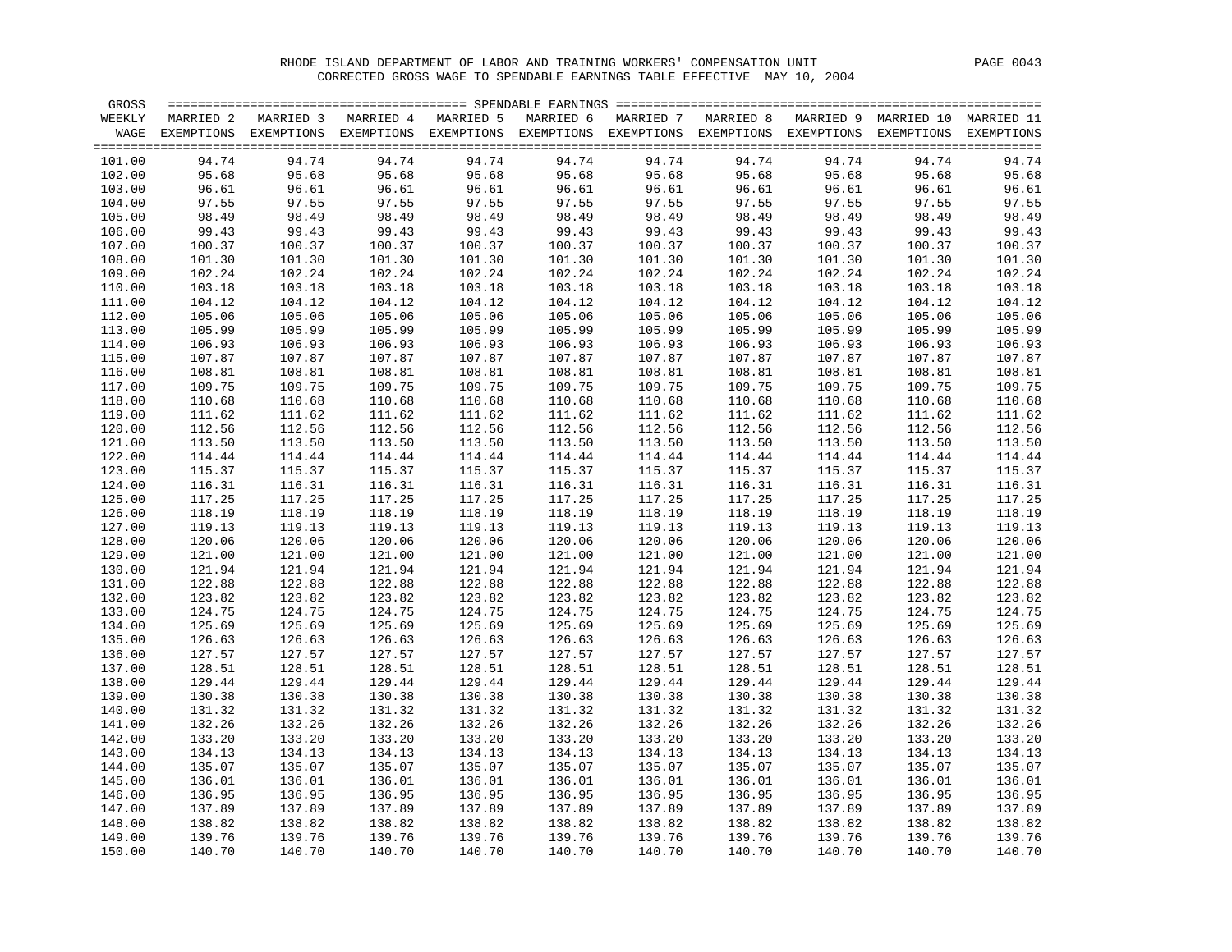RHODE ISLAND DEPARTMENT OF LABOR AND TRAINING WORKERS' COMPENSATION UNIT

CORRECTED GROSS WAGE TO SPENDABLE EARNINGS TABLE EFFECTIVE MAY 10, 2004

| GROSS WEEKLY WAGE | MARRIED 2 EXEMPTIONS | MARRIED 3 EXEMPTIONS | MARRIED 4 EXEMPTIONS | MARRIED 5 EXEMPTIONS | MARRIED 6 EXEMPTIONS | MARRIED 7 EXEMPTIONS | MARRIED 8 EXEMPTIONS | MARRIED 9 EXEMPTIONS | MARRIED 10 EXEMPTIONS | MARRIED 11 EXEMPTIONS |
|---|---|---|---|---|---|---|---|---|---|---|
| 101.00 | 94.74 | 94.74 | 94.74 | 94.74 | 94.74 | 94.74 | 94.74 | 94.74 | 94.74 | 94.74 |
| 102.00 | 95.68 | 95.68 | 95.68 | 95.68 | 95.68 | 95.68 | 95.68 | 95.68 | 95.68 | 95.68 |
| 103.00 | 96.61 | 96.61 | 96.61 | 96.61 | 96.61 | 96.61 | 96.61 | 96.61 | 96.61 | 96.61 |
| 104.00 | 97.55 | 97.55 | 97.55 | 97.55 | 97.55 | 97.55 | 97.55 | 97.55 | 97.55 | 97.55 |
| 105.00 | 98.49 | 98.49 | 98.49 | 98.49 | 98.49 | 98.49 | 98.49 | 98.49 | 98.49 | 98.49 |
| 106.00 | 99.43 | 99.43 | 99.43 | 99.43 | 99.43 | 99.43 | 99.43 | 99.43 | 99.43 | 99.43 |
| 107.00 | 100.37 | 100.37 | 100.37 | 100.37 | 100.37 | 100.37 | 100.37 | 100.37 | 100.37 | 100.37 |
| 108.00 | 101.30 | 101.30 | 101.30 | 101.30 | 101.30 | 101.30 | 101.30 | 101.30 | 101.30 | 101.30 |
| 109.00 | 102.24 | 102.24 | 102.24 | 102.24 | 102.24 | 102.24 | 102.24 | 102.24 | 102.24 | 102.24 |
| 110.00 | 103.18 | 103.18 | 103.18 | 103.18 | 103.18 | 103.18 | 103.18 | 103.18 | 103.18 | 103.18 |
| 111.00 | 104.12 | 104.12 | 104.12 | 104.12 | 104.12 | 104.12 | 104.12 | 104.12 | 104.12 | 104.12 |
| 112.00 | 105.06 | 105.06 | 105.06 | 105.06 | 105.06 | 105.06 | 105.06 | 105.06 | 105.06 | 105.06 |
| 113.00 | 105.99 | 105.99 | 105.99 | 105.99 | 105.99 | 105.99 | 105.99 | 105.99 | 105.99 | 105.99 |
| 114.00 | 106.93 | 106.93 | 106.93 | 106.93 | 106.93 | 106.93 | 106.93 | 106.93 | 106.93 | 106.93 |
| 115.00 | 107.87 | 107.87 | 107.87 | 107.87 | 107.87 | 107.87 | 107.87 | 107.87 | 107.87 | 107.87 |
| 116.00 | 108.81 | 108.81 | 108.81 | 108.81 | 108.81 | 108.81 | 108.81 | 108.81 | 108.81 | 108.81 |
| 117.00 | 109.75 | 109.75 | 109.75 | 109.75 | 109.75 | 109.75 | 109.75 | 109.75 | 109.75 | 109.75 |
| 118.00 | 110.68 | 110.68 | 110.68 | 110.68 | 110.68 | 110.68 | 110.68 | 110.68 | 110.68 | 110.68 |
| 119.00 | 111.62 | 111.62 | 111.62 | 111.62 | 111.62 | 111.62 | 111.62 | 111.62 | 111.62 | 111.62 |
| 120.00 | 112.56 | 112.56 | 112.56 | 112.56 | 112.56 | 112.56 | 112.56 | 112.56 | 112.56 | 112.56 |
| 121.00 | 113.50 | 113.50 | 113.50 | 113.50 | 113.50 | 113.50 | 113.50 | 113.50 | 113.50 | 113.50 |
| 122.00 | 114.44 | 114.44 | 114.44 | 114.44 | 114.44 | 114.44 | 114.44 | 114.44 | 114.44 | 114.44 |
| 123.00 | 115.37 | 115.37 | 115.37 | 115.37 | 115.37 | 115.37 | 115.37 | 115.37 | 115.37 | 115.37 |
| 124.00 | 116.31 | 116.31 | 116.31 | 116.31 | 116.31 | 116.31 | 116.31 | 116.31 | 116.31 | 116.31 |
| 125.00 | 117.25 | 117.25 | 117.25 | 117.25 | 117.25 | 117.25 | 117.25 | 117.25 | 117.25 | 117.25 |
| 126.00 | 118.19 | 118.19 | 118.19 | 118.19 | 118.19 | 118.19 | 118.19 | 118.19 | 118.19 | 118.19 |
| 127.00 | 119.13 | 119.13 | 119.13 | 119.13 | 119.13 | 119.13 | 119.13 | 119.13 | 119.13 | 119.13 |
| 128.00 | 120.06 | 120.06 | 120.06 | 120.06 | 120.06 | 120.06 | 120.06 | 120.06 | 120.06 | 120.06 |
| 129.00 | 121.00 | 121.00 | 121.00 | 121.00 | 121.00 | 121.00 | 121.00 | 121.00 | 121.00 | 121.00 |
| 130.00 | 121.94 | 121.94 | 121.94 | 121.94 | 121.94 | 121.94 | 121.94 | 121.94 | 121.94 | 121.94 |
| 131.00 | 122.88 | 122.88 | 122.88 | 122.88 | 122.88 | 122.88 | 122.88 | 122.88 | 122.88 | 122.88 |
| 132.00 | 123.82 | 123.82 | 123.82 | 123.82 | 123.82 | 123.82 | 123.82 | 123.82 | 123.82 | 123.82 |
| 133.00 | 124.75 | 124.75 | 124.75 | 124.75 | 124.75 | 124.75 | 124.75 | 124.75 | 124.75 | 124.75 |
| 134.00 | 125.69 | 125.69 | 125.69 | 125.69 | 125.69 | 125.69 | 125.69 | 125.69 | 125.69 | 125.69 |
| 135.00 | 126.63 | 126.63 | 126.63 | 126.63 | 126.63 | 126.63 | 126.63 | 126.63 | 126.63 | 126.63 |
| 136.00 | 127.57 | 127.57 | 127.57 | 127.57 | 127.57 | 127.57 | 127.57 | 127.57 | 127.57 | 127.57 |
| 137.00 | 128.51 | 128.51 | 128.51 | 128.51 | 128.51 | 128.51 | 128.51 | 128.51 | 128.51 | 128.51 |
| 138.00 | 129.44 | 129.44 | 129.44 | 129.44 | 129.44 | 129.44 | 129.44 | 129.44 | 129.44 | 129.44 |
| 139.00 | 130.38 | 130.38 | 130.38 | 130.38 | 130.38 | 130.38 | 130.38 | 130.38 | 130.38 | 130.38 |
| 140.00 | 131.32 | 131.32 | 131.32 | 131.32 | 131.32 | 131.32 | 131.32 | 131.32 | 131.32 | 131.32 |
| 141.00 | 132.26 | 132.26 | 132.26 | 132.26 | 132.26 | 132.26 | 132.26 | 132.26 | 132.26 | 132.26 |
| 142.00 | 133.20 | 133.20 | 133.20 | 133.20 | 133.20 | 133.20 | 133.20 | 133.20 | 133.20 | 133.20 |
| 143.00 | 134.13 | 134.13 | 134.13 | 134.13 | 134.13 | 134.13 | 134.13 | 134.13 | 134.13 | 134.13 |
| 144.00 | 135.07 | 135.07 | 135.07 | 135.07 | 135.07 | 135.07 | 135.07 | 135.07 | 135.07 | 135.07 |
| 145.00 | 136.01 | 136.01 | 136.01 | 136.01 | 136.01 | 136.01 | 136.01 | 136.01 | 136.01 | 136.01 |
| 146.00 | 136.95 | 136.95 | 136.95 | 136.95 | 136.95 | 136.95 | 136.95 | 136.95 | 136.95 | 136.95 |
| 147.00 | 137.89 | 137.89 | 137.89 | 137.89 | 137.89 | 137.89 | 137.89 | 137.89 | 137.89 | 137.89 |
| 148.00 | 138.82 | 138.82 | 138.82 | 138.82 | 138.82 | 138.82 | 138.82 | 138.82 | 138.82 | 138.82 |
| 149.00 | 139.76 | 139.76 | 139.76 | 139.76 | 139.76 | 139.76 | 139.76 | 139.76 | 139.76 | 139.76 |
| 150.00 | 140.70 | 140.70 | 140.70 | 140.70 | 140.70 | 140.70 | 140.70 | 140.70 | 140.70 | 140.70 |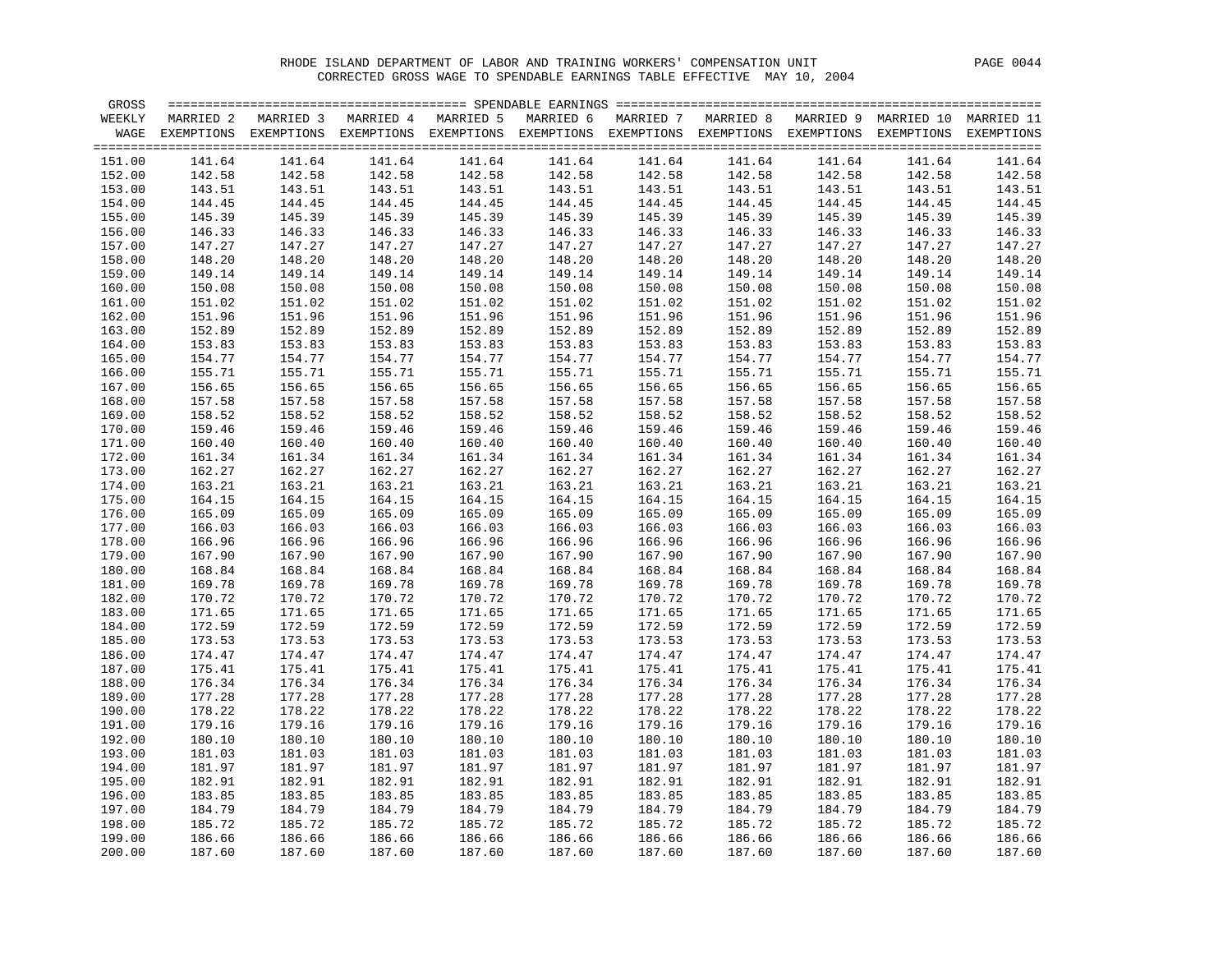RHODE ISLAND DEPARTMENT OF LABOR AND TRAINING WORKERS' COMPENSATION UNIT

CORRECTED GROSS WAGE TO SPENDABLE EARNINGS TABLE EFFECTIVE MAY 10, 2004

| GROSS WEEKLY WAGE | MARRIED 2 EXEMPTIONS | MARRIED 3 EXEMPTIONS | MARRIED 4 EXEMPTIONS | MARRIED 5 EXEMPTIONS | MARRIED 6 EXEMPTIONS | MARRIED 7 EXEMPTIONS | MARRIED 8 EXEMPTIONS | MARRIED 9 EXEMPTIONS | MARRIED 10 EXEMPTIONS | MARRIED 11 EXEMPTIONS |
|---|---|---|---|---|---|---|---|---|---|---|
| 151.00 | 141.64 | 141.64 | 141.64 | 141.64 | 141.64 | 141.64 | 141.64 | 141.64 | 141.64 | 141.64 |
| 152.00 | 142.58 | 142.58 | 142.58 | 142.58 | 142.58 | 142.58 | 142.58 | 142.58 | 142.58 | 142.58 |
| 153.00 | 143.51 | 143.51 | 143.51 | 143.51 | 143.51 | 143.51 | 143.51 | 143.51 | 143.51 | 143.51 |
| 154.00 | 144.45 | 144.45 | 144.45 | 144.45 | 144.45 | 144.45 | 144.45 | 144.45 | 144.45 | 144.45 |
| 155.00 | 145.39 | 145.39 | 145.39 | 145.39 | 145.39 | 145.39 | 145.39 | 145.39 | 145.39 | 145.39 |
| 156.00 | 146.33 | 146.33 | 146.33 | 146.33 | 146.33 | 146.33 | 146.33 | 146.33 | 146.33 | 146.33 |
| 157.00 | 147.27 | 147.27 | 147.27 | 147.27 | 147.27 | 147.27 | 147.27 | 147.27 | 147.27 | 147.27 |
| 158.00 | 148.20 | 148.20 | 148.20 | 148.20 | 148.20 | 148.20 | 148.20 | 148.20 | 148.20 | 148.20 |
| 159.00 | 149.14 | 149.14 | 149.14 | 149.14 | 149.14 | 149.14 | 149.14 | 149.14 | 149.14 | 149.14 |
| 160.00 | 150.08 | 150.08 | 150.08 | 150.08 | 150.08 | 150.08 | 150.08 | 150.08 | 150.08 | 150.08 |
| 161.00 | 151.02 | 151.02 | 151.02 | 151.02 | 151.02 | 151.02 | 151.02 | 151.02 | 151.02 | 151.02 |
| 162.00 | 151.96 | 151.96 | 151.96 | 151.96 | 151.96 | 151.96 | 151.96 | 151.96 | 151.96 | 151.96 |
| 163.00 | 152.89 | 152.89 | 152.89 | 152.89 | 152.89 | 152.89 | 152.89 | 152.89 | 152.89 | 152.89 |
| 164.00 | 153.83 | 153.83 | 153.83 | 153.83 | 153.83 | 153.83 | 153.83 | 153.83 | 153.83 | 153.83 |
| 165.00 | 154.77 | 154.77 | 154.77 | 154.77 | 154.77 | 154.77 | 154.77 | 154.77 | 154.77 | 154.77 |
| 166.00 | 155.71 | 155.71 | 155.71 | 155.71 | 155.71 | 155.71 | 155.71 | 155.71 | 155.71 | 155.71 |
| 167.00 | 156.65 | 156.65 | 156.65 | 156.65 | 156.65 | 156.65 | 156.65 | 156.65 | 156.65 | 156.65 |
| 168.00 | 157.58 | 157.58 | 157.58 | 157.58 | 157.58 | 157.58 | 157.58 | 157.58 | 157.58 | 157.58 |
| 169.00 | 158.52 | 158.52 | 158.52 | 158.52 | 158.52 | 158.52 | 158.52 | 158.52 | 158.52 | 158.52 |
| 170.00 | 159.46 | 159.46 | 159.46 | 159.46 | 159.46 | 159.46 | 159.46 | 159.46 | 159.46 | 159.46 |
| 171.00 | 160.40 | 160.40 | 160.40 | 160.40 | 160.40 | 160.40 | 160.40 | 160.40 | 160.40 | 160.40 |
| 172.00 | 161.34 | 161.34 | 161.34 | 161.34 | 161.34 | 161.34 | 161.34 | 161.34 | 161.34 | 161.34 |
| 173.00 | 162.27 | 162.27 | 162.27 | 162.27 | 162.27 | 162.27 | 162.27 | 162.27 | 162.27 | 162.27 |
| 174.00 | 163.21 | 163.21 | 163.21 | 163.21 | 163.21 | 163.21 | 163.21 | 163.21 | 163.21 | 163.21 |
| 175.00 | 164.15 | 164.15 | 164.15 | 164.15 | 164.15 | 164.15 | 164.15 | 164.15 | 164.15 | 164.15 |
| 176.00 | 165.09 | 165.09 | 165.09 | 165.09 | 165.09 | 165.09 | 165.09 | 165.09 | 165.09 | 165.09 |
| 177.00 | 166.03 | 166.03 | 166.03 | 166.03 | 166.03 | 166.03 | 166.03 | 166.03 | 166.03 | 166.03 |
| 178.00 | 166.96 | 166.96 | 166.96 | 166.96 | 166.96 | 166.96 | 166.96 | 166.96 | 166.96 | 166.96 |
| 179.00 | 167.90 | 167.90 | 167.90 | 167.90 | 167.90 | 167.90 | 167.90 | 167.90 | 167.90 | 167.90 |
| 180.00 | 168.84 | 168.84 | 168.84 | 168.84 | 168.84 | 168.84 | 168.84 | 168.84 | 168.84 | 168.84 |
| 181.00 | 169.78 | 169.78 | 169.78 | 169.78 | 169.78 | 169.78 | 169.78 | 169.78 | 169.78 | 169.78 |
| 182.00 | 170.72 | 170.72 | 170.72 | 170.72 | 170.72 | 170.72 | 170.72 | 170.72 | 170.72 | 170.72 |
| 183.00 | 171.65 | 171.65 | 171.65 | 171.65 | 171.65 | 171.65 | 171.65 | 171.65 | 171.65 | 171.65 |
| 184.00 | 172.59 | 172.59 | 172.59 | 172.59 | 172.59 | 172.59 | 172.59 | 172.59 | 172.59 | 172.59 |
| 185.00 | 173.53 | 173.53 | 173.53 | 173.53 | 173.53 | 173.53 | 173.53 | 173.53 | 173.53 | 173.53 |
| 186.00 | 174.47 | 174.47 | 174.47 | 174.47 | 174.47 | 174.47 | 174.47 | 174.47 | 174.47 | 174.47 |
| 187.00 | 175.41 | 175.41 | 175.41 | 175.41 | 175.41 | 175.41 | 175.41 | 175.41 | 175.41 | 175.41 |
| 188.00 | 176.34 | 176.34 | 176.34 | 176.34 | 176.34 | 176.34 | 176.34 | 176.34 | 176.34 | 176.34 |
| 189.00 | 177.28 | 177.28 | 177.28 | 177.28 | 177.28 | 177.28 | 177.28 | 177.28 | 177.28 | 177.28 |
| 190.00 | 178.22 | 178.22 | 178.22 | 178.22 | 178.22 | 178.22 | 178.22 | 178.22 | 178.22 | 178.22 |
| 191.00 | 179.16 | 179.16 | 179.16 | 179.16 | 179.16 | 179.16 | 179.16 | 179.16 | 179.16 | 179.16 |
| 192.00 | 180.10 | 180.10 | 180.10 | 180.10 | 180.10 | 180.10 | 180.10 | 180.10 | 180.10 | 180.10 |
| 193.00 | 181.03 | 181.03 | 181.03 | 181.03 | 181.03 | 181.03 | 181.03 | 181.03 | 181.03 | 181.03 |
| 194.00 | 181.97 | 181.97 | 181.97 | 181.97 | 181.97 | 181.97 | 181.97 | 181.97 | 181.97 | 181.97 |
| 195.00 | 182.91 | 182.91 | 182.91 | 182.91 | 182.91 | 182.91 | 182.91 | 182.91 | 182.91 | 182.91 |
| 196.00 | 183.85 | 183.85 | 183.85 | 183.85 | 183.85 | 183.85 | 183.85 | 183.85 | 183.85 | 183.85 |
| 197.00 | 184.79 | 184.79 | 184.79 | 184.79 | 184.79 | 184.79 | 184.79 | 184.79 | 184.79 | 184.79 |
| 198.00 | 185.72 | 185.72 | 185.72 | 185.72 | 185.72 | 185.72 | 185.72 | 185.72 | 185.72 | 185.72 |
| 199.00 | 186.66 | 186.66 | 186.66 | 186.66 | 186.66 | 186.66 | 186.66 | 186.66 | 186.66 | 186.66 |
| 200.00 | 187.60 | 187.60 | 187.60 | 187.60 | 187.60 | 187.60 | 187.60 | 187.60 | 187.60 | 187.60 |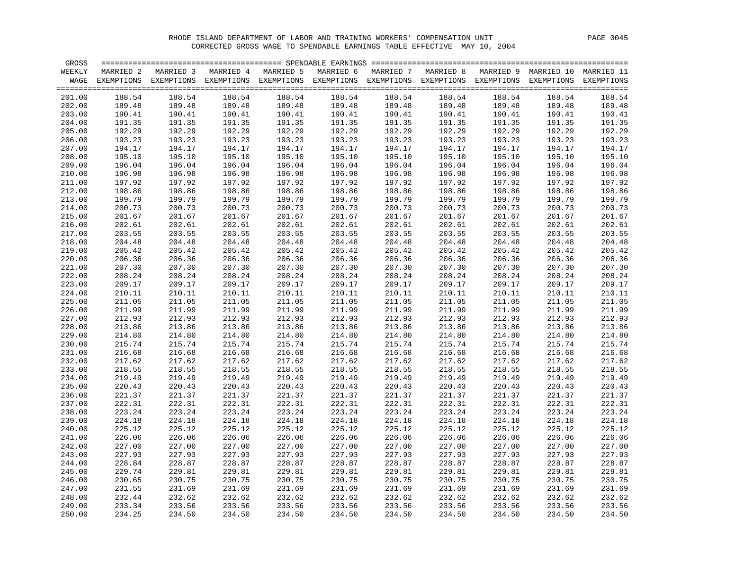RHODE ISLAND DEPARTMENT OF LABOR AND TRAINING WORKERS' COMPENSATION UNIT

CORRECTED GROSS WAGE TO SPENDABLE EARNINGS TABLE EFFECTIVE MAY 10, 2004

| GROSS WEEKLY WAGE | MARRIED 2 EXEMPTIONS | MARRIED 3 EXEMPTIONS | MARRIED 4 EXEMPTIONS | MARRIED 5 EXEMPTIONS | MARRIED 6 EXEMPTIONS | MARRIED 7 EXEMPTIONS | MARRIED 8 EXEMPTIONS | MARRIED 9 EXEMPTIONS | MARRIED 10 EXEMPTIONS | MARRIED 11 EXEMPTIONS |
|---|---|---|---|---|---|---|---|---|---|---|
| 201.00 | 188.54 | 188.54 | 188.54 | 188.54 | 188.54 | 188.54 | 188.54 | 188.54 | 188.54 | 188.54 |
| 202.00 | 189.48 | 189.48 | 189.48 | 189.48 | 189.48 | 189.48 | 189.48 | 189.48 | 189.48 | 189.48 |
| 203.00 | 190.41 | 190.41 | 190.41 | 190.41 | 190.41 | 190.41 | 190.41 | 190.41 | 190.41 | 190.41 |
| 204.00 | 191.35 | 191.35 | 191.35 | 191.35 | 191.35 | 191.35 | 191.35 | 191.35 | 191.35 | 191.35 |
| 205.00 | 192.29 | 192.29 | 192.29 | 192.29 | 192.29 | 192.29 | 192.29 | 192.29 | 192.29 | 192.29 |
| 206.00 | 193.23 | 193.23 | 193.23 | 193.23 | 193.23 | 193.23 | 193.23 | 193.23 | 193.23 | 193.23 |
| 207.00 | 194.17 | 194.17 | 194.17 | 194.17 | 194.17 | 194.17 | 194.17 | 194.17 | 194.17 | 194.17 |
| 208.00 | 195.10 | 195.10 | 195.10 | 195.10 | 195.10 | 195.10 | 195.10 | 195.10 | 195.10 | 195.10 |
| 209.00 | 196.04 | 196.04 | 196.04 | 196.04 | 196.04 | 196.04 | 196.04 | 196.04 | 196.04 | 196.04 |
| 210.00 | 196.98 | 196.98 | 196.98 | 196.98 | 196.98 | 196.98 | 196.98 | 196.98 | 196.98 | 196.98 |
| 211.00 | 197.92 | 197.92 | 197.92 | 197.92 | 197.92 | 197.92 | 197.92 | 197.92 | 197.92 | 197.92 |
| 212.00 | 198.86 | 198.86 | 198.86 | 198.86 | 198.86 | 198.86 | 198.86 | 198.86 | 198.86 | 198.86 |
| 213.00 | 199.79 | 199.79 | 199.79 | 199.79 | 199.79 | 199.79 | 199.79 | 199.79 | 199.79 | 199.79 |
| 214.00 | 200.73 | 200.73 | 200.73 | 200.73 | 200.73 | 200.73 | 200.73 | 200.73 | 200.73 | 200.73 |
| 215.00 | 201.67 | 201.67 | 201.67 | 201.67 | 201.67 | 201.67 | 201.67 | 201.67 | 201.67 | 201.67 |
| 216.00 | 202.61 | 202.61 | 202.61 | 202.61 | 202.61 | 202.61 | 202.61 | 202.61 | 202.61 | 202.61 |
| 217.00 | 203.55 | 203.55 | 203.55 | 203.55 | 203.55 | 203.55 | 203.55 | 203.55 | 203.55 | 203.55 |
| 218.00 | 204.48 | 204.48 | 204.48 | 204.48 | 204.48 | 204.48 | 204.48 | 204.48 | 204.48 | 204.48 |
| 219.00 | 205.42 | 205.42 | 205.42 | 205.42 | 205.42 | 205.42 | 205.42 | 205.42 | 205.42 | 205.42 |
| 220.00 | 206.36 | 206.36 | 206.36 | 206.36 | 206.36 | 206.36 | 206.36 | 206.36 | 206.36 | 206.36 |
| 221.00 | 207.30 | 207.30 | 207.30 | 207.30 | 207.30 | 207.30 | 207.30 | 207.30 | 207.30 | 207.30 |
| 222.00 | 208.24 | 208.24 | 208.24 | 208.24 | 208.24 | 208.24 | 208.24 | 208.24 | 208.24 | 208.24 |
| 223.00 | 209.17 | 209.17 | 209.17 | 209.17 | 209.17 | 209.17 | 209.17 | 209.17 | 209.17 | 209.17 |
| 224.00 | 210.11 | 210.11 | 210.11 | 210.11 | 210.11 | 210.11 | 210.11 | 210.11 | 210.11 | 210.11 |
| 225.00 | 211.05 | 211.05 | 211.05 | 211.05 | 211.05 | 211.05 | 211.05 | 211.05 | 211.05 | 211.05 |
| 226.00 | 211.99 | 211.99 | 211.99 | 211.99 | 211.99 | 211.99 | 211.99 | 211.99 | 211.99 | 211.99 |
| 227.00 | 212.93 | 212.93 | 212.93 | 212.93 | 212.93 | 212.93 | 212.93 | 212.93 | 212.93 | 212.93 |
| 228.00 | 213.86 | 213.86 | 213.86 | 213.86 | 213.86 | 213.86 | 213.86 | 213.86 | 213.86 | 213.86 |
| 229.00 | 214.80 | 214.80 | 214.80 | 214.80 | 214.80 | 214.80 | 214.80 | 214.80 | 214.80 | 214.80 |
| 230.00 | 215.74 | 215.74 | 215.74 | 215.74 | 215.74 | 215.74 | 215.74 | 215.74 | 215.74 | 215.74 |
| 231.00 | 216.68 | 216.68 | 216.68 | 216.68 | 216.68 | 216.68 | 216.68 | 216.68 | 216.68 | 216.68 |
| 232.00 | 217.62 | 217.62 | 217.62 | 217.62 | 217.62 | 217.62 | 217.62 | 217.62 | 217.62 | 217.62 |
| 233.00 | 218.55 | 218.55 | 218.55 | 218.55 | 218.55 | 218.55 | 218.55 | 218.55 | 218.55 | 218.55 |
| 234.00 | 219.49 | 219.49 | 219.49 | 219.49 | 219.49 | 219.49 | 219.49 | 219.49 | 219.49 | 219.49 |
| 235.00 | 220.43 | 220.43 | 220.43 | 220.43 | 220.43 | 220.43 | 220.43 | 220.43 | 220.43 | 220.43 |
| 236.00 | 221.37 | 221.37 | 221.37 | 221.37 | 221.37 | 221.37 | 221.37 | 221.37 | 221.37 | 221.37 |
| 237.00 | 222.31 | 222.31 | 222.31 | 222.31 | 222.31 | 222.31 | 222.31 | 222.31 | 222.31 | 222.31 |
| 238.00 | 223.24 | 223.24 | 223.24 | 223.24 | 223.24 | 223.24 | 223.24 | 223.24 | 223.24 | 223.24 |
| 239.00 | 224.18 | 224.18 | 224.18 | 224.18 | 224.18 | 224.18 | 224.18 | 224.18 | 224.18 | 224.18 |
| 240.00 | 225.12 | 225.12 | 225.12 | 225.12 | 225.12 | 225.12 | 225.12 | 225.12 | 225.12 | 225.12 |
| 241.00 | 226.06 | 226.06 | 226.06 | 226.06 | 226.06 | 226.06 | 226.06 | 226.06 | 226.06 | 226.06 |
| 242.00 | 227.00 | 227.00 | 227.00 | 227.00 | 227.00 | 227.00 | 227.00 | 227.00 | 227.00 | 227.00 |
| 243.00 | 227.93 | 227.93 | 227.93 | 227.93 | 227.93 | 227.93 | 227.93 | 227.93 | 227.93 | 227.93 |
| 244.00 | 228.84 | 228.87 | 228.87 | 228.87 | 228.87 | 228.87 | 228.87 | 228.87 | 228.87 | 228.87 |
| 245.00 | 229.74 | 229.81 | 229.81 | 229.81 | 229.81 | 229.81 | 229.81 | 229.81 | 229.81 | 229.81 |
| 246.00 | 230.65 | 230.75 | 230.75 | 230.75 | 230.75 | 230.75 | 230.75 | 230.75 | 230.75 | 230.75 |
| 247.00 | 231.55 | 231.69 | 231.69 | 231.69 | 231.69 | 231.69 | 231.69 | 231.69 | 231.69 | 231.69 |
| 248.00 | 232.44 | 232.62 | 232.62 | 232.62 | 232.62 | 232.62 | 232.62 | 232.62 | 232.62 | 232.62 |
| 249.00 | 233.34 | 233.56 | 233.56 | 233.56 | 233.56 | 233.56 | 233.56 | 233.56 | 233.56 | 233.56 |
| 250.00 | 234.25 | 234.50 | 234.50 | 234.50 | 234.50 | 234.50 | 234.50 | 234.50 | 234.50 | 234.50 |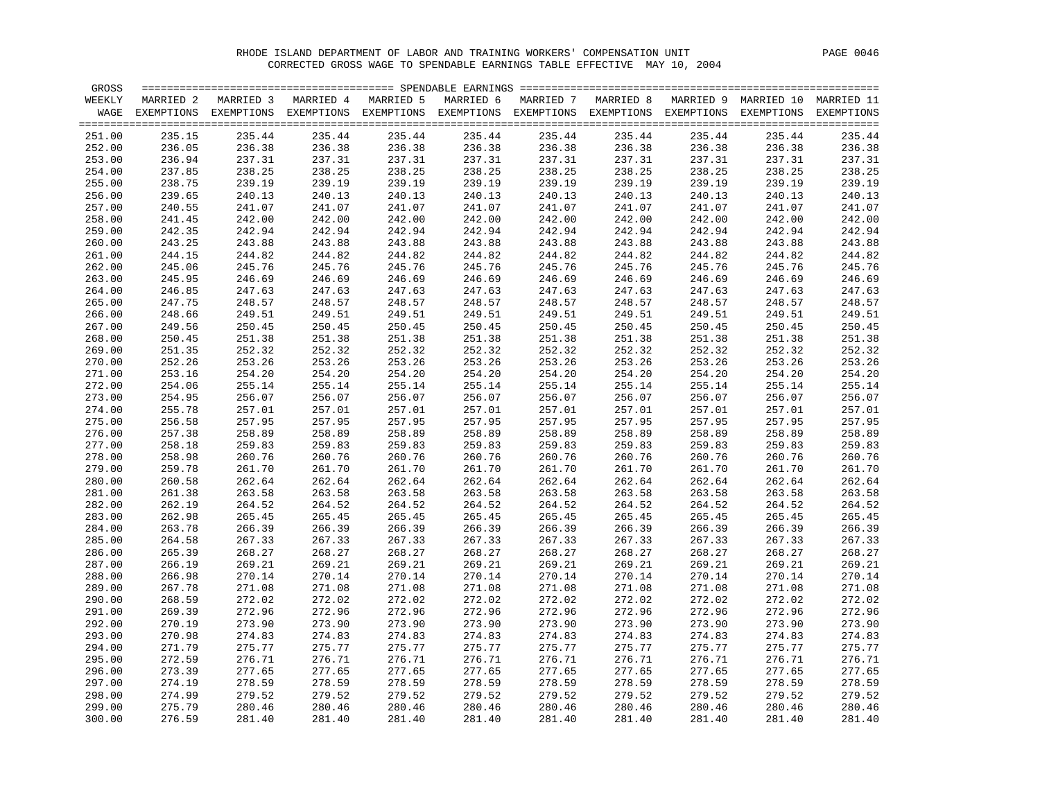RHODE ISLAND DEPARTMENT OF LABOR AND TRAINING WORKERS' COMPENSATION UNIT

CORRECTED GROSS WAGE TO SPENDABLE EARNINGS TABLE EFFECTIVE MAY 10, 2004

| GROSS WEEKLY WAGE | MARRIED 2 EXEMPTIONS | MARRIED 3 EXEMPTIONS | MARRIED 4 EXEMPTIONS | MARRIED 5 EXEMPTIONS | MARRIED 6 EXEMPTIONS | MARRIED 7 EXEMPTIONS | MARRIED 8 EXEMPTIONS | MARRIED 9 EXEMPTIONS | MARRIED 10 EXEMPTIONS | MARRIED 11 EXEMPTIONS |
|---|---|---|---|---|---|---|---|---|---|---|
| 251.00 | 235.15 | 235.44 | 235.44 | 235.44 | 235.44 | 235.44 | 235.44 | 235.44 | 235.44 | 235.44 |
| 252.00 | 236.05 | 236.38 | 236.38 | 236.38 | 236.38 | 236.38 | 236.38 | 236.38 | 236.38 | 236.38 |
| 253.00 | 236.94 | 237.31 | 237.31 | 237.31 | 237.31 | 237.31 | 237.31 | 237.31 | 237.31 | 237.31 |
| 254.00 | 237.85 | 238.25 | 238.25 | 238.25 | 238.25 | 238.25 | 238.25 | 238.25 | 238.25 | 238.25 |
| 255.00 | 238.75 | 239.19 | 239.19 | 239.19 | 239.19 | 239.19 | 239.19 | 239.19 | 239.19 | 239.19 |
| 256.00 | 239.65 | 240.13 | 240.13 | 240.13 | 240.13 | 240.13 | 240.13 | 240.13 | 240.13 | 240.13 |
| 257.00 | 240.55 | 241.07 | 241.07 | 241.07 | 241.07 | 241.07 | 241.07 | 241.07 | 241.07 | 241.07 |
| 258.00 | 241.45 | 242.00 | 242.00 | 242.00 | 242.00 | 242.00 | 242.00 | 242.00 | 242.00 | 242.00 |
| 259.00 | 242.35 | 242.94 | 242.94 | 242.94 | 242.94 | 242.94 | 242.94 | 242.94 | 242.94 | 242.94 |
| 260.00 | 243.25 | 243.88 | 243.88 | 243.88 | 243.88 | 243.88 | 243.88 | 243.88 | 243.88 | 243.88 |
| 261.00 | 244.15 | 244.82 | 244.82 | 244.82 | 244.82 | 244.82 | 244.82 | 244.82 | 244.82 | 244.82 |
| 262.00 | 245.06 | 245.76 | 245.76 | 245.76 | 245.76 | 245.76 | 245.76 | 245.76 | 245.76 | 245.76 |
| 263.00 | 245.95 | 246.69 | 246.69 | 246.69 | 246.69 | 246.69 | 246.69 | 246.69 | 246.69 | 246.69 |
| 264.00 | 246.85 | 247.63 | 247.63 | 247.63 | 247.63 | 247.63 | 247.63 | 247.63 | 247.63 | 247.63 |
| 265.00 | 247.75 | 248.57 | 248.57 | 248.57 | 248.57 | 248.57 | 248.57 | 248.57 | 248.57 | 248.57 |
| 266.00 | 248.66 | 249.51 | 249.51 | 249.51 | 249.51 | 249.51 | 249.51 | 249.51 | 249.51 | 249.51 |
| 267.00 | 249.56 | 250.45 | 250.45 | 250.45 | 250.45 | 250.45 | 250.45 | 250.45 | 250.45 | 250.45 |
| 268.00 | 250.45 | 251.38 | 251.38 | 251.38 | 251.38 | 251.38 | 251.38 | 251.38 | 251.38 | 251.38 |
| 269.00 | 251.35 | 252.32 | 252.32 | 252.32 | 252.32 | 252.32 | 252.32 | 252.32 | 252.32 | 252.32 |
| 270.00 | 252.26 | 253.26 | 253.26 | 253.26 | 253.26 | 253.26 | 253.26 | 253.26 | 253.26 | 253.26 |
| 271.00 | 253.16 | 254.20 | 254.20 | 254.20 | 254.20 | 254.20 | 254.20 | 254.20 | 254.20 | 254.20 |
| 272.00 | 254.06 | 255.14 | 255.14 | 255.14 | 255.14 | 255.14 | 255.14 | 255.14 | 255.14 | 255.14 |
| 273.00 | 254.95 | 256.07 | 256.07 | 256.07 | 256.07 | 256.07 | 256.07 | 256.07 | 256.07 | 256.07 |
| 274.00 | 255.78 | 257.01 | 257.01 | 257.01 | 257.01 | 257.01 | 257.01 | 257.01 | 257.01 | 257.01 |
| 275.00 | 256.58 | 257.95 | 257.95 | 257.95 | 257.95 | 257.95 | 257.95 | 257.95 | 257.95 | 257.95 |
| 276.00 | 257.38 | 258.89 | 258.89 | 258.89 | 258.89 | 258.89 | 258.89 | 258.89 | 258.89 | 258.89 |
| 277.00 | 258.18 | 259.83 | 259.83 | 259.83 | 259.83 | 259.83 | 259.83 | 259.83 | 259.83 | 259.83 |
| 278.00 | 258.98 | 260.76 | 260.76 | 260.76 | 260.76 | 260.76 | 260.76 | 260.76 | 260.76 | 260.76 |
| 279.00 | 259.78 | 261.70 | 261.70 | 261.70 | 261.70 | 261.70 | 261.70 | 261.70 | 261.70 | 261.70 |
| 280.00 | 260.58 | 262.64 | 262.64 | 262.64 | 262.64 | 262.64 | 262.64 | 262.64 | 262.64 | 262.64 |
| 281.00 | 261.38 | 263.58 | 263.58 | 263.58 | 263.58 | 263.58 | 263.58 | 263.58 | 263.58 | 263.58 |
| 282.00 | 262.19 | 264.52 | 264.52 | 264.52 | 264.52 | 264.52 | 264.52 | 264.52 | 264.52 | 264.52 |
| 283.00 | 262.98 | 265.45 | 265.45 | 265.45 | 265.45 | 265.45 | 265.45 | 265.45 | 265.45 | 265.45 |
| 284.00 | 263.78 | 266.39 | 266.39 | 266.39 | 266.39 | 266.39 | 266.39 | 266.39 | 266.39 | 266.39 |
| 285.00 | 264.58 | 267.33 | 267.33 | 267.33 | 267.33 | 267.33 | 267.33 | 267.33 | 267.33 | 267.33 |
| 286.00 | 265.39 | 268.27 | 268.27 | 268.27 | 268.27 | 268.27 | 268.27 | 268.27 | 268.27 | 268.27 |
| 287.00 | 266.19 | 269.21 | 269.21 | 269.21 | 269.21 | 269.21 | 269.21 | 269.21 | 269.21 | 269.21 |
| 288.00 | 266.98 | 270.14 | 270.14 | 270.14 | 270.14 | 270.14 | 270.14 | 270.14 | 270.14 | 270.14 |
| 289.00 | 267.78 | 271.08 | 271.08 | 271.08 | 271.08 | 271.08 | 271.08 | 271.08 | 271.08 | 271.08 |
| 290.00 | 268.59 | 272.02 | 272.02 | 272.02 | 272.02 | 272.02 | 272.02 | 272.02 | 272.02 | 272.02 |
| 291.00 | 269.39 | 272.96 | 272.96 | 272.96 | 272.96 | 272.96 | 272.96 | 272.96 | 272.96 | 272.96 |
| 292.00 | 270.19 | 273.90 | 273.90 | 273.90 | 273.90 | 273.90 | 273.90 | 273.90 | 273.90 | 273.90 |
| 293.00 | 270.98 | 274.83 | 274.83 | 274.83 | 274.83 | 274.83 | 274.83 | 274.83 | 274.83 | 274.83 |
| 294.00 | 271.79 | 275.77 | 275.77 | 275.77 | 275.77 | 275.77 | 275.77 | 275.77 | 275.77 | 275.77 |
| 295.00 | 272.59 | 276.71 | 276.71 | 276.71 | 276.71 | 276.71 | 276.71 | 276.71 | 276.71 | 276.71 |
| 296.00 | 273.39 | 277.65 | 277.65 | 277.65 | 277.65 | 277.65 | 277.65 | 277.65 | 277.65 | 277.65 |
| 297.00 | 274.19 | 278.59 | 278.59 | 278.59 | 278.59 | 278.59 | 278.59 | 278.59 | 278.59 | 278.59 |
| 298.00 | 274.99 | 279.52 | 279.52 | 279.52 | 279.52 | 279.52 | 279.52 | 279.52 | 279.52 | 279.52 |
| 299.00 | 275.79 | 280.46 | 280.46 | 280.46 | 280.46 | 280.46 | 280.46 | 280.46 | 280.46 | 280.46 |
| 300.00 | 276.59 | 281.40 | 281.40 | 281.40 | 281.40 | 281.40 | 281.40 | 281.40 | 281.40 | 281.40 |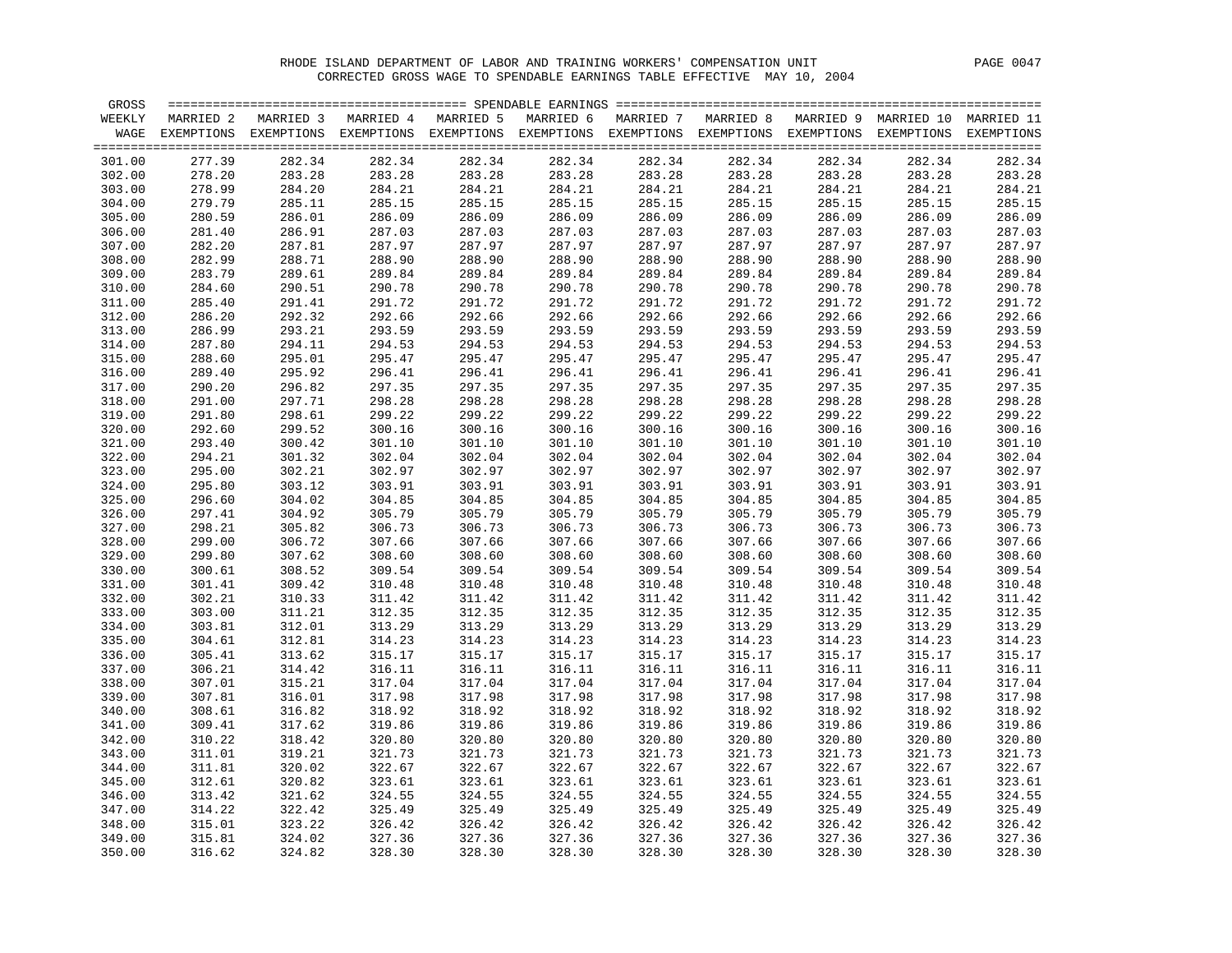# RHODE ISLAND DEPARTMENT OF LABOR AND TRAINING WORKERS' COMPENSATION UNIT

CORRECTED GROSS WAGE TO SPENDABLE EARNINGS TABLE EFFECTIVE MAY 10, 2004

| GROSS WEEKLY WAGE | MARRIED 2 EXEMPTIONS | MARRIED 3 EXEMPTIONS | MARRIED 4 EXEMPTIONS | MARRIED 5 EXEMPTIONS | MARRIED 6 EXEMPTIONS | MARRIED 7 EXEMPTIONS | MARRIED 8 EXEMPTIONS | MARRIED 9 EXEMPTIONS | MARRIED 10 EXEMPTIONS | MARRIED 11 EXEMPTIONS |
|---|---|---|---|---|---|---|---|---|---|---|
| 301.00 | 277.39 | 282.34 | 282.34 | 282.34 | 282.34 | 282.34 | 282.34 | 282.34 | 282.34 | 282.34 |
| 302.00 | 278.20 | 283.28 | 283.28 | 283.28 | 283.28 | 283.28 | 283.28 | 283.28 | 283.28 | 283.28 |
| 303.00 | 278.99 | 284.20 | 284.21 | 284.21 | 284.21 | 284.21 | 284.21 | 284.21 | 284.21 | 284.21 |
| 304.00 | 279.79 | 285.11 | 285.15 | 285.15 | 285.15 | 285.15 | 285.15 | 285.15 | 285.15 | 285.15 |
| 305.00 | 280.59 | 286.01 | 286.09 | 286.09 | 286.09 | 286.09 | 286.09 | 286.09 | 286.09 | 286.09 |
| 306.00 | 281.40 | 286.91 | 287.03 | 287.03 | 287.03 | 287.03 | 287.03 | 287.03 | 287.03 | 287.03 |
| 307.00 | 282.20 | 287.81 | 287.97 | 287.97 | 287.97 | 287.97 | 287.97 | 287.97 | 287.97 | 287.97 |
| 308.00 | 282.99 | 288.71 | 288.90 | 288.90 | 288.90 | 288.90 | 288.90 | 288.90 | 288.90 | 288.90 |
| 309.00 | 283.79 | 289.61 | 289.84 | 289.84 | 289.84 | 289.84 | 289.84 | 289.84 | 289.84 | 289.84 |
| 310.00 | 284.60 | 290.51 | 290.78 | 290.78 | 290.78 | 290.78 | 290.78 | 290.78 | 290.78 | 290.78 |
| 311.00 | 285.40 | 291.41 | 291.72 | 291.72 | 291.72 | 291.72 | 291.72 | 291.72 | 291.72 | 291.72 |
| 312.00 | 286.20 | 292.32 | 292.66 | 292.66 | 292.66 | 292.66 | 292.66 | 292.66 | 292.66 | 292.66 |
| 313.00 | 286.99 | 293.21 | 293.59 | 293.59 | 293.59 | 293.59 | 293.59 | 293.59 | 293.59 | 293.59 |
| 314.00 | 287.80 | 294.11 | 294.53 | 294.53 | 294.53 | 294.53 | 294.53 | 294.53 | 294.53 | 294.53 |
| 315.00 | 288.60 | 295.01 | 295.47 | 295.47 | 295.47 | 295.47 | 295.47 | 295.47 | 295.47 | 295.47 |
| 316.00 | 289.40 | 295.92 | 296.41 | 296.41 | 296.41 | 296.41 | 296.41 | 296.41 | 296.41 | 296.41 |
| 317.00 | 290.20 | 296.82 | 297.35 | 297.35 | 297.35 | 297.35 | 297.35 | 297.35 | 297.35 | 297.35 |
| 318.00 | 291.00 | 297.71 | 298.28 | 298.28 | 298.28 | 298.28 | 298.28 | 298.28 | 298.28 | 298.28 |
| 319.00 | 291.80 | 298.61 | 299.22 | 299.22 | 299.22 | 299.22 | 299.22 | 299.22 | 299.22 | 299.22 |
| 320.00 | 292.60 | 299.52 | 300.16 | 300.16 | 300.16 | 300.16 | 300.16 | 300.16 | 300.16 | 300.16 |
| 321.00 | 293.40 | 300.42 | 301.10 | 301.10 | 301.10 | 301.10 | 301.10 | 301.10 | 301.10 | 301.10 |
| 322.00 | 294.21 | 301.32 | 302.04 | 302.04 | 302.04 | 302.04 | 302.04 | 302.04 | 302.04 | 302.04 |
| 323.00 | 295.00 | 302.21 | 302.97 | 302.97 | 302.97 | 302.97 | 302.97 | 302.97 | 302.97 | 302.97 |
| 324.00 | 295.80 | 303.12 | 303.91 | 303.91 | 303.91 | 303.91 | 303.91 | 303.91 | 303.91 | 303.91 |
| 325.00 | 296.60 | 304.02 | 304.85 | 304.85 | 304.85 | 304.85 | 304.85 | 304.85 | 304.85 | 304.85 |
| 326.00 | 297.41 | 304.92 | 305.79 | 305.79 | 305.79 | 305.79 | 305.79 | 305.79 | 305.79 | 305.79 |
| 327.00 | 298.21 | 305.82 | 306.73 | 306.73 | 306.73 | 306.73 | 306.73 | 306.73 | 306.73 | 306.73 |
| 328.00 | 299.00 | 306.72 | 307.66 | 307.66 | 307.66 | 307.66 | 307.66 | 307.66 | 307.66 | 307.66 |
| 329.00 | 299.80 | 307.62 | 308.60 | 308.60 | 308.60 | 308.60 | 308.60 | 308.60 | 308.60 | 308.60 |
| 330.00 | 300.61 | 308.52 | 309.54 | 309.54 | 309.54 | 309.54 | 309.54 | 309.54 | 309.54 | 309.54 |
| 331.00 | 301.41 | 309.42 | 310.48 | 310.48 | 310.48 | 310.48 | 310.48 | 310.48 | 310.48 | 310.48 |
| 332.00 | 302.21 | 310.33 | 311.42 | 311.42 | 311.42 | 311.42 | 311.42 | 311.42 | 311.42 | 311.42 |
| 333.00 | 303.00 | 311.21 | 312.35 | 312.35 | 312.35 | 312.35 | 312.35 | 312.35 | 312.35 | 312.35 |
| 334.00 | 303.81 | 312.01 | 313.29 | 313.29 | 313.29 | 313.29 | 313.29 | 313.29 | 313.29 | 313.29 |
| 335.00 | 304.61 | 312.81 | 314.23 | 314.23 | 314.23 | 314.23 | 314.23 | 314.23 | 314.23 | 314.23 |
| 336.00 | 305.41 | 313.62 | 315.17 | 315.17 | 315.17 | 315.17 | 315.17 | 315.17 | 315.17 | 315.17 |
| 337.00 | 306.21 | 314.42 | 316.11 | 316.11 | 316.11 | 316.11 | 316.11 | 316.11 | 316.11 | 316.11 |
| 338.00 | 307.01 | 315.21 | 317.04 | 317.04 | 317.04 | 317.04 | 317.04 | 317.04 | 317.04 | 317.04 |
| 339.00 | 307.81 | 316.01 | 317.98 | 317.98 | 317.98 | 317.98 | 317.98 | 317.98 | 317.98 | 317.98 |
| 340.00 | 308.61 | 316.82 | 318.92 | 318.92 | 318.92 | 318.92 | 318.92 | 318.92 | 318.92 | 318.92 |
| 341.00 | 309.41 | 317.62 | 319.86 | 319.86 | 319.86 | 319.86 | 319.86 | 319.86 | 319.86 | 319.86 |
| 342.00 | 310.22 | 318.42 | 320.80 | 320.80 | 320.80 | 320.80 | 320.80 | 320.80 | 320.80 | 320.80 |
| 343.00 | 311.01 | 319.21 | 321.73 | 321.73 | 321.73 | 321.73 | 321.73 | 321.73 | 321.73 | 321.73 |
| 344.00 | 311.81 | 320.02 | 322.67 | 322.67 | 322.67 | 322.67 | 322.67 | 322.67 | 322.67 | 322.67 |
| 345.00 | 312.61 | 320.82 | 323.61 | 323.61 | 323.61 | 323.61 | 323.61 | 323.61 | 323.61 | 323.61 |
| 346.00 | 313.42 | 321.62 | 324.55 | 324.55 | 324.55 | 324.55 | 324.55 | 324.55 | 324.55 | 324.55 |
| 347.00 | 314.22 | 322.42 | 325.49 | 325.49 | 325.49 | 325.49 | 325.49 | 325.49 | 325.49 | 325.49 |
| 348.00 | 315.01 | 323.22 | 326.42 | 326.42 | 326.42 | 326.42 | 326.42 | 326.42 | 326.42 | 326.42 |
| 349.00 | 315.81 | 324.02 | 327.36 | 327.36 | 327.36 | 327.36 | 327.36 | 327.36 | 327.36 | 327.36 |
| 350.00 | 316.62 | 324.82 | 328.30 | 328.30 | 328.30 | 328.30 | 328.30 | 328.30 | 328.30 | 328.30 |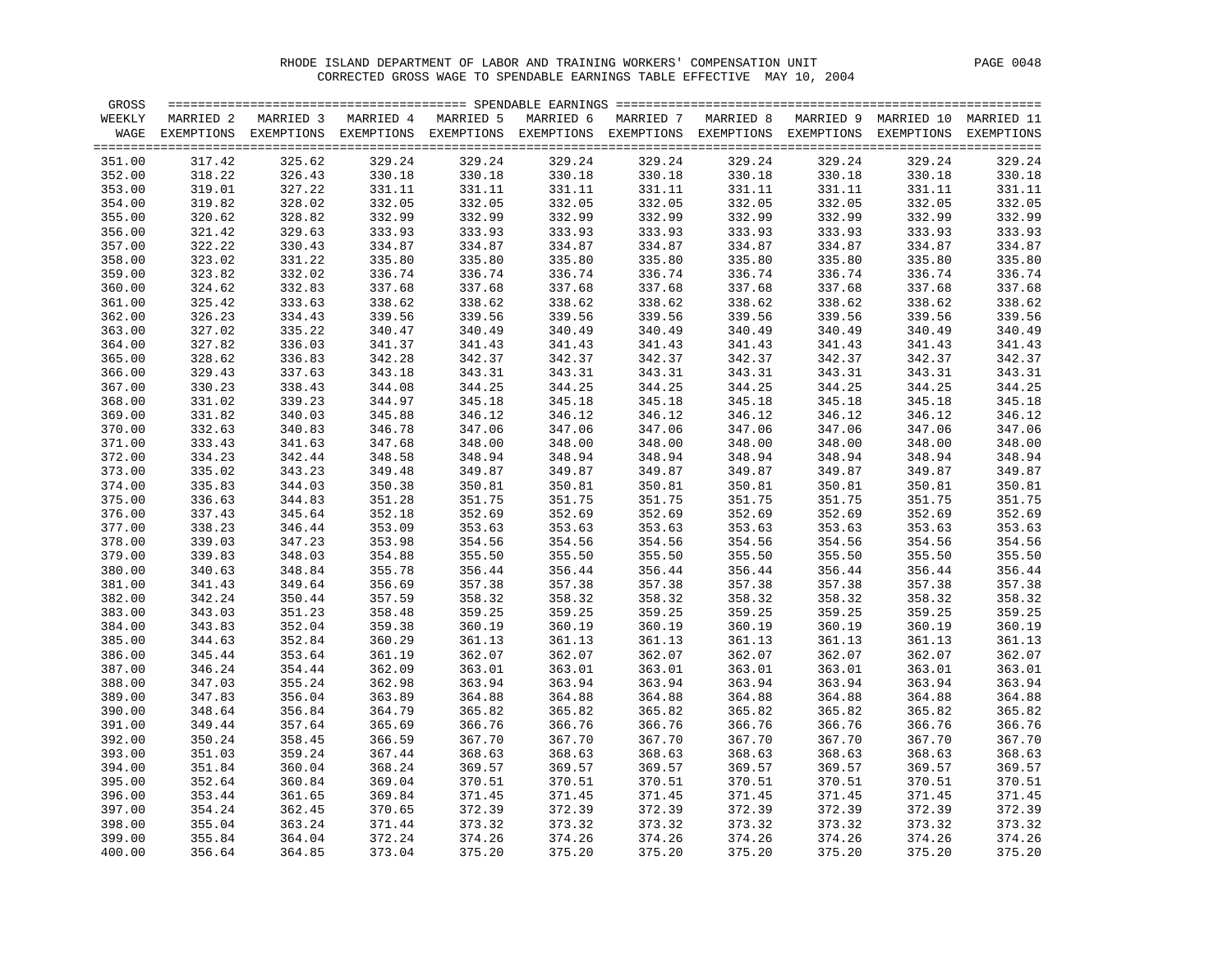RHODE ISLAND DEPARTMENT OF LABOR AND TRAINING WORKERS' COMPENSATION UNIT

CORRECTED GROSS WAGE TO SPENDABLE EARNINGS TABLE EFFECTIVE MAY 10, 2004

| GROSS WEEKLY WAGE | MARRIED 2 EXEMPTIONS | MARRIED 3 EXEMPTIONS | MARRIED 4 EXEMPTIONS | MARRIED 5 EXEMPTIONS | MARRIED 6 EXEMPTIONS | MARRIED 7 EXEMPTIONS | MARRIED 8 EXEMPTIONS | MARRIED 9 EXEMPTIONS | MARRIED 10 EXEMPTIONS | MARRIED 11 EXEMPTIONS |
|---|---|---|---|---|---|---|---|---|---|---|
| 351.00 | 317.42 | 325.62 | 329.24 | 329.24 | 329.24 | 329.24 | 329.24 | 329.24 | 329.24 | 329.24 |
| 352.00 | 318.22 | 326.43 | 330.18 | 330.18 | 330.18 | 330.18 | 330.18 | 330.18 | 330.18 | 330.18 |
| 353.00 | 319.01 | 327.22 | 331.11 | 331.11 | 331.11 | 331.11 | 331.11 | 331.11 | 331.11 | 331.11 |
| 354.00 | 319.82 | 328.02 | 332.05 | 332.05 | 332.05 | 332.05 | 332.05 | 332.05 | 332.05 | 332.05 |
| 355.00 | 320.62 | 328.82 | 332.99 | 332.99 | 332.99 | 332.99 | 332.99 | 332.99 | 332.99 | 332.99 |
| 356.00 | 321.42 | 329.63 | 333.93 | 333.93 | 333.93 | 333.93 | 333.93 | 333.93 | 333.93 | 333.93 |
| 357.00 | 322.22 | 330.43 | 334.87 | 334.87 | 334.87 | 334.87 | 334.87 | 334.87 | 334.87 | 334.87 |
| 358.00 | 323.02 | 331.22 | 335.80 | 335.80 | 335.80 | 335.80 | 335.80 | 335.80 | 335.80 | 335.80 |
| 359.00 | 323.82 | 332.02 | 336.74 | 336.74 | 336.74 | 336.74 | 336.74 | 336.74 | 336.74 | 336.74 |
| 360.00 | 324.62 | 332.83 | 337.68 | 337.68 | 337.68 | 337.68 | 337.68 | 337.68 | 337.68 | 337.68 |
| 361.00 | 325.42 | 333.63 | 338.62 | 338.62 | 338.62 | 338.62 | 338.62 | 338.62 | 338.62 | 338.62 |
| 362.00 | 326.23 | 334.43 | 339.56 | 339.56 | 339.56 | 339.56 | 339.56 | 339.56 | 339.56 | 339.56 |
| 363.00 | 327.02 | 335.22 | 340.47 | 340.49 | 340.49 | 340.49 | 340.49 | 340.49 | 340.49 | 340.49 |
| 364.00 | 327.82 | 336.03 | 341.37 | 341.43 | 341.43 | 341.43 | 341.43 | 341.43 | 341.43 | 341.43 |
| 365.00 | 328.62 | 336.83 | 342.28 | 342.37 | 342.37 | 342.37 | 342.37 | 342.37 | 342.37 | 342.37 |
| 366.00 | 329.43 | 337.63 | 343.18 | 343.31 | 343.31 | 343.31 | 343.31 | 343.31 | 343.31 | 343.31 |
| 367.00 | 330.23 | 338.43 | 344.08 | 344.25 | 344.25 | 344.25 | 344.25 | 344.25 | 344.25 | 344.25 |
| 368.00 | 331.02 | 339.23 | 344.97 | 345.18 | 345.18 | 345.18 | 345.18 | 345.18 | 345.18 | 345.18 |
| 369.00 | 331.82 | 340.03 | 345.88 | 346.12 | 346.12 | 346.12 | 346.12 | 346.12 | 346.12 | 346.12 |
| 370.00 | 332.63 | 340.83 | 346.78 | 347.06 | 347.06 | 347.06 | 347.06 | 347.06 | 347.06 | 347.06 |
| 371.00 | 333.43 | 341.63 | 347.68 | 348.00 | 348.00 | 348.00 | 348.00 | 348.00 | 348.00 | 348.00 |
| 372.00 | 334.23 | 342.44 | 348.58 | 348.94 | 348.94 | 348.94 | 348.94 | 348.94 | 348.94 | 348.94 |
| 373.00 | 335.02 | 343.23 | 349.48 | 349.87 | 349.87 | 349.87 | 349.87 | 349.87 | 349.87 | 349.87 |
| 374.00 | 335.83 | 344.03 | 350.38 | 350.81 | 350.81 | 350.81 | 350.81 | 350.81 | 350.81 | 350.81 |
| 375.00 | 336.63 | 344.83 | 351.28 | 351.75 | 351.75 | 351.75 | 351.75 | 351.75 | 351.75 | 351.75 |
| 376.00 | 337.43 | 345.64 | 352.18 | 352.69 | 352.69 | 352.69 | 352.69 | 352.69 | 352.69 | 352.69 |
| 377.00 | 338.23 | 346.44 | 353.09 | 353.63 | 353.63 | 353.63 | 353.63 | 353.63 | 353.63 | 353.63 |
| 378.00 | 339.03 | 347.23 | 353.98 | 354.56 | 354.56 | 354.56 | 354.56 | 354.56 | 354.56 | 354.56 |
| 379.00 | 339.83 | 348.03 | 354.88 | 355.50 | 355.50 | 355.50 | 355.50 | 355.50 | 355.50 | 355.50 |
| 380.00 | 340.63 | 348.84 | 355.78 | 356.44 | 356.44 | 356.44 | 356.44 | 356.44 | 356.44 | 356.44 |
| 381.00 | 341.43 | 349.64 | 356.69 | 357.38 | 357.38 | 357.38 | 357.38 | 357.38 | 357.38 | 357.38 |
| 382.00 | 342.24 | 350.44 | 357.59 | 358.32 | 358.32 | 358.32 | 358.32 | 358.32 | 358.32 | 358.32 |
| 383.00 | 343.03 | 351.23 | 358.48 | 359.25 | 359.25 | 359.25 | 359.25 | 359.25 | 359.25 | 359.25 |
| 384.00 | 343.83 | 352.04 | 359.38 | 360.19 | 360.19 | 360.19 | 360.19 | 360.19 | 360.19 | 360.19 |
| 385.00 | 344.63 | 352.84 | 360.29 | 361.13 | 361.13 | 361.13 | 361.13 | 361.13 | 361.13 | 361.13 |
| 386.00 | 345.44 | 353.64 | 361.19 | 362.07 | 362.07 | 362.07 | 362.07 | 362.07 | 362.07 | 362.07 |
| 387.00 | 346.24 | 354.44 | 362.09 | 363.01 | 363.01 | 363.01 | 363.01 | 363.01 | 363.01 | 363.01 |
| 388.00 | 347.03 | 355.24 | 362.98 | 363.94 | 363.94 | 363.94 | 363.94 | 363.94 | 363.94 | 363.94 |
| 389.00 | 347.83 | 356.04 | 363.89 | 364.88 | 364.88 | 364.88 | 364.88 | 364.88 | 364.88 | 364.88 |
| 390.00 | 348.64 | 356.84 | 364.79 | 365.82 | 365.82 | 365.82 | 365.82 | 365.82 | 365.82 | 365.82 |
| 391.00 | 349.44 | 357.64 | 365.69 | 366.76 | 366.76 | 366.76 | 366.76 | 366.76 | 366.76 | 366.76 |
| 392.00 | 350.24 | 358.45 | 366.59 | 367.70 | 367.70 | 367.70 | 367.70 | 367.70 | 367.70 | 367.70 |
| 393.00 | 351.03 | 359.24 | 367.44 | 368.63 | 368.63 | 368.63 | 368.63 | 368.63 | 368.63 | 368.63 |
| 394.00 | 351.84 | 360.04 | 368.24 | 369.57 | 369.57 | 369.57 | 369.57 | 369.57 | 369.57 | 369.57 |
| 395.00 | 352.64 | 360.84 | 369.04 | 370.51 | 370.51 | 370.51 | 370.51 | 370.51 | 370.51 | 370.51 |
| 396.00 | 353.44 | 361.65 | 369.84 | 371.45 | 371.45 | 371.45 | 371.45 | 371.45 | 371.45 | 371.45 |
| 397.00 | 354.24 | 362.45 | 370.65 | 372.39 | 372.39 | 372.39 | 372.39 | 372.39 | 372.39 | 372.39 |
| 398.00 | 355.04 | 363.24 | 371.44 | 373.32 | 373.32 | 373.32 | 373.32 | 373.32 | 373.32 | 373.32 |
| 399.00 | 355.84 | 364.04 | 372.24 | 374.26 | 374.26 | 374.26 | 374.26 | 374.26 | 374.26 | 374.26 |
| 400.00 | 356.64 | 364.85 | 373.04 | 375.20 | 375.20 | 375.20 | 375.20 | 375.20 | 375.20 | 375.20 |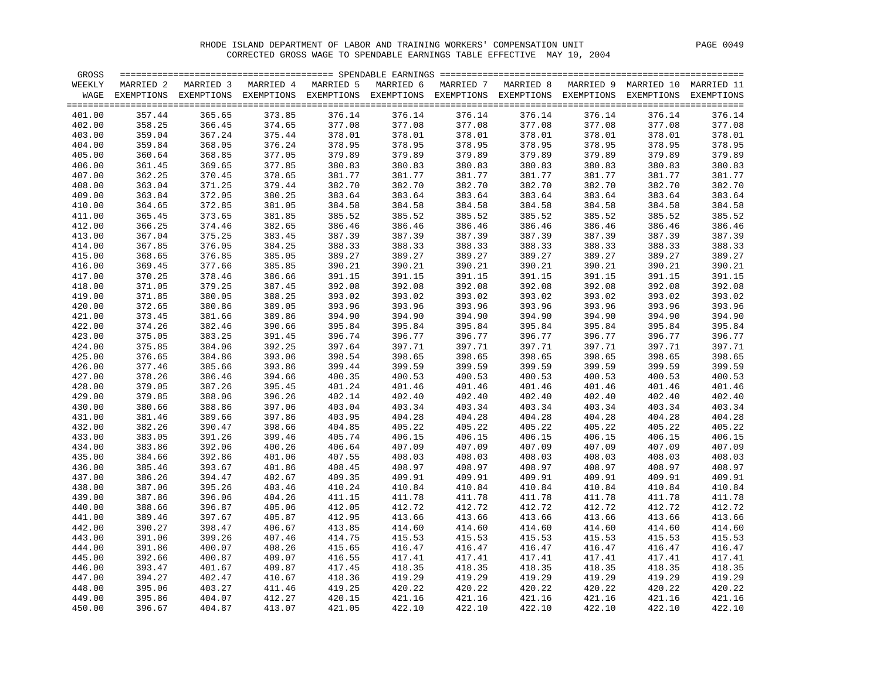RHODE ISLAND DEPARTMENT OF LABOR AND TRAINING WORKERS' COMPENSATION UNIT

CORRECTED GROSS WAGE TO SPENDABLE EARNINGS TABLE EFFECTIVE MAY 10, 2004

| GROSS WEEKLY WAGE | MARRIED 2 EXEMPTIONS | MARRIED 3 EXEMPTIONS | MARRIED 4 EXEMPTIONS | MARRIED 5 EXEMPTIONS | MARRIED 6 EXEMPTIONS | MARRIED 7 EXEMPTIONS | MARRIED 8 EXEMPTIONS | MARRIED 9 EXEMPTIONS | MARRIED 10 EXEMPTIONS | MARRIED 11 EXEMPTIONS |
|---|---|---|---|---|---|---|---|---|---|---|
| 401.00 | 357.44 | 365.65 | 373.85 | 376.14 | 376.14 | 376.14 | 376.14 | 376.14 | 376.14 | 376.14 |
| 402.00 | 358.25 | 366.45 | 374.65 | 377.08 | 377.08 | 377.08 | 377.08 | 377.08 | 377.08 | 377.08 |
| 403.00 | 359.04 | 367.24 | 375.44 | 378.01 | 378.01 | 378.01 | 378.01 | 378.01 | 378.01 | 378.01 |
| 404.00 | 359.84 | 368.05 | 376.24 | 378.95 | 378.95 | 378.95 | 378.95 | 378.95 | 378.95 | 378.95 |
| 405.00 | 360.64 | 368.85 | 377.05 | 379.89 | 379.89 | 379.89 | 379.89 | 379.89 | 379.89 | 379.89 |
| 406.00 | 361.45 | 369.65 | 377.85 | 380.83 | 380.83 | 380.83 | 380.83 | 380.83 | 380.83 | 380.83 |
| 407.00 | 362.25 | 370.45 | 378.65 | 381.77 | 381.77 | 381.77 | 381.77 | 381.77 | 381.77 | 381.77 |
| 408.00 | 363.04 | 371.25 | 379.44 | 382.70 | 382.70 | 382.70 | 382.70 | 382.70 | 382.70 | 382.70 |
| 409.00 | 363.84 | 372.05 | 380.25 | 383.64 | 383.64 | 383.64 | 383.64 | 383.64 | 383.64 | 383.64 |
| 410.00 | 364.65 | 372.85 | 381.05 | 384.58 | 384.58 | 384.58 | 384.58 | 384.58 | 384.58 | 384.58 |
| 411.00 | 365.45 | 373.65 | 381.85 | 385.52 | 385.52 | 385.52 | 385.52 | 385.52 | 385.52 | 385.52 |
| 412.00 | 366.25 | 374.46 | 382.65 | 386.46 | 386.46 | 386.46 | 386.46 | 386.46 | 386.46 | 386.46 |
| 413.00 | 367.04 | 375.25 | 383.45 | 387.39 | 387.39 | 387.39 | 387.39 | 387.39 | 387.39 | 387.39 |
| 414.00 | 367.85 | 376.05 | 384.25 | 388.33 | 388.33 | 388.33 | 388.33 | 388.33 | 388.33 | 388.33 |
| 415.00 | 368.65 | 376.85 | 385.05 | 389.27 | 389.27 | 389.27 | 389.27 | 389.27 | 389.27 | 389.27 |
| 416.00 | 369.45 | 377.66 | 385.85 | 390.21 | 390.21 | 390.21 | 390.21 | 390.21 | 390.21 | 390.21 |
| 417.00 | 370.25 | 378.46 | 386.66 | 391.15 | 391.15 | 391.15 | 391.15 | 391.15 | 391.15 | 391.15 |
| 418.00 | 371.05 | 379.25 | 387.45 | 392.08 | 392.08 | 392.08 | 392.08 | 392.08 | 392.08 | 392.08 |
| 419.00 | 371.85 | 380.05 | 388.25 | 393.02 | 393.02 | 393.02 | 393.02 | 393.02 | 393.02 | 393.02 |
| 420.00 | 372.65 | 380.86 | 389.05 | 393.96 | 393.96 | 393.96 | 393.96 | 393.96 | 393.96 | 393.96 |
| 421.00 | 373.45 | 381.66 | 389.86 | 394.90 | 394.90 | 394.90 | 394.90 | 394.90 | 394.90 | 394.90 |
| 422.00 | 374.26 | 382.46 | 390.66 | 395.84 | 395.84 | 395.84 | 395.84 | 395.84 | 395.84 | 395.84 |
| 423.00 | 375.05 | 383.25 | 391.45 | 396.74 | 396.77 | 396.77 | 396.77 | 396.77 | 396.77 | 396.77 |
| 424.00 | 375.85 | 384.06 | 392.25 | 397.64 | 397.71 | 397.71 | 397.71 | 397.71 | 397.71 | 397.71 |
| 425.00 | 376.65 | 384.86 | 393.06 | 398.54 | 398.65 | 398.65 | 398.65 | 398.65 | 398.65 | 398.65 |
| 426.00 | 377.46 | 385.66 | 393.86 | 399.44 | 399.59 | 399.59 | 399.59 | 399.59 | 399.59 | 399.59 |
| 427.00 | 378.26 | 386.46 | 394.66 | 400.35 | 400.53 | 400.53 | 400.53 | 400.53 | 400.53 | 400.53 |
| 428.00 | 379.05 | 387.26 | 395.45 | 401.24 | 401.46 | 401.46 | 401.46 | 401.46 | 401.46 | 401.46 |
| 429.00 | 379.85 | 388.06 | 396.26 | 402.14 | 402.40 | 402.40 | 402.40 | 402.40 | 402.40 | 402.40 |
| 430.00 | 380.66 | 388.86 | 397.06 | 403.04 | 403.34 | 403.34 | 403.34 | 403.34 | 403.34 | 403.34 |
| 431.00 | 381.46 | 389.66 | 397.86 | 403.95 | 404.28 | 404.28 | 404.28 | 404.28 | 404.28 | 404.28 |
| 432.00 | 382.26 | 390.47 | 398.66 | 404.85 | 405.22 | 405.22 | 405.22 | 405.22 | 405.22 | 405.22 |
| 433.00 | 383.05 | 391.26 | 399.46 | 405.74 | 406.15 | 406.15 | 406.15 | 406.15 | 406.15 | 406.15 |
| 434.00 | 383.86 | 392.06 | 400.26 | 406.64 | 407.09 | 407.09 | 407.09 | 407.09 | 407.09 | 407.09 |
| 435.00 | 384.66 | 392.86 | 401.06 | 407.55 | 408.03 | 408.03 | 408.03 | 408.03 | 408.03 | 408.03 |
| 436.00 | 385.46 | 393.67 | 401.86 | 408.45 | 408.97 | 408.97 | 408.97 | 408.97 | 408.97 | 408.97 |
| 437.00 | 386.26 | 394.47 | 402.67 | 409.35 | 409.91 | 409.91 | 409.91 | 409.91 | 409.91 | 409.91 |
| 438.00 | 387.06 | 395.26 | 403.46 | 410.24 | 410.84 | 410.84 | 410.84 | 410.84 | 410.84 | 410.84 |
| 439.00 | 387.86 | 396.06 | 404.26 | 411.15 | 411.78 | 411.78 | 411.78 | 411.78 | 411.78 | 411.78 |
| 440.00 | 388.66 | 396.87 | 405.06 | 412.05 | 412.72 | 412.72 | 412.72 | 412.72 | 412.72 | 412.72 |
| 441.00 | 389.46 | 397.67 | 405.87 | 412.95 | 413.66 | 413.66 | 413.66 | 413.66 | 413.66 | 413.66 |
| 442.00 | 390.27 | 398.47 | 406.67 | 413.85 | 414.60 | 414.60 | 414.60 | 414.60 | 414.60 | 414.60 |
| 443.00 | 391.06 | 399.26 | 407.46 | 414.75 | 415.53 | 415.53 | 415.53 | 415.53 | 415.53 | 415.53 |
| 444.00 | 391.86 | 400.07 | 408.26 | 415.65 | 416.47 | 416.47 | 416.47 | 416.47 | 416.47 | 416.47 |
| 445.00 | 392.66 | 400.87 | 409.07 | 416.55 | 417.41 | 417.41 | 417.41 | 417.41 | 417.41 | 417.41 |
| 446.00 | 393.47 | 401.67 | 409.87 | 417.45 | 418.35 | 418.35 | 418.35 | 418.35 | 418.35 | 418.35 |
| 447.00 | 394.27 | 402.47 | 410.67 | 418.36 | 419.29 | 419.29 | 419.29 | 419.29 | 419.29 | 419.29 |
| 448.00 | 395.06 | 403.27 | 411.46 | 419.25 | 420.22 | 420.22 | 420.22 | 420.22 | 420.22 | 420.22 |
| 449.00 | 395.86 | 404.07 | 412.27 | 420.15 | 421.16 | 421.16 | 421.16 | 421.16 | 421.16 | 421.16 |
| 450.00 | 396.67 | 404.87 | 413.07 | 421.05 | 422.10 | 422.10 | 422.10 | 422.10 | 422.10 | 422.10 |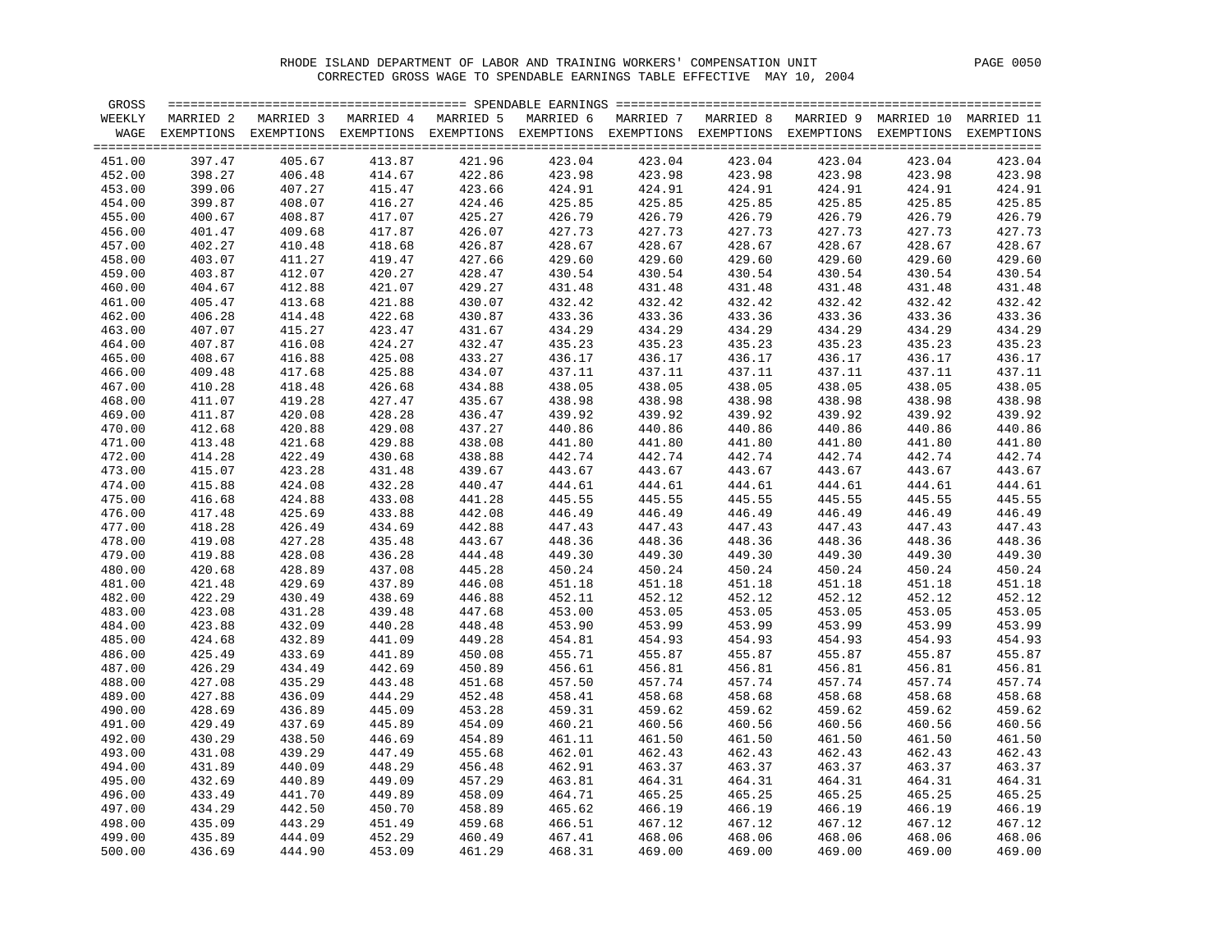RHODE ISLAND DEPARTMENT OF LABOR AND TRAINING WORKERS' COMPENSATION UNIT

CORRECTED GROSS WAGE TO SPENDABLE EARNINGS TABLE EFFECTIVE MAY 10, 2004

| GROSS WEEKLY WAGE | MARRIED 2 EXEMPTIONS | MARRIED 3 EXEMPTIONS | MARRIED 4 EXEMPTIONS | MARRIED 5 EXEMPTIONS | MARRIED 6 EXEMPTIONS | MARRIED 7 EXEMPTIONS | MARRIED 8 EXEMPTIONS | MARRIED 9 EXEMPTIONS | MARRIED 10 EXEMPTIONS | MARRIED 11 EXEMPTIONS |
|---|---|---|---|---|---|---|---|---|---|---|
| 451.00 | 397.47 | 405.67 | 413.87 | 421.96 | 423.04 | 423.04 | 423.04 | 423.04 | 423.04 | 423.04 |
| 452.00 | 398.27 | 406.48 | 414.67 | 422.86 | 423.98 | 423.98 | 423.98 | 423.98 | 423.98 | 423.98 |
| 453.00 | 399.06 | 407.27 | 415.47 | 423.66 | 424.91 | 424.91 | 424.91 | 424.91 | 424.91 | 424.91 |
| 454.00 | 399.87 | 408.07 | 416.27 | 424.46 | 425.85 | 425.85 | 425.85 | 425.85 | 425.85 | 425.85 |
| 455.00 | 400.67 | 408.87 | 417.07 | 425.27 | 426.79 | 426.79 | 426.79 | 426.79 | 426.79 | 426.79 |
| 456.00 | 401.47 | 409.68 | 417.87 | 426.07 | 427.73 | 427.73 | 427.73 | 427.73 | 427.73 | 427.73 |
| 457.00 | 402.27 | 410.48 | 418.68 | 426.87 | 428.67 | 428.67 | 428.67 | 428.67 | 428.67 | 428.67 |
| 458.00 | 403.07 | 411.27 | 419.47 | 427.66 | 429.60 | 429.60 | 429.60 | 429.60 | 429.60 | 429.60 |
| 459.00 | 403.87 | 412.07 | 420.27 | 428.47 | 430.54 | 430.54 | 430.54 | 430.54 | 430.54 | 430.54 |
| 460.00 | 404.67 | 412.88 | 421.07 | 429.27 | 431.48 | 431.48 | 431.48 | 431.48 | 431.48 | 431.48 |
| 461.00 | 405.47 | 413.68 | 421.88 | 430.07 | 432.42 | 432.42 | 432.42 | 432.42 | 432.42 | 432.42 |
| 462.00 | 406.28 | 414.48 | 422.68 | 430.87 | 433.36 | 433.36 | 433.36 | 433.36 | 433.36 | 433.36 |
| 463.00 | 407.07 | 415.27 | 423.47 | 431.67 | 434.29 | 434.29 | 434.29 | 434.29 | 434.29 | 434.29 |
| 464.00 | 407.87 | 416.08 | 424.27 | 432.47 | 435.23 | 435.23 | 435.23 | 435.23 | 435.23 | 435.23 |
| 465.00 | 408.67 | 416.88 | 425.08 | 433.27 | 436.17 | 436.17 | 436.17 | 436.17 | 436.17 | 436.17 |
| 466.00 | 409.48 | 417.68 | 425.88 | 434.07 | 437.11 | 437.11 | 437.11 | 437.11 | 437.11 | 437.11 |
| 467.00 | 410.28 | 418.48 | 426.68 | 434.88 | 438.05 | 438.05 | 438.05 | 438.05 | 438.05 | 438.05 |
| 468.00 | 411.07 | 419.28 | 427.47 | 435.67 | 438.98 | 438.98 | 438.98 | 438.98 | 438.98 | 438.98 |
| 469.00 | 411.87 | 420.08 | 428.28 | 436.47 | 439.92 | 439.92 | 439.92 | 439.92 | 439.92 | 439.92 |
| 470.00 | 412.68 | 420.88 | 429.08 | 437.27 | 440.86 | 440.86 | 440.86 | 440.86 | 440.86 | 440.86 |
| 471.00 | 413.48 | 421.68 | 429.88 | 438.08 | 441.80 | 441.80 | 441.80 | 441.80 | 441.80 | 441.80 |
| 472.00 | 414.28 | 422.49 | 430.68 | 438.88 | 442.74 | 442.74 | 442.74 | 442.74 | 442.74 | 442.74 |
| 473.00 | 415.07 | 423.28 | 431.48 | 439.67 | 443.67 | 443.67 | 443.67 | 443.67 | 443.67 | 443.67 |
| 474.00 | 415.88 | 424.08 | 432.28 | 440.47 | 444.61 | 444.61 | 444.61 | 444.61 | 444.61 | 444.61 |
| 475.00 | 416.68 | 424.88 | 433.08 | 441.28 | 445.55 | 445.55 | 445.55 | 445.55 | 445.55 | 445.55 |
| 476.00 | 417.48 | 425.69 | 433.88 | 442.08 | 446.49 | 446.49 | 446.49 | 446.49 | 446.49 | 446.49 |
| 477.00 | 418.28 | 426.49 | 434.69 | 442.88 | 447.43 | 447.43 | 447.43 | 447.43 | 447.43 | 447.43 |
| 478.00 | 419.08 | 427.28 | 435.48 | 443.67 | 448.36 | 448.36 | 448.36 | 448.36 | 448.36 | 448.36 |
| 479.00 | 419.88 | 428.08 | 436.28 | 444.48 | 449.30 | 449.30 | 449.30 | 449.30 | 449.30 | 449.30 |
| 480.00 | 420.68 | 428.89 | 437.08 | 445.28 | 450.24 | 450.24 | 450.24 | 450.24 | 450.24 | 450.24 |
| 481.00 | 421.48 | 429.69 | 437.89 | 446.08 | 451.18 | 451.18 | 451.18 | 451.18 | 451.18 | 451.18 |
| 482.00 | 422.29 | 430.49 | 438.69 | 446.88 | 452.11 | 452.12 | 452.12 | 452.12 | 452.12 | 452.12 |
| 483.00 | 423.08 | 431.28 | 439.48 | 447.68 | 453.00 | 453.05 | 453.05 | 453.05 | 453.05 | 453.05 |
| 484.00 | 423.88 | 432.09 | 440.28 | 448.48 | 453.90 | 453.99 | 453.99 | 453.99 | 453.99 | 453.99 |
| 485.00 | 424.68 | 432.89 | 441.09 | 449.28 | 454.81 | 454.93 | 454.93 | 454.93 | 454.93 | 454.93 |
| 486.00 | 425.49 | 433.69 | 441.89 | 450.08 | 455.71 | 455.87 | 455.87 | 455.87 | 455.87 | 455.87 |
| 487.00 | 426.29 | 434.49 | 442.69 | 450.89 | 456.61 | 456.81 | 456.81 | 456.81 | 456.81 | 456.81 |
| 488.00 | 427.08 | 435.29 | 443.48 | 451.68 | 457.50 | 457.74 | 457.74 | 457.74 | 457.74 | 457.74 |
| 489.00 | 427.88 | 436.09 | 444.29 | 452.48 | 458.41 | 458.68 | 458.68 | 458.68 | 458.68 | 458.68 |
| 490.00 | 428.69 | 436.89 | 445.09 | 453.28 | 459.31 | 459.62 | 459.62 | 459.62 | 459.62 | 459.62 |
| 491.00 | 429.49 | 437.69 | 445.89 | 454.09 | 460.21 | 460.56 | 460.56 | 460.56 | 460.56 | 460.56 |
| 492.00 | 430.29 | 438.50 | 446.69 | 454.89 | 461.11 | 461.50 | 461.50 | 461.50 | 461.50 | 461.50 |
| 493.00 | 431.08 | 439.29 | 447.49 | 455.68 | 462.01 | 462.43 | 462.43 | 462.43 | 462.43 | 462.43 |
| 494.00 | 431.89 | 440.09 | 448.29 | 456.48 | 462.91 | 463.37 | 463.37 | 463.37 | 463.37 | 463.37 |
| 495.00 | 432.69 | 440.89 | 449.09 | 457.29 | 463.81 | 464.31 | 464.31 | 464.31 | 464.31 | 464.31 |
| 496.00 | 433.49 | 441.70 | 449.89 | 458.09 | 464.71 | 465.25 | 465.25 | 465.25 | 465.25 | 465.25 |
| 497.00 | 434.29 | 442.50 | 450.70 | 458.89 | 465.62 | 466.19 | 466.19 | 466.19 | 466.19 | 466.19 |
| 498.00 | 435.09 | 443.29 | 451.49 | 459.68 | 466.51 | 467.12 | 467.12 | 467.12 | 467.12 | 467.12 |
| 499.00 | 435.89 | 444.09 | 452.29 | 460.49 | 467.41 | 468.06 | 468.06 | 468.06 | 468.06 | 468.06 |
| 500.00 | 436.69 | 444.90 | 453.09 | 461.29 | 468.31 | 469.00 | 469.00 | 469.00 | 469.00 | 469.00 |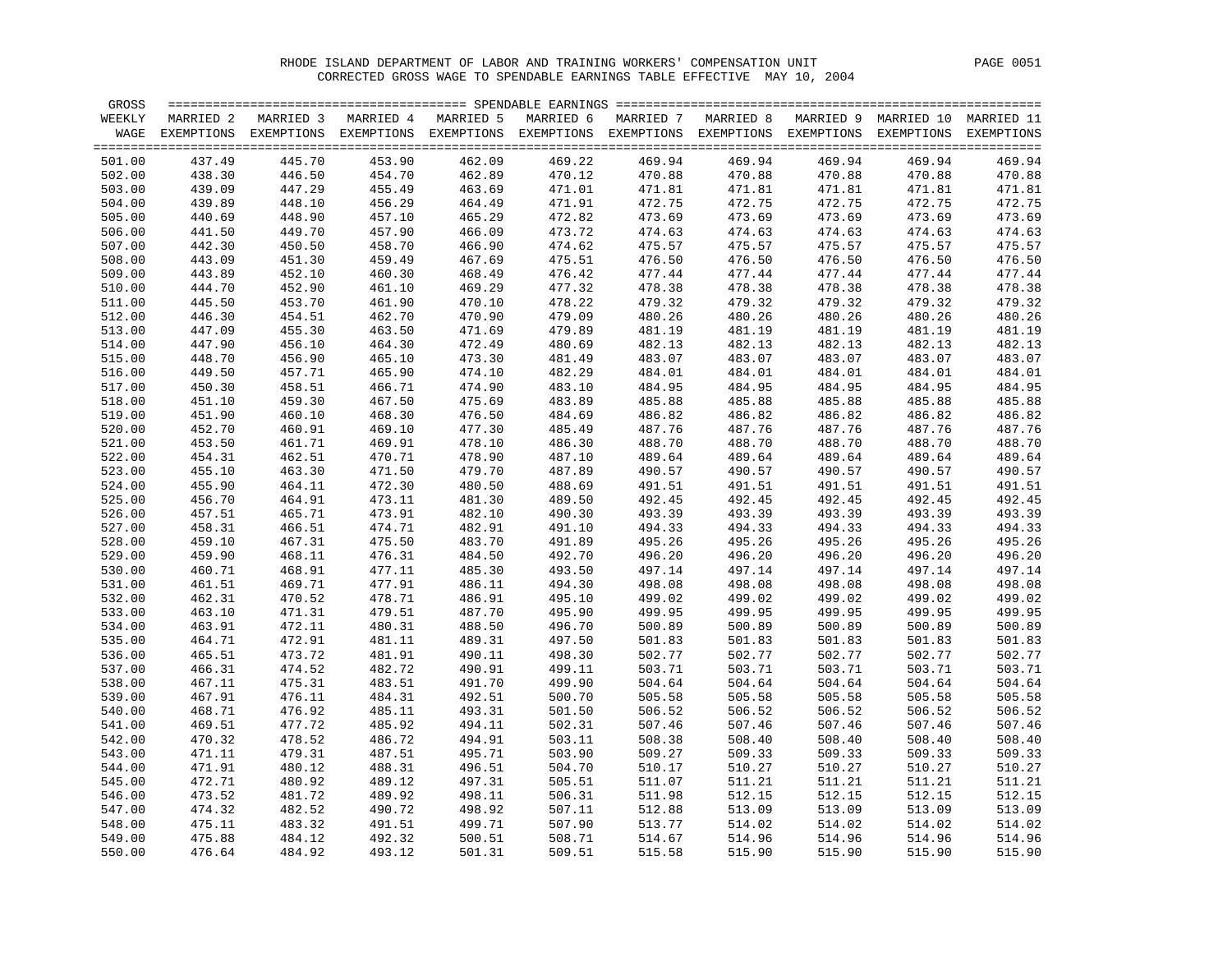RHODE ISLAND DEPARTMENT OF LABOR AND TRAINING WORKERS' COMPENSATION UNIT

CORRECTED GROSS WAGE TO SPENDABLE EARNINGS TABLE EFFECTIVE MAY 10, 2004

| GROSS WEEKLY WAGE | MARRIED 2 EXEMPTIONS | MARRIED 3 EXEMPTIONS | MARRIED 4 EXEMPTIONS | MARRIED 5 EXEMPTIONS | MARRIED 6 EXEMPTIONS | MARRIED 7 EXEMPTIONS | MARRIED 8 EXEMPTIONS | MARRIED 9 EXEMPTIONS | MARRIED 10 EXEMPTIONS | MARRIED 11 EXEMPTIONS |
|---|---|---|---|---|---|---|---|---|---|---|
| 501.00 | 437.49 | 445.70 | 453.90 | 462.09 | 469.22 | 469.94 | 469.94 | 469.94 | 469.94 | 469.94 |
| 502.00 | 438.30 | 446.50 | 454.70 | 462.89 | 470.12 | 470.88 | 470.88 | 470.88 | 470.88 | 470.88 |
| 503.00 | 439.09 | 447.29 | 455.49 | 463.69 | 471.01 | 471.81 | 471.81 | 471.81 | 471.81 | 471.81 |
| 504.00 | 439.89 | 448.10 | 456.29 | 464.49 | 471.91 | 472.75 | 472.75 | 472.75 | 472.75 | 472.75 |
| 505.00 | 440.69 | 448.90 | 457.10 | 465.29 | 472.82 | 473.69 | 473.69 | 473.69 | 473.69 | 473.69 |
| 506.00 | 441.50 | 449.70 | 457.90 | 466.09 | 473.72 | 474.63 | 474.63 | 474.63 | 474.63 | 474.63 |
| 507.00 | 442.30 | 450.50 | 458.70 | 466.90 | 474.62 | 475.57 | 475.57 | 475.57 | 475.57 | 475.57 |
| 508.00 | 443.09 | 451.30 | 459.49 | 467.69 | 475.51 | 476.50 | 476.50 | 476.50 | 476.50 | 476.50 |
| 509.00 | 443.89 | 452.10 | 460.30 | 468.49 | 476.42 | 477.44 | 477.44 | 477.44 | 477.44 | 477.44 |
| 510.00 | 444.70 | 452.90 | 461.10 | 469.29 | 477.32 | 478.38 | 478.38 | 478.38 | 478.38 | 478.38 |
| 511.00 | 445.50 | 453.70 | 461.90 | 470.10 | 478.22 | 479.32 | 479.32 | 479.32 | 479.32 | 479.32 |
| 512.00 | 446.30 | 454.51 | 462.70 | 470.90 | 479.09 | 480.26 | 480.26 | 480.26 | 480.26 | 480.26 |
| 513.00 | 447.09 | 455.30 | 463.50 | 471.69 | 479.89 | 481.19 | 481.19 | 481.19 | 481.19 | 481.19 |
| 514.00 | 447.90 | 456.10 | 464.30 | 472.49 | 480.69 | 482.13 | 482.13 | 482.13 | 482.13 | 482.13 |
| 515.00 | 448.70 | 456.90 | 465.10 | 473.30 | 481.49 | 483.07 | 483.07 | 483.07 | 483.07 | 483.07 |
| 516.00 | 449.50 | 457.71 | 465.90 | 474.10 | 482.29 | 484.01 | 484.01 | 484.01 | 484.01 | 484.01 |
| 517.00 | 450.30 | 458.51 | 466.71 | 474.90 | 483.10 | 484.95 | 484.95 | 484.95 | 484.95 | 484.95 |
| 518.00 | 451.10 | 459.30 | 467.50 | 475.69 | 483.89 | 485.88 | 485.88 | 485.88 | 485.88 | 485.88 |
| 519.00 | 451.90 | 460.10 | 468.30 | 476.50 | 484.69 | 486.82 | 486.82 | 486.82 | 486.82 | 486.82 |
| 520.00 | 452.70 | 460.91 | 469.10 | 477.30 | 485.49 | 487.76 | 487.76 | 487.76 | 487.76 | 487.76 |
| 521.00 | 453.50 | 461.71 | 469.91 | 478.10 | 486.30 | 488.70 | 488.70 | 488.70 | 488.70 | 488.70 |
| 522.00 | 454.31 | 462.51 | 470.71 | 478.90 | 487.10 | 489.64 | 489.64 | 489.64 | 489.64 | 489.64 |
| 523.00 | 455.10 | 463.30 | 471.50 | 479.70 | 487.89 | 490.57 | 490.57 | 490.57 | 490.57 | 490.57 |
| 524.00 | 455.90 | 464.11 | 472.30 | 480.50 | 488.69 | 491.51 | 491.51 | 491.51 | 491.51 | 491.51 |
| 525.00 | 456.70 | 464.91 | 473.11 | 481.30 | 489.50 | 492.45 | 492.45 | 492.45 | 492.45 | 492.45 |
| 526.00 | 457.51 | 465.71 | 473.91 | 482.10 | 490.30 | 493.39 | 493.39 | 493.39 | 493.39 | 493.39 |
| 527.00 | 458.31 | 466.51 | 474.71 | 482.91 | 491.10 | 494.33 | 494.33 | 494.33 | 494.33 | 494.33 |
| 528.00 | 459.10 | 467.31 | 475.50 | 483.70 | 491.89 | 495.26 | 495.26 | 495.26 | 495.26 | 495.26 |
| 529.00 | 459.90 | 468.11 | 476.31 | 484.50 | 492.70 | 496.20 | 496.20 | 496.20 | 496.20 | 496.20 |
| 530.00 | 460.71 | 468.91 | 477.11 | 485.30 | 493.50 | 497.14 | 497.14 | 497.14 | 497.14 | 497.14 |
| 531.00 | 461.51 | 469.71 | 477.91 | 486.11 | 494.30 | 498.08 | 498.08 | 498.08 | 498.08 | 498.08 |
| 532.00 | 462.31 | 470.52 | 478.71 | 486.91 | 495.10 | 499.02 | 499.02 | 499.02 | 499.02 | 499.02 |
| 533.00 | 463.10 | 471.31 | 479.51 | 487.70 | 495.90 | 499.95 | 499.95 | 499.95 | 499.95 | 499.95 |
| 534.00 | 463.91 | 472.11 | 480.31 | 488.50 | 496.70 | 500.89 | 500.89 | 500.89 | 500.89 | 500.89 |
| 535.00 | 464.71 | 472.91 | 481.11 | 489.31 | 497.50 | 501.83 | 501.83 | 501.83 | 501.83 | 501.83 |
| 536.00 | 465.51 | 473.72 | 481.91 | 490.11 | 498.30 | 502.77 | 502.77 | 502.77 | 502.77 | 502.77 |
| 537.00 | 466.31 | 474.52 | 482.72 | 490.91 | 499.11 | 503.71 | 503.71 | 503.71 | 503.71 | 503.71 |
| 538.00 | 467.11 | 475.31 | 483.51 | 491.70 | 499.90 | 504.64 | 504.64 | 504.64 | 504.64 | 504.64 |
| 539.00 | 467.91 | 476.11 | 484.31 | 492.51 | 500.70 | 505.58 | 505.58 | 505.58 | 505.58 | 505.58 |
| 540.00 | 468.71 | 476.92 | 485.11 | 493.31 | 501.50 | 506.52 | 506.52 | 506.52 | 506.52 | 506.52 |
| 541.00 | 469.51 | 477.72 | 485.92 | 494.11 | 502.31 | 507.46 | 507.46 | 507.46 | 507.46 | 507.46 |
| 542.00 | 470.32 | 478.52 | 486.72 | 494.91 | 503.11 | 508.38 | 508.40 | 508.40 | 508.40 | 508.40 |
| 543.00 | 471.11 | 479.31 | 487.51 | 495.71 | 503.90 | 509.27 | 509.33 | 509.33 | 509.33 | 509.33 |
| 544.00 | 471.91 | 480.12 | 488.31 | 496.51 | 504.70 | 510.17 | 510.27 | 510.27 | 510.27 | 510.27 |
| 545.00 | 472.71 | 480.92 | 489.12 | 497.31 | 505.51 | 511.07 | 511.21 | 511.21 | 511.21 | 511.21 |
| 546.00 | 473.52 | 481.72 | 489.92 | 498.11 | 506.31 | 511.98 | 512.15 | 512.15 | 512.15 | 512.15 |
| 547.00 | 474.32 | 482.52 | 490.72 | 498.92 | 507.11 | 512.88 | 513.09 | 513.09 | 513.09 | 513.09 |
| 548.00 | 475.11 | 483.32 | 491.51 | 499.71 | 507.90 | 513.77 | 514.02 | 514.02 | 514.02 | 514.02 |
| 549.00 | 475.88 | 484.12 | 492.32 | 500.51 | 508.71 | 514.67 | 514.96 | 514.96 | 514.96 | 514.96 |
| 550.00 | 476.64 | 484.92 | 493.12 | 501.31 | 509.51 | 515.58 | 515.90 | 515.90 | 515.90 | 515.90 |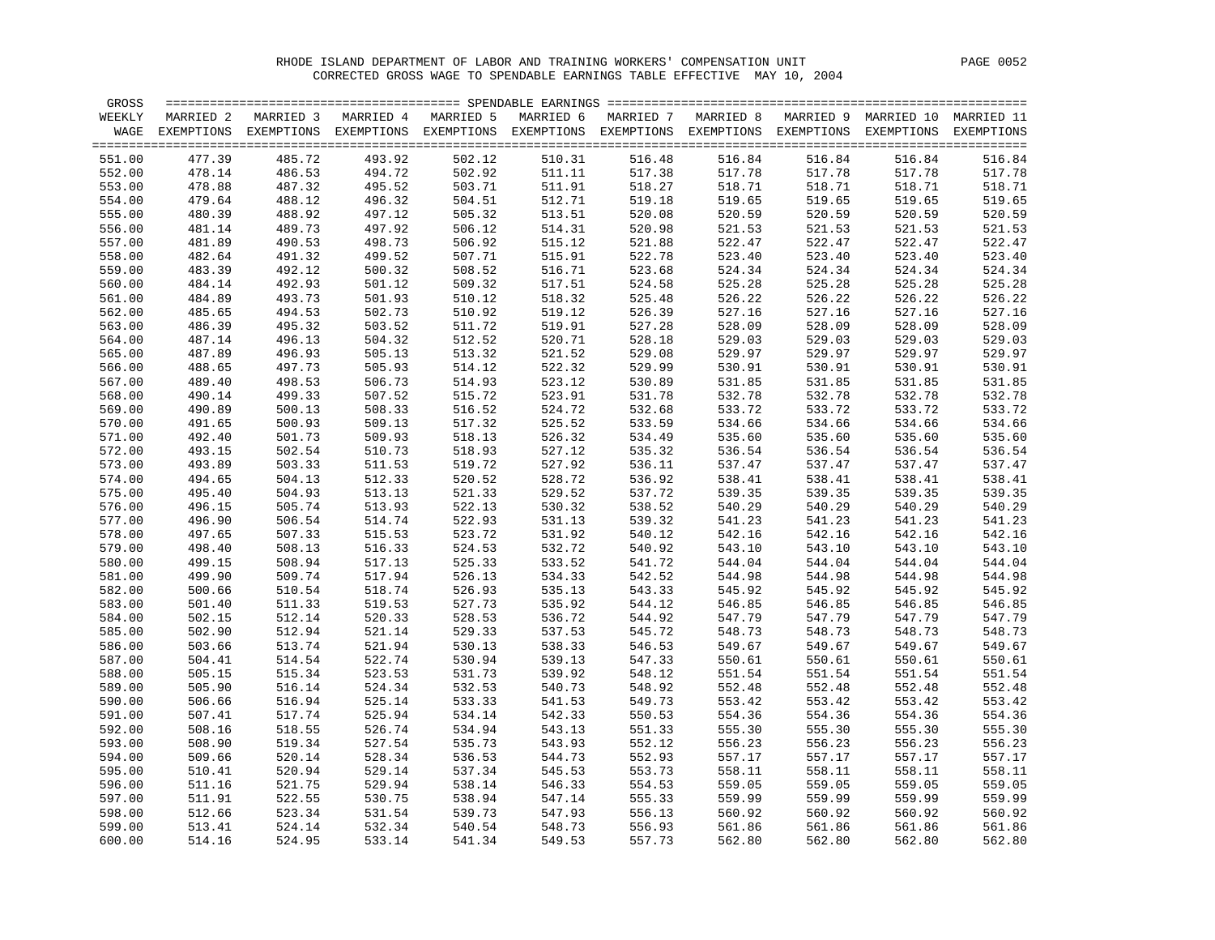RHODE ISLAND DEPARTMENT OF LABOR AND TRAINING WORKERS' COMPENSATION UNIT

CORRECTED GROSS WAGE TO SPENDABLE EARNINGS TABLE EFFECTIVE MAY 10, 2004

| GROSS WEEKLY WAGE | MARRIED 2 EXEMPTIONS | MARRIED 3 EXEMPTIONS | MARRIED 4 EXEMPTIONS | MARRIED 5 EXEMPTIONS | MARRIED 6 EXEMPTIONS | MARRIED 7 EXEMPTIONS | MARRIED 8 EXEMPTIONS | MARRIED 9 EXEMPTIONS | MARRIED 10 EXEMPTIONS | MARRIED 11 EXEMPTIONS |
|---|---|---|---|---|---|---|---|---|---|---|
| 551.00 | 477.39 | 485.72 | 493.92 | 502.12 | 510.31 | 516.48 | 516.84 | 516.84 | 516.84 | 516.84 |
| 552.00 | 478.14 | 486.53 | 494.72 | 502.92 | 511.11 | 517.38 | 517.78 | 517.78 | 517.78 | 517.78 |
| 553.00 | 478.88 | 487.32 | 495.52 | 503.71 | 511.91 | 518.27 | 518.71 | 518.71 | 518.71 | 518.71 |
| 554.00 | 479.64 | 488.12 | 496.32 | 504.51 | 512.71 | 519.18 | 519.65 | 519.65 | 519.65 | 519.65 |
| 555.00 | 480.39 | 488.92 | 497.12 | 505.32 | 513.51 | 520.08 | 520.59 | 520.59 | 520.59 | 520.59 |
| 556.00 | 481.14 | 489.73 | 497.92 | 506.12 | 514.31 | 520.98 | 521.53 | 521.53 | 521.53 | 521.53 |
| 557.00 | 481.89 | 490.53 | 498.73 | 506.92 | 515.12 | 521.88 | 522.47 | 522.47 | 522.47 | 522.47 |
| 558.00 | 482.64 | 491.32 | 499.52 | 507.71 | 515.91 | 522.78 | 523.40 | 523.40 | 523.40 | 523.40 |
| 559.00 | 483.39 | 492.12 | 500.32 | 508.52 | 516.71 | 523.68 | 524.34 | 524.34 | 524.34 | 524.34 |
| 560.00 | 484.14 | 492.93 | 501.12 | 509.32 | 517.51 | 524.58 | 525.28 | 525.28 | 525.28 | 525.28 |
| 561.00 | 484.89 | 493.73 | 501.93 | 510.12 | 518.32 | 525.48 | 526.22 | 526.22 | 526.22 | 526.22 |
| 562.00 | 485.65 | 494.53 | 502.73 | 510.92 | 519.12 | 526.39 | 527.16 | 527.16 | 527.16 | 527.16 |
| 563.00 | 486.39 | 495.32 | 503.52 | 511.72 | 519.91 | 527.28 | 528.09 | 528.09 | 528.09 | 528.09 |
| 564.00 | 487.14 | 496.13 | 504.32 | 512.52 | 520.71 | 528.18 | 529.03 | 529.03 | 529.03 | 529.03 |
| 565.00 | 487.89 | 496.93 | 505.13 | 513.32 | 521.52 | 529.08 | 529.97 | 529.97 | 529.97 | 529.97 |
| 566.00 | 488.65 | 497.73 | 505.93 | 514.12 | 522.32 | 529.99 | 530.91 | 530.91 | 530.91 | 530.91 |
| 567.00 | 489.40 | 498.53 | 506.73 | 514.93 | 523.12 | 530.89 | 531.85 | 531.85 | 531.85 | 531.85 |
| 568.00 | 490.14 | 499.33 | 507.52 | 515.72 | 523.91 | 531.78 | 532.78 | 532.78 | 532.78 | 532.78 |
| 569.00 | 490.89 | 500.13 | 508.33 | 516.52 | 524.72 | 532.68 | 533.72 | 533.72 | 533.72 | 533.72 |
| 570.00 | 491.65 | 500.93 | 509.13 | 517.32 | 525.52 | 533.59 | 534.66 | 534.66 | 534.66 | 534.66 |
| 571.00 | 492.40 | 501.73 | 509.93 | 518.13 | 526.32 | 534.49 | 535.60 | 535.60 | 535.60 | 535.60 |
| 572.00 | 493.15 | 502.54 | 510.73 | 518.93 | 527.12 | 535.32 | 536.54 | 536.54 | 536.54 | 536.54 |
| 573.00 | 493.89 | 503.33 | 511.53 | 519.72 | 527.92 | 536.11 | 537.47 | 537.47 | 537.47 | 537.47 |
| 574.00 | 494.65 | 504.13 | 512.33 | 520.52 | 528.72 | 536.92 | 538.41 | 538.41 | 538.41 | 538.41 |
| 575.00 | 495.40 | 504.93 | 513.13 | 521.33 | 529.52 | 537.72 | 539.35 | 539.35 | 539.35 | 539.35 |
| 576.00 | 496.15 | 505.74 | 513.93 | 522.13 | 530.32 | 538.52 | 540.29 | 540.29 | 540.29 | 540.29 |
| 577.00 | 496.90 | 506.54 | 514.74 | 522.93 | 531.13 | 539.32 | 541.23 | 541.23 | 541.23 | 541.23 |
| 578.00 | 497.65 | 507.33 | 515.53 | 523.72 | 531.92 | 540.12 | 542.16 | 542.16 | 542.16 | 542.16 |
| 579.00 | 498.40 | 508.13 | 516.33 | 524.53 | 532.72 | 540.92 | 543.10 | 543.10 | 543.10 | 543.10 |
| 580.00 | 499.15 | 508.94 | 517.13 | 525.33 | 533.52 | 541.72 | 544.04 | 544.04 | 544.04 | 544.04 |
| 581.00 | 499.90 | 509.74 | 517.94 | 526.13 | 534.33 | 542.52 | 544.98 | 544.98 | 544.98 | 544.98 |
| 582.00 | 500.66 | 510.54 | 518.74 | 526.93 | 535.13 | 543.33 | 545.92 | 545.92 | 545.92 | 545.92 |
| 583.00 | 501.40 | 511.33 | 519.53 | 527.73 | 535.92 | 544.12 | 546.85 | 546.85 | 546.85 | 546.85 |
| 584.00 | 502.15 | 512.14 | 520.33 | 528.53 | 536.72 | 544.92 | 547.79 | 547.79 | 547.79 | 547.79 |
| 585.00 | 502.90 | 512.94 | 521.14 | 529.33 | 537.53 | 545.72 | 548.73 | 548.73 | 548.73 | 548.73 |
| 586.00 | 503.66 | 513.74 | 521.94 | 530.13 | 538.33 | 546.53 | 549.67 | 549.67 | 549.67 | 549.67 |
| 587.00 | 504.41 | 514.54 | 522.74 | 530.94 | 539.13 | 547.33 | 550.61 | 550.61 | 550.61 | 550.61 |
| 588.00 | 505.15 | 515.34 | 523.53 | 531.73 | 539.92 | 548.12 | 551.54 | 551.54 | 551.54 | 551.54 |
| 589.00 | 505.90 | 516.14 | 524.34 | 532.53 | 540.73 | 548.92 | 552.48 | 552.48 | 552.48 | 552.48 |
| 590.00 | 506.66 | 516.94 | 525.14 | 533.33 | 541.53 | 549.73 | 553.42 | 553.42 | 553.42 | 553.42 |
| 591.00 | 507.41 | 517.74 | 525.94 | 534.14 | 542.33 | 550.53 | 554.36 | 554.36 | 554.36 | 554.36 |
| 592.00 | 508.16 | 518.55 | 526.74 | 534.94 | 543.13 | 551.33 | 555.30 | 555.30 | 555.30 | 555.30 |
| 593.00 | 508.90 | 519.34 | 527.54 | 535.73 | 543.93 | 552.12 | 556.23 | 556.23 | 556.23 | 556.23 |
| 594.00 | 509.66 | 520.14 | 528.34 | 536.53 | 544.73 | 552.93 | 557.17 | 557.17 | 557.17 | 557.17 |
| 595.00 | 510.41 | 520.94 | 529.14 | 537.34 | 545.53 | 553.73 | 558.11 | 558.11 | 558.11 | 558.11 |
| 596.00 | 511.16 | 521.75 | 529.94 | 538.14 | 546.33 | 554.53 | 559.05 | 559.05 | 559.05 | 559.05 |
| 597.00 | 511.91 | 522.55 | 530.75 | 538.94 | 547.14 | 555.33 | 559.99 | 559.99 | 559.99 | 559.99 |
| 598.00 | 512.66 | 523.34 | 531.54 | 539.73 | 547.93 | 556.13 | 560.92 | 560.92 | 560.92 | 560.92 |
| 599.00 | 513.41 | 524.14 | 532.34 | 540.54 | 548.73 | 556.93 | 561.86 | 561.86 | 561.86 | 561.86 |
| 600.00 | 514.16 | 524.95 | 533.14 | 541.34 | 549.53 | 557.73 | 562.80 | 562.80 | 562.80 | 562.80 |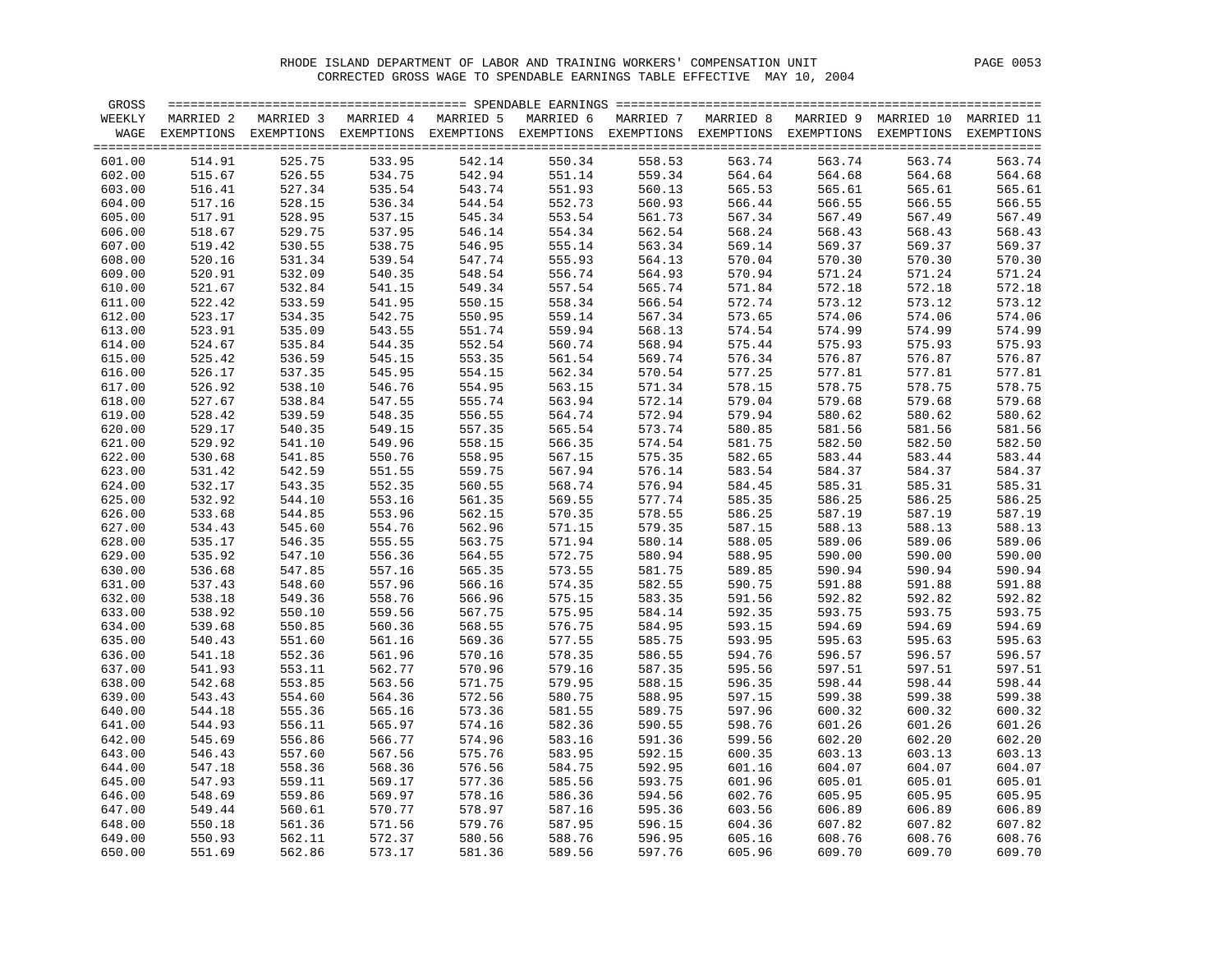# RHODE ISLAND DEPARTMENT OF LABOR AND TRAINING WORKERS' COMPENSATION UNIT

## CORRECTED GROSS WAGE TO SPENDABLE EARNINGS TABLE EFFECTIVE MAY 10, 2004

| GROSS WEEKLY WAGE | MARRIED 2 EXEMPTIONS | MARRIED 3 EXEMPTIONS | MARRIED 4 EXEMPTIONS | MARRIED 5 EXEMPTIONS | MARRIED 6 EXEMPTIONS | MARRIED 7 EXEMPTIONS | MARRIED 8 EXEMPTIONS | MARRIED 9 EXEMPTIONS | MARRIED 10 EXEMPTIONS | MARRIED 11 EXEMPTIONS |
|---|---|---|---|---|---|---|---|---|---|---|
| 601.00 | 514.91 | 525.75 | 533.95 | 542.14 | 550.34 | 558.53 | 563.74 | 563.74 | 563.74 | 563.74 |
| 602.00 | 515.67 | 526.55 | 534.75 | 542.94 | 551.14 | 559.34 | 564.64 | 564.68 | 564.68 | 564.68 |
| 603.00 | 516.41 | 527.34 | 535.54 | 543.74 | 551.93 | 560.13 | 565.53 | 565.61 | 565.61 | 565.61 |
| 604.00 | 517.16 | 528.15 | 536.34 | 544.54 | 552.73 | 560.93 | 566.44 | 566.55 | 566.55 | 566.55 |
| 605.00 | 517.91 | 528.95 | 537.15 | 545.34 | 553.54 | 561.73 | 567.34 | 567.49 | 567.49 | 567.49 |
| 606.00 | 518.67 | 529.75 | 537.95 | 546.14 | 554.34 | 562.54 | 568.24 | 568.43 | 568.43 | 568.43 |
| 607.00 | 519.42 | 530.55 | 538.75 | 546.95 | 555.14 | 563.34 | 569.14 | 569.37 | 569.37 | 569.37 |
| 608.00 | 520.16 | 531.34 | 539.54 | 547.74 | 555.93 | 564.13 | 570.04 | 570.30 | 570.30 | 570.30 |
| 609.00 | 520.91 | 532.09 | 540.35 | 548.54 | 556.74 | 564.93 | 570.94 | 571.24 | 571.24 | 571.24 |
| 610.00 | 521.67 | 532.84 | 541.15 | 549.34 | 557.54 | 565.74 | 571.84 | 572.18 | 572.18 | 572.18 |
| 611.00 | 522.42 | 533.59 | 541.95 | 550.15 | 558.34 | 566.54 | 572.74 | 573.12 | 573.12 | 573.12 |
| 612.00 | 523.17 | 534.35 | 542.75 | 550.95 | 559.14 | 567.34 | 573.65 | 574.06 | 574.06 | 574.06 |
| 613.00 | 523.91 | 535.09 | 543.55 | 551.74 | 559.94 | 568.13 | 574.54 | 574.99 | 574.99 | 574.99 |
| 614.00 | 524.67 | 535.84 | 544.35 | 552.54 | 560.74 | 568.94 | 575.44 | 575.93 | 575.93 | 575.93 |
| 615.00 | 525.42 | 536.59 | 545.15 | 553.35 | 561.54 | 569.74 | 576.34 | 576.87 | 576.87 | 576.87 |
| 616.00 | 526.17 | 537.35 | 545.95 | 554.15 | 562.34 | 570.54 | 577.25 | 577.81 | 577.81 | 577.81 |
| 617.00 | 526.92 | 538.10 | 546.76 | 554.95 | 563.15 | 571.34 | 578.15 | 578.75 | 578.75 | 578.75 |
| 618.00 | 527.67 | 538.84 | 547.55 | 555.74 | 563.94 | 572.14 | 579.04 | 579.68 | 579.68 | 579.68 |
| 619.00 | 528.42 | 539.59 | 548.35 | 556.55 | 564.74 | 572.94 | 579.94 | 580.62 | 580.62 | 580.62 |
| 620.00 | 529.17 | 540.35 | 549.15 | 557.35 | 565.54 | 573.74 | 580.85 | 581.56 | 581.56 | 581.56 |
| 621.00 | 529.92 | 541.10 | 549.96 | 558.15 | 566.35 | 574.54 | 581.75 | 582.50 | 582.50 | 582.50 |
| 622.00 | 530.68 | 541.85 | 550.76 | 558.95 | 567.15 | 575.35 | 582.65 | 583.44 | 583.44 | 583.44 |
| 623.00 | 531.42 | 542.59 | 551.55 | 559.75 | 567.94 | 576.14 | 583.54 | 584.37 | 584.37 | 584.37 |
| 624.00 | 532.17 | 543.35 | 552.35 | 560.55 | 568.74 | 576.94 | 584.45 | 585.31 | 585.31 | 585.31 |
| 625.00 | 532.92 | 544.10 | 553.16 | 561.35 | 569.55 | 577.74 | 585.35 | 586.25 | 586.25 | 586.25 |
| 626.00 | 533.68 | 544.85 | 553.96 | 562.15 | 570.35 | 578.55 | 586.25 | 587.19 | 587.19 | 587.19 |
| 627.00 | 534.43 | 545.60 | 554.76 | 562.96 | 571.15 | 579.35 | 587.15 | 588.13 | 588.13 | 588.13 |
| 628.00 | 535.17 | 546.35 | 555.55 | 563.75 | 571.94 | 580.14 | 588.05 | 589.06 | 589.06 | 589.06 |
| 629.00 | 535.92 | 547.10 | 556.36 | 564.55 | 572.75 | 580.94 | 588.95 | 590.00 | 590.00 | 590.00 |
| 630.00 | 536.68 | 547.85 | 557.16 | 565.35 | 573.55 | 581.75 | 589.85 | 590.94 | 590.94 | 590.94 |
| 631.00 | 537.43 | 548.60 | 557.96 | 566.16 | 574.35 | 582.55 | 590.75 | 591.88 | 591.88 | 591.88 |
| 632.00 | 538.18 | 549.36 | 558.76 | 566.96 | 575.15 | 583.35 | 591.56 | 592.82 | 592.82 | 592.82 |
| 633.00 | 538.92 | 550.10 | 559.56 | 567.75 | 575.95 | 584.14 | 592.35 | 593.75 | 593.75 | 593.75 |
| 634.00 | 539.68 | 550.85 | 560.36 | 568.55 | 576.75 | 584.95 | 593.15 | 594.69 | 594.69 | 594.69 |
| 635.00 | 540.43 | 551.60 | 561.16 | 569.36 | 577.55 | 585.75 | 593.95 | 595.63 | 595.63 | 595.63 |
| 636.00 | 541.18 | 552.36 | 561.96 | 570.16 | 578.35 | 586.55 | 594.76 | 596.57 | 596.57 | 596.57 |
| 637.00 | 541.93 | 553.11 | 562.77 | 570.96 | 579.16 | 587.35 | 595.56 | 597.51 | 597.51 | 597.51 |
| 638.00 | 542.68 | 553.85 | 563.56 | 571.75 | 579.95 | 588.15 | 596.35 | 598.44 | 598.44 | 598.44 |
| 639.00 | 543.43 | 554.60 | 564.36 | 572.56 | 580.75 | 588.95 | 597.15 | 599.38 | 599.38 | 599.38 |
| 640.00 | 544.18 | 555.36 | 565.16 | 573.36 | 581.55 | 589.75 | 597.96 | 600.32 | 600.32 | 600.32 |
| 641.00 | 544.93 | 556.11 | 565.97 | 574.16 | 582.36 | 590.55 | 598.76 | 601.26 | 601.26 | 601.26 |
| 642.00 | 545.69 | 556.86 | 566.77 | 574.96 | 583.16 | 591.36 | 599.56 | 602.20 | 602.20 | 602.20 |
| 643.00 | 546.43 | 557.60 | 567.56 | 575.76 | 583.95 | 592.15 | 600.35 | 603.13 | 603.13 | 603.13 |
| 644.00 | 547.18 | 558.36 | 568.36 | 576.56 | 584.75 | 592.95 | 601.16 | 604.07 | 604.07 | 604.07 |
| 645.00 | 547.93 | 559.11 | 569.17 | 577.36 | 585.56 | 593.75 | 601.96 | 605.01 | 605.01 | 605.01 |
| 646.00 | 548.69 | 559.86 | 569.97 | 578.16 | 586.36 | 594.56 | 602.76 | 605.95 | 605.95 | 605.95 |
| 647.00 | 549.44 | 560.61 | 570.77 | 578.97 | 587.16 | 595.36 | 603.56 | 606.89 | 606.89 | 606.89 |
| 648.00 | 550.18 | 561.36 | 571.56 | 579.76 | 587.95 | 596.15 | 604.36 | 607.82 | 607.82 | 607.82 |
| 649.00 | 550.93 | 562.11 | 572.37 | 580.56 | 588.76 | 596.95 | 605.16 | 608.76 | 608.76 | 608.76 |
| 650.00 | 551.69 | 562.86 | 573.17 | 581.36 | 589.56 | 597.76 | 605.96 | 609.70 | 609.70 | 609.70 |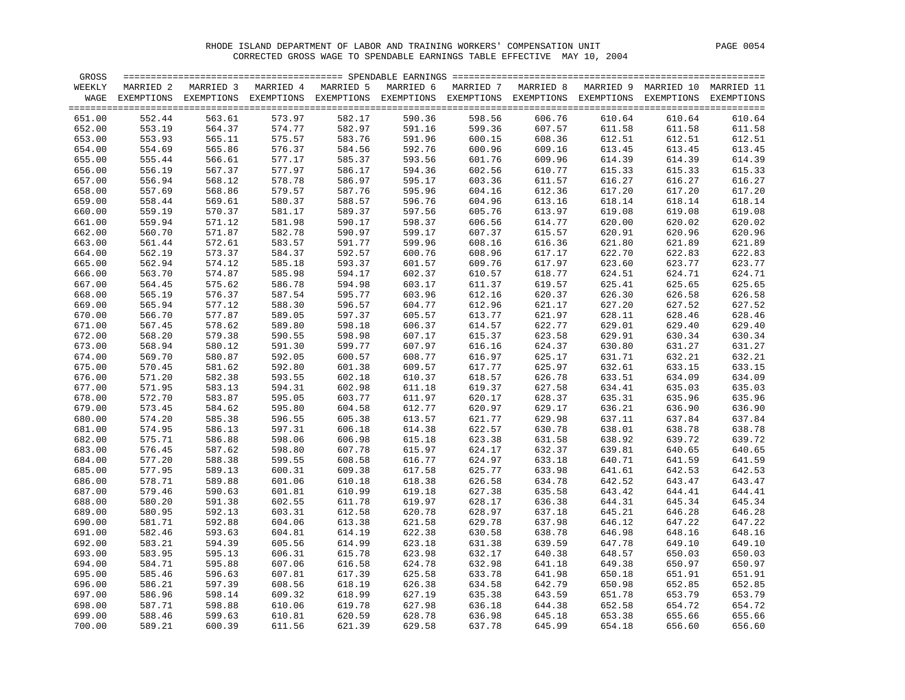RHODE ISLAND DEPARTMENT OF LABOR AND TRAINING WORKERS' COMPENSATION UNIT

CORRECTED GROSS WAGE TO SPENDABLE EARNINGS TABLE EFFECTIVE MAY 10, 2004

| GROSS WEEKLY WAGE | MARRIED 2 EXEMPTIONS | MARRIED 3 EXEMPTIONS | MARRIED 4 EXEMPTIONS | MARRIED 5 EXEMPTIONS | MARRIED 6 EXEMPTIONS | MARRIED 7 EXEMPTIONS | MARRIED 8 EXEMPTIONS | MARRIED 9 EXEMPTIONS | MARRIED 10 EXEMPTIONS | MARRIED 11 EXEMPTIONS |
|---|---|---|---|---|---|---|---|---|---|---|
| 651.00 | 552.44 | 563.61 | 573.97 | 582.17 | 590.36 | 598.56 | 606.76 | 610.64 | 610.64 | 610.64 |
| 652.00 | 553.19 | 564.37 | 574.77 | 582.97 | 591.16 | 599.36 | 607.57 | 611.58 | 611.58 | 611.58 |
| 653.00 | 553.93 | 565.11 | 575.57 | 583.76 | 591.96 | 600.15 | 608.36 | 612.51 | 612.51 | 612.51 |
| 654.00 | 554.69 | 565.86 | 576.37 | 584.56 | 592.76 | 600.96 | 609.16 | 613.45 | 613.45 | 613.45 |
| 655.00 | 555.44 | 566.61 | 577.17 | 585.37 | 593.56 | 601.76 | 609.96 | 614.39 | 614.39 | 614.39 |
| 656.00 | 556.19 | 567.37 | 577.97 | 586.17 | 594.36 | 602.56 | 610.77 | 615.33 | 615.33 | 615.33 |
| 657.00 | 556.94 | 568.12 | 578.78 | 586.97 | 595.17 | 603.36 | 611.57 | 616.27 | 616.27 | 616.27 |
| 658.00 | 557.69 | 568.86 | 579.57 | 587.76 | 595.96 | 604.16 | 612.36 | 617.20 | 617.20 | 617.20 |
| 659.00 | 558.44 | 569.61 | 580.37 | 588.57 | 596.76 | 604.96 | 613.16 | 618.14 | 618.14 | 618.14 |
| 660.00 | 559.19 | 570.37 | 581.17 | 589.37 | 597.56 | 605.76 | 613.97 | 619.08 | 619.08 | 619.08 |
| 661.00 | 559.94 | 571.12 | 581.98 | 590.17 | 598.37 | 606.56 | 614.77 | 620.00 | 620.02 | 620.02 |
| 662.00 | 560.70 | 571.87 | 582.78 | 590.97 | 599.17 | 607.37 | 615.57 | 620.91 | 620.96 | 620.96 |
| 663.00 | 561.44 | 572.61 | 583.57 | 591.77 | 599.96 | 608.16 | 616.36 | 621.80 | 621.89 | 621.89 |
| 664.00 | 562.19 | 573.37 | 584.37 | 592.57 | 600.76 | 608.96 | 617.17 | 622.70 | 622.83 | 622.83 |
| 665.00 | 562.94 | 574.12 | 585.18 | 593.37 | 601.57 | 609.76 | 617.97 | 623.60 | 623.77 | 623.77 |
| 666.00 | 563.70 | 574.87 | 585.98 | 594.17 | 602.37 | 610.57 | 618.77 | 624.51 | 624.71 | 624.71 |
| 667.00 | 564.45 | 575.62 | 586.78 | 594.98 | 603.17 | 611.37 | 619.57 | 625.41 | 625.65 | 625.65 |
| 668.00 | 565.19 | 576.37 | 587.54 | 595.77 | 603.96 | 612.16 | 620.37 | 626.30 | 626.58 | 626.58 |
| 669.00 | 565.94 | 577.12 | 588.30 | 596.57 | 604.77 | 612.96 | 621.17 | 627.20 | 627.52 | 627.52 |
| 670.00 | 566.70 | 577.87 | 589.05 | 597.37 | 605.57 | 613.77 | 621.97 | 628.11 | 628.46 | 628.46 |
| 671.00 | 567.45 | 578.62 | 589.80 | 598.18 | 606.37 | 614.57 | 622.77 | 629.01 | 629.40 | 629.40 |
| 672.00 | 568.20 | 579.38 | 590.55 | 598.98 | 607.17 | 615.37 | 623.58 | 629.91 | 630.34 | 630.34 |
| 673.00 | 568.94 | 580.12 | 591.30 | 599.77 | 607.97 | 616.16 | 624.37 | 630.80 | 631.27 | 631.27 |
| 674.00 | 569.70 | 580.87 | 592.05 | 600.57 | 608.77 | 616.97 | 625.17 | 631.71 | 632.21 | 632.21 |
| 675.00 | 570.45 | 581.62 | 592.80 | 601.38 | 609.57 | 617.77 | 625.97 | 632.61 | 633.15 | 633.15 |
| 676.00 | 571.20 | 582.38 | 593.55 | 602.18 | 610.37 | 618.57 | 626.78 | 633.51 | 634.09 | 634.09 |
| 677.00 | 571.95 | 583.13 | 594.31 | 602.98 | 611.18 | 619.37 | 627.58 | 634.41 | 635.03 | 635.03 |
| 678.00 | 572.70 | 583.87 | 595.05 | 603.77 | 611.97 | 620.17 | 628.37 | 635.31 | 635.96 | 635.96 |
| 679.00 | 573.45 | 584.62 | 595.80 | 604.58 | 612.77 | 620.97 | 629.17 | 636.21 | 636.90 | 636.90 |
| 680.00 | 574.20 | 585.38 | 596.55 | 605.38 | 613.57 | 621.77 | 629.98 | 637.11 | 637.84 | 637.84 |
| 681.00 | 574.95 | 586.13 | 597.31 | 606.18 | 614.38 | 622.57 | 630.78 | 638.01 | 638.78 | 638.78 |
| 682.00 | 575.71 | 586.88 | 598.06 | 606.98 | 615.18 | 623.38 | 631.58 | 638.92 | 639.72 | 639.72 |
| 683.00 | 576.45 | 587.62 | 598.80 | 607.78 | 615.97 | 624.17 | 632.37 | 639.81 | 640.65 | 640.65 |
| 684.00 | 577.20 | 588.38 | 599.55 | 608.58 | 616.77 | 624.97 | 633.18 | 640.71 | 641.59 | 641.59 |
| 685.00 | 577.95 | 589.13 | 600.31 | 609.38 | 617.58 | 625.77 | 633.98 | 641.61 | 642.53 | 642.53 |
| 686.00 | 578.71 | 589.88 | 601.06 | 610.18 | 618.38 | 626.58 | 634.78 | 642.52 | 643.47 | 643.47 |
| 687.00 | 579.46 | 590.63 | 601.81 | 610.99 | 619.18 | 627.38 | 635.58 | 643.42 | 644.41 | 644.41 |
| 688.00 | 580.20 | 591.38 | 602.55 | 611.78 | 619.97 | 628.17 | 636.38 | 644.31 | 645.34 | 645.34 |
| 689.00 | 580.95 | 592.13 | 603.31 | 612.58 | 620.78 | 628.97 | 637.18 | 645.21 | 646.28 | 646.28 |
| 690.00 | 581.71 | 592.88 | 604.06 | 613.38 | 621.58 | 629.78 | 637.98 | 646.12 | 647.22 | 647.22 |
| 691.00 | 582.46 | 593.63 | 604.81 | 614.19 | 622.38 | 630.58 | 638.78 | 646.98 | 648.16 | 648.16 |
| 692.00 | 583.21 | 594.39 | 605.56 | 614.99 | 623.18 | 631.38 | 639.59 | 647.78 | 649.10 | 649.10 |
| 693.00 | 583.95 | 595.13 | 606.31 | 615.78 | 623.98 | 632.17 | 640.38 | 648.57 | 650.03 | 650.03 |
| 694.00 | 584.71 | 595.88 | 607.06 | 616.58 | 624.78 | 632.98 | 641.18 | 649.38 | 650.97 | 650.97 |
| 695.00 | 585.46 | 596.63 | 607.81 | 617.39 | 625.58 | 633.78 | 641.98 | 650.18 | 651.91 | 651.91 |
| 696.00 | 586.21 | 597.39 | 608.56 | 618.19 | 626.38 | 634.58 | 642.79 | 650.98 | 652.85 | 652.85 |
| 697.00 | 586.96 | 598.14 | 609.32 | 618.99 | 627.19 | 635.38 | 643.59 | 651.78 | 653.79 | 653.79 |
| 698.00 | 587.71 | 598.88 | 610.06 | 619.78 | 627.98 | 636.18 | 644.38 | 652.58 | 654.72 | 654.72 |
| 699.00 | 588.46 | 599.63 | 610.81 | 620.59 | 628.78 | 636.98 | 645.18 | 653.38 | 655.66 | 655.66 |
| 700.00 | 589.21 | 600.39 | 611.56 | 621.39 | 629.58 | 637.78 | 645.99 | 654.18 | 656.60 | 656.60 |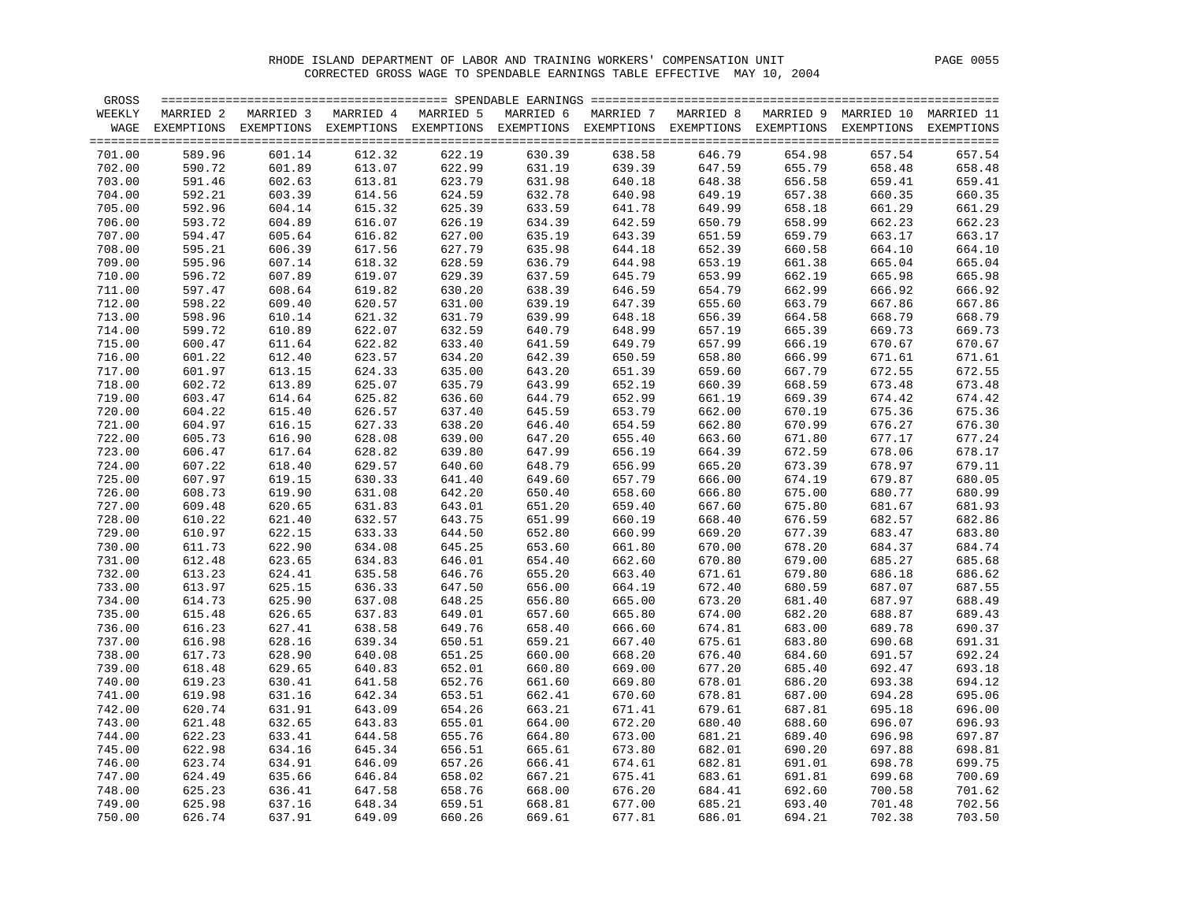RHODE ISLAND DEPARTMENT OF LABOR AND TRAINING WORKERS' COMPENSATION UNIT

CORRECTED GROSS WAGE TO SPENDABLE EARNINGS TABLE EFFECTIVE MAY 10, 2004

| GROSS WEEKLY WAGE | MARRIED 2 EXEMPTIONS | MARRIED 3 EXEMPTIONS | MARRIED 4 EXEMPTIONS | MARRIED 5 EXEMPTIONS | MARRIED 6 EXEMPTIONS | MARRIED 7 EXEMPTIONS | MARRIED 8 EXEMPTIONS | MARRIED 9 EXEMPTIONS | MARRIED 10 EXEMPTIONS | MARRIED 11 EXEMPTIONS |
|---|---|---|---|---|---|---|---|---|---|---|
| 701.00 | 589.96 | 601.14 | 612.32 | 622.19 | 630.39 | 638.58 | 646.79 | 654.98 | 657.54 | 657.54 |
| 702.00 | 590.72 | 601.89 | 613.07 | 622.99 | 631.19 | 639.39 | 647.59 | 655.79 | 658.48 | 658.48 |
| 703.00 | 591.46 | 602.63 | 613.81 | 623.79 | 631.98 | 640.18 | 648.38 | 656.58 | 659.41 | 659.41 |
| 704.00 | 592.21 | 603.39 | 614.56 | 624.59 | 632.78 | 640.98 | 649.19 | 657.38 | 660.35 | 660.35 |
| 705.00 | 592.96 | 604.14 | 615.32 | 625.39 | 633.59 | 641.78 | 649.99 | 658.18 | 661.29 | 661.29 |
| 706.00 | 593.72 | 604.89 | 616.07 | 626.19 | 634.39 | 642.59 | 650.79 | 658.99 | 662.23 | 662.23 |
| 707.00 | 594.47 | 605.64 | 616.82 | 627.00 | 635.19 | 643.39 | 651.59 | 659.79 | 663.17 | 663.17 |
| 708.00 | 595.21 | 606.39 | 617.56 | 627.79 | 635.98 | 644.18 | 652.39 | 660.58 | 664.10 | 664.10 |
| 709.00 | 595.96 | 607.14 | 618.32 | 628.59 | 636.79 | 644.98 | 653.19 | 661.38 | 665.04 | 665.04 |
| 710.00 | 596.72 | 607.89 | 619.07 | 629.39 | 637.59 | 645.79 | 653.99 | 662.19 | 665.98 | 665.98 |
| 711.00 | 597.47 | 608.64 | 619.82 | 630.20 | 638.39 | 646.59 | 654.79 | 662.99 | 666.92 | 666.92 |
| 712.00 | 598.22 | 609.40 | 620.57 | 631.00 | 639.19 | 647.39 | 655.60 | 663.79 | 667.86 | 667.86 |
| 713.00 | 598.96 | 610.14 | 621.32 | 631.79 | 639.99 | 648.18 | 656.39 | 664.58 | 668.79 | 668.79 |
| 714.00 | 599.72 | 610.89 | 622.07 | 632.59 | 640.79 | 648.99 | 657.19 | 665.39 | 669.73 | 669.73 |
| 715.00 | 600.47 | 611.64 | 622.82 | 633.40 | 641.59 | 649.79 | 657.99 | 666.19 | 670.67 | 670.67 |
| 716.00 | 601.22 | 612.40 | 623.57 | 634.20 | 642.39 | 650.59 | 658.80 | 666.99 | 671.61 | 671.61 |
| 717.00 | 601.97 | 613.15 | 624.33 | 635.00 | 643.20 | 651.39 | 659.60 | 667.79 | 672.55 | 672.55 |
| 718.00 | 602.72 | 613.89 | 625.07 | 635.79 | 643.99 | 652.19 | 660.39 | 668.59 | 673.48 | 673.48 |
| 719.00 | 603.47 | 614.64 | 625.82 | 636.60 | 644.79 | 652.99 | 661.19 | 669.39 | 674.42 | 674.42 |
| 720.00 | 604.22 | 615.40 | 626.57 | 637.40 | 645.59 | 653.79 | 662.00 | 670.19 | 675.36 | 675.36 |
| 721.00 | 604.97 | 616.15 | 627.33 | 638.20 | 646.40 | 654.59 | 662.80 | 670.99 | 676.27 | 676.30 |
| 722.00 | 605.73 | 616.90 | 628.08 | 639.00 | 647.20 | 655.40 | 663.60 | 671.80 | 677.17 | 677.24 |
| 723.00 | 606.47 | 617.64 | 628.82 | 639.80 | 647.99 | 656.19 | 664.39 | 672.59 | 678.06 | 678.17 |
| 724.00 | 607.22 | 618.40 | 629.57 | 640.60 | 648.79 | 656.99 | 665.20 | 673.39 | 678.97 | 679.11 |
| 725.00 | 607.97 | 619.15 | 630.33 | 641.40 | 649.60 | 657.79 | 666.00 | 674.19 | 679.87 | 680.05 |
| 726.00 | 608.73 | 619.90 | 631.08 | 642.20 | 650.40 | 658.60 | 666.80 | 675.00 | 680.77 | 680.99 |
| 727.00 | 609.48 | 620.65 | 631.83 | 643.01 | 651.20 | 659.40 | 667.60 | 675.80 | 681.67 | 681.93 |
| 728.00 | 610.22 | 621.40 | 632.57 | 643.75 | 651.99 | 660.19 | 668.40 | 676.59 | 682.57 | 682.86 |
| 729.00 | 610.97 | 622.15 | 633.33 | 644.50 | 652.80 | 660.99 | 669.20 | 677.39 | 683.47 | 683.80 |
| 730.00 | 611.73 | 622.90 | 634.08 | 645.25 | 653.60 | 661.80 | 670.00 | 678.20 | 684.37 | 684.74 |
| 731.00 | 612.48 | 623.65 | 634.83 | 646.01 | 654.40 | 662.60 | 670.80 | 679.00 | 685.27 | 685.68 |
| 732.00 | 613.23 | 624.41 | 635.58 | 646.76 | 655.20 | 663.40 | 671.61 | 679.80 | 686.18 | 686.62 |
| 733.00 | 613.97 | 625.15 | 636.33 | 647.50 | 656.00 | 664.19 | 672.40 | 680.59 | 687.07 | 687.55 |
| 734.00 | 614.73 | 625.90 | 637.08 | 648.25 | 656.80 | 665.00 | 673.20 | 681.40 | 687.97 | 688.49 |
| 735.00 | 615.48 | 626.65 | 637.83 | 649.01 | 657.60 | 665.80 | 674.00 | 682.20 | 688.87 | 689.43 |
| 736.00 | 616.23 | 627.41 | 638.58 | 649.76 | 658.40 | 666.60 | 674.81 | 683.00 | 689.78 | 690.37 |
| 737.00 | 616.98 | 628.16 | 639.34 | 650.51 | 659.21 | 667.40 | 675.61 | 683.80 | 690.68 | 691.31 |
| 738.00 | 617.73 | 628.90 | 640.08 | 651.25 | 660.00 | 668.20 | 676.40 | 684.60 | 691.57 | 692.24 |
| 739.00 | 618.48 | 629.65 | 640.83 | 652.01 | 660.80 | 669.00 | 677.20 | 685.40 | 692.47 | 693.18 |
| 740.00 | 619.23 | 630.41 | 641.58 | 652.76 | 661.60 | 669.80 | 678.01 | 686.20 | 693.38 | 694.12 |
| 741.00 | 619.98 | 631.16 | 642.34 | 653.51 | 662.41 | 670.60 | 678.81 | 687.00 | 694.28 | 695.06 |
| 742.00 | 620.74 | 631.91 | 643.09 | 654.26 | 663.21 | 671.41 | 679.61 | 687.81 | 695.18 | 696.00 |
| 743.00 | 621.48 | 632.65 | 643.83 | 655.01 | 664.00 | 672.20 | 680.40 | 688.60 | 696.07 | 696.93 |
| 744.00 | 622.23 | 633.41 | 644.58 | 655.76 | 664.80 | 673.00 | 681.21 | 689.40 | 696.98 | 697.87 |
| 745.00 | 622.98 | 634.16 | 645.34 | 656.51 | 665.61 | 673.80 | 682.01 | 690.20 | 697.88 | 698.81 |
| 746.00 | 623.74 | 634.91 | 646.09 | 657.26 | 666.41 | 674.61 | 682.81 | 691.01 | 698.78 | 699.75 |
| 747.00 | 624.49 | 635.66 | 646.84 | 658.02 | 667.21 | 675.41 | 683.61 | 691.81 | 699.68 | 700.69 |
| 748.00 | 625.23 | 636.41 | 647.58 | 658.76 | 668.00 | 676.20 | 684.41 | 692.60 | 700.58 | 701.62 |
| 749.00 | 625.98 | 637.16 | 648.34 | 659.51 | 668.81 | 677.00 | 685.21 | 693.40 | 701.48 | 702.56 |
| 750.00 | 626.74 | 637.91 | 649.09 | 660.26 | 669.61 | 677.81 | 686.01 | 694.21 | 702.38 | 703.50 |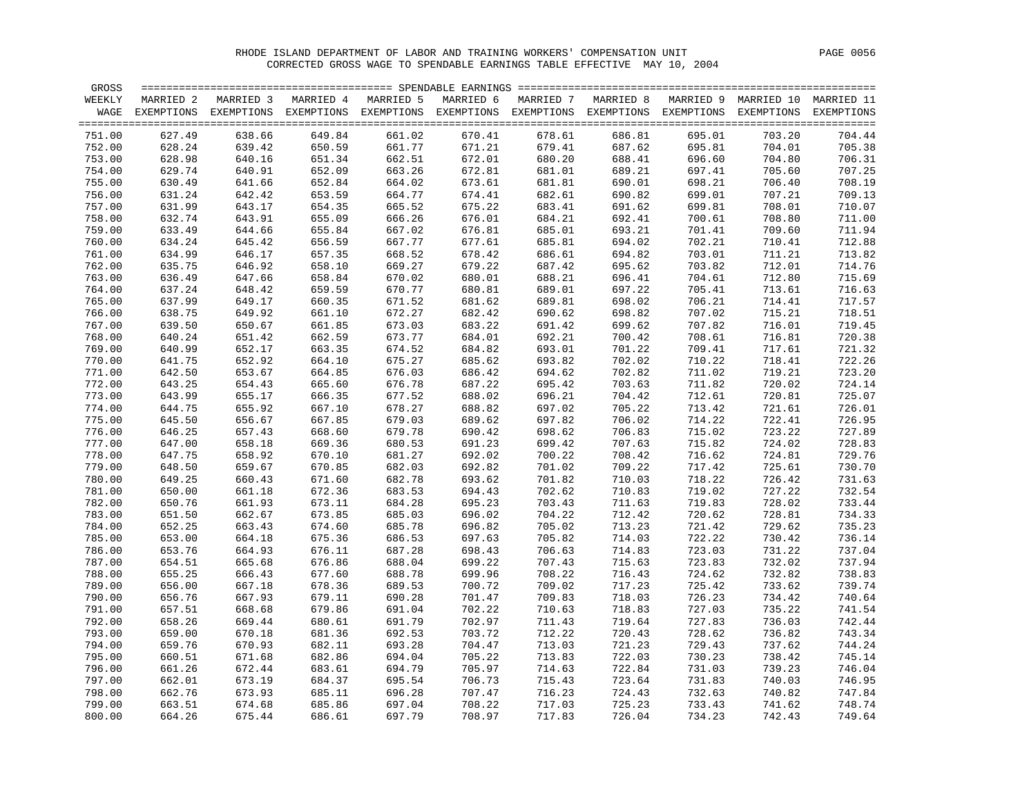RHODE ISLAND DEPARTMENT OF LABOR AND TRAINING WORKERS' COMPENSATION UNIT

CORRECTED GROSS WAGE TO SPENDABLE EARNINGS TABLE EFFECTIVE MAY 10, 2004

| GROSS WEEKLY WAGE | MARRIED 2 EXEMPTIONS | MARRIED 3 EXEMPTIONS | MARRIED 4 EXEMPTIONS | MARRIED 5 EXEMPTIONS | MARRIED 6 EXEMPTIONS | MARRIED 7 EXEMPTIONS | MARRIED 8 EXEMPTIONS | MARRIED 9 EXEMPTIONS | MARRIED 10 EXEMPTIONS | MARRIED 11 EXEMPTIONS |
|---|---|---|---|---|---|---|---|---|---|---|
| 751.00 | 627.49 | 638.66 | 649.84 | 661.02 | 670.41 | 678.61 | 686.81 | 695.01 | 703.20 | 704.44 |
| 752.00 | 628.24 | 639.42 | 650.59 | 661.77 | 671.21 | 679.41 | 687.62 | 695.81 | 704.01 | 705.38 |
| 753.00 | 628.98 | 640.16 | 651.34 | 662.51 | 672.01 | 680.20 | 688.41 | 696.60 | 704.80 | 706.31 |
| 754.00 | 629.74 | 640.91 | 652.09 | 663.26 | 672.81 | 681.01 | 689.21 | 697.41 | 705.60 | 707.25 |
| 755.00 | 630.49 | 641.66 | 652.84 | 664.02 | 673.61 | 681.81 | 690.01 | 698.21 | 706.40 | 708.19 |
| 756.00 | 631.24 | 642.42 | 653.59 | 664.77 | 674.41 | 682.61 | 690.82 | 699.01 | 707.21 | 709.13 |
| 757.00 | 631.99 | 643.17 | 654.35 | 665.52 | 675.22 | 683.41 | 691.62 | 699.81 | 708.01 | 710.07 |
| 758.00 | 632.74 | 643.91 | 655.09 | 666.26 | 676.01 | 684.21 | 692.41 | 700.61 | 708.80 | 711.00 |
| 759.00 | 633.49 | 644.66 | 655.84 | 667.02 | 676.81 | 685.01 | 693.21 | 701.41 | 709.60 | 711.94 |
| 760.00 | 634.24 | 645.42 | 656.59 | 667.77 | 677.61 | 685.81 | 694.02 | 702.21 | 710.41 | 712.88 |
| 761.00 | 634.99 | 646.17 | 657.35 | 668.52 | 678.42 | 686.61 | 694.82 | 703.01 | 711.21 | 713.82 |
| 762.00 | 635.75 | 646.92 | 658.10 | 669.27 | 679.22 | 687.42 | 695.62 | 703.82 | 712.01 | 714.76 |
| 763.00 | 636.49 | 647.66 | 658.84 | 670.02 | 680.01 | 688.21 | 696.41 | 704.61 | 712.80 | 715.69 |
| 764.00 | 637.24 | 648.42 | 659.59 | 670.77 | 680.81 | 689.01 | 697.22 | 705.41 | 713.61 | 716.63 |
| 765.00 | 637.99 | 649.17 | 660.35 | 671.52 | 681.62 | 689.81 | 698.02 | 706.21 | 714.41 | 717.57 |
| 766.00 | 638.75 | 649.92 | 661.10 | 672.27 | 682.42 | 690.62 | 698.82 | 707.02 | 715.21 | 718.51 |
| 767.00 | 639.50 | 650.67 | 661.85 | 673.03 | 683.22 | 691.42 | 699.62 | 707.82 | 716.01 | 719.45 |
| 768.00 | 640.24 | 651.42 | 662.59 | 673.77 | 684.01 | 692.21 | 700.42 | 708.61 | 716.81 | 720.38 |
| 769.00 | 640.99 | 652.17 | 663.35 | 674.52 | 684.82 | 693.01 | 701.22 | 709.41 | 717.61 | 721.32 |
| 770.00 | 641.75 | 652.92 | 664.10 | 675.27 | 685.62 | 693.82 | 702.02 | 710.22 | 718.41 | 722.26 |
| 771.00 | 642.50 | 653.67 | 664.85 | 676.03 | 686.42 | 694.62 | 702.82 | 711.02 | 719.21 | 723.20 |
| 772.00 | 643.25 | 654.43 | 665.60 | 676.78 | 687.22 | 695.42 | 703.63 | 711.82 | 720.02 | 724.14 |
| 773.00 | 643.99 | 655.17 | 666.35 | 677.52 | 688.02 | 696.21 | 704.42 | 712.61 | 720.81 | 725.07 |
| 774.00 | 644.75 | 655.92 | 667.10 | 678.27 | 688.82 | 697.02 | 705.22 | 713.42 | 721.61 | 726.01 |
| 775.00 | 645.50 | 656.67 | 667.85 | 679.03 | 689.62 | 697.82 | 706.02 | 714.22 | 722.41 | 726.95 |
| 776.00 | 646.25 | 657.43 | 668.60 | 679.78 | 690.42 | 698.62 | 706.83 | 715.02 | 723.22 | 727.89 |
| 777.00 | 647.00 | 658.18 | 669.36 | 680.53 | 691.23 | 699.42 | 707.63 | 715.82 | 724.02 | 728.83 |
| 778.00 | 647.75 | 658.92 | 670.10 | 681.27 | 692.02 | 700.22 | 708.42 | 716.62 | 724.81 | 729.76 |
| 779.00 | 648.50 | 659.67 | 670.85 | 682.03 | 692.82 | 701.02 | 709.22 | 717.42 | 725.61 | 730.70 |
| 780.00 | 649.25 | 660.43 | 671.60 | 682.78 | 693.62 | 701.82 | 710.03 | 718.22 | 726.42 | 731.63 |
| 781.00 | 650.00 | 661.18 | 672.36 | 683.53 | 694.43 | 702.62 | 710.83 | 719.02 | 727.22 | 732.54 |
| 782.00 | 650.76 | 661.93 | 673.11 | 684.28 | 695.23 | 703.43 | 711.63 | 719.83 | 728.02 | 733.44 |
| 783.00 | 651.50 | 662.67 | 673.85 | 685.03 | 696.02 | 704.22 | 712.42 | 720.62 | 728.81 | 734.33 |
| 784.00 | 652.25 | 663.43 | 674.60 | 685.78 | 696.82 | 705.02 | 713.23 | 721.42 | 729.62 | 735.23 |
| 785.00 | 653.00 | 664.18 | 675.36 | 686.53 | 697.63 | 705.82 | 714.03 | 722.22 | 730.42 | 736.14 |
| 786.00 | 653.76 | 664.93 | 676.11 | 687.28 | 698.43 | 706.63 | 714.83 | 723.03 | 731.22 | 737.04 |
| 787.00 | 654.51 | 665.68 | 676.86 | 688.04 | 699.22 | 707.43 | 715.63 | 723.83 | 732.02 | 737.94 |
| 788.00 | 655.25 | 666.43 | 677.60 | 688.78 | 699.96 | 708.22 | 716.43 | 724.62 | 732.82 | 738.83 |
| 789.00 | 656.00 | 667.18 | 678.36 | 689.53 | 700.72 | 709.02 | 717.23 | 725.42 | 733.62 | 739.74 |
| 790.00 | 656.76 | 667.93 | 679.11 | 690.28 | 701.47 | 709.83 | 718.03 | 726.23 | 734.42 | 740.64 |
| 791.00 | 657.51 | 668.68 | 679.86 | 691.04 | 702.22 | 710.63 | 718.83 | 727.03 | 735.22 | 741.54 |
| 792.00 | 658.26 | 669.44 | 680.61 | 691.79 | 702.97 | 711.43 | 719.64 | 727.83 | 736.03 | 742.44 |
| 793.00 | 659.00 | 670.18 | 681.36 | 692.53 | 703.72 | 712.22 | 720.43 | 728.62 | 736.82 | 743.34 |
| 794.00 | 659.76 | 670.93 | 682.11 | 693.28 | 704.47 | 713.03 | 721.23 | 729.43 | 737.62 | 744.24 |
| 795.00 | 660.51 | 671.68 | 682.86 | 694.04 | 705.22 | 713.83 | 722.03 | 730.23 | 738.42 | 745.14 |
| 796.00 | 661.26 | 672.44 | 683.61 | 694.79 | 705.97 | 714.63 | 722.84 | 731.03 | 739.23 | 746.04 |
| 797.00 | 662.01 | 673.19 | 684.37 | 695.54 | 706.73 | 715.43 | 723.64 | 731.83 | 740.03 | 746.95 |
| 798.00 | 662.76 | 673.93 | 685.11 | 696.28 | 707.47 | 716.23 | 724.43 | 732.63 | 740.82 | 747.84 |
| 799.00 | 663.51 | 674.68 | 685.86 | 697.04 | 708.22 | 717.03 | 725.23 | 733.43 | 741.62 | 748.74 |
| 800.00 | 664.26 | 675.44 | 686.61 | 697.79 | 708.97 | 717.83 | 726.04 | 734.23 | 742.43 | 749.64 |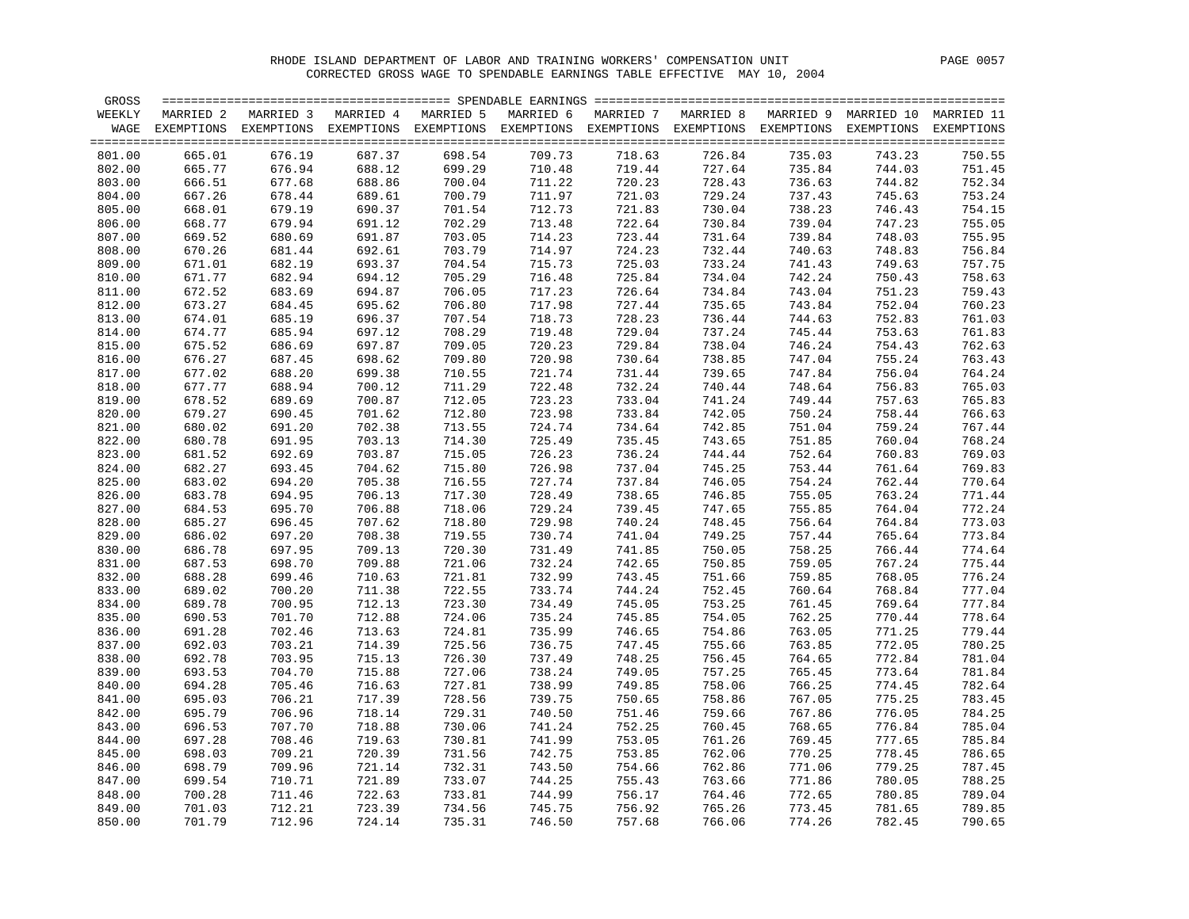RHODE ISLAND DEPARTMENT OF LABOR AND TRAINING WORKERS' COMPENSATION UNIT

CORRECTED GROSS WAGE TO SPENDABLE EARNINGS TABLE EFFECTIVE MAY 10, 2004

| GROSS WEEKLY WAGE | MARRIED 2 EXEMPTIONS | MARRIED 3 EXEMPTIONS | MARRIED 4 EXEMPTIONS | MARRIED 5 EXEMPTIONS | MARRIED 6 EXEMPTIONS | MARRIED 7 EXEMPTIONS | MARRIED 8 EXEMPTIONS | MARRIED 9 EXEMPTIONS | MARRIED 10 EXEMPTIONS | MARRIED 11 EXEMPTIONS |
|---|---|---|---|---|---|---|---|---|---|---|
| | SPENDABLE EARNINGS | | | | | | | | | |
| 801.00 | 665.01 | 676.19 | 687.37 | 698.54 | 709.73 | 718.63 | 726.84 | 735.03 | 743.23 | 750.55 |
| 802.00 | 665.77 | 676.94 | 688.12 | 699.29 | 710.48 | 719.44 | 727.64 | 735.84 | 744.03 | 751.45 |
| 803.00 | 666.51 | 677.68 | 688.86 | 700.04 | 711.22 | 720.23 | 728.43 | 736.63 | 744.82 | 752.34 |
| 804.00 | 667.26 | 678.44 | 689.61 | 700.79 | 711.97 | 721.03 | 729.24 | 737.43 | 745.63 | 753.24 |
| 805.00 | 668.01 | 679.19 | 690.37 | 701.54 | 712.73 | 721.83 | 730.04 | 738.23 | 746.43 | 754.15 |
| 806.00 | 668.77 | 679.94 | 691.12 | 702.29 | 713.48 | 722.64 | 730.84 | 739.04 | 747.23 | 755.05 |
| 807.00 | 669.52 | 680.69 | 691.87 | 703.05 | 714.23 | 723.44 | 731.64 | 739.84 | 748.03 | 755.95 |
| 808.00 | 670.26 | 681.44 | 692.61 | 703.79 | 714.97 | 724.23 | 732.44 | 740.63 | 748.83 | 756.84 |
| 809.00 | 671.01 | 682.19 | 693.37 | 704.54 | 715.73 | 725.03 | 733.24 | 741.43 | 749.63 | 757.75 |
| 810.00 | 671.77 | 682.94 | 694.12 | 705.29 | 716.48 | 725.84 | 734.04 | 742.24 | 750.43 | 758.63 |
| 811.00 | 672.52 | 683.69 | 694.87 | 706.05 | 717.23 | 726.64 | 734.84 | 743.04 | 751.23 | 759.43 |
| 812.00 | 673.27 | 684.45 | 695.62 | 706.80 | 717.98 | 727.44 | 735.65 | 743.84 | 752.04 | 760.23 |
| 813.00 | 674.01 | 685.19 | 696.37 | 707.54 | 718.73 | 728.23 | 736.44 | 744.63 | 752.83 | 761.03 |
| 814.00 | 674.77 | 685.94 | 697.12 | 708.29 | 719.48 | 729.04 | 737.24 | 745.44 | 753.63 | 761.83 |
| 815.00 | 675.52 | 686.69 | 697.87 | 709.05 | 720.23 | 729.84 | 738.04 | 746.24 | 754.43 | 762.63 |
| 816.00 | 676.27 | 687.45 | 698.62 | 709.80 | 720.98 | 730.64 | 738.85 | 747.04 | 755.24 | 763.43 |
| 817.00 | 677.02 | 688.20 | 699.38 | 710.55 | 721.74 | 731.44 | 739.65 | 747.84 | 756.04 | 764.24 |
| 818.00 | 677.77 | 688.94 | 700.12 | 711.29 | 722.48 | 732.24 | 740.44 | 748.64 | 756.83 | 765.03 |
| 819.00 | 678.52 | 689.69 | 700.87 | 712.05 | 723.23 | 733.04 | 741.24 | 749.44 | 757.63 | 765.83 |
| 820.00 | 679.27 | 690.45 | 701.62 | 712.80 | 723.98 | 733.84 | 742.05 | 750.24 | 758.44 | 766.63 |
| 821.00 | 680.02 | 691.20 | 702.38 | 713.55 | 724.74 | 734.64 | 742.85 | 751.04 | 759.24 | 767.44 |
| 822.00 | 680.78 | 691.95 | 703.13 | 714.30 | 725.49 | 735.45 | 743.65 | 751.85 | 760.04 | 768.24 |
| 823.00 | 681.52 | 692.69 | 703.87 | 715.05 | 726.23 | 736.24 | 744.44 | 752.64 | 760.83 | 769.03 |
| 824.00 | 682.27 | 693.45 | 704.62 | 715.80 | 726.98 | 737.04 | 745.25 | 753.44 | 761.64 | 769.83 |
| 825.00 | 683.02 | 694.20 | 705.38 | 716.55 | 727.74 | 737.84 | 746.05 | 754.24 | 762.44 | 770.64 |
| 826.00 | 683.78 | 694.95 | 706.13 | 717.30 | 728.49 | 738.65 | 746.85 | 755.05 | 763.24 | 771.44 |
| 827.00 | 684.53 | 695.70 | 706.88 | 718.06 | 729.24 | 739.45 | 747.65 | 755.85 | 764.04 | 772.24 |
| 828.00 | 685.27 | 696.45 | 707.62 | 718.80 | 729.98 | 740.24 | 748.45 | 756.64 | 764.84 | 773.03 |
| 829.00 | 686.02 | 697.20 | 708.38 | 719.55 | 730.74 | 741.04 | 749.25 | 757.44 | 765.64 | 773.84 |
| 830.00 | 686.78 | 697.95 | 709.13 | 720.30 | 731.49 | 741.85 | 750.05 | 758.25 | 766.44 | 774.64 |
| 831.00 | 687.53 | 698.70 | 709.88 | 721.06 | 732.24 | 742.65 | 750.85 | 759.05 | 767.24 | 775.44 |
| 832.00 | 688.28 | 699.46 | 710.63 | 721.81 | 732.99 | 743.45 | 751.66 | 759.85 | 768.05 | 776.24 |
| 833.00 | 689.02 | 700.20 | 711.38 | 722.55 | 733.74 | 744.24 | 752.45 | 760.64 | 768.84 | 777.04 |
| 834.00 | 689.78 | 700.95 | 712.13 | 723.30 | 734.49 | 745.05 | 753.25 | 761.45 | 769.64 | 777.84 |
| 835.00 | 690.53 | 701.70 | 712.88 | 724.06 | 735.24 | 745.85 | 754.05 | 762.25 | 770.44 | 778.64 |
| 836.00 | 691.28 | 702.46 | 713.63 | 724.81 | 735.99 | 746.65 | 754.86 | 763.05 | 771.25 | 779.44 |
| 837.00 | 692.03 | 703.21 | 714.39 | 725.56 | 736.75 | 747.45 | 755.66 | 763.85 | 772.05 | 780.25 |
| 838.00 | 692.78 | 703.95 | 715.13 | 726.30 | 737.49 | 748.25 | 756.45 | 764.65 | 772.84 | 781.04 |
| 839.00 | 693.53 | 704.70 | 715.88 | 727.06 | 738.24 | 749.05 | 757.25 | 765.45 | 773.64 | 781.84 |
| 840.00 | 694.28 | 705.46 | 716.63 | 727.81 | 738.99 | 749.85 | 758.06 | 766.25 | 774.45 | 782.64 |
| 841.00 | 695.03 | 706.21 | 717.39 | 728.56 | 739.75 | 750.65 | 758.86 | 767.05 | 775.25 | 783.45 |
| 842.00 | 695.79 | 706.96 | 718.14 | 729.31 | 740.50 | 751.46 | 759.66 | 767.86 | 776.05 | 784.25 |
| 843.00 | 696.53 | 707.70 | 718.88 | 730.06 | 741.24 | 752.25 | 760.45 | 768.65 | 776.84 | 785.04 |
| 844.00 | 697.28 | 708.46 | 719.63 | 730.81 | 741.99 | 753.05 | 761.26 | 769.45 | 777.65 | 785.84 |
| 845.00 | 698.03 | 709.21 | 720.39 | 731.56 | 742.75 | 753.85 | 762.06 | 770.25 | 778.45 | 786.65 |
| 846.00 | 698.79 | 709.96 | 721.14 | 732.31 | 743.50 | 754.66 | 762.86 | 771.06 | 779.25 | 787.45 |
| 847.00 | 699.54 | 710.71 | 721.89 | 733.07 | 744.25 | 755.43 | 763.66 | 771.86 | 780.05 | 788.25 |
| 848.00 | 700.28 | 711.46 | 722.63 | 733.81 | 744.99 | 756.17 | 764.46 | 772.65 | 780.85 | 789.04 |
| 849.00 | 701.03 | 712.21 | 723.39 | 734.56 | 745.75 | 756.92 | 765.26 | 773.45 | 781.65 | 789.85 |
| 850.00 | 701.79 | 712.96 | 724.14 | 735.31 | 746.50 | 757.68 | 766.06 | 774.26 | 782.45 | 790.65 |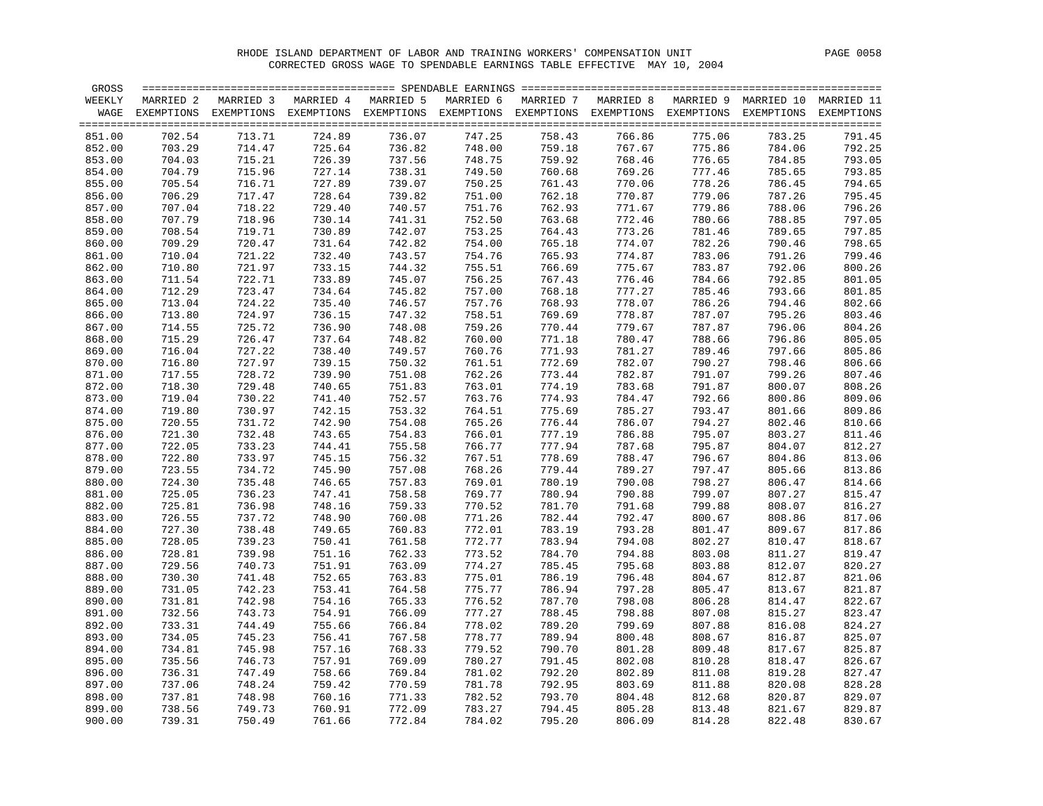RHODE ISLAND DEPARTMENT OF LABOR AND TRAINING WORKERS' COMPENSATION UNIT

CORRECTED GROSS WAGE TO SPENDABLE EARNINGS TABLE EFFECTIVE MAY 10, 2004

| GROSS WEEKLY WAGE | MARRIED 2 EXEMPTIONS | MARRIED 3 EXEMPTIONS | MARRIED 4 EXEMPTIONS | MARRIED 5 EXEMPTIONS | MARRIED 6 EXEMPTIONS | MARRIED 7 EXEMPTIONS | MARRIED 8 EXEMPTIONS | MARRIED 9 EXEMPTIONS | MARRIED 10 EXEMPTIONS | MARRIED 11 EXEMPTIONS |
|---|---|---|---|---|---|---|---|---|---|---|
| 851.00 | 702.54 | 713.71 | 724.89 | 736.07 | 747.25 | 758.43 | 766.86 | 775.06 | 783.25 | 791.45 |
| 852.00 | 703.29 | 714.47 | 725.64 | 736.82 | 748.00 | 759.18 | 767.67 | 775.86 | 784.06 | 792.25 |
| 853.00 | 704.03 | 715.21 | 726.39 | 737.56 | 748.75 | 759.92 | 768.46 | 776.65 | 784.85 | 793.05 |
| 854.00 | 704.79 | 715.96 | 727.14 | 738.31 | 749.50 | 760.68 | 769.26 | 777.46 | 785.65 | 793.85 |
| 855.00 | 705.54 | 716.71 | 727.89 | 739.07 | 750.25 | 761.43 | 770.06 | 778.26 | 786.45 | 794.65 |
| 856.00 | 706.29 | 717.47 | 728.64 | 739.82 | 751.00 | 762.18 | 770.87 | 779.06 | 787.26 | 795.45 |
| 857.00 | 707.04 | 718.22 | 729.40 | 740.57 | 751.76 | 762.93 | 771.67 | 779.86 | 788.06 | 796.26 |
| 858.00 | 707.79 | 718.96 | 730.14 | 741.31 | 752.50 | 763.68 | 772.46 | 780.66 | 788.85 | 797.05 |
| 859.00 | 708.54 | 719.71 | 730.89 | 742.07 | 753.25 | 764.43 | 773.26 | 781.46 | 789.65 | 797.85 |
| 860.00 | 709.29 | 720.47 | 731.64 | 742.82 | 754.00 | 765.18 | 774.07 | 782.26 | 790.46 | 798.65 |
| 861.00 | 710.04 | 721.22 | 732.40 | 743.57 | 754.76 | 765.93 | 774.87 | 783.06 | 791.26 | 799.46 |
| 862.00 | 710.80 | 721.97 | 733.15 | 744.32 | 755.51 | 766.69 | 775.67 | 783.87 | 792.06 | 800.26 |
| 863.00 | 711.54 | 722.71 | 733.89 | 745.07 | 756.25 | 767.43 | 776.46 | 784.66 | 792.85 | 801.05 |
| 864.00 | 712.29 | 723.47 | 734.64 | 745.82 | 757.00 | 768.18 | 777.27 | 785.46 | 793.66 | 801.85 |
| 865.00 | 713.04 | 724.22 | 735.40 | 746.57 | 757.76 | 768.93 | 778.07 | 786.26 | 794.46 | 802.66 |
| 866.00 | 713.80 | 724.97 | 736.15 | 747.32 | 758.51 | 769.69 | 778.87 | 787.07 | 795.26 | 803.46 |
| 867.00 | 714.55 | 725.72 | 736.90 | 748.08 | 759.26 | 770.44 | 779.67 | 787.87 | 796.06 | 804.26 |
| 868.00 | 715.29 | 726.47 | 737.64 | 748.82 | 760.00 | 771.18 | 780.47 | 788.66 | 796.86 | 805.05 |
| 869.00 | 716.04 | 727.22 | 738.40 | 749.57 | 760.76 | 771.93 | 781.27 | 789.46 | 797.66 | 805.86 |
| 870.00 | 716.80 | 727.97 | 739.15 | 750.32 | 761.51 | 772.69 | 782.07 | 790.27 | 798.46 | 806.66 |
| 871.00 | 717.55 | 728.72 | 739.90 | 751.08 | 762.26 | 773.44 | 782.87 | 791.07 | 799.26 | 807.46 |
| 872.00 | 718.30 | 729.48 | 740.65 | 751.83 | 763.01 | 774.19 | 783.68 | 791.87 | 800.07 | 808.26 |
| 873.00 | 719.04 | 730.22 | 741.40 | 752.57 | 763.76 | 774.93 | 784.47 | 792.66 | 800.86 | 809.06 |
| 874.00 | 719.80 | 730.97 | 742.15 | 753.32 | 764.51 | 775.69 | 785.27 | 793.47 | 801.66 | 809.86 |
| 875.00 | 720.55 | 731.72 | 742.90 | 754.08 | 765.26 | 776.44 | 786.07 | 794.27 | 802.46 | 810.66 |
| 876.00 | 721.30 | 732.48 | 743.65 | 754.83 | 766.01 | 777.19 | 786.88 | 795.07 | 803.27 | 811.46 |
| 877.00 | 722.05 | 733.23 | 744.41 | 755.58 | 766.77 | 777.94 | 787.68 | 795.87 | 804.07 | 812.27 |
| 878.00 | 722.80 | 733.97 | 745.15 | 756.32 | 767.51 | 778.69 | 788.47 | 796.67 | 804.86 | 813.06 |
| 879.00 | 723.55 | 734.72 | 745.90 | 757.08 | 768.26 | 779.44 | 789.27 | 797.47 | 805.66 | 813.86 |
| 880.00 | 724.30 | 735.48 | 746.65 | 757.83 | 769.01 | 780.19 | 790.08 | 798.27 | 806.47 | 814.66 |
| 881.00 | 725.05 | 736.23 | 747.41 | 758.58 | 769.77 | 780.94 | 790.88 | 799.07 | 807.27 | 815.47 |
| 882.00 | 725.81 | 736.98 | 748.16 | 759.33 | 770.52 | 781.70 | 791.68 | 799.88 | 808.07 | 816.27 |
| 883.00 | 726.55 | 737.72 | 748.90 | 760.08 | 771.26 | 782.44 | 792.47 | 800.67 | 808.86 | 817.06 |
| 884.00 | 727.30 | 738.48 | 749.65 | 760.83 | 772.01 | 783.19 | 793.28 | 801.47 | 809.67 | 817.86 |
| 885.00 | 728.05 | 739.23 | 750.41 | 761.58 | 772.77 | 783.94 | 794.08 | 802.27 | 810.47 | 818.67 |
| 886.00 | 728.81 | 739.98 | 751.16 | 762.33 | 773.52 | 784.70 | 794.88 | 803.08 | 811.27 | 819.47 |
| 887.00 | 729.56 | 740.73 | 751.91 | 763.09 | 774.27 | 785.45 | 795.68 | 803.88 | 812.07 | 820.27 |
| 888.00 | 730.30 | 741.48 | 752.65 | 763.83 | 775.01 | 786.19 | 796.48 | 804.67 | 812.87 | 821.06 |
| 889.00 | 731.05 | 742.23 | 753.41 | 764.58 | 775.77 | 786.94 | 797.28 | 805.47 | 813.67 | 821.87 |
| 890.00 | 731.81 | 742.98 | 754.16 | 765.33 | 776.52 | 787.70 | 798.08 | 806.28 | 814.47 | 822.67 |
| 891.00 | 732.56 | 743.73 | 754.91 | 766.09 | 777.27 | 788.45 | 798.88 | 807.08 | 815.27 | 823.47 |
| 892.00 | 733.31 | 744.49 | 755.66 | 766.84 | 778.02 | 789.20 | 799.69 | 807.88 | 816.08 | 824.27 |
| 893.00 | 734.05 | 745.23 | 756.41 | 767.58 | 778.77 | 789.94 | 800.48 | 808.67 | 816.87 | 825.07 |
| 894.00 | 734.81 | 745.98 | 757.16 | 768.33 | 779.52 | 790.70 | 801.28 | 809.48 | 817.67 | 825.87 |
| 895.00 | 735.56 | 746.73 | 757.91 | 769.09 | 780.27 | 791.45 | 802.08 | 810.28 | 818.47 | 826.67 |
| 896.00 | 736.31 | 747.49 | 758.66 | 769.84 | 781.02 | 792.20 | 802.89 | 811.08 | 819.28 | 827.47 |
| 897.00 | 737.06 | 748.24 | 759.42 | 770.59 | 781.78 | 792.95 | 803.69 | 811.88 | 820.08 | 828.28 |
| 898.00 | 737.81 | 748.98 | 760.16 | 771.33 | 782.52 | 793.70 | 804.48 | 812.68 | 820.87 | 829.07 |
| 899.00 | 738.56 | 749.73 | 760.91 | 772.09 | 783.27 | 794.45 | 805.28 | 813.48 | 821.67 | 829.87 |
| 900.00 | 739.31 | 750.49 | 761.66 | 772.84 | 784.02 | 795.20 | 806.09 | 814.28 | 822.48 | 830.67 |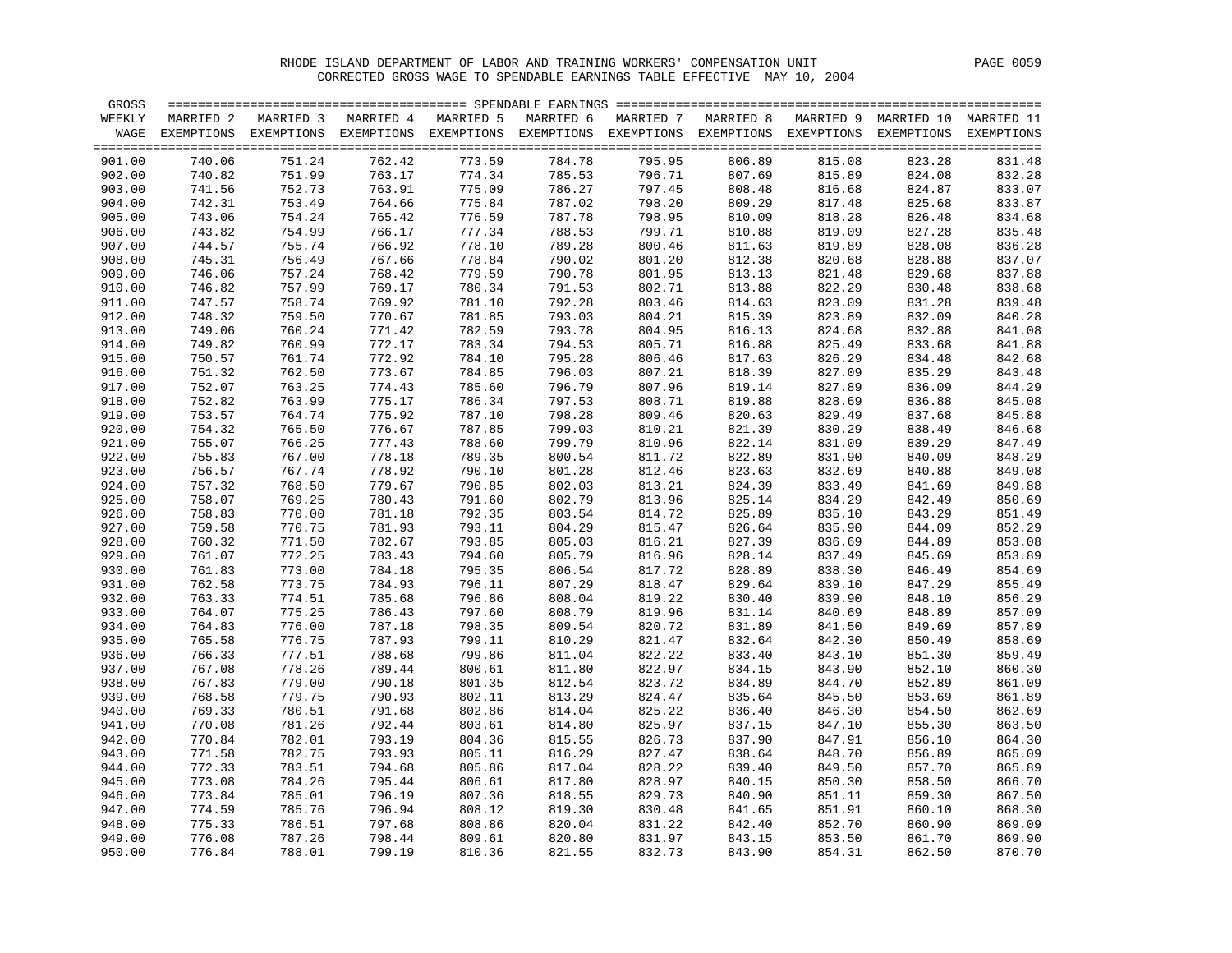RHODE ISLAND DEPARTMENT OF LABOR AND TRAINING WORKERS' COMPENSATION UNIT

CORRECTED GROSS WAGE TO SPENDABLE EARNINGS TABLE EFFECTIVE MAY 10, 2004

| GROSS WEEKLY WAGE | MARRIED 2 EXEMPTIONS | MARRIED 3 EXEMPTIONS | MARRIED 4 EXEMPTIONS | MARRIED 5 EXEMPTIONS | MARRIED 6 EXEMPTIONS | MARRIED 7 EXEMPTIONS | MARRIED 8 EXEMPTIONS | MARRIED 9 EXEMPTIONS | MARRIED 10 EXEMPTIONS | MARRIED 11 EXEMPTIONS |
|---|---|---|---|---|---|---|---|---|---|---|
| 901.00 | 740.06 | 751.24 | 762.42 | 773.59 | 784.78 | 795.95 | 806.89 | 815.08 | 823.28 | 831.48 |
| 902.00 | 740.82 | 751.99 | 763.17 | 774.34 | 785.53 | 796.71 | 807.69 | 815.89 | 824.08 | 832.28 |
| 903.00 | 741.56 | 752.73 | 763.91 | 775.09 | 786.27 | 797.45 | 808.48 | 816.68 | 824.87 | 833.07 |
| 904.00 | 742.31 | 753.49 | 764.66 | 775.84 | 787.02 | 798.20 | 809.29 | 817.48 | 825.68 | 833.87 |
| 905.00 | 743.06 | 754.24 | 765.42 | 776.59 | 787.78 | 798.95 | 810.09 | 818.28 | 826.48 | 834.68 |
| 906.00 | 743.82 | 754.99 | 766.17 | 777.34 | 788.53 | 799.71 | 810.88 | 819.09 | 827.28 | 835.48 |
| 907.00 | 744.57 | 755.74 | 766.92 | 778.10 | 789.28 | 800.46 | 811.63 | 819.89 | 828.08 | 836.28 |
| 908.00 | 745.31 | 756.49 | 767.66 | 778.84 | 790.02 | 801.20 | 812.38 | 820.68 | 828.88 | 837.07 |
| 909.00 | 746.06 | 757.24 | 768.42 | 779.59 | 790.78 | 801.95 | 813.13 | 821.48 | 829.68 | 837.88 |
| 910.00 | 746.82 | 757.99 | 769.17 | 780.34 | 791.53 | 802.71 | 813.88 | 822.29 | 830.48 | 838.68 |
| 911.00 | 747.57 | 758.74 | 769.92 | 781.10 | 792.28 | 803.46 | 814.63 | 823.09 | 831.28 | 839.48 |
| 912.00 | 748.32 | 759.50 | 770.67 | 781.85 | 793.03 | 804.21 | 815.39 | 823.89 | 832.09 | 840.28 |
| 913.00 | 749.06 | 760.24 | 771.42 | 782.59 | 793.78 | 804.95 | 816.13 | 824.68 | 832.88 | 841.08 |
| 914.00 | 749.82 | 760.99 | 772.17 | 783.34 | 794.53 | 805.71 | 816.88 | 825.49 | 833.68 | 841.88 |
| 915.00 | 750.57 | 761.74 | 772.92 | 784.10 | 795.28 | 806.46 | 817.63 | 826.29 | 834.48 | 842.68 |
| 916.00 | 751.32 | 762.50 | 773.67 | 784.85 | 796.03 | 807.21 | 818.39 | 827.09 | 835.29 | 843.48 |
| 917.00 | 752.07 | 763.25 | 774.43 | 785.60 | 796.79 | 807.96 | 819.14 | 827.89 | 836.09 | 844.29 |
| 918.00 | 752.82 | 763.99 | 775.17 | 786.34 | 797.53 | 808.71 | 819.88 | 828.69 | 836.88 | 845.08 |
| 919.00 | 753.57 | 764.74 | 775.92 | 787.10 | 798.28 | 809.46 | 820.63 | 829.49 | 837.68 | 845.88 |
| 920.00 | 754.32 | 765.50 | 776.67 | 787.85 | 799.03 | 810.21 | 821.39 | 830.29 | 838.49 | 846.68 |
| 921.00 | 755.07 | 766.25 | 777.43 | 788.60 | 799.79 | 810.96 | 822.14 | 831.09 | 839.29 | 847.49 |
| 922.00 | 755.83 | 767.00 | 778.18 | 789.35 | 800.54 | 811.72 | 822.89 | 831.90 | 840.09 | 848.29 |
| 923.00 | 756.57 | 767.74 | 778.92 | 790.10 | 801.28 | 812.46 | 823.63 | 832.69 | 840.88 | 849.08 |
| 924.00 | 757.32 | 768.50 | 779.67 | 790.85 | 802.03 | 813.21 | 824.39 | 833.49 | 841.69 | 849.88 |
| 925.00 | 758.07 | 769.25 | 780.43 | 791.60 | 802.79 | 813.96 | 825.14 | 834.29 | 842.49 | 850.69 |
| 926.00 | 758.83 | 770.00 | 781.18 | 792.35 | 803.54 | 814.72 | 825.89 | 835.10 | 843.29 | 851.49 |
| 927.00 | 759.58 | 770.75 | 781.93 | 793.11 | 804.29 | 815.47 | 826.64 | 835.90 | 844.09 | 852.29 |
| 928.00 | 760.32 | 771.50 | 782.67 | 793.85 | 805.03 | 816.21 | 827.39 | 836.69 | 844.89 | 853.08 |
| 929.00 | 761.07 | 772.25 | 783.43 | 794.60 | 805.79 | 816.96 | 828.14 | 837.49 | 845.69 | 853.89 |
| 930.00 | 761.83 | 773.00 | 784.18 | 795.35 | 806.54 | 817.72 | 828.89 | 838.30 | 846.49 | 854.69 |
| 931.00 | 762.58 | 773.75 | 784.93 | 796.11 | 807.29 | 818.47 | 829.64 | 839.10 | 847.29 | 855.49 |
| 932.00 | 763.33 | 774.51 | 785.68 | 796.86 | 808.04 | 819.22 | 830.40 | 839.90 | 848.10 | 856.29 |
| 933.00 | 764.07 | 775.25 | 786.43 | 797.60 | 808.79 | 819.96 | 831.14 | 840.69 | 848.89 | 857.09 |
| 934.00 | 764.83 | 776.00 | 787.18 | 798.35 | 809.54 | 820.72 | 831.89 | 841.50 | 849.69 | 857.89 |
| 935.00 | 765.58 | 776.75 | 787.93 | 799.11 | 810.29 | 821.47 | 832.64 | 842.30 | 850.49 | 858.69 |
| 936.00 | 766.33 | 777.51 | 788.68 | 799.86 | 811.04 | 822.22 | 833.40 | 843.10 | 851.30 | 859.49 |
| 937.00 | 767.08 | 778.26 | 789.44 | 800.61 | 811.80 | 822.97 | 834.15 | 843.90 | 852.10 | 860.30 |
| 938.00 | 767.83 | 779.00 | 790.18 | 801.35 | 812.54 | 823.72 | 834.89 | 844.70 | 852.89 | 861.09 |
| 939.00 | 768.58 | 779.75 | 790.93 | 802.11 | 813.29 | 824.47 | 835.64 | 845.50 | 853.69 | 861.89 |
| 940.00 | 769.33 | 780.51 | 791.68 | 802.86 | 814.04 | 825.22 | 836.40 | 846.30 | 854.50 | 862.69 |
| 941.00 | 770.08 | 781.26 | 792.44 | 803.61 | 814.80 | 825.97 | 837.15 | 847.10 | 855.30 | 863.50 |
| 942.00 | 770.84 | 782.01 | 793.19 | 804.36 | 815.55 | 826.73 | 837.90 | 847.91 | 856.10 | 864.30 |
| 943.00 | 771.58 | 782.75 | 793.93 | 805.11 | 816.29 | 827.47 | 838.64 | 848.70 | 856.89 | 865.09 |
| 944.00 | 772.33 | 783.51 | 794.68 | 805.86 | 817.04 | 828.22 | 839.40 | 849.50 | 857.70 | 865.89 |
| 945.00 | 773.08 | 784.26 | 795.44 | 806.61 | 817.80 | 828.97 | 840.15 | 850.30 | 858.50 | 866.70 |
| 946.00 | 773.84 | 785.01 | 796.19 | 807.36 | 818.55 | 829.73 | 840.90 | 851.11 | 859.30 | 867.50 |
| 947.00 | 774.59 | 785.76 | 796.94 | 808.12 | 819.30 | 830.48 | 841.65 | 851.91 | 860.10 | 868.30 |
| 948.00 | 775.33 | 786.51 | 797.68 | 808.86 | 820.04 | 831.22 | 842.40 | 852.70 | 860.90 | 869.09 |
| 949.00 | 776.08 | 787.26 | 798.44 | 809.61 | 820.80 | 831.97 | 843.15 | 853.50 | 861.70 | 869.90 |
| 950.00 | 776.84 | 788.01 | 799.19 | 810.36 | 821.55 | 832.73 | 843.90 | 854.31 | 862.50 | 870.70 |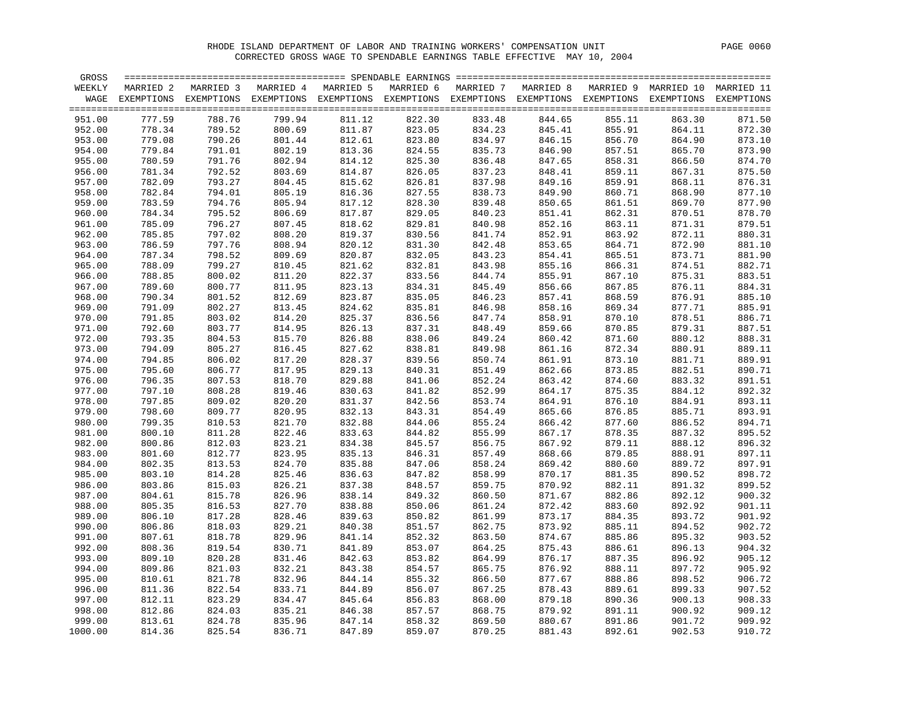RHODE ISLAND DEPARTMENT OF LABOR AND TRAINING WORKERS' COMPENSATION UNIT

CORRECTED GROSS WAGE TO SPENDABLE EARNINGS TABLE EFFECTIVE MAY 10, 2004

| GROSS WEEKLY WAGE | MARRIED 2 EXEMPTIONS | MARRIED 3 EXEMPTIONS | MARRIED 4 EXEMPTIONS | MARRIED 5 EXEMPTIONS | MARRIED 6 EXEMPTIONS | MARRIED 7 EXEMPTIONS | MARRIED 8 EXEMPTIONS | MARRIED 9 EXEMPTIONS | MARRIED 10 EXEMPTIONS | MARRIED 11 EXEMPTIONS |
|---|---|---|---|---|---|---|---|---|---|---|
| 951.00 | 777.59 | 788.76 | 799.94 | 811.12 | 822.30 | 833.48 | 844.65 | 855.11 | 863.30 | 871.50 |
| 952.00 | 778.34 | 789.52 | 800.69 | 811.87 | 823.05 | 834.23 | 845.41 | 855.91 | 864.11 | 872.30 |
| 953.00 | 779.08 | 790.26 | 801.44 | 812.61 | 823.80 | 834.97 | 846.15 | 856.70 | 864.90 | 873.10 |
| 954.00 | 779.84 | 791.01 | 802.19 | 813.36 | 824.55 | 835.73 | 846.90 | 857.51 | 865.70 | 873.90 |
| 955.00 | 780.59 | 791.76 | 802.94 | 814.12 | 825.30 | 836.48 | 847.65 | 858.31 | 866.50 | 874.70 |
| 956.00 | 781.34 | 792.52 | 803.69 | 814.87 | 826.05 | 837.23 | 848.41 | 859.11 | 867.31 | 875.50 |
| 957.00 | 782.09 | 793.27 | 804.45 | 815.62 | 826.81 | 837.98 | 849.16 | 859.91 | 868.11 | 876.31 |
| 958.00 | 782.84 | 794.01 | 805.19 | 816.36 | 827.55 | 838.73 | 849.90 | 860.71 | 868.90 | 877.10 |
| 959.00 | 783.59 | 794.76 | 805.94 | 817.12 | 828.30 | 839.48 | 850.65 | 861.51 | 869.70 | 877.90 |
| 960.00 | 784.34 | 795.52 | 806.69 | 817.87 | 829.05 | 840.23 | 851.41 | 862.31 | 870.51 | 878.70 |
| 961.00 | 785.09 | 796.27 | 807.45 | 818.62 | 829.81 | 840.98 | 852.16 | 863.11 | 871.31 | 879.51 |
| 962.00 | 785.85 | 797.02 | 808.20 | 819.37 | 830.56 | 841.74 | 852.91 | 863.92 | 872.11 | 880.31 |
| 963.00 | 786.59 | 797.76 | 808.94 | 820.12 | 831.30 | 842.48 | 853.65 | 864.71 | 872.90 | 881.10 |
| 964.00 | 787.34 | 798.52 | 809.69 | 820.87 | 832.05 | 843.23 | 854.41 | 865.51 | 873.71 | 881.90 |
| 965.00 | 788.09 | 799.27 | 810.45 | 821.62 | 832.81 | 843.98 | 855.16 | 866.31 | 874.51 | 882.71 |
| 966.00 | 788.85 | 800.02 | 811.20 | 822.37 | 833.56 | 844.74 | 855.91 | 867.10 | 875.31 | 883.51 |
| 967.00 | 789.60 | 800.77 | 811.95 | 823.13 | 834.31 | 845.49 | 856.66 | 867.85 | 876.11 | 884.31 |
| 968.00 | 790.34 | 801.52 | 812.69 | 823.87 | 835.05 | 846.23 | 857.41 | 868.59 | 876.91 | 885.10 |
| 969.00 | 791.09 | 802.27 | 813.45 | 824.62 | 835.81 | 846.98 | 858.16 | 869.34 | 877.71 | 885.91 |
| 970.00 | 791.85 | 803.02 | 814.20 | 825.37 | 836.56 | 847.74 | 858.91 | 870.10 | 878.51 | 886.71 |
| 971.00 | 792.60 | 803.77 | 814.95 | 826.13 | 837.31 | 848.49 | 859.66 | 870.85 | 879.31 | 887.51 |
| 972.00 | 793.35 | 804.53 | 815.70 | 826.88 | 838.06 | 849.24 | 860.42 | 871.60 | 880.12 | 888.31 |
| 973.00 | 794.09 | 805.27 | 816.45 | 827.62 | 838.81 | 849.98 | 861.16 | 872.34 | 880.91 | 889.11 |
| 974.00 | 794.85 | 806.02 | 817.20 | 828.37 | 839.56 | 850.74 | 861.91 | 873.10 | 881.71 | 889.91 |
| 975.00 | 795.60 | 806.77 | 817.95 | 829.13 | 840.31 | 851.49 | 862.66 | 873.85 | 882.51 | 890.71 |
| 976.00 | 796.35 | 807.53 | 818.70 | 829.88 | 841.06 | 852.24 | 863.42 | 874.60 | 883.32 | 891.51 |
| 977.00 | 797.10 | 808.28 | 819.46 | 830.63 | 841.82 | 852.99 | 864.17 | 875.35 | 884.12 | 892.32 |
| 978.00 | 797.85 | 809.02 | 820.20 | 831.37 | 842.56 | 853.74 | 864.91 | 876.10 | 884.91 | 893.11 |
| 979.00 | 798.60 | 809.77 | 820.95 | 832.13 | 843.31 | 854.49 | 865.66 | 876.85 | 885.71 | 893.91 |
| 980.00 | 799.35 | 810.53 | 821.70 | 832.88 | 844.06 | 855.24 | 866.42 | 877.60 | 886.52 | 894.71 |
| 981.00 | 800.10 | 811.28 | 822.46 | 833.63 | 844.82 | 855.99 | 867.17 | 878.35 | 887.32 | 895.52 |
| 982.00 | 800.86 | 812.03 | 823.21 | 834.38 | 845.57 | 856.75 | 867.92 | 879.11 | 888.12 | 896.32 |
| 983.00 | 801.60 | 812.77 | 823.95 | 835.13 | 846.31 | 857.49 | 868.66 | 879.85 | 888.91 | 897.11 |
| 984.00 | 802.35 | 813.53 | 824.70 | 835.88 | 847.06 | 858.24 | 869.42 | 880.60 | 889.72 | 897.91 |
| 985.00 | 803.10 | 814.28 | 825.46 | 836.63 | 847.82 | 858.99 | 870.17 | 881.35 | 890.52 | 898.72 |
| 986.00 | 803.86 | 815.03 | 826.21 | 837.38 | 848.57 | 859.75 | 870.92 | 882.11 | 891.32 | 899.52 |
| 987.00 | 804.61 | 815.78 | 826.96 | 838.14 | 849.32 | 860.50 | 871.67 | 882.86 | 892.12 | 900.32 |
| 988.00 | 805.35 | 816.53 | 827.70 | 838.88 | 850.06 | 861.24 | 872.42 | 883.60 | 892.92 | 901.11 |
| 989.00 | 806.10 | 817.28 | 828.46 | 839.63 | 850.82 | 861.99 | 873.17 | 884.35 | 893.72 | 901.92 |
| 990.00 | 806.86 | 818.03 | 829.21 | 840.38 | 851.57 | 862.75 | 873.92 | 885.11 | 894.52 | 902.72 |
| 991.00 | 807.61 | 818.78 | 829.96 | 841.14 | 852.32 | 863.50 | 874.67 | 885.86 | 895.32 | 903.52 |
| 992.00 | 808.36 | 819.54 | 830.71 | 841.89 | 853.07 | 864.25 | 875.43 | 886.61 | 896.13 | 904.32 |
| 993.00 | 809.10 | 820.28 | 831.46 | 842.63 | 853.82 | 864.99 | 876.17 | 887.35 | 896.92 | 905.12 |
| 994.00 | 809.86 | 821.03 | 832.21 | 843.38 | 854.57 | 865.75 | 876.92 | 888.11 | 897.72 | 905.92 |
| 995.00 | 810.61 | 821.78 | 832.96 | 844.14 | 855.32 | 866.50 | 877.67 | 888.86 | 898.52 | 906.72 |
| 996.00 | 811.36 | 822.54 | 833.71 | 844.89 | 856.07 | 867.25 | 878.43 | 889.61 | 899.33 | 907.52 |
| 997.00 | 812.11 | 823.29 | 834.47 | 845.64 | 856.83 | 868.00 | 879.18 | 890.36 | 900.13 | 908.33 |
| 998.00 | 812.86 | 824.03 | 835.21 | 846.38 | 857.57 | 868.75 | 879.92 | 891.11 | 900.92 | 909.12 |
| 999.00 | 813.61 | 824.78 | 835.96 | 847.14 | 858.32 | 869.50 | 880.67 | 891.86 | 901.72 | 909.92 |
| 1000.00 | 814.36 | 825.54 | 836.71 | 847.89 | 859.07 | 870.25 | 881.43 | 892.61 | 902.53 | 910.72 |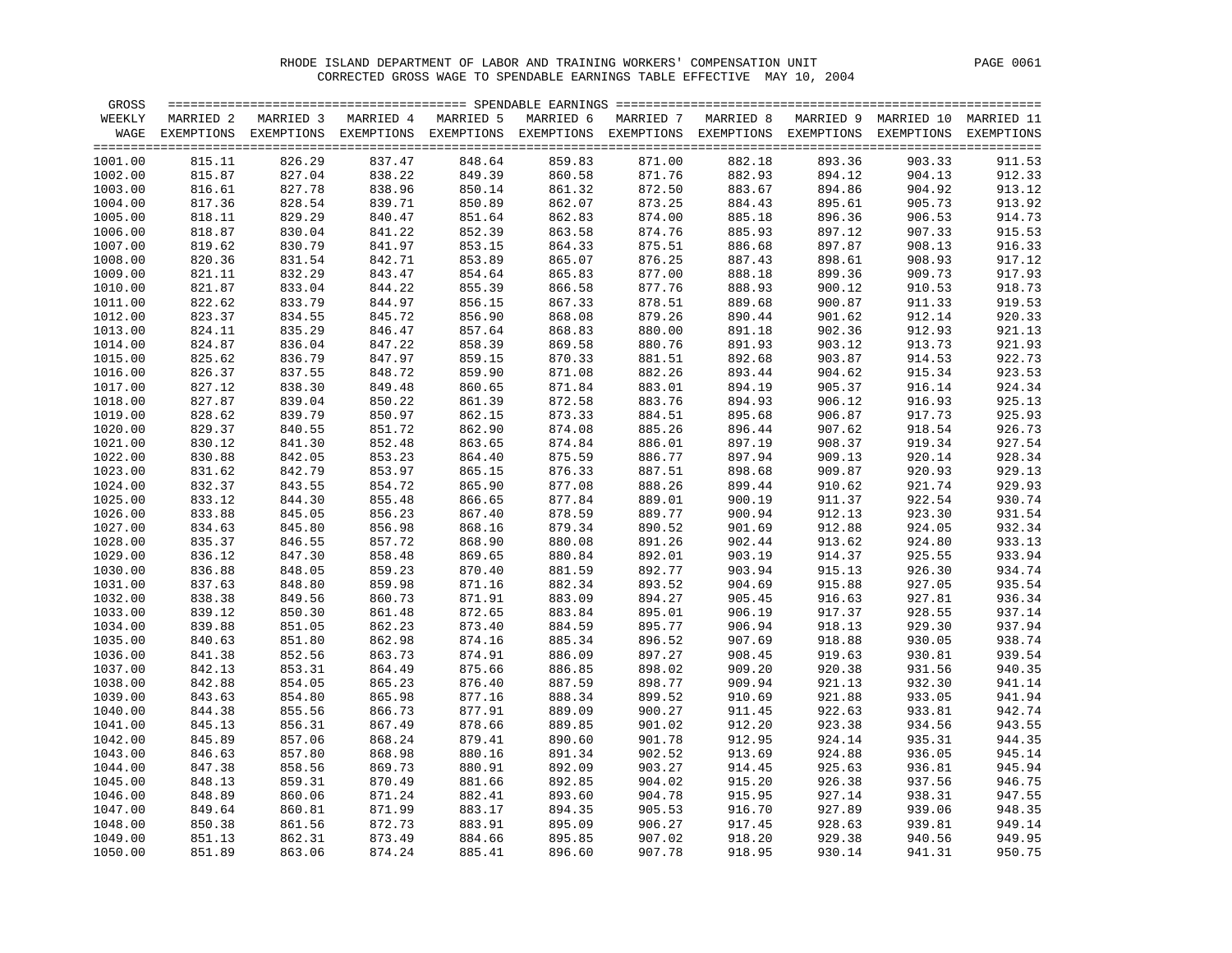RHODE ISLAND DEPARTMENT OF LABOR AND TRAINING WORKERS' COMPENSATION UNIT

CORRECTED GROSS WAGE TO SPENDABLE EARNINGS TABLE EFFECTIVE MAY 10, 2004

| GROSS WEEKLY WAGE | MARRIED 2 EXEMPTIONS | MARRIED 3 EXEMPTIONS | MARRIED 4 EXEMPTIONS | MARRIED 5 EXEMPTIONS | MARRIED 6 EXEMPTIONS | MARRIED 7 EXEMPTIONS | MARRIED 8 EXEMPTIONS | MARRIED 9 EXEMPTIONS | MARRIED 10 EXEMPTIONS | MARRIED 11 EXEMPTIONS |
|---|---|---|---|---|---|---|---|---|---|---|
| | SPENDABLE EARNINGS | | | | | | | | | |
| 1001.00 | 815.11 | 826.29 | 837.47 | 848.64 | 859.83 | 871.00 | 882.18 | 893.36 | 903.33 | 911.53 |
| 1002.00 | 815.87 | 827.04 | 838.22 | 849.39 | 860.58 | 871.76 | 882.93 | 894.12 | 904.13 | 912.33 |
| 1003.00 | 816.61 | 827.78 | 838.96 | 850.14 | 861.32 | 872.50 | 883.67 | 894.86 | 904.92 | 913.12 |
| 1004.00 | 817.36 | 828.54 | 839.71 | 850.89 | 862.07 | 873.25 | 884.43 | 895.61 | 905.73 | 913.92 |
| 1005.00 | 818.11 | 829.29 | 840.47 | 851.64 | 862.83 | 874.00 | 885.18 | 896.36 | 906.53 | 914.73 |
| 1006.00 | 818.87 | 830.04 | 841.22 | 852.39 | 863.58 | 874.76 | 885.93 | 897.12 | 907.33 | 915.53 |
| 1007.00 | 819.62 | 830.79 | 841.97 | 853.15 | 864.33 | 875.51 | 886.68 | 897.87 | 908.13 | 916.33 |
| 1008.00 | 820.36 | 831.54 | 842.71 | 853.89 | 865.07 | 876.25 | 887.43 | 898.61 | 908.93 | 917.12 |
| 1009.00 | 821.11 | 832.29 | 843.47 | 854.64 | 865.83 | 877.00 | 888.18 | 899.36 | 909.73 | 917.93 |
| 1010.00 | 821.87 | 833.04 | 844.22 | 855.39 | 866.58 | 877.76 | 888.93 | 900.12 | 910.53 | 918.73 |
| 1011.00 | 822.62 | 833.79 | 844.97 | 856.15 | 867.33 | 878.51 | 889.68 | 900.87 | 911.33 | 919.53 |
| 1012.00 | 823.37 | 834.55 | 845.72 | 856.90 | 868.08 | 879.26 | 890.44 | 901.62 | 912.14 | 920.33 |
| 1013.00 | 824.11 | 835.29 | 846.47 | 857.64 | 868.83 | 880.00 | 891.18 | 902.36 | 912.93 | 921.13 |
| 1014.00 | 824.87 | 836.04 | 847.22 | 858.39 | 869.58 | 880.76 | 891.93 | 903.12 | 913.73 | 921.93 |
| 1015.00 | 825.62 | 836.79 | 847.97 | 859.15 | 870.33 | 881.51 | 892.68 | 903.87 | 914.53 | 922.73 |
| 1016.00 | 826.37 | 837.55 | 848.72 | 859.90 | 871.08 | 882.26 | 893.44 | 904.62 | 915.34 | 923.53 |
| 1017.00 | 827.12 | 838.30 | 849.48 | 860.65 | 871.84 | 883.01 | 894.19 | 905.37 | 916.14 | 924.34 |
| 1018.00 | 827.87 | 839.04 | 850.22 | 861.39 | 872.58 | 883.76 | 894.93 | 906.12 | 916.93 | 925.13 |
| 1019.00 | 828.62 | 839.79 | 850.97 | 862.15 | 873.33 | 884.51 | 895.68 | 906.87 | 917.73 | 925.93 |
| 1020.00 | 829.37 | 840.55 | 851.72 | 862.90 | 874.08 | 885.26 | 896.44 | 907.62 | 918.54 | 926.73 |
| 1021.00 | 830.12 | 841.30 | 852.48 | 863.65 | 874.84 | 886.01 | 897.19 | 908.37 | 919.34 | 927.54 |
| 1022.00 | 830.88 | 842.05 | 853.23 | 864.40 | 875.59 | 886.77 | 897.94 | 909.13 | 920.14 | 928.34 |
| 1023.00 | 831.62 | 842.79 | 853.97 | 865.15 | 876.33 | 887.51 | 898.68 | 909.87 | 920.93 | 929.13 |
| 1024.00 | 832.37 | 843.55 | 854.72 | 865.90 | 877.08 | 888.26 | 899.44 | 910.62 | 921.74 | 929.93 |
| 1025.00 | 833.12 | 844.30 | 855.48 | 866.65 | 877.84 | 889.01 | 900.19 | 911.37 | 922.54 | 930.74 |
| 1026.00 | 833.88 | 845.05 | 856.23 | 867.40 | 878.59 | 889.77 | 900.94 | 912.13 | 923.30 | 931.54 |
| 1027.00 | 834.63 | 845.80 | 856.98 | 868.16 | 879.34 | 890.52 | 901.69 | 912.88 | 924.05 | 932.34 |
| 1028.00 | 835.37 | 846.55 | 857.72 | 868.90 | 880.08 | 891.26 | 902.44 | 913.62 | 924.80 | 933.13 |
| 1029.00 | 836.12 | 847.30 | 858.48 | 869.65 | 880.84 | 892.01 | 903.19 | 914.37 | 925.55 | 933.94 |
| 1030.00 | 836.88 | 848.05 | 859.23 | 870.40 | 881.59 | 892.77 | 903.94 | 915.13 | 926.30 | 934.74 |
| 1031.00 | 837.63 | 848.80 | 859.98 | 871.16 | 882.34 | 893.52 | 904.69 | 915.88 | 927.05 | 935.54 |
| 1032.00 | 838.38 | 849.56 | 860.73 | 871.91 | 883.09 | 894.27 | 905.45 | 916.63 | 927.81 | 936.34 |
| 1033.00 | 839.12 | 850.30 | 861.48 | 872.65 | 883.84 | 895.01 | 906.19 | 917.37 | 928.55 | 937.14 |
| 1034.00 | 839.88 | 851.05 | 862.23 | 873.40 | 884.59 | 895.77 | 906.94 | 918.13 | 929.30 | 937.94 |
| 1035.00 | 840.63 | 851.80 | 862.98 | 874.16 | 885.34 | 896.52 | 907.69 | 918.88 | 930.05 | 938.74 |
| 1036.00 | 841.38 | 852.56 | 863.73 | 874.91 | 886.09 | 897.27 | 908.45 | 919.63 | 930.81 | 939.54 |
| 1037.00 | 842.13 | 853.31 | 864.49 | 875.66 | 886.85 | 898.02 | 909.20 | 920.38 | 931.56 | 940.35 |
| 1038.00 | 842.88 | 854.05 | 865.23 | 876.40 | 887.59 | 898.77 | 909.94 | 921.13 | 932.30 | 941.14 |
| 1039.00 | 843.63 | 854.80 | 865.98 | 877.16 | 888.34 | 899.52 | 910.69 | 921.88 | 933.05 | 941.94 |
| 1040.00 | 844.38 | 855.56 | 866.73 | 877.91 | 889.09 | 900.27 | 911.45 | 922.63 | 933.81 | 942.74 |
| 1041.00 | 845.13 | 856.31 | 867.49 | 878.66 | 889.85 | 901.02 | 912.20 | 923.38 | 934.56 | 943.55 |
| 1042.00 | 845.89 | 857.06 | 868.24 | 879.41 | 890.60 | 901.78 | 912.95 | 924.14 | 935.31 | 944.35 |
| 1043.00 | 846.63 | 857.80 | 868.98 | 880.16 | 891.34 | 902.52 | 913.69 | 924.88 | 936.05 | 945.14 |
| 1044.00 | 847.38 | 858.56 | 869.73 | 880.91 | 892.09 | 903.27 | 914.45 | 925.63 | 936.81 | 945.94 |
| 1045.00 | 848.13 | 859.31 | 870.49 | 881.66 | 892.85 | 904.02 | 915.20 | 926.38 | 937.56 | 946.75 |
| 1046.00 | 848.89 | 860.06 | 871.24 | 882.41 | 893.60 | 904.78 | 915.95 | 927.14 | 938.31 | 947.55 |
| 1047.00 | 849.64 | 860.81 | 871.99 | 883.17 | 894.35 | 905.53 | 916.70 | 927.89 | 939.06 | 948.35 |
| 1048.00 | 850.38 | 861.56 | 872.73 | 883.91 | 895.09 | 906.27 | 917.45 | 928.63 | 939.81 | 949.14 |
| 1049.00 | 851.13 | 862.31 | 873.49 | 884.66 | 895.85 | 907.02 | 918.20 | 929.38 | 940.56 | 949.95 |
| 1050.00 | 851.89 | 863.06 | 874.24 | 885.41 | 896.60 | 907.78 | 918.95 | 930.14 | 941.31 | 950.75 |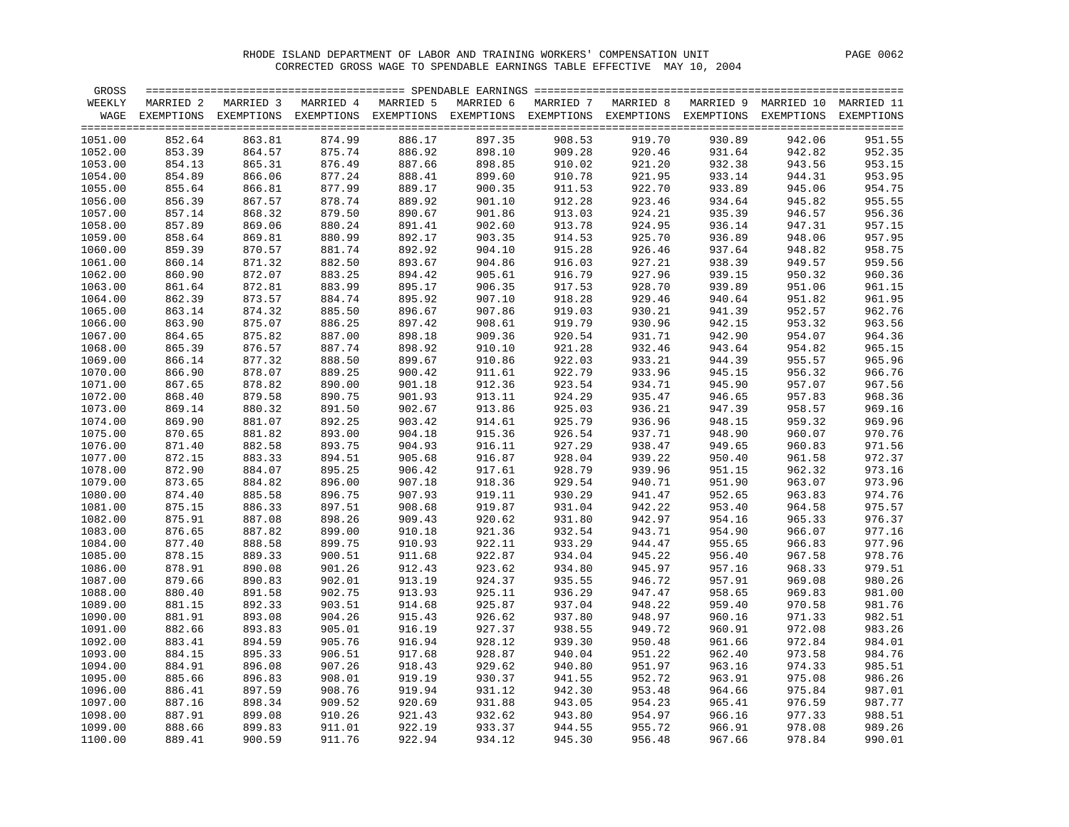RHODE ISLAND DEPARTMENT OF LABOR AND TRAINING WORKERS' COMPENSATION UNIT

CORRECTED GROSS WAGE TO SPENDABLE EARNINGS TABLE EFFECTIVE MAY 10, 2004

| GROSS WEEKLY WAGE | MARRIED 2 EXEMPTIONS | MARRIED 3 EXEMPTIONS | MARRIED 4 EXEMPTIONS | MARRIED 5 EXEMPTIONS | MARRIED 6 EXEMPTIONS | MARRIED 7 EXEMPTIONS | MARRIED 8 EXEMPTIONS | MARRIED 9 EXEMPTIONS | MARRIED 10 EXEMPTIONS | MARRIED 11 EXEMPTIONS |
|---|---|---|---|---|---|---|---|---|---|---|
| 1051.00 | 852.64 | 863.81 | 874.99 | 886.17 | 897.35 | 908.53 | 919.70 | 930.89 | 942.06 | 951.55 |
| 1052.00 | 853.39 | 864.57 | 875.74 | 886.92 | 898.10 | 909.28 | 920.46 | 931.64 | 942.82 | 952.35 |
| 1053.00 | 854.13 | 865.31 | 876.49 | 887.66 | 898.85 | 910.02 | 921.20 | 932.38 | 943.56 | 953.15 |
| 1054.00 | 854.89 | 866.06 | 877.24 | 888.41 | 899.60 | 910.78 | 921.95 | 933.14 | 944.31 | 953.95 |
| 1055.00 | 855.64 | 866.81 | 877.99 | 889.17 | 900.35 | 911.53 | 922.70 | 933.89 | 945.06 | 954.75 |
| 1056.00 | 856.39 | 867.57 | 878.74 | 889.92 | 901.10 | 912.28 | 923.46 | 934.64 | 945.82 | 955.55 |
| 1057.00 | 857.14 | 868.32 | 879.50 | 890.67 | 901.86 | 913.03 | 924.21 | 935.39 | 946.57 | 956.36 |
| 1058.00 | 857.89 | 869.06 | 880.24 | 891.41 | 902.60 | 913.78 | 924.95 | 936.14 | 947.31 | 957.15 |
| 1059.00 | 858.64 | 869.81 | 880.99 | 892.17 | 903.35 | 914.53 | 925.70 | 936.89 | 948.06 | 957.95 |
| 1060.00 | 859.39 | 870.57 | 881.74 | 892.92 | 904.10 | 915.28 | 926.46 | 937.64 | 948.82 | 958.75 |
| 1061.00 | 860.14 | 871.32 | 882.50 | 893.67 | 904.86 | 916.03 | 927.21 | 938.39 | 949.57 | 959.56 |
| 1062.00 | 860.90 | 872.07 | 883.25 | 894.42 | 905.61 | 916.79 | 927.96 | 939.15 | 950.32 | 960.36 |
| 1063.00 | 861.64 | 872.81 | 883.99 | 895.17 | 906.35 | 917.53 | 928.70 | 939.89 | 951.06 | 961.15 |
| 1064.00 | 862.39 | 873.57 | 884.74 | 895.92 | 907.10 | 918.28 | 929.46 | 940.64 | 951.82 | 961.95 |
| 1065.00 | 863.14 | 874.32 | 885.50 | 896.67 | 907.86 | 919.03 | 930.21 | 941.39 | 952.57 | 962.76 |
| 1066.00 | 863.90 | 875.07 | 886.25 | 897.42 | 908.61 | 919.79 | 930.96 | 942.15 | 953.32 | 963.56 |
| 1067.00 | 864.65 | 875.82 | 887.00 | 898.18 | 909.36 | 920.54 | 931.71 | 942.90 | 954.07 | 964.36 |
| 1068.00 | 865.39 | 876.57 | 887.74 | 898.92 | 910.10 | 921.28 | 932.46 | 943.64 | 954.82 | 965.15 |
| 1069.00 | 866.14 | 877.32 | 888.50 | 899.67 | 910.86 | 922.03 | 933.21 | 944.39 | 955.57 | 965.96 |
| 1070.00 | 866.90 | 878.07 | 889.25 | 900.42 | 911.61 | 922.79 | 933.96 | 945.15 | 956.32 | 966.76 |
| 1071.00 | 867.65 | 878.82 | 890.00 | 901.18 | 912.36 | 923.54 | 934.71 | 945.90 | 957.07 | 967.56 |
| 1072.00 | 868.40 | 879.58 | 890.75 | 901.93 | 913.11 | 924.29 | 935.47 | 946.65 | 957.83 | 968.36 |
| 1073.00 | 869.14 | 880.32 | 891.50 | 902.67 | 913.86 | 925.03 | 936.21 | 947.39 | 958.57 | 969.16 |
| 1074.00 | 869.90 | 881.07 | 892.25 | 903.42 | 914.61 | 925.79 | 936.96 | 948.15 | 959.32 | 969.96 |
| 1075.00 | 870.65 | 881.82 | 893.00 | 904.18 | 915.36 | 926.54 | 937.71 | 948.90 | 960.07 | 970.76 |
| 1076.00 | 871.40 | 882.58 | 893.75 | 904.93 | 916.11 | 927.29 | 938.47 | 949.65 | 960.83 | 971.56 |
| 1077.00 | 872.15 | 883.33 | 894.51 | 905.68 | 916.87 | 928.04 | 939.22 | 950.40 | 961.58 | 972.37 |
| 1078.00 | 872.90 | 884.07 | 895.25 | 906.42 | 917.61 | 928.79 | 939.96 | 951.15 | 962.32 | 973.16 |
| 1079.00 | 873.65 | 884.82 | 896.00 | 907.18 | 918.36 | 929.54 | 940.71 | 951.90 | 963.07 | 973.96 |
| 1080.00 | 874.40 | 885.58 | 896.75 | 907.93 | 919.11 | 930.29 | 941.47 | 952.65 | 963.83 | 974.76 |
| 1081.00 | 875.15 | 886.33 | 897.51 | 908.68 | 919.87 | 931.04 | 942.22 | 953.40 | 964.58 | 975.57 |
| 1082.00 | 875.91 | 887.08 | 898.26 | 909.43 | 920.62 | 931.80 | 942.97 | 954.16 | 965.33 | 976.37 |
| 1083.00 | 876.65 | 887.82 | 899.00 | 910.18 | 921.36 | 932.54 | 943.71 | 954.90 | 966.07 | 977.16 |
| 1084.00 | 877.40 | 888.58 | 899.75 | 910.93 | 922.11 | 933.29 | 944.47 | 955.65 | 966.83 | 977.96 |
| 1085.00 | 878.15 | 889.33 | 900.51 | 911.68 | 922.87 | 934.04 | 945.22 | 956.40 | 967.58 | 978.76 |
| 1086.00 | 878.91 | 890.08 | 901.26 | 912.43 | 923.62 | 934.80 | 945.97 | 957.16 | 968.33 | 979.51 |
| 1087.00 | 879.66 | 890.83 | 902.01 | 913.19 | 924.37 | 935.55 | 946.72 | 957.91 | 969.08 | 980.26 |
| 1088.00 | 880.40 | 891.58 | 902.75 | 913.93 | 925.11 | 936.29 | 947.47 | 958.65 | 969.83 | 981.00 |
| 1089.00 | 881.15 | 892.33 | 903.51 | 914.68 | 925.87 | 937.04 | 948.22 | 959.40 | 970.58 | 981.76 |
| 1090.00 | 881.91 | 893.08 | 904.26 | 915.43 | 926.62 | 937.80 | 948.97 | 960.16 | 971.33 | 982.51 |
| 1091.00 | 882.66 | 893.83 | 905.01 | 916.19 | 927.37 | 938.55 | 949.72 | 960.91 | 972.08 | 983.26 |
| 1092.00 | 883.41 | 894.59 | 905.76 | 916.94 | 928.12 | 939.30 | 950.48 | 961.66 | 972.84 | 984.01 |
| 1093.00 | 884.15 | 895.33 | 906.51 | 917.68 | 928.87 | 940.04 | 951.22 | 962.40 | 973.58 | 984.76 |
| 1094.00 | 884.91 | 896.08 | 907.26 | 918.43 | 929.62 | 940.80 | 951.97 | 963.16 | 974.33 | 985.51 |
| 1095.00 | 885.66 | 896.83 | 908.01 | 919.19 | 930.37 | 941.55 | 952.72 | 963.91 | 975.08 | 986.26 |
| 1096.00 | 886.41 | 897.59 | 908.76 | 919.94 | 931.12 | 942.30 | 953.48 | 964.66 | 975.84 | 987.01 |
| 1097.00 | 887.16 | 898.34 | 909.52 | 920.69 | 931.88 | 943.05 | 954.23 | 965.41 | 976.59 | 987.77 |
| 1098.00 | 887.91 | 899.08 | 910.26 | 921.43 | 932.62 | 943.80 | 954.97 | 966.16 | 977.33 | 988.51 |
| 1099.00 | 888.66 | 899.83 | 911.01 | 922.19 | 933.37 | 944.55 | 955.72 | 966.91 | 978.08 | 989.26 |
| 1100.00 | 889.41 | 900.59 | 911.76 | 922.94 | 934.12 | 945.30 | 956.48 | 967.66 | 978.84 | 990.01 |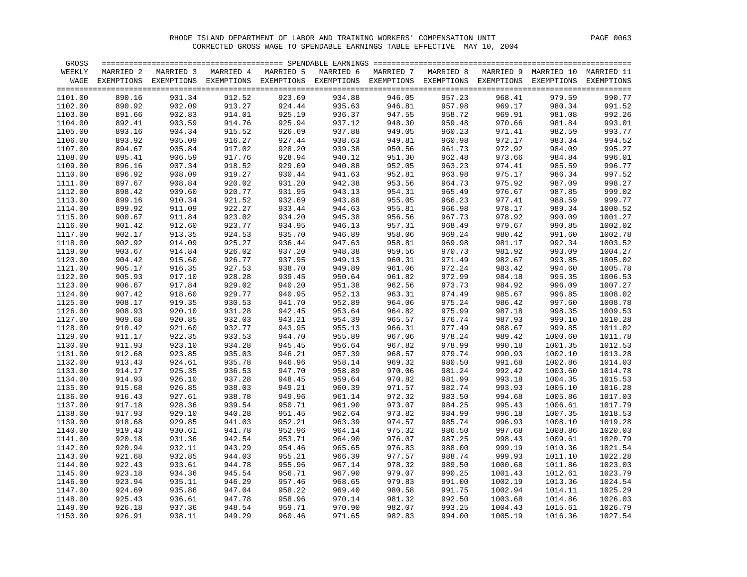RHODE ISLAND DEPARTMENT OF LABOR AND TRAINING WORKERS' COMPENSATION UNIT

CORRECTED GROSS WAGE TO SPENDABLE EARNINGS TABLE EFFECTIVE MAY 10, 2004

| GROSS WEEKLY WAGE | MARRIED 2 EXEMPTIONS | MARRIED 3 EXEMPTIONS | MARRIED 4 EXEMPTIONS | MARRIED 5 EXEMPTIONS | MARRIED 6 EXEMPTIONS | MARRIED 7 EXEMPTIONS | MARRIED 8 EXEMPTIONS | MARRIED 9 EXEMPTIONS | MARRIED 10 EXEMPTIONS | MARRIED 11 EXEMPTIONS |
|---|---|---|---|---|---|---|---|---|---|---|
| 1101.00 | 890.16 | 901.34 | 912.52 | 923.69 | 934.88 | 946.05 | 957.23 | 968.41 | 979.59 | 990.77 |
| 1102.00 | 890.92 | 902.09 | 913.27 | 924.44 | 935.63 | 946.81 | 957.98 | 969.17 | 980.34 | 991.52 |
| 1103.00 | 891.66 | 902.83 | 914.01 | 925.19 | 936.37 | 947.55 | 958.72 | 969.91 | 981.08 | 992.26 |
| 1104.00 | 892.41 | 903.59 | 914.76 | 925.94 | 937.12 | 948.30 | 959.48 | 970.66 | 981.84 | 993.01 |
| 1105.00 | 893.16 | 904.34 | 915.52 | 926.69 | 937.88 | 949.05 | 960.23 | 971.41 | 982.59 | 993.77 |
| 1106.00 | 893.92 | 905.09 | 916.27 | 927.44 | 938.63 | 949.81 | 960.98 | 972.17 | 983.34 | 994.52 |
| 1107.00 | 894.67 | 905.84 | 917.02 | 928.20 | 939.38 | 950.56 | 961.73 | 972.92 | 984.09 | 995.27 |
| 1108.00 | 895.41 | 906.59 | 917.76 | 928.94 | 940.12 | 951.30 | 962.48 | 973.66 | 984.84 | 996.01 |
| 1109.00 | 896.16 | 907.34 | 918.52 | 929.69 | 940.88 | 952.05 | 963.23 | 974.41 | 985.59 | 996.77 |
| 1110.00 | 896.92 | 908.09 | 919.27 | 930.44 | 941.63 | 952.81 | 963.98 | 975.17 | 986.34 | 997.52 |
| 1111.00 | 897.67 | 908.84 | 920.02 | 931.20 | 942.38 | 953.56 | 964.73 | 975.92 | 987.09 | 998.27 |
| 1112.00 | 898.42 | 909.60 | 920.77 | 931.95 | 943.13 | 954.31 | 965.49 | 976.67 | 987.85 | 999.02 |
| 1113.00 | 899.16 | 910.34 | 921.52 | 932.69 | 943.88 | 955.05 | 966.23 | 977.41 | 988.59 | 999.77 |
| 1114.00 | 899.92 | 911.09 | 922.27 | 933.44 | 944.63 | 955.81 | 966.98 | 978.17 | 989.34 | 1000.52 |
| 1115.00 | 900.67 | 911.84 | 923.02 | 934.20 | 945.38 | 956.56 | 967.73 | 978.92 | 990.09 | 1001.27 |
| 1116.00 | 901.42 | 912.60 | 923.77 | 934.95 | 946.13 | 957.31 | 968.49 | 979.67 | 990.85 | 1002.02 |
| 1117.00 | 902.17 | 913.35 | 924.53 | 935.70 | 946.89 | 958.06 | 969.24 | 980.42 | 991.60 | 1002.78 |
| 1118.00 | 902.92 | 914.09 | 925.27 | 936.44 | 947.63 | 958.81 | 969.98 | 981.17 | 992.34 | 1003.52 |
| 1119.00 | 903.67 | 914.84 | 926.02 | 937.20 | 948.38 | 959.56 | 970.73 | 981.92 | 993.09 | 1004.27 |
| 1120.00 | 904.42 | 915.60 | 926.77 | 937.95 | 949.13 | 960.31 | 971.49 | 982.67 | 993.85 | 1005.02 |
| 1121.00 | 905.17 | 916.35 | 927.53 | 938.70 | 949.89 | 961.06 | 972.24 | 983.42 | 994.60 | 1005.78 |
| 1122.00 | 905.93 | 917.10 | 928.28 | 939.45 | 950.64 | 961.82 | 972.99 | 984.18 | 995.35 | 1006.53 |
| 1123.00 | 906.67 | 917.84 | 929.02 | 940.20 | 951.38 | 962.56 | 973.73 | 984.92 | 996.09 | 1007.27 |
| 1124.00 | 907.42 | 918.60 | 929.77 | 940.95 | 952.13 | 963.31 | 974.49 | 985.67 | 996.85 | 1008.02 |
| 1125.00 | 908.17 | 919.35 | 930.53 | 941.70 | 952.89 | 964.06 | 975.24 | 986.42 | 997.60 | 1008.78 |
| 1126.00 | 908.93 | 920.10 | 931.28 | 942.45 | 953.64 | 964.82 | 975.99 | 987.18 | 998.35 | 1009.53 |
| 1127.00 | 909.68 | 920.85 | 932.03 | 943.21 | 954.39 | 965.57 | 976.74 | 987.93 | 999.10 | 1010.28 |
| 1128.00 | 910.42 | 921.60 | 932.77 | 943.95 | 955.13 | 966.31 | 977.49 | 988.67 | 999.85 | 1011.02 |
| 1129.00 | 911.17 | 922.35 | 933.53 | 944.70 | 955.89 | 967.06 | 978.24 | 989.42 | 1000.60 | 1011.78 |
| 1130.00 | 911.93 | 923.10 | 934.28 | 945.45 | 956.64 | 967.82 | 978.99 | 990.18 | 1001.35 | 1012.53 |
| 1131.00 | 912.68 | 923.85 | 935.03 | 946.21 | 957.39 | 968.57 | 979.74 | 990.93 | 1002.10 | 1013.28 |
| 1132.00 | 913.43 | 924.61 | 935.78 | 946.96 | 958.14 | 969.32 | 980.50 | 991.68 | 1002.86 | 1014.03 |
| 1133.00 | 914.17 | 925.35 | 936.53 | 947.70 | 958.89 | 970.06 | 981.24 | 992.42 | 1003.60 | 1014.78 |
| 1134.00 | 914.93 | 926.10 | 937.28 | 948.45 | 959.64 | 970.82 | 981.99 | 993.18 | 1004.35 | 1015.53 |
| 1135.00 | 915.68 | 926.85 | 938.03 | 949.21 | 960.39 | 971.57 | 982.74 | 993.93 | 1005.10 | 1016.28 |
| 1136.00 | 916.43 | 927.61 | 938.78 | 949.96 | 961.14 | 972.32 | 983.50 | 994.68 | 1005.86 | 1017.03 |
| 1137.00 | 917.18 | 928.36 | 939.54 | 950.71 | 961.90 | 973.07 | 984.25 | 995.43 | 1006.61 | 1017.79 |
| 1138.00 | 917.93 | 929.10 | 940.28 | 951.45 | 962.64 | 973.82 | 984.99 | 996.18 | 1007.35 | 1018.53 |
| 1139.00 | 918.68 | 929.85 | 941.03 | 952.21 | 963.39 | 974.57 | 985.74 | 996.93 | 1008.10 | 1019.28 |
| 1140.00 | 919.43 | 930.61 | 941.78 | 952.96 | 964.14 | 975.32 | 986.50 | 997.68 | 1008.86 | 1020.03 |
| 1141.00 | 920.18 | 931.36 | 942.54 | 953.71 | 964.90 | 976.07 | 987.25 | 998.43 | 1009.61 | 1020.79 |
| 1142.00 | 920.94 | 932.11 | 943.29 | 954.46 | 965.65 | 976.83 | 988.00 | 999.19 | 1010.36 | 1021.54 |
| 1143.00 | 921.68 | 932.85 | 944.03 | 955.21 | 966.39 | 977.57 | 988.74 | 999.93 | 1011.10 | 1022.28 |
| 1144.00 | 922.43 | 933.61 | 944.78 | 955.96 | 967.14 | 978.32 | 989.50 | 1000.68 | 1011.86 | 1023.03 |
| 1145.00 | 923.18 | 934.36 | 945.54 | 956.71 | 967.90 | 979.07 | 990.25 | 1001.43 | 1012.61 | 1023.79 |
| 1146.00 | 923.94 | 935.11 | 946.29 | 957.46 | 968.65 | 979.83 | 991.00 | 1002.19 | 1013.36 | 1024.54 |
| 1147.00 | 924.69 | 935.86 | 947.04 | 958.22 | 969.40 | 980.58 | 991.75 | 1002.94 | 1014.11 | 1025.29 |
| 1148.00 | 925.43 | 936.61 | 947.78 | 958.96 | 970.14 | 981.32 | 992.50 | 1003.68 | 1014.86 | 1026.03 |
| 1149.00 | 926.18 | 937.36 | 948.54 | 959.71 | 970.90 | 982.07 | 993.25 | 1004.43 | 1015.61 | 1026.79 |
| 1150.00 | 926.91 | 938.11 | 949.29 | 960.46 | 971.65 | 982.83 | 994.00 | 1005.19 | 1016.36 | 1027.54 |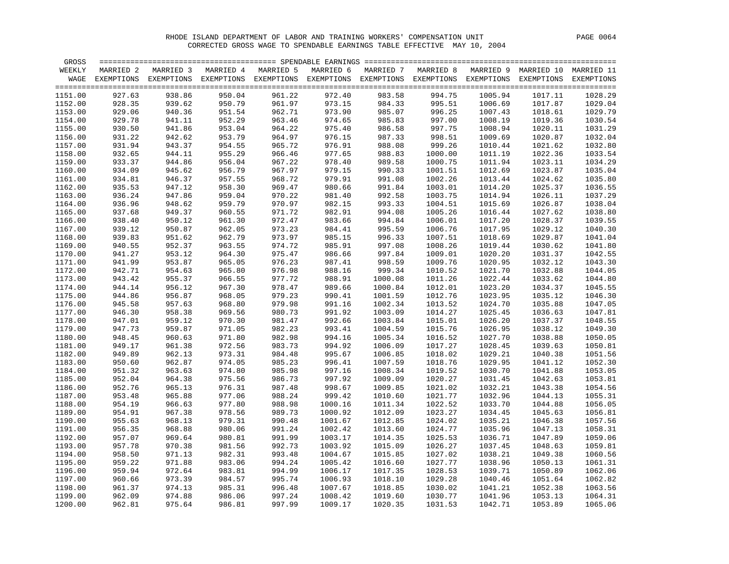RHODE ISLAND DEPARTMENT OF LABOR AND TRAINING WORKERS' COMPENSATION UNIT

CORRECTED GROSS WAGE TO SPENDABLE EARNINGS TABLE EFFECTIVE MAY 10, 2004

| GROSS WEEKLY WAGE | MARRIED 2 EXEMPTIONS | MARRIED 3 EXEMPTIONS | MARRIED 4 EXEMPTIONS | MARRIED 5 EXEMPTIONS | MARRIED 6 EXEMPTIONS | MARRIED 7 EXEMPTIONS | MARRIED 8 EXEMPTIONS | MARRIED 9 EXEMPTIONS | MARRIED 10 EXEMPTIONS | MARRIED 11 EXEMPTIONS |
|---|---|---|---|---|---|---|---|---|---|---|
| 1151.00 | 927.63 | 938.86 | 950.04 | 961.22 | 972.40 | 983.58 | 994.75 | 1005.94 | 1017.11 | 1028.29 |
| 1152.00 | 928.35 | 939.62 | 950.79 | 961.97 | 973.15 | 984.33 | 995.51 | 1006.69 | 1017.87 | 1029.04 |
| 1153.00 | 929.06 | 940.36 | 951.54 | 962.71 | 973.90 | 985.07 | 996.25 | 1007.43 | 1018.61 | 1029.79 |
| 1154.00 | 929.78 | 941.11 | 952.29 | 963.46 | 974.65 | 985.83 | 997.00 | 1008.19 | 1019.36 | 1030.54 |
| 1155.00 | 930.50 | 941.86 | 953.04 | 964.22 | 975.40 | 986.58 | 997.75 | 1008.94 | 1020.11 | 1031.29 |
| 1156.00 | 931.22 | 942.62 | 953.79 | 964.97 | 976.15 | 987.33 | 998.51 | 1009.69 | 1020.87 | 1032.04 |
| 1157.00 | 931.94 | 943.37 | 954.55 | 965.72 | 976.91 | 988.08 | 999.26 | 1010.44 | 1021.62 | 1032.80 |
| 1158.00 | 932.65 | 944.11 | 955.29 | 966.46 | 977.65 | 988.83 | 1000.00 | 1011.19 | 1022.36 | 1033.54 |
| 1159.00 | 933.37 | 944.86 | 956.04 | 967.22 | 978.40 | 989.58 | 1000.75 | 1011.94 | 1023.11 | 1034.29 |
| 1160.00 | 934.09 | 945.62 | 956.79 | 967.97 | 979.15 | 990.33 | 1001.51 | 1012.69 | 1023.87 | 1035.04 |
| 1161.00 | 934.81 | 946.37 | 957.55 | 968.72 | 979.91 | 991.08 | 1002.26 | 1013.44 | 1024.62 | 1035.80 |
| 1162.00 | 935.53 | 947.12 | 958.30 | 969.47 | 980.66 | 991.84 | 1003.01 | 1014.20 | 1025.37 | 1036.55 |
| 1163.00 | 936.24 | 947.86 | 959.04 | 970.22 | 981.40 | 992.58 | 1003.75 | 1014.94 | 1026.11 | 1037.29 |
| 1164.00 | 936.96 | 948.62 | 959.79 | 970.97 | 982.15 | 993.33 | 1004.51 | 1015.69 | 1026.87 | 1038.04 |
| 1165.00 | 937.68 | 949.37 | 960.55 | 971.72 | 982.91 | 994.08 | 1005.26 | 1016.44 | 1027.62 | 1038.80 |
| 1166.00 | 938.40 | 950.12 | 961.30 | 972.47 | 983.66 | 994.84 | 1006.01 | 1017.20 | 1028.37 | 1039.55 |
| 1167.00 | 939.12 | 950.87 | 962.05 | 973.23 | 984.41 | 995.59 | 1006.76 | 1017.95 | 1029.12 | 1040.30 |
| 1168.00 | 939.83 | 951.62 | 962.79 | 973.97 | 985.15 | 996.33 | 1007.51 | 1018.69 | 1029.87 | 1041.04 |
| 1169.00 | 940.55 | 952.37 | 963.55 | 974.72 | 985.91 | 997.08 | 1008.26 | 1019.44 | 1030.62 | 1041.80 |
| 1170.00 | 941.27 | 953.12 | 964.30 | 975.47 | 986.66 | 997.84 | 1009.01 | 1020.20 | 1031.37 | 1042.55 |
| 1171.00 | 941.99 | 953.87 | 965.05 | 976.23 | 987.41 | 998.59 | 1009.76 | 1020.95 | 1032.12 | 1043.30 |
| 1172.00 | 942.71 | 954.63 | 965.80 | 976.98 | 988.16 | 999.34 | 1010.52 | 1021.70 | 1032.88 | 1044.05 |
| 1173.00 | 943.42 | 955.37 | 966.55 | 977.72 | 988.91 | 1000.08 | 1011.26 | 1022.44 | 1033.62 | 1044.80 |
| 1174.00 | 944.14 | 956.12 | 967.30 | 978.47 | 989.66 | 1000.84 | 1012.01 | 1023.20 | 1034.37 | 1045.55 |
| 1175.00 | 944.86 | 956.87 | 968.05 | 979.23 | 990.41 | 1001.59 | 1012.76 | 1023.95 | 1035.12 | 1046.30 |
| 1176.00 | 945.58 | 957.63 | 968.80 | 979.98 | 991.16 | 1002.34 | 1013.52 | 1024.70 | 1035.88 | 1047.05 |
| 1177.00 | 946.30 | 958.38 | 969.56 | 980.73 | 991.92 | 1003.09 | 1014.27 | 1025.45 | 1036.63 | 1047.81 |
| 1178.00 | 947.01 | 959.12 | 970.30 | 981.47 | 992.66 | 1003.84 | 1015.01 | 1026.20 | 1037.37 | 1048.55 |
| 1179.00 | 947.73 | 959.87 | 971.05 | 982.23 | 993.41 | 1004.59 | 1015.76 | 1026.95 | 1038.12 | 1049.30 |
| 1180.00 | 948.45 | 960.63 | 971.80 | 982.98 | 994.16 | 1005.34 | 1016.52 | 1027.70 | 1038.88 | 1050.05 |
| 1181.00 | 949.17 | 961.38 | 972.56 | 983.73 | 994.92 | 1006.09 | 1017.27 | 1028.45 | 1039.63 | 1050.81 |
| 1182.00 | 949.89 | 962.13 | 973.31 | 984.48 | 995.67 | 1006.85 | 1018.02 | 1029.21 | 1040.38 | 1051.56 |
| 1183.00 | 950.60 | 962.87 | 974.05 | 985.23 | 996.41 | 1007.59 | 1018.76 | 1029.95 | 1041.12 | 1052.30 |
| 1184.00 | 951.32 | 963.63 | 974.80 | 985.98 | 997.16 | 1008.34 | 1019.52 | 1030.70 | 1041.88 | 1053.05 |
| 1185.00 | 952.04 | 964.38 | 975.56 | 986.73 | 997.92 | 1009.09 | 1020.27 | 1031.45 | 1042.63 | 1053.81 |
| 1186.00 | 952.76 | 965.13 | 976.31 | 987.48 | 998.67 | 1009.85 | 1021.02 | 1032.21 | 1043.38 | 1054.56 |
| 1187.00 | 953.48 | 965.88 | 977.06 | 988.24 | 999.42 | 1010.60 | 1021.77 | 1032.96 | 1044.13 | 1055.31 |
| 1188.00 | 954.19 | 966.63 | 977.80 | 988.98 | 1000.16 | 1011.34 | 1022.52 | 1033.70 | 1044.88 | 1056.05 |
| 1189.00 | 954.91 | 967.38 | 978.56 | 989.73 | 1000.92 | 1012.09 | 1023.27 | 1034.45 | 1045.63 | 1056.81 |
| 1190.00 | 955.63 | 968.13 | 979.31 | 990.48 | 1001.67 | 1012.85 | 1024.02 | 1035.21 | 1046.38 | 1057.56 |
| 1191.00 | 956.35 | 968.88 | 980.06 | 991.24 | 1002.42 | 1013.60 | 1024.77 | 1035.96 | 1047.13 | 1058.31 |
| 1192.00 | 957.07 | 969.64 | 980.81 | 991.99 | 1003.17 | 1014.35 | 1025.53 | 1036.71 | 1047.89 | 1059.06 |
| 1193.00 | 957.78 | 970.38 | 981.56 | 992.73 | 1003.92 | 1015.09 | 1026.27 | 1037.45 | 1048.63 | 1059.81 |
| 1194.00 | 958.50 | 971.13 | 982.31 | 993.48 | 1004.67 | 1015.85 | 1027.02 | 1038.21 | 1049.38 | 1060.56 |
| 1195.00 | 959.22 | 971.88 | 983.06 | 994.24 | 1005.42 | 1016.60 | 1027.77 | 1038.96 | 1050.13 | 1061.31 |
| 1196.00 | 959.94 | 972.64 | 983.81 | 994.99 | 1006.17 | 1017.35 | 1028.53 | 1039.71 | 1050.89 | 1062.06 |
| 1197.00 | 960.66 | 973.39 | 984.57 | 995.74 | 1006.93 | 1018.10 | 1029.28 | 1040.46 | 1051.64 | 1062.82 |
| 1198.00 | 961.37 | 974.13 | 985.31 | 996.48 | 1007.67 | 1018.85 | 1030.02 | 1041.21 | 1052.38 | 1063.56 |
| 1199.00 | 962.09 | 974.88 | 986.06 | 997.24 | 1008.42 | 1019.60 | 1030.77 | 1041.96 | 1053.13 | 1064.31 |
| 1200.00 | 962.81 | 975.64 | 986.81 | 997.99 | 1009.17 | 1020.35 | 1031.53 | 1042.71 | 1053.89 | 1065.06 |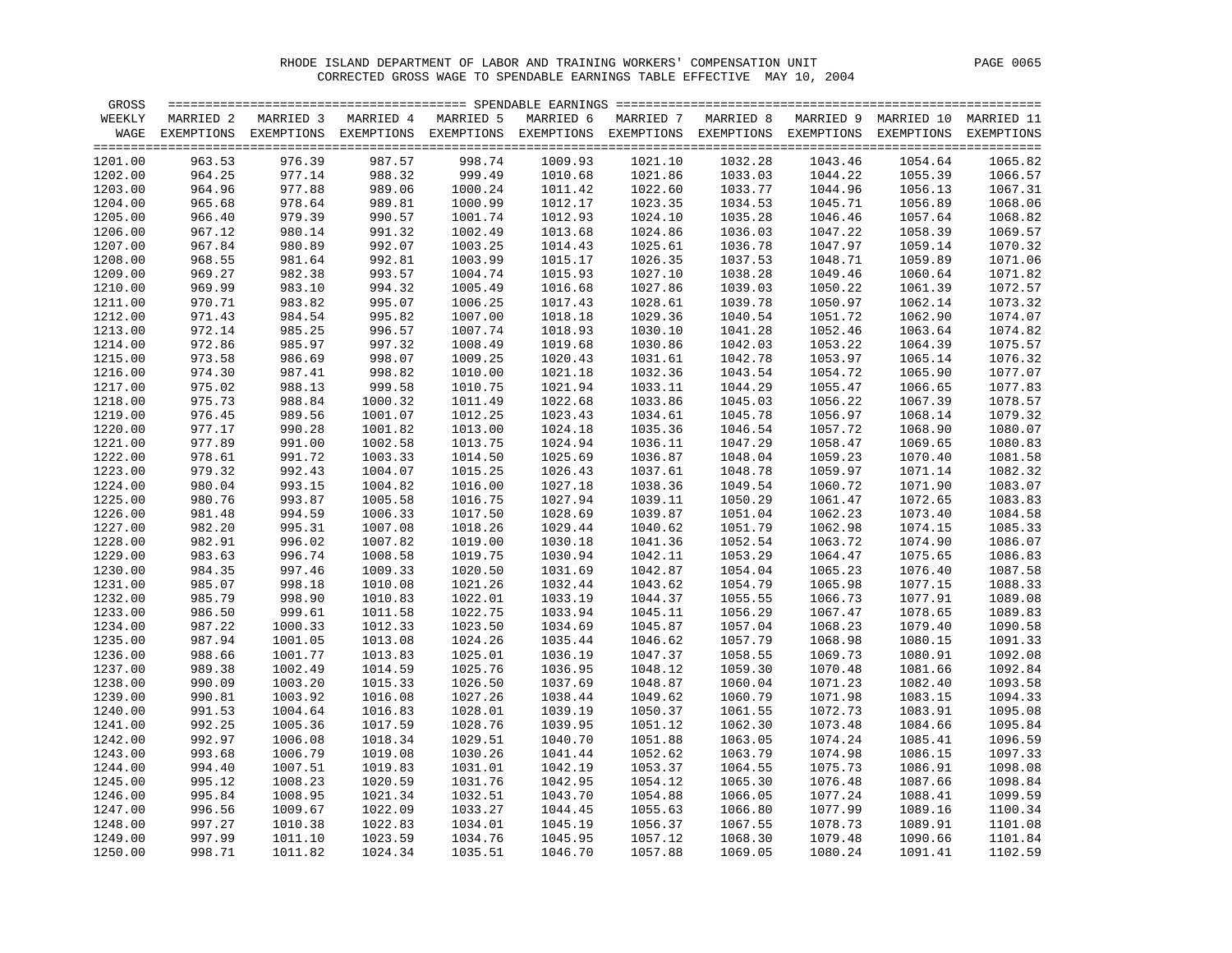RHODE ISLAND DEPARTMENT OF LABOR AND TRAINING WORKERS' COMPENSATION UNIT

CORRECTED GROSS WAGE TO SPENDABLE EARNINGS TABLE EFFECTIVE MAY 10, 2004

| GROSS WEEKLY WAGE | MARRIED 2 EXEMPTIONS | MARRIED 3 EXEMPTIONS | MARRIED 4 EXEMPTIONS | MARRIED 5 EXEMPTIONS | MARRIED 6 EXEMPTIONS | MARRIED 7 EXEMPTIONS | MARRIED 8 EXEMPTIONS | MARRIED 9 EXEMPTIONS | MARRIED 10 EXEMPTIONS | MARRIED 11 EXEMPTIONS |
|---|---|---|---|---|---|---|---|---|---|---|
| 1201.00 | 963.53 | 976.39 | 987.57 | 998.74 | 1009.93 | 1021.10 | 1032.28 | 1043.46 | 1054.64 | 1065.82 |
| 1202.00 | 964.25 | 977.14 | 988.32 | 999.49 | 1010.68 | 1021.86 | 1033.03 | 1044.22 | 1055.39 | 1066.57 |
| 1203.00 | 964.96 | 977.88 | 989.06 | 1000.24 | 1011.42 | 1022.60 | 1033.77 | 1044.96 | 1056.13 | 1067.31 |
| 1204.00 | 965.68 | 978.64 | 989.81 | 1000.99 | 1012.17 | 1023.35 | 1034.53 | 1045.71 | 1056.89 | 1068.06 |
| 1205.00 | 966.40 | 979.39 | 990.57 | 1001.74 | 1012.93 | 1024.10 | 1035.28 | 1046.46 | 1057.64 | 1068.82 |
| 1206.00 | 967.12 | 980.14 | 991.32 | 1002.49 | 1013.68 | 1024.86 | 1036.03 | 1047.22 | 1058.39 | 1069.57 |
| 1207.00 | 967.84 | 980.89 | 992.07 | 1003.25 | 1014.43 | 1025.61 | 1036.78 | 1047.97 | 1059.14 | 1070.32 |
| 1208.00 | 968.55 | 981.64 | 992.81 | 1003.99 | 1015.17 | 1026.35 | 1037.53 | 1048.71 | 1059.89 | 1071.06 |
| 1209.00 | 969.27 | 982.38 | 993.57 | 1004.74 | 1015.93 | 1027.10 | 1038.28 | 1049.46 | 1060.64 | 1071.82 |
| 1210.00 | 969.99 | 983.10 | 994.32 | 1005.49 | 1016.68 | 1027.86 | 1039.03 | 1050.22 | 1061.39 | 1072.57 |
| 1211.00 | 970.71 | 983.82 | 995.07 | 1006.25 | 1017.43 | 1028.61 | 1039.78 | 1050.97 | 1062.14 | 1073.32 |
| 1212.00 | 971.43 | 984.54 | 995.82 | 1007.00 | 1018.18 | 1029.36 | 1040.54 | 1051.72 | 1062.90 | 1074.07 |
| 1213.00 | 972.14 | 985.25 | 996.57 | 1007.74 | 1018.93 | 1030.10 | 1041.28 | 1052.46 | 1063.64 | 1074.82 |
| 1214.00 | 972.86 | 985.97 | 997.32 | 1008.49 | 1019.68 | 1030.86 | 1042.03 | 1053.22 | 1064.39 | 1075.57 |
| 1215.00 | 973.58 | 986.69 | 998.07 | 1009.25 | 1020.43 | 1031.61 | 1042.78 | 1053.97 | 1065.14 | 1076.32 |
| 1216.00 | 974.30 | 987.41 | 998.82 | 1010.00 | 1021.18 | 1032.36 | 1043.54 | 1054.72 | 1065.90 | 1077.07 |
| 1217.00 | 975.02 | 988.13 | 999.58 | 1010.75 | 1021.94 | 1033.11 | 1044.29 | 1055.47 | 1066.65 | 1077.83 |
| 1218.00 | 975.73 | 988.84 | 1000.32 | 1011.49 | 1022.68 | 1033.86 | 1045.03 | 1056.22 | 1067.39 | 1078.57 |
| 1219.00 | 976.45 | 989.56 | 1001.07 | 1012.25 | 1023.43 | 1034.61 | 1045.78 | 1056.97 | 1068.14 | 1079.32 |
| 1220.00 | 977.17 | 990.28 | 1001.82 | 1013.00 | 1024.18 | 1035.36 | 1046.54 | 1057.72 | 1068.90 | 1080.07 |
| 1221.00 | 977.89 | 991.00 | 1002.58 | 1013.75 | 1024.94 | 1036.11 | 1047.29 | 1058.47 | 1069.65 | 1080.83 |
| 1222.00 | 978.61 | 991.72 | 1003.33 | 1014.50 | 1025.69 | 1036.87 | 1048.04 | 1059.23 | 1070.40 | 1081.58 |
| 1223.00 | 979.32 | 992.43 | 1004.07 | 1015.25 | 1026.43 | 1037.61 | 1048.78 | 1059.97 | 1071.14 | 1082.32 |
| 1224.00 | 980.04 | 993.15 | 1004.82 | 1016.00 | 1027.18 | 1038.36 | 1049.54 | 1060.72 | 1071.90 | 1083.07 |
| 1225.00 | 980.76 | 993.87 | 1005.58 | 1016.75 | 1027.94 | 1039.11 | 1050.29 | 1061.47 | 1072.65 | 1083.83 |
| 1226.00 | 981.48 | 994.59 | 1006.33 | 1017.50 | 1028.69 | 1039.87 | 1051.04 | 1062.23 | 1073.40 | 1084.58 |
| 1227.00 | 982.20 | 995.31 | 1007.08 | 1018.26 | 1029.44 | 1040.62 | 1051.79 | 1062.98 | 1074.15 | 1085.33 |
| 1228.00 | 982.91 | 996.02 | 1007.82 | 1019.00 | 1030.18 | 1041.36 | 1052.54 | 1063.72 | 1074.90 | 1086.07 |
| 1229.00 | 983.63 | 996.74 | 1008.58 | 1019.75 | 1030.94 | 1042.11 | 1053.29 | 1064.47 | 1075.65 | 1086.83 |
| 1230.00 | 984.35 | 997.46 | 1009.33 | 1020.50 | 1031.69 | 1042.87 | 1054.04 | 1065.23 | 1076.40 | 1087.58 |
| 1231.00 | 985.07 | 998.18 | 1010.08 | 1021.26 | 1032.44 | 1043.62 | 1054.79 | 1065.98 | 1077.15 | 1088.33 |
| 1232.00 | 985.79 | 998.90 | 1010.83 | 1022.01 | 1033.19 | 1044.37 | 1055.55 | 1066.73 | 1077.91 | 1089.08 |
| 1233.00 | 986.50 | 999.61 | 1011.58 | 1022.75 | 1033.94 | 1045.11 | 1056.29 | 1067.47 | 1078.65 | 1089.83 |
| 1234.00 | 987.22 | 1000.33 | 1012.33 | 1023.50 | 1034.69 | 1045.87 | 1057.04 | 1068.23 | 1079.40 | 1090.58 |
| 1235.00 | 987.94 | 1001.05 | 1013.08 | 1024.26 | 1035.44 | 1046.62 | 1057.79 | 1068.98 | 1080.15 | 1091.33 |
| 1236.00 | 988.66 | 1001.77 | 1013.83 | 1025.01 | 1036.19 | 1047.37 | 1058.55 | 1069.73 | 1080.91 | 1092.08 |
| 1237.00 | 989.38 | 1002.49 | 1014.59 | 1025.76 | 1036.95 | 1048.12 | 1059.30 | 1070.48 | 1081.66 | 1092.84 |
| 1238.00 | 990.09 | 1003.20 | 1015.33 | 1026.50 | 1037.69 | 1048.87 | 1060.04 | 1071.23 | 1082.40 | 1093.58 |
| 1239.00 | 990.81 | 1003.92 | 1016.08 | 1027.26 | 1038.44 | 1049.62 | 1060.79 | 1071.98 | 1083.15 | 1094.33 |
| 1240.00 | 991.53 | 1004.64 | 1016.83 | 1028.01 | 1039.19 | 1050.37 | 1061.55 | 1072.73 | 1083.91 | 1095.08 |
| 1241.00 | 992.25 | 1005.36 | 1017.59 | 1028.76 | 1039.95 | 1051.12 | 1062.30 | 1073.48 | 1084.66 | 1095.84 |
| 1242.00 | 992.97 | 1006.08 | 1018.34 | 1029.51 | 1040.70 | 1051.88 | 1063.05 | 1074.24 | 1085.41 | 1096.59 |
| 1243.00 | 993.68 | 1006.79 | 1019.08 | 1030.26 | 1041.44 | 1052.62 | 1063.79 | 1074.98 | 1086.15 | 1097.33 |
| 1244.00 | 994.40 | 1007.51 | 1019.83 | 1031.01 | 1042.19 | 1053.37 | 1064.55 | 1075.73 | 1086.91 | 1098.08 |
| 1245.00 | 995.12 | 1008.23 | 1020.59 | 1031.76 | 1042.95 | 1054.12 | 1065.30 | 1076.48 | 1087.66 | 1098.84 |
| 1246.00 | 995.84 | 1008.95 | 1021.34 | 1032.51 | 1043.70 | 1054.88 | 1066.05 | 1077.24 | 1088.41 | 1099.59 |
| 1247.00 | 996.56 | 1009.67 | 1022.09 | 1033.27 | 1044.45 | 1055.63 | 1066.80 | 1077.99 | 1089.16 | 1100.34 |
| 1248.00 | 997.27 | 1010.38 | 1022.83 | 1034.01 | 1045.19 | 1056.37 | 1067.55 | 1078.73 | 1089.91 | 1101.08 |
| 1249.00 | 997.99 | 1011.10 | 1023.59 | 1034.76 | 1045.95 | 1057.12 | 1068.30 | 1079.48 | 1090.66 | 1101.84 |
| 1250.00 | 998.71 | 1011.82 | 1024.34 | 1035.51 | 1046.70 | 1057.88 | 1069.05 | 1080.24 | 1091.41 | 1102.59 |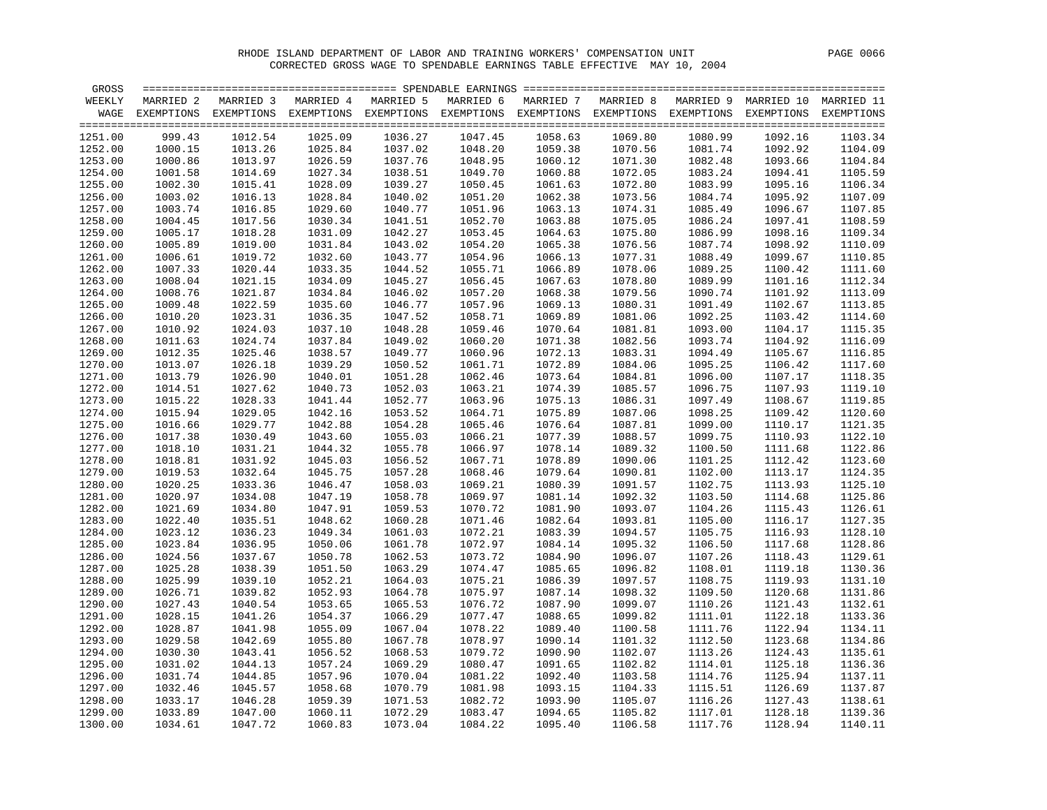RHODE ISLAND DEPARTMENT OF LABOR AND TRAINING WORKERS' COMPENSATION UNIT

CORRECTED GROSS WAGE TO SPENDABLE EARNINGS TABLE EFFECTIVE MAY 10, 2004

| GROSS WEEKLY WAGE | MARRIED 2 EXEMPTIONS | MARRIED 3 EXEMPTIONS | MARRIED 4 EXEMPTIONS | MARRIED 5 EXEMPTIONS | MARRIED 6 EXEMPTIONS | MARRIED 7 EXEMPTIONS | MARRIED 8 EXEMPTIONS | MARRIED 9 EXEMPTIONS | MARRIED 10 EXEMPTIONS | MARRIED 11 EXEMPTIONS |
|---|---|---|---|---|---|---|---|---|---|---|
| 1251.00 | 999.43 | 1012.54 | 1025.09 | 1036.27 | 1047.45 | 1058.63 | 1069.80 | 1080.99 | 1092.16 | 1103.34 |
| 1252.00 | 1000.15 | 1013.26 | 1025.84 | 1037.02 | 1048.20 | 1059.38 | 1070.56 | 1081.74 | 1092.92 | 1104.09 |
| 1253.00 | 1000.86 | 1013.97 | 1026.59 | 1037.76 | 1048.95 | 1060.12 | 1071.30 | 1082.48 | 1093.66 | 1104.84 |
| 1254.00 | 1001.58 | 1014.69 | 1027.34 | 1038.51 | 1049.70 | 1060.88 | 1072.05 | 1083.24 | 1094.41 | 1105.59 |
| 1255.00 | 1002.30 | 1015.41 | 1028.09 | 1039.27 | 1050.45 | 1061.63 | 1072.80 | 1083.99 | 1095.16 | 1106.34 |
| 1256.00 | 1003.02 | 1016.13 | 1028.84 | 1040.02 | 1051.20 | 1062.38 | 1073.56 | 1084.74 | 1095.92 | 1107.09 |
| 1257.00 | 1003.74 | 1016.85 | 1029.60 | 1040.77 | 1051.96 | 1063.13 | 1074.31 | 1085.49 | 1096.67 | 1107.85 |
| 1258.00 | 1004.45 | 1017.56 | 1030.34 | 1041.51 | 1052.70 | 1063.88 | 1075.05 | 1086.24 | 1097.41 | 1108.59 |
| 1259.00 | 1005.17 | 1018.28 | 1031.09 | 1042.27 | 1053.45 | 1064.63 | 1075.80 | 1086.99 | 1098.16 | 1109.34 |
| 1260.00 | 1005.89 | 1019.00 | 1031.84 | 1043.02 | 1054.20 | 1065.38 | 1076.56 | 1087.74 | 1098.92 | 1110.09 |
| 1261.00 | 1006.61 | 1019.72 | 1032.60 | 1043.77 | 1054.96 | 1066.13 | 1077.31 | 1088.49 | 1099.67 | 1110.85 |
| 1262.00 | 1007.33 | 1020.44 | 1033.35 | 1044.52 | 1055.71 | 1066.89 | 1078.06 | 1089.25 | 1100.42 | 1111.60 |
| 1263.00 | 1008.04 | 1021.15 | 1034.09 | 1045.27 | 1056.45 | 1067.63 | 1078.80 | 1089.99 | 1101.16 | 1112.34 |
| 1264.00 | 1008.76 | 1021.87 | 1034.84 | 1046.02 | 1057.20 | 1068.38 | 1079.56 | 1090.74 | 1101.92 | 1113.09 |
| 1265.00 | 1009.48 | 1022.59 | 1035.60 | 1046.77 | 1057.96 | 1069.13 | 1080.31 | 1091.49 | 1102.67 | 1113.85 |
| 1266.00 | 1010.20 | 1023.31 | 1036.35 | 1047.52 | 1058.71 | 1069.89 | 1081.06 | 1092.25 | 1103.42 | 1114.60 |
| 1267.00 | 1010.92 | 1024.03 | 1037.10 | 1048.28 | 1059.46 | 1070.64 | 1081.81 | 1093.00 | 1104.17 | 1115.35 |
| 1268.00 | 1011.63 | 1024.74 | 1037.84 | 1049.02 | 1060.20 | 1071.38 | 1082.56 | 1093.74 | 1104.92 | 1116.09 |
| 1269.00 | 1012.35 | 1025.46 | 1038.57 | 1049.77 | 1060.96 | 1072.13 | 1083.31 | 1094.49 | 1105.67 | 1116.85 |
| 1270.00 | 1013.07 | 1026.18 | 1039.29 | 1050.52 | 1061.71 | 1072.89 | 1084.06 | 1095.25 | 1106.42 | 1117.60 |
| 1271.00 | 1013.79 | 1026.90 | 1040.01 | 1051.28 | 1062.46 | 1073.64 | 1084.81 | 1096.00 | 1107.17 | 1118.35 |
| 1272.00 | 1014.51 | 1027.62 | 1040.73 | 1052.03 | 1063.21 | 1074.39 | 1085.57 | 1096.75 | 1107.93 | 1119.10 |
| 1273.00 | 1015.22 | 1028.33 | 1041.44 | 1052.77 | 1063.96 | 1075.13 | 1086.31 | 1097.49 | 1108.67 | 1119.85 |
| 1274.00 | 1015.94 | 1029.05 | 1042.16 | 1053.52 | 1064.71 | 1075.89 | 1087.06 | 1098.25 | 1109.42 | 1120.60 |
| 1275.00 | 1016.66 | 1029.77 | 1042.88 | 1054.28 | 1065.46 | 1076.64 | 1087.81 | 1099.00 | 1110.17 | 1121.35 |
| 1276.00 | 1017.38 | 1030.49 | 1043.60 | 1055.03 | 1066.21 | 1077.39 | 1088.57 | 1099.75 | 1110.93 | 1122.10 |
| 1277.00 | 1018.10 | 1031.21 | 1044.32 | 1055.78 | 1066.97 | 1078.14 | 1089.32 | 1100.50 | 1111.68 | 1122.86 |
| 1278.00 | 1018.81 | 1031.92 | 1045.03 | 1056.52 | 1067.71 | 1078.89 | 1090.06 | 1101.25 | 1112.42 | 1123.60 |
| 1279.00 | 1019.53 | 1032.64 | 1045.75 | 1057.28 | 1068.46 | 1079.64 | 1090.81 | 1102.00 | 1113.17 | 1124.35 |
| 1280.00 | 1020.25 | 1033.36 | 1046.47 | 1058.03 | 1069.21 | 1080.39 | 1091.57 | 1102.75 | 1113.93 | 1125.10 |
| 1281.00 | 1020.97 | 1034.08 | 1047.19 | 1058.78 | 1069.97 | 1081.14 | 1092.32 | 1103.50 | 1114.68 | 1125.86 |
| 1282.00 | 1021.69 | 1034.80 | 1047.91 | 1059.53 | 1070.72 | 1081.90 | 1093.07 | 1104.26 | 1115.43 | 1126.61 |
| 1283.00 | 1022.40 | 1035.51 | 1048.62 | 1060.28 | 1071.46 | 1082.64 | 1093.81 | 1105.00 | 1116.17 | 1127.35 |
| 1284.00 | 1023.12 | 1036.23 | 1049.34 | 1061.03 | 1072.21 | 1083.39 | 1094.57 | 1105.75 | 1116.93 | 1128.10 |
| 1285.00 | 1023.84 | 1036.95 | 1050.06 | 1061.78 | 1072.97 | 1084.14 | 1095.32 | 1106.50 | 1117.68 | 1128.86 |
| 1286.00 | 1024.56 | 1037.67 | 1050.78 | 1062.53 | 1073.72 | 1084.90 | 1096.07 | 1107.26 | 1118.43 | 1129.61 |
| 1287.00 | 1025.28 | 1038.39 | 1051.50 | 1063.29 | 1074.47 | 1085.65 | 1096.82 | 1108.01 | 1119.18 | 1130.36 |
| 1288.00 | 1025.99 | 1039.10 | 1052.21 | 1064.03 | 1075.21 | 1086.39 | 1097.57 | 1108.75 | 1119.93 | 1131.10 |
| 1289.00 | 1026.71 | 1039.82 | 1052.93 | 1064.78 | 1075.97 | 1087.14 | 1098.32 | 1109.50 | 1120.68 | 1131.86 |
| 1290.00 | 1027.43 | 1040.54 | 1053.65 | 1065.53 | 1076.72 | 1087.90 | 1099.07 | 1110.26 | 1121.43 | 1132.61 |
| 1291.00 | 1028.15 | 1041.26 | 1054.37 | 1066.29 | 1077.47 | 1088.65 | 1099.82 | 1111.01 | 1122.18 | 1133.36 |
| 1292.00 | 1028.87 | 1041.98 | 1055.09 | 1067.04 | 1078.22 | 1089.40 | 1100.58 | 1111.76 | 1122.94 | 1134.11 |
| 1293.00 | 1029.58 | 1042.69 | 1055.80 | 1067.78 | 1078.97 | 1090.14 | 1101.32 | 1112.50 | 1123.68 | 1134.86 |
| 1294.00 | 1030.30 | 1043.41 | 1056.52 | 1068.53 | 1079.72 | 1090.90 | 1102.07 | 1113.26 | 1124.43 | 1135.61 |
| 1295.00 | 1031.02 | 1044.13 | 1057.24 | 1069.29 | 1080.47 | 1091.65 | 1102.82 | 1114.01 | 1125.18 | 1136.36 |
| 1296.00 | 1031.74 | 1044.85 | 1057.96 | 1070.04 | 1081.22 | 1092.40 | 1103.58 | 1114.76 | 1125.94 | 1137.11 |
| 1297.00 | 1032.46 | 1045.57 | 1058.68 | 1070.79 | 1081.98 | 1093.15 | 1104.33 | 1115.51 | 1126.69 | 1137.87 |
| 1298.00 | 1033.17 | 1046.28 | 1059.39 | 1071.53 | 1082.72 | 1093.90 | 1105.07 | 1116.26 | 1127.43 | 1138.61 |
| 1299.00 | 1033.89 | 1047.00 | 1060.11 | 1072.29 | 1083.47 | 1094.65 | 1105.82 | 1117.01 | 1128.18 | 1139.36 |
| 1300.00 | 1034.61 | 1047.72 | 1060.83 | 1073.04 | 1084.22 | 1095.40 | 1106.58 | 1117.76 | 1128.94 | 1140.11 |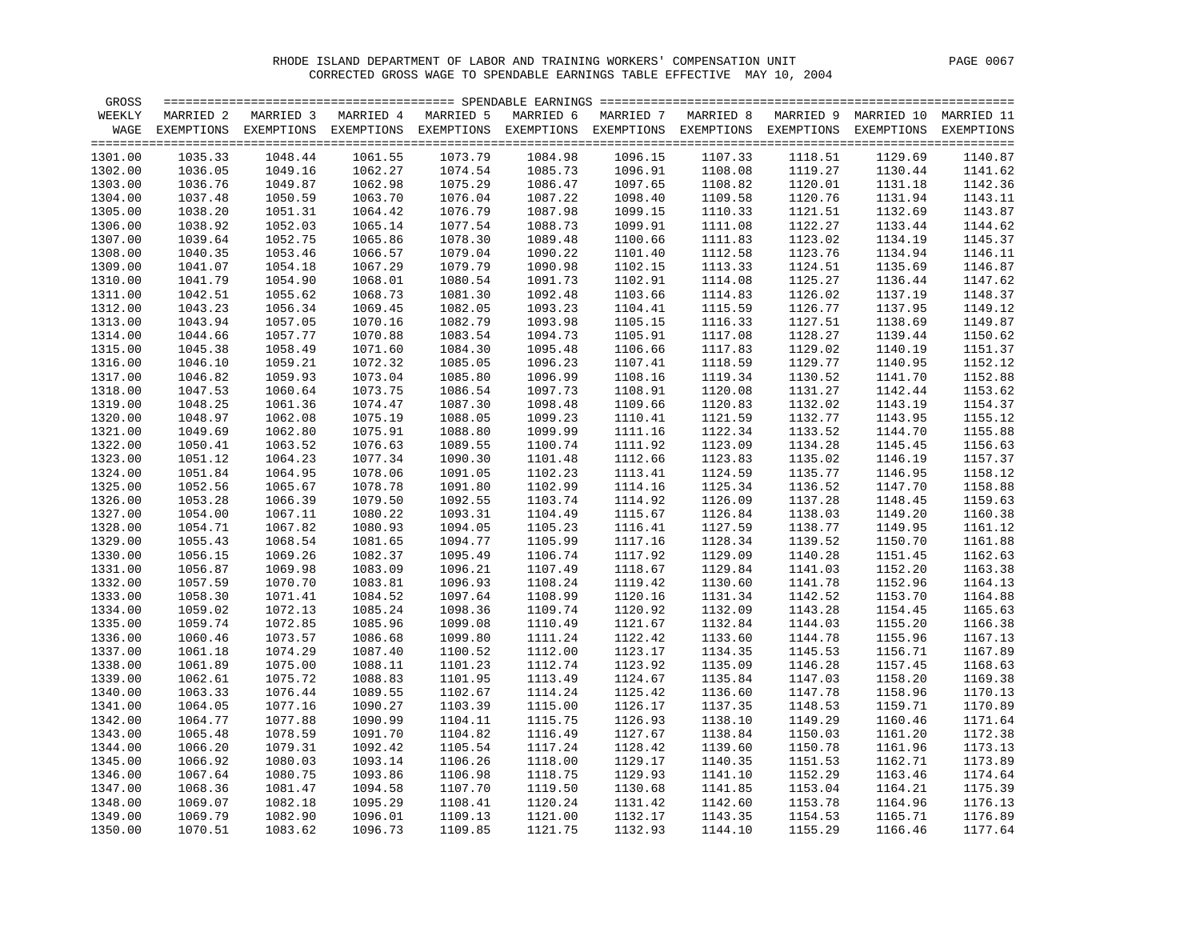RHODE ISLAND DEPARTMENT OF LABOR AND TRAINING WORKERS' COMPENSATION UNIT

CORRECTED GROSS WAGE TO SPENDABLE EARNINGS TABLE EFFECTIVE MAY 10, 2004

| GROSS WEEKLY WAGE | MARRIED 2 EXEMPTIONS | MARRIED 3 EXEMPTIONS | MARRIED 4 EXEMPTIONS | MARRIED 5 EXEMPTIONS | MARRIED 6 EXEMPTIONS | MARRIED 7 EXEMPTIONS | MARRIED 8 EXEMPTIONS | MARRIED 9 EXEMPTIONS | MARRIED 10 EXEMPTIONS | MARRIED 11 EXEMPTIONS |
|---|---|---|---|---|---|---|---|---|---|---|
| 1301.00 | 1035.33 | 1048.44 | 1061.55 | 1073.79 | 1084.98 | 1096.15 | 1107.33 | 1118.51 | 1129.69 | 1140.87 |
| 1302.00 | 1036.05 | 1049.16 | 1062.27 | 1074.54 | 1085.73 | 1096.91 | 1108.08 | 1119.27 | 1130.44 | 1141.62 |
| 1303.00 | 1036.76 | 1049.87 | 1062.98 | 1075.29 | 1086.47 | 1097.65 | 1108.82 | 1120.01 | 1131.18 | 1142.36 |
| 1304.00 | 1037.48 | 1050.59 | 1063.70 | 1076.04 | 1087.22 | 1098.40 | 1109.58 | 1120.76 | 1131.94 | 1143.11 |
| 1305.00 | 1038.20 | 1051.31 | 1064.42 | 1076.79 | 1087.98 | 1099.15 | 1110.33 | 1121.51 | 1132.69 | 1143.87 |
| 1306.00 | 1038.92 | 1052.03 | 1065.14 | 1077.54 | 1088.73 | 1099.91 | 1111.08 | 1122.27 | 1133.44 | 1144.62 |
| 1307.00 | 1039.64 | 1052.75 | 1065.86 | 1078.30 | 1089.48 | 1100.66 | 1111.83 | 1123.02 | 1134.19 | 1145.37 |
| 1308.00 | 1040.35 | 1053.46 | 1066.57 | 1079.04 | 1090.22 | 1101.40 | 1112.58 | 1123.76 | 1134.94 | 1146.11 |
| 1309.00 | 1041.07 | 1054.18 | 1067.29 | 1079.79 | 1090.98 | 1102.15 | 1113.33 | 1124.51 | 1135.69 | 1146.87 |
| 1310.00 | 1041.79 | 1054.90 | 1068.01 | 1080.54 | 1091.73 | 1102.91 | 1114.08 | 1125.27 | 1136.44 | 1147.62 |
| 1311.00 | 1042.51 | 1055.62 | 1068.73 | 1081.30 | 1092.48 | 1103.66 | 1114.83 | 1126.02 | 1137.19 | 1148.37 |
| 1312.00 | 1043.23 | 1056.34 | 1069.45 | 1082.05 | 1093.23 | 1104.41 | 1115.59 | 1126.77 | 1137.95 | 1149.12 |
| 1313.00 | 1043.94 | 1057.05 | 1070.16 | 1082.79 | 1093.98 | 1105.15 | 1116.33 | 1127.51 | 1138.69 | 1149.87 |
| 1314.00 | 1044.66 | 1057.77 | 1070.88 | 1083.54 | 1094.73 | 1105.91 | 1117.08 | 1128.27 | 1139.44 | 1150.62 |
| 1315.00 | 1045.38 | 1058.49 | 1071.60 | 1084.30 | 1095.48 | 1106.66 | 1117.83 | 1129.02 | 1140.19 | 1151.37 |
| 1316.00 | 1046.10 | 1059.21 | 1072.32 | 1085.05 | 1096.23 | 1107.41 | 1118.59 | 1129.77 | 1140.95 | 1152.12 |
| 1317.00 | 1046.82 | 1059.93 | 1073.04 | 1085.80 | 1096.99 | 1108.16 | 1119.34 | 1130.52 | 1141.70 | 1152.88 |
| 1318.00 | 1047.53 | 1060.64 | 1073.75 | 1086.54 | 1097.73 | 1108.91 | 1120.08 | 1131.27 | 1142.44 | 1153.62 |
| 1319.00 | 1048.25 | 1061.36 | 1074.47 | 1087.30 | 1098.48 | 1109.66 | 1120.83 | 1132.02 | 1143.19 | 1154.37 |
| 1320.00 | 1048.97 | 1062.08 | 1075.19 | 1088.05 | 1099.23 | 1110.41 | 1121.59 | 1132.77 | 1143.95 | 1155.12 |
| 1321.00 | 1049.69 | 1062.80 | 1075.91 | 1088.80 | 1099.99 | 1111.16 | 1122.34 | 1133.52 | 1144.70 | 1155.88 |
| 1322.00 | 1050.41 | 1063.52 | 1076.63 | 1089.55 | 1100.74 | 1111.92 | 1123.09 | 1134.28 | 1145.45 | 1156.63 |
| 1323.00 | 1051.12 | 1064.23 | 1077.34 | 1090.30 | 1101.48 | 1112.66 | 1123.83 | 1135.02 | 1146.19 | 1157.37 |
| 1324.00 | 1051.84 | 1064.95 | 1078.06 | 1091.05 | 1102.23 | 1113.41 | 1124.59 | 1135.77 | 1146.95 | 1158.12 |
| 1325.00 | 1052.56 | 1065.67 | 1078.78 | 1091.80 | 1102.99 | 1114.16 | 1125.34 | 1136.52 | 1147.70 | 1158.88 |
| 1326.00 | 1053.28 | 1066.39 | 1079.50 | 1092.55 | 1103.74 | 1114.92 | 1126.09 | 1137.28 | 1148.45 | 1159.63 |
| 1327.00 | 1054.00 | 1067.11 | 1080.22 | 1093.31 | 1104.49 | 1115.67 | 1126.84 | 1138.03 | 1149.20 | 1160.38 |
| 1328.00 | 1054.71 | 1067.82 | 1080.93 | 1094.05 | 1105.23 | 1116.41 | 1127.59 | 1138.77 | 1149.95 | 1161.12 |
| 1329.00 | 1055.43 | 1068.54 | 1081.65 | 1094.77 | 1105.99 | 1117.16 | 1128.34 | 1139.52 | 1150.70 | 1161.88 |
| 1330.00 | 1056.15 | 1069.26 | 1082.37 | 1095.49 | 1106.74 | 1117.92 | 1129.09 | 1140.28 | 1151.45 | 1162.63 |
| 1331.00 | 1056.87 | 1069.98 | 1083.09 | 1096.21 | 1107.49 | 1118.67 | 1129.84 | 1141.03 | 1152.20 | 1163.38 |
| 1332.00 | 1057.59 | 1070.70 | 1083.81 | 1096.93 | 1108.24 | 1119.42 | 1130.60 | 1141.78 | 1152.96 | 1164.13 |
| 1333.00 | 1058.30 | 1071.41 | 1084.52 | 1097.64 | 1108.99 | 1120.16 | 1131.34 | 1142.52 | 1153.70 | 1164.88 |
| 1334.00 | 1059.02 | 1072.13 | 1085.24 | 1098.36 | 1109.74 | 1120.92 | 1132.09 | 1143.28 | 1154.45 | 1165.63 |
| 1335.00 | 1059.74 | 1072.85 | 1085.96 | 1099.08 | 1110.49 | 1121.67 | 1132.84 | 1144.03 | 1155.20 | 1166.38 |
| 1336.00 | 1060.46 | 1073.57 | 1086.68 | 1099.80 | 1111.24 | 1122.42 | 1133.60 | 1144.78 | 1155.96 | 1167.13 |
| 1337.00 | 1061.18 | 1074.29 | 1087.40 | 1100.52 | 1112.00 | 1123.17 | 1134.35 | 1145.53 | 1156.71 | 1167.89 |
| 1338.00 | 1061.89 | 1075.00 | 1088.11 | 1101.23 | 1112.74 | 1123.92 | 1135.09 | 1146.28 | 1157.45 | 1168.63 |
| 1339.00 | 1062.61 | 1075.72 | 1088.83 | 1101.95 | 1113.49 | 1124.67 | 1135.84 | 1147.03 | 1158.20 | 1169.38 |
| 1340.00 | 1063.33 | 1076.44 | 1089.55 | 1102.67 | 1114.24 | 1125.42 | 1136.60 | 1147.78 | 1158.96 | 1170.13 |
| 1341.00 | 1064.05 | 1077.16 | 1090.27 | 1103.39 | 1115.00 | 1126.17 | 1137.35 | 1148.53 | 1159.71 | 1170.89 |
| 1342.00 | 1064.77 | 1077.88 | 1090.99 | 1104.11 | 1115.75 | 1126.93 | 1138.10 | 1149.29 | 1160.46 | 1171.64 |
| 1343.00 | 1065.48 | 1078.59 | 1091.70 | 1104.82 | 1116.49 | 1127.67 | 1138.84 | 1150.03 | 1161.20 | 1172.38 |
| 1344.00 | 1066.20 | 1079.31 | 1092.42 | 1105.54 | 1117.24 | 1128.42 | 1139.60 | 1150.78 | 1161.96 | 1173.13 |
| 1345.00 | 1066.92 | 1080.03 | 1093.14 | 1106.26 | 1118.00 | 1129.17 | 1140.35 | 1151.53 | 1162.71 | 1173.89 |
| 1346.00 | 1067.64 | 1080.75 | 1093.86 | 1106.98 | 1118.75 | 1129.93 | 1141.10 | 1152.29 | 1163.46 | 1174.64 |
| 1347.00 | 1068.36 | 1081.47 | 1094.58 | 1107.70 | 1119.50 | 1130.68 | 1141.85 | 1153.04 | 1164.21 | 1175.39 |
| 1348.00 | 1069.07 | 1082.18 | 1095.29 | 1108.41 | 1120.24 | 1131.42 | 1142.60 | 1153.78 | 1164.96 | 1176.13 |
| 1349.00 | 1069.79 | 1082.90 | 1096.01 | 1109.13 | 1121.00 | 1132.17 | 1143.35 | 1154.53 | 1165.71 | 1176.89 |
| 1350.00 | 1070.51 | 1083.62 | 1096.73 | 1109.85 | 1121.75 | 1132.93 | 1144.10 | 1155.29 | 1166.46 | 1177.64 |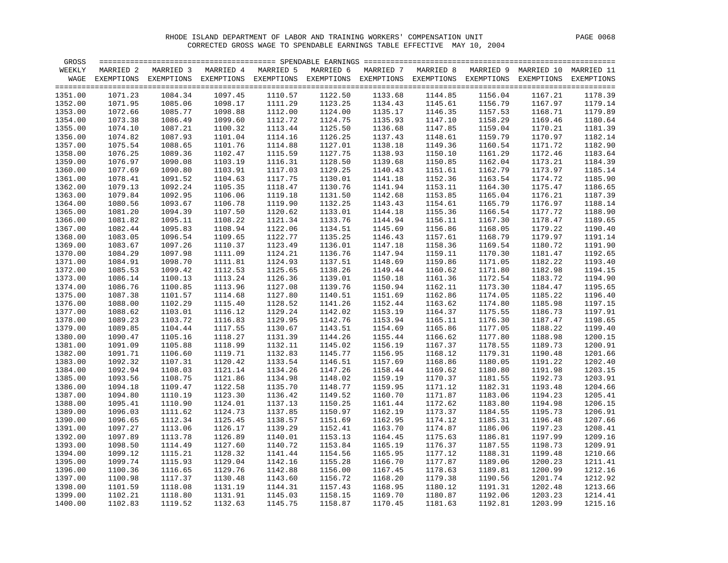RHODE ISLAND DEPARTMENT OF LABOR AND TRAINING WORKERS' COMPENSATION UNIT

CORRECTED GROSS WAGE TO SPENDABLE EARNINGS TABLE EFFECTIVE MAY 10, 2004

| GROSS WEEKLY WAGE | MARRIED 2 EXEMPTIONS | MARRIED 3 EXEMPTIONS | MARRIED 4 EXEMPTIONS | MARRIED 5 EXEMPTIONS | MARRIED 6 EXEMPTIONS | MARRIED 7 EXEMPTIONS | MARRIED 8 EXEMPTIONS | MARRIED 9 EXEMPTIONS | MARRIED 10 EXEMPTIONS | MARRIED 11 EXEMPTIONS |
|---|---|---|---|---|---|---|---|---|---|---|
| 1351.00 | 1071.23 | 1084.34 | 1097.45 | 1110.57 | 1122.50 | 1133.68 | 1144.85 | 1156.04 | 1167.21 | 1178.39 |
| 1352.00 | 1071.95 | 1085.06 | 1098.17 | 1111.29 | 1123.25 | 1134.43 | 1145.61 | 1156.79 | 1167.97 | 1179.14 |
| 1353.00 | 1072.66 | 1085.77 | 1098.88 | 1112.00 | 1124.00 | 1135.17 | 1146.35 | 1157.53 | 1168.71 | 1179.89 |
| 1354.00 | 1073.38 | 1086.49 | 1099.60 | 1112.72 | 1124.75 | 1135.93 | 1147.10 | 1158.29 | 1169.46 | 1180.64 |
| 1355.00 | 1074.10 | 1087.21 | 1100.32 | 1113.44 | 1125.50 | 1136.68 | 1147.85 | 1159.04 | 1170.21 | 1181.39 |
| 1356.00 | 1074.82 | 1087.93 | 1101.04 | 1114.16 | 1126.25 | 1137.43 | 1148.61 | 1159.79 | 1170.97 | 1182.14 |
| 1357.00 | 1075.54 | 1088.65 | 1101.76 | 1114.88 | 1127.01 | 1138.18 | 1149.36 | 1160.54 | 1171.72 | 1182.90 |
| 1358.00 | 1076.25 | 1089.36 | 1102.47 | 1115.59 | 1127.75 | 1138.93 | 1150.10 | 1161.29 | 1172.46 | 1183.64 |
| 1359.00 | 1076.97 | 1090.08 | 1103.19 | 1116.31 | 1128.50 | 1139.68 | 1150.85 | 1162.04 | 1173.21 | 1184.39 |
| 1360.00 | 1077.69 | 1090.80 | 1103.91 | 1117.03 | 1129.25 | 1140.43 | 1151.61 | 1162.79 | 1173.97 | 1185.14 |
| 1361.00 | 1078.41 | 1091.52 | 1104.63 | 1117.75 | 1130.01 | 1141.18 | 1152.36 | 1163.54 | 1174.72 | 1185.90 |
| 1362.00 | 1079.13 | 1092.24 | 1105.35 | 1118.47 | 1130.76 | 1141.94 | 1153.11 | 1164.30 | 1175.47 | 1186.65 |
| 1363.00 | 1079.84 | 1092.95 | 1106.06 | 1119.18 | 1131.50 | 1142.68 | 1153.85 | 1165.04 | 1176.21 | 1187.39 |
| 1364.00 | 1080.56 | 1093.67 | 1106.78 | 1119.90 | 1132.25 | 1143.43 | 1154.61 | 1165.79 | 1176.97 | 1188.14 |
| 1365.00 | 1081.20 | 1094.39 | 1107.50 | 1120.62 | 1133.01 | 1144.18 | 1155.36 | 1166.54 | 1177.72 | 1188.90 |
| 1366.00 | 1081.82 | 1095.11 | 1108.22 | 1121.34 | 1133.76 | 1144.94 | 1156.11 | 1167.30 | 1178.47 | 1189.65 |
| 1367.00 | 1082.44 | 1095.83 | 1108.94 | 1122.06 | 1134.51 | 1145.69 | 1156.86 | 1168.05 | 1179.22 | 1190.40 |
| 1368.00 | 1083.05 | 1096.54 | 1109.65 | 1122.77 | 1135.25 | 1146.43 | 1157.61 | 1168.79 | 1179.97 | 1191.14 |
| 1369.00 | 1083.67 | 1097.26 | 1110.37 | 1123.49 | 1136.01 | 1147.18 | 1158.36 | 1169.54 | 1180.72 | 1191.90 |
| 1370.00 | 1084.29 | 1097.98 | 1111.09 | 1124.21 | 1136.76 | 1147.94 | 1159.11 | 1170.30 | 1181.47 | 1192.65 |
| 1371.00 | 1084.91 | 1098.70 | 1111.81 | 1124.93 | 1137.51 | 1148.69 | 1159.86 | 1171.05 | 1182.22 | 1193.40 |
| 1372.00 | 1085.53 | 1099.42 | 1112.53 | 1125.65 | 1138.26 | 1149.44 | 1160.62 | 1171.80 | 1182.98 | 1194.15 |
| 1373.00 | 1086.14 | 1100.13 | 1113.24 | 1126.36 | 1139.01 | 1150.18 | 1161.36 | 1172.54 | 1183.72 | 1194.90 |
| 1374.00 | 1086.76 | 1100.85 | 1113.96 | 1127.08 | 1139.76 | 1150.94 | 1162.11 | 1173.30 | 1184.47 | 1195.65 |
| 1375.00 | 1087.38 | 1101.57 | 1114.68 | 1127.80 | 1140.51 | 1151.69 | 1162.86 | 1174.05 | 1185.22 | 1196.40 |
| 1376.00 | 1088.00 | 1102.29 | 1115.40 | 1128.52 | 1141.26 | 1152.44 | 1163.62 | 1174.80 | 1185.98 | 1197.15 |
| 1377.00 | 1088.62 | 1103.01 | 1116.12 | 1129.24 | 1142.02 | 1153.19 | 1164.37 | 1175.55 | 1186.73 | 1197.91 |
| 1378.00 | 1089.23 | 1103.72 | 1116.83 | 1129.95 | 1142.76 | 1153.94 | 1165.11 | 1176.30 | 1187.47 | 1198.65 |
| 1379.00 | 1089.85 | 1104.44 | 1117.55 | 1130.67 | 1143.51 | 1154.69 | 1165.86 | 1177.05 | 1188.22 | 1199.40 |
| 1380.00 | 1090.47 | 1105.16 | 1118.27 | 1131.39 | 1144.26 | 1155.44 | 1166.62 | 1177.80 | 1188.98 | 1200.15 |
| 1381.00 | 1091.09 | 1105.88 | 1118.99 | 1132.11 | 1145.02 | 1156.19 | 1167.37 | 1178.55 | 1189.73 | 1200.91 |
| 1382.00 | 1091.71 | 1106.60 | 1119.71 | 1132.83 | 1145.77 | 1156.95 | 1168.12 | 1179.31 | 1190.48 | 1201.66 |
| 1383.00 | 1092.32 | 1107.31 | 1120.42 | 1133.54 | 1146.51 | 1157.69 | 1168.86 | 1180.05 | 1191.22 | 1202.40 |
| 1384.00 | 1092.94 | 1108.03 | 1121.14 | 1134.26 | 1147.26 | 1158.44 | 1169.62 | 1180.80 | 1191.98 | 1203.15 |
| 1385.00 | 1093.56 | 1108.75 | 1121.86 | 1134.98 | 1148.02 | 1159.19 | 1170.37 | 1181.55 | 1192.73 | 1203.91 |
| 1386.00 | 1094.18 | 1109.47 | 1122.58 | 1135.70 | 1148.77 | 1159.95 | 1171.12 | 1182.31 | 1193.48 | 1204.66 |
| 1387.00 | 1094.80 | 1110.19 | 1123.30 | 1136.42 | 1149.52 | 1160.70 | 1171.87 | 1183.06 | 1194.23 | 1205.41 |
| 1388.00 | 1095.41 | 1110.90 | 1124.01 | 1137.13 | 1150.25 | 1161.44 | 1172.62 | 1183.80 | 1194.98 | 1206.15 |
| 1389.00 | 1096.03 | 1111.62 | 1124.73 | 1137.85 | 1150.97 | 1162.19 | 1173.37 | 1184.55 | 1195.73 | 1206.91 |
| 1390.00 | 1096.65 | 1112.34 | 1125.45 | 1138.57 | 1151.69 | 1162.95 | 1174.12 | 1185.31 | 1196.48 | 1207.66 |
| 1391.00 | 1097.27 | 1113.06 | 1126.17 | 1139.29 | 1152.41 | 1163.70 | 1174.87 | 1186.06 | 1197.23 | 1208.41 |
| 1392.00 | 1097.89 | 1113.78 | 1126.89 | 1140.01 | 1153.13 | 1164.45 | 1175.63 | 1186.81 | 1197.99 | 1209.16 |
| 1393.00 | 1098.50 | 1114.49 | 1127.60 | 1140.72 | 1153.84 | 1165.19 | 1176.37 | 1187.55 | 1198.73 | 1209.91 |
| 1394.00 | 1099.12 | 1115.21 | 1128.32 | 1141.44 | 1154.56 | 1165.95 | 1177.12 | 1188.31 | 1199.48 | 1210.66 |
| 1395.00 | 1099.74 | 1115.93 | 1129.04 | 1142.16 | 1155.28 | 1166.70 | 1177.87 | 1189.06 | 1200.23 | 1211.41 |
| 1396.00 | 1100.36 | 1116.65 | 1129.76 | 1142.88 | 1156.00 | 1167.45 | 1178.63 | 1189.81 | 1200.99 | 1212.16 |
| 1397.00 | 1100.98 | 1117.37 | 1130.48 | 1143.60 | 1156.72 | 1168.20 | 1179.38 | 1190.56 | 1201.74 | 1212.92 |
| 1398.00 | 1101.59 | 1118.08 | 1131.19 | 1144.31 | 1157.43 | 1168.95 | 1180.12 | 1191.31 | 1202.48 | 1213.66 |
| 1399.00 | 1102.21 | 1118.80 | 1131.91 | 1145.03 | 1158.15 | 1169.70 | 1180.87 | 1192.06 | 1203.23 | 1214.41 |
| 1400.00 | 1102.83 | 1119.52 | 1132.63 | 1145.75 | 1158.87 | 1170.45 | 1181.63 | 1192.81 | 1203.99 | 1215.16 |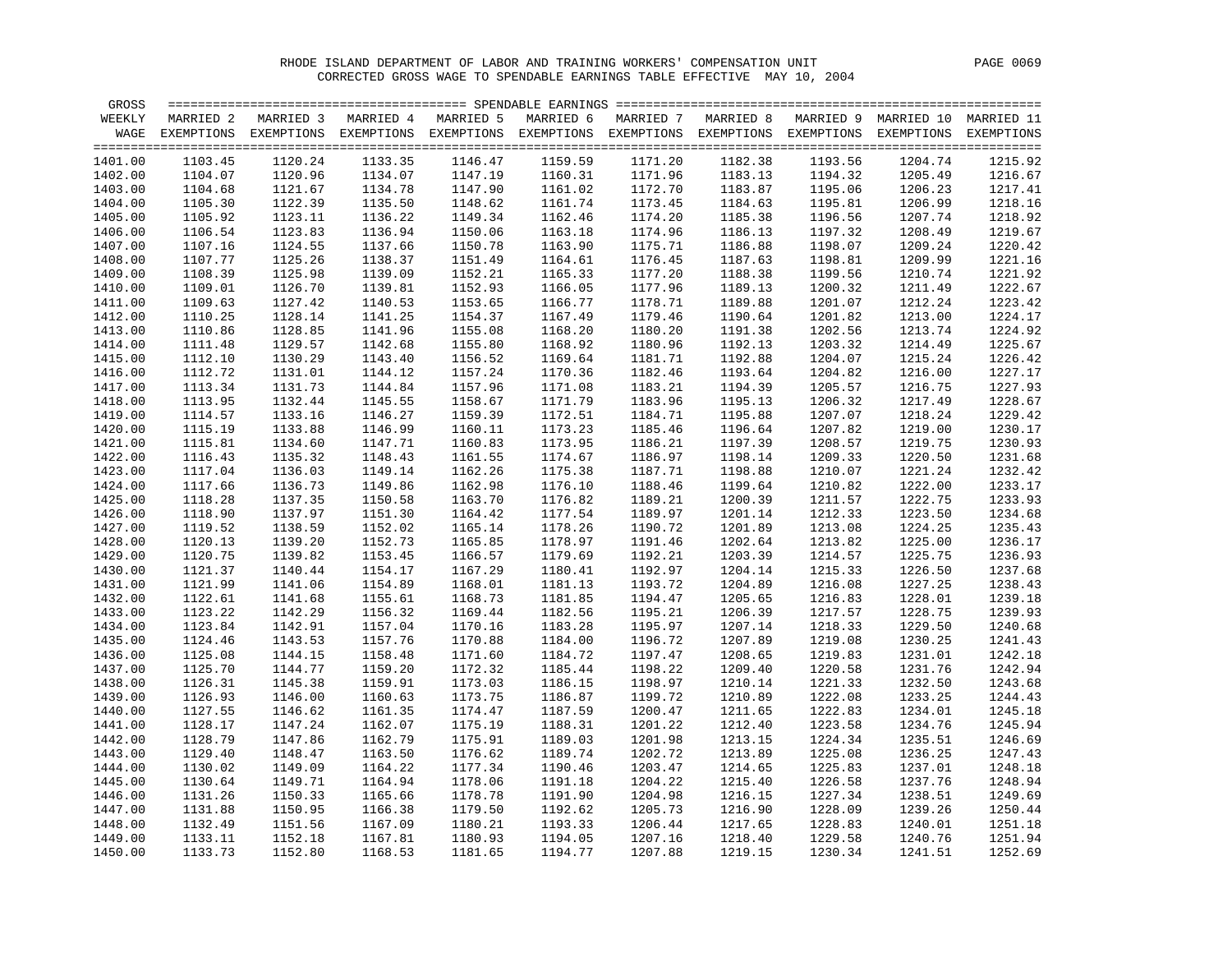RHODE ISLAND DEPARTMENT OF LABOR AND TRAINING WORKERS' COMPENSATION UNIT

CORRECTED GROSS WAGE TO SPENDABLE EARNINGS TABLE EFFECTIVE MAY 10, 2004

| GROSS WEEKLY WAGE | MARRIED 2 EXEMPTIONS | MARRIED 3 EXEMPTIONS | MARRIED 4 EXEMPTIONS | MARRIED 5 EXEMPTIONS | MARRIED 6 EXEMPTIONS | MARRIED 7 EXEMPTIONS | MARRIED 8 EXEMPTIONS | MARRIED 9 EXEMPTIONS | MARRIED 10 EXEMPTIONS | MARRIED 11 EXEMPTIONS |
|---|---|---|---|---|---|---|---|---|---|---|
| 1401.00 | 1103.45 | 1120.24 | 1133.35 | 1146.47 | 1159.59 | 1171.20 | 1182.38 | 1193.56 | 1204.74 | 1215.92 |
| 1402.00 | 1104.07 | 1120.96 | 1134.07 | 1147.19 | 1160.31 | 1171.96 | 1183.13 | 1194.32 | 1205.49 | 1216.67 |
| 1403.00 | 1104.68 | 1121.67 | 1134.78 | 1147.90 | 1161.02 | 1172.70 | 1183.87 | 1195.06 | 1206.23 | 1217.41 |
| 1404.00 | 1105.30 | 1122.39 | 1135.50 | 1148.62 | 1161.74 | 1173.45 | 1184.63 | 1195.81 | 1206.99 | 1218.16 |
| 1405.00 | 1105.92 | 1123.11 | 1136.22 | 1149.34 | 1162.46 | 1174.20 | 1185.38 | 1196.56 | 1207.74 | 1218.92 |
| 1406.00 | 1106.54 | 1123.83 | 1136.94 | 1150.06 | 1163.18 | 1174.96 | 1186.13 | 1197.32 | 1208.49 | 1219.67 |
| 1407.00 | 1107.16 | 1124.55 | 1137.66 | 1150.78 | 1163.90 | 1175.71 | 1186.88 | 1198.07 | 1209.24 | 1220.42 |
| 1408.00 | 1107.77 | 1125.26 | 1138.37 | 1151.49 | 1164.61 | 1176.45 | 1187.63 | 1198.81 | 1209.99 | 1221.16 |
| 1409.00 | 1108.39 | 1125.98 | 1139.09 | 1152.21 | 1165.33 | 1177.20 | 1188.38 | 1199.56 | 1210.74 | 1221.92 |
| 1410.00 | 1109.01 | 1126.70 | 1139.81 | 1152.93 | 1166.05 | 1177.96 | 1189.13 | 1200.32 | 1211.49 | 1222.67 |
| 1411.00 | 1109.63 | 1127.42 | 1140.53 | 1153.65 | 1166.77 | 1178.71 | 1189.88 | 1201.07 | 1212.24 | 1223.42 |
| 1412.00 | 1110.25 | 1128.14 | 1141.25 | 1154.37 | 1167.49 | 1179.46 | 1190.64 | 1201.82 | 1213.00 | 1224.17 |
| 1413.00 | 1110.86 | 1128.85 | 1141.96 | 1155.08 | 1168.20 | 1180.20 | 1191.38 | 1202.56 | 1213.74 | 1224.92 |
| 1414.00 | 1111.48 | 1129.57 | 1142.68 | 1155.80 | 1168.92 | 1180.96 | 1192.13 | 1203.32 | 1214.49 | 1225.67 |
| 1415.00 | 1112.10 | 1130.29 | 1143.40 | 1156.52 | 1169.64 | 1181.71 | 1192.88 | 1204.07 | 1215.24 | 1226.42 |
| 1416.00 | 1112.72 | 1131.01 | 1144.12 | 1157.24 | 1170.36 | 1182.46 | 1193.64 | 1204.82 | 1216.00 | 1227.17 |
| 1417.00 | 1113.34 | 1131.73 | 1144.84 | 1157.96 | 1171.08 | 1183.21 | 1194.39 | 1205.57 | 1216.75 | 1227.93 |
| 1418.00 | 1113.95 | 1132.44 | 1145.55 | 1158.67 | 1171.79 | 1183.96 | 1195.13 | 1206.32 | 1217.49 | 1228.67 |
| 1419.00 | 1114.57 | 1133.16 | 1146.27 | 1159.39 | 1172.51 | 1184.71 | 1195.88 | 1207.07 | 1218.24 | 1229.42 |
| 1420.00 | 1115.19 | 1133.88 | 1146.99 | 1160.11 | 1173.23 | 1185.46 | 1196.64 | 1207.82 | 1219.00 | 1230.17 |
| 1421.00 | 1115.81 | 1134.60 | 1147.71 | 1160.83 | 1173.95 | 1186.21 | 1197.39 | 1208.57 | 1219.75 | 1230.93 |
| 1422.00 | 1116.43 | 1135.32 | 1148.43 | 1161.55 | 1174.67 | 1186.97 | 1198.14 | 1209.33 | 1220.50 | 1231.68 |
| 1423.00 | 1117.04 | 1136.03 | 1149.14 | 1162.26 | 1175.38 | 1187.71 | 1198.88 | 1210.07 | 1221.24 | 1232.42 |
| 1424.00 | 1117.66 | 1136.73 | 1149.86 | 1162.98 | 1176.10 | 1188.46 | 1199.64 | 1210.82 | 1222.00 | 1233.17 |
| 1425.00 | 1118.28 | 1137.35 | 1150.58 | 1163.70 | 1176.82 | 1189.21 | 1200.39 | 1211.57 | 1222.75 | 1233.93 |
| 1426.00 | 1118.90 | 1137.97 | 1151.30 | 1164.42 | 1177.54 | 1189.97 | 1201.14 | 1212.33 | 1223.50 | 1234.68 |
| 1427.00 | 1119.52 | 1138.59 | 1152.02 | 1165.14 | 1178.26 | 1190.72 | 1201.89 | 1213.08 | 1224.25 | 1235.43 |
| 1428.00 | 1120.13 | 1139.20 | 1152.73 | 1165.85 | 1178.97 | 1191.46 | 1202.64 | 1213.82 | 1225.00 | 1236.17 |
| 1429.00 | 1120.75 | 1139.82 | 1153.45 | 1166.57 | 1179.69 | 1192.21 | 1203.39 | 1214.57 | 1225.75 | 1236.93 |
| 1430.00 | 1121.37 | 1140.44 | 1154.17 | 1167.29 | 1180.41 | 1192.97 | 1204.14 | 1215.33 | 1226.50 | 1237.68 |
| 1431.00 | 1121.99 | 1141.06 | 1154.89 | 1168.01 | 1181.13 | 1193.72 | 1204.89 | 1216.08 | 1227.25 | 1238.43 |
| 1432.00 | 1122.61 | 1141.68 | 1155.61 | 1168.73 | 1181.85 | 1194.47 | 1205.65 | 1216.83 | 1228.01 | 1239.18 |
| 1433.00 | 1123.22 | 1142.29 | 1156.32 | 1169.44 | 1182.56 | 1195.21 | 1206.39 | 1217.57 | 1228.75 | 1239.93 |
| 1434.00 | 1123.84 | 1142.91 | 1157.04 | 1170.16 | 1183.28 | 1195.97 | 1207.14 | 1218.33 | 1229.50 | 1240.68 |
| 1435.00 | 1124.46 | 1143.53 | 1157.76 | 1170.88 | 1184.00 | 1196.72 | 1207.89 | 1219.08 | 1230.25 | 1241.43 |
| 1436.00 | 1125.08 | 1144.15 | 1158.48 | 1171.60 | 1184.72 | 1197.47 | 1208.65 | 1219.83 | 1231.01 | 1242.18 |
| 1437.00 | 1125.70 | 1144.77 | 1159.20 | 1172.32 | 1185.44 | 1198.22 | 1209.40 | 1220.58 | 1231.76 | 1242.94 |
| 1438.00 | 1126.31 | 1145.38 | 1159.91 | 1173.03 | 1186.15 | 1198.97 | 1210.14 | 1221.33 | 1232.50 | 1243.68 |
| 1439.00 | 1126.93 | 1146.00 | 1160.63 | 1173.75 | 1186.87 | 1199.72 | 1210.89 | 1222.08 | 1233.25 | 1244.43 |
| 1440.00 | 1127.55 | 1146.62 | 1161.35 | 1174.47 | 1187.59 | 1200.47 | 1211.65 | 1222.83 | 1234.01 | 1245.18 |
| 1441.00 | 1128.17 | 1147.24 | 1162.07 | 1175.19 | 1188.31 | 1201.22 | 1212.40 | 1223.58 | 1234.76 | 1245.94 |
| 1442.00 | 1128.79 | 1147.86 | 1162.79 | 1175.91 | 1189.03 | 1201.98 | 1213.15 | 1224.34 | 1235.51 | 1246.69 |
| 1443.00 | 1129.40 | 1148.47 | 1163.50 | 1176.62 | 1189.74 | 1202.72 | 1213.89 | 1225.08 | 1236.25 | 1247.43 |
| 1444.00 | 1130.02 | 1149.09 | 1164.22 | 1177.34 | 1190.46 | 1203.47 | 1214.65 | 1225.83 | 1237.01 | 1248.18 |
| 1445.00 | 1130.64 | 1149.71 | 1164.94 | 1178.06 | 1191.18 | 1204.22 | 1215.40 | 1226.58 | 1237.76 | 1248.94 |
| 1446.00 | 1131.26 | 1150.33 | 1165.66 | 1178.78 | 1191.90 | 1204.98 | 1216.15 | 1227.34 | 1238.51 | 1249.69 |
| 1447.00 | 1131.88 | 1150.95 | 1166.38 | 1179.50 | 1192.62 | 1205.73 | 1216.90 | 1228.09 | 1239.26 | 1250.44 |
| 1448.00 | 1132.49 | 1151.56 | 1167.09 | 1180.21 | 1193.33 | 1206.44 | 1217.65 | 1228.83 | 1240.01 | 1251.18 |
| 1449.00 | 1133.11 | 1152.18 | 1167.81 | 1180.93 | 1194.05 | 1207.16 | 1218.40 | 1229.58 | 1240.76 | 1251.94 |
| 1450.00 | 1133.73 | 1152.80 | 1168.53 | 1181.65 | 1194.77 | 1207.88 | 1219.15 | 1230.34 | 1241.51 | 1252.69 |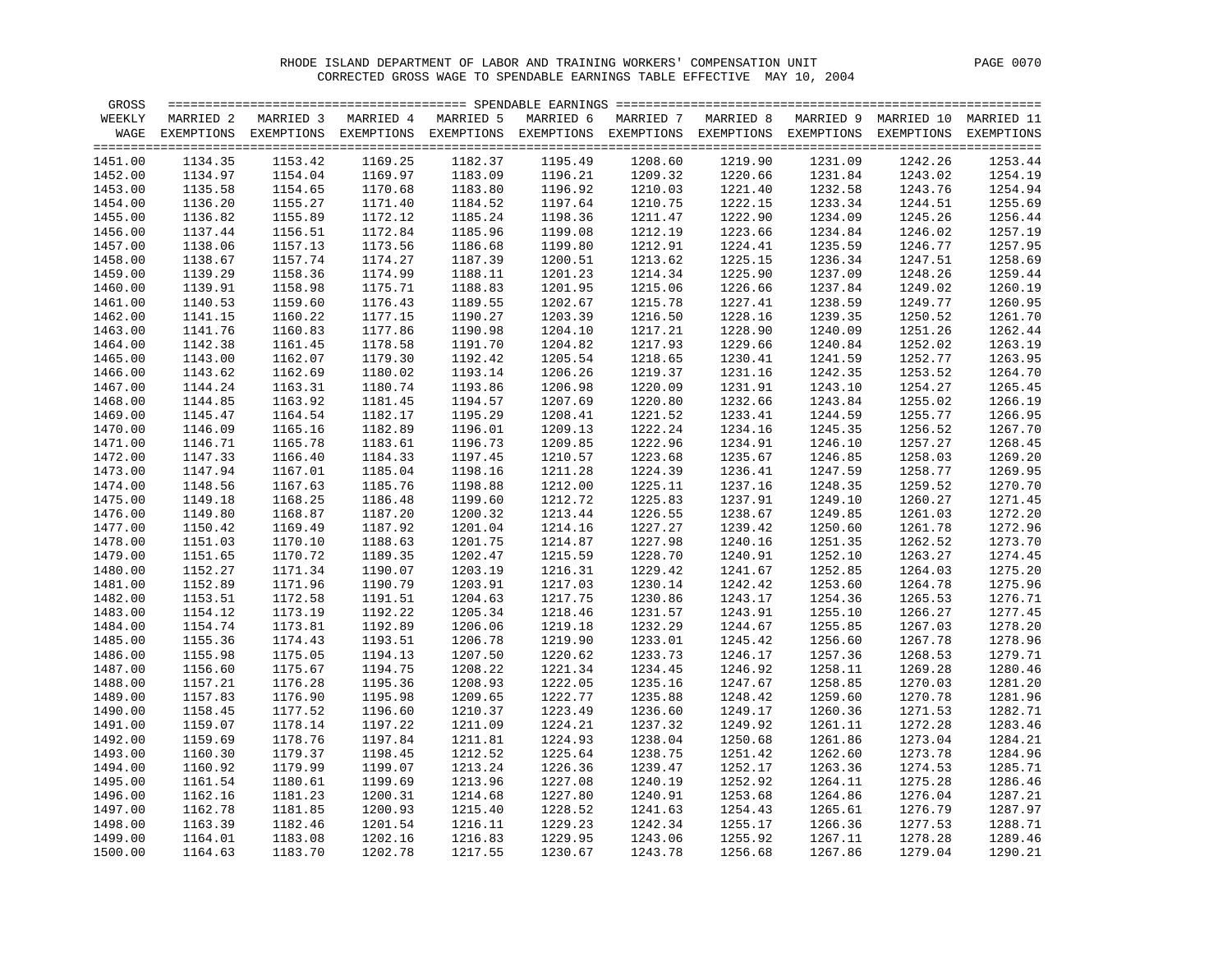RHODE ISLAND DEPARTMENT OF LABOR AND TRAINING WORKERS' COMPENSATION UNIT

CORRECTED GROSS WAGE TO SPENDABLE EARNINGS TABLE EFFECTIVE MAY 10, 2004

| GROSS WEEKLY WAGE | MARRIED 2 EXEMPTIONS | MARRIED 3 EXEMPTIONS | MARRIED 4 EXEMPTIONS | MARRIED 5 EXEMPTIONS | MARRIED 6 EXEMPTIONS | MARRIED 7 EXEMPTIONS | MARRIED 8 EXEMPTIONS | MARRIED 9 EXEMPTIONS | MARRIED 10 EXEMPTIONS | MARRIED 11 EXEMPTIONS |
|---|---|---|---|---|---|---|---|---|---|---|
| 1451.00 | 1134.35 | 1153.42 | 1169.25 | 1182.37 | 1195.49 | 1208.60 | 1219.90 | 1231.09 | 1242.26 | 1253.44 |
| 1452.00 | 1134.97 | 1154.04 | 1169.97 | 1183.09 | 1196.21 | 1209.32 | 1220.66 | 1231.84 | 1243.02 | 1254.19 |
| 1453.00 | 1135.58 | 1154.65 | 1170.68 | 1183.80 | 1196.92 | 1210.03 | 1221.40 | 1232.58 | 1243.76 | 1254.94 |
| 1454.00 | 1136.20 | 1155.27 | 1171.40 | 1184.52 | 1197.64 | 1210.75 | 1222.15 | 1233.34 | 1244.51 | 1255.69 |
| 1455.00 | 1136.82 | 1155.89 | 1172.12 | 1185.24 | 1198.36 | 1211.47 | 1222.90 | 1234.09 | 1245.26 | 1256.44 |
| 1456.00 | 1137.44 | 1156.51 | 1172.84 | 1185.96 | 1199.08 | 1212.19 | 1223.66 | 1234.84 | 1246.02 | 1257.19 |
| 1457.00 | 1138.06 | 1157.13 | 1173.56 | 1186.68 | 1199.80 | 1212.91 | 1224.41 | 1235.59 | 1246.77 | 1257.95 |
| 1458.00 | 1138.67 | 1157.74 | 1174.27 | 1187.39 | 1200.51 | 1213.62 | 1225.15 | 1236.34 | 1247.51 | 1258.69 |
| 1459.00 | 1139.29 | 1158.36 | 1174.99 | 1188.11 | 1201.23 | 1214.34 | 1225.90 | 1237.09 | 1248.26 | 1259.44 |
| 1460.00 | 1139.91 | 1158.98 | 1175.71 | 1188.83 | 1201.95 | 1215.06 | 1226.66 | 1237.84 | 1249.02 | 1260.19 |
| 1461.00 | 1140.53 | 1159.60 | 1176.43 | 1189.55 | 1202.67 | 1215.78 | 1227.41 | 1238.59 | 1249.77 | 1260.95 |
| 1462.00 | 1141.15 | 1160.22 | 1177.15 | 1190.27 | 1203.39 | 1216.50 | 1228.16 | 1239.35 | 1250.52 | 1261.70 |
| 1463.00 | 1141.76 | 1160.83 | 1177.86 | 1190.98 | 1204.10 | 1217.21 | 1228.90 | 1240.09 | 1251.26 | 1262.44 |
| 1464.00 | 1142.38 | 1161.45 | 1178.58 | 1191.70 | 1204.82 | 1217.93 | 1229.66 | 1240.84 | 1252.02 | 1263.19 |
| 1465.00 | 1143.00 | 1162.07 | 1179.30 | 1192.42 | 1205.54 | 1218.65 | 1230.41 | 1241.59 | 1252.77 | 1263.95 |
| 1466.00 | 1143.62 | 1162.69 | 1180.02 | 1193.14 | 1206.26 | 1219.37 | 1231.16 | 1242.35 | 1253.52 | 1264.70 |
| 1467.00 | 1144.24 | 1163.31 | 1180.74 | 1193.86 | 1206.98 | 1220.09 | 1231.91 | 1243.10 | 1254.27 | 1265.45 |
| 1468.00 | 1144.85 | 1163.92 | 1181.45 | 1194.57 | 1207.69 | 1220.80 | 1232.66 | 1243.84 | 1255.02 | 1266.19 |
| 1469.00 | 1145.47 | 1164.54 | 1182.17 | 1195.29 | 1208.41 | 1221.52 | 1233.41 | 1244.59 | 1255.77 | 1266.95 |
| 1470.00 | 1146.09 | 1165.16 | 1182.89 | 1196.01 | 1209.13 | 1222.24 | 1234.16 | 1245.35 | 1256.52 | 1267.70 |
| 1471.00 | 1146.71 | 1165.78 | 1183.61 | 1196.73 | 1209.85 | 1222.96 | 1234.91 | 1246.10 | 1257.27 | 1268.45 |
| 1472.00 | 1147.33 | 1166.40 | 1184.33 | 1197.45 | 1210.57 | 1223.68 | 1235.67 | 1246.85 | 1258.03 | 1269.20 |
| 1473.00 | 1147.94 | 1167.01 | 1185.04 | 1198.16 | 1211.28 | 1224.39 | 1236.41 | 1247.59 | 1258.77 | 1269.95 |
| 1474.00 | 1148.56 | 1167.63 | 1185.76 | 1198.88 | 1212.00 | 1225.11 | 1237.16 | 1248.35 | 1259.52 | 1270.70 |
| 1475.00 | 1149.18 | 1168.25 | 1186.48 | 1199.60 | 1212.72 | 1225.83 | 1237.91 | 1249.10 | 1260.27 | 1271.45 |
| 1476.00 | 1149.80 | 1168.87 | 1187.20 | 1200.32 | 1213.44 | 1226.55 | 1238.67 | 1249.85 | 1261.03 | 1272.20 |
| 1477.00 | 1150.42 | 1169.49 | 1187.92 | 1201.04 | 1214.16 | 1227.27 | 1239.42 | 1250.60 | 1261.78 | 1272.96 |
| 1478.00 | 1151.03 | 1170.10 | 1188.63 | 1201.75 | 1214.87 | 1227.98 | 1240.16 | 1251.35 | 1262.52 | 1273.70 |
| 1479.00 | 1151.65 | 1170.72 | 1189.35 | 1202.47 | 1215.59 | 1228.70 | 1240.91 | 1252.10 | 1263.27 | 1274.45 |
| 1480.00 | 1152.27 | 1171.34 | 1190.07 | 1203.19 | 1216.31 | 1229.42 | 1241.67 | 1252.85 | 1264.03 | 1275.20 |
| 1481.00 | 1152.89 | 1171.96 | 1190.79 | 1203.91 | 1217.03 | 1230.14 | 1242.42 | 1253.60 | 1264.78 | 1275.96 |
| 1482.00 | 1153.51 | 1172.58 | 1191.51 | 1204.63 | 1217.75 | 1230.86 | 1243.17 | 1254.36 | 1265.53 | 1276.71 |
| 1483.00 | 1154.12 | 1173.19 | 1192.22 | 1205.34 | 1218.46 | 1231.57 | 1243.91 | 1255.10 | 1266.27 | 1277.45 |
| 1484.00 | 1154.74 | 1173.81 | 1192.89 | 1206.06 | 1219.18 | 1232.29 | 1244.67 | 1255.85 | 1267.03 | 1278.20 |
| 1485.00 | 1155.36 | 1174.43 | 1193.51 | 1206.78 | 1219.90 | 1233.01 | 1245.42 | 1256.60 | 1267.78 | 1278.96 |
| 1486.00 | 1155.98 | 1175.05 | 1194.13 | 1207.50 | 1220.62 | 1233.73 | 1246.17 | 1257.36 | 1268.53 | 1279.71 |
| 1487.00 | 1156.60 | 1175.67 | 1194.75 | 1208.22 | 1221.34 | 1234.45 | 1246.92 | 1258.11 | 1269.28 | 1280.46 |
| 1488.00 | 1157.21 | 1176.28 | 1195.36 | 1208.93 | 1222.05 | 1235.16 | 1247.67 | 1258.85 | 1270.03 | 1281.20 |
| 1489.00 | 1157.83 | 1176.90 | 1195.98 | 1209.65 | 1222.77 | 1235.88 | 1248.42 | 1259.60 | 1270.78 | 1281.96 |
| 1490.00 | 1158.45 | 1177.52 | 1196.60 | 1210.37 | 1223.49 | 1236.60 | 1249.17 | 1260.36 | 1271.53 | 1282.71 |
| 1491.00 | 1159.07 | 1178.14 | 1197.22 | 1211.09 | 1224.21 | 1237.32 | 1249.92 | 1261.11 | 1272.28 | 1283.46 |
| 1492.00 | 1159.69 | 1178.76 | 1197.84 | 1211.81 | 1224.93 | 1238.04 | 1250.68 | 1261.86 | 1273.04 | 1284.21 |
| 1493.00 | 1160.30 | 1179.37 | 1198.45 | 1212.52 | 1225.64 | 1238.75 | 1251.42 | 1262.60 | 1273.78 | 1284.96 |
| 1494.00 | 1160.92 | 1179.99 | 1199.07 | 1213.24 | 1226.36 | 1239.47 | 1252.17 | 1263.36 | 1274.53 | 1285.71 |
| 1495.00 | 1161.54 | 1180.61 | 1199.69 | 1213.96 | 1227.08 | 1240.19 | 1252.92 | 1264.11 | 1275.28 | 1286.46 |
| 1496.00 | 1162.16 | 1181.23 | 1200.31 | 1214.68 | 1227.80 | 1240.91 | 1253.68 | 1264.86 | 1276.04 | 1287.21 |
| 1497.00 | 1162.78 | 1181.85 | 1200.93 | 1215.40 | 1228.52 | 1241.63 | 1254.43 | 1265.61 | 1276.79 | 1287.97 |
| 1498.00 | 1163.39 | 1182.46 | 1201.54 | 1216.11 | 1229.23 | 1242.34 | 1255.17 | 1266.36 | 1277.53 | 1288.71 |
| 1499.00 | 1164.01 | 1183.08 | 1202.16 | 1216.83 | 1229.95 | 1243.06 | 1255.92 | 1267.11 | 1278.28 | 1289.46 |
| 1500.00 | 1164.63 | 1183.70 | 1202.78 | 1217.55 | 1230.67 | 1243.78 | 1256.68 | 1267.86 | 1279.04 | 1290.21 |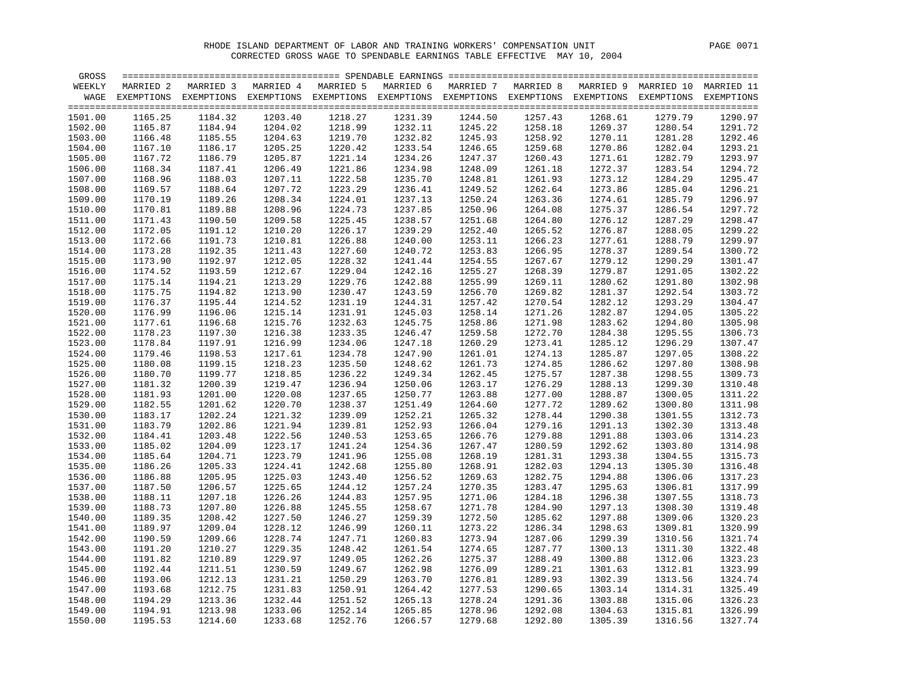RHODE ISLAND DEPARTMENT OF LABOR AND TRAINING WORKERS' COMPENSATION UNIT

CORRECTED GROSS WAGE TO SPENDABLE EARNINGS TABLE EFFECTIVE MAY 10, 2004

| GROSS WEEKLY WAGE | MARRIED 2 EXEMPTIONS | MARRIED 3 EXEMPTIONS | MARRIED 4 EXEMPTIONS | MARRIED 5 EXEMPTIONS | MARRIED 6 EXEMPTIONS | MARRIED 7 EXEMPTIONS | MARRIED 8 EXEMPTIONS | MARRIED 9 EXEMPTIONS | MARRIED 10 EXEMPTIONS | MARRIED 11 EXEMPTIONS |
|---|---|---|---|---|---|---|---|---|---|---|
| 1501.00 | 1165.25 | 1184.32 | 1203.40 | 1218.27 | 1231.39 | 1244.50 | 1257.43 | 1268.61 | 1279.79 | 1290.97 |
| 1502.00 | 1165.87 | 1184.94 | 1204.02 | 1218.99 | 1232.11 | 1245.22 | 1258.18 | 1269.37 | 1280.54 | 1291.72 |
| 1503.00 | 1166.48 | 1185.55 | 1204.63 | 1219.70 | 1232.82 | 1245.93 | 1258.92 | 1270.11 | 1281.28 | 1292.46 |
| 1504.00 | 1167.10 | 1186.17 | 1205.25 | 1220.42 | 1233.54 | 1246.65 | 1259.68 | 1270.86 | 1282.04 | 1293.21 |
| 1505.00 | 1167.72 | 1186.79 | 1205.87 | 1221.14 | 1234.26 | 1247.37 | 1260.43 | 1271.61 | 1282.79 | 1293.97 |
| 1506.00 | 1168.34 | 1187.41 | 1206.49 | 1221.86 | 1234.98 | 1248.09 | 1261.18 | 1272.37 | 1283.54 | 1294.72 |
| 1507.00 | 1168.96 | 1188.03 | 1207.11 | 1222.58 | 1235.70 | 1248.81 | 1261.93 | 1273.12 | 1284.29 | 1295.47 |
| 1508.00 | 1169.57 | 1188.64 | 1207.72 | 1223.29 | 1236.41 | 1249.52 | 1262.64 | 1273.86 | 1285.04 | 1296.21 |
| 1509.00 | 1170.19 | 1189.26 | 1208.34 | 1224.01 | 1237.13 | 1250.24 | 1263.36 | 1274.61 | 1285.79 | 1296.97 |
| 1510.00 | 1170.81 | 1189.88 | 1208.96 | 1224.73 | 1237.85 | 1250.96 | 1264.08 | 1275.37 | 1286.54 | 1297.72 |
| 1511.00 | 1171.43 | 1190.50 | 1209.58 | 1225.45 | 1238.57 | 1251.68 | 1264.80 | 1276.12 | 1287.29 | 1298.47 |
| 1512.00 | 1172.05 | 1191.12 | 1210.20 | 1226.17 | 1239.29 | 1252.40 | 1265.52 | 1276.87 | 1288.05 | 1299.22 |
| 1513.00 | 1172.66 | 1191.73 | 1210.81 | 1226.88 | 1240.00 | 1253.11 | 1266.23 | 1277.61 | 1288.79 | 1299.97 |
| 1514.00 | 1173.28 | 1192.35 | 1211.43 | 1227.60 | 1240.72 | 1253.83 | 1266.95 | 1278.37 | 1289.54 | 1300.72 |
| 1515.00 | 1173.90 | 1192.97 | 1212.05 | 1228.32 | 1241.44 | 1254.55 | 1267.67 | 1279.12 | 1290.29 | 1301.47 |
| 1516.00 | 1174.52 | 1193.59 | 1212.67 | 1229.04 | 1242.16 | 1255.27 | 1268.39 | 1279.87 | 1291.05 | 1302.22 |
| 1517.00 | 1175.14 | 1194.21 | 1213.29 | 1229.76 | 1242.88 | 1255.99 | 1269.11 | 1280.62 | 1291.80 | 1302.98 |
| 1518.00 | 1175.75 | 1194.82 | 1213.90 | 1230.47 | 1243.59 | 1256.70 | 1269.82 | 1281.37 | 1292.54 | 1303.72 |
| 1519.00 | 1176.37 | 1195.44 | 1214.52 | 1231.19 | 1244.31 | 1257.42 | 1270.54 | 1282.12 | 1293.29 | 1304.47 |
| 1520.00 | 1176.99 | 1196.06 | 1215.14 | 1231.91 | 1245.03 | 1258.14 | 1271.26 | 1282.87 | 1294.05 | 1305.22 |
| 1521.00 | 1177.61 | 1196.68 | 1215.76 | 1232.63 | 1245.75 | 1258.86 | 1271.98 | 1283.62 | 1294.80 | 1305.98 |
| 1522.00 | 1178.23 | 1197.30 | 1216.38 | 1233.35 | 1246.47 | 1259.58 | 1272.70 | 1284.38 | 1295.55 | 1306.73 |
| 1523.00 | 1178.84 | 1197.91 | 1216.99 | 1234.06 | 1247.18 | 1260.29 | 1273.41 | 1285.12 | 1296.29 | 1307.47 |
| 1524.00 | 1179.46 | 1198.53 | 1217.61 | 1234.78 | 1247.90 | 1261.01 | 1274.13 | 1285.87 | 1297.05 | 1308.22 |
| 1525.00 | 1180.08 | 1199.15 | 1218.23 | 1235.50 | 1248.62 | 1261.73 | 1274.85 | 1286.62 | 1297.80 | 1308.98 |
| 1526.00 | 1180.70 | 1199.77 | 1218.85 | 1236.22 | 1249.34 | 1262.45 | 1275.57 | 1287.38 | 1298.55 | 1309.73 |
| 1527.00 | 1181.32 | 1200.39 | 1219.47 | 1236.94 | 1250.06 | 1263.17 | 1276.29 | 1288.13 | 1299.30 | 1310.48 |
| 1528.00 | 1181.93 | 1201.00 | 1220.08 | 1237.65 | 1250.77 | 1263.88 | 1277.00 | 1288.87 | 1300.05 | 1311.22 |
| 1529.00 | 1182.55 | 1201.62 | 1220.70 | 1238.37 | 1251.49 | 1264.60 | 1277.72 | 1289.62 | 1300.80 | 1311.98 |
| 1530.00 | 1183.17 | 1202.24 | 1221.32 | 1239.09 | 1252.21 | 1265.32 | 1278.44 | 1290.38 | 1301.55 | 1312.73 |
| 1531.00 | 1183.79 | 1202.86 | 1221.94 | 1239.81 | 1252.93 | 1266.04 | 1279.16 | 1291.13 | 1302.30 | 1313.48 |
| 1532.00 | 1184.41 | 1203.48 | 1222.56 | 1240.53 | 1253.65 | 1266.76 | 1279.88 | 1291.88 | 1303.06 | 1314.23 |
| 1533.00 | 1185.02 | 1204.09 | 1223.17 | 1241.24 | 1254.36 | 1267.47 | 1280.59 | 1292.62 | 1303.80 | 1314.98 |
| 1534.00 | 1185.64 | 1204.71 | 1223.79 | 1241.96 | 1255.08 | 1268.19 | 1281.31 | 1293.38 | 1304.55 | 1315.73 |
| 1535.00 | 1186.26 | 1205.33 | 1224.41 | 1242.68 | 1255.80 | 1268.91 | 1282.03 | 1294.13 | 1305.30 | 1316.48 |
| 1536.00 | 1186.88 | 1205.95 | 1225.03 | 1243.40 | 1256.52 | 1269.63 | 1282.75 | 1294.88 | 1306.06 | 1317.23 |
| 1537.00 | 1187.50 | 1206.57 | 1225.65 | 1244.12 | 1257.24 | 1270.35 | 1283.47 | 1295.63 | 1306.81 | 1317.99 |
| 1538.00 | 1188.11 | 1207.18 | 1226.26 | 1244.83 | 1257.95 | 1271.06 | 1284.18 | 1296.38 | 1307.55 | 1318.73 |
| 1539.00 | 1188.73 | 1207.80 | 1226.88 | 1245.55 | 1258.67 | 1271.78 | 1284.90 | 1297.13 | 1308.30 | 1319.48 |
| 1540.00 | 1189.35 | 1208.42 | 1227.50 | 1246.27 | 1259.39 | 1272.50 | 1285.62 | 1297.88 | 1309.06 | 1320.23 |
| 1541.00 | 1189.97 | 1209.04 | 1228.12 | 1246.99 | 1260.11 | 1273.22 | 1286.34 | 1298.63 | 1309.81 | 1320.99 |
| 1542.00 | 1190.59 | 1209.66 | 1228.74 | 1247.71 | 1260.83 | 1273.94 | 1287.06 | 1299.39 | 1310.56 | 1321.74 |
| 1543.00 | 1191.20 | 1210.27 | 1229.35 | 1248.42 | 1261.54 | 1274.65 | 1287.77 | 1300.13 | 1311.30 | 1322.48 |
| 1544.00 | 1191.82 | 1210.89 | 1229.97 | 1249.05 | 1262.26 | 1275.37 | 1288.49 | 1300.88 | 1312.06 | 1323.23 |
| 1545.00 | 1192.44 | 1211.51 | 1230.59 | 1249.67 | 1262.98 | 1276.09 | 1289.21 | 1301.63 | 1312.81 | 1323.99 |
| 1546.00 | 1193.06 | 1212.13 | 1231.21 | 1250.29 | 1263.70 | 1276.81 | 1289.93 | 1302.39 | 1313.56 | 1324.74 |
| 1547.00 | 1193.68 | 1212.75 | 1231.83 | 1250.91 | 1264.42 | 1277.53 | 1290.65 | 1303.14 | 1314.31 | 1325.49 |
| 1548.00 | 1194.29 | 1213.36 | 1232.44 | 1251.52 | 1265.13 | 1278.24 | 1291.36 | 1303.88 | 1315.06 | 1326.23 |
| 1549.00 | 1194.91 | 1213.98 | 1233.06 | 1252.14 | 1265.85 | 1278.96 | 1292.08 | 1304.63 | 1315.81 | 1326.99 |
| 1550.00 | 1195.53 | 1214.60 | 1233.68 | 1252.76 | 1266.57 | 1279.68 | 1292.80 | 1305.39 | 1316.56 | 1327.74 |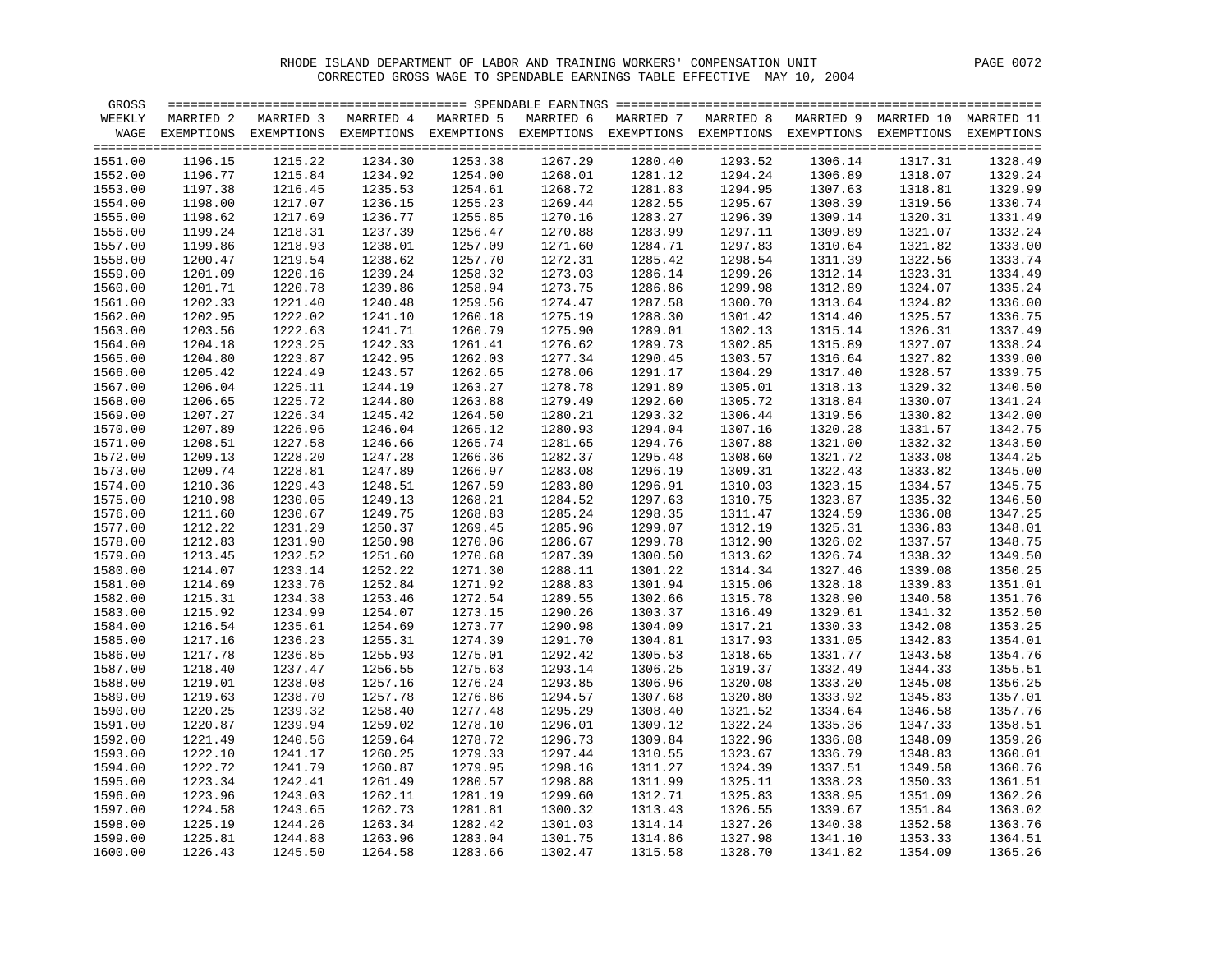RHODE ISLAND DEPARTMENT OF LABOR AND TRAINING WORKERS' COMPENSATION UNIT

CORRECTED GROSS WAGE TO SPENDABLE EARNINGS TABLE EFFECTIVE MAY 10, 2004

| GROSS WEEKLY WAGE | MARRIED 2 EXEMPTIONS | MARRIED 3 EXEMPTIONS | MARRIED 4 EXEMPTIONS | MARRIED 5 EXEMPTIONS | MARRIED 6 EXEMPTIONS | MARRIED 7 EXEMPTIONS | MARRIED 8 EXEMPTIONS | MARRIED 9 EXEMPTIONS | MARRIED 10 EXEMPTIONS | MARRIED 11 EXEMPTIONS |
|---|---|---|---|---|---|---|---|---|---|---|
| 1551.00 | 1196.15 | 1215.22 | 1234.30 | 1253.38 | 1267.29 | 1280.40 | 1293.52 | 1306.14 | 1317.31 | 1328.49 |
| 1552.00 | 1196.77 | 1215.84 | 1234.92 | 1254.00 | 1268.01 | 1281.12 | 1294.24 | 1306.89 | 1318.07 | 1329.24 |
| 1553.00 | 1197.38 | 1216.45 | 1235.53 | 1254.61 | 1268.72 | 1281.83 | 1294.95 | 1307.63 | 1318.81 | 1329.99 |
| 1554.00 | 1198.00 | 1217.07 | 1236.15 | 1255.23 | 1269.44 | 1282.55 | 1295.67 | 1308.39 | 1319.56 | 1330.74 |
| 1555.00 | 1198.62 | 1217.69 | 1236.77 | 1255.85 | 1270.16 | 1283.27 | 1296.39 | 1309.14 | 1320.31 | 1331.49 |
| 1556.00 | 1199.24 | 1218.31 | 1237.39 | 1256.47 | 1270.88 | 1283.99 | 1297.11 | 1309.89 | 1321.07 | 1332.24 |
| 1557.00 | 1199.86 | 1218.93 | 1238.01 | 1257.09 | 1271.60 | 1284.71 | 1297.83 | 1310.64 | 1321.82 | 1333.00 |
| 1558.00 | 1200.47 | 1219.54 | 1238.62 | 1257.70 | 1272.31 | 1285.42 | 1298.54 | 1311.39 | 1322.56 | 1333.74 |
| 1559.00 | 1201.09 | 1220.16 | 1239.24 | 1258.32 | 1273.03 | 1286.14 | 1299.26 | 1312.14 | 1323.31 | 1334.49 |
| 1560.00 | 1201.71 | 1220.78 | 1239.86 | 1258.94 | 1273.75 | 1286.86 | 1299.98 | 1312.89 | 1324.07 | 1335.24 |
| 1561.00 | 1202.33 | 1221.40 | 1240.48 | 1259.56 | 1274.47 | 1287.58 | 1300.70 | 1313.64 | 1324.82 | 1336.00 |
| 1562.00 | 1202.95 | 1222.02 | 1241.10 | 1260.18 | 1275.19 | 1288.30 | 1301.42 | 1314.40 | 1325.57 | 1336.75 |
| 1563.00 | 1203.56 | 1222.63 | 1241.71 | 1260.79 | 1275.90 | 1289.01 | 1302.13 | 1315.14 | 1326.31 | 1337.49 |
| 1564.00 | 1204.18 | 1223.25 | 1242.33 | 1261.41 | 1276.62 | 1289.73 | 1302.85 | 1315.89 | 1327.07 | 1338.24 |
| 1565.00 | 1204.80 | 1223.87 | 1242.95 | 1262.03 | 1277.34 | 1290.45 | 1303.57 | 1316.64 | 1327.82 | 1339.00 |
| 1566.00 | 1205.42 | 1224.49 | 1243.57 | 1262.65 | 1278.06 | 1291.17 | 1304.29 | 1317.40 | 1328.57 | 1339.75 |
| 1567.00 | 1206.04 | 1225.11 | 1244.19 | 1263.27 | 1278.78 | 1291.89 | 1305.01 | 1318.13 | 1329.32 | 1340.50 |
| 1568.00 | 1206.65 | 1225.72 | 1244.80 | 1263.88 | 1279.49 | 1292.60 | 1305.72 | 1318.84 | 1330.07 | 1341.24 |
| 1569.00 | 1207.27 | 1226.34 | 1245.42 | 1264.50 | 1280.21 | 1293.32 | 1306.44 | 1319.56 | 1330.82 | 1342.00 |
| 1570.00 | 1207.89 | 1226.96 | 1246.04 | 1265.12 | 1280.93 | 1294.04 | 1307.16 | 1320.28 | 1331.57 | 1342.75 |
| 1571.00 | 1208.51 | 1227.58 | 1246.66 | 1265.74 | 1281.65 | 1294.76 | 1307.88 | 1321.00 | 1332.32 | 1343.50 |
| 1572.00 | 1209.13 | 1228.20 | 1247.28 | 1266.36 | 1282.37 | 1295.48 | 1308.60 | 1321.72 | 1333.08 | 1344.25 |
| 1573.00 | 1209.74 | 1228.81 | 1247.89 | 1266.97 | 1283.08 | 1296.19 | 1309.31 | 1322.43 | 1333.82 | 1345.00 |
| 1574.00 | 1210.36 | 1229.43 | 1248.51 | 1267.59 | 1283.80 | 1296.91 | 1310.03 | 1323.15 | 1334.57 | 1345.75 |
| 1575.00 | 1210.98 | 1230.05 | 1249.13 | 1268.21 | 1284.52 | 1297.63 | 1310.75 | 1323.87 | 1335.32 | 1346.50 |
| 1576.00 | 1211.60 | 1230.67 | 1249.75 | 1268.83 | 1285.24 | 1298.35 | 1311.47 | 1324.59 | 1336.08 | 1347.25 |
| 1577.00 | 1212.22 | 1231.29 | 1250.37 | 1269.45 | 1285.96 | 1299.07 | 1312.19 | 1325.31 | 1336.83 | 1348.01 |
| 1578.00 | 1212.83 | 1231.90 | 1250.98 | 1270.06 | 1286.67 | 1299.78 | 1312.90 | 1326.02 | 1337.57 | 1348.75 |
| 1579.00 | 1213.45 | 1232.52 | 1251.60 | 1270.68 | 1287.39 | 1300.50 | 1313.62 | 1326.74 | 1338.32 | 1349.50 |
| 1580.00 | 1214.07 | 1233.14 | 1252.22 | 1271.30 | 1288.11 | 1301.22 | 1314.34 | 1327.46 | 1339.08 | 1350.25 |
| 1581.00 | 1214.69 | 1233.76 | 1252.84 | 1271.92 | 1288.83 | 1301.94 | 1315.06 | 1328.18 | 1339.83 | 1351.01 |
| 1582.00 | 1215.31 | 1234.38 | 1253.46 | 1272.54 | 1289.55 | 1302.66 | 1315.78 | 1328.90 | 1340.58 | 1351.76 |
| 1583.00 | 1215.92 | 1234.99 | 1254.07 | 1273.15 | 1290.26 | 1303.37 | 1316.49 | 1329.61 | 1341.32 | 1352.50 |
| 1584.00 | 1216.54 | 1235.61 | 1254.69 | 1273.77 | 1290.98 | 1304.09 | 1317.21 | 1330.33 | 1342.08 | 1353.25 |
| 1585.00 | 1217.16 | 1236.23 | 1255.31 | 1274.39 | 1291.70 | 1304.81 | 1317.93 | 1331.05 | 1342.83 | 1354.01 |
| 1586.00 | 1217.78 | 1236.85 | 1255.93 | 1275.01 | 1292.42 | 1305.53 | 1318.65 | 1331.77 | 1343.58 | 1354.76 |
| 1587.00 | 1218.40 | 1237.47 | 1256.55 | 1275.63 | 1293.14 | 1306.25 | 1319.37 | 1332.49 | 1344.33 | 1355.51 |
| 1588.00 | 1219.01 | 1238.08 | 1257.16 | 1276.24 | 1293.85 | 1306.96 | 1320.08 | 1333.20 | 1345.08 | 1356.25 |
| 1589.00 | 1219.63 | 1238.70 | 1257.78 | 1276.86 | 1294.57 | 1307.68 | 1320.80 | 1333.92 | 1345.83 | 1357.01 |
| 1590.00 | 1220.25 | 1239.32 | 1258.40 | 1277.48 | 1295.29 | 1308.40 | 1321.52 | 1334.64 | 1346.58 | 1357.76 |
| 1591.00 | 1220.87 | 1239.94 | 1259.02 | 1278.10 | 1296.01 | 1309.12 | 1322.24 | 1335.36 | 1347.33 | 1358.51 |
| 1592.00 | 1221.49 | 1240.56 | 1259.64 | 1278.72 | 1296.73 | 1309.84 | 1322.96 | 1336.08 | 1348.09 | 1359.26 |
| 1593.00 | 1222.10 | 1241.17 | 1260.25 | 1279.33 | 1297.44 | 1310.55 | 1323.67 | 1336.79 | 1348.83 | 1360.01 |
| 1594.00 | 1222.72 | 1241.79 | 1260.87 | 1279.95 | 1298.16 | 1311.27 | 1324.39 | 1337.51 | 1349.58 | 1360.76 |
| 1595.00 | 1223.34 | 1242.41 | 1261.49 | 1280.57 | 1298.88 | 1311.99 | 1325.11 | 1338.23 | 1350.33 | 1361.51 |
| 1596.00 | 1223.96 | 1243.03 | 1262.11 | 1281.19 | 1299.60 | 1312.71 | 1325.83 | 1338.95 | 1351.09 | 1362.26 |
| 1597.00 | 1224.58 | 1243.65 | 1262.73 | 1281.81 | 1300.32 | 1313.43 | 1326.55 | 1339.67 | 1351.84 | 1363.02 |
| 1598.00 | 1225.19 | 1244.26 | 1263.34 | 1282.42 | 1301.03 | 1314.14 | 1327.26 | 1340.38 | 1352.58 | 1363.76 |
| 1599.00 | 1225.81 | 1244.88 | 1263.96 | 1283.04 | 1301.75 | 1314.86 | 1327.98 | 1341.10 | 1353.33 | 1364.51 |
| 1600.00 | 1226.43 | 1245.50 | 1264.58 | 1283.66 | 1302.47 | 1315.58 | 1328.70 | 1341.82 | 1354.09 | 1365.26 |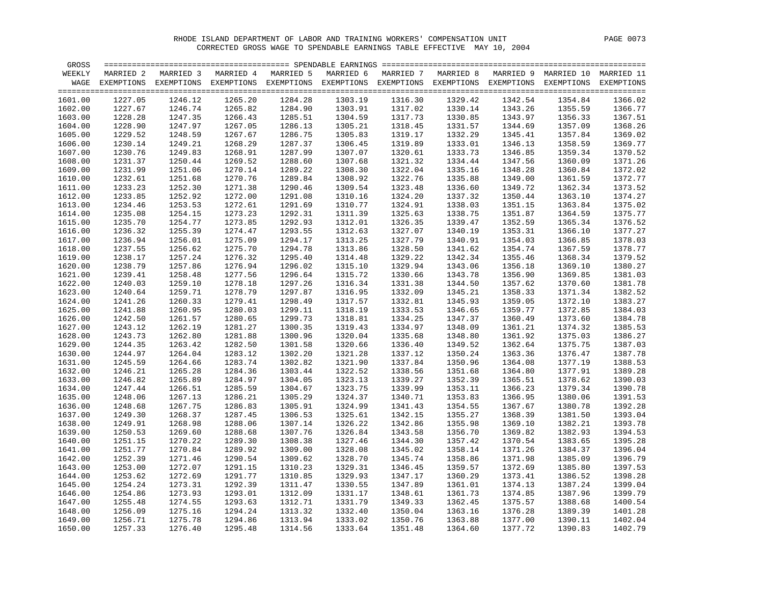RHODE ISLAND DEPARTMENT OF LABOR AND TRAINING WORKERS' COMPENSATION UNIT

CORRECTED GROSS WAGE TO SPENDABLE EARNINGS TABLE EFFECTIVE MAY 10, 2004

| GROSS WEEKLY WAGE | MARRIED 2 EXEMPTIONS | MARRIED 3 EXEMPTIONS | MARRIED 4 EXEMPTIONS | MARRIED 5 EXEMPTIONS | MARRIED 6 EXEMPTIONS | MARRIED 7 EXEMPTIONS | MARRIED 8 EXEMPTIONS | MARRIED 9 EXEMPTIONS | MARRIED 10 EXEMPTIONS | MARRIED 11 EXEMPTIONS |
|---|---|---|---|---|---|---|---|---|---|---|
| 1601.00 | 1227.05 | 1246.12 | 1265.20 | 1284.28 | 1303.19 | 1316.30 | 1329.42 | 1342.54 | 1354.84 | 1366.02 |
| 1602.00 | 1227.67 | 1246.74 | 1265.82 | 1284.90 | 1303.91 | 1317.02 | 1330.14 | 1343.26 | 1355.59 | 1366.77 |
| 1603.00 | 1228.28 | 1247.35 | 1266.43 | 1285.51 | 1304.59 | 1317.73 | 1330.85 | 1343.97 | 1356.33 | 1367.51 |
| 1604.00 | 1228.90 | 1247.97 | 1267.05 | 1286.13 | 1305.21 | 1318.45 | 1331.57 | 1344.69 | 1357.09 | 1368.26 |
| 1605.00 | 1229.52 | 1248.59 | 1267.67 | 1286.75 | 1305.83 | 1319.17 | 1332.29 | 1345.41 | 1357.84 | 1369.02 |
| 1606.00 | 1230.14 | 1249.21 | 1268.29 | 1287.37 | 1306.45 | 1319.89 | 1333.01 | 1346.13 | 1358.59 | 1369.77 |
| 1607.00 | 1230.76 | 1249.83 | 1268.91 | 1287.99 | 1307.07 | 1320.61 | 1333.73 | 1346.85 | 1359.34 | 1370.52 |
| 1608.00 | 1231.37 | 1250.44 | 1269.52 | 1288.60 | 1307.68 | 1321.32 | 1334.44 | 1347.56 | 1360.09 | 1371.26 |
| 1609.00 | 1231.99 | 1251.06 | 1270.14 | 1289.22 | 1308.30 | 1322.04 | 1335.16 | 1348.28 | 1360.84 | 1372.02 |
| 1610.00 | 1232.61 | 1251.68 | 1270.76 | 1289.84 | 1308.92 | 1322.76 | 1335.88 | 1349.00 | 1361.59 | 1372.77 |
| 1611.00 | 1233.23 | 1252.30 | 1271.38 | 1290.46 | 1309.54 | 1323.48 | 1336.60 | 1349.72 | 1362.34 | 1373.52 |
| 1612.00 | 1233.85 | 1252.92 | 1272.00 | 1291.08 | 1310.16 | 1324.20 | 1337.32 | 1350.44 | 1363.10 | 1374.27 |
| 1613.00 | 1234.46 | 1253.53 | 1272.61 | 1291.69 | 1310.77 | 1324.91 | 1338.03 | 1351.15 | 1363.84 | 1375.02 |
| 1614.00 | 1235.08 | 1254.15 | 1273.23 | 1292.31 | 1311.39 | 1325.63 | 1338.75 | 1351.87 | 1364.59 | 1375.77 |
| 1615.00 | 1235.70 | 1254.77 | 1273.85 | 1292.93 | 1312.01 | 1326.35 | 1339.47 | 1352.59 | 1365.34 | 1376.52 |
| 1616.00 | 1236.32 | 1255.39 | 1274.47 | 1293.55 | 1312.63 | 1327.07 | 1340.19 | 1353.31 | 1366.10 | 1377.27 |
| 1617.00 | 1236.94 | 1256.01 | 1275.09 | 1294.17 | 1313.25 | 1327.79 | 1340.91 | 1354.03 | 1366.85 | 1378.03 |
| 1618.00 | 1237.55 | 1256.62 | 1275.70 | 1294.78 | 1313.86 | 1328.50 | 1341.62 | 1354.74 | 1367.59 | 1378.77 |
| 1619.00 | 1238.17 | 1257.24 | 1276.32 | 1295.40 | 1314.48 | 1329.22 | 1342.34 | 1355.46 | 1368.34 | 1379.52 |
| 1620.00 | 1238.79 | 1257.86 | 1276.94 | 1296.02 | 1315.10 | 1329.94 | 1343.06 | 1356.18 | 1369.10 | 1380.27 |
| 1621.00 | 1239.41 | 1258.48 | 1277.56 | 1296.64 | 1315.72 | 1330.66 | 1343.78 | 1356.90 | 1369.85 | 1381.03 |
| 1622.00 | 1240.03 | 1259.10 | 1278.18 | 1297.26 | 1316.34 | 1331.38 | 1344.50 | 1357.62 | 1370.60 | 1381.78 |
| 1623.00 | 1240.64 | 1259.71 | 1278.79 | 1297.87 | 1316.95 | 1332.09 | 1345.21 | 1358.33 | 1371.34 | 1382.52 |
| 1624.00 | 1241.26 | 1260.33 | 1279.41 | 1298.49 | 1317.57 | 1332.81 | 1345.93 | 1359.05 | 1372.10 | 1383.27 |
| 1625.00 | 1241.88 | 1260.95 | 1280.03 | 1299.11 | 1318.19 | 1333.53 | 1346.65 | 1359.77 | 1372.85 | 1384.03 |
| 1626.00 | 1242.50 | 1261.57 | 1280.65 | 1299.73 | 1318.81 | 1334.25 | 1347.37 | 1360.49 | 1373.60 | 1384.78 |
| 1627.00 | 1243.12 | 1262.19 | 1281.27 | 1300.35 | 1319.43 | 1334.97 | 1348.09 | 1361.21 | 1374.32 | 1385.53 |
| 1628.00 | 1243.73 | 1262.80 | 1281.88 | 1300.96 | 1320.04 | 1335.68 | 1348.80 | 1361.92 | 1375.03 | 1386.27 |
| 1629.00 | 1244.35 | 1263.42 | 1282.50 | 1301.58 | 1320.66 | 1336.40 | 1349.52 | 1362.64 | 1375.75 | 1387.03 |
| 1630.00 | 1244.97 | 1264.04 | 1283.12 | 1302.20 | 1321.28 | 1337.12 | 1350.24 | 1363.36 | 1376.47 | 1387.78 |
| 1631.00 | 1245.59 | 1264.66 | 1283.74 | 1302.82 | 1321.90 | 1337.84 | 1350.96 | 1364.08 | 1377.19 | 1388.53 |
| 1632.00 | 1246.21 | 1265.28 | 1284.36 | 1303.44 | 1322.52 | 1338.56 | 1351.68 | 1364.80 | 1377.91 | 1389.28 |
| 1633.00 | 1246.82 | 1265.89 | 1284.97 | 1304.05 | 1323.13 | 1339.27 | 1352.39 | 1365.51 | 1378.62 | 1390.03 |
| 1634.00 | 1247.44 | 1266.51 | 1285.59 | 1304.67 | 1323.75 | 1339.99 | 1353.11 | 1366.23 | 1379.34 | 1390.78 |
| 1635.00 | 1248.06 | 1267.13 | 1286.21 | 1305.29 | 1324.37 | 1340.71 | 1353.83 | 1366.95 | 1380.06 | 1391.53 |
| 1636.00 | 1248.68 | 1267.75 | 1286.83 | 1305.91 | 1324.99 | 1341.43 | 1354.55 | 1367.67 | 1380.78 | 1392.28 |
| 1637.00 | 1249.30 | 1268.37 | 1287.45 | 1306.53 | 1325.61 | 1342.15 | 1355.27 | 1368.39 | 1381.50 | 1393.04 |
| 1638.00 | 1249.91 | 1268.98 | 1288.06 | 1307.14 | 1326.22 | 1342.86 | 1355.98 | 1369.10 | 1382.21 | 1393.78 |
| 1639.00 | 1250.53 | 1269.60 | 1288.68 | 1307.76 | 1326.84 | 1343.58 | 1356.70 | 1369.82 | 1382.93 | 1394.53 |
| 1640.00 | 1251.15 | 1270.22 | 1289.30 | 1308.38 | 1327.46 | 1344.30 | 1357.42 | 1370.54 | 1383.65 | 1395.28 |
| 1641.00 | 1251.77 | 1270.84 | 1289.92 | 1309.00 | 1328.08 | 1345.02 | 1358.14 | 1371.26 | 1384.37 | 1396.04 |
| 1642.00 | 1252.39 | 1271.46 | 1290.54 | 1309.62 | 1328.70 | 1345.74 | 1358.86 | 1371.98 | 1385.09 | 1396.79 |
| 1643.00 | 1253.00 | 1272.07 | 1291.15 | 1310.23 | 1329.31 | 1346.45 | 1359.57 | 1372.69 | 1385.80 | 1397.53 |
| 1644.00 | 1253.62 | 1272.69 | 1291.77 | 1310.85 | 1329.93 | 1347.17 | 1360.29 | 1373.41 | 1386.52 | 1398.28 |
| 1645.00 | 1254.24 | 1273.31 | 1292.39 | 1311.47 | 1330.55 | 1347.89 | 1361.01 | 1374.13 | 1387.24 | 1399.04 |
| 1646.00 | 1254.86 | 1273.93 | 1293.01 | 1312.09 | 1331.17 | 1348.61 | 1361.73 | 1374.85 | 1387.96 | 1399.79 |
| 1647.00 | 1255.48 | 1274.55 | 1293.63 | 1312.71 | 1331.79 | 1349.33 | 1362.45 | 1375.57 | 1388.68 | 1400.54 |
| 1648.00 | 1256.09 | 1275.16 | 1294.24 | 1313.32 | 1332.40 | 1350.04 | 1363.16 | 1376.28 | 1389.39 | 1401.28 |
| 1649.00 | 1256.71 | 1275.78 | 1294.86 | 1313.94 | 1333.02 | 1350.76 | 1363.88 | 1377.00 | 1390.11 | 1402.04 |
| 1650.00 | 1257.33 | 1276.40 | 1295.48 | 1314.56 | 1333.64 | 1351.48 | 1364.60 | 1377.72 | 1390.83 | 1402.79 |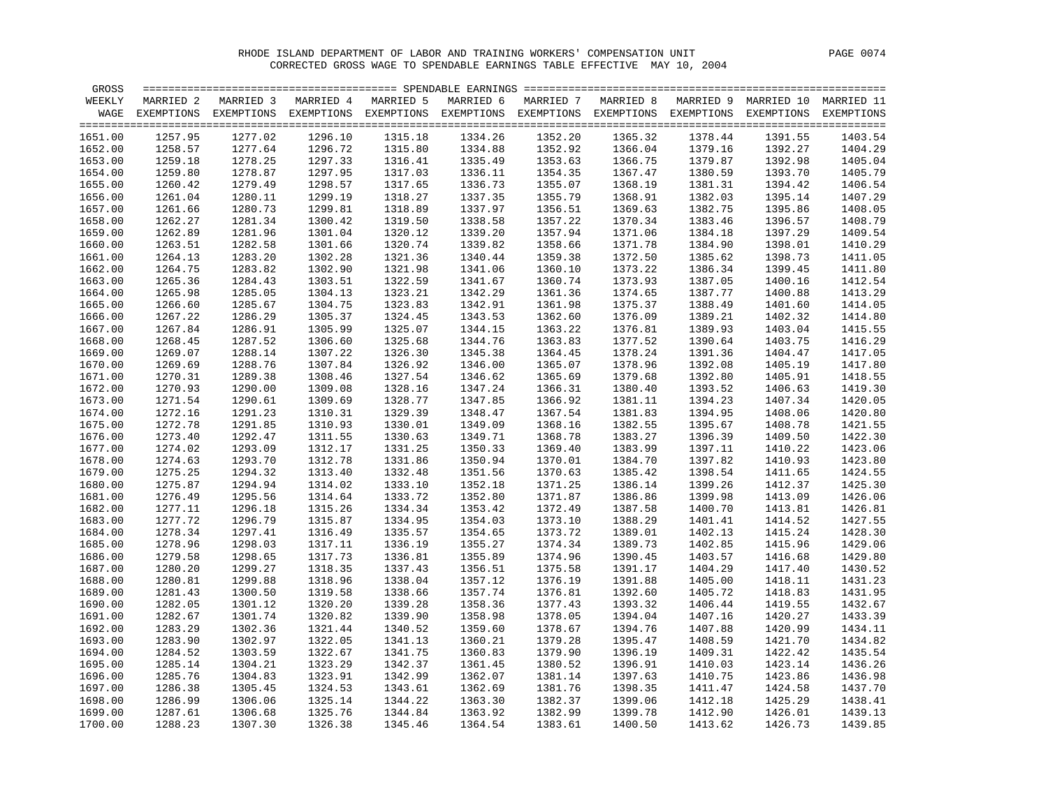RHODE ISLAND DEPARTMENT OF LABOR AND TRAINING WORKERS' COMPENSATION UNIT

CORRECTED GROSS WAGE TO SPENDABLE EARNINGS TABLE EFFECTIVE MAY 10, 2004

| GROSS WEEKLY WAGE | MARRIED 2 EXEMPTIONS | MARRIED 3 EXEMPTIONS | MARRIED 4 EXEMPTIONS | MARRIED 5 EXEMPTIONS | MARRIED 6 EXEMPTIONS | MARRIED 7 EXEMPTIONS | MARRIED 8 EXEMPTIONS | MARRIED 9 EXEMPTIONS | MARRIED 10 EXEMPTIONS | MARRIED 11 EXEMPTIONS |
|---|---|---|---|---|---|---|---|---|---|---|
| 1651.00 | 1257.95 | 1277.02 | 1296.10 | 1315.18 | 1334.26 | 1352.20 | 1365.32 | 1378.44 | 1391.55 | 1403.54 |
| 1652.00 | 1258.57 | 1277.64 | 1296.72 | 1315.80 | 1334.88 | 1352.92 | 1366.04 | 1379.16 | 1392.27 | 1404.29 |
| 1653.00 | 1259.18 | 1278.25 | 1297.33 | 1316.41 | 1335.49 | 1353.63 | 1366.75 | 1379.87 | 1392.98 | 1405.04 |
| 1654.00 | 1259.80 | 1278.87 | 1297.95 | 1317.03 | 1336.11 | 1354.35 | 1367.47 | 1380.59 | 1393.70 | 1405.79 |
| 1655.00 | 1260.42 | 1279.49 | 1298.57 | 1317.65 | 1336.73 | 1355.07 | 1368.19 | 1381.31 | 1394.42 | 1406.54 |
| 1656.00 | 1261.04 | 1280.11 | 1299.19 | 1318.27 | 1337.35 | 1355.79 | 1368.91 | 1382.03 | 1395.14 | 1407.29 |
| 1657.00 | 1261.66 | 1280.73 | 1299.81 | 1318.89 | 1337.97 | 1356.51 | 1369.63 | 1382.75 | 1395.86 | 1408.05 |
| 1658.00 | 1262.27 | 1281.34 | 1300.42 | 1319.50 | 1338.58 | 1357.22 | 1370.34 | 1383.46 | 1396.57 | 1408.79 |
| 1659.00 | 1262.89 | 1281.96 | 1301.04 | 1320.12 | 1339.20 | 1357.94 | 1371.06 | 1384.18 | 1397.29 | 1409.54 |
| 1660.00 | 1263.51 | 1282.58 | 1301.66 | 1320.74 | 1339.82 | 1358.66 | 1371.78 | 1384.90 | 1398.01 | 1410.29 |
| 1661.00 | 1264.13 | 1283.20 | 1302.28 | 1321.36 | 1340.44 | 1359.38 | 1372.50 | 1385.62 | 1398.73 | 1411.05 |
| 1662.00 | 1264.75 | 1283.82 | 1302.90 | 1321.98 | 1341.06 | 1360.10 | 1373.22 | 1386.34 | 1399.45 | 1411.80 |
| 1663.00 | 1265.36 | 1284.43 | 1303.51 | 1322.59 | 1341.67 | 1360.74 | 1373.93 | 1387.05 | 1400.16 | 1412.54 |
| 1664.00 | 1265.98 | 1285.05 | 1304.13 | 1323.21 | 1342.29 | 1361.36 | 1374.65 | 1387.77 | 1400.88 | 1413.29 |
| 1665.00 | 1266.60 | 1285.67 | 1304.75 | 1323.83 | 1342.91 | 1361.98 | 1375.37 | 1388.49 | 1401.60 | 1414.05 |
| 1666.00 | 1267.22 | 1286.29 | 1305.37 | 1324.45 | 1343.53 | 1362.60 | 1376.09 | 1389.21 | 1402.32 | 1414.80 |
| 1667.00 | 1267.84 | 1286.91 | 1305.99 | 1325.07 | 1344.15 | 1363.22 | 1376.81 | 1389.93 | 1403.04 | 1415.55 |
| 1668.00 | 1268.45 | 1287.52 | 1306.60 | 1325.68 | 1344.76 | 1363.83 | 1377.52 | 1390.64 | 1403.75 | 1416.29 |
| 1669.00 | 1269.07 | 1288.14 | 1307.22 | 1326.30 | 1345.38 | 1364.45 | 1378.24 | 1391.36 | 1404.47 | 1417.05 |
| 1670.00 | 1269.69 | 1288.76 | 1307.84 | 1326.92 | 1346.00 | 1365.07 | 1378.96 | 1392.08 | 1405.19 | 1417.80 |
| 1671.00 | 1270.31 | 1289.38 | 1308.46 | 1327.54 | 1346.62 | 1365.69 | 1379.68 | 1392.80 | 1405.91 | 1418.55 |
| 1672.00 | 1270.93 | 1290.00 | 1309.08 | 1328.16 | 1347.24 | 1366.31 | 1380.40 | 1393.52 | 1406.63 | 1419.30 |
| 1673.00 | 1271.54 | 1290.61 | 1309.69 | 1328.77 | 1347.85 | 1366.92 | 1381.11 | 1394.23 | 1407.34 | 1420.05 |
| 1674.00 | 1272.16 | 1291.23 | 1310.31 | 1329.39 | 1348.47 | 1367.54 | 1381.83 | 1394.95 | 1408.06 | 1420.80 |
| 1675.00 | 1272.78 | 1291.85 | 1310.93 | 1330.01 | 1349.09 | 1368.16 | 1382.55 | 1395.67 | 1408.78 | 1421.55 |
| 1676.00 | 1273.40 | 1292.47 | 1311.55 | 1330.63 | 1349.71 | 1368.78 | 1383.27 | 1396.39 | 1409.50 | 1422.30 |
| 1677.00 | 1274.02 | 1293.09 | 1312.17 | 1331.25 | 1350.33 | 1369.40 | 1383.99 | 1397.11 | 1410.22 | 1423.06 |
| 1678.00 | 1274.63 | 1293.70 | 1312.78 | 1331.86 | 1350.94 | 1370.01 | 1384.70 | 1397.82 | 1410.93 | 1423.80 |
| 1679.00 | 1275.25 | 1294.32 | 1313.40 | 1332.48 | 1351.56 | 1370.63 | 1385.42 | 1398.54 | 1411.65 | 1424.55 |
| 1680.00 | 1275.87 | 1294.94 | 1314.02 | 1333.10 | 1352.18 | 1371.25 | 1386.14 | 1399.26 | 1412.37 | 1425.30 |
| 1681.00 | 1276.49 | 1295.56 | 1314.64 | 1333.72 | 1352.80 | 1371.87 | 1386.86 | 1399.98 | 1413.09 | 1426.06 |
| 1682.00 | 1277.11 | 1296.18 | 1315.26 | 1334.34 | 1353.42 | 1372.49 | 1387.58 | 1400.70 | 1413.81 | 1426.81 |
| 1683.00 | 1277.72 | 1296.79 | 1315.87 | 1334.95 | 1354.03 | 1373.10 | 1388.29 | 1401.41 | 1414.52 | 1427.55 |
| 1684.00 | 1278.34 | 1297.41 | 1316.49 | 1335.57 | 1354.65 | 1373.72 | 1389.01 | 1402.13 | 1415.24 | 1428.30 |
| 1685.00 | 1278.96 | 1298.03 | 1317.11 | 1336.19 | 1355.27 | 1374.34 | 1389.73 | 1402.85 | 1415.96 | 1429.06 |
| 1686.00 | 1279.58 | 1298.65 | 1317.73 | 1336.81 | 1355.89 | 1374.96 | 1390.45 | 1403.57 | 1416.68 | 1429.80 |
| 1687.00 | 1280.20 | 1299.27 | 1318.35 | 1337.43 | 1356.51 | 1375.58 | 1391.17 | 1404.29 | 1417.40 | 1430.52 |
| 1688.00 | 1280.81 | 1299.88 | 1318.96 | 1338.04 | 1357.12 | 1376.19 | 1391.88 | 1405.00 | 1418.11 | 1431.23 |
| 1689.00 | 1281.43 | 1300.50 | 1319.58 | 1338.66 | 1357.74 | 1376.81 | 1392.60 | 1405.72 | 1418.83 | 1431.95 |
| 1690.00 | 1282.05 | 1301.12 | 1320.20 | 1339.28 | 1358.36 | 1377.43 | 1393.32 | 1406.44 | 1419.55 | 1432.67 |
| 1691.00 | 1282.67 | 1301.74 | 1320.82 | 1339.90 | 1358.98 | 1378.05 | 1394.04 | 1407.16 | 1420.27 | 1433.39 |
| 1692.00 | 1283.29 | 1302.36 | 1321.44 | 1340.52 | 1359.60 | 1378.67 | 1394.76 | 1407.88 | 1420.99 | 1434.11 |
| 1693.00 | 1283.90 | 1302.97 | 1322.05 | 1341.13 | 1360.21 | 1379.28 | 1395.47 | 1408.59 | 1421.70 | 1434.82 |
| 1694.00 | 1284.52 | 1303.59 | 1322.67 | 1341.75 | 1360.83 | 1379.90 | 1396.19 | 1409.31 | 1422.42 | 1435.54 |
| 1695.00 | 1285.14 | 1304.21 | 1323.29 | 1342.37 | 1361.45 | 1380.52 | 1396.91 | 1410.03 | 1423.14 | 1436.26 |
| 1696.00 | 1285.76 | 1304.83 | 1323.91 | 1342.99 | 1362.07 | 1381.14 | 1397.63 | 1410.75 | 1423.86 | 1436.98 |
| 1697.00 | 1286.38 | 1305.45 | 1324.53 | 1343.61 | 1362.69 | 1381.76 | 1398.35 | 1411.47 | 1424.58 | 1437.70 |
| 1698.00 | 1286.99 | 1306.06 | 1325.14 | 1344.22 | 1363.30 | 1382.37 | 1399.06 | 1412.18 | 1425.29 | 1438.41 |
| 1699.00 | 1287.61 | 1306.68 | 1325.76 | 1344.84 | 1363.92 | 1382.99 | 1399.78 | 1412.90 | 1426.01 | 1439.13 |
| 1700.00 | 1288.23 | 1307.30 | 1326.38 | 1345.46 | 1364.54 | 1383.61 | 1400.50 | 1413.62 | 1426.73 | 1439.85 |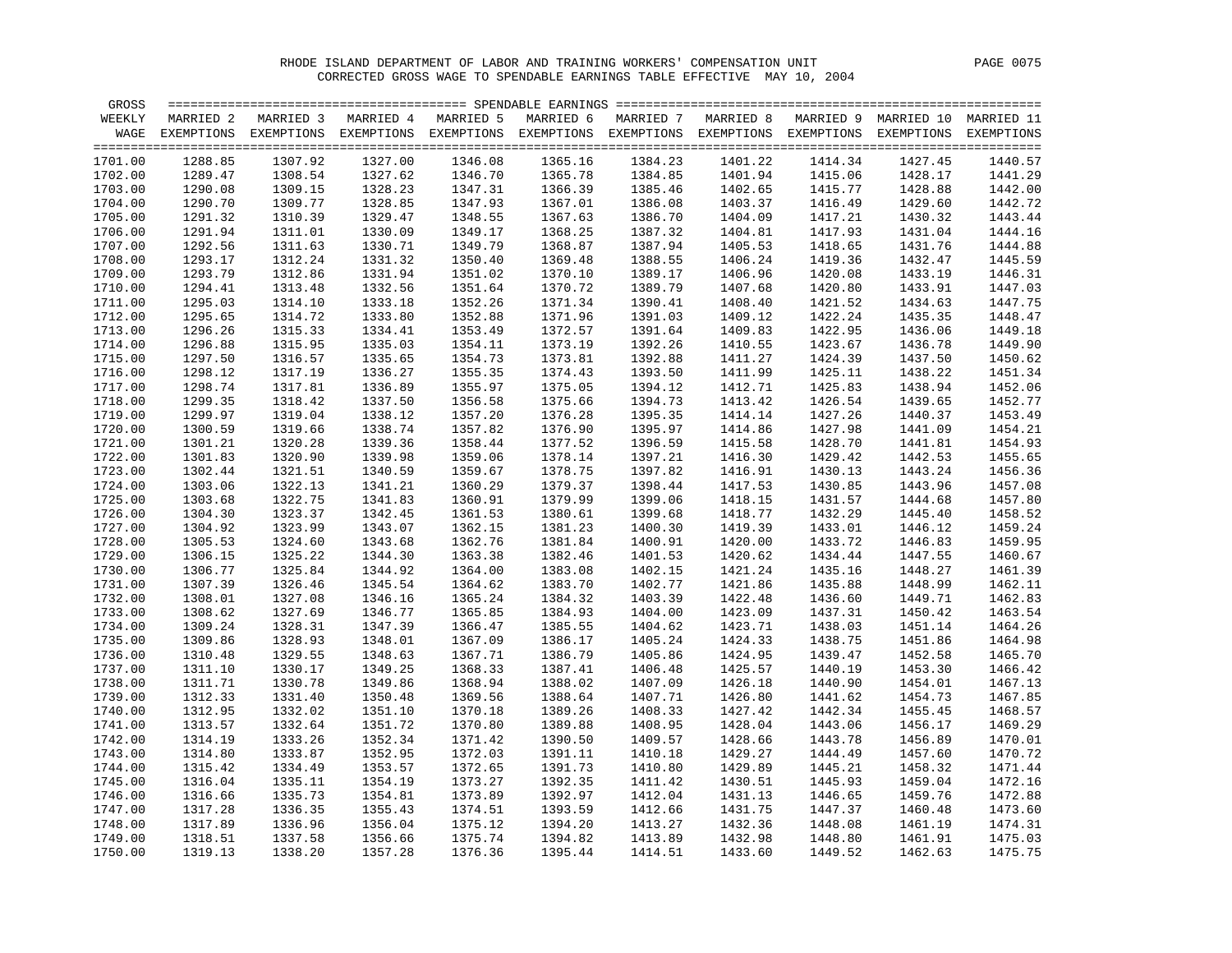RHODE ISLAND DEPARTMENT OF LABOR AND TRAINING WORKERS' COMPENSATION UNIT

CORRECTED GROSS WAGE TO SPENDABLE EARNINGS TABLE EFFECTIVE MAY 10, 2004

| GROSS WEEKLY WAGE | MARRIED 2 EXEMPTIONS | MARRIED 3 EXEMPTIONS | MARRIED 4 EXEMPTIONS | MARRIED 5 EXEMPTIONS | MARRIED 6 EXEMPTIONS | MARRIED 7 EXEMPTIONS | MARRIED 8 EXEMPTIONS | MARRIED 9 EXEMPTIONS | MARRIED 10 EXEMPTIONS | MARRIED 11 EXEMPTIONS |
|---|---|---|---|---|---|---|---|---|---|---|
| 1701.00 | 1288.85 | 1307.92 | 1327.00 | 1346.08 | 1365.16 | 1384.23 | 1401.22 | 1414.34 | 1427.45 | 1440.57 |
| 1702.00 | 1289.47 | 1308.54 | 1327.62 | 1346.70 | 1365.78 | 1384.85 | 1401.94 | 1415.06 | 1428.17 | 1441.29 |
| 1703.00 | 1290.08 | 1309.15 | 1328.23 | 1347.31 | 1366.39 | 1385.46 | 1402.65 | 1415.77 | 1428.88 | 1442.00 |
| 1704.00 | 1290.70 | 1309.77 | 1328.85 | 1347.93 | 1367.01 | 1386.08 | 1403.37 | 1416.49 | 1429.60 | 1442.72 |
| 1705.00 | 1291.32 | 1310.39 | 1329.47 | 1348.55 | 1367.63 | 1386.70 | 1404.09 | 1417.21 | 1430.32 | 1443.44 |
| 1706.00 | 1291.94 | 1311.01 | 1330.09 | 1349.17 | 1368.25 | 1387.32 | 1404.81 | 1417.93 | 1431.04 | 1444.16 |
| 1707.00 | 1292.56 | 1311.63 | 1330.71 | 1349.79 | 1368.87 | 1387.94 | 1405.53 | 1418.65 | 1431.76 | 1444.88 |
| 1708.00 | 1293.17 | 1312.24 | 1331.32 | 1350.40 | 1369.48 | 1388.55 | 1406.24 | 1419.36 | 1432.47 | 1445.59 |
| 1709.00 | 1293.79 | 1312.86 | 1331.94 | 1351.02 | 1370.10 | 1389.17 | 1406.96 | 1420.08 | 1433.19 | 1446.31 |
| 1710.00 | 1294.41 | 1313.48 | 1332.56 | 1351.64 | 1370.72 | 1389.79 | 1407.68 | 1420.80 | 1433.91 | 1447.03 |
| 1711.00 | 1295.03 | 1314.10 | 1333.18 | 1352.26 | 1371.34 | 1390.41 | 1408.40 | 1421.52 | 1434.63 | 1447.75 |
| 1712.00 | 1295.65 | 1314.72 | 1333.80 | 1352.88 | 1371.96 | 1391.03 | 1409.12 | 1422.24 | 1435.35 | 1448.47 |
| 1713.00 | 1296.26 | 1315.33 | 1334.41 | 1353.49 | 1372.57 | 1391.64 | 1409.83 | 1422.95 | 1436.06 | 1449.18 |
| 1714.00 | 1296.88 | 1315.95 | 1335.03 | 1354.11 | 1373.19 | 1392.26 | 1410.55 | 1423.67 | 1436.78 | 1449.90 |
| 1715.00 | 1297.50 | 1316.57 | 1335.65 | 1354.73 | 1373.81 | 1392.88 | 1411.27 | 1424.39 | 1437.50 | 1450.62 |
| 1716.00 | 1298.12 | 1317.19 | 1336.27 | 1355.35 | 1374.43 | 1393.50 | 1411.99 | 1425.11 | 1438.22 | 1451.34 |
| 1717.00 | 1298.74 | 1317.81 | 1336.89 | 1355.97 | 1375.05 | 1394.12 | 1412.71 | 1425.83 | 1438.94 | 1452.06 |
| 1718.00 | 1299.35 | 1318.42 | 1337.50 | 1356.58 | 1375.66 | 1394.73 | 1413.42 | 1426.54 | 1439.65 | 1452.77 |
| 1719.00 | 1299.97 | 1319.04 | 1338.12 | 1357.20 | 1376.28 | 1395.35 | 1414.14 | 1427.26 | 1440.37 | 1453.49 |
| 1720.00 | 1300.59 | 1319.66 | 1338.74 | 1357.82 | 1376.90 | 1395.97 | 1414.86 | 1427.98 | 1441.09 | 1454.21 |
| 1721.00 | 1301.21 | 1320.28 | 1339.36 | 1358.44 | 1377.52 | 1396.59 | 1415.58 | 1428.70 | 1441.81 | 1454.93 |
| 1722.00 | 1301.83 | 1320.90 | 1339.98 | 1359.06 | 1378.14 | 1397.21 | 1416.30 | 1429.42 | 1442.53 | 1455.65 |
| 1723.00 | 1302.44 | 1321.51 | 1340.59 | 1359.67 | 1378.75 | 1397.82 | 1416.91 | 1430.13 | 1443.24 | 1456.36 |
| 1724.00 | 1303.06 | 1322.13 | 1341.21 | 1360.29 | 1379.37 | 1398.44 | 1417.53 | 1430.85 | 1443.96 | 1457.08 |
| 1725.00 | 1303.68 | 1322.75 | 1341.83 | 1360.91 | 1379.99 | 1399.06 | 1418.15 | 1431.57 | 1444.68 | 1457.80 |
| 1726.00 | 1304.30 | 1323.37 | 1342.45 | 1361.53 | 1380.61 | 1399.68 | 1418.77 | 1432.29 | 1445.40 | 1458.52 |
| 1727.00 | 1304.92 | 1323.99 | 1343.07 | 1362.15 | 1381.23 | 1400.30 | 1419.39 | 1433.01 | 1446.12 | 1459.24 |
| 1728.00 | 1305.53 | 1324.60 | 1343.68 | 1362.76 | 1381.84 | 1400.91 | 1420.00 | 1433.72 | 1446.83 | 1459.95 |
| 1729.00 | 1306.15 | 1325.22 | 1344.30 | 1363.38 | 1382.46 | 1401.53 | 1420.62 | 1434.44 | 1447.55 | 1460.67 |
| 1730.00 | 1306.77 | 1325.84 | 1344.92 | 1364.00 | 1383.08 | 1402.15 | 1421.24 | 1435.16 | 1448.27 | 1461.39 |
| 1731.00 | 1307.39 | 1326.46 | 1345.54 | 1364.62 | 1383.70 | 1402.77 | 1421.86 | 1435.88 | 1448.99 | 1462.11 |
| 1732.00 | 1308.01 | 1327.08 | 1346.16 | 1365.24 | 1384.32 | 1403.39 | 1422.48 | 1436.60 | 1449.71 | 1462.83 |
| 1733.00 | 1308.62 | 1327.69 | 1346.77 | 1365.85 | 1384.93 | 1404.00 | 1423.09 | 1437.31 | 1450.42 | 1463.54 |
| 1734.00 | 1309.24 | 1328.31 | 1347.39 | 1366.47 | 1385.55 | 1404.62 | 1423.71 | 1438.03 | 1451.14 | 1464.26 |
| 1735.00 | 1309.86 | 1328.93 | 1348.01 | 1367.09 | 1386.17 | 1405.24 | 1424.33 | 1438.75 | 1451.86 | 1464.98 |
| 1736.00 | 1310.48 | 1329.55 | 1348.63 | 1367.71 | 1386.79 | 1405.86 | 1424.95 | 1439.47 | 1452.58 | 1465.70 |
| 1737.00 | 1311.10 | 1330.17 | 1349.25 | 1368.33 | 1387.41 | 1406.48 | 1425.57 | 1440.19 | 1453.30 | 1466.42 |
| 1738.00 | 1311.71 | 1330.78 | 1349.86 | 1368.94 | 1388.02 | 1407.09 | 1426.18 | 1440.90 | 1454.01 | 1467.13 |
| 1739.00 | 1312.33 | 1331.40 | 1350.48 | 1369.56 | 1388.64 | 1407.71 | 1426.80 | 1441.62 | 1454.73 | 1467.85 |
| 1740.00 | 1312.95 | 1332.02 | 1351.10 | 1370.18 | 1389.26 | 1408.33 | 1427.42 | 1442.34 | 1455.45 | 1468.57 |
| 1741.00 | 1313.57 | 1332.64 | 1351.72 | 1370.80 | 1389.88 | 1408.95 | 1428.04 | 1443.06 | 1456.17 | 1469.29 |
| 1742.00 | 1314.19 | 1333.26 | 1352.34 | 1371.42 | 1390.50 | 1409.57 | 1428.66 | 1443.78 | 1456.89 | 1470.01 |
| 1743.00 | 1314.80 | 1333.87 | 1352.95 | 1372.03 | 1391.11 | 1410.18 | 1429.27 | 1444.49 | 1457.60 | 1470.72 |
| 1744.00 | 1315.42 | 1334.49 | 1353.57 | 1372.65 | 1391.73 | 1410.80 | 1429.89 | 1445.21 | 1458.32 | 1471.44 |
| 1745.00 | 1316.04 | 1335.11 | 1354.19 | 1373.27 | 1392.35 | 1411.42 | 1430.51 | 1445.93 | 1459.04 | 1472.16 |
| 1746.00 | 1316.66 | 1335.73 | 1354.81 | 1373.89 | 1392.97 | 1412.04 | 1431.13 | 1446.65 | 1459.76 | 1472.88 |
| 1747.00 | 1317.28 | 1336.35 | 1355.43 | 1374.51 | 1393.59 | 1412.66 | 1431.75 | 1447.37 | 1460.48 | 1473.60 |
| 1748.00 | 1317.89 | 1336.96 | 1356.04 | 1375.12 | 1394.20 | 1413.27 | 1432.36 | 1448.08 | 1461.19 | 1474.31 |
| 1749.00 | 1318.51 | 1337.58 | 1356.66 | 1375.74 | 1394.82 | 1413.89 | 1432.98 | 1448.80 | 1461.91 | 1475.03 |
| 1750.00 | 1319.13 | 1338.20 | 1357.28 | 1376.36 | 1395.44 | 1414.51 | 1433.60 | 1449.52 | 1462.63 | 1475.75 |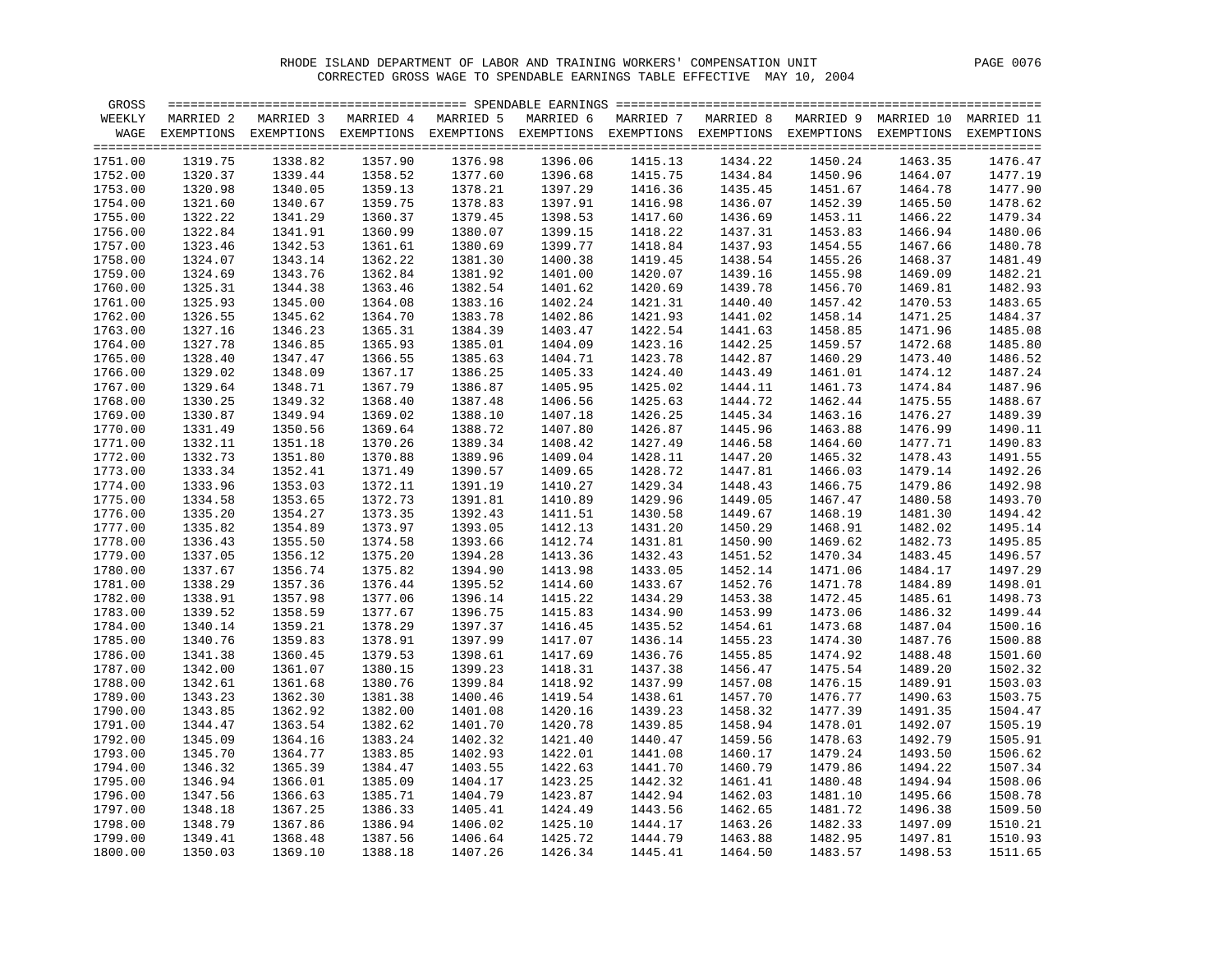RHODE ISLAND DEPARTMENT OF LABOR AND TRAINING WORKERS' COMPENSATION UNIT

CORRECTED GROSS WAGE TO SPENDABLE EARNINGS TABLE EFFECTIVE MAY 10, 2004

| GROSS WEEKLY WAGE | MARRIED 2 EXEMPTIONS | MARRIED 3 EXEMPTIONS | MARRIED 4 EXEMPTIONS | MARRIED 5 EXEMPTIONS | MARRIED 6 EXEMPTIONS | MARRIED 7 EXEMPTIONS | MARRIED 8 EXEMPTIONS | MARRIED 9 EXEMPTIONS | MARRIED 10 EXEMPTIONS | MARRIED 11 EXEMPTIONS |
|---|---|---|---|---|---|---|---|---|---|---|
| 1751.00 | 1319.75 | 1338.82 | 1357.90 | 1376.98 | 1396.06 | 1415.13 | 1434.22 | 1450.24 | 1463.35 | 1476.47 |
| 1752.00 | 1320.37 | 1339.44 | 1358.52 | 1377.60 | 1396.68 | 1415.75 | 1434.84 | 1450.96 | 1464.07 | 1477.19 |
| 1753.00 | 1320.98 | 1340.05 | 1359.13 | 1378.21 | 1397.29 | 1416.36 | 1435.45 | 1451.67 | 1464.78 | 1477.90 |
| 1754.00 | 1321.60 | 1340.67 | 1359.75 | 1378.83 | 1397.91 | 1416.98 | 1436.07 | 1452.39 | 1465.50 | 1478.62 |
| 1755.00 | 1322.22 | 1341.29 | 1360.37 | 1379.45 | 1398.53 | 1417.60 | 1436.69 | 1453.11 | 1466.22 | 1479.34 |
| 1756.00 | 1322.84 | 1341.91 | 1360.99 | 1380.07 | 1399.15 | 1418.22 | 1437.31 | 1453.83 | 1466.94 | 1480.06 |
| 1757.00 | 1323.46 | 1342.53 | 1361.61 | 1380.69 | 1399.77 | 1418.84 | 1437.93 | 1454.55 | 1467.66 | 1480.78 |
| 1758.00 | 1324.07 | 1343.14 | 1362.22 | 1381.30 | 1400.38 | 1419.45 | 1438.54 | 1455.26 | 1468.37 | 1481.49 |
| 1759.00 | 1324.69 | 1343.76 | 1362.84 | 1381.92 | 1401.00 | 1420.07 | 1439.16 | 1455.98 | 1469.09 | 1482.21 |
| 1760.00 | 1325.31 | 1344.38 | 1363.46 | 1382.54 | 1401.62 | 1420.69 | 1439.78 | 1456.70 | 1469.81 | 1482.93 |
| 1761.00 | 1325.93 | 1345.00 | 1364.08 | 1383.16 | 1402.24 | 1421.31 | 1440.40 | 1457.42 | 1470.53 | 1483.65 |
| 1762.00 | 1326.55 | 1345.62 | 1364.70 | 1383.78 | 1402.86 | 1421.93 | 1441.02 | 1458.14 | 1471.25 | 1484.37 |
| 1763.00 | 1327.16 | 1346.23 | 1365.31 | 1384.39 | 1403.47 | 1422.54 | 1441.63 | 1458.85 | 1471.96 | 1485.08 |
| 1764.00 | 1327.78 | 1346.85 | 1365.93 | 1385.01 | 1404.09 | 1423.16 | 1442.25 | 1459.57 | 1472.68 | 1485.80 |
| 1765.00 | 1328.40 | 1347.47 | 1366.55 | 1385.63 | 1404.71 | 1423.78 | 1442.87 | 1460.29 | 1473.40 | 1486.52 |
| 1766.00 | 1329.02 | 1348.09 | 1367.17 | 1386.25 | 1405.33 | 1424.40 | 1443.49 | 1461.01 | 1474.12 | 1487.24 |
| 1767.00 | 1329.64 | 1348.71 | 1367.79 | 1386.87 | 1405.95 | 1425.02 | 1444.11 | 1461.73 | 1474.84 | 1487.96 |
| 1768.00 | 1330.25 | 1349.32 | 1368.40 | 1387.48 | 1406.56 | 1425.63 | 1444.72 | 1462.44 | 1475.55 | 1488.67 |
| 1769.00 | 1330.87 | 1349.94 | 1369.02 | 1388.10 | 1407.18 | 1426.25 | 1445.34 | 1463.16 | 1476.27 | 1489.39 |
| 1770.00 | 1331.49 | 1350.56 | 1369.64 | 1388.72 | 1407.80 | 1426.87 | 1445.96 | 1463.88 | 1476.99 | 1490.11 |
| 1771.00 | 1332.11 | 1351.18 | 1370.26 | 1389.34 | 1408.42 | 1427.49 | 1446.58 | 1464.60 | 1477.71 | 1490.83 |
| 1772.00 | 1332.73 | 1351.80 | 1370.88 | 1389.96 | 1409.04 | 1428.11 | 1447.20 | 1465.32 | 1478.43 | 1491.55 |
| 1773.00 | 1333.34 | 1352.41 | 1371.49 | 1390.57 | 1409.65 | 1428.72 | 1447.81 | 1466.03 | 1479.14 | 1492.26 |
| 1774.00 | 1333.96 | 1353.03 | 1372.11 | 1391.19 | 1410.27 | 1429.34 | 1448.43 | 1466.75 | 1479.86 | 1492.98 |
| 1775.00 | 1334.58 | 1353.65 | 1372.73 | 1391.81 | 1410.89 | 1429.96 | 1449.05 | 1467.47 | 1480.58 | 1493.70 |
| 1776.00 | 1335.20 | 1354.27 | 1373.35 | 1392.43 | 1411.51 | 1430.58 | 1449.67 | 1468.19 | 1481.30 | 1494.42 |
| 1777.00 | 1335.82 | 1354.89 | 1373.97 | 1393.05 | 1412.13 | 1431.20 | 1450.29 | 1468.91 | 1482.02 | 1495.14 |
| 1778.00 | 1336.43 | 1355.50 | 1374.58 | 1393.66 | 1412.74 | 1431.81 | 1450.90 | 1469.62 | 1482.73 | 1495.85 |
| 1779.00 | 1337.05 | 1356.12 | 1375.20 | 1394.28 | 1413.36 | 1432.43 | 1451.52 | 1470.34 | 1483.45 | 1496.57 |
| 1780.00 | 1337.67 | 1356.74 | 1375.82 | 1394.90 | 1413.98 | 1433.05 | 1452.14 | 1471.06 | 1484.17 | 1497.29 |
| 1781.00 | 1338.29 | 1357.36 | 1376.44 | 1395.52 | 1414.60 | 1433.67 | 1452.76 | 1471.78 | 1484.89 | 1498.01 |
| 1782.00 | 1338.91 | 1357.98 | 1377.06 | 1396.14 | 1415.22 | 1434.29 | 1453.38 | 1472.45 | 1485.61 | 1498.73 |
| 1783.00 | 1339.52 | 1358.59 | 1377.67 | 1396.75 | 1415.83 | 1434.90 | 1453.99 | 1473.06 | 1486.32 | 1499.44 |
| 1784.00 | 1340.14 | 1359.21 | 1378.29 | 1397.37 | 1416.45 | 1435.52 | 1454.61 | 1473.68 | 1487.04 | 1500.16 |
| 1785.00 | 1340.76 | 1359.83 | 1378.91 | 1397.99 | 1417.07 | 1436.14 | 1455.23 | 1474.30 | 1487.76 | 1500.88 |
| 1786.00 | 1341.38 | 1360.45 | 1379.53 | 1398.61 | 1417.69 | 1436.76 | 1455.85 | 1474.92 | 1488.48 | 1501.60 |
| 1787.00 | 1342.00 | 1361.07 | 1380.15 | 1399.23 | 1418.31 | 1437.38 | 1456.47 | 1475.54 | 1489.20 | 1502.32 |
| 1788.00 | 1342.61 | 1361.68 | 1380.76 | 1399.84 | 1418.92 | 1437.99 | 1457.08 | 1476.15 | 1489.91 | 1503.03 |
| 1789.00 | 1343.23 | 1362.30 | 1381.38 | 1400.46 | 1419.54 | 1438.61 | 1457.70 | 1476.77 | 1490.63 | 1503.75 |
| 1790.00 | 1343.85 | 1362.92 | 1382.00 | 1401.08 | 1420.16 | 1439.23 | 1458.32 | 1477.39 | 1491.35 | 1504.47 |
| 1791.00 | 1344.47 | 1363.54 | 1382.62 | 1401.70 | 1420.78 | 1439.85 | 1458.94 | 1478.01 | 1492.07 | 1505.19 |
| 1792.00 | 1345.09 | 1364.16 | 1383.24 | 1402.32 | 1421.40 | 1440.47 | 1459.56 | 1478.63 | 1492.79 | 1505.91 |
| 1793.00 | 1345.70 | 1364.77 | 1383.85 | 1402.93 | 1422.01 | 1441.08 | 1460.17 | 1479.24 | 1493.50 | 1506.62 |
| 1794.00 | 1346.32 | 1365.39 | 1384.47 | 1403.55 | 1422.63 | 1441.70 | 1460.79 | 1479.86 | 1494.22 | 1507.34 |
| 1795.00 | 1346.94 | 1366.01 | 1385.09 | 1404.17 | 1423.25 | 1442.32 | 1461.41 | 1480.48 | 1494.94 | 1508.06 |
| 1796.00 | 1347.56 | 1366.63 | 1385.71 | 1404.79 | 1423.87 | 1442.94 | 1462.03 | 1481.10 | 1495.66 | 1508.78 |
| 1797.00 | 1348.18 | 1367.25 | 1386.33 | 1405.41 | 1424.49 | 1443.56 | 1462.65 | 1481.72 | 1496.38 | 1509.50 |
| 1798.00 | 1348.79 | 1367.86 | 1386.94 | 1406.02 | 1425.10 | 1444.17 | 1463.26 | 1482.33 | 1497.09 | 1510.21 |
| 1799.00 | 1349.41 | 1368.48 | 1387.56 | 1406.64 | 1425.72 | 1444.79 | 1463.88 | 1482.95 | 1497.81 | 1510.93 |
| 1800.00 | 1350.03 | 1369.10 | 1388.18 | 1407.26 | 1426.34 | 1445.41 | 1464.50 | 1483.57 | 1498.53 | 1511.65 |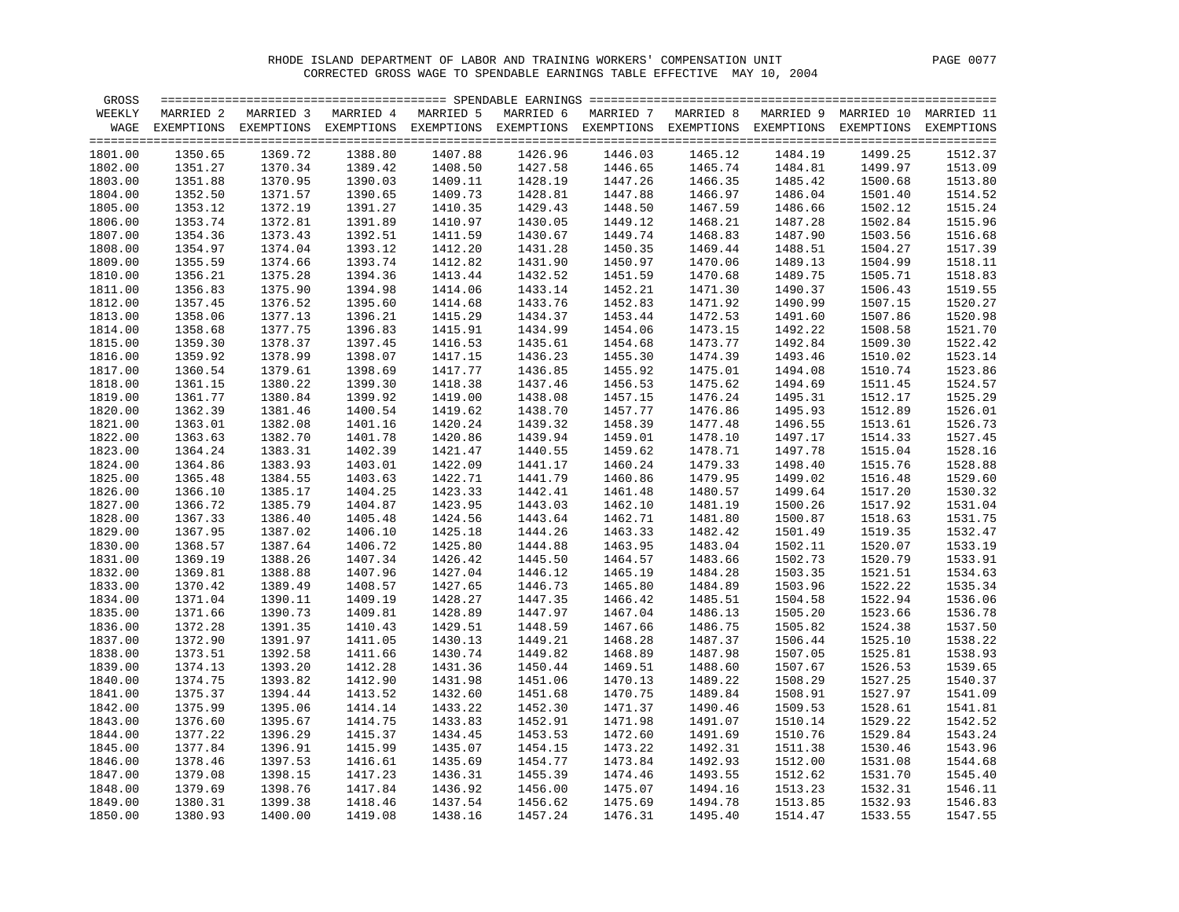RHODE ISLAND DEPARTMENT OF LABOR AND TRAINING WORKERS' COMPENSATION UNIT

CORRECTED GROSS WAGE TO SPENDABLE EARNINGS TABLE EFFECTIVE MAY 10, 2004

| GROSS WEEKLY WAGE | MARRIED 2 EXEMPTIONS | MARRIED 3 EXEMPTIONS | MARRIED 4 EXEMPTIONS | MARRIED 5 EXEMPTIONS | MARRIED 6 EXEMPTIONS | MARRIED 7 EXEMPTIONS | MARRIED 8 EXEMPTIONS | MARRIED 9 EXEMPTIONS | MARRIED 10 EXEMPTIONS | MARRIED 11 EXEMPTIONS |
|---|---|---|---|---|---|---|---|---|---|---|
| 1801.00 | 1350.65 | 1369.72 | 1388.80 | 1407.88 | 1426.96 | 1446.03 | 1465.12 | 1484.19 | 1499.25 | 1512.37 |
| 1802.00 | 1351.27 | 1370.34 | 1389.42 | 1408.50 | 1427.58 | 1446.65 | 1465.74 | 1484.81 | 1499.97 | 1513.09 |
| 1803.00 | 1351.88 | 1370.95 | 1390.03 | 1409.11 | 1428.19 | 1447.26 | 1466.35 | 1485.42 | 1500.68 | 1513.80 |
| 1804.00 | 1352.50 | 1371.57 | 1390.65 | 1409.73 | 1428.81 | 1447.88 | 1466.97 | 1486.04 | 1501.40 | 1514.52 |
| 1805.00 | 1353.12 | 1372.19 | 1391.27 | 1410.35 | 1429.43 | 1448.50 | 1467.59 | 1486.66 | 1502.12 | 1515.24 |
| 1806.00 | 1353.74 | 1372.81 | 1391.89 | 1410.97 | 1430.05 | 1449.12 | 1468.21 | 1487.28 | 1502.84 | 1515.96 |
| 1807.00 | 1354.36 | 1373.43 | 1392.51 | 1411.59 | 1430.67 | 1449.74 | 1468.83 | 1487.90 | 1503.56 | 1516.68 |
| 1808.00 | 1354.97 | 1374.04 | 1393.12 | 1412.20 | 1431.28 | 1450.35 | 1469.44 | 1488.51 | 1504.27 | 1517.39 |
| 1809.00 | 1355.59 | 1374.66 | 1393.74 | 1412.82 | 1431.90 | 1450.97 | 1470.06 | 1489.13 | 1504.99 | 1518.11 |
| 1810.00 | 1356.21 | 1375.28 | 1394.36 | 1413.44 | 1432.52 | 1451.59 | 1470.68 | 1489.75 | 1505.71 | 1518.83 |
| 1811.00 | 1356.83 | 1375.90 | 1394.98 | 1414.06 | 1433.14 | 1452.21 | 1471.30 | 1490.37 | 1506.43 | 1519.55 |
| 1812.00 | 1357.45 | 1376.52 | 1395.60 | 1414.68 | 1433.76 | 1452.83 | 1471.92 | 1490.99 | 1507.15 | 1520.27 |
| 1813.00 | 1358.06 | 1377.13 | 1396.21 | 1415.29 | 1434.37 | 1453.44 | 1472.53 | 1491.60 | 1507.86 | 1520.98 |
| 1814.00 | 1358.68 | 1377.75 | 1396.83 | 1415.91 | 1434.99 | 1454.06 | 1473.15 | 1492.22 | 1508.58 | 1521.70 |
| 1815.00 | 1359.30 | 1378.37 | 1397.45 | 1416.53 | 1435.61 | 1454.68 | 1473.77 | 1492.84 | 1509.30 | 1522.42 |
| 1816.00 | 1359.92 | 1378.99 | 1398.07 | 1417.15 | 1436.23 | 1455.30 | 1474.39 | 1493.46 | 1510.02 | 1523.14 |
| 1817.00 | 1360.54 | 1379.61 | 1398.69 | 1417.77 | 1436.85 | 1455.92 | 1475.01 | 1494.08 | 1510.74 | 1523.86 |
| 1818.00 | 1361.15 | 1380.22 | 1399.30 | 1418.38 | 1437.46 | 1456.53 | 1475.62 | 1494.69 | 1511.45 | 1524.57 |
| 1819.00 | 1361.77 | 1380.84 | 1399.92 | 1419.00 | 1438.08 | 1457.15 | 1476.24 | 1495.31 | 1512.17 | 1525.29 |
| 1820.00 | 1362.39 | 1381.46 | 1400.54 | 1419.62 | 1438.70 | 1457.77 | 1476.86 | 1495.93 | 1512.89 | 1526.01 |
| 1821.00 | 1363.01 | 1382.08 | 1401.16 | 1420.24 | 1439.32 | 1458.39 | 1477.48 | 1496.55 | 1513.61 | 1526.73 |
| 1822.00 | 1363.63 | 1382.70 | 1401.78 | 1420.86 | 1439.94 | 1459.01 | 1478.10 | 1497.17 | 1514.33 | 1527.45 |
| 1823.00 | 1364.24 | 1383.31 | 1402.39 | 1421.47 | 1440.55 | 1459.62 | 1478.71 | 1497.78 | 1515.04 | 1528.16 |
| 1824.00 | 1364.86 | 1383.93 | 1403.01 | 1422.09 | 1441.17 | 1460.24 | 1479.33 | 1498.40 | 1515.76 | 1528.88 |
| 1825.00 | 1365.48 | 1384.55 | 1403.63 | 1422.71 | 1441.79 | 1460.86 | 1479.95 | 1499.02 | 1516.48 | 1529.60 |
| 1826.00 | 1366.10 | 1385.17 | 1404.25 | 1423.33 | 1442.41 | 1461.48 | 1480.57 | 1499.64 | 1517.20 | 1530.32 |
| 1827.00 | 1366.72 | 1385.79 | 1404.87 | 1423.95 | 1443.03 | 1462.10 | 1481.19 | 1500.26 | 1517.92 | 1531.04 |
| 1828.00 | 1367.33 | 1386.40 | 1405.48 | 1424.56 | 1443.64 | 1462.71 | 1481.80 | 1500.87 | 1518.63 | 1531.75 |
| 1829.00 | 1367.95 | 1387.02 | 1406.10 | 1425.18 | 1444.26 | 1463.33 | 1482.42 | 1501.49 | 1519.35 | 1532.47 |
| 1830.00 | 1368.57 | 1387.64 | 1406.72 | 1425.80 | 1444.88 | 1463.95 | 1483.04 | 1502.11 | 1520.07 | 1533.19 |
| 1831.00 | 1369.19 | 1388.26 | 1407.34 | 1426.42 | 1445.50 | 1464.57 | 1483.66 | 1502.73 | 1520.79 | 1533.91 |
| 1832.00 | 1369.81 | 1388.88 | 1407.96 | 1427.04 | 1446.12 | 1465.19 | 1484.28 | 1503.35 | 1521.51 | 1534.63 |
| 1833.00 | 1370.42 | 1389.49 | 1408.57 | 1427.65 | 1446.73 | 1465.80 | 1484.89 | 1503.96 | 1522.22 | 1535.34 |
| 1834.00 | 1371.04 | 1390.11 | 1409.19 | 1428.27 | 1447.35 | 1466.42 | 1485.51 | 1504.58 | 1522.94 | 1536.06 |
| 1835.00 | 1371.66 | 1390.73 | 1409.81 | 1428.89 | 1447.97 | 1467.04 | 1486.13 | 1505.20 | 1523.66 | 1536.78 |
| 1836.00 | 1372.28 | 1391.35 | 1410.43 | 1429.51 | 1448.59 | 1467.66 | 1486.75 | 1505.82 | 1524.38 | 1537.50 |
| 1837.00 | 1372.90 | 1391.97 | 1411.05 | 1430.13 | 1449.21 | 1468.28 | 1487.37 | 1506.44 | 1525.10 | 1538.22 |
| 1838.00 | 1373.51 | 1392.58 | 1411.66 | 1430.74 | 1449.82 | 1468.89 | 1487.98 | 1507.05 | 1525.81 | 1538.93 |
| 1839.00 | 1374.13 | 1393.20 | 1412.28 | 1431.36 | 1450.44 | 1469.51 | 1488.60 | 1507.67 | 1526.53 | 1539.65 |
| 1840.00 | 1374.75 | 1393.82 | 1412.90 | 1431.98 | 1451.06 | 1470.13 | 1489.22 | 1508.29 | 1527.25 | 1540.37 |
| 1841.00 | 1375.37 | 1394.44 | 1413.52 | 1432.60 | 1451.68 | 1470.75 | 1489.84 | 1508.91 | 1527.97 | 1541.09 |
| 1842.00 | 1375.99 | 1395.06 | 1414.14 | 1433.22 | 1452.30 | 1471.37 | 1490.46 | 1509.53 | 1528.61 | 1541.81 |
| 1843.00 | 1376.60 | 1395.67 | 1414.75 | 1433.83 | 1452.91 | 1471.98 | 1491.07 | 1510.14 | 1529.22 | 1542.52 |
| 1844.00 | 1377.22 | 1396.29 | 1415.37 | 1434.45 | 1453.53 | 1472.60 | 1491.69 | 1510.76 | 1529.84 | 1543.24 |
| 1845.00 | 1377.84 | 1396.91 | 1415.99 | 1435.07 | 1454.15 | 1473.22 | 1492.31 | 1511.38 | 1530.46 | 1543.96 |
| 1846.00 | 1378.46 | 1397.53 | 1416.61 | 1435.69 | 1454.77 | 1473.84 | 1492.93 | 1512.00 | 1531.08 | 1544.68 |
| 1847.00 | 1379.08 | 1398.15 | 1417.23 | 1436.31 | 1455.39 | 1474.46 | 1493.55 | 1512.62 | 1531.70 | 1545.40 |
| 1848.00 | 1379.69 | 1398.76 | 1417.84 | 1436.92 | 1456.00 | 1475.07 | 1494.16 | 1513.23 | 1532.31 | 1546.11 |
| 1849.00 | 1380.31 | 1399.38 | 1418.46 | 1437.54 | 1456.62 | 1475.69 | 1494.78 | 1513.85 | 1532.93 | 1546.83 |
| 1850.00 | 1380.93 | 1400.00 | 1419.08 | 1438.16 | 1457.24 | 1476.31 | 1495.40 | 1514.47 | 1533.55 | 1547.55 |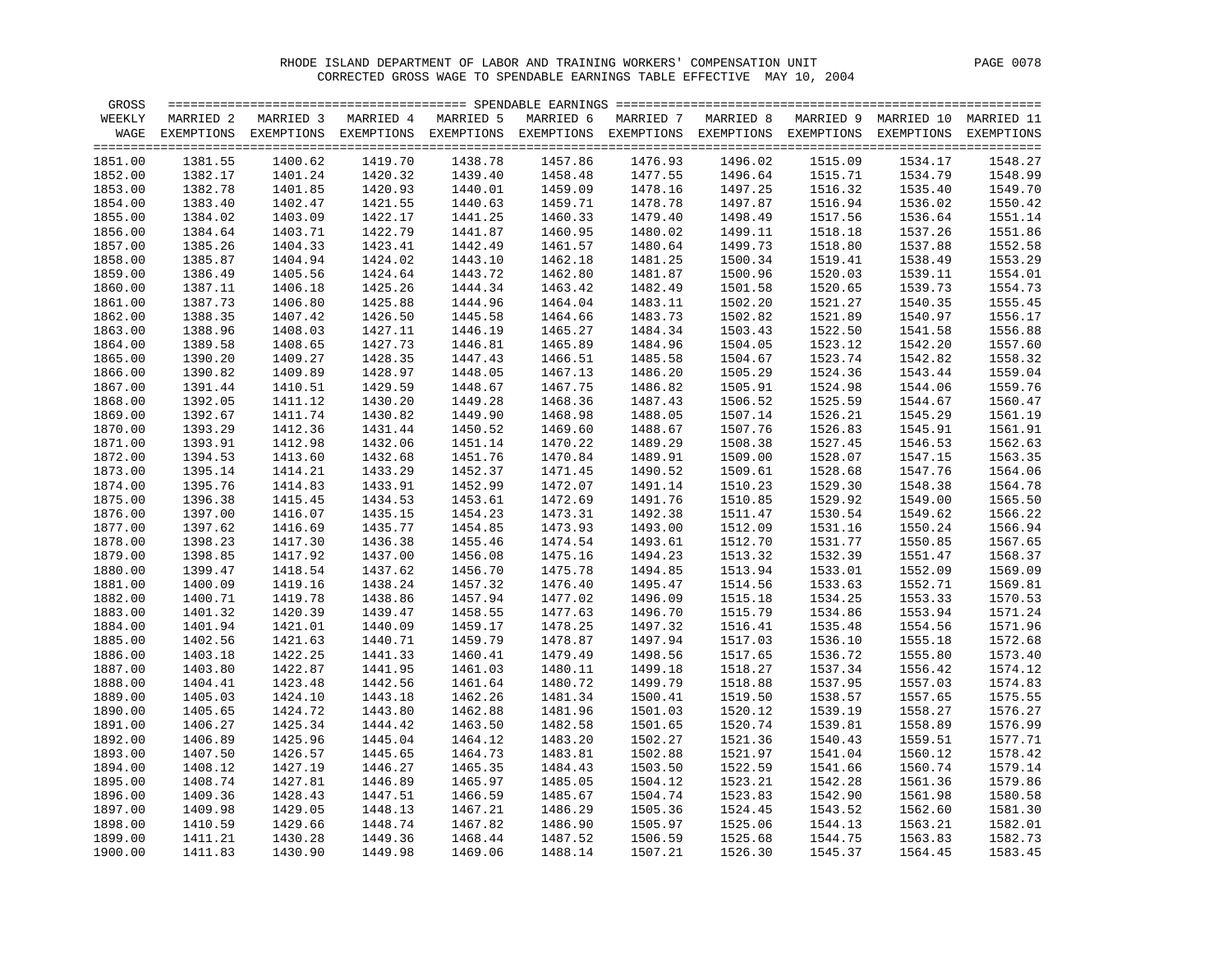RHODE ISLAND DEPARTMENT OF LABOR AND TRAINING WORKERS' COMPENSATION UNIT

CORRECTED GROSS WAGE TO SPENDABLE EARNINGS TABLE EFFECTIVE MAY 10, 2004

| GROSS WEEKLY WAGE | MARRIED 2 EXEMPTIONS | MARRIED 3 EXEMPTIONS | MARRIED 4 EXEMPTIONS | MARRIED 5 EXEMPTIONS | MARRIED 6 EXEMPTIONS | MARRIED 7 EXEMPTIONS | MARRIED 8 EXEMPTIONS | MARRIED 9 EXEMPTIONS | MARRIED 10 EXEMPTIONS | MARRIED 11 EXEMPTIONS |
|---|---|---|---|---|---|---|---|---|---|---|
| 1851.00 | 1381.55 | 1400.62 | 1419.70 | 1438.78 | 1457.86 | 1476.93 | 1496.02 | 1515.09 | 1534.17 | 1548.27 |
| 1852.00 | 1382.17 | 1401.24 | 1420.32 | 1439.40 | 1458.48 | 1477.55 | 1496.64 | 1515.71 | 1534.79 | 1548.99 |
| 1853.00 | 1382.78 | 1401.85 | 1420.93 | 1440.01 | 1459.09 | 1478.16 | 1497.25 | 1516.32 | 1535.40 | 1549.70 |
| 1854.00 | 1383.40 | 1402.47 | 1421.55 | 1440.63 | 1459.71 | 1478.78 | 1497.87 | 1516.94 | 1536.02 | 1550.42 |
| 1855.00 | 1384.02 | 1403.09 | 1422.17 | 1441.25 | 1460.33 | 1479.40 | 1498.49 | 1517.56 | 1536.64 | 1551.14 |
| 1856.00 | 1384.64 | 1403.71 | 1422.79 | 1441.87 | 1460.95 | 1480.02 | 1499.11 | 1518.18 | 1537.26 | 1551.86 |
| 1857.00 | 1385.26 | 1404.33 | 1423.41 | 1442.49 | 1461.57 | 1480.64 | 1499.73 | 1518.80 | 1537.88 | 1552.58 |
| 1858.00 | 1385.87 | 1404.94 | 1424.02 | 1443.10 | 1462.18 | 1481.25 | 1500.34 | 1519.41 | 1538.49 | 1553.29 |
| 1859.00 | 1386.49 | 1405.56 | 1424.64 | 1443.72 | 1462.80 | 1481.87 | 1500.96 | 1520.03 | 1539.11 | 1554.01 |
| 1860.00 | 1387.11 | 1406.18 | 1425.26 | 1444.34 | 1463.42 | 1482.49 | 1501.58 | 1520.65 | 1539.73 | 1554.73 |
| 1861.00 | 1387.73 | 1406.80 | 1425.88 | 1444.96 | 1464.04 | 1483.11 | 1502.20 | 1521.27 | 1540.35 | 1555.45 |
| 1862.00 | 1388.35 | 1407.42 | 1426.50 | 1445.58 | 1464.66 | 1483.73 | 1502.82 | 1521.89 | 1540.97 | 1556.17 |
| 1863.00 | 1388.96 | 1408.03 | 1427.11 | 1446.19 | 1465.27 | 1484.34 | 1503.43 | 1522.50 | 1541.58 | 1556.88 |
| 1864.00 | 1389.58 | 1408.65 | 1427.73 | 1446.81 | 1465.89 | 1484.96 | 1504.05 | 1523.12 | 1542.20 | 1557.60 |
| 1865.00 | 1390.20 | 1409.27 | 1428.35 | 1447.43 | 1466.51 | 1485.58 | 1504.67 | 1523.74 | 1542.82 | 1558.32 |
| 1866.00 | 1390.82 | 1409.89 | 1428.97 | 1448.05 | 1467.13 | 1486.20 | 1505.29 | 1524.36 | 1543.44 | 1559.04 |
| 1867.00 | 1391.44 | 1410.51 | 1429.59 | 1448.67 | 1467.75 | 1486.82 | 1505.91 | 1524.98 | 1544.06 | 1559.76 |
| 1868.00 | 1392.05 | 1411.12 | 1430.20 | 1449.28 | 1468.36 | 1487.43 | 1506.52 | 1525.59 | 1544.67 | 1560.47 |
| 1869.00 | 1392.67 | 1411.74 | 1430.82 | 1449.90 | 1468.98 | 1488.05 | 1507.14 | 1526.21 | 1545.29 | 1561.19 |
| 1870.00 | 1393.29 | 1412.36 | 1431.44 | 1450.52 | 1469.60 | 1488.67 | 1507.76 | 1526.83 | 1545.91 | 1561.91 |
| 1871.00 | 1393.91 | 1412.98 | 1432.06 | 1451.14 | 1470.22 | 1489.29 | 1508.38 | 1527.45 | 1546.53 | 1562.63 |
| 1872.00 | 1394.53 | 1413.60 | 1432.68 | 1451.76 | 1470.84 | 1489.91 | 1509.00 | 1528.07 | 1547.15 | 1563.35 |
| 1873.00 | 1395.14 | 1414.21 | 1433.29 | 1452.37 | 1471.45 | 1490.52 | 1509.61 | 1528.68 | 1547.76 | 1564.06 |
| 1874.00 | 1395.76 | 1414.83 | 1433.91 | 1452.99 | 1472.07 | 1491.14 | 1510.23 | 1529.30 | 1548.38 | 1564.78 |
| 1875.00 | 1396.38 | 1415.45 | 1434.53 | 1453.61 | 1472.69 | 1491.76 | 1510.85 | 1529.92 | 1549.00 | 1565.50 |
| 1876.00 | 1397.00 | 1416.07 | 1435.15 | 1454.23 | 1473.31 | 1492.38 | 1511.47 | 1530.54 | 1549.62 | 1566.22 |
| 1877.00 | 1397.62 | 1416.69 | 1435.77 | 1454.85 | 1473.93 | 1493.00 | 1512.09 | 1531.16 | 1550.24 | 1566.94 |
| 1878.00 | 1398.23 | 1417.30 | 1436.38 | 1455.46 | 1474.54 | 1493.61 | 1512.70 | 1531.77 | 1550.85 | 1567.65 |
| 1879.00 | 1398.85 | 1417.92 | 1437.00 | 1456.08 | 1475.16 | 1494.23 | 1513.32 | 1532.39 | 1551.47 | 1568.37 |
| 1880.00 | 1399.47 | 1418.54 | 1437.62 | 1456.70 | 1475.78 | 1494.85 | 1513.94 | 1533.01 | 1552.09 | 1569.09 |
| 1881.00 | 1400.09 | 1419.16 | 1438.24 | 1457.32 | 1476.40 | 1495.47 | 1514.56 | 1533.63 | 1552.71 | 1569.81 |
| 1882.00 | 1400.71 | 1419.78 | 1438.86 | 1457.94 | 1477.02 | 1496.09 | 1515.18 | 1534.25 | 1553.33 | 1570.53 |
| 1883.00 | 1401.32 | 1420.39 | 1439.47 | 1458.55 | 1477.63 | 1496.70 | 1515.79 | 1534.86 | 1553.94 | 1571.24 |
| 1884.00 | 1401.94 | 1421.01 | 1440.09 | 1459.17 | 1478.25 | 1497.32 | 1516.41 | 1535.48 | 1554.56 | 1571.96 |
| 1885.00 | 1402.56 | 1421.63 | 1440.71 | 1459.79 | 1478.87 | 1497.94 | 1517.03 | 1536.10 | 1555.18 | 1572.68 |
| 1886.00 | 1403.18 | 1422.25 | 1441.33 | 1460.41 | 1479.49 | 1498.56 | 1517.65 | 1536.72 | 1555.80 | 1573.40 |
| 1887.00 | 1403.80 | 1422.87 | 1441.95 | 1461.03 | 1480.11 | 1499.18 | 1518.27 | 1537.34 | 1556.42 | 1574.12 |
| 1888.00 | 1404.41 | 1423.48 | 1442.56 | 1461.64 | 1480.72 | 1499.79 | 1518.88 | 1537.95 | 1557.03 | 1574.83 |
| 1889.00 | 1405.03 | 1424.10 | 1443.18 | 1462.26 | 1481.34 | 1500.41 | 1519.50 | 1538.57 | 1557.65 | 1575.55 |
| 1890.00 | 1405.65 | 1424.72 | 1443.80 | 1462.88 | 1481.96 | 1501.03 | 1520.12 | 1539.19 | 1558.27 | 1576.27 |
| 1891.00 | 1406.27 | 1425.34 | 1444.42 | 1463.50 | 1482.58 | 1501.65 | 1520.74 | 1539.81 | 1558.89 | 1576.99 |
| 1892.00 | 1406.89 | 1425.96 | 1445.04 | 1464.12 | 1483.20 | 1502.27 | 1521.36 | 1540.43 | 1559.51 | 1577.71 |
| 1893.00 | 1407.50 | 1426.57 | 1445.65 | 1464.73 | 1483.81 | 1502.88 | 1521.97 | 1541.04 | 1560.12 | 1578.42 |
| 1894.00 | 1408.12 | 1427.19 | 1446.27 | 1465.35 | 1484.43 | 1503.50 | 1522.59 | 1541.66 | 1560.74 | 1579.14 |
| 1895.00 | 1408.74 | 1427.81 | 1446.89 | 1465.97 | 1485.05 | 1504.12 | 1523.21 | 1542.28 | 1561.36 | 1579.86 |
| 1896.00 | 1409.36 | 1428.43 | 1447.51 | 1466.59 | 1485.67 | 1504.74 | 1523.83 | 1542.90 | 1561.98 | 1580.58 |
| 1897.00 | 1409.98 | 1429.05 | 1448.13 | 1467.21 | 1486.29 | 1505.36 | 1524.45 | 1543.52 | 1562.60 | 1581.30 |
| 1898.00 | 1410.59 | 1429.66 | 1448.74 | 1467.82 | 1486.90 | 1505.97 | 1525.06 | 1544.13 | 1563.21 | 1582.01 |
| 1899.00 | 1411.21 | 1430.28 | 1449.36 | 1468.44 | 1487.52 | 1506.59 | 1525.68 | 1544.75 | 1563.83 | 1582.73 |
| 1900.00 | 1411.83 | 1430.90 | 1449.98 | 1469.06 | 1488.14 | 1507.21 | 1526.30 | 1545.37 | 1564.45 | 1583.45 |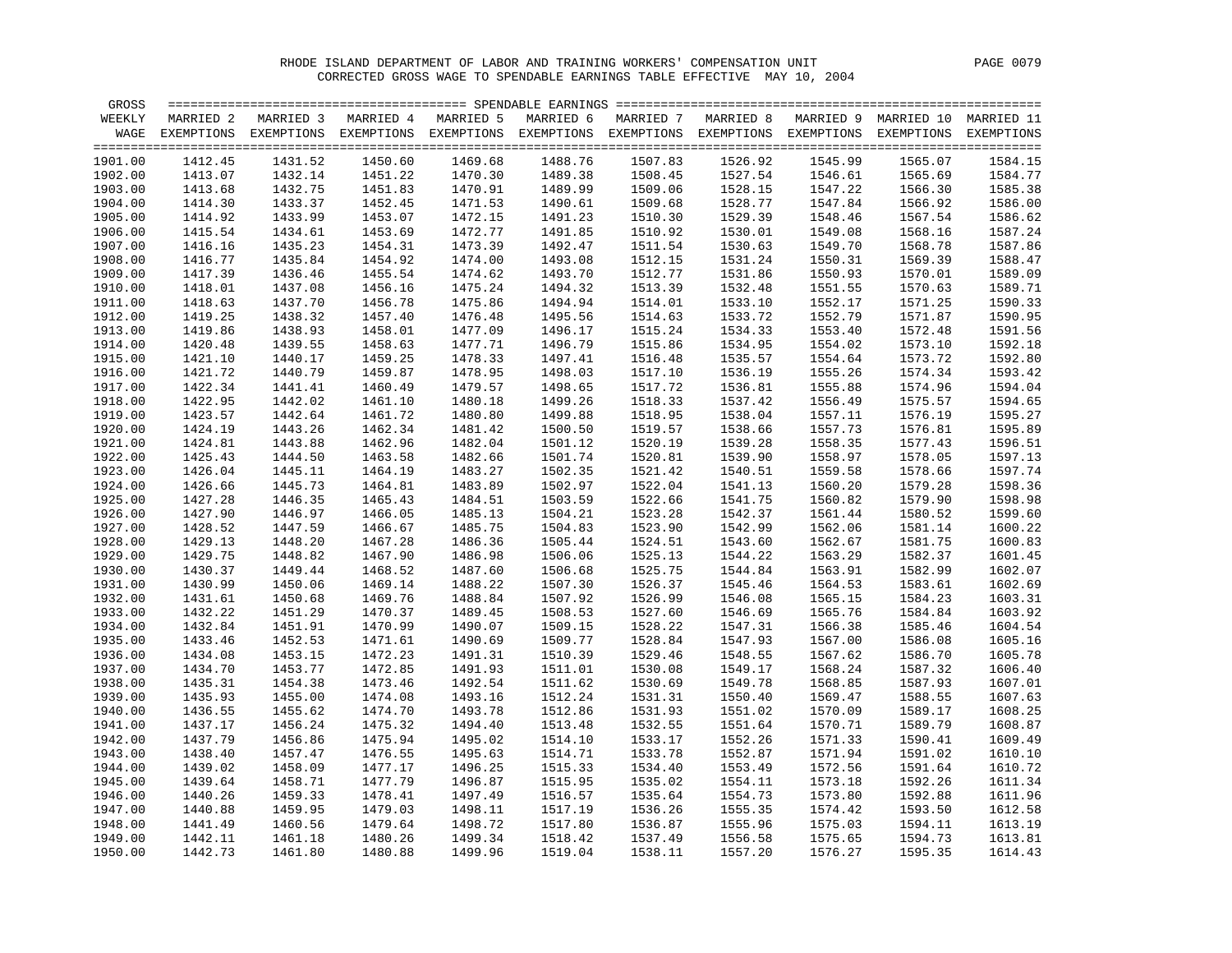RHODE ISLAND DEPARTMENT OF LABOR AND TRAINING WORKERS' COMPENSATION UNIT

CORRECTED GROSS WAGE TO SPENDABLE EARNINGS TABLE EFFECTIVE MAY 10, 2004

| GROSS WEEKLY WAGE | MARRIED 2 EXEMPTIONS | MARRIED 3 EXEMPTIONS | MARRIED 4 EXEMPTIONS | MARRIED 5 EXEMPTIONS | MARRIED 6 EXEMPTIONS | MARRIED 7 EXEMPTIONS | MARRIED 8 EXEMPTIONS | MARRIED 9 EXEMPTIONS | MARRIED 10 EXEMPTIONS | MARRIED 11 EXEMPTIONS |
|---|---|---|---|---|---|---|---|---|---|---|
| 1901.00 | 1412.45 | 1431.52 | 1450.60 | 1469.68 | 1488.76 | 1507.83 | 1526.92 | 1545.99 | 1565.07 | 1584.15 |
| 1902.00 | 1413.07 | 1432.14 | 1451.22 | 1470.30 | 1489.38 | 1508.45 | 1527.54 | 1546.61 | 1565.69 | 1584.77 |
| 1903.00 | 1413.68 | 1432.75 | 1451.83 | 1470.91 | 1489.99 | 1509.06 | 1528.15 | 1547.22 | 1566.30 | 1585.38 |
| 1904.00 | 1414.30 | 1433.37 | 1452.45 | 1471.53 | 1490.61 | 1509.68 | 1528.77 | 1547.84 | 1566.92 | 1586.00 |
| 1905.00 | 1414.92 | 1433.99 | 1453.07 | 1472.15 | 1491.23 | 1510.30 | 1529.39 | 1548.46 | 1567.54 | 1586.62 |
| 1906.00 | 1415.54 | 1434.61 | 1453.69 | 1472.77 | 1491.85 | 1510.92 | 1530.01 | 1549.08 | 1568.16 | 1587.24 |
| 1907.00 | 1416.16 | 1435.23 | 1454.31 | 1473.39 | 1492.47 | 1511.54 | 1530.63 | 1549.70 | 1568.78 | 1587.86 |
| 1908.00 | 1416.77 | 1435.84 | 1454.92 | 1474.00 | 1493.08 | 1512.15 | 1531.24 | 1550.31 | 1569.39 | 1588.47 |
| 1909.00 | 1417.39 | 1436.46 | 1455.54 | 1474.62 | 1493.70 | 1512.77 | 1531.86 | 1550.93 | 1570.01 | 1589.09 |
| 1910.00 | 1418.01 | 1437.08 | 1456.16 | 1475.24 | 1494.32 | 1513.39 | 1532.48 | 1551.55 | 1570.63 | 1589.71 |
| 1911.00 | 1418.63 | 1437.70 | 1456.78 | 1475.86 | 1494.94 | 1514.01 | 1533.10 | 1552.17 | 1571.25 | 1590.33 |
| 1912.00 | 1419.25 | 1438.32 | 1457.40 | 1476.48 | 1495.56 | 1514.63 | 1533.72 | 1552.79 | 1571.87 | 1590.95 |
| 1913.00 | 1419.86 | 1438.93 | 1458.01 | 1477.09 | 1496.17 | 1515.24 | 1534.33 | 1553.40 | 1572.48 | 1591.56 |
| 1914.00 | 1420.48 | 1439.55 | 1458.63 | 1477.71 | 1496.79 | 1515.86 | 1534.95 | 1554.02 | 1573.10 | 1592.18 |
| 1915.00 | 1421.10 | 1440.17 | 1459.25 | 1478.33 | 1497.41 | 1516.48 | 1535.57 | 1554.64 | 1573.72 | 1592.80 |
| 1916.00 | 1421.72 | 1440.79 | 1459.87 | 1478.95 | 1498.03 | 1517.10 | 1536.19 | 1555.26 | 1574.34 | 1593.42 |
| 1917.00 | 1422.34 | 1441.41 | 1460.49 | 1479.57 | 1498.65 | 1517.72 | 1536.81 | 1555.88 | 1574.96 | 1594.04 |
| 1918.00 | 1422.95 | 1442.02 | 1461.10 | 1480.18 | 1499.26 | 1518.33 | 1537.42 | 1556.49 | 1575.57 | 1594.65 |
| 1919.00 | 1423.57 | 1442.64 | 1461.72 | 1480.80 | 1499.88 | 1518.95 | 1538.04 | 1557.11 | 1576.19 | 1595.27 |
| 1920.00 | 1424.19 | 1443.26 | 1462.34 | 1481.42 | 1500.50 | 1519.57 | 1538.66 | 1557.73 | 1576.81 | 1595.89 |
| 1921.00 | 1424.81 | 1443.88 | 1462.96 | 1482.04 | 1501.12 | 1520.19 | 1539.28 | 1558.35 | 1577.43 | 1596.51 |
| 1922.00 | 1425.43 | 1444.50 | 1463.58 | 1482.66 | 1501.74 | 1520.81 | 1539.90 | 1558.97 | 1578.05 | 1597.13 |
| 1923.00 | 1426.04 | 1445.11 | 1464.19 | 1483.27 | 1502.35 | 1521.42 | 1540.51 | 1559.58 | 1578.66 | 1597.74 |
| 1924.00 | 1426.66 | 1445.73 | 1464.81 | 1483.89 | 1502.97 | 1522.04 | 1541.13 | 1560.20 | 1579.28 | 1598.36 |
| 1925.00 | 1427.28 | 1446.35 | 1465.43 | 1484.51 | 1503.59 | 1522.66 | 1541.75 | 1560.82 | 1579.90 | 1598.98 |
| 1926.00 | 1427.90 | 1446.97 | 1466.05 | 1485.13 | 1504.21 | 1523.28 | 1542.37 | 1561.44 | 1580.52 | 1599.60 |
| 1927.00 | 1428.52 | 1447.59 | 1466.67 | 1485.75 | 1504.83 | 1523.90 | 1542.99 | 1562.06 | 1581.14 | 1600.22 |
| 1928.00 | 1429.13 | 1448.20 | 1467.28 | 1486.36 | 1505.44 | 1524.51 | 1543.60 | 1562.67 | 1581.75 | 1600.83 |
| 1929.00 | 1429.75 | 1448.82 | 1467.90 | 1486.98 | 1506.06 | 1525.13 | 1544.22 | 1563.29 | 1582.37 | 1601.45 |
| 1930.00 | 1430.37 | 1449.44 | 1468.52 | 1487.60 | 1506.68 | 1525.75 | 1544.84 | 1563.91 | 1582.99 | 1602.07 |
| 1931.00 | 1430.99 | 1450.06 | 1469.14 | 1488.22 | 1507.30 | 1526.37 | 1545.46 | 1564.53 | 1583.61 | 1602.69 |
| 1932.00 | 1431.61 | 1450.68 | 1469.76 | 1488.84 | 1507.92 | 1526.99 | 1546.08 | 1565.15 | 1584.23 | 1603.31 |
| 1933.00 | 1432.22 | 1451.29 | 1470.37 | 1489.45 | 1508.53 | 1527.60 | 1546.69 | 1565.76 | 1584.84 | 1603.92 |
| 1934.00 | 1432.84 | 1451.91 | 1470.99 | 1490.07 | 1509.15 | 1528.22 | 1547.31 | 1566.38 | 1585.46 | 1604.54 |
| 1935.00 | 1433.46 | 1452.53 | 1471.61 | 1490.69 | 1509.77 | 1528.84 | 1547.93 | 1567.00 | 1586.08 | 1605.16 |
| 1936.00 | 1434.08 | 1453.15 | 1472.23 | 1491.31 | 1510.39 | 1529.46 | 1548.55 | 1567.62 | 1586.70 | 1605.78 |
| 1937.00 | 1434.70 | 1453.77 | 1472.85 | 1491.93 | 1511.01 | 1530.08 | 1549.17 | 1568.24 | 1587.32 | 1606.40 |
| 1938.00 | 1435.31 | 1454.38 | 1473.46 | 1492.54 | 1511.62 | 1530.69 | 1549.78 | 1568.85 | 1587.93 | 1607.01 |
| 1939.00 | 1435.93 | 1455.00 | 1474.08 | 1493.16 | 1512.24 | 1531.31 | 1550.40 | 1569.47 | 1588.55 | 1607.63 |
| 1940.00 | 1436.55 | 1455.62 | 1474.70 | 1493.78 | 1512.86 | 1531.93 | 1551.02 | 1570.09 | 1589.17 | 1608.25 |
| 1941.00 | 1437.17 | 1456.24 | 1475.32 | 1494.40 | 1513.48 | 1532.55 | 1551.64 | 1570.71 | 1589.79 | 1608.87 |
| 1942.00 | 1437.79 | 1456.86 | 1475.94 | 1495.02 | 1514.10 | 1533.17 | 1552.26 | 1571.33 | 1590.41 | 1609.49 |
| 1943.00 | 1438.40 | 1457.47 | 1476.55 | 1495.63 | 1514.71 | 1533.78 | 1552.87 | 1571.94 | 1591.02 | 1610.10 |
| 1944.00 | 1439.02 | 1458.09 | 1477.17 | 1496.25 | 1515.33 | 1534.40 | 1553.49 | 1572.56 | 1591.64 | 1610.72 |
| 1945.00 | 1439.64 | 1458.71 | 1477.79 | 1496.87 | 1515.95 | 1535.02 | 1554.11 | 1573.18 | 1592.26 | 1611.34 |
| 1946.00 | 1440.26 | 1459.33 | 1478.41 | 1497.49 | 1516.57 | 1535.64 | 1554.73 | 1573.80 | 1592.88 | 1611.96 |
| 1947.00 | 1440.88 | 1459.95 | 1479.03 | 1498.11 | 1517.19 | 1536.26 | 1555.35 | 1574.42 | 1593.50 | 1612.58 |
| 1948.00 | 1441.49 | 1460.56 | 1479.64 | 1498.72 | 1517.80 | 1536.87 | 1555.96 | 1575.03 | 1594.11 | 1613.19 |
| 1949.00 | 1442.11 | 1461.18 | 1480.26 | 1499.34 | 1518.42 | 1537.49 | 1556.58 | 1575.65 | 1594.73 | 1613.81 |
| 1950.00 | 1442.73 | 1461.80 | 1480.88 | 1499.96 | 1519.04 | 1538.11 | 1557.20 | 1576.27 | 1595.35 | 1614.43 |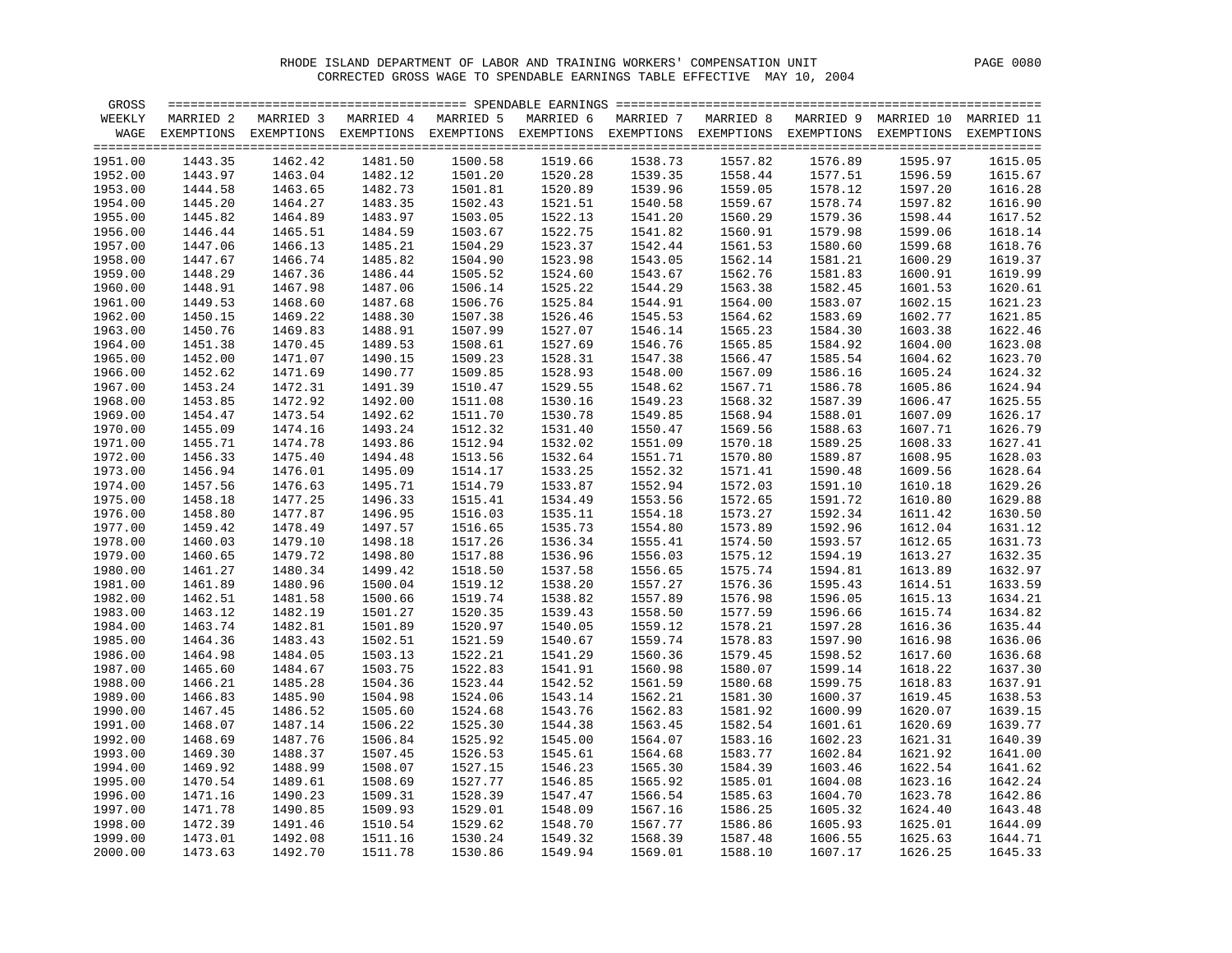RHODE ISLAND DEPARTMENT OF LABOR AND TRAINING WORKERS' COMPENSATION UNIT

CORRECTED GROSS WAGE TO SPENDABLE EARNINGS TABLE EFFECTIVE MAY 10, 2004

| GROSS WEEKLY WAGE | MARRIED 2 EXEMPTIONS | MARRIED 3 EXEMPTIONS | MARRIED 4 EXEMPTIONS | MARRIED 5 EXEMPTIONS | MARRIED 6 EXEMPTIONS | MARRIED 7 EXEMPTIONS | MARRIED 8 EXEMPTIONS | MARRIED 9 EXEMPTIONS | MARRIED 10 EXEMPTIONS | MARRIED 11 EXEMPTIONS |
|---|---|---|---|---|---|---|---|---|---|---|
| 1951.00 | 1443.35 | 1462.42 | 1481.50 | 1500.58 | 1519.66 | 1538.73 | 1557.82 | 1576.89 | 1595.97 | 1615.05 |
| 1952.00 | 1443.97 | 1463.04 | 1482.12 | 1501.20 | 1520.28 | 1539.35 | 1558.44 | 1577.51 | 1596.59 | 1615.67 |
| 1953.00 | 1444.58 | 1463.65 | 1482.73 | 1501.81 | 1520.89 | 1539.96 | 1559.05 | 1578.12 | 1597.20 | 1616.28 |
| 1954.00 | 1445.20 | 1464.27 | 1483.35 | 1502.43 | 1521.51 | 1540.58 | 1559.67 | 1578.74 | 1597.82 | 1616.90 |
| 1955.00 | 1445.82 | 1464.89 | 1483.97 | 1503.05 | 1522.13 | 1541.20 | 1560.29 | 1579.36 | 1598.44 | 1617.52 |
| 1956.00 | 1446.44 | 1465.51 | 1484.59 | 1503.67 | 1522.75 | 1541.82 | 1560.91 | 1579.98 | 1599.06 | 1618.14 |
| 1957.00 | 1447.06 | 1466.13 | 1485.21 | 1504.29 | 1523.37 | 1542.44 | 1561.53 | 1580.60 | 1599.68 | 1618.76 |
| 1958.00 | 1447.67 | 1466.74 | 1485.82 | 1504.90 | 1523.98 | 1543.05 | 1562.14 | 1581.21 | 1600.29 | 1619.37 |
| 1959.00 | 1448.29 | 1467.36 | 1486.44 | 1505.52 | 1524.60 | 1543.67 | 1562.76 | 1581.83 | 1600.91 | 1619.99 |
| 1960.00 | 1448.91 | 1467.98 | 1487.06 | 1506.14 | 1525.22 | 1544.29 | 1563.38 | 1582.45 | 1601.53 | 1620.61 |
| 1961.00 | 1449.53 | 1468.60 | 1487.68 | 1506.76 | 1525.84 | 1544.91 | 1564.00 | 1583.07 | 1602.15 | 1621.23 |
| 1962.00 | 1450.15 | 1469.22 | 1488.30 | 1507.38 | 1526.46 | 1545.53 | 1564.62 | 1583.69 | 1602.77 | 1621.85 |
| 1963.00 | 1450.76 | 1469.83 | 1488.91 | 1507.99 | 1527.07 | 1546.14 | 1565.23 | 1584.30 | 1603.38 | 1622.46 |
| 1964.00 | 1451.38 | 1470.45 | 1489.53 | 1508.61 | 1527.69 | 1546.76 | 1565.85 | 1584.92 | 1604.00 | 1623.08 |
| 1965.00 | 1452.00 | 1471.07 | 1490.15 | 1509.23 | 1528.31 | 1547.38 | 1566.47 | 1585.54 | 1604.62 | 1623.70 |
| 1966.00 | 1452.62 | 1471.69 | 1490.77 | 1509.85 | 1528.93 | 1548.00 | 1567.09 | 1586.16 | 1605.24 | 1624.32 |
| 1967.00 | 1453.24 | 1472.31 | 1491.39 | 1510.47 | 1529.55 | 1548.62 | 1567.71 | 1586.78 | 1605.86 | 1624.94 |
| 1968.00 | 1453.85 | 1472.92 | 1492.00 | 1511.08 | 1530.16 | 1549.23 | 1568.32 | 1587.39 | 1606.47 | 1625.55 |
| 1969.00 | 1454.47 | 1473.54 | 1492.62 | 1511.70 | 1530.78 | 1549.85 | 1568.94 | 1588.01 | 1607.09 | 1626.17 |
| 1970.00 | 1455.09 | 1474.16 | 1493.24 | 1512.32 | 1531.40 | 1550.47 | 1569.56 | 1588.63 | 1607.71 | 1626.79 |
| 1971.00 | 1455.71 | 1474.78 | 1493.86 | 1512.94 | 1532.02 | 1551.09 | 1570.18 | 1589.25 | 1608.33 | 1627.41 |
| 1972.00 | 1456.33 | 1475.40 | 1494.48 | 1513.56 | 1532.64 | 1551.71 | 1570.80 | 1589.87 | 1608.95 | 1628.03 |
| 1973.00 | 1456.94 | 1476.01 | 1495.09 | 1514.17 | 1533.25 | 1552.32 | 1571.41 | 1590.48 | 1609.56 | 1628.64 |
| 1974.00 | 1457.56 | 1476.63 | 1495.71 | 1514.79 | 1533.87 | 1552.94 | 1572.03 | 1591.10 | 1610.18 | 1629.26 |
| 1975.00 | 1458.18 | 1477.25 | 1496.33 | 1515.41 | 1534.49 | 1553.56 | 1572.65 | 1591.72 | 1610.80 | 1629.88 |
| 1976.00 | 1458.80 | 1477.87 | 1496.95 | 1516.03 | 1535.11 | 1554.18 | 1573.27 | 1592.34 | 1611.42 | 1630.50 |
| 1977.00 | 1459.42 | 1478.49 | 1497.57 | 1516.65 | 1535.73 | 1554.80 | 1573.89 | 1592.96 | 1612.04 | 1631.12 |
| 1978.00 | 1460.03 | 1479.10 | 1498.18 | 1517.26 | 1536.34 | 1555.41 | 1574.50 | 1593.57 | 1612.65 | 1631.73 |
| 1979.00 | 1460.65 | 1479.72 | 1498.80 | 1517.88 | 1536.96 | 1556.03 | 1575.12 | 1594.19 | 1613.27 | 1632.35 |
| 1980.00 | 1461.27 | 1480.34 | 1499.42 | 1518.50 | 1537.58 | 1556.65 | 1575.74 | 1594.81 | 1613.89 | 1632.97 |
| 1981.00 | 1461.89 | 1480.96 | 1500.04 | 1519.12 | 1538.20 | 1557.27 | 1576.36 | 1595.43 | 1614.51 | 1633.59 |
| 1982.00 | 1462.51 | 1481.58 | 1500.66 | 1519.74 | 1538.82 | 1557.89 | 1576.98 | 1596.05 | 1615.13 | 1634.21 |
| 1983.00 | 1463.12 | 1482.19 | 1501.27 | 1520.35 | 1539.43 | 1558.50 | 1577.59 | 1596.66 | 1615.74 | 1634.82 |
| 1984.00 | 1463.74 | 1482.81 | 1501.89 | 1520.97 | 1540.05 | 1559.12 | 1578.21 | 1597.28 | 1616.36 | 1635.44 |
| 1985.00 | 1464.36 | 1483.43 | 1502.51 | 1521.59 | 1540.67 | 1559.74 | 1578.83 | 1597.90 | 1616.98 | 1636.06 |
| 1986.00 | 1464.98 | 1484.05 | 1503.13 | 1522.21 | 1541.29 | 1560.36 | 1579.45 | 1598.52 | 1617.60 | 1636.68 |
| 1987.00 | 1465.60 | 1484.67 | 1503.75 | 1522.83 | 1541.91 | 1560.98 | 1580.07 | 1599.14 | 1618.22 | 1637.30 |
| 1988.00 | 1466.21 | 1485.28 | 1504.36 | 1523.44 | 1542.52 | 1561.59 | 1580.68 | 1599.75 | 1618.83 | 1637.91 |
| 1989.00 | 1466.83 | 1485.90 | 1504.98 | 1524.06 | 1543.14 | 1562.21 | 1581.30 | 1600.37 | 1619.45 | 1638.53 |
| 1990.00 | 1467.45 | 1486.52 | 1505.60 | 1524.68 | 1543.76 | 1562.83 | 1581.92 | 1600.99 | 1620.07 | 1639.15 |
| 1991.00 | 1468.07 | 1487.14 | 1506.22 | 1525.30 | 1544.38 | 1563.45 | 1582.54 | 1601.61 | 1620.69 | 1639.77 |
| 1992.00 | 1468.69 | 1487.76 | 1506.84 | 1525.92 | 1545.00 | 1564.07 | 1583.16 | 1602.23 | 1621.31 | 1640.39 |
| 1993.00 | 1469.30 | 1488.37 | 1507.45 | 1526.53 | 1545.61 | 1564.68 | 1583.77 | 1602.84 | 1621.92 | 1641.00 |
| 1994.00 | 1469.92 | 1488.99 | 1508.07 | 1527.15 | 1546.23 | 1565.30 | 1584.39 | 1603.46 | 1622.54 | 1641.62 |
| 1995.00 | 1470.54 | 1489.61 | 1508.69 | 1527.77 | 1546.85 | 1565.92 | 1585.01 | 1604.08 | 1623.16 | 1642.24 |
| 1996.00 | 1471.16 | 1490.23 | 1509.31 | 1528.39 | 1547.47 | 1566.54 | 1585.63 | 1604.70 | 1623.78 | 1642.86 |
| 1997.00 | 1471.78 | 1490.85 | 1509.93 | 1529.01 | 1548.09 | 1567.16 | 1586.25 | 1605.32 | 1624.40 | 1643.48 |
| 1998.00 | 1472.39 | 1491.46 | 1510.54 | 1529.62 | 1548.70 | 1567.77 | 1586.86 | 1605.93 | 1625.01 | 1644.09 |
| 1999.00 | 1473.01 | 1492.08 | 1511.16 | 1530.24 | 1549.32 | 1568.39 | 1587.48 | 1606.55 | 1625.63 | 1644.71 |
| 2000.00 | 1473.63 | 1492.70 | 1511.78 | 1530.86 | 1549.94 | 1569.01 | 1588.10 | 1607.17 | 1626.25 | 1645.33 |